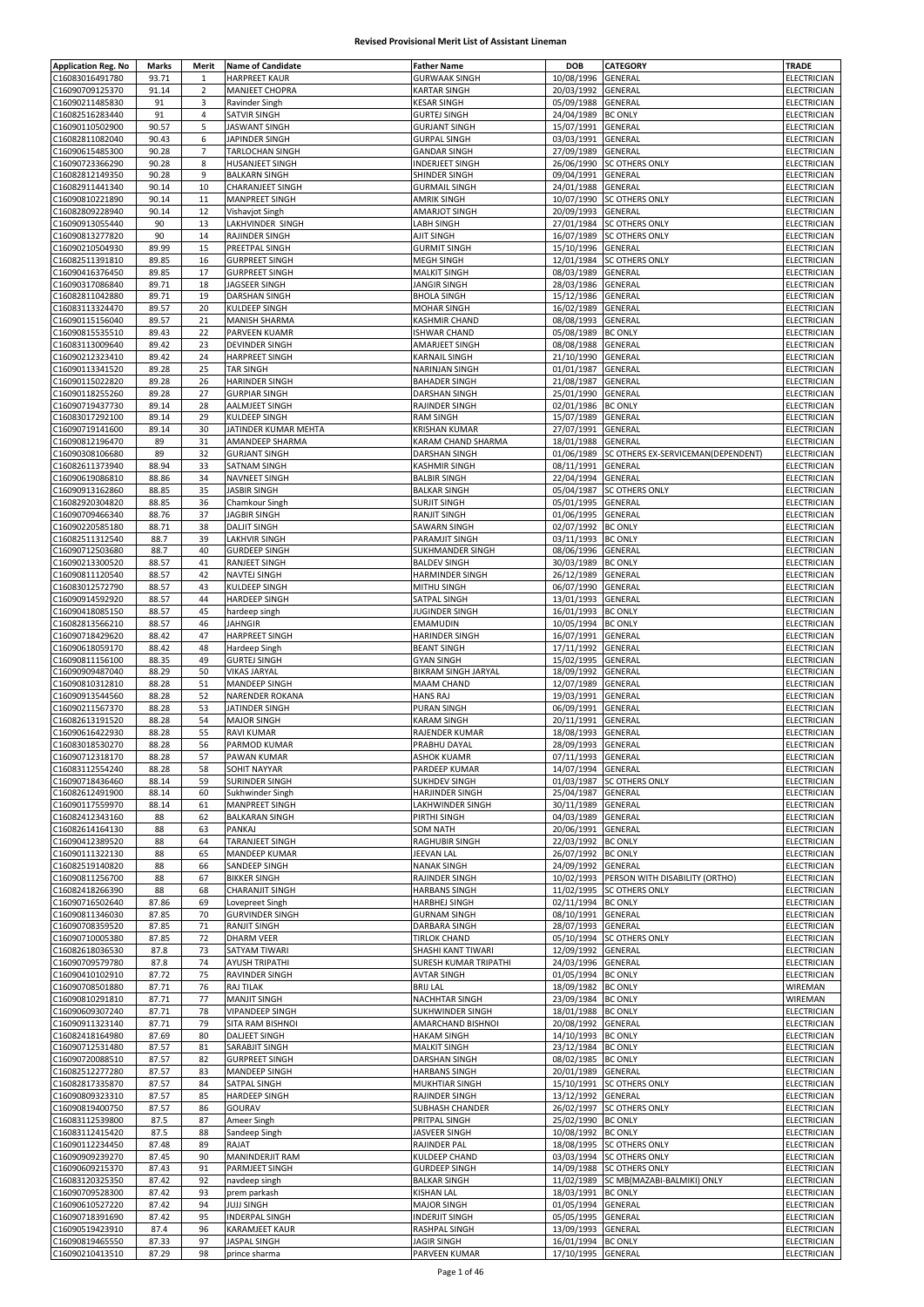# Revised Provisional Merit List of Assistant Lineman

| Application Reg. No | Marks | Merit | Name of Candidate | Father Name | DOB | CATEGORY | TRADE |
|---|---|---|---|---|---|---|---|
| C16083016491780 | 93.71 | 1 | HARPREET KAUR | GURWAAK SINGH | 10/08/1996 | GENERAL | ELECTRICIAN |
| C16090709125370 | 91.14 | 2 | MANJEET CHOPRA | KARTAR SINGH | 20/03/1992 | GENERAL | ELECTRICIAN |
| C16090211485830 | 91 | 3 | Ravinder Singh | KESAR SINGH | 05/09/1988 | GENERAL | ELECTRICIAN |
| C16082516283440 | 91 | 4 | SATVIR SINGH | GURTEJ SINGH | 24/04/1989 | BC ONLY | ELECTRICIAN |
| C16090110502900 | 90.57 | 5 | JASWANT SINGH | GURJANT SINGH | 15/07/1991 | GENERAL | ELECTRICIAN |
| C16082811082040 | 90.43 | 6 | JAPINDER SINGH | GURPAL SINGH | 03/03/1991 | GENERAL | ELECTRICIAN |
| C16090615485300 | 90.28 | 7 | TARLOCHAN SINGH | GANDAR SINGH | 27/09/1989 | GENERAL | ELECTRICIAN |
| C16090723366290 | 90.28 | 8 | HUSANJEET SINGH | INDERJEET SINGH | 26/06/1990 | SC OTHERS ONLY | ELECTRICIAN |
| C16082812149350 | 90.28 | 9 | BALKARN SINGH | SHINDER SINGH | 09/04/1991 | GENERAL | ELECTRICIAN |
| C16082911441340 | 90.14 | 10 | CHARANJEET SINGH | GURMAIL SINGH | 24/01/1988 | GENERAL | ELECTRICIAN |
| C16090810221890 | 90.14 | 11 | MANPREET SINGH | AMRIK SINGH | 10/07/1990 | SC OTHERS ONLY | ELECTRICIAN |
| C16082809228940 | 90.14 | 12 | Vishavjot Singh | AMARJOT SINGH | 20/09/1993 | GENERAL | ELECTRICIAN |
| C16090913055440 | 90 | 13 | LAKHVINDER SINGH | LABH SINGH | 27/01/1984 | SC OTHERS ONLY | ELECTRICIAN |
| C16090813277820 | 90 | 14 | RAJINDER SINGH | AJIT SINGH | 16/07/1989 | SC OTHERS ONLY | ELECTRICIAN |
| C16090210504930 | 89.99 | 15 | PREETPAL SINGH | GURMIT SINGH | 15/10/1996 | GENERAL | ELECTRICIAN |
| C16082511391810 | 89.85 | 16 | GURPREET SINGH | MEGH SINGH | 12/01/1984 | SC OTHERS ONLY | ELECTRICIAN |
| C16090416376450 | 89.85 | 17 | GURPREET SINGH | MALKIT SINGH | 08/03/1989 | GENERAL | ELECTRICIAN |
| C16090317086840 | 89.71 | 18 | JAGSEER SINGH | JANGIR SINGH | 28/03/1986 | GENERAL | ELECTRICIAN |
| C16082811042880 | 89.71 | 19 | DARSHAN SINGH | BHOLA SINGH | 15/12/1986 | GENERAL | ELECTRICIAN |
| C16083113324470 | 89.57 | 20 | KULDEEP SINGH | MOHAR SINGH | 16/02/1989 | GENERAL | ELECTRICIAN |
| C16090115156040 | 89.57 | 21 | MANISH SHARMA | KASHMIR CHAND | 08/08/1993 | GENERAL | ELECTRICIAN |
| C16090815535510 | 89.43 | 22 | PARVEEN KUAMR | ISHWAR CHAND | 05/08/1989 | BC ONLY | ELECTRICIAN |
| C16083113009640 | 89.42 | 23 | DEVINDER SINGH | AMARJEET SINGH | 08/08/1988 | GENERAL | ELECTRICIAN |
| C16090212323410 | 89.42 | 24 | HARPREET SINGH | KARNAIL SINGH | 21/10/1990 | GENERAL | ELECTRICIAN |
| C16090113341520 | 89.28 | 25 | TAR SINGH | NARINJAN SINGH | 01/01/1987 | GENERAL | ELECTRICIAN |
| C16090115022820 | 89.28 | 26 | HARINDER SINGH | BAHADER SINGH | 21/08/1987 | GENERAL | ELECTRICIAN |
| C16090118255260 | 89.28 | 27 | GURPIAR SINGH | DARSHAN SINGH | 25/01/1990 | GENERAL | ELECTRICIAN |
| C16090719437730 | 89.14 | 28 | AALMJEET SINGH | RAJINDER SINGH | 02/01/1986 | BC ONLY | ELECTRICIAN |
| C16083017292100 | 89.14 | 29 | KULDEEP SINGH | RAM SINGH | 15/07/1989 | GENERAL | ELECTRICIAN |
| C16090719141600 | 89.14 | 30 | JATINDER KUMAR MEHTA | KRISHAN KUMAR | 27/07/1991 | GENERAL | ELECTRICIAN |
| C16090812196470 | 89 | 31 | AMANDEEP SHARMA | KARAM CHAND SHARMA | 18/01/1988 | GENERAL | ELECTRICIAN |
| C16090308106680 | 89 | 32 | GURJANT SINGH | DARSHAN SINGH | 01/06/1989 | SC OTHERS EX-SERVICEMAN(DEPENDENT) | ELECTRICIAN |
| C16082611373940 | 88.94 | 33 | SATNAM SINGH | KASHMIR SINGH | 08/11/1991 | GENERAL | ELECTRICIAN |
| C16090619086810 | 88.86 | 34 | NAVNEET SINGH | BALBIR SINGH | 22/04/1994 | GENERAL | ELECTRICIAN |
| C16090913162860 | 88.85 | 35 | JASBIR SINGH | BALKAR SINGH | 05/04/1987 | SC OTHERS ONLY | ELECTRICIAN |
| C16082920304820 | 88.85 | 36 | Chamkour Singh | SURJIT SINGH | 05/01/1995 | GENERAL | ELECTRICIAN |
| C16090709466340 | 88.76 | 37 | JAGBIR SINGH | RANJIT SINGH | 01/06/1995 | GENERAL | ELECTRICIAN |
| C16090220585180 | 88.71 | 38 | DALJIT SINGH | SAWARN SINGH | 02/07/1992 | BC ONLY | ELECTRICIAN |
| C16082511312540 | 88.7 | 39 | LAKHVIR SINGH | PARAMJIT SINGH | 03/11/1993 | BC ONLY | ELECTRICIAN |
| C16090712503680 | 88.7 | 40 | GURDEEP SINGH | SUKHMANDER SINGH | 08/06/1996 | GENERAL | ELECTRICIAN |
| C16090213300520 | 88.57 | 41 | RANJEET SINGH | BALDEV SINGH | 30/03/1989 | BC ONLY | ELECTRICIAN |
| C16090811120540 | 88.57 | 42 | NAVTEJ SINGH | HARMINDER SINGH | 26/12/1989 | GENERAL | ELECTRICIAN |
| C16083012572790 | 88.57 | 43 | KULDEEP SINGH | MITHU SINGH | 06/07/1990 | GENERAL | ELECTRICIAN |
| C16090914592920 | 88.57 | 44 | HARDEEP SINGH | SATPAL SINGH | 13/01/1993 | GENERAL | ELECTRICIAN |
| C16090418085150 | 88.57 | 45 | hardeep singh | JUGINDER SINGH | 16/01/1993 | BC ONLY | ELECTRICIAN |
| C16082813566210 | 88.57 | 46 | JAHNGIR | EMAMUDIN | 10/05/1994 | BC ONLY | ELECTRICIAN |
| C16090718429620 | 88.42 | 47 | HARPREET SINGH | HARINDER SINGH | 16/07/1991 | GENERAL | ELECTRICIAN |
| C16090618059170 | 88.42 | 48 | Hardeep Singh | BEANT SINGH | 17/11/1992 | GENERAL | ELECTRICIAN |
| C16090811156100 | 88.35 | 49 | GURTEJ SINGH | GYAN SINGH | 15/02/1995 | GENERAL | ELECTRICIAN |
| C16090909487040 | 88.29 | 50 | VIKAS JARYAL | BIKRAM SINGH JARYAL | 18/09/1992 | GENERAL | ELECTRICIAN |
| C16090810312810 | 88.28 | 51 | MANDEEP SINGH | MAAM CHAND | 12/07/1989 | GENERAL | ELECTRICIAN |
| C16090913544560 | 88.28 | 52 | NARENDER ROKANA | HANS RAJ | 19/03/1991 | GENERAL | ELECTRICIAN |
| C16090211567370 | 88.28 | 53 | JATINDER SINGH | PURAN SINGH | 06/09/1991 | GENERAL | ELECTRICIAN |
| C16082613191520 | 88.28 | 54 | MAJOR SINGH | KARAM SINGH | 20/11/1991 | GENERAL | ELECTRICIAN |
| C16090616422930 | 88.28 | 55 | RAVI KUMAR | RAJENDER KUMAR | 18/08/1993 | GENERAL | ELECTRICIAN |
| C16083018530270 | 88.28 | 56 | PARMOD KUMAR | PRABHU DAYAL | 28/09/1993 | GENERAL | ELECTRICIAN |
| C16090712318170 | 88.28 | 57 | PAWAN KUMAR | ASHOK KUAMR | 07/11/1993 | GENERAL | ELECTRICIAN |
| C16083112554240 | 88.28 | 58 | SOHIT NAYYAR | PARDEEP KUMAR | 14/07/1994 | GENERAL | ELECTRICIAN |
| C16090718436460 | 88.14 | 59 | SURINDER SINGH | SUKHDEV SINGH | 01/03/1987 | SC OTHERS ONLY | ELECTRICIAN |
| C16082612491900 | 88.14 | 60 | Sukhwinder Singh | HARJINDER SINGH | 25/04/1987 | GENERAL | ELECTRICIAN |
| C16090117559970 | 88.14 | 61 | MANPREET SINGH | LAKHWINDER SINGH | 30/11/1989 | GENERAL | ELECTRICIAN |
| C16082412343160 | 88 | 62 | BALKARAN SINGH | PIRTHI SINGH | 04/03/1989 | GENERAL | ELECTRICIAN |
| C16082614164130 | 88 | 63 | PANKAJ | SOM NATH | 20/06/1991 | GENERAL | ELECTRICIAN |
| C16090412389520 | 88 | 64 | TARANJEET SINGH | RAGHUBIR SINGH | 22/03/1992 | BC ONLY | ELECTRICIAN |
| C16090111322130 | 88 | 65 | MANDEEP KUMAR | JEEVAN LAL | 26/07/1992 | BC ONLY | ELECTRICIAN |
| C16082519140820 | 88 | 66 | SANDEEP SINGH | NANAK SINGH | 24/09/1992 | GENERAL | ELECTRICIAN |
| C16090811256700 | 88 | 67 | BIKKER SINGH | RAJINDER SINGH | 10/02/1993 | PERSON WITH DISABILITY (ORTHO) | ELECTRICIAN |
| C16082418266390 | 88 | 68 | CHARANJIT SINGH | HARBANS SINGH | 11/02/1995 | SC OTHERS ONLY | ELECTRICIAN |
| C16090716502640 | 87.86 | 69 | Lovepreet Singh | HARBHEJ SINGH | 02/11/1994 | BC ONLY | ELECTRICIAN |
| C16090811346030 | 87.85 | 70 | GURVINDER SINGH | GURNAM SINGH | 08/10/1991 | GENERAL | ELECTRICIAN |
| C16090708359520 | 87.85 | 71 | RANJIT SINGH | DARBARA SINGH | 28/07/1993 | GENERAL | ELECTRICIAN |
| C16090710005380 | 87.85 | 72 | DHARM VEER | TIRLOK CHAND | 05/10/1994 | SC OTHERS ONLY | ELECTRICIAN |
| C16082618036530 | 87.8 | 73 | SATYAM TIWARI | SHASHI KANT TIWARI | 12/09/1992 | GENERAL | ELECTRICIAN |
| C16090709579780 | 87.8 | 74 | AYUSH TRIPATHI | SURESH KUMAR TRIPATHI | 24/03/1996 | GENERAL | ELECTRICIAN |
| C16090410102910 | 87.72 | 75 | RAVINDER SINGH | AVTAR SINGH | 01/05/1994 | BC ONLY | ELECTRICIAN |
| C16090708501880 | 87.71 | 76 | RAJ TILAK | BRIJ LAL | 18/09/1982 | BC ONLY | WIREMAN |
| C16090810291810 | 87.71 | 77 | MANJIT SINGH | NACHHTAR SINGH | 23/09/1984 | BC ONLY | WIREMAN |
| C16090609307240 | 87.71 | 78 | VIPANDEEP SINGH | SUKHWINDER SINGH | 18/01/1988 | BC ONLY | ELECTRICIAN |
| C16090911323140 | 87.71 | 79 | SITA RAM BISHNOI | AMARCHAND BISHNOI | 20/08/1992 | GENERAL | ELECTRICIAN |
| C16082418164980 | 87.69 | 80 | DALJEET SINGH | HAKAM SINGH | 14/10/1993 | BC ONLY | ELECTRICIAN |
| C16090712531480 | 87.57 | 81 | SARABJIT SINGH | MALKIT SINGH | 23/12/1984 | BC ONLY | ELECTRICIAN |
| C16090720088510 | 87.57 | 82 | GURPREET SINGH | DARSHAN SINGH | 08/02/1985 | BC ONLY | ELECTRICIAN |
| C16082512277280 | 87.57 | 83 | MANDEEP SINGH | HARBANS SINGH | 20/01/1989 | GENERAL | ELECTRICIAN |
| C16082817335870 | 87.57 | 84 | SATPAL SINGH | MUKHTIAR SINGH | 15/10/1991 | SC OTHERS ONLY | ELECTRICIAN |
| C16090809323310 | 87.57 | 85 | HARDEEP SINGH | RAJINDER SINGH | 13/12/1992 | GENERAL | ELECTRICIAN |
| C16090819400750 | 87.57 | 86 | GOURAV | SUBHASH CHANDER | 26/02/1997 | SC OTHERS ONLY | ELECTRICIAN |
| C16083112539800 | 87.5 | 87 | Ameer Singh | PRITPAL SINGH | 25/02/1990 | BC ONLY | ELECTRICIAN |
| C16083112415420 | 87.5 | 88 | Sandeep Singh | JASVEER SINGH | 10/08/1992 | BC ONLY | ELECTRICIAN |
| C16090112234450 | 87.48 | 89 | RAJAT | RAJINDER PAL | 18/08/1995 | SC OTHERS ONLY | ELECTRICIAN |
| C16090909239270 | 87.45 | 90 | MANINDERJIT RAM | KULDEEP CHAND | 03/03/1994 | SC OTHERS ONLY | ELECTRICIAN |
| C16090609215370 | 87.43 | 91 | PARMJEET SINGH | GURDEEP SINGH | 14/09/1988 | SC OTHERS ONLY | ELECTRICIAN |
| C16083120325350 | 87.42 | 92 | navdeep singh | BALKAR SINGH | 11/02/1989 | SC MB(MAZABI-BALMIKI) ONLY | ELECTRICIAN |
| C16090709528300 | 87.42 | 93 | prem parkash | KISHAN LAL | 18/03/1991 | BC ONLY | ELECTRICIAN |
| C16090610527220 | 87.42 | 94 | JUJJ SINGH | MAJOR SINGH | 01/05/1994 | GENERAL | ELECTRICIAN |
| C16090718391690 | 87.42 | 95 | INDERPAL SINGH | INDERJIT SINGH | 05/05/1995 | GENERAL | ELECTRICIAN |
| C16090519423910 | 87.4 | 96 | KARAMJEET KAUR | RASHPAL SINGH | 13/09/1993 | GENERAL | ELECTRICIAN |
| C16090819465550 | 87.33 | 97 | JASPAL SINGH | JAGIR SINGH | 16/01/1994 | BC ONLY | ELECTRICIAN |
| C16090210413510 | 87.29 | 98 | prince sharma | PARVEEN KUMAR | 17/10/1995 | GENERAL | ELECTRICIAN |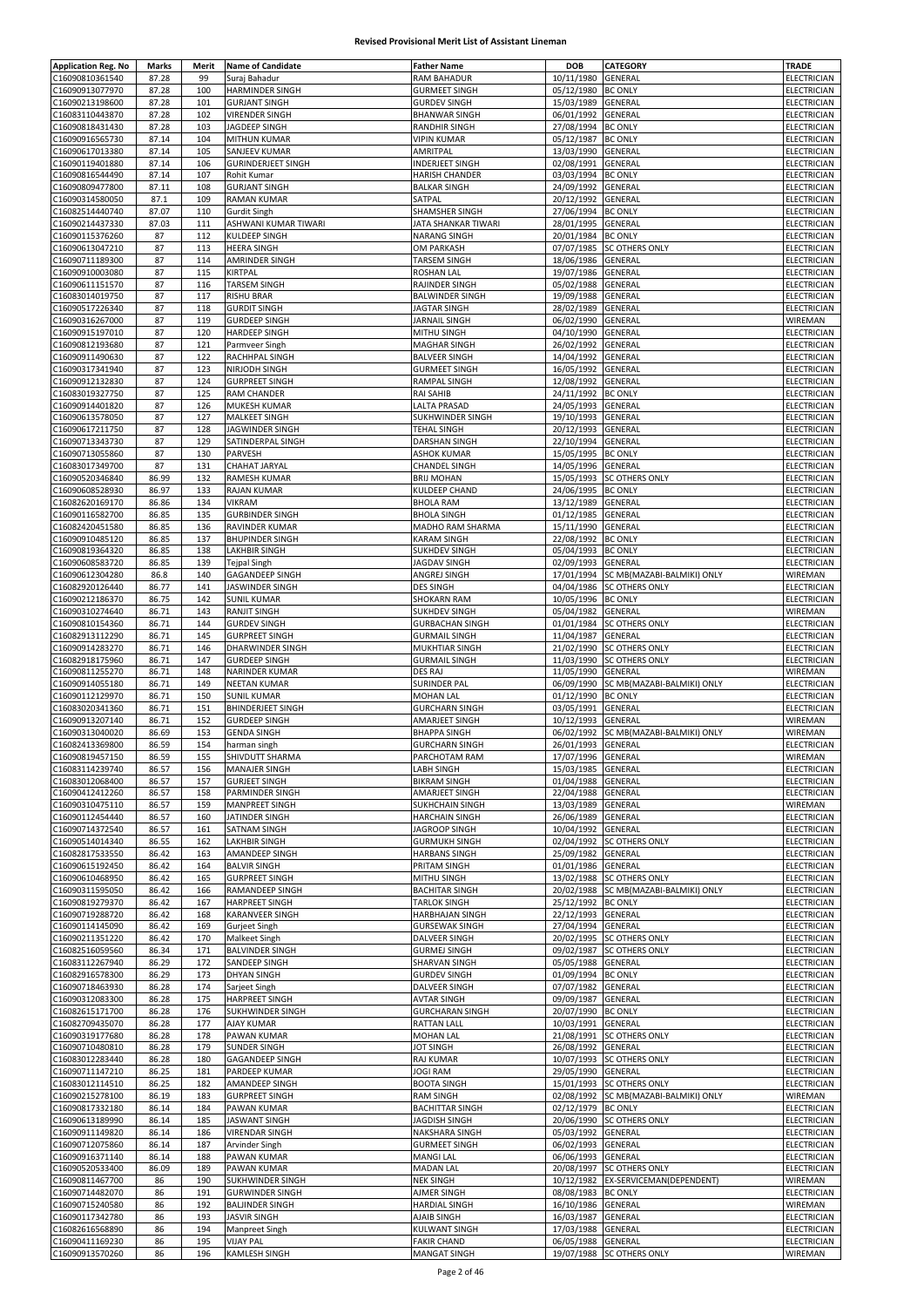# Revised Provisional Merit List of Assistant Lineman

| Application Reg. No | Marks | Merit | Name of Candidate | Father Name | DOB | CATEGORY | TRADE |
|---|---|---|---|---|---|---|---|
| C16090810361540 | 87.28 | 99 | Suraj Bahadur | RAM BAHADUR | 10/11/1980 | GENERAL | ELECTRICIAN |
| C16090913077970 | 87.28 | 100 | HARMINDER SINGH | GURMEET SINGH | 05/12/1980 | BC ONLY | ELECTRICIAN |
| C16090213198600 | 87.28 | 101 | GURJANT SINGH | GURDEV SINGH | 15/03/1989 | GENERAL | ELECTRICIAN |
| C16083110443870 | 87.28 | 102 | VIRENDER SINGH | BHANWAR SINGH | 06/01/1992 | GENERAL | ELECTRICIAN |
| C16090818431430 | 87.28 | 103 | JAGDEEP SINGH | RANDHIR SINGH | 27/08/1994 | BC ONLY | ELECTRICIAN |
| C16090916565730 | 87.14 | 104 | MITHUN KUMAR | VIPIN KUMAR | 05/12/1987 | BC ONLY | ELECTRICIAN |
| C16090617013380 | 87.14 | 105 | SANJEEV KUMAR | AMRITPAL | 13/03/1990 | GENERAL | ELECTRICIAN |
| C16090119401880 | 87.14 | 106 | GURINDERJEET SINGH | INDERJEET SINGH | 02/08/1991 | GENERAL | ELECTRICIAN |
| C16090816544490 | 87.14 | 107 | Rohit Kumar | HARISH CHANDER | 03/03/1994 | BC ONLY | ELECTRICIAN |
| C16090809477800 | 87.11 | 108 | GURJANT SINGH | BALKAR SINGH | 24/09/1992 | GENERAL | ELECTRICIAN |
| C16090314580050 | 87.1 | 109 | RAMAN KUMAR | SATPAL | 20/12/1992 | GENERAL | ELECTRICIAN |
| C16082514440740 | 87.07 | 110 | Gurdit Singh | SHAMSHER SINGH | 27/06/1994 | BC ONLY | ELECTRICIAN |
| C16090214437330 | 87.03 | 111 | ASHWANI KUMAR TIWARI | JATA SHANKAR TIWARI | 28/01/1995 | GENERAL | ELECTRICIAN |
| C16090115376260 | 87 | 112 | KULDEEP SINGH | NARANG SINGH | 20/01/1984 | BC ONLY | ELECTRICIAN |
| C16090613047210 | 87 | 113 | HEERA SINGH | OM PARKASH | 07/07/1985 | SC OTHERS ONLY | ELECTRICIAN |
| C16090711189300 | 87 | 114 | AMRINDER SINGH | TARSEM SINGH | 18/06/1986 | GENERAL | ELECTRICIAN |
| C16090910003080 | 87 | 115 | KIRTPAL | ROSHAN LAL | 19/07/1986 | GENERAL | ELECTRICIAN |
| C16090611151570 | 87 | 116 | TARSEM SINGH | RAJINDER SINGH | 05/02/1988 | GENERAL | ELECTRICIAN |
| C16083014019750 | 87 | 117 | RISHU BRAR | BALWINDER SINGH | 19/09/1988 | GENERAL | ELECTRICIAN |
| C16090517226340 | 87 | 118 | GURDIT SINGH | JAGTAR SINGH | 28/02/1989 | GENERAL | ELECTRICIAN |
| C16090316267000 | 87 | 119 | GURDEEP SINGH | JARNAIL SINGH | 06/02/1990 | GENERAL | WIREMAN |
| C16090915197010 | 87 | 120 | HARDEEP SINGH | MITHU SINGH | 04/10/1990 | GENERAL | ELECTRICIAN |
| C16090812193680 | 87 | 121 | Parmveer Singh | MAGHAR SINGH | 26/02/1992 | GENERAL | ELECTRICIAN |
| C16090911490630 | 87 | 122 | RACHHPAL SINGH | BALVEER SINGH | 14/04/1992 | GENERAL | ELECTRICIAN |
| C16090317341940 | 87 | 123 | NIRJODH SINGH | GURMEET SINGH | 16/05/1992 | GENERAL | ELECTRICIAN |
| C16090912132830 | 87 | 124 | GURPREET SINGH | RAMPAL SINGH | 12/08/1992 | GENERAL | ELECTRICIAN |
| C16083019327750 | 87 | 125 | RAM CHANDER | RAI SAHIB | 24/11/1992 | BC ONLY | ELECTRICIAN |
| C16090914401820 | 87 | 126 | MUKESH KUMAR | LALTA PRASAD | 24/05/1993 | GENERAL | ELECTRICIAN |
| C16090613578050 | 87 | 127 | MALKEET SINGH | SUKHWINDER SINGH | 19/10/1993 | GENERAL | ELECTRICIAN |
| C16090617211750 | 87 | 128 | JAGWINDER SINGH | TEHAL SINGH | 20/12/1993 | GENERAL | ELECTRICIAN |
| C16090713343730 | 87 | 129 | SATINDERPAL SINGH | DARSHAN SINGH | 22/10/1994 | GENERAL | ELECTRICIAN |
| C16090713055860 | 87 | 130 | PARVESH | ASHOK KUMAR | 15/05/1995 | BC ONLY | ELECTRICIAN |
| C16083017349700 | 87 | 131 | CHAHAT JARYAL | CHANDEL SINGH | 14/05/1996 | GENERAL | ELECTRICIAN |
| C16090520346840 | 86.99 | 132 | RAMESH KUMAR | BRIJ MOHAN | 15/05/1993 | SC OTHERS ONLY | ELECTRICIAN |
| C16090608528930 | 86.97 | 133 | RAJAN KUMAR | KULDEEP CHAND | 24/06/1995 | BC ONLY | ELECTRICIAN |
| C16082620169170 | 86.86 | 134 | VIKRAM | BHOLA RAM | 13/12/1989 | GENERAL | ELECTRICIAN |
| C16090116582700 | 86.85 | 135 | GURBINDER SINGH | BHOLA SINGH | 01/12/1985 | GENERAL | ELECTRICIAN |
| C16082420451580 | 86.85 | 136 | RAVINDER KUMAR | MADHO RAM SHARMA | 15/11/1990 | GENERAL | ELECTRICIAN |
| C16090910485120 | 86.85 | 137 | BHUPINDER SINGH | KARAM SINGH | 22/08/1992 | BC ONLY | ELECTRICIAN |
| C16090819364320 | 86.85 | 138 | LAKHBIR SINGH | SUKHDEV SINGH | 05/04/1993 | BC ONLY | ELECTRICIAN |
| C16090608583720 | 86.85 | 139 | Tejpal Singh | JAGDAV SINGH | 02/09/1993 | GENERAL | ELECTRICIAN |
| C16090612304280 | 86.8 | 140 | GAGANDEEP SINGH | ANGREJ SINGH | 17/01/1994 | SC MB(MAZABI-BALMIKI) ONLY | WIREMAN |
| C16082920126440 | 86.77 | 141 | JASWINDER SINGH | DES SINGH | 04/04/1986 | SC OTHERS ONLY | ELECTRICIAN |
| C16090212186370 | 86.75 | 142 | SUNIL KUMAR | SHOKARN RAM | 10/05/1996 | BC ONLY | ELECTRICIAN |
| C16090310274640 | 86.71 | 143 | RANJIT SINGH | SUKHDEV SINGH | 05/04/1982 | GENERAL | WIREMAN |
| C16090810154360 | 86.71 | 144 | GURDEV SINGH | GURBACHAN SINGH | 01/01/1984 | SC OTHERS ONLY | ELECTRICIAN |
| C16082913112290 | 86.71 | 145 | GURPREET SINGH | GURMAIL SINGH | 11/04/1987 | GENERAL | ELECTRICIAN |
| C16090914283270 | 86.71 | 146 | DHARWINDER SINGH | MUKHTIAR SINGH | 21/02/1990 | SC OTHERS ONLY | ELECTRICIAN |
| C16082918175960 | 86.71 | 147 | GURDEEP SINGH | GURMAIL SINGH | 11/03/1990 | SC OTHERS ONLY | ELECTRICIAN |
| C16090811255270 | 86.71 | 148 | NARINDER KUMAR | DES RAJ | 11/05/1990 | GENERAL | WIREMAN |
| C16090914055180 | 86.71 | 149 | NEETAN KUMAR | SURINDER PAL | 06/09/1990 | SC MB(MAZABI-BALMIKI) ONLY | ELECTRICIAN |
| C16090112129970 | 86.71 | 150 | SUNIL KUMAR | MOHAN LAL | 01/12/1990 | BC ONLY | ELECTRICIAN |
| C16083020341360 | 86.71 | 151 | BHINDERJEET SINGH | GURCHARN SINGH | 03/05/1991 | GENERAL | ELECTRICIAN |
| C16090913207140 | 86.71 | 152 | GURDEEP SINGH | AMARJEET SINGH | 10/12/1993 | GENERAL | WIREMAN |
| C16090313040020 | 86.69 | 153 | GENDA SINGH | BHAPPA SINGH | 06/02/1992 | SC MB(MAZABI-BALMIKI) ONLY | WIREMAN |
| C16082413369800 | 86.59 | 154 | harman singh | GURCHARN SINGH | 26/01/1993 | GENERAL | ELECTRICIAN |
| C16090819457150 | 86.59 | 155 | SHIVDUTT SHARMA | PARCHOTAM RAM | 17/07/1996 | GENERAL | WIREMAN |
| C16083114239740 | 86.57 | 156 | MANAJER SINGH | LABH SINGH | 15/03/1985 | GENERAL | ELECTRICIAN |
| C16083012068400 | 86.57 | 157 | GURJEET SINGH | BIKRAM SINGH | 01/04/1988 | GENERAL | ELECTRICIAN |
| C16090412412260 | 86.57 | 158 | PARMINDER SINGH | AMARJEET SINGH | 22/04/1988 | GENERAL | ELECTRICIAN |
| C16090310475110 | 86.57 | 159 | MANPREET SINGH | SUKHCHAIN SINGH | 13/03/1989 | GENERAL | WIREMAN |
| C16090112454440 | 86.57 | 160 | JATINDER SINGH | HARCHAIN SINGH | 26/06/1989 | GENERAL | ELECTRICIAN |
| C16090714372540 | 86.57 | 161 | SATNAM SINGH | JAGROOP SINGH | 10/04/1992 | GENERAL | ELECTRICIAN |
| C16090514014340 | 86.55 | 162 | LAKHBIR SINGH | GURMUKH SINGH | 02/04/1992 | SC OTHERS ONLY | ELECTRICIAN |
| C16082817533550 | 86.42 | 163 | AMANDEEP SINGH | HARBANS SINGH | 25/09/1982 | GENERAL | ELECTRICIAN |
| C16090615192450 | 86.42 | 164 | BALVIR SINGH | PRITAM SINGH | 01/01/1986 | GENERAL | ELECTRICIAN |
| C16090610468950 | 86.42 | 165 | GURPREET SINGH | MITHU SINGH | 13/02/1988 | SC OTHERS ONLY | ELECTRICIAN |
| C16090311595050 | 86.42 | 166 | RAMANDEEP SINGH | BACHITAR SINGH | 20/02/1988 | SC MB(MAZABI-BALMIKI) ONLY | ELECTRICIAN |
| C16090819279370 | 86.42 | 167 | HARPREET SINGH | TARLOK SINGH | 25/12/1992 | BC ONLY | ELECTRICIAN |
| C16090719288720 | 86.42 | 168 | KARANVEER SINGH | HARBHAJAN SINGH | 22/12/1993 | GENERAL | ELECTRICIAN |
| C16090114145090 | 86.42 | 169 | Gurjeet Singh | GURSEWAK SINGH | 27/04/1994 | GENERAL | ELECTRICIAN |
| C16090211351220 | 86.42 | 170 | Malkeet Singh | DALVEER SINGH | 20/02/1995 | SC OTHERS ONLY | ELECTRICIAN |
| C16082516059560 | 86.34 | 171 | BALVINDER SINGH | GURMEJ SINGH | 09/02/1987 | SC OTHERS ONLY | ELECTRICIAN |
| C16083112267940 | 86.29 | 172 | SANDEEP SINGH | SHARVAN SINGH | 05/05/1988 | GENERAL | ELECTRICIAN |
| C16082916578300 | 86.29 | 173 | DHYAN SINGH | GURDEV SINGH | 01/09/1994 | BC ONLY | ELECTRICIAN |
| C16090718463930 | 86.28 | 174 | Sarjeet Singh | DALVEER SINGH | 07/07/1982 | GENERAL | ELECTRICIAN |
| C16090312083300 | 86.28 | 175 | HARPREET SINGH | AVTAR SINGH | 09/09/1987 | GENERAL | ELECTRICIAN |
| C16082615171700 | 86.28 | 176 | SUKHWINDER SINGH | GURCHARAN SINGH | 20/07/1990 | BC ONLY | ELECTRICIAN |
| C16082709435070 | 86.28 | 177 | AJAY KUMAR | RATTAN LALL | 10/03/1991 | GENERAL | ELECTRICIAN |
| C16090319177680 | 86.28 | 178 | PAWAN KUMAR | MOHAN LAL | 21/08/1991 | SC OTHERS ONLY | ELECTRICIAN |
| C16090710480810 | 86.28 | 179 | SUNDER SINGH | JOT SINGH | 26/08/1992 | GENERAL | ELECTRICIAN |
| C16083012283440 | 86.28 | 180 | GAGANDEEP SINGH | RAJ KUMAR | 10/07/1993 | SC OTHERS ONLY | ELECTRICIAN |
| C16090711147210 | 86.25 | 181 | PARDEEP KUMAR | JOGI RAM | 29/05/1990 | GENERAL | ELECTRICIAN |
| C16083012114510 | 86.25 | 182 | AMANDEEP SINGH | BOOTA SINGH | 15/01/1993 | SC OTHERS ONLY | ELECTRICIAN |
| C16090215278100 | 86.19 | 183 | GURPREET SINGH | RAM SINGH | 02/08/1992 | SC MB(MAZABI-BALMIKI) ONLY | WIREMAN |
| C16090817332180 | 86.14 | 184 | PAWAN KUMAR | BACHITTAR SINGH | 02/12/1979 | BC ONLY | ELECTRICIAN |
| C16090613189990 | 86.14 | 185 | JASWANT SINGH | JAGDISH SINGH | 20/06/1990 | SC OTHERS ONLY | ELECTRICIAN |
| C16090911149820 | 86.14 | 186 | VIRENDAR SINGH | NAKSHARA SINGH | 05/03/1992 | GENERAL | ELECTRICIAN |
| C16090712075860 | 86.14 | 187 | Arvinder Singh | GURMEET SINGH | 06/02/1993 | GENERAL | ELECTRICIAN |
| C16090916371140 | 86.14 | 188 | PAWAN KUMAR | MANGI LAL | 06/06/1993 | GENERAL | ELECTRICIAN |
| C16090520533400 | 86.09 | 189 | PAWAN KUMAR | MADAN LAL | 20/08/1997 | SC OTHERS ONLY | ELECTRICIAN |
| C16090811467700 | 86 | 190 | SUKHWINDER SINGH | NEK SINGH | 10/12/1982 | EX-SERVICEMAN(DEPENDENT) | WIREMAN |
| C16090714482070 | 86 | 191 | GURWINDER SINGH | AJMER SINGH | 08/08/1983 | BC ONLY | ELECTRICIAN |
| C16090715240580 | 86 | 192 | BALJINDER SINGH | HARDIAL SINGH | 16/10/1986 | GENERAL | WIREMAN |
| C16090117342780 | 86 | 193 | JASVIR SINGH | AJAIB SINGH | 16/03/1987 | GENERAL | ELECTRICIAN |
| C16082616568890 | 86 | 194 | Manpreet Singh | KULWANT SINGH | 17/03/1988 | GENERAL | ELECTRICIAN |
| C16090411169230 | 86 | 195 | VIJAY PAL | FAKIR CHAND | 06/05/1988 | GENERAL | ELECTRICIAN |
| C16090913570260 | 86 | 196 | KAMLESH SINGH | MANGAT SINGH | 19/07/1988 | SC OTHERS ONLY | WIREMAN |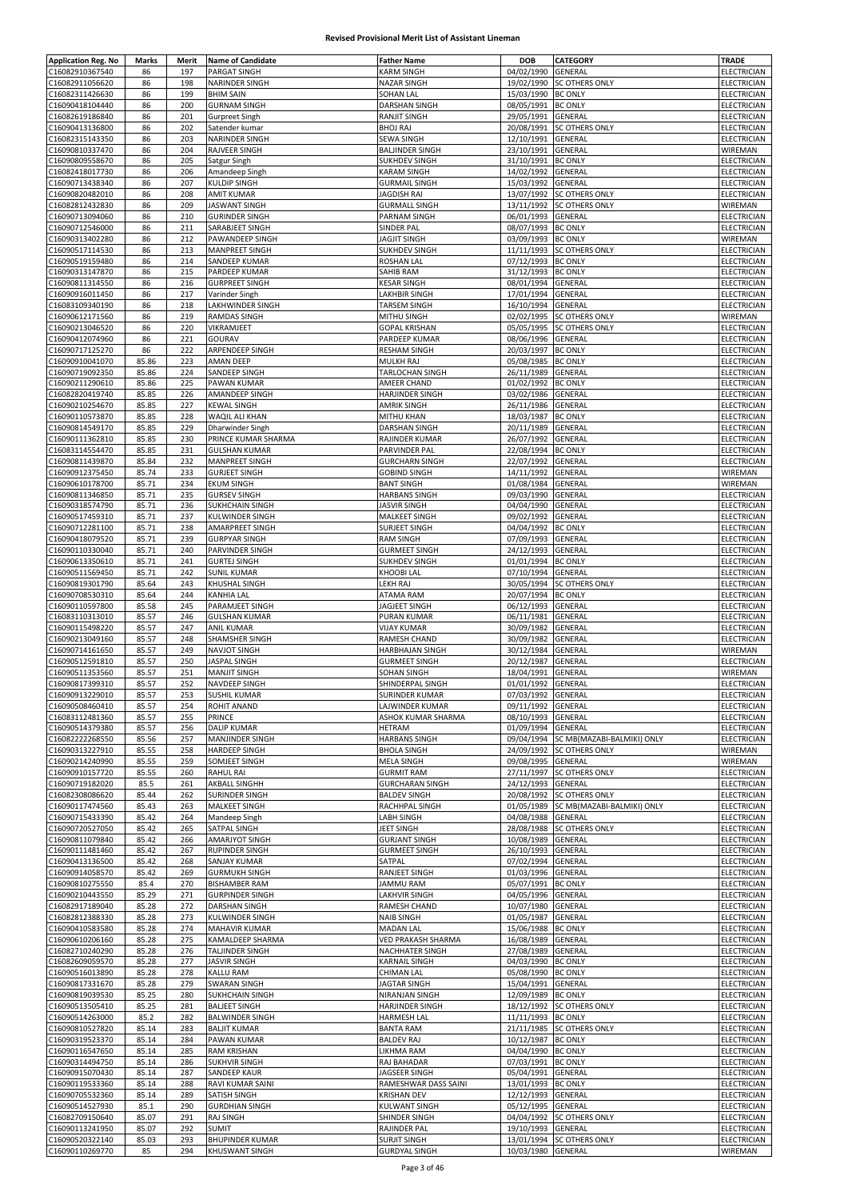# Revised Provisional Merit List of Assistant Lineman

| Application Reg. No | Marks | Merit | Name of Candidate | Father Name | DOB | CATEGORY | TRADE |
|---|---|---|---|---|---|---|---|
| C16082910367540 | 86 | 197 | PARGAT SINGH | KARM SINGH | 04/02/1990 | GENERAL | ELECTRICIAN |
| C16082911056620 | 86 | 198 | NARINDER SINGH | NAZAR SINGH | 19/02/1990 | SC OTHERS ONLY | ELECTRICIAN |
| C16082311426630 | 86 | 199 | BHIM SAIN | SOHAN LAL | 15/03/1990 | BC ONLY | ELECTRICIAN |
| C16090418104440 | 86 | 200 | GURNAM SINGH | DARSHAN SINGH | 08/05/1991 | BC ONLY | ELECTRICIAN |
| C16082619186840 | 86 | 201 | Gurpreet Singh | RANJIT SINGH | 29/05/1991 | GENERAL | ELECTRICIAN |
| C16090413136800 | 86 | 202 | Satender kumar | BHOJ RAJ | 20/08/1991 | SC OTHERS ONLY | ELECTRICIAN |
| C16082315143350 | 86 | 203 | NARINDER SINGH | SEWA SINGH | 12/10/1991 | GENERAL | ELECTRICIAN |
| C16090810337470 | 86 | 204 | RAJVEER SINGH | BALJINDER SINGH | 23/10/1991 | GENERAL | WIREMAN |
| C16090809558670 | 86 | 205 | Satgur Singh | SUKHDEV SINGH | 31/10/1991 | BC ONLY | ELECTRICIAN |
| C16082418017730 | 86 | 206 | Amandeep Singh | KARAM SINGH | 14/02/1992 | GENERAL | ELECTRICIAN |
| C16090713438340 | 86 | 207 | KULDIP SINGH | GURMAIL SINGH | 15/03/1992 | GENERAL | ELECTRICIAN |
| C16090820482010 | 86 | 208 | AMIT KUMAR | JAGDISH RAI | 13/07/1992 | SC OTHERS ONLY | ELECTRICIAN |
| C16082812432830 | 86 | 209 | JASWANT SINGH | GURMALL SINGH | 13/11/1992 | SC OTHERS ONLY | WIREMAN |
| C16090713094060 | 86 | 210 | GURINDER SINGH | PARNAM SINGH | 06/01/1993 | GENERAL | ELECTRICIAN |
| C16090712546000 | 86 | 211 | SARABJEET SINGH | SINDER PAL | 08/07/1993 | BC ONLY | ELECTRICIAN |
| C16090313402280 | 86 | 212 | PAWANDEEP SINGH | JAGJIT SINGH | 03/09/1993 | BC ONLY | WIREMAN |
| C16090517114530 | 86 | 213 | MANPREET SINGH | SUKHDEV SINGH | 11/11/1993 | SC OTHERS ONLY | ELECTRICIAN |
| C16090519159480 | 86 | 214 | SANDEEP KUMAR | ROSHAN LAL | 07/12/1993 | BC ONLY | ELECTRICIAN |
| C16090313147870 | 86 | 215 | PARDEEP KUMAR | SAHIB RAM | 31/12/1993 | BC ONLY | ELECTRICIAN |
| C16090811314550 | 86 | 216 | GURPREET SINGH | KESAR SINGH | 08/01/1994 | GENERAL | ELECTRICIAN |
| C16090916011450 | 86 | 217 | Varinder Singh | LAKHBIR SINGH | 17/01/1994 | GENERAL | ELECTRICIAN |
| C16083109340190 | 86 | 218 | LAKHWINDER SINGH | TARSEM SINGH | 16/10/1994 | GENERAL | ELECTRICIAN |
| C16090612171560 | 86 | 219 | RAMDAS SINGH | MITHU SINGH | 02/02/1995 | SC OTHERS ONLY | WIREMAN |
| C16090213046520 | 86 | 220 | VIKRAMJEET | GOPAL KRISHAN | 05/05/1995 | SC OTHERS ONLY | ELECTRICIAN |
| C16090412074960 | 86 | 221 | GOURAV | PARDEEP KUMAR | 08/06/1996 | GENERAL | ELECTRICIAN |
| C16090717125270 | 86 | 222 | ARPENDEEP SINGH | RESHAM SINGH | 20/03/1997 | BC ONLY | ELECTRICIAN |
| C16090910041070 | 85.86 | 223 | AMAN DEEP | MULKH RAJ | 05/08/1985 | BC ONLY | ELECTRICIAN |
| C16090719092350 | 85.86 | 224 | SANDEEP SINGH | TARLOCHAN SINGH | 26/11/1989 | GENERAL | ELECTRICIAN |
| C16090211290610 | 85.86 | 225 | PAWAN KUMAR | AMEER CHAND | 01/02/1992 | BC ONLY | ELECTRICIAN |
| C16082820419740 | 85.85 | 226 | AMANDEEP SINGH | HARJINDER SINGH | 03/02/1986 | GENERAL | ELECTRICIAN |
| C16090210254670 | 85.85 | 227 | KEWAL SINGH | AMRIK SINGH | 26/11/1986 | GENERAL | ELECTRICIAN |
| C16090110573870 | 85.85 | 228 | WAQIL ALI KHAN | MITHU KHAN | 18/03/1987 | BC ONLY | ELECTRICIAN |
| C16090814549170 | 85.85 | 229 | Dharwinder Singh | DARSHAN SINGH | 20/11/1989 | GENERAL | ELECTRICIAN |
| C16090111362810 | 85.85 | 230 | PRINCE KUMAR SHARMA | RAJINDER KUMAR | 26/07/1992 | GENERAL | ELECTRICIAN |
| C16083114554470 | 85.85 | 231 | GULSHAN KUMAR | PARVINDER PAL | 22/08/1994 | BC ONLY | ELECTRICIAN |
| C16090811439870 | 85.84 | 232 | MANPREET SINGH | GURCHARN SINGH | 22/07/1992 | GENERAL | ELECTRICIAN |
| C16090912375450 | 85.74 | 233 | GURJEET SINGH | GOBIND SINGH | 14/11/1992 | GENERAL | WIREMAN |
| C16090610178700 | 85.71 | 234 | EKUM SINGH | BANT SINGH | 01/08/1984 | GENERAL | WIREMAN |
| C16090811346850 | 85.71 | 235 | GURSEV SINGH | HARBANS SINGH | 09/03/1990 | GENERAL | ELECTRICIAN |
| C16090318574790 | 85.71 | 236 | SUKHCHAIN SINGH | JASVIR SINGH | 04/04/1990 | GENERAL | ELECTRICIAN |
| C16090517459310 | 85.71 | 237 | KULWINDER SINGH | MALKEET SINGH | 09/02/1992 | GENERAL | ELECTRICIAN |
| C16090712281100 | 85.71 | 238 | AMARPREET SINGH | SURJEET SINGH | 04/04/1992 | BC ONLY | ELECTRICIAN |
| C16090418079520 | 85.71 | 239 | GURPYAR SINGH | RAM SINGH | 07/09/1993 | GENERAL | ELECTRICIAN |
| C16090110330040 | 85.71 | 240 | PARVINDER SINGH | GURMEET SINGH | 24/12/1993 | GENERAL | ELECTRICIAN |
| C16090613350610 | 85.71 | 241 | GURTEJ SINGH | SUKHDEV SINGH | 01/01/1994 | BC ONLY | ELECTRICIAN |
| C16090511569450 | 85.71 | 242 | SUNIL KUMAR | KHOOBI LAL | 07/10/1994 | GENERAL | ELECTRICIAN |
| C16090819301790 | 85.64 | 243 | KHUSHAL SINGH | LEKH RAJ | 30/05/1994 | SC OTHERS ONLY | ELECTRICIAN |
| C16090708530310 | 85.64 | 244 | KANHIA LAL | ATAMA RAM | 20/07/1994 | BC ONLY | ELECTRICIAN |
| C16090110597800 | 85.58 | 245 | PARAMJEET SINGH | JAGJEET SINGH | 06/12/1993 | GENERAL | ELECTRICIAN |
| C16083110313010 | 85.57 | 246 | GULSHAN KUMAR | PURAN KUMAR | 06/11/1981 | GENERAL | ELECTRICIAN |
| C16090115498220 | 85.57 | 247 | ANIL KUMAR | VIJAY KUMAR | 30/09/1982 | GENERAL | ELECTRICIAN |
| C16090213049160 | 85.57 | 248 | SHAMSHER SINGH | RAMESH CHAND | 30/09/1982 | GENERAL | ELECTRICIAN |
| C16090714161650 | 85.57 | 249 | NAVJOT SINGH | HARBHAJAN SINGH | 30/12/1984 | GENERAL | WIREMAN |
| C16090512591810 | 85.57 | 250 | JASPAL SINGH | GURMEET SINGH | 20/12/1987 | GENERAL | ELECTRICIAN |
| C16090511353560 | 85.57 | 251 | MANJIT SINGH | SOHAN SINGH | 18/04/1991 | GENERAL | WIREMAN |
| C16090817399310 | 85.57 | 252 | NAVDEEP SINGH | SHINDERPAL SINGH | 01/01/1992 | GENERAL | ELECTRICIAN |
| C16090913229010 | 85.57 | 253 | SUSHIL KUMAR | SURINDER KUMAR | 07/03/1992 | GENERAL | ELECTRICIAN |
| C16090508460410 | 85.57 | 254 | ROHIT ANAND | LAJWINDER KUMAR | 09/11/1992 | GENERAL | ELECTRICIAN |
| C16083112481360 | 85.57 | 255 | PRINCE | ASHOK KUMAR SHARMA | 08/10/1993 | GENERAL | ELECTRICIAN |
| C16090514379380 | 85.57 | 256 | DALIP KUMAR | HETRAM | 01/09/1994 | GENERAL | ELECTRICIAN |
| C16082222268550 | 85.56 | 257 | MANJINDER SINGH | HARBANS SINGH | 09/04/1994 | SC MB(MAZABI-BALMIKI) ONLY | ELECTRICIAN |
| C16090313227910 | 85.55 | 258 | HARDEEP SINGH | BHOLA SINGH | 24/09/1992 | SC OTHERS ONLY | WIREMAN |
| C16090214240990 | 85.55 | 259 | SOMJEET SINGH | MELA SINGH | 09/08/1995 | GENERAL | WIREMAN |
| C16090910157720 | 85.55 | 260 | RAHUL RAI | GURMIT RAM | 27/11/1997 | SC OTHERS ONLY | ELECTRICIAN |
| C16090719182020 | 85.5 | 261 | AKBALL SINGHH | GURCHARAN SINGH | 24/12/1993 | GENERAL | ELECTRICIAN |
| C16082308086620 | 85.44 | 262 | SURINDER SINGH | BALDEV SINGH | 20/08/1992 | SC OTHERS ONLY | ELECTRICIAN |
| C16090117474560 | 85.43 | 263 | MALKEET SINGH | RACHHPAL SINGH | 01/05/1989 | SC MB(MAZABI-BALMIKI) ONLY | ELECTRICIAN |
| C16090715433390 | 85.42 | 264 | Mandeep Singh | LABH SINGH | 04/08/1988 | GENERAL | ELECTRICIAN |
| C16090720527050 | 85.42 | 265 | SATPAL SINGH | JEET SINGH | 28/08/1988 | SC OTHERS ONLY | ELECTRICIAN |
| C16090811079840 | 85.42 | 266 | AMARJYOT SINGH | GURJANT SINGH | 10/08/1989 | GENERAL | ELECTRICIAN |
| C16090111481460 | 85.42 | 267 | RUPINDER SINGH | GURMEET SINGH | 26/10/1993 | GENERAL | ELECTRICIAN |
| C16090413136500 | 85.42 | 268 | SANJAY KUMAR | SATPAL | 07/02/1994 | GENERAL | ELECTRICIAN |
| C16090914058570 | 85.42 | 269 | GURMUKH SINGH | RANJEET SINGH | 01/03/1996 | GENERAL | ELECTRICIAN |
| C16090810275550 | 85.4 | 270 | BISHAMBER RAM | JAMMU RAM | 05/07/1991 | BC ONLY | ELECTRICIAN |
| C16090210443550 | 85.29 | 271 | GURPINDER SINGH | LAKHVIR SINGH | 04/05/1996 | GENERAL | ELECTRICIAN |
| C16082917189040 | 85.28 | 272 | DARSHAN SINGH | RAMESH CHAND | 10/07/1980 | GENERAL | ELECTRICIAN |
| C16082812388330 | 85.28 | 273 | KULWINDER SINGH | NAIB SINGH | 01/05/1987 | GENERAL | ELECTRICIAN |
| C16090410583580 | 85.28 | 274 | MAHAVIR KUMAR | MADAN LAL | 15/06/1988 | BC ONLY | ELECTRICIAN |
| C16090610206160 | 85.28 | 275 | KAMALDEEP SHARMA | VED PRAKASH SHARMA | 16/08/1989 | GENERAL | ELECTRICIAN |
| C16082710240290 | 85.28 | 276 | TALJINDER SINGH | NACHHATER SINGH | 27/08/1989 | GENERAL | ELECTRICIAN |
| C16082609059570 | 85.28 | 277 | JASVIR SINGH | KARNAIL SINGH | 04/03/1990 | BC ONLY | ELECTRICIAN |
| C16090516013890 | 85.28 | 278 | KALLU RAM | CHIMAN LAL | 05/08/1990 | BC ONLY | ELECTRICIAN |
| C16090817331670 | 85.28 | 279 | SWARAN SINGH | JAGTAR SINGH | 15/04/1991 | GENERAL | ELECTRICIAN |
| C16090819039530 | 85.25 | 280 | SUKHCHAIN SINGH | NIRANJAN SINGH | 12/09/1989 | BC ONLY | ELECTRICIAN |
| C16090513505410 | 85.25 | 281 | BALJEET SINGH | HARJINDER SINGH | 18/12/1992 | SC OTHERS ONLY | ELECTRICIAN |
| C16090514263000 | 85.2 | 282 | BALWINDER SINGH | HARMESH LAL | 11/11/1993 | BC ONLY | ELECTRICIAN |
| C16090810527820 | 85.14 | 283 | BALJIT KUMAR | BANTA RAM | 21/11/1985 | SC OTHERS ONLY | ELECTRICIAN |
| C16090319523370 | 85.14 | 284 | PAWAN KUMAR | BALDEV RAJ | 10/12/1987 | BC ONLY | ELECTRICIAN |
| C16090116547650 | 85.14 | 285 | RAM KRISHAN | LIKHMA RAM | 04/04/1990 | BC ONLY | ELECTRICIAN |
| C16090314494750 | 85.14 | 286 | SUKHVIR SINGH | RAJ BAHADAR | 07/03/1991 | BC ONLY | ELECTRICIAN |
| C16090915070430 | 85.14 | 287 | SANDEEP KAUR | JAGSEER SINGH | 05/04/1991 | GENERAL | ELECTRICIAN |
| C16090119533360 | 85.14 | 288 | RAVI KUMAR SAINI | RAMESHWAR DASS SAINI | 13/01/1993 | BC ONLY | ELECTRICIAN |
| C16090705532360 | 85.14 | 289 | SATISH SINGH | KRISHAN DEV | 12/12/1993 | GENERAL | ELECTRICIAN |
| C16090514527930 | 85.1 | 290 | GURDHIAN SINGH | KULWANT SINGH | 05/12/1995 | GENERAL | ELECTRICIAN |
| C16082709150640 | 85.07 | 291 | RAJ SINGH | SHINDER SINGH | 04/04/1992 | SC OTHERS ONLY | ELECTRICIAN |
| C16090113241950 | 85.07 | 292 | SUMIT | RAJINDER PAL | 19/10/1993 | GENERAL | ELECTRICIAN |
| C16090520322140 | 85.03 | 293 | BHUPINDER KUMAR | SURJIT SINGH | 13/01/1994 | SC OTHERS ONLY | ELECTRICIAN |
| C16090110269770 | 85 | 294 | KHUSWANT SINGH | GURDYAL SINGH | 10/03/1980 | GENERAL | WIREMAN |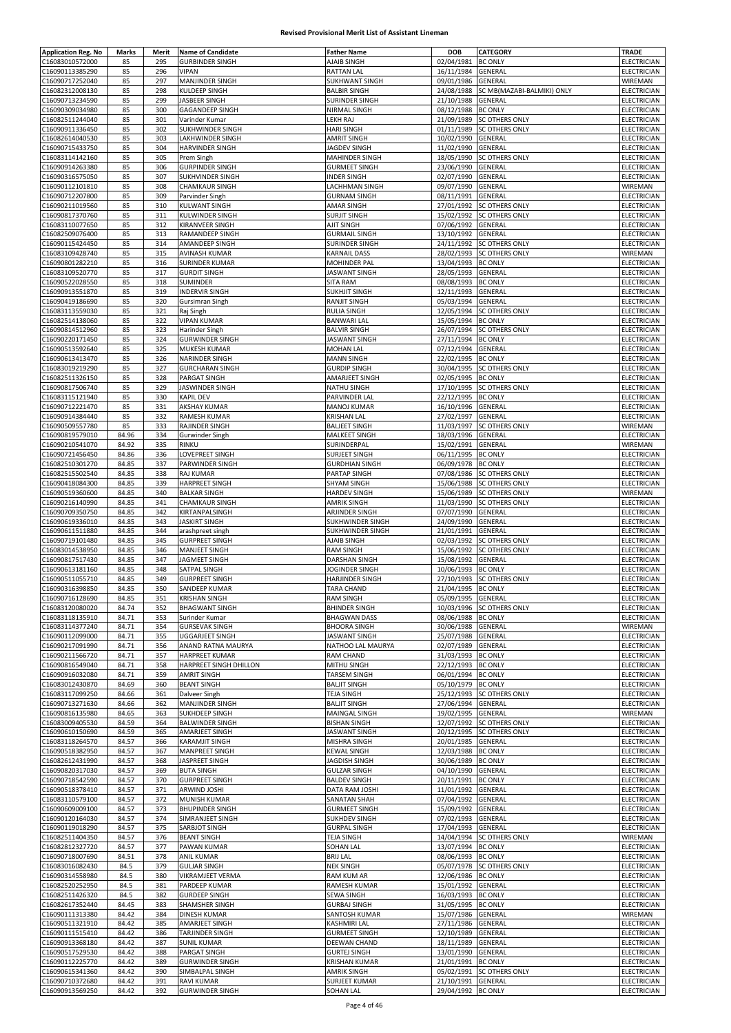# Revised Provisional Merit List of Assistant Lineman

| Application Reg. No | Marks | Merit | Name of Candidate | Father Name | DOB | CATEGORY | TRADE |
|---|---|---|---|---|---|---|---|
| C16083010572000 | 85 | 295 | GURBINDER SINGH | AJAIB SINGH | 02/04/1981 | BC ONLY | ELECTRICIAN |
| C16090113385290 | 85 | 296 | VIPAN | RATTAN LAL | 16/11/1984 | GENERAL | ELECTRICIAN |
| C16090717252040 | 85 | 297 | MANJINDER SINGH | SUKHWANT SINGH | 09/01/1986 | GENERAL | WIREMAN |
| C16082312008130 | 85 | 298 | KULDEEP SINGH | BALBIR SINGH | 24/08/1988 | SC MB(MAZABI-BALMIKI) ONLY | ELECTRICIAN |
| C16090713234590 | 85 | 299 | JASBEER SINGH | SURINDER SINGH | 21/10/1988 | GENERAL | ELECTRICIAN |
| C16090309034980 | 85 | 300 | GAGANDEEP SINGH | NIRMAL SINGH | 08/12/1988 | BC ONLY | ELECTRICIAN |
| C16082511244040 | 85 | 301 | Varinder Kumar | LEKH RAJ | 21/09/1989 | SC OTHERS ONLY | ELECTRICIAN |
| C16090911336450 | 85 | 302 | SUKHWINDER SINGH | HARI SINGH | 01/11/1989 | SC OTHERS ONLY | ELECTRICIAN |
| C16082614040530 | 85 | 303 | LAKHWINDER SINGH | AMRIT SINGH | 10/02/1990 | GENERAL | ELECTRICIAN |
| C16090715433750 | 85 | 304 | HARVINDER SINGH | JAGDEV SINGH | 11/02/1990 | GENERAL | ELECTRICIAN |
| C16083114142160 | 85 | 305 | Prem Singh | MAHINDER SINGH | 18/05/1990 | SC OTHERS ONLY | ELECTRICIAN |
| C16090914263380 | 85 | 306 | GURPINDER SINGH | GURMEET SINGH | 23/06/1990 | GENERAL | ELECTRICIAN |
| C16090316575050 | 85 | 307 | SUKHVINDER SINGH | INDER SINGH | 02/07/1990 | GENERAL | ELECTRICIAN |
| C16090112101810 | 85 | 308 | CHAMKAUR SINGH | LACHHMAN SINGH | 09/07/1990 | GENERAL | WIREMAN |
| C16090712207800 | 85 | 309 | Parvinder Singh | GURNAM SINGH | 08/11/1991 | GENERAL | ELECTRICIAN |
| C16090211019560 | 85 | 310 | KULWANT SINGH | AMAR SINGH | 27/01/1992 | SC OTHERS ONLY | ELECTRICIAN |
| C16090817370760 | 85 | 311 | KULWINDER SINGH | SURJIT SINGH | 15/02/1992 | SC OTHERS ONLY | ELECTRICIAN |
| C16083110077650 | 85 | 312 | KIRANVEER SINGH | AJIT SINGH | 07/06/1992 | GENERAL | ELECTRICIAN |
| C16082509076400 | 85 | 313 | RAMANDEEP SINGH | GURMAIL SINGH | 13/10/1992 | GENERAL | ELECTRICIAN |
| C16090115424450 | 85 | 314 | AMANDEEP SINGH | SURINDER SINGH | 24/11/1992 | SC OTHERS ONLY | ELECTRICIAN |
| C16083109428740 | 85 | 315 | AVINASH KUMAR | KARNAIL DASS | 28/02/1993 | SC OTHERS ONLY | WIREMAN |
| C16090801282210 | 85 | 316 | SURINDER KUMAR | MOHINDER PAL | 13/04/1993 | BC ONLY | ELECTRICIAN |
| C16083109520770 | 85 | 317 | GURDIT SINGH | JASWANT SINGH | 28/05/1993 | GENERAL | ELECTRICIAN |
| C16090522028550 | 85 | 318 | SUMINDER | SITA RAM | 08/08/1993 | BC ONLY | ELECTRICIAN |
| C16090913551870 | 85 | 319 | INDERVIR SINGH | SUKHJIT SINGH | 12/11/1993 | GENERAL | ELECTRICIAN |
| C16090419186690 | 85 | 320 | Gursimran Singh | RANJIT SINGH | 05/03/1994 | GENERAL | ELECTRICIAN |
| C16083113559030 | 85 | 321 | Raj Singh | RULIA SINGH | 12/05/1994 | SC OTHERS ONLY | ELECTRICIAN |
| C16082514138060 | 85 | 322 | VIPAN KUMAR | BANWARI LAL | 15/05/1994 | BC ONLY | ELECTRICIAN |
| C16090814512960 | 85 | 323 | Harinder Singh | BALVIR SINGH | 26/07/1994 | SC OTHERS ONLY | ELECTRICIAN |
| C16090220171450 | 85 | 324 | GURWINDER SINGH | JASWANT SINGH | 27/11/1994 | BC ONLY | ELECTRICIAN |
| C16090513592640 | 85 | 325 | MUKESH KUMAR | MOHAN LAL | 07/12/1994 | GENERAL | ELECTRICIAN |
| C16090613413470 | 85 | 326 | NARINDER SINGH | MANN SINGH | 22/02/1995 | BC ONLY | ELECTRICIAN |
| C16083019219290 | 85 | 327 | GURCHARAN SINGH | GURDIP SINGH | 30/04/1995 | SC OTHERS ONLY | ELECTRICIAN |
| C16082511326150 | 85 | 328 | PARGAT SINGH | AMARJEET SINGH | 02/05/1995 | BC ONLY | ELECTRICIAN |
| C16090817506740 | 85 | 329 | JASWINDER SINGH | NATHU SINGH | 17/10/1995 | SC OTHERS ONLY | ELECTRICIAN |
| C16083115121940 | 85 | 330 | KAPIL DEV | PARVINDER LAL | 22/12/1995 | BC ONLY | ELECTRICIAN |
| C16090712221470 | 85 | 331 | AKSHAY KUMAR | MANOJ KUMAR | 16/10/1996 | GENERAL | ELECTRICIAN |
| C16090914384440 | 85 | 332 | RAMESH KUMAR | KRISHAN LAL | 27/02/1997 | GENERAL | ELECTRICIAN |
| C16090509557780 | 85 | 333 | RAJINDER SINGH | BALJEET SINGH | 11/03/1997 | SC OTHERS ONLY | WIREMAN |
| C16090819579010 | 84.96 | 334 | Gurwinder Singh | MALKEET SINGH | 18/03/1996 | GENERAL | ELECTRICIAN |
| C16090210541070 | 84.92 | 335 | RINKU | SURINDERPAL | 15/02/1991 | GENERAL | WIREMAN |
| C16090721456450 | 84.86 | 336 | LOVEPREET SINGH | SURJEET SINGH | 06/11/1995 | BC ONLY | ELECTRICIAN |
| C16082510301270 | 84.85 | 337 | PARWINDER SINGH | GURDHIAN SINGH | 06/09/1978 | BC ONLY | ELECTRICIAN |
| C16082515502540 | 84.85 | 338 | RAJ KUMAR | PARTAP SINGH | 07/08/1986 | SC OTHERS ONLY | ELECTRICIAN |
| C16090418084300 | 84.85 | 339 | HARPREET SINGH | SHYAM SINGH | 15/06/1988 | SC OTHERS ONLY | ELECTRICIAN |
| C16090519360600 | 84.85 | 340 | BALKAR SINGH | HARDEV SINGH | 15/06/1989 | SC OTHERS ONLY | WIREMAN |
| C16090216140990 | 84.85 | 341 | CHAMKAUR SINGH | AMRIK SINGH | 11/03/1990 | SC OTHERS ONLY | ELECTRICIAN |
| C16090709350750 | 84.85 | 342 | KIRTANPALSINGH | ARJINDER SINGH | 07/07/1990 | GENERAL | ELECTRICIAN |
| C16090619336010 | 84.85 | 343 | JASKIRT SINGH | SUKHWINDER SINGH | 24/09/1990 | GENERAL | ELECTRICIAN |
| C16090611511880 | 84.85 | 344 | arashpreet singh | SUKHWINDER SINGH | 21/01/1991 | GENERAL | ELECTRICIAN |
| C16090719101480 | 84.85 | 345 | GURPREET SINGH | AJAIB SINGH | 02/03/1992 | SC OTHERS ONLY | ELECTRICIAN |
| C16083014538950 | 84.85 | 346 | MANJEET SINGH | RAM SINGH | 15/06/1992 | SC OTHERS ONLY | ELECTRICIAN |
| C16090817517430 | 84.85 | 347 | JAGMEET SINGH | DARSHAN SINGH | 15/08/1992 | GENERAL | ELECTRICIAN |
| C16090613181160 | 84.85 | 348 | SATPAL SINGH | JOGINDER SINGH | 10/06/1993 | BC ONLY | ELECTRICIAN |
| C16090511055710 | 84.85 | 349 | GURPREET SINGH | HARJINDER SINGH | 27/10/1993 | SC OTHERS ONLY | ELECTRICIAN |
| C16090316398850 | 84.85 | 350 | SANDEEP KUMAR | TARA CHAND | 21/04/1995 | BC ONLY | ELECTRICIAN |
| C16090716128690 | 84.85 | 351 | KRISHAN SINGH | RAM SINGH | 05/09/1995 | GENERAL | ELECTRICIAN |
| C16083120080020 | 84.74 | 352 | BHAGWANT SINGH | BHINDER SINGH | 10/03/1996 | SC OTHERS ONLY | ELECTRICIAN |
| C16083118135910 | 84.71 | 353 | Surinder Kumar | BHAGWAN DASS | 08/06/1988 | BC ONLY | ELECTRICIAN |
| C16083114377240 | 84.71 | 354 | GURSEVAK SINGH | BHOORA SINGH | 30/06/1988 | GENERAL | WIREMAN |
| C16090112099000 | 84.71 | 355 | UGGARJEET SINGH | JASWANT SINGH | 25/07/1988 | GENERAL | ELECTRICIAN |
| C16090217091990 | 84.71 | 356 | ANAND RATNA MAURYA | NATHOO LAL MAURYA | 02/07/1989 | GENERAL | ELECTRICIAN |
| C16090211566720 | 84.71 | 357 | HARPREET KUMAR | RAM CHAND | 31/03/1993 | BC ONLY | ELECTRICIAN |
| C16090816549040 | 84.71 | 358 | HARPREET SINGH DHILLON | MITHU SINGH | 22/12/1993 | BC ONLY | ELECTRICIAN |
| C16090916032080 | 84.71 | 359 | AMRIT SINGH | TARSEM SINGH | 06/01/1994 | BC ONLY | ELECTRICIAN |
| C16083012430870 | 84.69 | 360 | BEANT SINGH | BALJIT SINGH | 05/10/1979 | BC ONLY | ELECTRICIAN |
| C16083117099250 | 84.66 | 361 | Dalveer Singh | TEJA SINGH | 25/12/1993 | SC OTHERS ONLY | ELECTRICIAN |
| C16090713271630 | 84.66 | 362 | MANJINDER SINGH | BALJIT SINGH | 27/06/1994 | GENERAL | ELECTRICIAN |
| C16090816135980 | 84.65 | 363 | SUKHDEEP SINGH | MAINGAL SINGH | 19/02/1995 | GENERAL | WIREMAN |
| C16083009405530 | 84.59 | 364 | BALWINDER SINGH | BISHAN SINGH | 12/07/1992 | SC OTHERS ONLY | ELECTRICIAN |
| C16090610150690 | 84.59 | 365 | AMARJEET SINGH | JASWANT SINGH | 20/12/1995 | SC OTHERS ONLY | ELECTRICIAN |
| C16083118264570 | 84.57 | 366 | KARAMJIT SINGH | MISHRA SINGH | 20/01/1985 | GENERAL | ELECTRICIAN |
| C16090518382950 | 84.57 | 367 | MANPREET SINGH | KEWAL SINGH | 12/03/1988 | BC ONLY | ELECTRICIAN |
| C16082612431990 | 84.57 | 368 | JASPREET SINGH | JAGDISH SINGH | 30/06/1989 | BC ONLY | ELECTRICIAN |
| C16090820317030 | 84.57 | 369 | BUTA SINGH | GULZAR SINGH | 04/10/1990 | GENERAL | ELECTRICIAN |
| C16090718542590 | 84.57 | 370 | GURPREET SINGH | BALDEV SINGH | 20/11/1991 | BC ONLY | ELECTRICIAN |
| C16090518378410 | 84.57 | 371 | ARWIND JOSHI | DATA RAM JOSHI | 11/01/1992 | GENERAL | ELECTRICIAN |
| C16083110579100 | 84.57 | 372 | MUNISH KUMAR | SANATAN SHAH | 07/04/1992 | GENERAL | ELECTRICIAN |
| C16090609009100 | 84.57 | 373 | BHUPINDER SINGH | GURMEET SINGH | 15/09/1992 | GENERAL | ELECTRICIAN |
| C16090120164030 | 84.57 | 374 | SIMRANJEET SINGH | SUKHDEV SINGH | 07/02/1993 | GENERAL | ELECTRICIAN |
| C16090119018290 | 84.57 | 375 | SARBJOT SINGH | GURPAL SINGH | 17/04/1993 | GENERAL | ELECTRICIAN |
| C16082511404350 | 84.57 | 376 | BEANT SINGH | TEJA SINGH | 14/04/1994 | SC OTHERS ONLY | WIREMAN |
| C16082812327720 | 84.57 | 377 | PAWAN KUMAR | SOHAN LAL | 13/07/1994 | BC ONLY | ELECTRICIAN |
| C16090718007690 | 84.51 | 378 | ANIL KUMAR | BRIJ LAL | 08/06/1993 | BC ONLY | ELECTRICIAN |
| C16083016082430 | 84.5 | 379 | GULJAR SINGH | NEK SINGH | 05/07/1978 | SC OTHERS ONLY | ELECTRICIAN |
| C16090314558980 | 84.5 | 380 | VIKRAMJEET VERMA | RAM KUM AR | 12/06/1986 | BC ONLY | ELECTRICIAN |
| C16082520252950 | 84.5 | 381 | PARDEEP KUMAR | RAMESH KUMAR | 15/01/1992 | GENERAL | ELECTRICIAN |
| C16082511426320 | 84.5 | 382 | GURDEEP SINGH | SEWA SINGH | 16/03/1993 | BC ONLY | ELECTRICIAN |
| C16082617352440 | 84.45 | 383 | SHAMSHER SINGH | GURBAJ SINGH | 31/05/1995 | BC ONLY | ELECTRICIAN |
| C16090111313380 | 84.42 | 384 | DINESH KUMAR | SANTOSH KUMAR | 15/07/1986 | GENERAL | WIREMAN |
| C16090511321910 | 84.42 | 385 | AMARJEET SINGH | KASHMIRI LAL | 27/11/1986 | GENERAL | ELECTRICIAN |
| C16090111515410 | 84.42 | 386 | TARJINDER SINGH | GURMEET SINGH | 12/10/1989 | GENERAL | ELECTRICIAN |
| C16090913368180 | 84.42 | 387 | SUNIL KUMAR | DEEWAN CHAND | 18/11/1989 | GENERAL | ELECTRICIAN |
| C16090517529530 | 84.42 | 388 | PARGAT SINGH | GURTEJ SINGH | 13/01/1990 | GENERAL | ELECTRICIAN |
| C16090112225770 | 84.42 | 389 | GURWINDER SINGH | KRISHAN KUMAR | 21/01/1991 | BC ONLY | ELECTRICIAN |
| C16090615341360 | 84.42 | 390 | SIMBALPAL SINGH | AMRIK SINGH | 05/02/1991 | SC OTHERS ONLY | ELECTRICIAN |
| C16090710372680 | 84.42 | 391 | RAVI KUMAR | SURJEET KUMAR | 21/10/1991 | GENERAL | ELECTRICIAN |
| C16090913569250 | 84.42 | 392 | GURWINDER SINGH | SOHAN LAL | 29/04/1992 | BC ONLY | ELECTRICIAN |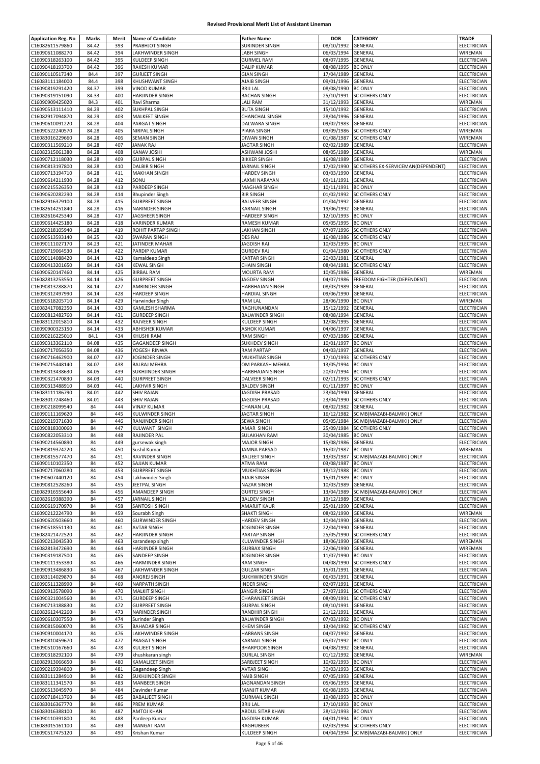## Revised Provisional Merit List of Assistant Lineman

| Application Reg. No | Marks | Merit | Name of Candidate | Father Name | DOB | CATEGORY | TRADE |
|---|---|---|---|---|---|---|---|
| C16082611579860 | 84.42 | 393 | PRABHJOT SINGH | SURINDER SINGH | 08/10/1992 | GENERAL | ELECTRICIAN |
| C16090611088270 | 84.42 | 394 | LAKHWINDER SINGH | LABH SINGH | 06/03/1994 | GENERAL | WIREMAN |
| C16090318263100 | 84.42 | 395 | KULDEEP SINGH | GURMEL RAM | 08/07/1995 | GENERAL | ELECTRICIAN |
| C16090418193700 | 84.42 | 396 | RAKESH KUMAR | DALIP KUMAR | 08/08/1995 | BC ONLY | ELECTRICIAN |
| C16090110517340 | 84.4 | 397 | GURJEET SINGH | GIAN SINGH | 17/04/1989 | GENERAL | ELECTRICIAN |
| C16083111184000 | 84.4 | 398 | KHUSHWANT SINGH | AJAIB SINGH | 09/01/1996 | GENERAL | ELECTRICIAN |
| C16090819291420 | 84.37 | 399 | VINOD KUMAR | BRIJ LAL | 08/08/1990 | BC ONLY | ELECTRICIAN |
| C16090319151090 | 84.33 | 400 | HARJINDER SINGH | BACHAN SINGH | 25/10/1991 | SC OTHERS ONLY | ELECTRICIAN |
| C16090909425020 | 84.3 | 401 | Ravi Sharma | LALI RAM | 31/12/1993 | GENERAL | WIREMAN |
| C16090513111410 | 84.29 | 402 | SUKHPAL SINGH | BUTA SINGH | 15/10/1992 | GENERAL | ELECTRICIAN |
| C16082917094870 | 84.29 | 403 | MALKEET SINGH | CHANCHAL SINGH | 28/04/1996 | GENERAL | ELECTRICIAN |
| C16090610091220 | 84.28 | 404 | PARGAT SINGH | DALWARA SINGH | 09/02/1983 | GENERAL | ELECTRICIAN |
| C16090522240570 | 84.28 | 405 | NIRPAL SINGH | PIARA SINGH | 09/09/1986 | SC OTHERS ONLY | WIREMAN |
| C16083016229660 | 84.28 | 406 | SEMAN SINGH | DIWAN SINGH | 01/08/1987 | SC OTHERS ONLY | WIREMAN |
| C16090311569210 | 84.28 | 407 | JANAK RAJ | JAGTAR SINGH | 02/02/1989 | GENERAL | ELECTRICIAN |
| C16082315061380 | 84.28 | 408 | KANAV JOSHI | ASHWANI JOSHI | 08/05/1989 | GENERAL | WIREMAN |
| C16090712118030 | 84.28 | 409 | GURPAL SINGH | BIKKER SINGH | 16/08/1989 | GENERAL | ELECTRICIAN |
| C16090813197800 | 84.28 | 410 | DALBIR SINGH | JARNAIL SINGH | 17/02/1990 | SC OTHERS EX-SERVICEMAN(DEPENDENT) | ELECTRICIAN |
| C16090713194710 | 84.28 | 411 | MAKHAN SINGH | HARDEV SINGH | 03/03/1990 | GENERAL | ELECTRICIAN |
| C16090614211930 | 84.28 | 412 | SONU | LAXMI NARAYAN | 09/11/1991 | GENERAL | ELECTRICIAN |
| C16090215526350 | 84.28 | 413 | PARDEEP SINGH | MAGHAR SINGH | 10/11/1991 | BC ONLY | ELECTRICIAN |
| C16090620282290 | 84.28 | 414 | Bhupinder Singh | BIR SINGH | 01/02/1992 | SC OTHERS ONLY | ELECTRICIAN |
| C16082916379100 | 84.28 | 415 | GURPREET SINGH | BALVEER SINGH | 01/04/1992 | GENERAL | ELECTRICIAN |
| C16082614251840 | 84.28 | 416 | NARINDER SINGH | KARNAIL SINGH | 19/06/1992 | GENERAL | ELECTRICIAN |
| C16082616425340 | 84.28 | 417 | JAGSHEER SINGH | HARDEEP SINGH | 12/10/1993 | BC ONLY | ELECTRICIAN |
| C16090614425180 | 84.28 | 418 | VARINDER KUMAR | RAMESH KUMAR | 05/05/1995 | BC ONLY | ELECTRICIAN |
| C16090218105940 | 84.28 | 419 | ROHIT PARTAP SINGH | LAKHAN SINGH | 07/07/1996 | SC OTHERS ONLY | ELECTRICIAN |
| C16090513593140 | 84.25 | 420 | SWARAN SINGH | DES RAJ | 16/08/1986 | SC OTHERS ONLY | ELECTRICIAN |
| C16090111027170 | 84.23 | 421 | JATINDER MAHAR | JAGDISH RAI | 10/03/1995 | BC ONLY | ELECTRICIAN |
| C16090719064530 | 84.14 | 422 | PARDIP KUMAR | GURDEV RAJ | 01/04/1980 | SC OTHERS ONLY | ELECTRICIAN |
| C16090114088420 | 84.14 | 423 | Kamaldeep Singh | KARTAR SINGH | 20/03/1981 | GENERAL | ELECTRICIAN |
| C16090413201650 | 84.14 | 424 | KEWAL SINGH | CHAIN SINGH | 08/04/1981 | SC OTHERS ONLY | ELECTRICIAN |
| C16090620147460 | 84.14 | 425 | BIRBAL RAM | MOURTA RAM | 10/05/1986 | GENERAL | WIREMAN |
| C16082813253550 | 84.14 | 426 | GURPREET SINGH | JAGDEV SINGH | 04/07/1986 | FREEDOM FIGHTER (DEPENDENT) | ELECTRICIAN |
| C16090813288870 | 84.14 | 427 | AMRINDER SINGH | HARBHAJAN SINGH | 08/03/1989 | GENERAL | ELECTRICIAN |
| C16090312497990 | 84.14 | 428 | HARDEEP SINGH | HARDIAL SINGH | 09/06/1990 | GENERAL | ELECTRICIAN |
| C16090518205710 | 84.14 | 429 | Harwinder Singh | RAM LAL | 28/06/1990 | BC ONLY | WIREMAN |
| C16082417082350 | 84.14 | 430 | KAMLESH SHARMA | RAGHUNANDAN | 15/12/1992 | GENERAL | ELECTRICIAN |
| C16090812482760 | 84.14 | 431 | GURDEEP SINGH | BALWINDER SINGH | 08/08/1994 | GENERAL | ELECTRICIAN |
| C16083112015810 | 84.14 | 432 | RAJVEER SINGH | KULDEEP SINGH | 12/08/1995 | GENERAL | ELECTRICIAN |
| C16090900323150 | 84.14 | 433 | ABHISHEK KUMAR | ASHOK KUMAR | 04/06/1997 | GENERAL | ELECTRICIAN |
| C16090216225010 | 84.1 | 434 | KHUSHI RAM | RAM SINGH | 07/03/1986 | GENERAL | ELECTRICIAN |
| C16090313362110 | 84.08 | 435 | GAGANDEEP SINGH | SUKHDEV SINGH | 10/01/1997 | BC ONLY | ELECTRICIAN |
| C16090717056350 | 84.08 | 436 | YOGESH RINWA | RAM PARTAP | 04/03/1997 | GENERAL | ELECTRICIAN |
| C16090716462900 | 84.07 | 437 | JOGINDER SINGH | MUKHTIAR SINGH | 17/10/1993 | SC OTHERS ONLY | ELECTRICIAN |
| C16090715448140 | 84.07 | 438 | BALRAJ MEHRA | OM PARKASH MEHRA | 13/05/1994 | BC ONLY | ELECTRICIAN |
| C16090313438630 | 84.05 | 439 | SUKHJINDER SINGH | HARBHAJAN SINGH | 20/07/1994 | BC ONLY | ELECTRICIAN |
| C16090321470830 | 84.03 | 440 | GURPREET SINGH | DALVEER SINGH | 02/11/1993 | SC OTHERS ONLY | ELECTRICIAN |
| C16090313488910 | 84.03 | 441 | LAKHVIR SINGH | BALDEV SINGH | 01/11/1997 | BC ONLY | ELECTRICIAN |
| C16083111186790 | 84.01 | 442 | SHIV RAJAN | JAGDISH PRASAD | 23/04/1990 | GENERAL | ELECTRICIAN |
| C16083017248460 | 84.01 | 443 | SHIV RAJAN | JAGDISH PRASAD | 23/04/1990 | SC OTHERS ONLY | ELECTRICIAN |
| C16090218099540 | 84 | 444 | VINAY KUMAR | CHANAN LAL | 08/02/1982 | GENERAL | ELECTRICIAN |
| C16090111169620 | 84 | 445 | KULWINDER SINGH | JAGTAR SINGH | 16/12/1982 | SC MB(MAZABI-BALMIKI) ONLY | ELECTRICIAN |
| C16090219371630 | 84 | 446 | RANJINDER SINGH | SEWA SINGH | 05/05/1984 | SC MB(MAZABI-BALMIKI) ONLY | ELECTRICIAN |
| C16090818300060 | 84 | 447 | KULWANT SINGH | AMAR SINGH | 25/09/1984 | SC OTHERS ONLY | ELECTRICIAN |
| C16090822053310 | 84 | 448 | RAJINDER PAL | SULAKHAN RAM | 30/04/1985 | BC ONLY | ELECTRICIAN |
| C16090214560890 | 84 | 449 | gursewak singh | MAJOR SINGH | 15/08/1986 | GENERAL | ELECTRICIAN |
| C16090819374220 | 84 | 450 | Sushil Kumar | JAMNA PARSAD | 16/02/1987 | BC ONLY | WIREMAN |
| C16090815577470 | 84 | 451 | RAVINDER SINGH | BALJEET SINGH | 13/03/1987 | SC MB(MAZABI-BALMIKI) ONLY | ELECTRICIAN |
| C16090110102350 | 84 | 452 | SAJJAN KUMAR | ATMA RAM | 03/08/1987 | BC ONLY | ELECTRICIAN |
| C16090717060280 | 84 | 453 | GURPREET SINGH | MUKHTIAR SINGH | 18/12/1988 | BC ONLY | ELECTRICIAN |
| C16090607440120 | 84 | 454 | Lakhwinder Singh | AJAIB SINGH | 15/01/1989 | BC ONLY | ELECTRICIAN |
| C16090812528260 | 84 | 455 | JEETPAL SINGH | NAZAR SINGH | 10/03/1989 | GENERAL | ELECTRICIAN |
| C16082916555640 | 84 | 456 | AMANDEEP SINGH | GURTEJ SINGH | 13/04/1989 | SC MB(MAZABI-BALMIKI) ONLY | ELECTRICIAN |
| C16082619388390 | 84 | 457 | JARNAIL SINGH | BALDEV SINGH | 19/12/1989 | GENERAL | ELECTRICIAN |
| C16090619170970 | 84 | 458 | SANTOSH SINGH | AMARJIT KAUR | 25/01/1990 | GENERAL | ELECTRICIAN |
| C16090212224790 | 84 | 459 | Sourabh Singh | SHAKTI SINGH | 08/02/1990 | GENERAL | WIREMAN |
| C16090620503660 | 84 | 460 | GURWINDER SINGH | HARDEV SINGH | 10/04/1990 | GENERAL | ELECTRICIAN |
| C16090518551130 | 84 | 461 | AVTAR SINGH | JOGINDER SINGH | 22/04/1990 | GENERAL | ELECTRICIAN |
| C16082421472520 | 84 | 462 | HARJINDER SINGH | PARTAP SINGH | 25/05/1990 | SC OTHERS ONLY | ELECTRICIAN |
| C16090213043530 | 84 | 463 | karandeep singh | KULWINDER SINGH | 18/06/1990 | GENERAL | WIREMAN |
| C16082813472690 | 84 | 464 | HARJINDER SINGH | GURBAX SINGH | 22/06/1990 | GENERAL | WIREMAN |
| C16090319187500 | 84 | 465 | SANDEEP SINGH | JOGINDER SINGH | 11/07/1990 | BC ONLY | ELECTRICIAN |
| C16090111353380 | 84 | 466 | HARMINDER SINGH | RAM SINGH | 04/08/1990 | SC OTHERS ONLY | ELECTRICIAN |
| C16090913486830 | 84 | 467 | LAKHWINDER SINGH | GULZAR SINGH | 15/01/1991 | GENERAL | ELECTRICIAN |
| C16083114029870 | 84 | 468 | ANGREJ SINGH | SUKHWINDER SINGH | 06/03/1991 | GENERAL | ELECTRICIAN |
| C16090511328990 | 84 | 469 | NARPATH SINGH | INDER SINGH | 02/07/1991 | GENERAL | ELECTRICIAN |
| C16090913578090 | 84 | 470 | MALKIT SINGH | JANGIR SINGH | 27/07/1991 | SC OTHERS ONLY | ELECTRICIAN |
| C16090321004560 | 84 | 471 | GURDEEP SINGH | CHARANJEET SINGH | 08/09/1991 | SC OTHERS ONLY | ELECTRICIAN |
| C16090713188830 | 84 | 472 | GURPREET SINGH | GURPAL SINGH | 08/10/1991 | GENERAL | ELECTRICIAN |
| C16082612442260 | 84 | 473 | NARINDER SINGH | RANDHIR SINGH | 21/12/1991 | GENERAL | ELECTRICIAN |
| C16090610307550 | 84 | 474 | Surinder Singh | BALWINDER SINGH | 07/03/1992 | BC ONLY | ELECTRICIAN |
| C16090815060070 | 84 | 475 | BAHADAR SINGH | KHEM SINGH | 13/04/1992 | SC OTHERS ONLY | ELECTRICIAN |
| C16090910004170 | 84 | 476 | LAKHWINDER SINGH | HARBANS SINGH | 04/07/1992 | GENERAL | ELECTRICIAN |
| C16090810459670 | 84 | 477 | PRAGAT SINGH | KARNAIL SINGH | 05/07/1992 | BC ONLY | ELECTRICIAN |
| C16090510167660 | 84 | 478 | KULJEET SINGH | BHARPOOR SINGH | 04/08/1992 | GENERAL | ELECTRICIAN |
| C16090318292100 | 84 | 479 | khushkaran singh | GURLAL SINGH | 01/12/1992 | GENERAL | WIREMAN |
| C16082913066650 | 84 | 480 | KAMALJEET SINGH | SARBJEET SINGH | 10/02/1993 | BC ONLY | ELECTRICIAN |
| C16090219394800 | 84 | 481 | Gagandeep Singh | AVTAR SINGH | 30/03/1993 | GENERAL | ELECTRICIAN |
| C16083111284910 | 84 | 482 | SUKHJINDER SINGH | NAIB SINGH | 07/05/1993 | GENERAL | ELECTRICIAN |
| C16083111341570 | 84 | 483 | MANBEER SINGH | JAGNANDAN SINGH | 05/06/1993 | GENERAL | ELECTRICIAN |
| C16090513045970 | 84 | 484 | Davinder Kumar | MANJIT KUMAR | 06/08/1993 | GENERAL | ELECTRICIAN |
| C16090718413760 | 84 | 485 | BABALJEET SINGH | GURMAIL SINGH | 19/08/1993 | BC ONLY | ELECTRICIAN |
| C16083016367770 | 84 | 486 | PREM KUMAR | BRIJ LAL | 17/10/1993 | BC ONLY | ELECTRICIAN |
| C16083016388100 | 84 | 487 | AMTOJ KHAN | ABDUL SITAR KHAN | 28/12/1993 | BC ONLY | ELECTRICIAN |
| C16090110391800 | 84 | 488 | Pardeep Kumar | JAGDISH KUMAR | 04/01/1994 | BC ONLY | ELECTRICIAN |
| C16083015161100 | 84 | 489 | MANGAT RAM | RAGHUBEER | 02/03/1994 | SC OTHERS ONLY | ELECTRICIAN |
| C16090517475120 | 84 | 490 | Krishan Kumar | KULDEEP SINGH | 04/04/1994 | SC MB(MAZABI-BALMIKI) ONLY | ELECTRICIAN |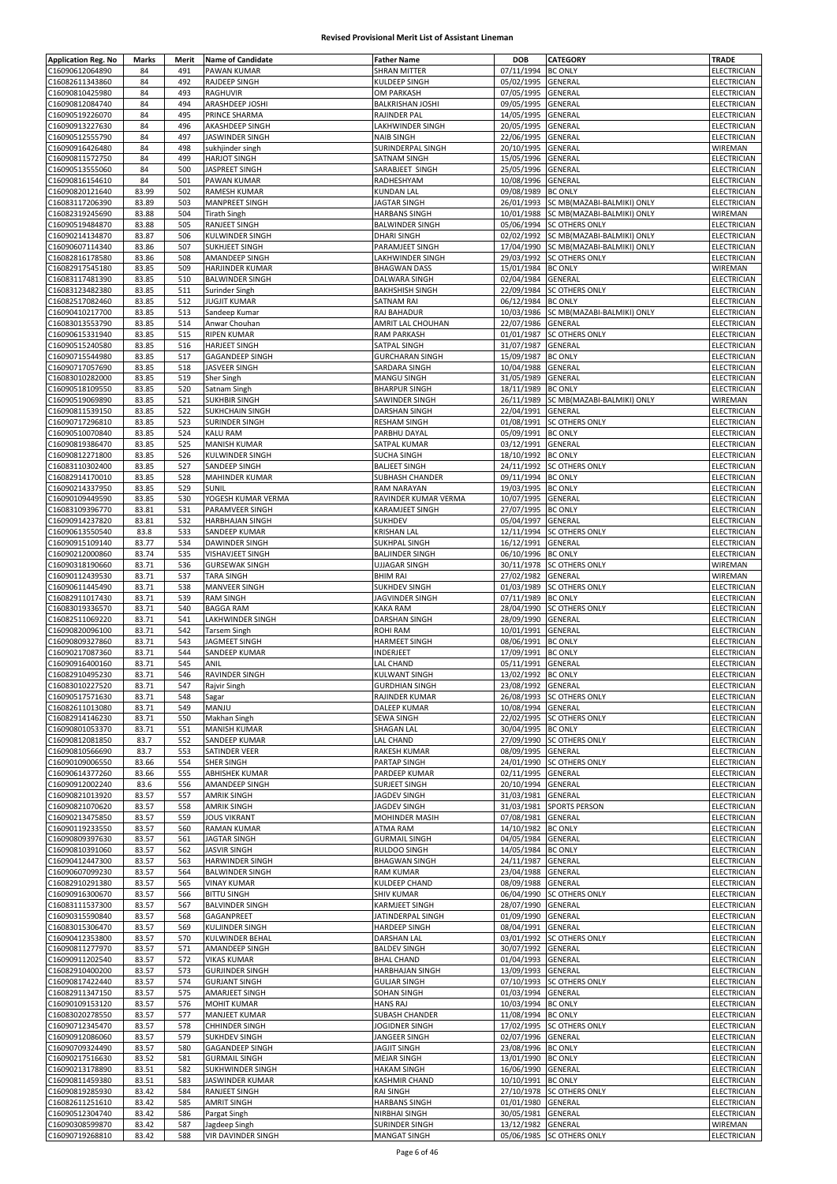# Revised Provisional Merit List of Assistant Lineman

| Application Reg. No | Marks | Merit | Name of Candidate | Father Name | DOB | CATEGORY | TRADE |
|---|---|---|---|---|---|---|---|
| C16090612064890 | 84 | 491 | PAWAN KUMAR | SHRAN MITTER | 07/11/1994 | BC ONLY | ELECTRICIAN |
| C16082611343860 | 84 | 492 | RAJDEEP SINGH | KULDEEP SINGH | 05/02/1995 | GENERAL | ELECTRICIAN |
| C16090810425980 | 84 | 493 | RAGHUVIR | OM PARKASH | 07/05/1995 | GENERAL | ELECTRICIAN |
| C16090812084740 | 84 | 494 | ARASHDEEP JOSHI | BALKRISHAN JOSHI | 09/05/1995 | GENERAL | ELECTRICIAN |
| C16090519226070 | 84 | 495 | PRINCE SHARMA | RAJINDER PAL | 14/05/1995 | GENERAL | ELECTRICIAN |
| C16090913227630 | 84 | 496 | AKASHDEEP SINGH | LAKHWINDER SINGH | 20/05/1995 | GENERAL | ELECTRICIAN |
| C16090512555790 | 84 | 497 | JASWINDER SINGH | NAIB SINGH | 22/06/1995 | GENERAL | ELECTRICIAN |
| C16090916426480 | 84 | 498 | sukhjinder singh | SURINDERPAL SINGH | 20/10/1995 | GENERAL | WIREMAN |
| C16090811572750 | 84 | 499 | HARJOT SINGH | SATNAM SINGH | 15/05/1996 | GENERAL | ELECTRICIAN |
| C16090513555060 | 84 | 500 | JASPREET SINGH | SARABJEET SINGH | 25/05/1996 | GENERAL | ELECTRICIAN |
| C16090816154610 | 84 | 501 | PAWAN KUMAR | RADHESHYAM | 10/08/1996 | GENERAL | ELECTRICIAN |
| C16090820121640 | 83.99 | 502 | RAMESH KUMAR | KUNDAN LAL | 09/08/1989 | BC ONLY | ELECTRICIAN |
| C16083117206390 | 83.89 | 503 | MANPREET SINGH | JAGTAR SINGH | 26/01/1993 | SC MB(MAZABI-BALMIKI) ONLY | ELECTRICIAN |
| C16082319245690 | 83.88 | 504 | Tirath Singh | HARBANS SINGH | 10/01/1988 | SC MB(MAZABI-BALMIKI) ONLY | WIREMAN |
| C16090519484870 | 83.88 | 505 | RANJEET SINGH | BALWINDER SINGH | 05/06/1994 | SC OTHERS ONLY | ELECTRICIAN |
| C16090214134870 | 83.87 | 506 | KULWINDER SINGH | DHARI SINGH | 02/02/1992 | SC MB(MAZABI-BALMIKI) ONLY | ELECTRICIAN |
| C16090607114340 | 83.86 | 507 | SUKHJEET SINGH | PARAMJEET SINGH | 17/04/1990 | SC MB(MAZABI-BALMIKI) ONLY | ELECTRICIAN |
| C16082816178580 | 83.86 | 508 | AMANDEEP SINGH | LAKHWINDER SINGH | 29/03/1992 | SC OTHERS ONLY | ELECTRICIAN |
| C16082917545180 | 83.85 | 509 | HARJINDER KUMAR | BHAGWAN DASS | 15/01/1984 | BC ONLY | WIREMAN |
| C16083117481390 | 83.85 | 510 | BALWINDER SINGH | DALWARA SINGH | 02/04/1984 | GENERAL | ELECTRICIAN |
| C16083123482380 | 83.85 | 511 | Surinder Singh | BAKHSHISH SINGH | 22/09/1984 | SC OTHERS ONLY | ELECTRICIAN |
| C16082517082460 | 83.85 | 512 | JUGJIT KUMAR | SATNAM RAI | 06/12/1984 | BC ONLY | ELECTRICIAN |
| C16090410217700 | 83.85 | 513 | Sandeep Kumar | RAJ BAHADUR | 10/03/1986 | SC MB(MAZABI-BALMIKI) ONLY | ELECTRICIAN |
| C16083013553790 | 83.85 | 514 | Anwar Chouhan | AMRIT LAL CHOUHAN | 22/07/1986 | GENERAL | ELECTRICIAN |
| C16090615331940 | 83.85 | 515 | RIPEN KUMAR | RAM PARKASH | 01/01/1987 | SC OTHERS ONLY | ELECTRICIAN |
| C16090515240580 | 83.85 | 516 | HARJEET SINGH | SATPAL SINGH | 31/07/1987 | GENERAL | ELECTRICIAN |
| C16090715544980 | 83.85 | 517 | GAGANDEEP SINGH | GURCHARAN SINGH | 15/09/1987 | BC ONLY | ELECTRICIAN |
| C16090717057690 | 83.85 | 518 | JASVEER SINGH | SARDARA SINGH | 10/04/1988 | GENERAL | ELECTRICIAN |
| C16083010282000 | 83.85 | 519 | Sher Singh | MANGU SINGH | 31/05/1989 | GENERAL | ELECTRICIAN |
| C16090518109550 | 83.85 | 520 | Satnam Singh | BHARPUR SINGH | 18/11/1989 | BC ONLY | ELECTRICIAN |
| C16090519069890 | 83.85 | 521 | SUKHBIR SINGH | SAWINDER SINGH | 26/11/1989 | SC MB(MAZABI-BALMIKI) ONLY | WIREMAN |
| C16090811539150 | 83.85 | 522 | SUKHCHAIN SINGH | DARSHAN SINGH | 22/04/1991 | GENERAL | ELECTRICIAN |
| C16090717296810 | 83.85 | 523 | SURINDER SINGH | RESHAM SINGH | 01/08/1991 | SC OTHERS ONLY | ELECTRICIAN |
| C16090510070840 | 83.85 | 524 | KALU RAM | PARBHU DAYAL | 05/09/1991 | BC ONLY | ELECTRICIAN |
| C16090819386470 | 83.85 | 525 | MANISH KUMAR | SATPAL KUMAR | 03/12/1991 | GENERAL | ELECTRICIAN |
| C16090812271800 | 83.85 | 526 | KULWINDER SINGH | SUCHA SINGH | 18/10/1992 | BC ONLY | ELECTRICIAN |
| C16083110302400 | 83.85 | 527 | SANDEEP SINGH | BALJEET SINGH | 24/11/1992 | SC OTHERS ONLY | ELECTRICIAN |
| C16082914170010 | 83.85 | 528 | MAHINDER KUMAR | SUBHASH CHANDER | 09/11/1994 | BC ONLY | ELECTRICIAN |
| C16090214337950 | 83.85 | 529 | SUNIL | RAM NARAYAN | 19/03/1995 | BC ONLY | ELECTRICIAN |
| C16090109449590 | 83.85 | 530 | YOGESH KUMAR VERMA | RAVINDER KUMAR VERMA | 10/07/1995 | GENERAL | ELECTRICIAN |
| C16083109396770 | 83.81 | 531 | PARAMVEER SINGH | KARAMJEET SINGH | 27/07/1995 | BC ONLY | ELECTRICIAN |
| C16090914237820 | 83.81 | 532 | HARBHAJAN SINGH | SUKHDEV | 05/04/1997 | GENERAL | ELECTRICIAN |
| C16090613550540 | 83.8 | 533 | SANDEEP KUMAR | KRISHAN LAL | 12/11/1994 | SC OTHERS ONLY | ELECTRICIAN |
| C16090915109140 | 83.77 | 534 | DAWINDER SINGH | SUKHPAL SINGH | 16/12/1991 | GENERAL | ELECTRICIAN |
| C16090212000860 | 83.74 | 535 | VISHAVJEET SINGH | BALJINDER SINGH | 06/10/1996 | BC ONLY | ELECTRICIAN |
| C16090318190660 | 83.71 | 536 | GURSEWAK SINGH | UJJAGAR SINGH | 30/11/1978 | SC OTHERS ONLY | WIREMAN |
| C16090112439530 | 83.71 | 537 | TARA SINGH | BHIM RAI | 27/02/1982 | GENERAL | WIREMAN |
| C16090611445490 | 83.71 | 538 | MANVEER SINGH | SUKHDEV SINGH | 01/03/1989 | SC OTHERS ONLY | ELECTRICIAN |
| C16082911017430 | 83.71 | 539 | RAM SINGH | JAGVINDER SINGH | 07/11/1989 | BC ONLY | ELECTRICIAN |
| C16083019336570 | 83.71 | 540 | BAGGA RAM | KAKA RAM | 28/04/1990 | SC OTHERS ONLY | ELECTRICIAN |
| C16082511069220 | 83.71 | 541 | LAKHWINDER SINGH | DARSHAN SINGH | 28/09/1990 | GENERAL | ELECTRICIAN |
| C16090820096100 | 83.71 | 542 | Tarsem Singh | ROHI RAM | 10/01/1991 | GENERAL | ELECTRICIAN |
| C16090809327860 | 83.71 | 543 | JAGMEET SINGH | HARMEET SINGH | 08/06/1991 | BC ONLY | ELECTRICIAN |
| C16090217087360 | 83.71 | 544 | SANDEEP KUMAR | INDERJEET | 17/09/1991 | BC ONLY | ELECTRICIAN |
| C16090916400160 | 83.71 | 545 | ANIL | LAL CHAND | 05/11/1991 | GENERAL | ELECTRICIAN |
| C16082910495230 | 83.71 | 546 | RAVINDER SINGH | KULWANT SINGH | 13/02/1992 | BC ONLY | ELECTRICIAN |
| C16083010227520 | 83.71 | 547 | Rajvir Singh | GURDHIAN SINGH | 23/08/1992 | GENERAL | ELECTRICIAN |
| C16090517571630 | 83.71 | 548 | Sagar | RAJINDER KUMAR | 26/08/1993 | SC OTHERS ONLY | ELECTRICIAN |
| C16082611013080 | 83.71 | 549 | MANJU | DALEEP KUMAR | 10/08/1994 | GENERAL | ELECTRICIAN |
| C16082914146230 | 83.71 | 550 | Makhan Singh | SEWA SINGH | 22/02/1995 | SC OTHERS ONLY | ELECTRICIAN |
| C16090801053370 | 83.71 | 551 | MANISH KUMAR | SHAGAN LAL | 30/04/1995 | BC ONLY | ELECTRICIAN |
| C16090812081850 | 83.7 | 552 | SANDEEP KUMAR | LAL CHAND | 27/09/1990 | SC OTHERS ONLY | ELECTRICIAN |
| C16090810566690 | 83.7 | 553 | SATINDER VEER | RAKESH KUMAR | 08/09/1995 | GENERAL | ELECTRICIAN |
| C16090109006550 | 83.66 | 554 | SHER SINGH | PARTAP SINGH | 24/01/1990 | SC OTHERS ONLY | ELECTRICIAN |
| C16090614377260 | 83.66 | 555 | ABHISHEK KUMAR | PARDEEP KUMAR | 02/11/1995 | GENERAL | ELECTRICIAN |
| C16090912002240 | 83.6 | 556 | AMANDEEP SINGH | SURJEET SINGH | 20/10/1994 | GENERAL | ELECTRICIAN |
| C16090821013920 | 83.57 | 557 | AMRIK SINGH | JAGDEV SINGH | 31/03/1981 | GENERAL | ELECTRICIAN |
| C16090821070620 | 83.57 | 558 | AMRIK SINGH | JAGDEV SINGH | 31/03/1981 | SPORTS PERSON | ELECTRICIAN |
| C16090213475850 | 83.57 | 559 | JOUS VIKRANT | MOHINDER MASIH | 07/08/1981 | GENERAL | ELECTRICIAN |
| C16090119233550 | 83.57 | 560 | RAMAN KUMAR | ATMA RAM | 14/10/1982 | BC ONLY | ELECTRICIAN |
| C16090809397630 | 83.57 | 561 | JAGTAR SINGH | GURMAIL SINGH | 04/05/1984 | GENERAL | ELECTRICIAN |
| C16090810391060 | 83.57 | 562 | JASVIR SINGH | RULDOO SINGH | 14/05/1984 | BC ONLY | ELECTRICIAN |
| C16090412447300 | 83.57 | 563 | HARWINDER SINGH | BHAGWAN SINGH | 24/11/1987 | GENERAL | ELECTRICIAN |
| C16090607099230 | 83.57 | 564 | BALWINDER SINGH | RAM KUMAR | 23/04/1988 | GENERAL | ELECTRICIAN |
| C16082910291380 | 83.57 | 565 | VINAY KUMAR | KULDEEP CHAND | 08/09/1988 | GENERAL | ELECTRICIAN |
| C16090916300670 | 83.57 | 566 | BITTU SINGH | SHIV KUMAR | 06/04/1990 | SC OTHERS ONLY | ELECTRICIAN |
| C16083111537300 | 83.57 | 567 | BALVINDER SINGH | KARMJEET SINGH | 28/07/1990 | GENERAL | ELECTRICIAN |
| C16090315590840 | 83.57 | 568 | GAGANPREET | JATINDERPAL SINGH | 01/09/1990 | GENERAL | ELECTRICIAN |
| C16083015306470 | 83.57 | 569 | KULJINDER SINGH | HARDEEP SINGH | 08/04/1991 | GENERAL | ELECTRICIAN |
| C16090412353800 | 83.57 | 570 | KULWINDER BEHAL | DARSHAN LAL | 03/01/1992 | SC OTHERS ONLY | ELECTRICIAN |
| C16090811277970 | 83.57 | 571 | AMANDEEP SINGH | BALDEV SINGH | 30/07/1992 | GENERAL | ELECTRICIAN |
| C16090911202540 | 83.57 | 572 | VIKAS KUMAR | BHAL CHAND | 01/04/1993 | GENERAL | ELECTRICIAN |
| C16082910400200 | 83.57 | 573 | GURJINDER SINGH | HARBHAJAN SINGH | 13/09/1993 | GENERAL | ELECTRICIAN |
| C16090817422440 | 83.57 | 574 | GURJANT SINGH | GULJAR SINGH | 07/10/1993 | SC OTHERS ONLY | ELECTRICIAN |
| C16082911347150 | 83.57 | 575 | AMARJEET SINGH | SOHAN SINGH | 01/03/1994 | GENERAL | ELECTRICIAN |
| C16090109153120 | 83.57 | 576 | MOHIT KUMAR | HANS RAJ | 10/03/1994 | BC ONLY | ELECTRICIAN |
| C16083020278550 | 83.57 | 577 | MANJEET KUMAR | SUBASH CHANDER | 11/08/1994 | BC ONLY | ELECTRICIAN |
| C16090712345470 | 83.57 | 578 | CHHINDER SINGH | JOGIDNER SINGH | 17/02/1995 | SC OTHERS ONLY | ELECTRICIAN |
| C16090912086060 | 83.57 | 579 | SUKHDEV SINGH | JANGEER SINGH | 02/07/1996 | GENERAL | ELECTRICIAN |
| C16090709324490 | 83.57 | 580 | GAGANDEEP SINGH | JAGJIT SINGH | 23/08/1996 | BC ONLY | ELECTRICIAN |
| C16090217516630 | 83.52 | 581 | GURMAIL SINGH | MEJAR SINGH | 13/01/1990 | BC ONLY | ELECTRICIAN |
| C16090213178890 | 83.51 | 582 | SUKHWINDER SINGH | HAKAM SINGH | 16/06/1990 | GENERAL | ELECTRICIAN |
| C16090811459380 | 83.51 | 583 | JASWINDER KUMAR | KASHMIR CHAND | 10/10/1991 | BC ONLY | ELECTRICIAN |
| C16090819285930 | 83.42 | 584 | RANJEET SINGH | RAI SINGH | 27/10/1978 | SC OTHERS ONLY | ELECTRICIAN |
| C16082611251610 | 83.42 | 585 | AMRIT SINGH | HARBANS SINGH | 01/01/1980 | GENERAL | ELECTRICIAN |
| C16090512304740 | 83.42 | 586 | Pargat Singh | NIRBHAI SINGH | 30/05/1981 | GENERAL | ELECTRICIAN |
| C16090308599870 | 83.42 | 587 | Jagdeep Singh | SURINDER SINGH | 13/12/1982 | GENERAL | WIREMAN |
| C16090719268810 | 83.42 | 588 | VIR DAVINDER SINGH | MANGAT SINGH | 05/06/1985 | SC OTHERS ONLY | ELECTRICIAN |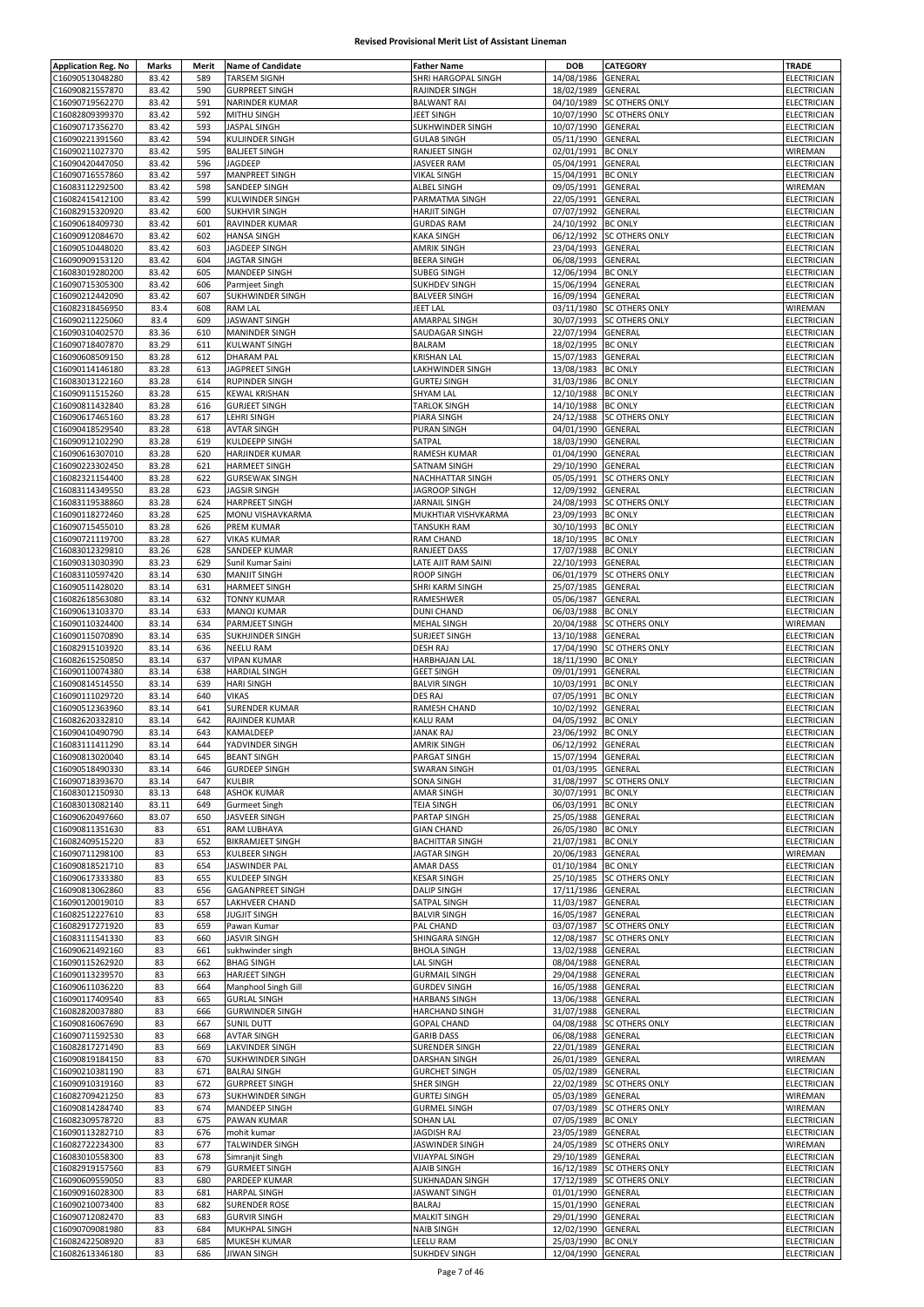# Revised Provisional Merit List of Assistant Lineman

| Application Reg. No | Marks | Merit | Name of Candidate | Father Name | DOB | CATEGORY | TRADE |
|---|---|---|---|---|---|---|---|
| C16090513048280 | 83.42 | 589 | TARSEM SIGNH | SHRI HARGOPAL SINGH | 14/08/1986 | GENERAL | ELECTRICIAN |
| C16090821557870 | 83.42 | 590 | GURPREET SINGH | RAJINDER SINGH | 18/02/1989 | GENERAL | ELECTRICIAN |
| C16090719562270 | 83.42 | 591 | NARINDER KUMAR | BALWANT RAI | 04/10/1989 | SC OTHERS ONLY | ELECTRICIAN |
| C16082809399370 | 83.42 | 592 | MITHU SINGH | JEET SINGH | 10/07/1990 | SC OTHERS ONLY | ELECTRICIAN |
| C16090717356270 | 83.42 | 593 | JASPAL SINGH | SUKHWINDER SINGH | 10/07/1990 | GENERAL | ELECTRICIAN |
| C16090221391560 | 83.42 | 594 | KULJINDER SINGH | GULAB SINGH | 05/11/1990 | GENERAL | ELECTRICIAN |
| C16090211027370 | 83.42 | 595 | BALJEET SINGH | RANJEET SINGH | 02/01/1991 | BC ONLY | WIREMAN |
| C16090420447050 | 83.42 | 596 | JAGDEEP | JASVEER RAM | 05/04/1991 | GENERAL | ELECTRICIAN |
| C16090716557860 | 83.42 | 597 | MANPREET SINGH | VIKAL SINGH | 15/04/1991 | BC ONLY | ELECTRICIAN |
| C16083112292500 | 83.42 | 598 | SANDEEP SINGH | ALBEL SINGH | 09/05/1991 | GENERAL | WIREMAN |
| C16082415412100 | 83.42 | 599 | KULWINDER SINGH | PARMATMA SINGH | 22/05/1991 | GENERAL | ELECTRICIAN |
| C16082915320920 | 83.42 | 600 | SUKHVIR SINGH | HARJIT SINGH | 07/07/1992 | GENERAL | ELECTRICIAN |
| C16090618409730 | 83.42 | 601 | RAVINDER KUMAR | GURDAS RAM | 24/10/1992 | BC ONLY | ELECTRICIAN |
| C16090912084670 | 83.42 | 602 | HANSA SINGH | KAKA SINGH | 06/12/1992 | SC OTHERS ONLY | ELECTRICIAN |
| C16090510448020 | 83.42 | 603 | JAGDEEP SINGH | AMRIK SINGH | 23/04/1993 | GENERAL | ELECTRICIAN |
| C16090909153120 | 83.42 | 604 | JAGTAR SINGH | BEERA SINGH | 06/08/1993 | GENERAL | ELECTRICIAN |
| C16083019280200 | 83.42 | 605 | MANDEEP SINGH | SUBEG SINGH | 12/06/1994 | BC ONLY | ELECTRICIAN |
| C16090715305300 | 83.42 | 606 | Parmjeet Singh | SUKHDEV SINGH | 15/06/1994 | GENERAL | ELECTRICIAN |
| C16090212442090 | 83.42 | 607 | SUKHWINDER SINGH | BALVEER SINGH | 16/09/1994 | GENERAL | ELECTRICIAN |
| C16082318456950 | 83.4 | 608 | RAM LAL | JEET LAL | 03/11/1980 | SC OTHERS ONLY | WIREMAN |
| C16090211225060 | 83.4 | 609 | JASWANT SINGH | AMARPAL SINGH | 30/07/1993 | SC OTHERS ONLY | ELECTRICIAN |
| C16090310402570 | 83.36 | 610 | MANINDER SINGH | SAUDAGAR SINGH | 22/07/1994 | GENERAL | ELECTRICIAN |
| C16090718407870 | 83.29 | 611 | KULWANT SINGH | BALRAM | 18/02/1995 | BC ONLY | ELECTRICIAN |
| C16090608509150 | 83.28 | 612 | DHARAM PAL | KRISHAN LAL | 15/07/1983 | GENERAL | ELECTRICIAN |
| C16090114146180 | 83.28 | 613 | JAGPREET SINGH | LAKHWINDER SINGH | 13/08/1983 | BC ONLY | ELECTRICIAN |
| C16083013122160 | 83.28 | 614 | RUPINDER SINGH | GURTEJ SINGH | 31/03/1986 | BC ONLY | ELECTRICIAN |
| C16090911515260 | 83.28 | 615 | KEWAL KRISHAN | SHYAM LAL | 12/10/1988 | BC ONLY | ELECTRICIAN |
| C16090811432840 | 83.28 | 616 | GURJEET SINGH | TARLOK SINGH | 14/10/1988 | BC ONLY | ELECTRICIAN |
| C16090617465160 | 83.28 | 617 | LEHRI SINGH | PIARA SINGH | 24/12/1988 | SC OTHERS ONLY | ELECTRICIAN |
| C16090418529540 | 83.28 | 618 | AVTAR SINGH | PURAN SINGH | 04/01/1990 | GENERAL | ELECTRICIAN |
| C16090912102290 | 83.28 | 619 | KULDEEPP SINGH | SATPAL | 18/03/1990 | GENERAL | ELECTRICIAN |
| C16090616307010 | 83.28 | 620 | HARJINDER KUMAR | RAMESH KUMAR | 01/04/1990 | GENERAL | ELECTRICIAN |
| C16090223302450 | 83.28 | 621 | HARMEET SINGH | SATNAM SINGH | 29/10/1990 | GENERAL | ELECTRICIAN |
| C16082321154400 | 83.28 | 622 | GURSEWAK SINGH | NACHHATTAR SINGH | 05/05/1991 | SC OTHERS ONLY | ELECTRICIAN |
| C16083114349550 | 83.28 | 623 | JAGSIR SINGH | JAGROOP SINGH | 12/09/1992 | GENERAL | ELECTRICIAN |
| C16083119538860 | 83.28 | 624 | HARPREET SINGH | JARNAIL SINGH | 24/08/1993 | SC OTHERS ONLY | ELECTRICIAN |
| C16090118272460 | 83.28 | 625 | MONU VISHAVKARMA | MUKHTIAR VISHVKARMA | 23/09/1993 | BC ONLY | ELECTRICIAN |
| C16090715455010 | 83.28 | 626 | PREM KUMAR | TANSUKH RAM | 30/10/1993 | BC ONLY | ELECTRICIAN |
| C16090721119700 | 83.28 | 627 | VIKAS KUMAR | RAM CHAND | 18/10/1995 | BC ONLY | ELECTRICIAN |
| C16083012329810 | 83.26 | 628 | SANDEEP KUMAR | RANJEET DASS | 17/07/1988 | BC ONLY | ELECTRICIAN |
| C16090313030390 | 83.23 | 629 | Sunil Kumar Saini | LATE AJIT RAM SAINI | 22/10/1993 | GENERAL | ELECTRICIAN |
| C16083110597420 | 83.14 | 630 | MANJIT SINGH | ROOP SINGH | 06/01/1979 | SC OTHERS ONLY | ELECTRICIAN |
| C16090511428020 | 83.14 | 631 | HARMEET SINGH | SHRI KARM SINGH | 25/07/1985 | GENERAL | ELECTRICIAN |
| C16082618563080 | 83.14 | 632 | TONNY KUMAR | RAMESHWER | 05/06/1987 | GENERAL | ELECTRICIAN |
| C16090613103370 | 83.14 | 633 | MANOJ KUMAR | DUNI CHAND | 06/03/1988 | BC ONLY | ELECTRICIAN |
| C16090110324400 | 83.14 | 634 | PARMJEET SINGH | MEHAL SINGH | 20/04/1988 | SC OTHERS ONLY | WIREMAN |
| C16090115070890 | 83.14 | 635 | SUKHJINDER SINGH | SURJEET SINGH | 13/10/1988 | GENERAL | ELECTRICIAN |
| C16082915103920 | 83.14 | 636 | NEELU RAM | DESH RAJ | 17/04/1990 | SC OTHERS ONLY | ELECTRICIAN |
| C16082615250850 | 83.14 | 637 | VIPAN KUMAR | HARBHAJAN LAL | 18/11/1990 | BC ONLY | ELECTRICIAN |
| C16090110074380 | 83.14 | 638 | HARDIAL SINGH | GEET SINGH | 09/01/1991 | GENERAL | ELECTRICIAN |
| C16090814514550 | 83.14 | 639 | HARI SINGH | BALVIR SINGH | 10/03/1991 | BC ONLY | ELECTRICIAN |
| C16090111029720 | 83.14 | 640 | VIKAS | DES RAJ | 07/05/1991 | BC ONLY | ELECTRICIAN |
| C16090512363960 | 83.14 | 641 | SURENDER KUMAR | RAMESH CHAND | 10/02/1992 | GENERAL | ELECTRICIAN |
| C16082620332810 | 83.14 | 642 | RAJINDER KUMAR | KALU RAM | 04/05/1992 | BC ONLY | ELECTRICIAN |
| C16090410490790 | 83.14 | 643 | KAMALDEEP | JANAK RAJ | 23/06/1992 | BC ONLY | ELECTRICIAN |
| C16083111411290 | 83.14 | 644 | YADVINDER SINGH | AMRIK SINGH | 06/12/1992 | GENERAL | ELECTRICIAN |
| C16090813020040 | 83.14 | 645 | BEANT SINGH | PARGAT SINGH | 15/07/1994 | GENERAL | ELECTRICIAN |
| C16090518490330 | 83.14 | 646 | GURDEEP SINGH | SWARAN SINGH | 01/03/1995 | GENERAL | ELECTRICIAN |
| C16090718393670 | 83.14 | 647 | KULBIR | SONA SINGH | 31/08/1997 | SC OTHERS ONLY | ELECTRICIAN |
| C16083012150930 | 83.13 | 648 | ASHOK KUMAR | AMAR SINGH | 30/07/1991 | BC ONLY | ELECTRICIAN |
| C16083013082140 | 83.11 | 649 | Gurmeet Singh | TEJA SINGH | 06/03/1991 | BC ONLY | ELECTRICIAN |
| C16090620497660 | 83.07 | 650 | JASVEER SINGH | PARTAP SINGH | 25/05/1988 | GENERAL | ELECTRICIAN |
| C16090811351630 | 83 | 651 | RAM LUBHAYA | GIAN CHAND | 26/05/1980 | BC ONLY | ELECTRICIAN |
| C16082409515220 | 83 | 652 | BIKRAMJEET SINGH | BACHITTAR SINGH | 21/07/1981 | BC ONLY | ELECTRICIAN |
| C16090711298100 | 83 | 653 | KULBEER SINGH | JAGTAR SINGH | 20/06/1983 | GENERAL | WIREMAN |
| C16090818521710 | 83 | 654 | JASWINDER PAL | AMAR DASS | 01/10/1984 | BC ONLY | ELECTRICIAN |
| C16090617333380 | 83 | 655 | KULDEEP SINGH | KESAR SINGH | 25/10/1985 | SC OTHERS ONLY | ELECTRICIAN |
| C16090813062860 | 83 | 656 | GAGANPREET SINGH | DALIP SINGH | 17/11/1986 | GENERAL | ELECTRICIAN |
| C16090120019010 | 83 | 657 | LAKHVEER CHAND | SATPAL SINGH | 11/03/1987 | GENERAL | ELECTRICIAN |
| C16082512227610 | 83 | 658 | JUGJIT SINGH | BALVIR SINGH | 16/05/1987 | GENERAL | ELECTRICIAN |
| C16082917271920 | 83 | 659 | Pawan Kumar | PAL CHAND | 03/07/1987 | SC OTHERS ONLY | ELECTRICIAN |
| C16083115541330 | 83 | 660 | JASVIR SINGH | SHINGARA SINGH | 12/08/1987 | SC OTHERS ONLY | ELECTRICIAN |
| C16090621492160 | 83 | 661 | sukhwinder singh | BHOLA SINGH | 13/02/1988 | GENERAL | ELECTRICIAN |
| C16090115262920 | 83 | 662 | BHAG SINGH | LAL SINGH | 08/04/1988 | GENERAL | ELECTRICIAN |
| C16090113239570 | 83 | 663 | HARJEET SINGH | GURMAIL SINGH | 29/04/1988 | GENERAL | ELECTRICIAN |
| C16090611036220 | 83 | 664 | Manphool Singh Gill | GURDEV SINGH | 16/05/1988 | GENERAL | ELECTRICIAN |
| C16090117409540 | 83 | 665 | GURLAL SINGH | HARBANS SINGH | 13/06/1988 | GENERAL | ELECTRICIAN |
| C16082820037880 | 83 | 666 | GURWINDER SINGH | HARCHAND SINGH | 31/07/1988 | GENERAL | ELECTRICIAN |
| C16090816067690 | 83 | 667 | SUNIL DUTT | GOPAL CHAND | 04/08/1988 | SC OTHERS ONLY | ELECTRICIAN |
| C16090711592530 | 83 | 668 | AVTAR SINGH | GARIB DASS | 06/08/1988 | GENERAL | ELECTRICIAN |
| C16082817271490 | 83 | 669 | LAKVINDER SINGH | SURENDER SINGH | 22/01/1989 | GENERAL | ELECTRICIAN |
| C16090819184150 | 83 | 670 | SUKHWINDER SINGH | DARSHAN SINGH | 26/01/1989 | GENERAL | WIREMAN |
| C16090210381190 | 83 | 671 | BALRAJ SINGH | GURCHET SINGH | 05/02/1989 | GENERAL | ELECTRICIAN |
| C16090910319160 | 83 | 672 | GURPREET SINGH | SHER SINGH | 22/02/1989 | SC OTHERS ONLY | ELECTRICIAN |
| C16082709421250 | 83 | 673 | SUKHWINDER SINGH | GURTEJ SINGH | 05/03/1989 | GENERAL | WIREMAN |
| C16090814284740 | 83 | 674 | MANDEEP SINGH | GURMEL SINGH | 07/03/1989 | SC OTHERS ONLY | WIREMAN |
| C16082309578720 | 83 | 675 | PAWAN KUMAR | SOHAN LAL | 07/05/1989 | BC ONLY | ELECTRICIAN |
| C16090113282710 | 83 | 676 | mohit kumar | JAGDISH RAJ | 23/05/1989 | GENERAL | ELECTRICIAN |
| C16082722234300 | 83 | 677 | TALWINDER SINGH | JASWINDER SINGH | 24/05/1989 | SC OTHERS ONLY | WIREMAN |
| C16083010558300 | 83 | 678 | Simranjit Singh | VIJAYPAL SINGH | 29/10/1989 | GENERAL | ELECTRICIAN |
| C16082919157560 | 83 | 679 | GURMEET SINGH | AJAIB SINGH | 16/12/1989 | SC OTHERS ONLY | ELECTRICIAN |
| C16090609559050 | 83 | 680 | PARDEEP KUMAR | SUKHNADAN SINGH | 17/12/1989 | SC OTHERS ONLY | ELECTRICIAN |
| C16090916028300 | 83 | 681 | HARPAL SINGH | JASWANT SINGH | 01/01/1990 | GENERAL | ELECTRICIAN |
| C16090210073400 | 83 | 682 | SURENDER ROSE | BALRAJ | 15/01/1990 | GENERAL | ELECTRICIAN |
| C16090712082470 | 83 | 683 | GURVIR SINGH | MALKIT SINGH | 29/01/1990 | GENERAL | ELECTRICIAN |
| C16090709081980 | 83 | 684 | MUKHPAL SINGH | NAIB SINGH | 12/02/1990 | GENERAL | ELECTRICIAN |
| C16082422508920 | 83 | 685 | MUKESH KUMAR | LEELU RAM | 25/03/1990 | BC ONLY | ELECTRICIAN |
| C16082613346180 | 83 | 686 | JIWAN SINGH | SUKHDEV SINGH | 12/04/1990 | GENERAL | ELECTRICIAN |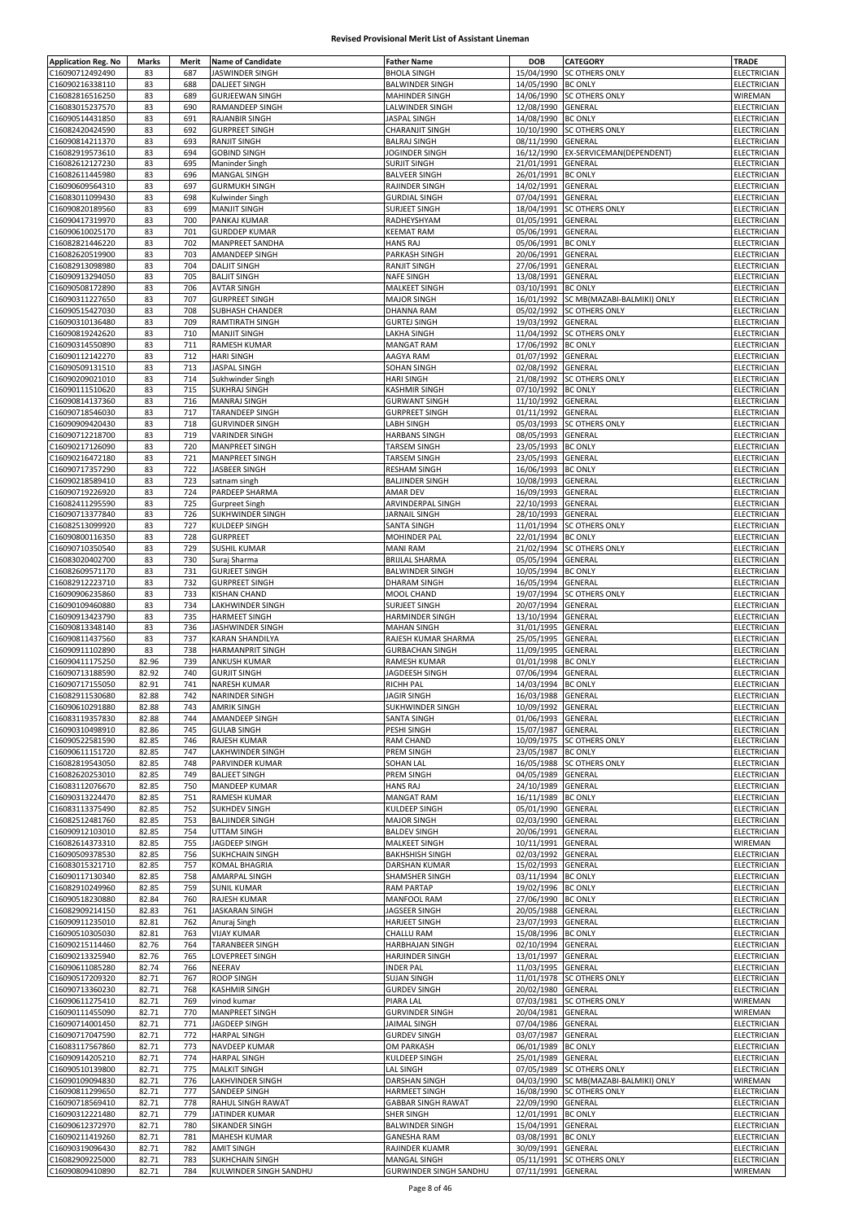# Revised Provisional Merit List of Assistant Lineman

| Application Reg. No | Marks | Merit | Name of Candidate | Father Name | DOB | CATEGORY | TRADE |
|---|---|---|---|---|---|---|---|
| C16090712492490 | 83 | 687 | JASWINDER SINGH | BHOLA SINGH | 15/04/1990 | SC OTHERS ONLY | ELECTRICIAN |
| C16090216338110 | 83 | 688 | DALJEET SINGH | BALWINDER SINGH | 14/05/1990 | BC ONLY | ELECTRICIAN |
| C16082816516250 | 83 | 689 | GURJEEWAN SINGH | MAHINDER SINGH | 14/06/1990 | SC OTHERS ONLY | WIREMAN |
| C16083015237570 | 83 | 690 | RAMANDEEP SINGH | LALWINDER SINGH | 12/08/1990 | GENERAL | ELECTRICIAN |
| C16090514431850 | 83 | 691 | RAJANBIR SINGH | JASPAL SINGH | 14/08/1990 | BC ONLY | ELECTRICIAN |
| C16082420424590 | 83 | 692 | GURPREET SINGH | CHARANJIT SINGH | 10/10/1990 | SC OTHERS ONLY | ELECTRICIAN |
| C16090814211370 | 83 | 693 | RANJIT SINGH | BALRAJ SINGH | 08/11/1990 | GENERAL | ELECTRICIAN |
| C16082919573610 | 83 | 694 | GOBIND SINGH | JOGINDER SINGH | 16/12/1990 | EX-SERVICEMAN(DEPENDENT) | ELECTRICIAN |
| C16082612127230 | 83 | 695 | Maninder Singh | SURJIT SINGH | 21/01/1991 | GENERAL | ELECTRICIAN |
| C16082611445980 | 83 | 696 | MANGAL SINGH | BALVEER SINGH | 26/01/1991 | BC ONLY | ELECTRICIAN |
| C16090609564310 | 83 | 697 | GURMUKH SINGH | RAJINDER SINGH | 14/02/1991 | GENERAL | ELECTRICIAN |
| C16083011099430 | 83 | 698 | Kulwinder Singh | GURDIAL SINGH | 07/04/1991 | GENERAL | ELECTRICIAN |
| C16090820189560 | 83 | 699 | MANJIT SINGH | SURJEET SINGH | 18/04/1991 | SC OTHERS ONLY | ELECTRICIAN |
| C16090417319970 | 83 | 700 | PANKAJ KUMAR | RADHEYSHYAM | 01/05/1991 | GENERAL | ELECTRICIAN |
| C16090610025170 | 83 | 701 | GURDDEP KUMAR | KEEMAT RAM | 05/06/1991 | GENERAL | ELECTRICIAN |
| C16082821446220 | 83 | 702 | MANPREET SANDHA | HANS RAJ | 05/06/1991 | BC ONLY | ELECTRICIAN |
| C16082620519900 | 83 | 703 | AMANDEEP SINGH | PARKASH SINGH | 20/06/1991 | GENERAL | ELECTRICIAN |
| C16082913098980 | 83 | 704 | DALJIT SINGH | RANJIT SINGH | 27/06/1991 | GENERAL | ELECTRICIAN |
| C16090913294050 | 83 | 705 | BALJIT SINGH | NAFE SINGH | 13/08/1991 | GENERAL | ELECTRICIAN |
| C16090508172890 | 83 | 706 | AVTAR SINGH | MALKEET SINGH | 03/10/1991 | BC ONLY | ELECTRICIAN |
| C16090311227650 | 83 | 707 | GURPREET SINGH | MAJOR SINGH | 16/01/1992 | SC MB(MAZABI-BALMIKI) ONLY | ELECTRICIAN |
| C16090515427030 | 83 | 708 | SUBHASH CHANDER | DHANNA RAM | 05/02/1992 | SC OTHERS ONLY | ELECTRICIAN |
| C16090310136480 | 83 | 709 | RAMTIRATH SINGH | GURTEJ SINGH | 19/03/1992 | GENERAL | ELECTRICIAN |
| C16090819242620 | 83 | 710 | MANJIT SINGH | LAKHA SINGH | 11/04/1992 | SC OTHERS ONLY | ELECTRICIAN |
| C16090314550890 | 83 | 711 | RAMESH KUMAR | MANGAT RAM | 17/06/1992 | BC ONLY | ELECTRICIAN |
| C16090112142270 | 83 | 712 | HARI SINGH | AAGYA RAM | 01/07/1992 | GENERAL | ELECTRICIAN |
| C16090509131510 | 83 | 713 | JASPAL SINGH | SOHAN SINGH | 02/08/1992 | GENERAL | ELECTRICIAN |
| C16090209021010 | 83 | 714 | Sukhwinder Singh | HARI SINGH | 21/08/1992 | SC OTHERS ONLY | ELECTRICIAN |
| C16090111510620 | 83 | 715 | SUKHRAJ SINGH | KASHMIR SINGH | 07/10/1992 | BC ONLY | ELECTRICIAN |
| C16090814137360 | 83 | 716 | MANRAJ SINGH | GURWANT SINGH | 11/10/1992 | GENERAL | ELECTRICIAN |
| C16090718546030 | 83 | 717 | TARANDEEP SINGH | GURPREET SINGH | 01/11/1992 | GENERAL | ELECTRICIAN |
| C16090909420430 | 83 | 718 | GURVINDER SINGH | LABH SINGH | 05/03/1993 | SC OTHERS ONLY | ELECTRICIAN |
| C16090712218700 | 83 | 719 | VARINDER SINGH | HARBANS SINGH | 08/05/1993 | GENERAL | ELECTRICIAN |
| C16090217126090 | 83 | 720 | MANPREET SINGH | TARSEM SINGH | 23/05/1993 | BC ONLY | ELECTRICIAN |
| C16090216472180 | 83 | 721 | MANPREET SINGH | TARSEM SINGH | 23/05/1993 | GENERAL | ELECTRICIAN |
| C16090717357290 | 83 | 722 | JASBEER SINGH | RESHAM SINGH | 16/06/1993 | BC ONLY | ELECTRICIAN |
| C16090218589410 | 83 | 723 | satnam singh | BALJINDER SINGH | 10/08/1993 | GENERAL | ELECTRICIAN |
| C16090719226920 | 83 | 724 | PARDEEP SHARMA | AMAR DEV | 16/09/1993 | GENERAL | ELECTRICIAN |
| C16082411295590 | 83 | 725 | Gurpreet Singh | ARVINDERPAL SINGH | 22/10/1993 | GENERAL | ELECTRICIAN |
| C16090713377840 | 83 | 726 | SUKHWINDER SINGH | JARNAIL SINGH | 28/10/1993 | GENERAL | ELECTRICIAN |
| C16082513099920 | 83 | 727 | KULDEEP SINGH | SANTA SINGH | 11/01/1994 | SC OTHERS ONLY | ELECTRICIAN |
| C16090800116350 | 83 | 728 | GURPREET | MOHINDER PAL | 22/01/1994 | BC ONLY | ELECTRICIAN |
| C16090710350540 | 83 | 729 | SUSHIL KUMAR | MANI RAM | 21/02/1994 | SC OTHERS ONLY | ELECTRICIAN |
| C16083020402700 | 83 | 730 | Suraj Sharma | BRIJLAL SHARMA | 05/05/1994 | GENERAL | ELECTRICIAN |
| C16082609571170 | 83 | 731 | GURJEET SINGH | BALWINDER SINGH | 10/05/1994 | BC ONLY | ELECTRICIAN |
| C16082912223710 | 83 | 732 | GURPREET SINGH | DHARAM SINGH | 16/05/1994 | GENERAL | ELECTRICIAN |
| C16090906235860 | 83 | 733 | KISHAN CHAND | MOOL CHAND | 19/07/1994 | SC OTHERS ONLY | ELECTRICIAN |
| C16090109460880 | 83 | 734 | LAKHWINDER SINGH | SURJEET SINGH | 20/07/1994 | GENERAL | ELECTRICIAN |
| C16090913423790 | 83 | 735 | HARMEET SINGH | HARMINDER SINGH | 13/10/1994 | GENERAL | ELECTRICIAN |
| C16090813348140 | 83 | 736 | JASHWINDER SINGH | MAHAN SINGH | 31/01/1995 | GENERAL | ELECTRICIAN |
| C16090811437560 | 83 | 737 | KARAN SHANDILYA | RAJESH KUMAR SHARMA | 25/05/1995 | GENERAL | ELECTRICIAN |
| C16090911102890 | 83 | 738 | HARMANPRIT SINGH | GURBACHAN SINGH | 11/09/1995 | GENERAL | ELECTRICIAN |
| C16090411175250 | 82.96 | 739 | ANKUSH KUMAR | RAMESH KUMAR | 01/01/1998 | BC ONLY | ELECTRICIAN |
| C16090713188590 | 82.92 | 740 | GURJIT SINGH | JAGDEESH SINGH | 07/06/1994 | GENERAL | ELECTRICIAN |
| C16090717155050 | 82.91 | 741 | NARESH KUMAR | RICHH PAL | 14/03/1994 | BC ONLY | ELECTRICIAN |
| C16082911530680 | 82.88 | 742 | NARINDER SINGH | JAGIR SINGH | 16/03/1988 | GENERAL | ELECTRICIAN |
| C16090610291880 | 82.88 | 743 | AMRIK SINGH | SUKHWINDER SINGH | 10/09/1992 | GENERAL | ELECTRICIAN |
| C16083119357830 | 82.88 | 744 | AMANDEEP SINGH | SANTA SINGH | 01/06/1993 | GENERAL | ELECTRICIAN |
| C16090310498910 | 82.86 | 745 | GULAB SINGH | PESHI SINGH | 15/07/1987 | GENERAL | ELECTRICIAN |
| C16090522581590 | 82.85 | 746 | RAJESH KUMAR | RAM CHAND | 10/09/1975 | SC OTHERS ONLY | ELECTRICIAN |
| C16090611151720 | 82.85 | 747 | LAKHWINDER SINGH | PREM SINGH | 23/05/1987 | BC ONLY | ELECTRICIAN |
| C16082819543050 | 82.85 | 748 | PARVINDER KUMAR | SOHAN LAL | 16/05/1988 | SC OTHERS ONLY | ELECTRICIAN |
| C16082620253010 | 82.85 | 749 | BALJEET SINGH | PREM SINGH | 04/05/1989 | GENERAL | ELECTRICIAN |
| C16083112076670 | 82.85 | 750 | MANDEEP KUMAR | HANS RAJ | 24/10/1989 | GENERAL | ELECTRICIAN |
| C16090313224470 | 82.85 | 751 | RAMESH KUMAR | MANGAT RAM | 16/11/1989 | BC ONLY | ELECTRICIAN |
| C16083113375490 | 82.85 | 752 | SUKHDEV SINGH | KULDEEP SINGH | 05/01/1990 | GENERAL | ELECTRICIAN |
| C16082512481760 | 82.85 | 753 | BALJINDER SINGH | MAJOR SINGH | 02/03/1990 | GENERAL | ELECTRICIAN |
| C16090912103010 | 82.85 | 754 | UTTAM SINGH | BALDEV SINGH | 20/06/1991 | GENERAL | ELECTRICIAN |
| C16082614373310 | 82.85 | 755 | JAGDEEP SINGH | MALKEET SINGH | 10/11/1991 | GENERAL | WIREMAN |
| C16090509378530 | 82.85 | 756 | SUKHCHAIN SINGH | BAKHSHISH SINGH | 02/03/1992 | GENERAL | ELECTRICIAN |
| C16083015321710 | 82.85 | 757 | KOMAL BHAGRIA | DARSHAN KUMAR | 15/02/1993 | GENERAL | ELECTRICIAN |
| C16090117130340 | 82.85 | 758 | AMARPAL SINGH | SHAMSHER SINGH | 03/11/1994 | BC ONLY | ELECTRICIAN |
| C16082910249960 | 82.85 | 759 | SUNIL KUMAR | RAM PARTAP | 19/02/1996 | BC ONLY | ELECTRICIAN |
| C16090518230880 | 82.84 | 760 | RAJESH KUMAR | MANFOOL RAM | 27/06/1990 | BC ONLY | ELECTRICIAN |
| C16082909214150 | 82.83 | 761 | JASKARAN SINGH | JAGSEER SINGH | 20/05/1988 | GENERAL | ELECTRICIAN |
| C16090911235010 | 82.81 | 762 | Anuraj Singh | HARJEET SINGH | 23/07/1993 | GENERAL | ELECTRICIAN |
| C16090510305030 | 82.81 | 763 | VIJAY KUMAR | CHALLU RAM | 15/08/1996 | BC ONLY | ELECTRICIAN |
| C16090215114460 | 82.76 | 764 | TARANBEER SINGH | HARBHAJAN SINGH | 02/10/1994 | GENERAL | ELECTRICIAN |
| C16090213325940 | 82.76 | 765 | LOVEPREET SINGH | HARJINDER SINGH | 13/01/1997 | GENERAL | ELECTRICIAN |
| C16090611085280 | 82.74 | 766 | NEERAV | INDER PAL | 11/03/1995 | GENERAL | ELECTRICIAN |
| C16090517209320 | 82.71 | 767 | ROOP SINGH | SUJAN SINGH | 11/01/1978 | SC OTHERS ONLY | ELECTRICIAN |
| C16090713360230 | 82.71 | 768 | KASHMIR SINGH | GURDEV SINGH | 20/02/1980 | GENERAL | ELECTRICIAN |
| C16090611275410 | 82.71 | 769 | vinod kumar | PIARA LAL | 07/03/1981 | SC OTHERS ONLY | WIREMAN |
| C16090111455090 | 82.71 | 770 | MANPREET SINGH | GURVINDER SINGH | 20/04/1981 | GENERAL | WIREMAN |
| C16090714001450 | 82.71 | 771 | JAGDEEP SINGH | JAIMAL SINGH | 07/04/1986 | GENERAL | ELECTRICIAN |
| C16090717047590 | 82.71 | 772 | HARPAL SINGH | GURDEV SINGH | 03/07/1987 | GENERAL | ELECTRICIAN |
| C16083117567860 | 82.71 | 773 | NAVDEEP KUMAR | OM PARKASH | 06/01/1989 | BC ONLY | ELECTRICIAN |
| C16090914205210 | 82.71 | 774 | HARPAL SINGH | KULDEEP SINGH | 25/01/1989 | GENERAL | ELECTRICIAN |
| C16090510139800 | 82.71 | 775 | MALKIT SINGH | LAL SINGH | 07/05/1989 | SC OTHERS ONLY | ELECTRICIAN |
| C16090109094830 | 82.71 | 776 | LAKHVINDER SINGH | DARSHAN SINGH | 04/03/1990 | SC MB(MAZABI-BALMIKI) ONLY | WIREMAN |
| C16090811299650 | 82.71 | 777 | SANDEEP SINGH | HARMEET SINGH | 16/08/1990 | SC OTHERS ONLY | ELECTRICIAN |
| C16090718569410 | 82.71 | 778 | RAHUL SINGH RAWAT | GABBAR SINGH RAWAT | 22/09/1990 | GENERAL | ELECTRICIAN |
| C16090312221480 | 82.71 | 779 | JATINDER KUMAR | SHER SINGH | 12/01/1991 | BC ONLY | ELECTRICIAN |
| C16090612372970 | 82.71 | 780 | SIKANDER SINGH | BALWINDER SINGH | 15/04/1991 | GENERAL | ELECTRICIAN |
| C16090211419260 | 82.71 | 781 | MAHESH KUMAR | GANESHA RAM | 03/08/1991 | BC ONLY | ELECTRICIAN |
| C16090319096430 | 82.71 | 782 | AMIT SINGH | RAJINDER KUAMR | 30/09/1991 | GENERAL | ELECTRICIAN |
| C16082909225000 | 82.71 | 783 | SUKHCHAIN SINGH | MANGAL SINGH | 05/11/1991 | SC OTHERS ONLY | ELECTRICIAN |
| C16090809410890 | 82.71 | 784 | KULWINDER SINGH SANDHU | GURWINDER SINGH SANDHU | 07/11/1991 | GENERAL | WIREMAN |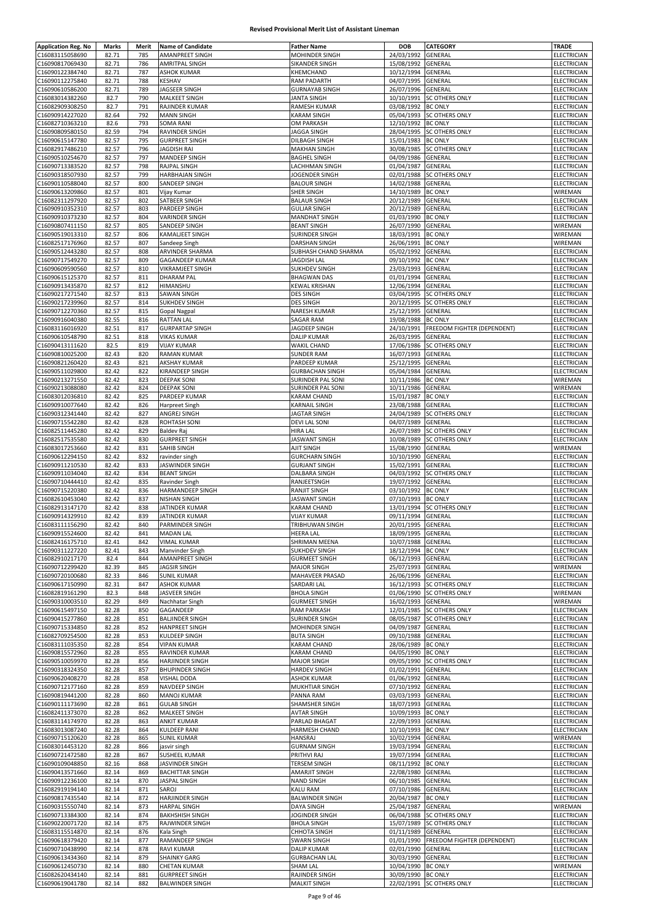# Revised Provisional Merit List of Assistant Lineman

| Application Reg. No | Marks | Merit | Name of Candidate | Father Name | DOB | CATEGORY | TRADE |
|---|---|---|---|---|---|---|---|
| C16083115058690 | 82.71 | 785 | AMANPREET SINGH | MOHINDER SINGH | 24/03/1992 | GENERAL | ELECTRICIAN |
| C16090817069430 | 82.71 | 786 | AMRITPAL SINGH | SIKANDER SINGH | 15/08/1992 | GENERAL | ELECTRICIAN |
| C16090122384740 | 82.71 | 787 | ASHOK KUMAR | KHEMCHAND | 10/12/1994 | GENERAL | ELECTRICIAN |
| C16090112275840 | 82.71 | 788 | KESHAV | RAM PADARTH | 04/07/1995 | GENERAL | ELECTRICIAN |
| C16090610586200 | 82.71 | 789 | JAGSEER SINGH | GURNAYAB SINGH | 26/07/1996 | GENERAL | ELECTRICIAN |
| C16083014382260 | 82.7 | 790 | MALKEET SINGH | JANTA SINGH | 10/10/1991 | SC OTHERS ONLY | ELECTRICIAN |
| C16082909308250 | 82.7 | 791 | RAJINDER KUMAR | RAMESH KUMAR | 03/08/1992 | BC ONLY | ELECTRICIAN |
| C16090914227020 | 82.64 | 792 | MANN SINGH | KARAM SINGH | 05/04/1993 | SC OTHERS ONLY | ELECTRICIAN |
| C16082710363210 | 82.6 | 793 | SOMA RANI | OM PARKASH | 12/10/1992 | BC ONLY | ELECTRICIAN |
| C16090809580150 | 82.59 | 794 | RAVINDER SINGH | JAGGA SINGH | 28/04/1995 | SC OTHERS ONLY | ELECTRICIAN |
| C16090615147780 | 82.57 | 795 | GURPREET SINGH | DILBAGH SINGH | 15/01/1983 | BC ONLY | ELECTRICIAN |
| C16082917486210 | 82.57 | 796 | JAGDISH RAI | MAKHAN SINGH | 30/08/1985 | SC OTHERS ONLY | ELECTRICIAN |
| C16090510254670 | 82.57 | 797 | MANDEEP SINGH | BAGHEL SINGH | 04/09/1986 | GENERAL | ELECTRICIAN |
| C16090713383520 | 82.57 | 798 | RAJPAL SINGH | LACHHMAN SINGH | 01/04/1987 | GENERAL | ELECTRICIAN |
| C16090318507930 | 82.57 | 799 | HARBHAJAN SINGH | JOGENDER SINGH | 02/01/1988 | SC OTHERS ONLY | ELECTRICIAN |
| C16090110588040 | 82.57 | 800 | SANDEEP SINGH | BALOUR SINGH | 14/02/1988 | GENERAL | ELECTRICIAN |
| C16090613209860 | 82.57 | 801 | Vijay Kumar | SHER SINGH | 14/10/1989 | BC ONLY | WIREMAN |
| C16082311297920 | 82.57 | 802 | SATBEER SINGH | BALAUR SINGH | 20/12/1989 | GENERAL | ELECTRICIAN |
| C16090910352310 | 82.57 | 803 | PARDEEP SINGH | GULJAR SINGH | 20/12/1989 | GENERAL | ELECTRICIAN |
| C16090910373230 | 82.57 | 804 | VARINDER SINGH | MANDHAT SINGH | 01/03/1990 | BC ONLY | ELECTRICIAN |
| C16090807411150 | 82.57 | 805 | SANDEEP SINGH | BEANT SINGH | 26/07/1990 | GENERAL | WIREMAN |
| C16090519013310 | 82.57 | 806 | KAMALJEET SINGH | SURINDER SINGH | 18/03/1991 | BC ONLY | WIREMAN |
| C16082517176960 | 82.57 | 807 | Sandeep Singh | DARSHAN SINGH | 26/06/1991 | BC ONLY | WIREMAN |
| C16090512443280 | 82.57 | 808 | ARVINDER SHARMA | SUBHASH CHAND SHARMA | 05/02/1992 | GENERAL | ELECTRICIAN |
| C16090717549270 | 82.57 | 809 | GAGANDEEP KUMAR | JAGDISH LAL | 09/10/1992 | BC ONLY | ELECTRICIAN |
| C16090609590560 | 82.57 | 810 | VIKRAMJEET SINGH | SUKHDEV SINGH | 23/03/1993 | GENERAL | ELECTRICIAN |
| C16090615125370 | 82.57 | 811 | DHARAM PAL | BHAGWAN DAS | 01/01/1994 | GENERAL | ELECTRICIAN |
| C16090913435870 | 82.57 | 812 | HIMANSHU | KEWAL KRISHAN | 12/06/1994 | GENERAL | ELECTRICIAN |
| C16090217271540 | 82.57 | 813 | SAWAN SINGH | DES SINGH | 03/04/1995 | SC OTHERS ONLY | ELECTRICIAN |
| C16090217239960 | 82.57 | 814 | SUKHDEV SINGH | DES SINGH | 20/12/1995 | SC OTHERS ONLY | ELECTRICIAN |
| C16090712270360 | 82.57 | 815 | Gopal Nagpal | NARESH KUMAR | 25/12/1995 | GENERAL | ELECTRICIAN |
| C16090916040380 | 82.55 | 816 | RATTAN LAL | SAGAR RAM | 19/08/1988 | BC ONLY | ELECTRICIAN |
| C16083116016920 | 82.51 | 817 | GURPARTAP SINGH | JAGDEEP SINGH | 24/10/1991 | FREEDOM FIGHTER (DEPENDENT) | ELECTRICIAN |
| C16090610548790 | 82.51 | 818 | VIKAS KUMAR | DALIP KUMAR | 26/03/1995 | GENERAL | ELECTRICIAN |
| C16090413111620 | 82.5 | 819 | VIJAY KUMAR | WAKIL CHAND | 17/06/1986 | SC OTHERS ONLY | ELECTRICIAN |
| C16090810025200 | 82.43 | 820 | RAMAN KUMAR | SUNDER RAM | 16/07/1993 | GENERAL | ELECTRICIAN |
| C16090821260420 | 82.43 | 821 | AKSHAY KUMAR | PARDEEP KUMAR | 25/12/1995 | GENERAL | ELECTRICIAN |
| C16090511029800 | 82.42 | 822 | KIRANDEEP SINGH | GURBACHAN SINGH | 05/04/1984 | GENERAL | ELECTRICIAN |
| C16090213271550 | 82.42 | 823 | DEEPAK SONI | SURINDER PAL SONI | 10/11/1986 | BC ONLY | WIREMAN |
| C16090213088080 | 82.42 | 824 | DEEPAK SONI | SURINDER PAL SONI | 10/11/1986 | GENERAL | WIREMAN |
| C16083012036810 | 82.42 | 825 | PARDEEP KUMAR | KARAM CHAND | 15/01/1987 | BC ONLY | ELECTRICIAN |
| C16090910077640 | 82.42 | 826 | Harpreet Singh | KARNAIL SINGH | 23/08/1988 | GENERAL | ELECTRICIAN |
| C16090312341440 | 82.42 | 827 | ANGREJ SINGH | JAGTAR SINGH | 24/04/1989 | SC OTHERS ONLY | ELECTRICIAN |
| C16090715542280 | 82.42 | 828 | ROHTASH SONI | DEVI LAL SONI | 04/07/1989 | GENERAL | ELECTRICIAN |
| C16082511445280 | 82.42 | 829 | Baldev Raj | HIRA LAL | 26/07/1989 | SC OTHERS ONLY | ELECTRICIAN |
| C16082517535580 | 82.42 | 830 | GURPREET SINGH | JASWANT SINGH | 10/08/1989 | SC OTHERS ONLY | ELECTRICIAN |
| C16083017253660 | 82.42 | 831 | SAHIB SINGH | AJIT SINGH | 15/08/1990 | GENERAL | WIREMAN |
| C16090612294150 | 82.42 | 832 | ravinder singh | GURCHARN SINGH | 10/10/1990 | GENERAL | ELECTRICIAN |
| C16090911210530 | 82.42 | 833 | JASWINDER SINGH | GURJANT SINGH | 15/02/1991 | GENERAL | ELECTRICIAN |
| C16090911034040 | 82.42 | 834 | BEANT SINGH | DALBARA SINGH | 04/03/1992 | SC OTHERS ONLY | ELECTRICIAN |
| C16090710444410 | 82.42 | 835 | Ravinder Singh | RANJEETSNGH | 19/07/1992 | GENERAL | ELECTRICIAN |
| C16090715220380 | 82.42 | 836 | HARMANDEEP SINGH | RANJIT SINGH | 03/10/1992 | BC ONLY | ELECTRICIAN |
| C16082610453040 | 82.42 | 837 | NISHAN SINGH | JASWANT SINGH | 07/10/1993 | BC ONLY | ELECTRICIAN |
| C16082913147170 | 82.42 | 838 | JATINDER KUMAR | KARAM CHAND | 13/01/1994 | SC OTHERS ONLY | ELECTRICIAN |
| C16090914329910 | 82.42 | 839 | JATINDER KUMAR | VIJAY KUMAR | 09/11/1994 | GENERAL | ELECTRICIAN |
| C16083111156290 | 82.42 | 840 | PARMINDER SINGH | TRIBHUWAN SINGH | 20/01/1995 | GENERAL | ELECTRICIAN |
| C16090915524600 | 82.42 | 841 | MADAN LAL | HEERA LAL | 18/09/1995 | GENERAL | ELECTRICIAN |
| C16082416175710 | 82.41 | 842 | VIMAL KUMAR | SHRIMAN MEENA | 10/07/1988 | GENERAL | ELECTRICIAN |
| C16090311227220 | 82.41 | 843 | Manvinder Singh | SUKHDEV SINGH | 18/12/1994 | BC ONLY | ELECTRICIAN |
| C16082910217170 | 82.4 | 844 | AMANPREET SINGH | GURMEET SINGH | 06/12/1993 | GENERAL | ELECTRICIAN |
| C16090712299420 | 82.39 | 845 | JAGSIR SINGH | MAJOR SINGH | 25/07/1993 | GENERAL | WIREMAN |
| C16090720100680 | 82.33 | 846 | SUNIL KUMAR | MAHAVEER PRASAD | 26/06/1996 | GENERAL | ELECTRICIAN |
| C16090617150990 | 82.31 | 847 | ASHOK KUMAR | SARDARI LAL | 16/12/1993 | SC OTHERS ONLY | ELECTRICIAN |
| C16082819161290 | 82.3 | 848 | JASVEER SINGH | BHOLA SINGH | 01/06/1990 | SC OTHERS ONLY | WIREMAN |
| C16090310003510 | 82.29 | 849 | Nachhatar Singh | GURMEET SINGH | 16/02/1993 | GENERAL | WIREMAN |
| C16090615497150 | 82.28 | 850 | GAGANDEEP | RAM PARKASH | 12/01/1985 | SC OTHERS ONLY | ELECTRICIAN |
| C16090415277860 | 82.28 | 851 | BALJINDER SINGH | SURINDER SINGH | 08/05/1987 | SC OTHERS ONLY | ELECTRICIAN |
| C16090715334850 | 82.28 | 852 | HANPREET SINGH | MOHINDER SINGH | 04/09/1987 | GENERAL | ELECTRICIAN |
| C16082709254500 | 82.28 | 853 | KULDEEP SINGH | BUTA SINGH | 09/10/1988 | GENERAL | ELECTRICIAN |
| C16083111035350 | 82.28 | 854 | VIPAN KUMAR | KARAM CHAND | 28/06/1989 | BC ONLY | ELECTRICIAN |
| C16090815572960 | 82.28 | 855 | RAVINDER KUMAR | KARAM CHAND | 04/05/1990 | BC ONLY | ELECTRICIAN |
| C16090510059970 | 82.28 | 856 | HARJINDER SINGH | MAJOR SINGH | 09/05/1990 | SC OTHERS ONLY | ELECTRICIAN |
| C16090318324350 | 82.28 | 857 | BHUPINDER SINGH | HARDEV SINGH | 01/02/1991 | GENERAL | ELECTRICIAN |
| C16090620408270 | 82.28 | 858 | VISHAL DODA | ASHOK KUMAR | 01/06/1992 | GENERAL | ELECTRICIAN |
| C16090712177160 | 82.28 | 859 | NAVDEEP SINGH | MUKHTIAR SINGH | 07/10/1992 | GENERAL | ELECTRICIAN |
| C16090819441200 | 82.28 | 860 | MANOJ KUMAR | PANNA RAM | 03/03/1993 | GENERAL | ELECTRICIAN |
| C16090111173690 | 82.28 | 861 | GULAB SINGH | SHAMSHER SINGH | 18/07/1993 | GENERAL | ELECTRICIAN |
| C16082411373070 | 82.28 | 862 | MALKEET SINGH | AVTAR SINGH | 10/09/1993 | BC ONLY | ELECTRICIAN |
| C16083114174970 | 82.28 | 863 | ANKIT KUMAR | PARLAD BHAGAT | 22/09/1993 | GENERAL | ELECTRICIAN |
| C16083013087240 | 82.28 | 864 | KULDEEP RANI | HARMESH CHAND | 10/10/1993 | BC ONLY | ELECTRICIAN |
| C16090715120620 | 82.28 | 865 | SUNIL KUMAR | HANSRAJ | 10/02/1994 | GENERAL | WIREMAN |
| C16083014453120 | 82.28 | 866 | jasvir singh | GURNAM SINGH | 19/03/1994 | GENERAL | ELECTRICIAN |
| C16090721472580 | 82.28 | 867 | SUSHEEL KUMAR | PRITHVI RAJ | 19/07/1994 | GENERAL | ELECTRICIAN |
| C16090109048850 | 82.16 | 868 | JASVINDER SINGH | TERSEM SINGH | 08/11/1992 | BC ONLY | ELECTRICIAN |
| C16090413571660 | 82.14 | 869 | BACHITTAR SINGH | AMARJIT SINGH | 22/08/1980 | GENERAL | ELECTRICIAN |
| C16090912236100 | 82.14 | 870 | JASPAL SINGH | NAND SINGH | 06/10/1985 | GENERAL | ELECTRICIAN |
| C16082919194140 | 82.14 | 871 | SAROJ | KALU RAM | 07/10/1986 | GENERAL | ELECTRICIAN |
| C16090817435540 | 82.14 | 872 | HARJINDER SINGH | BALWINDER SINGH | 20/04/1987 | BC ONLY | ELECTRICIAN |
| C16090315550740 | 82.14 | 873 | HARPAL SINGH | DAYA SINGH | 25/04/1987 | GENERAL | WIREMAN |
| C16090713384300 | 82.14 | 874 | BAKHSHISH SINGH | JOGINDER SINGH | 06/04/1988 | SC OTHERS ONLY | ELECTRICIAN |
| C16090220071720 | 82.14 | 875 | RAJWINDER SINGH | BHOLA SINGH | 15/07/1989 | SC OTHERS ONLY | ELECTRICIAN |
| C16083115514870 | 82.14 | 876 | Kala Singh | CHHOTA SINGH | 01/11/1989 | GENERAL | ELECTRICIAN |
| C16090618379420 | 82.14 | 877 | RAMANDEEP SINGH | SWARN SINGH | 01/01/1990 | FREEDOM FIGHTER (DEPENDENT) | ELECTRICIAN |
| C16090710438990 | 82.14 | 878 | RAVI KUMAR | DALIP KUMAR | 02/01/1990 | GENERAL | ELECTRICIAN |
| C16090613434360 | 82.14 | 879 | SHAINKY GARG | GURBACHAN LAL | 30/03/1990 | GENERAL | ELECTRICIAN |
| C16090612450730 | 82.14 | 880 | CHETAN KUMAR | SHAM LAL | 10/04/1990 | BC ONLY | WIREMAN |
| C16082620434140 | 82.14 | 881 | GURPREET SINGH | RAJINDER SINGH | 30/09/1990 | BC ONLY | ELECTRICIAN |
| C16090619041780 | 82.14 | 882 | BALWINDER SINGH | MALKIT SINGH | 22/02/1991 | SC OTHERS ONLY | ELECTRICIAN |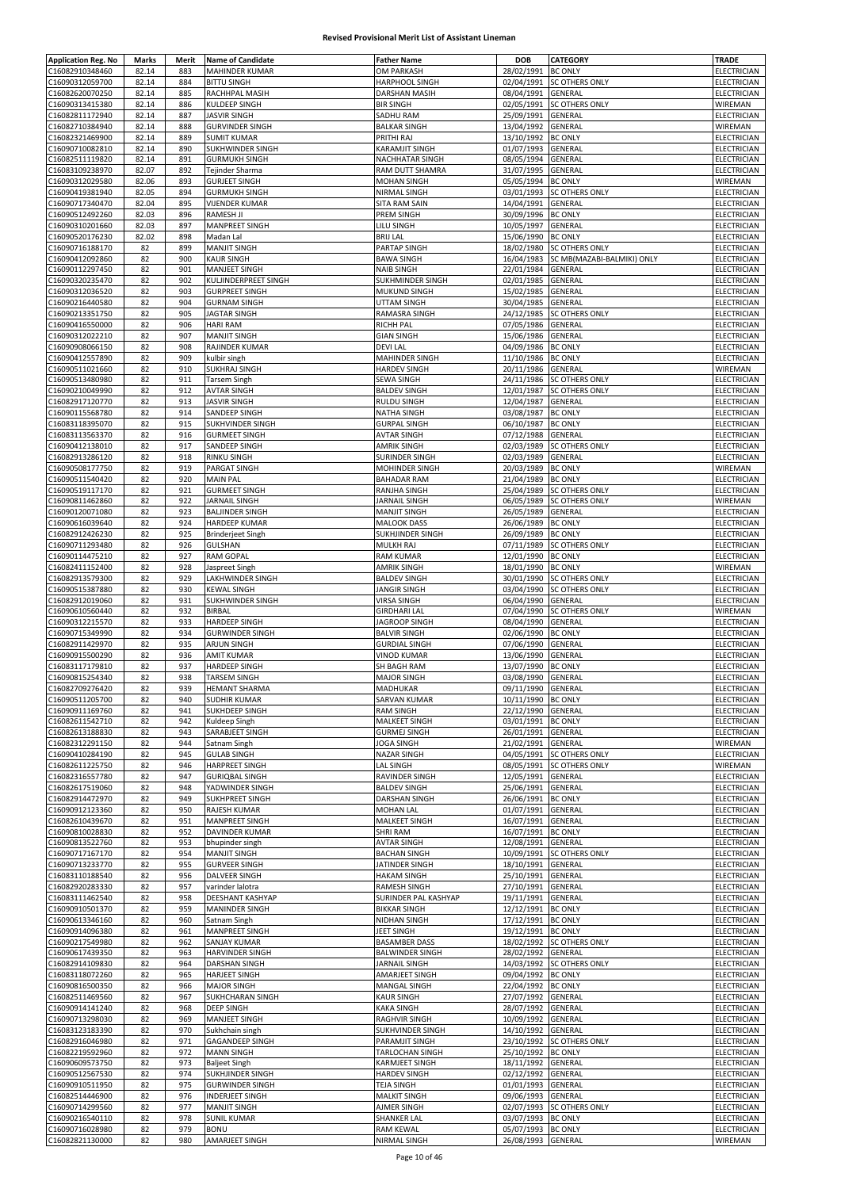# Revised Provisional Merit List of Assistant Lineman

| Application Reg. No | Marks | Merit | Name of Candidate | Father Name | DOB | CATEGORY | TRADE |
|---|---|---|---|---|---|---|---|
| C16082910348460 | 82.14 | 883 | MAHINDER KUMAR | OM PARKASH | 28/02/1991 | BC ONLY | ELECTRICIAN |
| C16090312059700 | 82.14 | 884 | BITTU SINGH | HARPHOOL SINGH | 02/04/1991 | SC OTHERS ONLY | ELECTRICIAN |
| C16082620070250 | 82.14 | 885 | RACHHPAL MASIH | DARSHAN MASIH | 08/04/1991 | GENERAL | ELECTRICIAN |
| C16090313415380 | 82.14 | 886 | KULDEEP SINGH | BIR SINGH | 02/05/1991 | SC OTHERS ONLY | WIREMAN |
| C16082811172940 | 82.14 | 887 | JASVIR SINGH | SADHU RAM | 25/09/1991 | GENERAL | ELECTRICIAN |
| C16082710384940 | 82.14 | 888 | GURVINDER SINGH | BALKAR SINGH | 13/04/1992 | GENERAL | WIREMAN |
| C16082321469900 | 82.14 | 889 | SUMIT KUMAR | PRITHI RAJ | 13/10/1992 | BC ONLY | ELECTRICIAN |
| C16090710082810 | 82.14 | 890 | SUKHWINDER SINGH | KARAMJIT SINGH | 01/07/1993 | GENERAL | ELECTRICIAN |
| C16082511119820 | 82.14 | 891 | GURMUKH SINGH | NACHHATAR SINGH | 08/05/1994 | GENERAL | ELECTRICIAN |
| C16083109238970 | 82.07 | 892 | Tejinder Sharma | RAM DUTT SHAMRA | 31/07/1995 | GENERAL | ELECTRICIAN |
| C16090312029580 | 82.06 | 893 | GURJEET SINGH | MOHAN SINGH | 05/05/1994 | BC ONLY | WIREMAN |
| C16090419381940 | 82.05 | 894 | GURMUKH SINGH | NIRMAL SINGH | 03/01/1993 | SC OTHERS ONLY | ELECTRICIAN |
| C16090717340470 | 82.04 | 895 | VIJENDER KUMAR | SITA RAM SAIN | 14/04/1991 | GENERAL | ELECTRICIAN |
| C16090512492260 | 82.03 | 896 | RAMESH JI | PREM SINGH | 30/09/1996 | BC ONLY | ELECTRICIAN |
| C16090310201660 | 82.03 | 897 | MANPREET SINGH | LILU SINGH | 10/05/1997 | GENERAL | ELECTRICIAN |
| C16090520176230 | 82.02 | 898 | Madan Lal | BRIJ LAL | 15/06/1990 | BC ONLY | ELECTRICIAN |
| C16090716188170 | 82 | 899 | MANJIT SINGH | PARTAP SINGH | 18/02/1980 | SC OTHERS ONLY | ELECTRICIAN |
| C16090412092860 | 82 | 900 | KAUR SINGH | BAWA SINGH | 16/04/1983 | SC MB(MAZABI-BALMIKI) ONLY | ELECTRICIAN |
| C16090112297450 | 82 | 901 | MANJEET SINGH | NAIB SINGH | 22/01/1984 | GENERAL | ELECTRICIAN |
| C16090320235470 | 82 | 902 | KULJINDERPREET SINGH | SUKHMINDER SINGH | 02/01/1985 | GENERAL | ELECTRICIAN |
| C16090312036520 | 82 | 903 | GURPREET SINGH | MUKUND SINGH | 15/02/1985 | GENERAL | ELECTRICIAN |
| C16090216440580 | 82 | 904 | GURNAM SINGH | UTTAM SINGH | 30/04/1985 | GENERAL | ELECTRICIAN |
| C16090213351750 | 82 | 905 | JAGTAR SINGH | RAMASRA SINGH | 24/12/1985 | SC OTHERS ONLY | ELECTRICIAN |
| C16090416550000 | 82 | 906 | HARI RAM | RICHH PAL | 07/05/1986 | GENERAL | ELECTRICIAN |
| C16090312022210 | 82 | 907 | MANJIT SINGH | GIAN SINGH | 15/06/1986 | GENERAL | ELECTRICIAN |
| C16090908066150 | 82 | 908 | RAJINDER KUMAR | DEVI LAL | 04/09/1986 | BC ONLY | ELECTRICIAN |
| C16090412557890 | 82 | 909 | kulbir singh | MAHINDER SINGH | 11/10/1986 | BC ONLY | ELECTRICIAN |
| C16090511021660 | 82 | 910 | SUKHRAJ SINGH | HARDEV SINGH | 20/11/1986 | GENERAL | WIREMAN |
| C16090513480980 | 82 | 911 | Tarsem Singh | SEWA SINGH | 24/11/1986 | SC OTHERS ONLY | ELECTRICIAN |
| C16090210049990 | 82 | 912 | AVTAR SINGH | BALDEV SINGH | 12/01/1987 | SC OTHERS ONLY | ELECTRICIAN |
| C16082917120770 | 82 | 913 | JASVIR SINGH | RULDU SINGH | 12/04/1987 | GENERAL | ELECTRICIAN |
| C16090115568780 | 82 | 914 | SANDEEP SINGH | NATHA SINGH | 03/08/1987 | BC ONLY | ELECTRICIAN |
| C16083118395070 | 82 | 915 | SUKHVINDER SINGH | GURPAL SINGH | 06/10/1987 | BC ONLY | ELECTRICIAN |
| C16083113563370 | 82 | 916 | GURMEET SINGH | AVTAR SINGH | 07/12/1988 | GENERAL | ELECTRICIAN |
| C16090412138010 | 82 | 917 | SANDEEP SINGH | AMRIK SINGH | 02/03/1989 | SC OTHERS ONLY | ELECTRICIAN |
| C16082913286120 | 82 | 918 | RINKU SINGH | SURINDER SINGH | 02/03/1989 | GENERAL | ELECTRICIAN |
| C16090508177750 | 82 | 919 | PARGAT SINGH | MOHINDER SINGH | 20/03/1989 | BC ONLY | WIREMAN |
| C16090511540420 | 82 | 920 | MAIN PAL | BAHADAR RAM | 21/04/1989 | BC ONLY | ELECTRICIAN |
| C16090519117170 | 82 | 921 | GURMEET SINGH | RANJHA SINGH | 25/04/1989 | SC OTHERS ONLY | ELECTRICIAN |
| C16090811462860 | 82 | 922 | JARNAIL SINGH | JARNAIL SINGH | 06/05/1989 | SC OTHERS ONLY | WIREMAN |
| C16090120071080 | 82 | 923 | BALJINDER SINGH | MANJIT SINGH | 26/05/1989 | GENERAL | ELECTRICIAN |
| C16090616039640 | 82 | 924 | HARDEEP KUMAR | MALOOK DASS | 26/06/1989 | BC ONLY | ELECTRICIAN |
| C16082912426230 | 82 | 925 | Brinderjeet Singh | SUKHJINDER SINGH | 26/09/1989 | BC ONLY | ELECTRICIAN |
| C16090711293480 | 82 | 926 | GULSHAN | MULKH RAJ | 07/11/1989 | SC OTHERS ONLY | ELECTRICIAN |
| C16090114475210 | 82 | 927 | RAM GOPAL | RAM KUMAR | 12/01/1990 | BC ONLY | ELECTRICIAN |
| C16082411152400 | 82 | 928 | Jaspreet Singh | AMRIK SINGH | 18/01/1990 | BC ONLY | WIREMAN |
| C16082913579300 | 82 | 929 | LAKHWINDER SINGH | BALDEV SINGH | 30/01/1990 | SC OTHERS ONLY | ELECTRICIAN |
| C16090515387880 | 82 | 930 | KEWAL SINGH | JANGIR SINGH | 03/04/1990 | SC OTHERS ONLY | ELECTRICIAN |
| C16082912019060 | 82 | 931 | SUKHWINDER SINGH | VIRSA SINGH | 06/04/1990 | GENERAL | ELECTRICIAN |
| C16090610560440 | 82 | 932 | BIRBAL | GIRDHARI LAL | 07/04/1990 | SC OTHERS ONLY | WIREMAN |
| C16090312215570 | 82 | 933 | HARDEEP SINGH | JAGROOP SINGH | 08/04/1990 | GENERAL | ELECTRICIAN |
| C16090715349990 | 82 | 934 | GURWINDER SINGH | BALVIR SINGH | 02/06/1990 | BC ONLY | ELECTRICIAN |
| C16082911429970 | 82 | 935 | ARJUN SINGH | GURDIAL SINGH | 07/06/1990 | GENERAL | ELECTRICIAN |
| C16090915500290 | 82 | 936 | AMIT KUMAR | VINOD KUMAR | 13/06/1990 | GENERAL | ELECTRICIAN |
| C16083117179810 | 82 | 937 | HARDEEP SINGH | SH BAGH RAM | 13/07/1990 | BC ONLY | ELECTRICIAN |
| C16090815254340 | 82 | 938 | TARSEM SINGH | MAJOR SINGH | 03/08/1990 | GENERAL | ELECTRICIAN |
| C16082709276420 | 82 | 939 | HEMANT SHARMA | MADHUKAR | 09/11/1990 | GENERAL | ELECTRICIAN |
| C16090511205700 | 82 | 940 | SUDHIR KUMAR | SARVAN KUMAR | 10/11/1990 | BC ONLY | ELECTRICIAN |
| C16090911169760 | 82 | 941 | SUKHDEEP SINGH | RAM SINGH | 22/12/1990 | GENERAL | ELECTRICIAN |
| C16082611542710 | 82 | 942 | Kuldeep Singh | MALKEET SINGH | 03/01/1991 | BC ONLY | ELECTRICIAN |
| C16082613188830 | 82 | 943 | SARABJEET SINGH | GURMEJ SINGH | 26/01/1991 | GENERAL | ELECTRICIAN |
| C16082312291150 | 82 | 944 | Satnam Singh | JOGA SINGH | 21/02/1991 | GENERAL | WIREMAN |
| C16090410284190 | 82 | 945 | GULAB SINGH | NAZAR SINGH | 04/05/1991 | SC OTHERS ONLY | ELECTRICIAN |
| C16082611225750 | 82 | 946 | HARPREET SINGH | LAL SINGH | 08/05/1991 | SC OTHERS ONLY | WIREMAN |
| C16082316557780 | 82 | 947 | GURIQBAL SINGH | RAVINDER SINGH | 12/05/1991 | GENERAL | ELECTRICIAN |
| C16082617519060 | 82 | 948 | YADWINDER SINGH | BALDEV SINGH | 25/06/1991 | GENERAL | ELECTRICIAN |
| C16082914472970 | 82 | 949 | SUKHPREET SINGH | DARSHAN SINGH | 26/06/1991 | BC ONLY | ELECTRICIAN |
| C16090912123360 | 82 | 950 | RAJESH KUMAR | MOHAN LAL | 01/07/1991 | GENERAL | ELECTRICIAN |
| C16082610439670 | 82 | 951 | MANPREET SINGH | MALKEET SINGH | 16/07/1991 | GENERAL | ELECTRICIAN |
| C16090810028830 | 82 | 952 | DAVINDER KUMAR | SHRI RAM | 16/07/1991 | BC ONLY | ELECTRICIAN |
| C16090813522760 | 82 | 953 | bhupinder singh | AVTAR SINGH | 12/08/1991 | GENERAL | ELECTRICIAN |
| C16090717167170 | 82 | 954 | MANJIT SINGH | BACHAN SINGH | 10/09/1991 | SC OTHERS ONLY | ELECTRICIAN |
| C16090713233770 | 82 | 955 | GURVEER SINGH | JATINDER SINGH | 18/10/1991 | GENERAL | ELECTRICIAN |
| C16083110188540 | 82 | 956 | DALVEER SINGH | HAKAM SINGH | 25/10/1991 | GENERAL | ELECTRICIAN |
| C16082920283330 | 82 | 957 | varinder lalotra | RAMESH SINGH | 27/10/1991 | GENERAL | ELECTRICIAN |
| C16083111462540 | 82 | 958 | DEESHANT KASHYAP | SURINDER PAL KASHYAP | 19/11/1991 | GENERAL | ELECTRICIAN |
| C16090910501370 | 82 | 959 | MANINDER SINGH | BIKKAR SINGH | 12/12/1991 | BC ONLY | ELECTRICIAN |
| C16090613346160 | 82 | 960 | Satnam Singh | NIDHAN SINGH | 17/12/1991 | BC ONLY | ELECTRICIAN |
| C16090914096380 | 82 | 961 | MANPREET SINGH | JEET SINGH | 19/12/1991 | BC ONLY | ELECTRICIAN |
| C16090217549980 | 82 | 962 | SANJAY KUMAR | BASAMBER DASS | 18/02/1992 | SC OTHERS ONLY | ELECTRICIAN |
| C16090617439350 | 82 | 963 | HARVINDER SINGH | BALWINDER SINGH | 28/02/1992 | GENERAL | ELECTRICIAN |
| C16082914109830 | 82 | 964 | DARSHAN SINGH | JARNAIL SINGH | 14/03/1992 | SC OTHERS ONLY | ELECTRICIAN |
| C16083118072260 | 82 | 965 | HARJEET SINGH | AMARJEET SINGH | 09/04/1992 | BC ONLY | ELECTRICIAN |
| C16090816500350 | 82 | 966 | MAJOR SINGH | MANGAL SINGH | 22/04/1992 | BC ONLY | ELECTRICIAN |
| C16082511469560 | 82 | 967 | SUKHCHARAN SINGH | KAUR SINGH | 27/07/1992 | GENERAL | ELECTRICIAN |
| C16090914141240 | 82 | 968 | DEEP SINGH | KAKA SINGH | 28/07/1992 | GENERAL | ELECTRICIAN |
| C16090713298030 | 82 | 969 | MANJEET SINGH | RAGHVIR SINGH | 10/09/1992 | GENERAL | ELECTRICIAN |
| C16083123183390 | 82 | 970 | Sukhchain singh | SUKHVINDER SINGH | 14/10/1992 | GENERAL | ELECTRICIAN |
| C16082916046980 | 82 | 971 | GAGANDEEP SINGH | PARAMJIT SINGH | 23/10/1992 | SC OTHERS ONLY | ELECTRICIAN |
| C16082219592960 | 82 | 972 | MANN SINGH | TARLOCHAN SINGH | 25/10/1992 | BC ONLY | ELECTRICIAN |
| C16090609573750 | 82 | 973 | Baljeet Singh | KARMJEET SINGH | 18/11/1992 | GENERAL | ELECTRICIAN |
| C16090512567530 | 82 | 974 | SUKHJINDER SINGH | HARDEV SINGH | 02/12/1992 | GENERAL | ELECTRICIAN |
| C16090910511950 | 82 | 975 | GURWINDER SINGH | TEJA SINGH | 01/01/1993 | GENERAL | ELECTRICIAN |
| C16082514446900 | 82 | 976 | INDERJEET SINGH | MALKIT SINGH | 09/06/1993 | GENERAL | ELECTRICIAN |
| C16090714299560 | 82 | 977 | MANJIT SINGH | AJMER SINGH | 02/07/1993 | SC OTHERS ONLY | ELECTRICIAN |
| C16090216540110 | 82 | 978 | SUNIL KUMAR | SHANKER LAL | 03/07/1993 | BC ONLY | ELECTRICIAN |
| C16090716028980 | 82 | 979 | BONU | RAM KEWAL | 05/07/1993 | BC ONLY | ELECTRICIAN |
| C16082821130000 | 82 | 980 | AMARJEET SINGH | NIRMAL SINGH | 26/08/1993 | GENERAL | WIREMAN |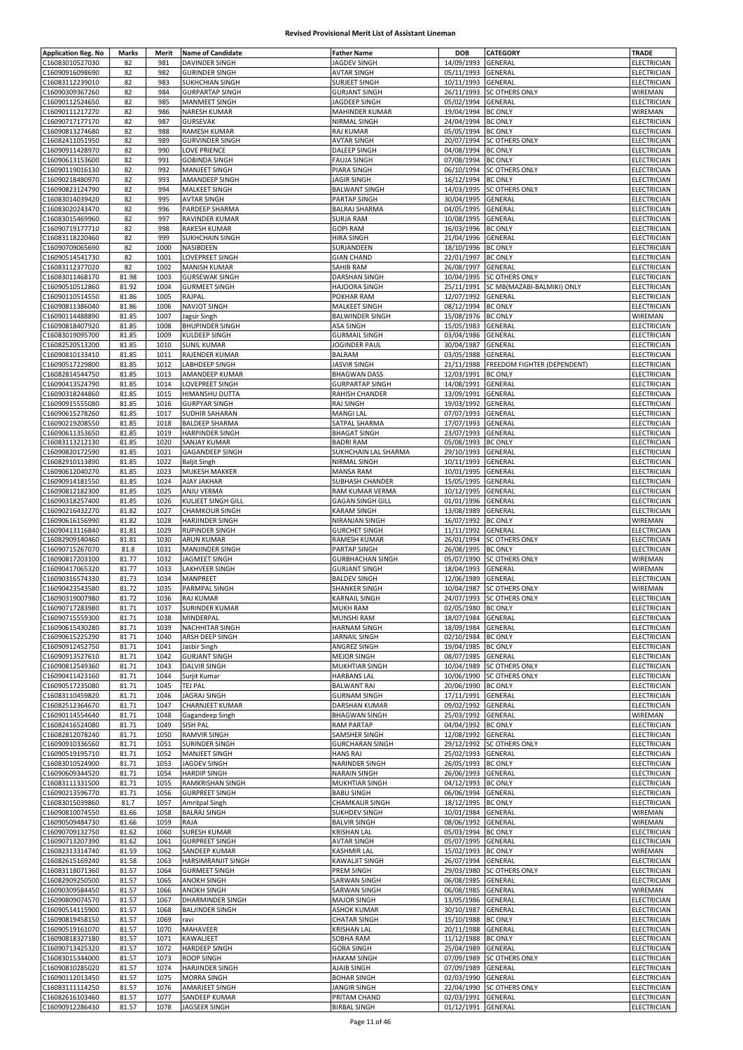# Revised Provisional Merit List of Assistant Lineman

| Application Reg. No | Marks | Merit | Name of Candidate | Father Name | DOB | CATEGORY | TRADE |
|---|---|---|---|---|---|---|---|
| C16083010527030 | 82 | 981 | DAVINDER SINGH | JAGDEV SINGH | 14/09/1993 | GENERAL | ELECTRICIAN |
| C16090916098690 | 82 | 982 | GURINDER SINGH | AVTAR SINGH | 05/11/1993 | GENERAL | ELECTRICIAN |
| C16083112239010 | 82 | 983 | SUKHCHIAN SINGH | SURJEET SINGH | 10/11/1993 | GENERAL | ELECTRICIAN |
| C16090309367260 | 82 | 984 | GURPARTAP SINGH | GURJANT SINGH | 26/11/1993 | SC OTHERS ONLY | WIREMAN |
| C16090112524650 | 82 | 985 | MANMEET SINGH | JAGDEEP SINGH | 05/02/1994 | GENERAL | ELECTRICIAN |
| C16090111217270 | 82 | 986 | NARESH KUMAR | MAHINDER KUMAR | 19/04/1994 | BC ONLY | WIREMAN |
| C16090717177170 | 82 | 987 | GURSEVAK | NIRMAL SINGH | 24/04/1994 | BC ONLY | ELECTRICIAN |
| C16090813274680 | 82 | 988 | RAMESH KUMAR | RAJ KUMAR | 05/05/1994 | BC ONLY | ELECTRICIAN |
| C16082411051950 | 82 | 989 | GURVINDER SINGH | AVTAR SINGH | 20/07/1994 | SC OTHERS ONLY | ELECTRICIAN |
| C16090911428970 | 82 | 990 | LOVE PRIENCE | DALEEP SINGH | 04/08/1994 | BC ONLY | ELECTRICIAN |
| C16090613153600 | 82 | 991 | GOBINDA SINGH | FAUJA SINGH | 07/08/1994 | BC ONLY | ELECTRICIAN |
| C16090119016130 | 82 | 992 | MANJEET SINGH | PIARA SINGH | 06/10/1994 | SC OTHERS ONLY | ELECTRICIAN |
| C16090218480970 | 82 | 993 | AMANDEEP SINGH | JAGIR SINGH | 16/12/1994 | BC ONLY | ELECTRICIAN |
| C16090823124790 | 82 | 994 | MALKEET SINGH | BALWANT SINGH | 14/03/1995 | SC OTHERS ONLY | ELECTRICIAN |
| C16083014039420 | 82 | 995 | AVTAR SINGH | PARTAP SINGH | 30/04/1995 | GENERAL | ELECTRICIAN |
| C16083020243470 | 82 | 996 | PARDEEP SHARMA | BALRAJ SHARMA | 04/05/1995 | GENERAL | ELECTRICIAN |
| C16083015469960 | 82 | 997 | RAVINDER KUMAR | SURJA RAM | 10/08/1995 | GENERAL | ELECTRICIAN |
| C16090719177710 | 82 | 998 | RAKESH KUMAR | GOPI RAM | 16/03/1996 | BC ONLY | ELECTRICIAN |
| C16083118220460 | 82 | 999 | SUKHCHAIN SINGH | HIRA SINGH | 21/04/1996 | GENERAL | ELECTRICIAN |
| C16090709065690 | 82 | 1000 | NASIBDEEN | SURJANDEEN | 18/10/1996 | BC ONLY | ELECTRICIAN |
| C16090514541730 | 82 | 1001 | LOVEPREET SINGH | GIAN CHAND | 22/01/1997 | BC ONLY | ELECTRICIAN |
| C16083112377020 | 82 | 1002 | MANISH KUMAR | SAHIB RAM | 26/08/1997 | GENERAL | ELECTRICIAN |
| C16083011468170 | 81.98 | 1003 | GURSEWAK SINGH | DARSHAN SINGH | 10/04/1995 | SC OTHERS ONLY | ELECTRICIAN |
| C16090510512860 | 81.92 | 1004 | GURMEET SINGH | HAJOORA SINGH | 25/11/1991 | SC MB(MAZABI-BALMIKI) ONLY | ELECTRICIAN |
| C16090110514550 | 81.86 | 1005 | RAJPAL | POKHAR RAM | 12/07/1992 | GENERAL | ELECTRICIAN |
| C16090811386040 | 81.86 | 1006 | NAVJOT SINGH | MALKEET SINGH | 08/12/1994 | BC ONLY | ELECTRICIAN |
| C16090114488890 | 81.85 | 1007 | Jagsir Singh | BALWINDER SINGH | 15/08/1976 | BC ONLY | WIREMAN |
| C16090818407920 | 81.85 | 1008 | BHUPINDER SINGH | ASA SINGH | 15/05/1983 | GENERAL | ELECTRICIAN |
| C16083019095700 | 81.85 | 1009 | KULDEEP SINGH | GURMAIL SINGH | 03/04/1986 | GENERAL | ELECTRICIAN |
| C16082520513200 | 81.85 | 1010 | SUNIL KUMAR | JOGINDER PAUL | 30/04/1987 | GENERAL | ELECTRICIAN |
| C16090810133410 | 81.85 | 1011 | RAJENDER KUMAR | BALRAM | 03/05/1988 | GENERAL | ELECTRICIAN |
| C16090517229800 | 81.85 | 1012 | LABHDEEP SINGH | JASVIR SINGH | 21/11/1988 | FREEDOM FIGHTER (DEPENDENT) | ELECTRICIAN |
| C16082814544750 | 81.85 | 1013 | AMANDEEP KUMAR | BHAGWAN DASS | 12/03/1991 | BC ONLY | ELECTRICIAN |
| C16090413524790 | 81.85 | 1014 | LOVEPREET SINGH | GURPARTAP SINGH | 14/08/1991 | GENERAL | ELECTRICIAN |
| C16090318244860 | 81.85 | 1015 | HIMANSHU DUTTA | RAHISH CHANDER | 13/09/1991 | GENERAL | ELECTRICIAN |
| C16090915555080 | 81.85 | 1016 | GURPYAR SINGH | RAJ SINGH | 19/03/1992 | GENERAL | ELECTRICIAN |
| C16090615278260 | 81.85 | 1017 | SUDHIR SAHARAN | MANGI LAL | 07/07/1993 | GENERAL | ELECTRICIAN |
| C16090219208550 | 81.85 | 1018 | BALDEEP SHARMA | SATPAL SHARMA | 17/07/1993 | GENERAL | ELECTRICIAN |
| C16090611353650 | 81.85 | 1019 | HARPINDER SINGH | BHAGAT SINGH | 23/07/1993 | GENERAL | ELECTRICIAN |
| C16083113212130 | 81.85 | 1020 | SANJAY KUMAR | BADRI RAM | 05/08/1993 | BC ONLY | ELECTRICIAN |
| C16090820172590 | 81.85 | 1021 | GAGANDEEP SINGH | SUKHCHAIN LAL SHARMA | 29/10/1993 | GENERAL | ELECTRICIAN |
| C16082910113890 | 81.85 | 1022 | Baljit Singh | NIRMAL SINGH | 10/11/1993 | GENERAL | ELECTRICIAN |
| C16090612040270 | 81.85 | 1023 | MUKESH MAKKER | MANSA RAM | 10/01/1995 | GENERAL | ELECTRICIAN |
| C16090914181550 | 81.85 | 1024 | AJAY JAKHAR | SUBHASH CHANDER | 15/05/1995 | GENERAL | ELECTRICIAN |
| C16090812182300 | 81.85 | 1025 | ANJU VERMA | RAM KUMAR VERMA | 10/12/1995 | GENERAL | ELECTRICIAN |
| C16090318257400 | 81.85 | 1026 | KULJEET SINGH GILL | GAGAN SINGH GILL | 01/01/1996 | GENERAL | ELECTRICIAN |
| C16090216432270 | 81.82 | 1027 | CHAMKOUR SINGH | KARAM SINGH | 13/08/1989 | GENERAL | ELECTRICIAN |
| C16090616156990 | 81.82 | 1028 | HARJINDER SINGH | NIRANJAN SINGH | 16/07/1992 | BC ONLY | WIREMAN |
| C16090413116840 | 81.81 | 1029 | RUPINDER SINGH | GURCHET SINGH | 11/11/1992 | GENERAL | ELECTRICIAN |
| C16082909140460 | 81.81 | 1030 | ARUN KUMAR | RAMESH KUMAR | 26/01/1994 | SC OTHERS ONLY | ELECTRICIAN |
| C16090715267070 | 81.8 | 1031 | MANJINDER SINGH | PARTAP SINGH | 26/08/1995 | BC ONLY | ELECTRICIAN |
| C16090817203100 | 81.77 | 1032 | JAGMEET SINGH | GURBHACHAN SINGH | 05/07/1990 | SC OTHERS ONLY | WIREMAN |
| C16090417065320 | 81.77 | 1033 | LAKHVEER SINGH | GURJANT SINGH | 18/04/1993 | GENERAL | WIREMAN |
| C16090316574330 | 81.73 | 1034 | MANPREET | BALDEV SINGH | 12/06/1989 | GENERAL | ELECTRICIAN |
| C16090423543580 | 81.72 | 1035 | PARMPAL SINGH | SHANKER SINGH | 10/04/1987 | SC OTHERS ONLY | WIREMAN |
| C16090319007980 | 81.72 | 1036 | RAJ KUMAR | KARNAIL SINGH | 24/07/1993 | SC OTHERS ONLY | ELECTRICIAN |
| C16090717283980 | 81.71 | 1037 | SURINDER KUMAR | MUKH RAM | 02/05/1980 | BC ONLY | ELECTRICIAN |
| C16090715559300 | 81.71 | 1038 | MINDERPAL | MUNSHI RAM | 18/07/1984 | GENERAL | ELECTRICIAN |
| C16090615430280 | 81.71 | 1039 | NACHHITAR SINGH | HARNAM SINGH | 18/09/1984 | GENERAL | ELECTRICIAN |
| C16090615225290 | 81.71 | 1040 | ARSH DEEP SINGH | JARNAIL SINGH | 02/10/1984 | BC ONLY | ELECTRICIAN |
| C16090912452750 | 81.71 | 1041 | Jasbir Singh | ANGREZ SINGH | 19/04/1985 | BC ONLY | ELECTRICIAN |
| C16090913527610 | 81.71 | 1042 | GURJANT SINGH | MEJOR SINGH | 08/07/1985 | GENERAL | ELECTRICIAN |
| C16090812549360 | 81.71 | 1043 | DALVIR SINGH | MUKHTIAR SINGH | 10/04/1989 | SC OTHERS ONLY | ELECTRICIAN |
| C16090411423160 | 81.71 | 1044 | Surjit Kumar | HARBANS LAL | 10/06/1990 | SC OTHERS ONLY | ELECTRICIAN |
| C16090517235080 | 81.71 | 1045 | TEJ PAL | BALWANT RAI | 20/06/1990 | BC ONLY | ELECTRICIAN |
| C16083110459820 | 81.71 | 1046 | JAGRAJ SINGH | GURNAM SINGH | 17/11/1991 | GENERAL | ELECTRICIAN |
| C16082512364670 | 81.71 | 1047 | CHARNJEET KUMAR | DARSHAN KUMAR | 09/02/1992 | GENERAL | ELECTRICIAN |
| C16090114554640 | 81.71 | 1048 | Gagandeep Singh | BHAGWAN SINGH | 25/03/1992 | GENERAL | WIREMAN |
| C16082416524080 | 81.71 | 1049 | SISH PAL | RAM PARTAP | 04/04/1992 | BC ONLY | ELECTRICIAN |
| C16082812078240 | 81.71 | 1050 | RAMVIR SINGH | SAMSHER SINGH | 12/08/1992 | GENERAL | ELECTRICIAN |
| C16090910336560 | 81.71 | 1051 | SURINDER SINGH | GURCHARAN SINGH | 29/12/1992 | SC OTHERS ONLY | ELECTRICIAN |
| C16090519195710 | 81.71 | 1052 | MANJEET SINGH | HANS RAJ | 25/02/1993 | GENERAL | ELECTRICIAN |
| C16083010524900 | 81.71 | 1053 | JAGDEV SINGH | NARINDER SINGH | 26/05/1993 | BC ONLY | ELECTRICIAN |
| C16090609344520 | 81.71 | 1054 | HARDIP SINGH | NARAIN SINGH | 26/06/1993 | GENERAL | ELECTRICIAN |
| C16083111331500 | 81.71 | 1055 | RAMKRISHAN SINGH | MUKHTIAR SINGH | 04/12/1993 | BC ONLY | ELECTRICIAN |
| C16090213596770 | 81.71 | 1056 | GURPREET SINGH | BABU SINGH | 06/06/1994 | GENERAL | ELECTRICIAN |
| C16083015039860 | 81.7 | 1057 | Amritpal Singh | CHAMKAUR SINGH | 18/12/1995 | BC ONLY | ELECTRICIAN |
| C16090810074550 | 81.66 | 1058 | BALRAJ SINGH | SUKHDEV SINGH | 10/01/1984 | GENERAL | WIREMAN |
| C16090509484730 | 81.66 | 1059 | RAJA | BALVIR SINGH | 08/06/1992 | GENERAL | WIREMAN |
| C16090709132750 | 81.62 | 1060 | SURESH KUMAR | KRISHAN LAL | 05/03/1994 | BC ONLY | ELECTRICIAN |
| C16090713207390 | 81.62 | 1061 | GURPREET SINGH | AVTAR SINGH | 05/07/1995 | GENERAL | ELECTRICIAN |
| C16082313314740 | 81.59 | 1062 | SANDEEP KUMAR | KASHMIR LAL | 15/02/1993 | BC ONLY | WIREMAN |
| C16082615169240 | 81.58 | 1063 | HARSIMRANJIT SINGH | KAWALJIT SINGH | 26/07/1994 | GENERAL | ELECTRICIAN |
| C16083118071360 | 81.57 | 1064 | GURMEET SINGH | PREM SINGH | 29/03/1980 | SC OTHERS ONLY | ELECTRICIAN |
| C16082909250500 | 81.57 | 1065 | ANOKH SINGH | SARWAN SINGH | 06/08/1985 | GENERAL | ELECTRICIAN |
| C16090309584450 | 81.57 | 1066 | ANOKH SINGH | SARWAN SINGH | 06/08/1985 | GENERAL | WIREMAN |
| C16090809074570 | 81.57 | 1067 | DHARMINDER SINGH | MAJOR SINGH | 13/05/1986 | GENERAL | ELECTRICIAN |
| C16090514115900 | 81.57 | 1068 | BALJINDER SINGH | ASHOK KUMAR | 30/10/1987 | GENERAL | ELECTRICIAN |
| C16090819458150 | 81.57 | 1069 | ravi | CHATAR SINGH | 15/10/1988 | BC ONLY | ELECTRICIAN |
| C16090519161070 | 81.57 | 1070 | MAHAVEER | KRISHAN LAL | 20/11/1988 | GENERAL | ELECTRICIAN |
| C16090818327180 | 81.57 | 1071 | KAWALJEET | SOBHA RAM | 11/12/1988 | BC ONLY | ELECTRICIAN |
| C16090713425320 | 81.57 | 1072 | HARDEEP SINGH | GORA SINGH | 25/04/1989 | GENERAL | ELECTRICIAN |
| C16083015344000 | 81.57 | 1073 | ROOP SINGH | HAKAM SINGH | 07/09/1989 | SC OTHERS ONLY | ELECTRICIAN |
| C16090810285020 | 81.57 | 1074 | HARJINDER SINGH | AJAIB SINGH | 07/09/1989 | GENERAL | ELECTRICIAN |
| C16090112013450 | 81.57 | 1075 | MORRA SINGH | BOHAR SINGH | 02/03/1990 | GENERAL | ELECTRICIAN |
| C16083111114250 | 81.57 | 1076 | AMARJEET SINGH | JANGIR SINGH | 22/04/1990 | SC OTHERS ONLY | ELECTRICIAN |
| C16082616103460 | 81.57 | 1077 | SANDEEP KUMAR | PRITAM CHAND | 02/03/1991 | GENERAL | ELECTRICIAN |
| C16090912286430 | 81.57 | 1078 | JAGSEER SINGH | BIRBAL SINGH | 01/12/1991 | GENERAL | ELECTRICIAN |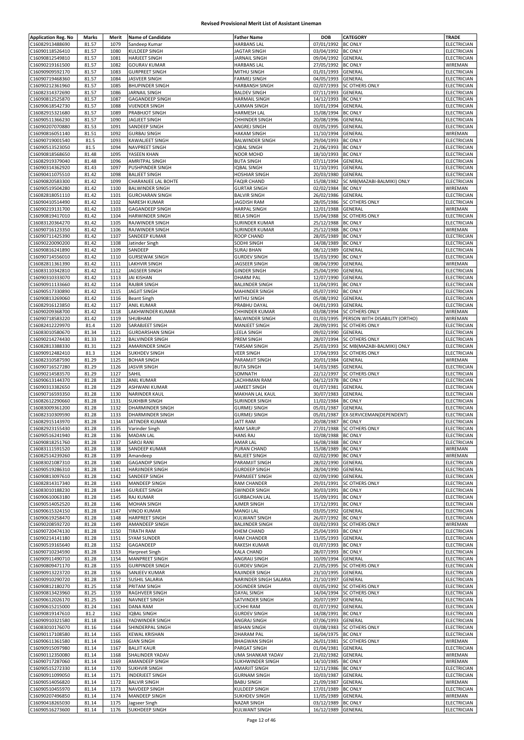# Revised Provisional Merit List of Assistant Lineman

| Application Reg. No | Marks | Merit | Name of Candidate | Father Name | DOB | CATEGORY | TRADE |
|---|---|---|---|---|---|---|---|
| C16082913488690 | 81.57 | 1079 | Sandeep Kumar | HARBANS LAL | 07/01/1992 | BC ONLY | ELECTRICIAN |
| C16090118526410 | 81.57 | 1080 | KULDEEP SINGH | JAGTAR SINGH | 03/04/1992 | BC ONLY | ELECTRICIAN |
| C16090812549810 | 81.57 | 1081 | HARJEET SINGH | JARNAIL SINGH | 09/04/1992 | GENERAL | ELECTRICIAN |
| C16090219161500 | 81.57 | 1082 | GOURAV KUMAR | HARBANS LAL | 27/05/1992 | BC ONLY | WIREMAN |
| C16090909592170 | 81.57 | 1083 | GURPREET SINGH | MITHU SINGH | 01/01/1993 | GENERAL | ELECTRICIAN |
| C16090719468360 | 81.57 | 1084 | JASVEER SINGH | FARMEJ SINGH | 04/05/1993 | GENERAL | ELECTRICIAN |
| C16090212361960 | 81.57 | 1085 | BHUPINDER SINGH | HARBANSH SINGH | 02/07/1993 | SC OTHERS ONLY | ELECTRICIAN |
| C16082314372690 | 81.57 | 1086 | JARNAIL SINGH | BALDEV SINGH | 07/11/1993 | GENERAL | ELECTRICIAN |
| C16090812525870 | 81.57 | 1087 | GAGANDEEP SINGH | HARMAIL SINGH | 14/12/1993 | BC ONLY | ELECTRICIAN |
| C16090618542730 | 81.57 | 1088 | VIJENDER SINGH | LAXMAN SINGH | 10/01/1994 | GENERAL | ELECTRICIAN |
| C16082915321680 | 81.57 | 1089 | PRABHJOT SINGH | HARMESH LAL | 15/08/1994 | BC ONLY | ELECTRICIAN |
| C16090511366230 | 81.57 | 1090 | JAGJEET SINGH | CHHINDER SINGH | 20/08/1996 | GENERAL | ELECTRICIAN |
| C16090207070880 | 81.53 | 1091 | SANDEEP SINGH | ANGREJ SINGH | 03/05/1995 | GENERAL | ELECTRICIAN |
| C16090816051140 | 81.51 | 1092 | GURBAJ SINGH | HAKAM SINGH | 11/10/1994 | GENERAL | WIREMAN |
| C16090719001540 | 81.5 | 1093 | KAWALJEET SINGH | BALWINDER SINGH | 29/04/1993 | BC ONLY | ELECTRICIAN |
| C16090513523050 | 81.5 | 1094 | NAVPREET SINGH | IQBAL SINGH | 21/06/1993 | BC ONLY | ELECTRICIAN |
| C16090818568650 | 81.48 | 1095 | YASEEN KHAN | NOOR MOHD | 18/10/1993 | BC ONLY | ELECTRICIAN |
| C16082919379040 | 81.48 | 1096 | AMRITPAL SINGH | BUTA SINGH | 07/11/1994 | GENERAL | ELECTRICIAN |
| C16090314362920 | 81.43 | 1097 | PUSHPINDER SINGH | IQBAL SINGH | 11/10/1991 | GENERAL | ELECTRICIAN |
| C16090411075510 | 81.42 | 1098 | BALJEET SINGH | HOSHIAR SINGH | 20/03/1980 | GENERAL | ELECTRICIAN |
| C16090820583300 | 81.42 | 1099 | CHARANJEE LAL BOHTE | FAQIR CHAND | 15/08/1982 | SC MB(MAZABI-BALMIKI) ONLY | ELECTRICIAN |
| C16090519504280 | 81.42 | 1100 | BALWINDER SINGH | GURTAR SINGH | 02/02/1984 | BC ONLY | WIREMAN |
| C16082818051110 | 81.42 | 1101 | GURCHARAN SINGH | BALVIR SINGH | 26/02/1986 | GENERAL | ELECTRICIAN |
| C16090410514490 | 81.42 | 1102 | NARESH KUMAR | JAGDISH RAM | 28/05/1986 | SC OTHERS ONLY | ELECTRICIAN |
| C16090219131700 | 81.42 | 1103 | GAGANDEEP SINGH | HARPAL SINGH | 12/01/1988 | GENERAL | WIREMAN |
| C16090819417010 | 81.42 | 1104 | HARWINDER SINGH | BELA SINGH | 15/04/1988 | SC OTHERS ONLY | ELECTRICIAN |
| C16083120364270 | 81.42 | 1105 | RAJWINDER SINGH | SURINDER KUMAR | 25/12/1988 | BC ONLY | ELECTRICIAN |
| C16090716123350 | 81.42 | 1106 | RAJWINDER SINGH | SURINDER KUMAR | 25/12/1988 | BC ONLY | WIREMAN |
| C16090711425390 | 81.42 | 1107 | SANDEEP KUMAR | ROOP CHAND | 28/05/1989 | BC ONLY | ELECTRICIAN |
| C16090220090200 | 81.42 | 1108 | Jatinder Singh | SODHI SINGH | 14/08/1989 | BC ONLY | ELECTRICIAN |
| C16090816241890 | 81.42 | 1109 | SANDEEP | SURAJ BHAN | 08/12/1989 | GENERAL | ELECTRICIAN |
| C16090714556010 | 81.42 | 1110 | GURSEWAK SINGH | GURDEV SINGH | 15/03/1990 | BC ONLY | ELECTRICIAN |
| C16082811361390 | 81.42 | 1111 | LAKHVIR SINGH | JAGSEER SINGH | 08/04/1990 | GENERAL | WIREMAN |
| C16083110342810 | 81.42 | 1112 | JAGSEER SINGH | GINDER SINGH | 25/04/1990 | GENERAL | ELECTRICIAN |
| C16090310333070 | 81.42 | 1113 | JAI KISHAN | DHARM PAL | 12/07/1990 | GENERAL | ELECTRICIAN |
| C16090911133660 | 81.42 | 1114 | RAJBIR SINGH | BALJINDER SINGH | 11/04/1991 | BC ONLY | ELECTRICIAN |
| C16090517330890 | 81.42 | 1115 | JAGJIT SINGH | MAHINDER SINGH | 05/07/1992 | BC ONLY | ELECTRICIAN |
| C16090813269060 | 81.42 | 1116 | Beant Singh | MITHU SINGH | 05/08/1992 | GENERAL | ELECTRICIAN |
| C16082916123850 | 81.42 | 1117 | ANIL KUMAR | PRABHU DAYAL | 04/01/1993 | GENERAL | ELECTRICIAN |
| C16090209368700 | 81.42 | 1118 | LAKHWINDER KUMAR | CHHINDER KUMAR | 03/08/1994 | SC OTHERS ONLY | WIREMAN |
| C16090718583220 | 81.42 | 1119 | SHUBHAM | BALWINDER SINGH | 01/03/1995 | PERSON WITH DISABILITY (ORTHO) | WIREMAN |
| C16082412229970 | 81.4 | 1120 | SARABJEET SINGH | MANJEET SINGH | 28/09/1991 | SC OTHERS ONLY | ELECTRICIAN |
| C16083010580670 | 81.34 | 1121 | GURDARSHAN SINGH | LEELA SINGH | 09/02/1990 | GENERAL | ELECTRICIAN |
| C16090214274430 | 81.33 | 1122 | BALVINDER SINGH | PREM SINGH | 28/07/1994 | SC OTHERS ONLY | ELECTRICIAN |
| C16082813388330 | 81.31 | 1123 | AMARINDER SINGH | TARSAM SINGH | 25/03/1993 | SC MB(MAZABI-BALMIKI) ONLY | ELECTRICIAN |
| C16090912482410 | 81.3 | 1124 | SUKHDEV SINGH | VEER SINGH | 17/04/1993 | SC OTHERS ONLY | ELECTRICIAN |
| C16082310587590 | 81.29 | 1125 | BOHAR SINGH | PARAMJIT SINGH | 20/01/1984 | GENERAL | WIREMAN |
| C16090716527280 | 81.29 | 1126 | JASVIR SINGH | BUTA SINGH | 14/03/1985 | GENERAL | ELECTRICIAN |
| C16090214583570 | 81.29 | 1127 | SAHIL | SOMNATH | 22/12/1997 | SC OTHERS ONLY | ELECTRICIAN |
| C16090613144370 | 81.28 | 1128 | ANIL KUMAR | LACHHMAN RAM | 04/12/1978 | BC ONLY | ELECTRICIAN |
| C16090313382650 | 81.28 | 1129 | ASHWANI KUMAR | JAMEET SINGH | 01/07/1981 | GENERAL | ELECTRICIAN |
| C16090716593350 | 81.28 | 1130 | NARINDER KAUL | MAKHAN LAL KAUL | 30/07/1983 | GENERAL | ELECTRICIAN |
| C16082612290660 | 81.28 | 1131 | SUKHBIR SINGH | SURINDER SINGH | 11/02/1984 | BC ONLY | ELECTRICIAN |
| C16083009361200 | 81.28 | 1132 | DHARMINDER SINGH | GURMEJ SINGH | 05/01/1987 | GENERAL | ELECTRICIAN |
| C16082310309590 | 81.28 | 1133 | DHARMINDER SINGH | GURMEJ SINGH | 05/01/1987 | EX-SERVICEMAN(DEPENDENT) | ELECTRICIAN |
| C16082915143970 | 81.28 | 1134 | JATINDER KUMAR | JATT RAM | 20/08/1987 | BC ONLY | ELECTRICIAN |
| C16082923155430 | 81.28 | 1135 | Varinder Singh | RAM SARUP | 27/01/1988 | SC OTHERS ONLY | ELECTRICIAN |
| C16090516241940 | 81.28 | 1136 | MADAN LAL | HANS RAJ | 10/08/1988 | BC ONLY | ELECTRICIAN |
| C16090818251760 | 81.28 | 1137 | SAROJ RANI | AMAR LAL | 16/08/1988 | BC ONLY | ELECTRICIAN |
| C16083111591520 | 81.28 | 1138 | SANDEEP KUMAR | PURAN CHAND | 15/08/1989 | BC ONLY | WIREMAN |
| C16082514239260 | 81.28 | 1139 | Amandeep | BALJEET SINGH | 02/02/1990 | BC ONLY | WIREMAN |
| C16083021087310 | 81.28 | 1140 | GAGANDIP SINGH | PARAMJIT SINGH | 28/02/1990 | GENERAL | ELECTRICIAN |
| C16090519286310 | 81.28 | 1141 | HARJINDER SINGH | GURDEEP SINGH | 28/04/1990 | GENERAL | ELECTRICIAN |
| C16090813097610 | 81.28 | 1142 | SANDEEP SINGH | PARMJEET SINGH | 02/09/1990 | GENERAL | ELECTRICIAN |
| C16082814317340 | 81.28 | 1143 | MANDEEP SINGH | RAM CHANDER | 29/01/1991 | SC OTHERS ONLY | ELECTRICIAN |
| C16083010188230 | 81.28 | 1144 | GURJEET SINGH | SWINDER SINGH | 30/03/1991 | BC ONLY | ELECTRICIAN |
| C16090610063180 | 81.28 | 1145 | RAJ KUMAR | GURBACHAN LAL | 15/09/1991 | BC ONLY | ELECTRICIAN |
| C16090514052520 | 81.28 | 1146 | MOHAN SINGH | AJMER SINGH | 17/12/1991 | BC ONLY | ELECTRICIAN |
| C16090615324150 | 81.28 | 1147 | VINOD KUMAR | MANGI LAL | 03/05/1992 | GENERAL | ELECTRICIAN |
| C16090619258470 | 81.28 | 1148 | HARPREET SINGH | KULWANT SINGH | 26/07/1992 | BC ONLY | ELECTRICIAN |
| C16090208592720 | 81.28 | 1149 | AMANDEEP SINGH | BALJINDER SINGH | 03/02/1993 | SC OTHERS ONLY | WIREMAN |
| C16090720474130 | 81.28 | 1150 | TIRATH RAM | KHEM CHAND | 25/04/1993 | BC ONLY | ELECTRICIAN |
| C16090214141180 | 81.28 | 1151 | SYAM SUNDER | RAM CHANDER | 13/05/1993 | GENERAL | ELECTRICIAN |
| C16090519165640 | 81.28 | 1152 | GAGANDEEP | RAKESH KUMAR | 01/07/1993 | BC ONLY | ELECTRICIAN |
| C16090710234590 | 81.28 | 1153 | Harpreet Singh | KALA CHAND | 28/07/1993 | BC ONLY | ELECTRICIAN |
| C16090911490710 | 81.28 | 1154 | MANPREET SINGH | ANGRAIJ SINGH | 10/09/1994 | GENERAL | ELECTRICIAN |
| C16090809471170 | 81.28 | 1155 | GURPINDER SINGH | GURDEV SINGH | 21/05/1995 | SC OTHERS ONLY | ELECTRICIAN |
| C16090913223720 | 81.28 | 1156 | SANJEEV KUMAR | RAJINDER SINGH | 23/10/1995 | GENERAL | ELECTRICIAN |
| C16090910290720 | 81.28 | 1157 | SUSHIL SALARIA | NARINDER SINGH SALARIA | 21/10/1997 | GENERAL | ELECTRICIAN |
| C16090812180270 | 81.25 | 1158 | PRITAM SINGH | JOGINDER SINGH | 03/05/1992 | SC OTHERS ONLY | ELECTRICIAN |
| C16090813423960 | 81.25 | 1159 | RAGHVEER SINGH | DAYAL SINGH | 14/04/1994 | SC OTHERS ONLY | ELECTRICIAN |
| C16090612026170 | 81.25 | 1160 | NAVNEET SINGH | SATVINDER SINGH | 20/07/1997 | GENERAL | ELECTRICIAN |
| C16090615215000 | 81.24 | 1161 | DANA RAM | LICHHI RAM | 01/07/1992 | GENERAL | ELECTRICIAN |
| C16090819147610 | 81.2 | 1162 | IQBAL SINGH | GURDEV SINGH | 14/08/1991 | BC ONLY | ELECTRICIAN |
| C16090910321580 | 81.18 | 1163 | YADWINDER SINGH | ANGRAJ SINGH | 07/06/1993 | GENERAL | ELECTRICIAN |
| C16083010176070 | 81.16 | 1164 | SHINDERPAL SINGH | BISHAN SINGH | 03/08/1983 | SC OTHERS ONLY | ELECTRICIAN |
| C16090117108580 | 81.14 | 1165 | KEWAL KRISHAN | DHARAM PAL | 16/04/1975 | BC ONLY | ELECTRICIAN |
| C16090611361580 | 81.14 | 1166 | GIAN SINGH | BHAGWAN SINGH | 26/01/1981 | SC OTHERS ONLY | WIREMAN |
| C16090915097980 | 81.14 | 1167 | BALJIT KAUR | PARGAT SINGH | 01/04/1981 | GENERAL | ELECTRICIAN |
| C16090112350080 | 81.14 | 1168 | SHALINDER YADAV | UMA SHANKAR YADAV | 21/02/1982 | GENERAL | WIREMAN |
| C16090717287060 | 81.14 | 1169 | AMANDEEP SINGH | SUKHWINDER SINGH | 14/10/1985 | BC ONLY | WIREMAN |
| C16090515272330 | 81.14 | 1170 | SUKHVIR SINGH | AMARJIT SINGH | 12/11/1986 | BC ONLY | ELECTRICIAN |
| C16090911099050 | 81.14 | 1171 | INDERJEET SINGH | GURNAM SINGH | 10/03/1987 | GENERAL | ELECTRICIAN |
| C16090514056820 | 81.14 | 1172 | BALVIR SINGH | BABU SINGH | 21/09/1987 | GENERAL | WIREMAN |
| C16090510455970 | 81.14 | 1173 | NAVDEEP SINGH | KULDEEP SINGH | 17/01/1989 | BC ONLY | ELECTRICIAN |
| C16090207496850 | 81.14 | 1174 | MANDEEP SINGH | SUKHDEV SINGH | 11/05/1989 | GENERAL | WIREMAN |
| C16090418265030 | 81.14 | 1175 | Jagseer Singh | NAZAR SINGH | 03/12/1989 | BC ONLY | ELECTRICIAN |
| C16090516273600 | 81.14 | 1176 | SUKHDEEP SINGH | KULWANT SINGH | 16/12/1989 | GENERAL | ELECTRICIAN |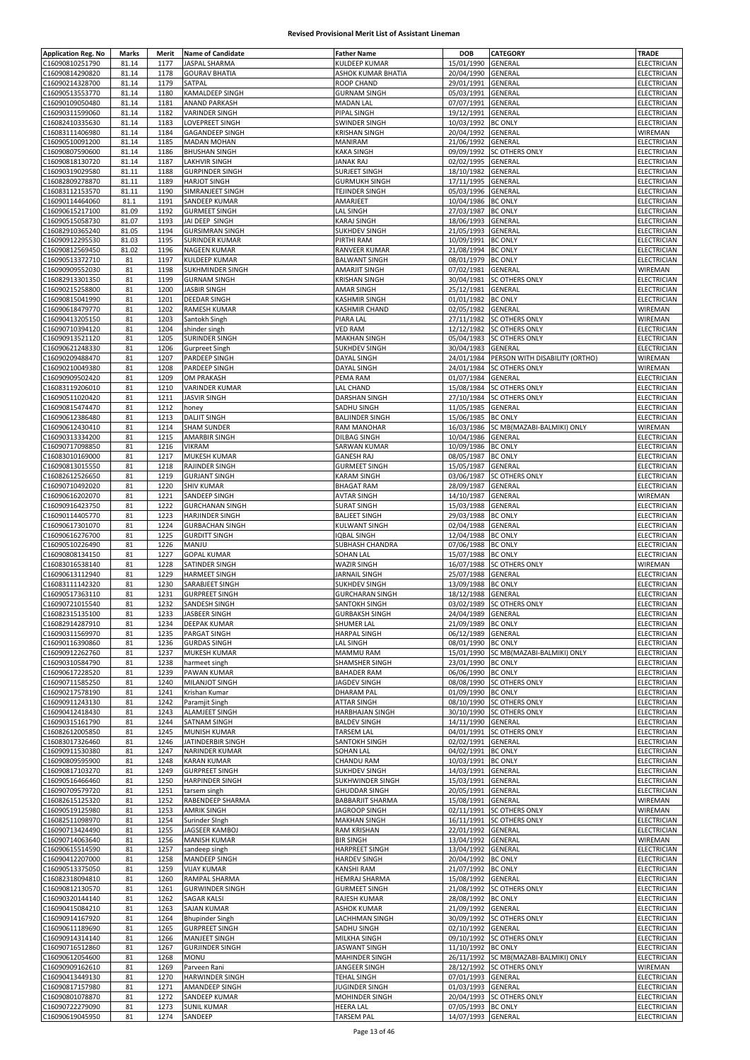# Revised Provisional Merit List of Assistant Lineman

| Application Reg. No | Marks | Merit | Name of Candidate | Father Name | DOB | CATEGORY | TRADE |
|---|---|---|---|---|---|---|---|
| C16090810251790 | 81.14 | 1177 | JASPAL SHARMA | KULDEEP KUMAR | 15/01/1990 | GENERAL | ELECTRICIAN |
| C16090814290820 | 81.14 | 1178 | GOURAV BHATIA | ASHOK KUMAR BHATIA | 20/04/1990 | GENERAL | ELECTRICIAN |
| C16090214328700 | 81.14 | 1179 | SATPAL | ROOP CHAND | 29/01/1991 | GENERAL | ELECTRICIAN |
| C16090513553770 | 81.14 | 1180 | KAMALDEEP SINGH | GURNAM SINGH | 05/03/1991 | GENERAL | ELECTRICIAN |
| C16090109050480 | 81.14 | 1181 | ANAND PARKASH | MADAN LAL | 07/07/1991 | GENERAL | ELECTRICIAN |
| C16090311599060 | 81.14 | 1182 | VARINDER SINGH | PIPAL SINGH | 19/12/1991 | GENERAL | ELECTRICIAN |
| C16082410335630 | 81.14 | 1183 | LOVEPREET SINGH | SWINDER SINGH | 10/03/1992 | BC ONLY | ELECTRICIAN |
| C16083111406980 | 81.14 | 1184 | GAGANDEEP SINGH | KRISHAN SINGH | 20/04/1992 | GENERAL | WIREMAN |
| C16090510091200 | 81.14 | 1185 | MADAN MOHAN | MANIRAM | 21/06/1992 | GENERAL | ELECTRICIAN |
| C16090807590600 | 81.14 | 1186 | BHUSHAN SINGH | KAKA SINGH | 09/09/1992 | SC OTHERS ONLY | ELECTRICIAN |
| C16090818130720 | 81.14 | 1187 | LAKHVIR SINGH | JANAK RAJ | 02/02/1995 | GENERAL | ELECTRICIAN |
| C16090319029580 | 81.11 | 1188 | GURPINDER SINGH | SURJEET SINGH | 18/10/1982 | GENERAL | ELECTRICIAN |
| C16082809278870 | 81.11 | 1189 | HARJOT SINGH | GURMUKH SINGH | 17/11/1995 | GENERAL | ELECTRICIAN |
| C16083112153570 | 81.11 | 1190 | SIMRANJEET SINGH | TEJINDER SINGH | 05/03/1996 | GENERAL | ELECTRICIAN |
| C16090114464060 | 81.1 | 1191 | SANDEEP KUMAR | AMARJEET | 10/04/1986 | BC ONLY | ELECTRICIAN |
| C16090615217100 | 81.09 | 1192 | GURMEET SINGH | LAL SINGH | 27/03/1987 | BC ONLY | ELECTRICIAN |
| C16090515058730 | 81.07 | 1193 | JAI DEEP SINGH | KARAJ SINGH | 18/06/1993 | GENERAL | ELECTRICIAN |
| C16082910365240 | 81.05 | 1194 | GURSIMRAN SINGH | SUKHDEV SINGH | 21/05/1993 | GENERAL | ELECTRICIAN |
| C16090912295530 | 81.03 | 1195 | SURINDER KUMAR | PIRTHI RAM | 10/09/1991 | BC ONLY | ELECTRICIAN |
| C16090812569450 | 81.02 | 1196 | NAGEEN KUMAR | RANVEER KUMAR | 21/08/1994 | BC ONLY | ELECTRICIAN |
| C16090513372710 | 81 | 1197 | KULDEEP KUMAR | BALWANT SINGH | 08/01/1979 | BC ONLY | ELECTRICIAN |
| C16090909552030 | 81 | 1198 | SUKHMINDER SINGH | AMARJIT SINGH | 07/02/1981 | GENERAL | WIREMAN |
| C16082913301350 | 81 | 1199 | GURNAM SINGH | KRISHAN SINGH | 30/04/1981 | SC OTHERS ONLY | ELECTRICIAN |
| C16090215258800 | 81 | 1200 | JASBIR SINGH | AMAR SINGH | 25/12/1981 | GENERAL | ELECTRICIAN |
| C16090815041990 | 81 | 1201 | DEEDAR SINGH | KASHMIR SINGH | 01/01/1982 | BC ONLY | ELECTRICIAN |
| C16090618479770 | 81 | 1202 | RAMESH KUMAR | KASHMIR CHAND | 02/05/1982 | GENERAL | WIREMAN |
| C16090413205150 | 81 | 1203 | Santokh Singh | PIARA LAL | 27/11/1982 | SC OTHERS ONLY | WIREMAN |
| C16090710394120 | 81 | 1204 | shinder singh | VED RAM | 12/12/1982 | SC OTHERS ONLY | ELECTRICIAN |
| C16090913521120 | 81 | 1205 | SURINDER SINGH | MAKHAN SINGH | 05/04/1983 | SC OTHERS ONLY | ELECTRICIAN |
| C16090621248330 | 81 | 1206 | Gurpreet Singh | SUKHDEV SINGH | 30/04/1983 | GENERAL | ELECTRICIAN |
| C16090209488470 | 81 | 1207 | PARDEEP SINGH | DAYAL SINGH | 24/01/1984 | PERSON WITH DISABILITY (ORTHO) | WIREMAN |
| C16090210049380 | 81 | 1208 | PARDEEP SINGH | DAYAL SINGH | 24/01/1984 | SC OTHERS ONLY | WIREMAN |
| C16090909502420 | 81 | 1209 | OM PRAKASH | PEMA RAM | 01/07/1984 | GENERAL | ELECTRICIAN |
| C16083119206010 | 81 | 1210 | VARINDER KUMAR | LAL CHAND | 15/08/1984 | SC OTHERS ONLY | ELECTRICIAN |
| C16090511020420 | 81 | 1211 | JASVIR SINGH | DARSHAN SINGH | 27/10/1984 | SC OTHERS ONLY | ELECTRICIAN |
| C16090815474470 | 81 | 1212 | honey | SADHU SINGH | 11/05/1985 | GENERAL | ELECTRICIAN |
| C16090612386480 | 81 | 1213 | DALJIT SINGH | BALJINDER SINGH | 15/06/1985 | BC ONLY | ELECTRICIAN |
| C16090612430410 | 81 | 1214 | SHAM SUNDER | RAM MANOHAR | 16/03/1986 | SC MB(MAZABI-BALMIKI) ONLY | WIREMAN |
| C16090313334200 | 81 | 1215 | AMARBIR SINGH | DILBAG SINGH | 10/04/1986 | GENERAL | ELECTRICIAN |
| C16090717098850 | 81 | 1216 | VIKRAM | SARWAN KUMAR | 10/09/1986 | BC ONLY | ELECTRICIAN |
| C16083010169000 | 81 | 1217 | MUKESH KUMAR | GANESH RAJ | 08/05/1987 | BC ONLY | ELECTRICIAN |
| C16090813015550 | 81 | 1218 | RAJINDER SINGH | GURMEET SINGH | 15/05/1987 | GENERAL | ELECTRICIAN |
| C16082612526650 | 81 | 1219 | GURJANT SINGH | KARAM SINGH | 03/06/1987 | SC OTHERS ONLY | ELECTRICIAN |
| C16090710492020 | 81 | 1220 | SHIV KUMAR | BHAGAT RAM | 28/09/1987 | GENERAL | ELECTRICIAN |
| C16090616202070 | 81 | 1221 | SANDEEP SINGH | AVTAR SINGH | 14/10/1987 | GENERAL | WIREMAN |
| C16090916423750 | 81 | 1222 | GURCHANAN SINGH | SURAT SINGH | 15/03/1988 | GENERAL | ELECTRICIAN |
| C16090114405770 | 81 | 1223 | HARJINDER SINGH | BALJEET SINGH | 29/03/1988 | BC ONLY | ELECTRICIAN |
| C16090617301070 | 81 | 1224 | GURBACHAN SINGH | KULWANT SINGH | 02/04/1988 | GENERAL | ELECTRICIAN |
| C16090616276700 | 81 | 1225 | GURDITT SINGH | IQBAL SINGH | 12/04/1988 | BC ONLY | ELECTRICIAN |
| C16090510226490 | 81 | 1226 | MANJU | SUBHASH CHANDRA | 07/06/1988 | BC ONLY | ELECTRICIAN |
| C16090808134150 | 81 | 1227 | GOPAL KUMAR | SOHAN LAL | 15/07/1988 | BC ONLY | ELECTRICIAN |
| C16083016538140 | 81 | 1228 | SATINDER SINGH | WAZIR SINGH | 16/07/1988 | SC OTHERS ONLY | WIREMAN |
| C16090613112940 | 81 | 1229 | HARMEET SINGH | JARNAIL SINGH | 25/07/1988 | GENERAL | ELECTRICIAN |
| C16083111142320 | 81 | 1230 | SARABJEET SINGH | SUKHDEV SINGH | 13/09/1988 | BC ONLY | ELECTRICIAN |
| C16090517363110 | 81 | 1231 | GURPREET SINGH | GURCHARAN SINGH | 18/12/1988 | GENERAL | ELECTRICIAN |
| C16090721015540 | 81 | 1232 | SANDESH SINGH | SANTOKH SINGH | 03/02/1989 | SC OTHERS ONLY | ELECTRICIAN |
| C16082315135100 | 81 | 1233 | JASBEER SINGH | GURBAKSH SINGH | 24/04/1989 | GENERAL | ELECTRICIAN |
| C16082914287910 | 81 | 1234 | DEEPAK KUMAR | SHUMER LAL | 21/09/1989 | BC ONLY | ELECTRICIAN |
| C16090311569970 | 81 | 1235 | PARGAT SINGH | HARPAL SINGH | 06/12/1989 | GENERAL | ELECTRICIAN |
| C16090116390860 | 81 | 1236 | GURDAS SINGH | LAL SINGH | 08/01/1990 | BC ONLY | ELECTRICIAN |
| C16090912262760 | 81 | 1237 | MUKESH KUMAR | MAMMU RAM | 15/01/1990 | SC MB(MAZABI-BALMIKI) ONLY | ELECTRICIAN |
| C16090310584790 | 81 | 1238 | harmeet singh | SHAMSHER SINGH | 23/01/1990 | BC ONLY | ELECTRICIAN |
| C16090617228520 | 81 | 1239 | PAWAN KUMAR | BAHADER RAM | 06/06/1990 | BC ONLY | ELECTRICIAN |
| C16090711585250 | 81 | 1240 | MILANJOT SINGH | JAGDEV SINGH | 08/08/1990 | SC OTHERS ONLY | ELECTRICIAN |
| C16090217578190 | 81 | 1241 | Krishan Kumar | DHARAM PAL | 01/09/1990 | BC ONLY | ELECTRICIAN |
| C16090911243130 | 81 | 1242 | Paramjit Singh | ATTAR SINGH | 08/10/1990 | SC OTHERS ONLY | ELECTRICIAN |
| C16090412418430 | 81 | 1243 | ALAMJEET SINGH | HARBHAJAN SINGH | 30/10/1990 | SC OTHERS ONLY | ELECTRICIAN |
| C16090315161790 | 81 | 1244 | SATNAM SINGH | BALDEV SINGH | 14/11/1990 | GENERAL | ELECTRICIAN |
| C16082612005850 | 81 | 1245 | MUNISH KUMAR | TARSEM LAL | 04/01/1991 | SC OTHERS ONLY | ELECTRICIAN |
| C16083017326460 | 81 | 1246 | JATINDERBIR SINGH | SANTOKH SINGH | 02/02/1991 | GENERAL | ELECTRICIAN |
| C16090911530380 | 81 | 1247 | NARINDER KUMAR | SOHAN LAL | 04/02/1991 | BC ONLY | ELECTRICIAN |
| C16090809595900 | 81 | 1248 | KARAN KUMAR | CHANDU RAM | 10/03/1991 | BC ONLY | ELECTRICIAN |
| C16090817103270 | 81 | 1249 | GURPREET SINGH | SUKHDEV SINGH | 14/03/1991 | GENERAL | ELECTRICIAN |
| C16090516466460 | 81 | 1250 | HARPINDER SINGH | SUKHWINDER SINGH | 15/03/1991 | GENERAL | ELECTRICIAN |
| C16090709579720 | 81 | 1251 | tarsem singh | GHUDDAR SINGH | 20/05/1991 | GENERAL | ELECTRICIAN |
| C16082615125320 | 81 | 1252 | RABENDEEP SHARMA | BABBARJIT SHARMA | 15/08/1991 | GENERAL | WIREMAN |
| C16090519125980 | 81 | 1253 | AMRIK SINGH | JAGROOP SINGH | 02/11/1991 | SC OTHERS ONLY | WIREMAN |
| C16082511098970 | 81 | 1254 | Surinder SIngh | MAKHAN SINGH | 16/11/1991 | SC OTHERS ONLY | ELECTRICIAN |
| C16090713424490 | 81 | 1255 | JAGSEER KAMBOJ | RAM KRISHAN | 22/01/1992 | GENERAL | ELECTRICIAN |
| C16090714063640 | 81 | 1256 | MANISH KUMAR | BIR SINGH | 13/04/1992 | GENERAL | WIREMAN |
| C16090615514590 | 81 | 1257 | sandeep singh | HARPREET SINGH | 13/04/1992 | GENERAL | ELECTRICIAN |
| C16090412207000 | 81 | 1258 | MANDEEP SINGH | HARDEV SINGH | 20/04/1992 | BC ONLY | ELECTRICIAN |
| C16090513375050 | 81 | 1259 | VIJAY KUMAR | KANSHI RAM | 21/07/1992 | BC ONLY | ELECTRICIAN |
| C16082318094810 | 81 | 1260 | RAMPAL SHARMA | HEMRAJ SHARMA | 15/08/1992 | GENERAL | ELECTRICIAN |
| C16090812130570 | 81 | 1261 | GURWINDER SINGH | GURMEET SINGH | 21/08/1992 | SC OTHERS ONLY | ELECTRICIAN |
| C16090320144140 | 81 | 1262 | SAGAR KALSI | RAJESH KUMAR | 28/08/1992 | BC ONLY | ELECTRICIAN |
| C16090415084210 | 81 | 1263 | SAJAN KUMAR | ASHOK KUMAR | 21/09/1992 | GENERAL | ELECTRICIAN |
| C16090914167920 | 81 | 1264 | Bhupinder Singh | LACHHMAN SINGH | 30/09/1992 | SC OTHERS ONLY | ELECTRICIAN |
| C16090611189690 | 81 | 1265 | GURPREET SINGH | SADHU SINGH | 02/10/1992 | GENERAL | ELECTRICIAN |
| C16090914314140 | 81 | 1266 | MANJEET SINGH | MILKHA SINGH | 09/10/1992 | SC OTHERS ONLY | ELECTRICIAN |
| C16090716512860 | 81 | 1267 | GURJINDER SINGH | JASWANT SINGH | 11/10/1992 | BC ONLY | ELECTRICIAN |
| C16090612054600 | 81 | 1268 | MONU | MAHINDER SINGH | 26/11/1992 | SC MB(MAZABI-BALMIKI) ONLY | ELECTRICIAN |
| C16090909162610 | 81 | 1269 | Parveen Rani | JANGEER SINGH | 28/12/1992 | SC OTHERS ONLY | WIREMAN |
| C16090413449130 | 81 | 1270 | HARWINDER SINGH | TEHAL SINGH | 07/01/1993 | GENERAL | ELECTRICIAN |
| C16090817157980 | 81 | 1271 | AMANDEEP SINGH | JUGINDER SINGH | 01/03/1993 | GENERAL | ELECTRICIAN |
| C16090801078870 | 81 | 1272 | SANDEEP KUMAR | MOHINDER SINGH | 20/04/1993 | SC OTHERS ONLY | ELECTRICIAN |
| C16090722279090 | 81 | 1273 | SUNIL KUMAR | HEERA LAL | 07/05/1993 | BC ONLY | ELECTRICIAN |
| C16090619045950 | 81 | 1274 | SANDEEP | TARSEM PAL | 14/07/1993 | GENERAL | ELECTRICIAN |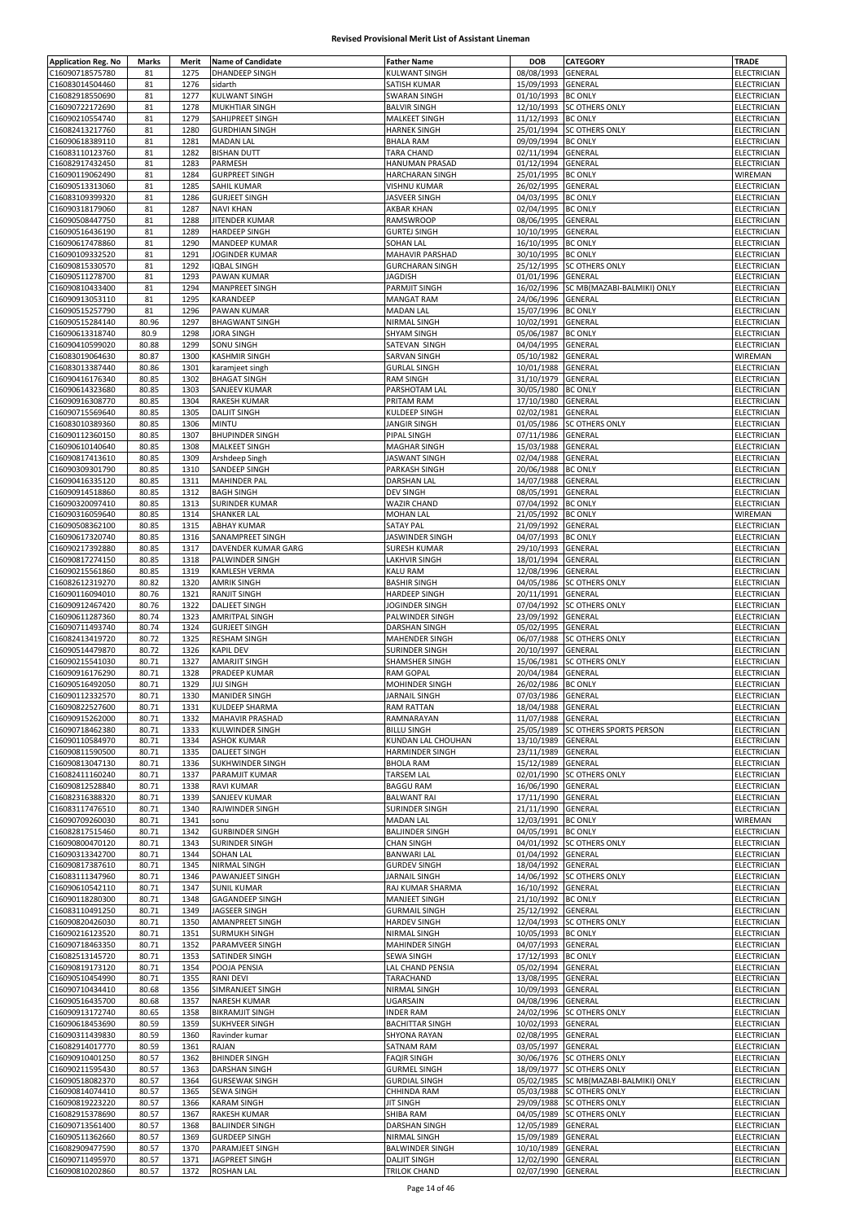# Revised Provisional Merit List of Assistant Lineman

| Application Reg. No | Marks | Merit | Name of Candidate | Father Name | DOB | CATEGORY | TRADE |
|---|---|---|---|---|---|---|---|
| C16090718575780 | 81 | 1275 | DHANDEEP SINGH | KULWANT SINGH | 08/08/1993 | GENERAL | ELECTRICIAN |
| C16083014504460 | 81 | 1276 | sidarth | SATISH KUMAR | 15/09/1993 | GENERAL | ELECTRICIAN |
| C16082918550690 | 81 | 1277 | KULWANT SINGH | SWARAN SINGH | 01/10/1993 | BC ONLY | ELECTRICIAN |
| C16090722172690 | 81 | 1278 | MUKHTIAR SINGH | BALVIR SINGH | 12/10/1993 | SC OTHERS ONLY | ELECTRICIAN |
| C16090210554740 | 81 | 1279 | SAHIJPREET SINGH | MALKEET SINGH | 11/12/1993 | BC ONLY | ELECTRICIAN |
| C16082413217760 | 81 | 1280 | GURDHIAN SINGH | HARNEK SINGH | 25/01/1994 | SC OTHERS ONLY | ELECTRICIAN |
| C16090618389110 | 81 | 1281 | MADAN LAL | BHALA RAM | 09/09/1994 | BC ONLY | ELECTRICIAN |
| C16083110123760 | 81 | 1282 | BISHAN DUTT | TARA CHAND | 02/11/1994 | GENERAL | ELECTRICIAN |
| C16082917432450 | 81 | 1283 | PARMESH | HANUMAN PRASAD | 01/12/1994 | GENERAL | ELECTRICIAN |
| C16090119062490 | 81 | 1284 | GURPREET SINGH | HARCHARAN SINGH | 25/01/1995 | BC ONLY | WIREMAN |
| C16090513313060 | 81 | 1285 | SAHIL KUMAR | VISHNU KUMAR | 26/02/1995 | GENERAL | ELECTRICIAN |
| C16083109399320 | 81 | 1286 | GURJEET SINGH | JASVEER SINGH | 04/03/1995 | BC ONLY | ELECTRICIAN |
| C16090318179060 | 81 | 1287 | NAVI KHAN | AKBAR KHAN | 02/04/1995 | BC ONLY | ELECTRICIAN |
| C16090508447750 | 81 | 1288 | JITENDER KUMAR | RAMSWROOP | 08/06/1995 | GENERAL | ELECTRICIAN |
| C16090516436190 | 81 | 1289 | HARDEEP SINGH | GURTEJ SINGH | 10/10/1995 | GENERAL | ELECTRICIAN |
| C16090617478860 | 81 | 1290 | MANDEEP KUMAR | SOHAN LAL | 16/10/1995 | BC ONLY | ELECTRICIAN |
| C16090109332520 | 81 | 1291 | JOGINDER KUMAR | MAHAVIR PARSHAD | 30/10/1995 | BC ONLY | ELECTRICIAN |
| C16090815330570 | 81 | 1292 | IQBAL SINGH | GURCHARAN SINGH | 25/12/1995 | SC OTHERS ONLY | ELECTRICIAN |
| C16090511278700 | 81 | 1293 | PAWAN KUMAR | JAGDISH | 01/01/1996 | GENERAL | ELECTRICIAN |
| C16090810433400 | 81 | 1294 | MANPREET SINGH | PARMJIT SINGH | 16/02/1996 | SC MB(MAZABI-BALMIKI) ONLY | ELECTRICIAN |
| C16090913053110 | 81 | 1295 | KARANDEEP | MANGAT RAM | 24/06/1996 | GENERAL | ELECTRICIAN |
| C16090515257790 | 81 | 1296 | PAWAN KUMAR | MADAN LAL | 15/07/1996 | BC ONLY | ELECTRICIAN |
| C16090515284140 | 80.96 | 1297 | BHAGWANT SINGH | NIRMAL SINGH | 10/02/1991 | GENERAL | ELECTRICIAN |
| C16090613318740 | 80.9 | 1298 | JORA SINGH | SHYAM SINGH | 05/06/1987 | BC ONLY | ELECTRICIAN |
| C16090410599020 | 80.88 | 1299 | SONU SINGH | SATEVAN SINGH | 04/04/1995 | GENERAL | ELECTRICIAN |
| C16083019064630 | 80.87 | 1300 | KASHMIR SINGH | SARVAN SINGH | 05/10/1982 | GENERAL | WIREMAN |
| C16083013387440 | 80.86 | 1301 | karamjeet singh | GURLAL SINGH | 10/01/1988 | GENERAL | ELECTRICIAN |
| C16090416176340 | 80.85 | 1302 | BHAGAT SINGH | RAM SINGH | 31/10/1979 | GENERAL | ELECTRICIAN |
| C16090614323680 | 80.85 | 1303 | SANJEEV KUMAR | PARSHOTAM LAL | 30/05/1980 | BC ONLY | ELECTRICIAN |
| C16090916308770 | 80.85 | 1304 | RAKESH KUMAR | PRITAM RAM | 17/10/1980 | GENERAL | ELECTRICIAN |
| C16090715569640 | 80.85 | 1305 | DALJIT SINGH | KULDEEP SINGH | 02/02/1981 | GENERAL | ELECTRICIAN |
| C16083010389360 | 80.85 | 1306 | MINTU | JANGIR SINGH | 01/05/1986 | SC OTHERS ONLY | ELECTRICIAN |
| C16090112360150 | 80.85 | 1307 | BHUPINDER SINGH | PIPAL SINGH | 07/11/1986 | GENERAL | ELECTRICIAN |
| C16090610140640 | 80.85 | 1308 | MALKEET SINGH | MAGHAR SINGH | 15/03/1988 | GENERAL | ELECTRICIAN |
| C16090817413610 | 80.85 | 1309 | Arshdeep Singh | JASWANT SINGH | 02/04/1988 | GENERAL | ELECTRICIAN |
| C16090309301790 | 80.85 | 1310 | SANDEEP SINGH | PARKASH SINGH | 20/06/1988 | BC ONLY | ELECTRICIAN |
| C16090416335120 | 80.85 | 1311 | MAHINDER PAL | DARSHAN LAL | 14/07/1988 | GENERAL | ELECTRICIAN |
| C16090914518860 | 80.85 | 1312 | BAGH SINGH | DEV SINGH | 08/05/1991 | GENERAL | ELECTRICIAN |
| C16090320097410 | 80.85 | 1313 | SURINDER KUMAR | WAZIR CHAND | 07/04/1992 | BC ONLY | ELECTRICIAN |
| C16090316059640 | 80.85 | 1314 | SHANKER LAL | MOHAN LAL | 21/05/1992 | BC ONLY | WIREMAN |
| C16090508362100 | 80.85 | 1315 | ABHAY KUMAR | SATAY PAL | 21/09/1992 | GENERAL | ELECTRICIAN |
| C16090617320740 | 80.85 | 1316 | SANAMPREET SINGH | JASWINDER SINGH | 04/07/1993 | BC ONLY | ELECTRICIAN |
| C16090217392880 | 80.85 | 1317 | DAVENDER KUMAR GARG | SURESH KUMAR | 29/10/1993 | GENERAL | ELECTRICIAN |
| C16090817274150 | 80.85 | 1318 | PALWINDER SINGH | LAKHVIR SINGH | 18/01/1994 | GENERAL | ELECTRICIAN |
| C16090215561860 | 80.85 | 1319 | KAMLESH VERMA | KALU RAM | 12/08/1996 | GENERAL | ELECTRICIAN |
| C16082612319270 | 80.82 | 1320 | AMRIK SINGH | BASHIR SINGH | 04/05/1986 | SC OTHERS ONLY | ELECTRICIAN |
| C16090116094010 | 80.76 | 1321 | RANJIT SINGH | HARDEEP SINGH | 20/11/1991 | GENERAL | ELECTRICIAN |
| C16090912467420 | 80.76 | 1322 | DALJEET SINGH | JOGINDER SINGH | 07/04/1992 | SC OTHERS ONLY | ELECTRICIAN |
| C16090611287360 | 80.74 | 1323 | AMRITPAL SINGH | PALWINDER SINGH | 23/09/1992 | GENERAL | ELECTRICIAN |
| C16090711493740 | 80.74 | 1324 | GURJEET SINGH | DARSHAN SINGH | 05/02/1995 | GENERAL | ELECTRICIAN |
| C16082413419720 | 80.72 | 1325 | RESHAM SINGH | MAHENDER SINGH | 06/07/1988 | SC OTHERS ONLY | ELECTRICIAN |
| C16090514479870 | 80.72 | 1326 | KAPIL DEV | SURINDER SINGH | 20/10/1997 | GENERAL | ELECTRICIAN |
| C16090215541030 | 80.71 | 1327 | AMARJIT SINGH | SHAMSHER SINGH | 15/06/1981 | SC OTHERS ONLY | ELECTRICIAN |
| C16090916176290 | 80.71 | 1328 | PRADEEP KUMAR | RAM GOPAL | 20/04/1984 | GENERAL | ELECTRICIAN |
| C16090516492050 | 80.71 | 1329 | JUJ SINGH | MOHINDER SINGH | 26/02/1986 | BC ONLY | ELECTRICIAN |
| C16090112332570 | 80.71 | 1330 | MANIDER SINGH | JARNAIL SINGH | 07/03/1986 | GENERAL | ELECTRICIAN |
| C16090822527600 | 80.71 | 1331 | KULDEEP SHARMA | RAM RATTAN | 18/04/1988 | GENERAL | ELECTRICIAN |
| C16090915262000 | 80.71 | 1332 | MAHAVIR PRASHAD | RAMNARAYAN | 11/07/1988 | GENERAL | ELECTRICIAN |
| C16090718462380 | 80.71 | 1333 | KULWINDER SINGH | BILLU SINGH | 25/05/1989 | SC OTHERS SPORTS PERSON | ELECTRICIAN |
| C16090110584970 | 80.71 | 1334 | ASHOK KUMAR | KUNDAN LAL CHOUHAN | 13/10/1989 | GENERAL | ELECTRICIAN |
| C16090811590500 | 80.71 | 1335 | DALJEET SINGH | HARMINDER SINGH | 23/11/1989 | GENERAL | ELECTRICIAN |
| C16090813047130 | 80.71 | 1336 | SUKHWINDER SINGH | BHOLA RAM | 15/12/1989 | GENERAL | ELECTRICIAN |
| C16082411160240 | 80.71 | 1337 | PARAMJIT KUMAR | TARSEM LAL | 02/01/1990 | SC OTHERS ONLY | ELECTRICIAN |
| C16090812528840 | 80.71 | 1338 | RAVI KUMAR | BAGGU RAM | 16/06/1990 | GENERAL | ELECTRICIAN |
| C16082316388320 | 80.71 | 1339 | SANJEEV KUMAR | BALWANT RAI | 17/11/1990 | GENERAL | ELECTRICIAN |
| C16083117476510 | 80.71 | 1340 | RAJWINDER SINGH | SURINDER SINGH | 21/11/1990 | GENERAL | ELECTRICIAN |
| C16090709260030 | 80.71 | 1341 | sonu | MADAN LAL | 12/03/1991 | BC ONLY | WIREMAN |
| C16082817515460 | 80.71 | 1342 | GURBINDER SINGH | BALJINDER SINGH | 04/05/1991 | BC ONLY | ELECTRICIAN |
| C16090800470120 | 80.71 | 1343 | SURINDER SINGH | CHAN SINGH | 04/01/1992 | SC OTHERS ONLY | ELECTRICIAN |
| C16090313342700 | 80.71 | 1344 | SOHAN LAL | BANWARI LAL | 01/04/1992 | GENERAL | ELECTRICIAN |
| C16090817387610 | 80.71 | 1345 | NIRMAL SINGH | GURDEV SINGH | 18/04/1992 | GENERAL | ELECTRICIAN |
| C16083111347960 | 80.71 | 1346 | PAWANJEET SINGH | JARNAIL SINGH | 14/06/1992 | SC OTHERS ONLY | ELECTRICIAN |
| C16090610542110 | 80.71 | 1347 | SUNIL KUMAR | RAJ KUMAR SHARMA | 16/10/1992 | GENERAL | ELECTRICIAN |
| C16090118280300 | 80.71 | 1348 | GAGANDEEP SINGH | MANJEET SINGH | 21/10/1992 | BC ONLY | ELECTRICIAN |
| C16083110491250 | 80.71 | 1349 | JAGSEER SINGH | GURMAIL SINGH | 25/12/1992 | GENERAL | ELECTRICIAN |
| C16090820426030 | 80.71 | 1350 | AMANPREET SINGH | HARDEV SINGH | 12/04/1993 | SC OTHERS ONLY | ELECTRICIAN |
| C16090216123520 | 80.71 | 1351 | SURMUKH SINGH | NIRMAL SINGH | 10/05/1993 | BC ONLY | ELECTRICIAN |
| C16090718463350 | 80.71 | 1352 | PARAMVEER SINGH | MAHINDER SINGH | 04/07/1993 | GENERAL | ELECTRICIAN |
| C16082513145720 | 80.71 | 1353 | SATINDER SINGH | SEWA SINGH | 17/12/1993 | BC ONLY | ELECTRICIAN |
| C16090819173120 | 80.71 | 1354 | POOJA PENSIA | LAL CHAND PENSIA | 05/02/1994 | GENERAL | ELECTRICIAN |
| C16090510454990 | 80.71 | 1355 | RANI DEVI | TARACHAND | 13/08/1995 | GENERAL | ELECTRICIAN |
| C16090710434410 | 80.68 | 1356 | SIMRANJEET SINGH | NIRMAL SINGH | 10/09/1993 | GENERAL | ELECTRICIAN |
| C16090516435700 | 80.68 | 1357 | NARESH KUMAR | UGARSAIN | 04/08/1996 | GENERAL | ELECTRICIAN |
| C16090913172740 | 80.65 | 1358 | BIKRAMJIT SINGH | INDER RAM | 24/02/1996 | SC OTHERS ONLY | ELECTRICIAN |
| C16090618453690 | 80.59 | 1359 | SUKHVEER SINGH | BACHITTAR SINGH | 10/02/1993 | GENERAL | ELECTRICIAN |
| C16090311439830 | 80.59 | 1360 | Ravinder kumar | SHYONA RAYAN | 02/08/1995 | GENERAL | ELECTRICIAN |
| C16082914017770 | 80.59 | 1361 | RAJAN | SATNAM RAM | 03/05/1997 | GENERAL | ELECTRICIAN |
| C16090910401250 | 80.57 | 1362 | BHINDER SINGH | FAQIR SINGH | 30/06/1976 | SC OTHERS ONLY | ELECTRICIAN |
| C16090211595430 | 80.57 | 1363 | DARSHAN SINGH | GURMEL SINGH | 18/09/1977 | SC OTHERS ONLY | ELECTRICIAN |
| C16090518082370 | 80.57 | 1364 | GURSEWAK SINGH | GURDIAL SINGH | 05/02/1985 | SC MB(MAZABI-BALMIKI) ONLY | ELECTRICIAN |
| C16090814074410 | 80.57 | 1365 | SEWA SINGH | CHHINDA RAM | 05/03/1988 | SC OTHERS ONLY | ELECTRICIAN |
| C16090819223220 | 80.57 | 1366 | KARAM SINGH | JIT SINGH | 29/09/1988 | SC OTHERS ONLY | ELECTRICIAN |
| C16082915378690 | 80.57 | 1367 | RAKESH KUMAR | SHIBA RAM | 04/05/1989 | SC OTHERS ONLY | ELECTRICIAN |
| C16090713561400 | 80.57 | 1368 | BALJINDER SINGH | DARSHAN SINGH | 12/05/1989 | GENERAL | ELECTRICIAN |
| C16090511362660 | 80.57 | 1369 | GURDEEP SINGH | NIRMAL SINGH | 15/09/1989 | GENERAL | ELECTRICIAN |
| C16082909477590 | 80.57 | 1370 | PARAMJEET SINGH | BALWINDER SINGH | 10/10/1989 | GENERAL | ELECTRICIAN |
| C16090711495970 | 80.57 | 1371 | JAGPREET SINGH | DALJIT SINGH | 12/02/1990 | GENERAL | ELECTRICIAN |
| C16090810202860 | 80.57 | 1372 | ROSHAN LAL | TRILOK CHAND | 02/07/1990 | GENERAL | ELECTRICIAN |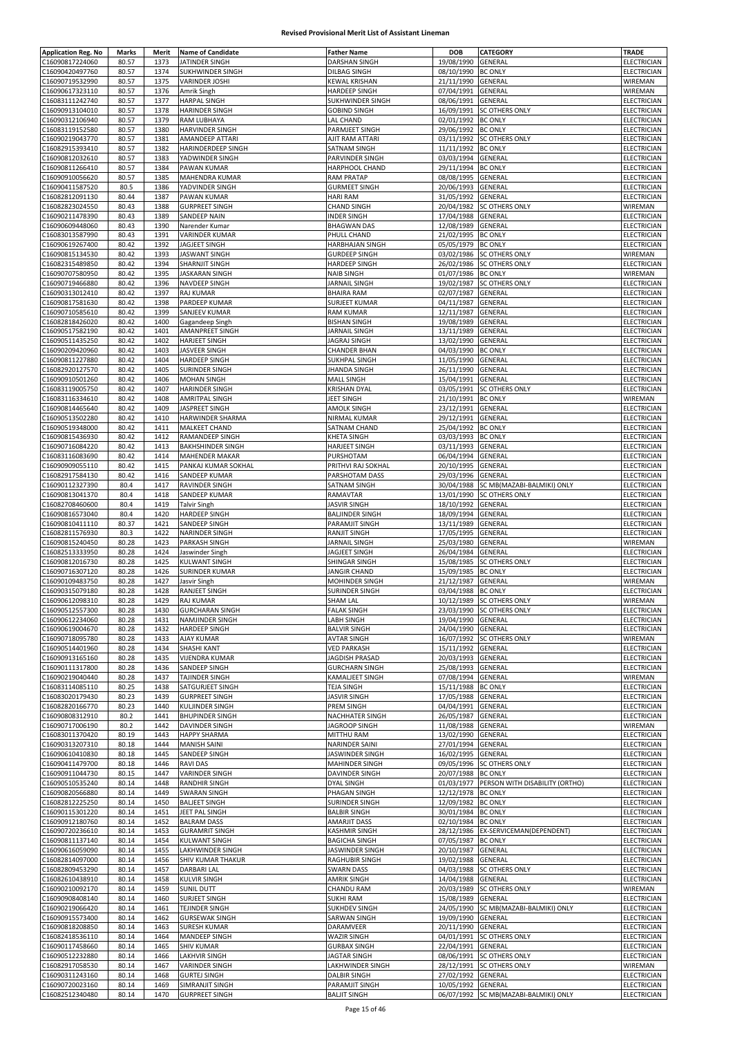# Revised Provisional Merit List of Assistant Lineman

| Application Reg. No | Marks | Merit | Name of Candidate | Father Name | DOB | CATEGORY | TRADE |
|---|---|---|---|---|---|---|---|
| C16090817224060 | 80.57 | 1373 | JATINDER SINGH | DARSHAN SINGH | 19/08/1990 | GENERAL | ELECTRICIAN |
| C16090420497760 | 80.57 | 1374 | SUKHWINDER SINGH | DILBAG SINGH | 08/10/1990 | BC ONLY | ELECTRICIAN |
| C16090719532990 | 80.57 | 1375 | VARINDER JOSHI | KEWAL KRISHAN | 21/11/1990 | GENERAL | WIREMAN |
| C16090617323110 | 80.57 | 1376 | Amrik Singh | HARDEEP SINGH | 07/04/1991 | GENERAL | WIREMAN |
| C16083111242740 | 80.57 | 1377 | HARPAL SINGH | SUKHWINDER SINGH | 08/06/1991 | GENERAL | ELECTRICIAN |
| C16090913104010 | 80.57 | 1378 | HARINDER SINGH | GOBIND SINGH | 16/09/1991 | SC OTHERS ONLY | ELECTRICIAN |
| C16090312106940 | 80.57 | 1379 | RAM LUBHAYA | LAL CHAND | 02/01/1992 | BC ONLY | ELECTRICIAN |
| C16083119152580 | 80.57 | 1380 | HARVINDER SINGH | PARMJEET SINGH | 29/06/1992 | BC ONLY | ELECTRICIAN |
| C16090219043770 | 80.57 | 1381 | AMANDEEP ATTARI | AJIT RAM ATTARI | 03/11/1992 | SC OTHERS ONLY | ELECTRICIAN |
| C16082915393410 | 80.57 | 1382 | HARINDERDEEP SINGH | SATNAM SINGH | 11/11/1992 | BC ONLY | ELECTRICIAN |
| C16090812032610 | 80.57 | 1383 | YADWINDER SINGH | PARVINDER SINGH | 03/03/1994 | GENERAL | ELECTRICIAN |
| C16090811266410 | 80.57 | 1384 | PAWAN KUMAR | HARPHOOL CHAND | 29/11/1994 | BC ONLY | ELECTRICIAN |
| C16090910056620 | 80.57 | 1385 | MAHENDRA KUMAR | RAM PRATAP | 08/08/1995 | GENERAL | ELECTRICIAN |
| C16090411587520 | 80.5 | 1386 | YADVINDER SINGH | GURMEET SINGH | 20/06/1993 | GENERAL | ELECTRICIAN |
| C16082812091130 | 80.44 | 1387 | PAWAN KUMAR | HARI RAM | 31/05/1992 | GENERAL | ELECTRICIAN |
| C16082823024550 | 80.43 | 1388 | GURPREET SINGH | CHAND SINGH | 20/04/1982 | SC OTHERS ONLY | WIREMAN |
| C16090211478390 | 80.43 | 1389 | SANDEEP NAIN | INDER SINGH | 17/04/1988 | GENERAL | ELECTRICIAN |
| C16090609448060 | 80.43 | 1390 | Narender Kumar | BHAGWAN DAS | 12/08/1989 | GENERAL | ELECTRICIAN |
| C16083013587990 | 80.43 | 1391 | VARINDER KUMAR | PHULL CHAND | 21/02/1995 | BC ONLY | ELECTRICIAN |
| C16090619267400 | 80.42 | 1392 | JAGJEET SINGH | HARBHAJAN SINGH | 05/05/1979 | BC ONLY | ELECTRICIAN |
| C16090815134530 | 80.42 | 1393 | JASWANT SINGH | GURDEEP SINGH | 03/02/1986 | SC OTHERS ONLY | WIREMAN |
| C16082315489850 | 80.42 | 1394 | SHARNJIT SINGH | HARDEEP SINGH | 26/02/1986 | SC OTHERS ONLY | ELECTRICIAN |
| C16090707580950 | 80.42 | 1395 | JASKARAN SINGH | NAIB SINGH | 01/07/1986 | BC ONLY | WIREMAN |
| C16090719466880 | 80.42 | 1396 | NAVDEEP SINGH | JARNAIL SINGH | 19/02/1987 | SC OTHERS ONLY | ELECTRICIAN |
| C16090313012410 | 80.42 | 1397 | RAJ KUMAR | BHAIRA RAM | 02/07/1987 | GENERAL | ELECTRICIAN |
| C16090817581630 | 80.42 | 1398 | PARDEEP KUMAR | SURJEET KUMAR | 04/11/1987 | GENERAL | ELECTRICIAN |
| C16090710585610 | 80.42 | 1399 | SANJEEV KUMAR | RAM KUMAR | 12/11/1987 | GENERAL | ELECTRICIAN |
| C16082818426020 | 80.42 | 1400 | Gagandeep Singh | BISHAN SINGH | 19/08/1989 | GENERAL | ELECTRICIAN |
| C16090517582190 | 80.42 | 1401 | AMANPREET SINGH | JARNAIL SINGH | 13/11/1989 | GENERAL | ELECTRICIAN |
| C16090511435250 | 80.42 | 1402 | HARJEET SINGH | JAGRAJ SINGH | 13/02/1990 | GENERAL | ELECTRICIAN |
| C16090209420960 | 80.42 | 1403 | JASVEER SINGH | CHANDER BHAN | 04/03/1990 | BC ONLY | ELECTRICIAN |
| C16090811227880 | 80.42 | 1404 | HARDEEP SINGH | SUKHPAL SINGH | 11/05/1990 | GENERAL | ELECTRICIAN |
| C16082920127570 | 80.42 | 1405 | SURINDER SINGH | JHANDA SINGH | 26/11/1990 | GENERAL | ELECTRICIAN |
| C16090910501260 | 80.42 | 1406 | MOHAN SINGH | MALL SINGH | 15/04/1991 | GENERAL | ELECTRICIAN |
| C16083119005750 | 80.42 | 1407 | HARINDER SINGH | KRISHAN DYAL | 03/05/1991 | SC OTHERS ONLY | ELECTRICIAN |
| C16083116334610 | 80.42 | 1408 | AMRITPAL SINGH | JEET SINGH | 21/10/1991 | BC ONLY | WIREMAN |
| C16090814465640 | 80.42 | 1409 | JASPREET SINGH | AMOLK SINGH | 23/12/1991 | GENERAL | ELECTRICIAN |
| C16090513502280 | 80.42 | 1410 | HARWINDER SHARMA | NIRMAL KUMAR | 29/12/1991 | GENERAL | ELECTRICIAN |
| C16090519348000 | 80.42 | 1411 | MALKEET CHAND | SATNAM CHAND | 25/04/1992 | BC ONLY | ELECTRICIAN |
| C16090815436930 | 80.42 | 1412 | RAMANDEEP SINGH | KHETA SINGH | 03/03/1993 | BC ONLY | ELECTRICIAN |
| C16090716084220 | 80.42 | 1413 | BAKHSHINDER SINGH | HARJEET SINGH | 03/11/1993 | GENERAL | ELECTRICIAN |
| C16083116083690 | 80.42 | 1414 | MAHENDER MAKAR | PURSHOTAM | 06/04/1994 | GENERAL | ELECTRICIAN |
| C16090909055110 | 80.42 | 1415 | PANKAJ KUMAR SOKHAL | PRITHVI RAJ SOKHAL | 20/10/1995 | GENERAL | ELECTRICIAN |
| C16082917584130 | 80.42 | 1416 | SANDEEP KUMAR | PARSHOTAM DASS | 29/03/1996 | GENERAL | ELECTRICIAN |
| C16090112327390 | 80.4 | 1417 | RAVINDER SINGH | SATNAM SINGH | 30/04/1988 | SC MB(MAZABI-BALMIKI) ONLY | ELECTRICIAN |
| C16090813041370 | 80.4 | 1418 | SANDEEP KUMAR | RAMAVTAR | 13/01/1990 | SC OTHERS ONLY | ELECTRICIAN |
| C16082708460600 | 80.4 | 1419 | Talvir Singh | JASVIR SINGH | 18/10/1992 | GENERAL | ELECTRICIAN |
| C16090816573040 | 80.4 | 1420 | HARDEEP SINGH | BALJINDER SINGH | 18/09/1994 | GENERAL | ELECTRICIAN |
| C16090810411110 | 80.37 | 1421 | SANDEEP SINGH | PARAMJIT SINGH | 13/11/1989 | GENERAL | ELECTRICIAN |
| C16082811576930 | 80.3 | 1422 | NARINDER SINGH | RANJIT SINGH | 17/05/1995 | GENERAL | ELECTRICIAN |
| C16090815240450 | 80.28 | 1423 | PARKASH SINGH | JARNAIL SINGH | 25/03/1980 | GENERAL | WIREMAN |
| C16082513333950 | 80.28 | 1424 | Jaswinder Singh | JAGJEET SINGH | 26/04/1984 | GENERAL | ELECTRICIAN |
| C16090812016730 | 80.28 | 1425 | KULWANT SINGH | SHINGAR SINGH | 15/08/1985 | SC OTHERS ONLY | ELECTRICIAN |
| C16090716307120 | 80.28 | 1426 | SURINDER KUMAR | JANGIR CHAND | 15/09/1985 | BC ONLY | ELECTRICIAN |
| C16090109483750 | 80.28 | 1427 | Jasvir Singh | MOHINDER SINGH | 21/12/1987 | GENERAL | WIREMAN |
| C16090315079180 | 80.28 | 1428 | RANJEET SINGH | SURINDER SINGH | 03/04/1988 | BC ONLY | ELECTRICIAN |
| C16090612098310 | 80.28 | 1429 | RAJ KUMAR | SHAM LAL | 10/12/1989 | SC OTHERS ONLY | WIREMAN |
| C16090512557300 | 80.28 | 1430 | GURCHARAN SINGH | FALAK SINGH | 23/03/1990 | SC OTHERS ONLY | ELECTRICIAN |
| C16090612234060 | 80.28 | 1431 | NAMJINDER SINGH | LABH SINGH | 19/04/1990 | GENERAL | ELECTRICIAN |
| C16090619004670 | 80.28 | 1432 | HARDEEP SINGH | BALVIR SINGH | 24/04/1990 | GENERAL | ELECTRICIAN |
| C16090718095780 | 80.28 | 1433 | AJAY KUMAR | AVTAR SINGH | 16/07/1992 | SC OTHERS ONLY | WIREMAN |
| C16090514401960 | 80.28 | 1434 | SHASHI KANT | VED PARKASH | 15/11/1992 | GENERAL | ELECTRICIAN |
| C16090913165160 | 80.28 | 1435 | VIJENDRA KUMAR | JAGDISH PRASAD | 20/03/1993 | GENERAL | ELECTRICIAN |
| C16090111317800 | 80.28 | 1436 | SANDEEP SINGH | GURCHARN SINGH | 25/08/1993 | GENERAL | ELECTRICIAN |
| C16090219040440 | 80.28 | 1437 | TAJINDER SINGH | KAMALJEET SINGH | 07/08/1994 | GENERAL | WIREMAN |
| C16083114085110 | 80.25 | 1438 | SATGURJEET SINGH | TEJA SINGH | 15/11/1988 | BC ONLY | ELECTRICIAN |
| C16083020179430 | 80.23 | 1439 | GURPREET SINGH | JASVIR SINGH | 17/05/1988 | GENERAL | ELECTRICIAN |
| C16082820166770 | 80.23 | 1440 | KULJINDER SINGH | PREM SINGH | 04/04/1991 | GENERAL | ELECTRICIAN |
| C16090808312910 | 80.2 | 1441 | BHUPINDER SINGH | NACHHATER SINGH | 26/05/1987 | GENERAL | ELECTRICIAN |
| C16090717006190 | 80.2 | 1442 | DAVINDER SINGH | JAGROOP SINGH | 11/08/1988 | GENERAL | WIREMAN |
| C16083011370420 | 80.19 | 1443 | HAPPY SHARMA | MITTHU RAM | 13/02/1990 | GENERAL | ELECTRICIAN |
| C16090313207310 | 80.18 | 1444 | MANISH SAINI | NARINDER SAINI | 27/01/1994 | GENERAL | ELECTRICIAN |
| C16090610410830 | 80.18 | 1445 | SANDEEP SINGH | JASWINDER SINGH | 16/02/1995 | GENERAL | ELECTRICIAN |
| C16090411479700 | 80.18 | 1446 | RAVI DAS | MAHINDER SINGH | 09/05/1996 | SC OTHERS ONLY | ELECTRICIAN |
| C16090911044730 | 80.15 | 1447 | VARINDER SINGH | DAVINDER SINGH | 20/07/1988 | BC ONLY | ELECTRICIAN |
| C16090510535240 | 80.14 | 1448 | RANDHIR SINGH | DYAL SINGH | 01/03/1977 | PERSON WITH DISABILITY (ORTHO) | ELECTRICIAN |
| C16090820566880 | 80.14 | 1449 | SWARAN SINGH | PHAGAN SINGH | 12/12/1978 | BC ONLY | ELECTRICIAN |
| C16082812225250 | 80.14 | 1450 | BALJEET SINGH | SURINDER SINGH | 12/09/1982 | BC ONLY | ELECTRICIAN |
| C16090115301220 | 80.14 | 1451 | JEET PAL SINGH | BALBIR SINGH | 30/01/1984 | BC ONLY | ELECTRICIAN |
| C16090912180760 | 80.14 | 1452 | BALRAM DASS | AMARJIT DASS | 02/10/1984 | BC ONLY | ELECTRICIAN |
| C16090720236610 | 80.14 | 1453 | GURAMRIT SINGH | KASHMIR SINGH | 28/12/1986 | EX-SERVICEMAN(DEPENDENT) | ELECTRICIAN |
| C16090811137140 | 80.14 | 1454 | KULWANT SINGH | BAGICHA SINGH | 07/05/1987 | BC ONLY | ELECTRICIAN |
| C16090616059090 | 80.14 | 1455 | LAKHWINDER SINGH | JASWINDER SINGH | 20/10/1987 | GENERAL | ELECTRICIAN |
| C16082814097000 | 80.14 | 1456 | SHIV KUMAR THAKUR | RAGHUBIR SINGH | 19/02/1988 | GENERAL | ELECTRICIAN |
| C16082809453290 | 80.14 | 1457 | DARBARI LAL | SWARN DASS | 04/03/1988 | SC OTHERS ONLY | ELECTRICIAN |
| C16082610438910 | 80.14 | 1458 | KULVIR SINGH | AMRIK SINGH | 14/04/1988 | GENERAL | ELECTRICIAN |
| C16090210092170 | 80.14 | 1459 | SUNIL DUTT | CHANDU RAM | 20/03/1989 | SC OTHERS ONLY | WIREMAN |
| C16090908408140 | 80.14 | 1460 | SURJEET SINGH | SUKHI RAM | 15/08/1989 | GENERAL | ELECTRICIAN |
| C16090219066420 | 80.14 | 1461 | TEJINDER SINGH | SUKHDEV SINGH | 24/05/1990 | SC MB(MAZABI-BALMIKI) ONLY | ELECTRICIAN |
| C16090915573400 | 80.14 | 1462 | GURSEWAK SINGH | SARWAN SINGH | 19/09/1990 | GENERAL | ELECTRICIAN |
| C16090818208850 | 80.14 | 1463 | SURESH KUMAR | DARAMVEER | 20/11/1990 | GENERAL | ELECTRICIAN |
| C16082418536110 | 80.14 | 1464 | MANDEEP SINGH | WAZIR SINGH | 04/01/1991 | SC OTHERS ONLY | ELECTRICIAN |
| C16090117458660 | 80.14 | 1465 | SHIV KUMAR | GURBAX SINGH | 22/04/1991 | GENERAL | ELECTRICIAN |
| C16090512232880 | 80.14 | 1466 | LAKHVIR SINGH | JAGTAR SINGH | 08/06/1991 | SC OTHERS ONLY | ELECTRICIAN |
| C16082917058530 | 80.14 | 1467 | VARINDER SINGH | LAKHWINDER SINGH | 28/12/1991 | SC OTHERS ONLY | WIREMAN |
| C16090311243160 | 80.14 | 1468 | GURTEJ SINGH | DALBIR SINGH | 27/02/1992 | GENERAL | ELECTRICIAN |
| C16090720023160 | 80.14 | 1469 | SIMRANJIT SINGH | PARAMJIT SINGH | 10/05/1992 | GENERAL | ELECTRICIAN |
| C16082512340480 | 80.14 | 1470 | GURPREET SINGH | BALJIT SINGH | 06/07/1992 | SC MB(MAZABI-BALMIKI) ONLY | ELECTRICIAN |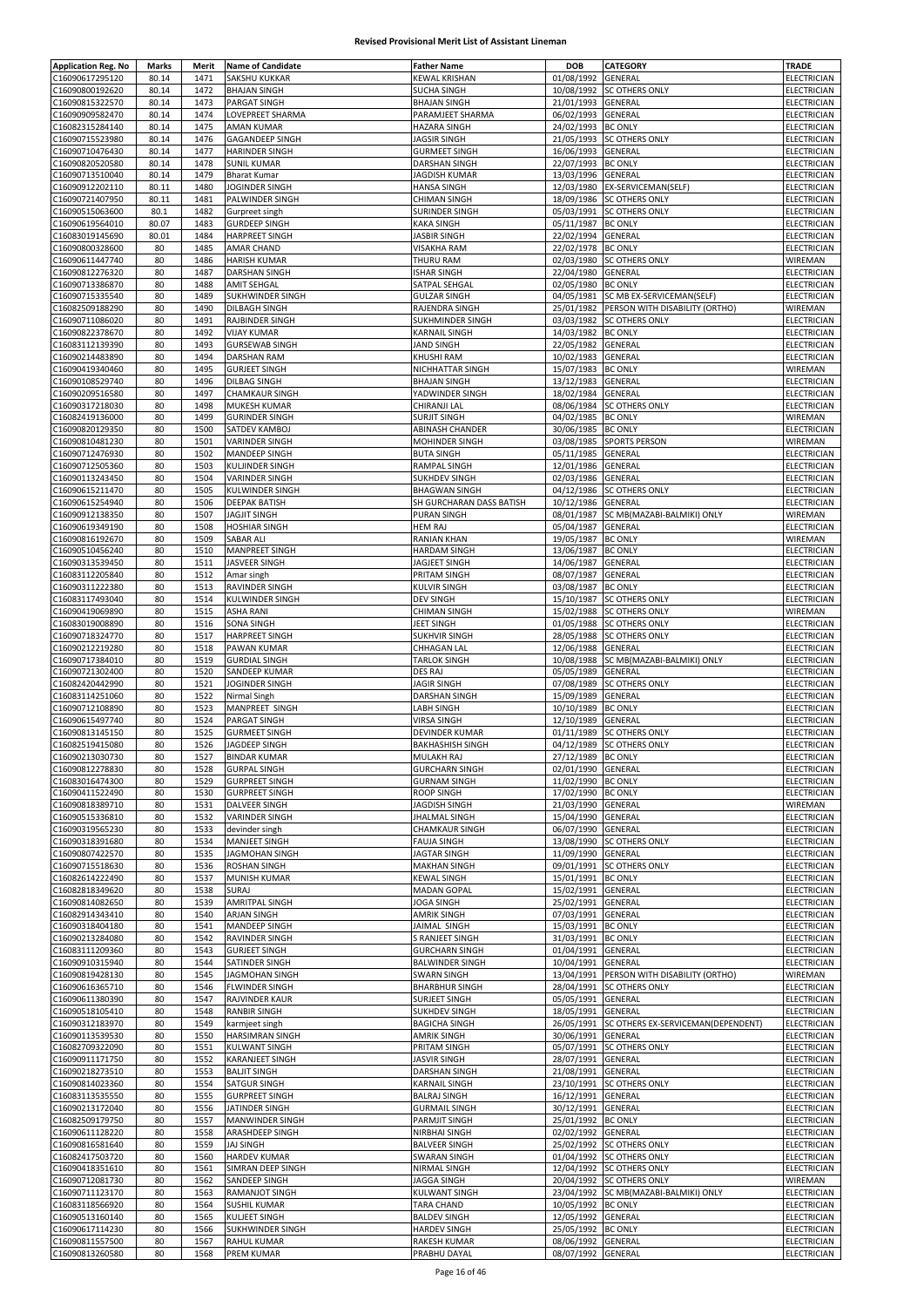# Revised Provisional Merit List of Assistant Lineman

| Application Reg. No | Marks | Merit | Name of Candidate | Father Name | DOB | CATEGORY | TRADE |
|---|---|---|---|---|---|---|---|
| C16090617295120 | 80.14 | 1471 | SAKSHU KUKKAR | KEWAL KRISHAN | 01/08/1992 | GENERAL | ELECTRICIAN |
| C16090800192620 | 80.14 | 1472 | BHAJAN SINGH | SUCHA SINGH | 10/08/1992 | SC OTHERS ONLY | ELECTRICIAN |
| C16090815322570 | 80.14 | 1473 | PARGAT SINGH | BHAJAN SINGH | 21/01/1993 | GENERAL | ELECTRICIAN |
| C16090909582470 | 80.14 | 1474 | LOVEPREET SHARMA | PARAMJEET SHARMA | 06/02/1993 | GENERAL | ELECTRICIAN |
| C16082315284140 | 80.14 | 1475 | AMAN KUMAR | HAZARA SINGH | 24/02/1993 | BC ONLY | ELECTRICIAN |
| C16090715523980 | 80.14 | 1476 | GAGANDEEP SINGH | JAGSIR SINGH | 21/05/1993 | SC OTHERS ONLY | ELECTRICIAN |
| C16090710476430 | 80.14 | 1477 | HARINDER SINGH | GURMEET SINGH | 16/06/1993 | GENERAL | ELECTRICIAN |
| C16090820520580 | 80.14 | 1478 | SUNIL KUMAR | DARSHAN SINGH | 22/07/1993 | BC ONLY | ELECTRICIAN |
| C16090713510040 | 80.14 | 1479 | Bharat Kumar | JAGDISH KUMAR | 13/03/1996 | GENERAL | ELECTRICIAN |
| C16090912202110 | 80.11 | 1480 | JOGINDER SINGH | HANSA SINGH | 12/03/1980 | EX-SERVICEMAN(SELF) | ELECTRICIAN |
| C16090721407950 | 80.11 | 1481 | PALWINDER SINGH | CHIMAN SINGH | 18/09/1986 | SC OTHERS ONLY | ELECTRICIAN |
| C16090515063600 | 80.1 | 1482 | Gurpreet singh | SURINDER SINGH | 05/03/1991 | SC OTHERS ONLY | ELECTRICIAN |
| C16090619564010 | 80.07 | 1483 | GURDEEP SINGH | KAKA SINGH | 05/11/1987 | BC ONLY | ELECTRICIAN |
| C16083019145690 | 80.01 | 1484 | HARPREET SINGH | JASBIR SINGH | 22/02/1994 | GENERAL | ELECTRICIAN |
| C16090800328600 | 80 | 1485 | AMAR CHAND | VISAKHA RAM | 22/02/1978 | BC ONLY | ELECTRICIAN |
| C16090611447740 | 80 | 1486 | HARISH KUMAR | THURU RAM | 02/03/1980 | SC OTHERS ONLY | WIREMAN |
| C16090812276320 | 80 | 1487 | DARSHAN SINGH | ISHAR SINGH | 22/04/1980 | GENERAL | ELECTRICIAN |
| C16090713386870 | 80 | 1488 | AMIT SEHGAL | SATPAL SEHGAL | 02/05/1980 | BC ONLY | ELECTRICIAN |
| C16090715335540 | 80 | 1489 | SUKHWINDER SINGH | GULZAR SINGH | 04/05/1981 | SC MB EX-SERVICEMAN(SELF) | ELECTRICIAN |
| C16082509188290 | 80 | 1490 | DILBAGH SINGH | RAJENDRA SINGH | 25/01/1982 | PERSON WITH DISABILITY (ORTHO) | WIREMAN |
| C16090711086020 | 80 | 1491 | RAJBINDER SINGH | SUKHMINDER SINGH | 03/03/1982 | SC OTHERS ONLY | ELECTRICIAN |
| C16090822378670 | 80 | 1492 | VIJAY KUMAR | KARNAIL SINGH | 14/03/1982 | BC ONLY | ELECTRICIAN |
| C16083112139390 | 80 | 1493 | GURSEWAB SINGH | JAND SINGH | 22/05/1982 | GENERAL | ELECTRICIAN |
| C16090214483890 | 80 | 1494 | DARSHAN RAM | KHUSHI RAM | 10/02/1983 | GENERAL | ELECTRICIAN |
| C16090419340460 | 80 | 1495 | GURJEET SINGH | NICHHATTAR SINGH | 15/07/1983 | BC ONLY | WIREMAN |
| C16090108529740 | 80 | 1496 | DILBAG SINGH | BHAJAN SINGH | 13/12/1983 | GENERAL | ELECTRICIAN |
| C16090209516580 | 80 | 1497 | CHAMKAUR SINGH | YADWINDER SINGH | 18/02/1984 | GENERAL | ELECTRICIAN |
| C16090317218030 | 80 | 1498 | MUKESH KUMAR | CHIRANJI LAL | 08/06/1984 | SC OTHERS ONLY | ELECTRICIAN |
| C16082419136000 | 80 | 1499 | GURINDER SINGH | SURJIT SINGH | 04/02/1985 | BC ONLY | WIREMAN |
| C16090820129350 | 80 | 1500 | SATDEV KAMBOJ | ABINASH CHANDER | 30/06/1985 | BC ONLY | ELECTRICIAN |
| C16090810481230 | 80 | 1501 | VARINDER SINGH | MOHINDER SINGH | 03/08/1985 | SPORTS PERSON | WIREMAN |
| C16090712476930 | 80 | 1502 | MANDEEP SINGH | BUTA SINGH | 05/11/1985 | GENERAL | ELECTRICIAN |
| C16090712505360 | 80 | 1503 | KULJINDER SINGH | RAMPAL SINGH | 12/01/1986 | GENERAL | ELECTRICIAN |
| C16090113243450 | 80 | 1504 | VARINDER SINGH | SUKHDEV SINGH | 02/03/1986 | GENERAL | ELECTRICIAN |
| C16090615211470 | 80 | 1505 | KULWINDER SINGH | BHAGWAN SINGH | 04/12/1986 | SC OTHERS ONLY | ELECTRICIAN |
| C16090615254940 | 80 | 1506 | DEEPAK BATISH | SH GURCHARAN DASS BATISH | 10/12/1986 | GENERAL | ELECTRICIAN |
| C16090912138350 | 80 | 1507 | JAGJIT SINGH | PURAN SINGH | 08/01/1987 | SC MB(MAZABI-BALMIKI) ONLY | WIREMAN |
| C16090619349190 | 80 | 1508 | HOSHIAR SINGH | HEM RAJ | 05/04/1987 | GENERAL | ELECTRICIAN |
| C16090816192670 | 80 | 1509 | SABAR ALI | RANIAN KHAN | 19/05/1987 | BC ONLY | WIREMAN |
| C16090510456240 | 80 | 1510 | MANPREET SINGH | HARDAM SINGH | 13/06/1987 | BC ONLY | ELECTRICIAN |
| C16090313539450 | 80 | 1511 | JASVEER SINGH | JAGJEET SINGH | 14/06/1987 | GENERAL | ELECTRICIAN |
| C16083112205840 | 80 | 1512 | Amar singh | PRITAM SINGH | 08/07/1987 | GENERAL | ELECTRICIAN |
| C16090311222380 | 80 | 1513 | RAVINDER SINGH | KULVIR SINGH | 03/08/1987 | BC ONLY | ELECTRICIAN |
| C16083117493040 | 80 | 1514 | KULWINDER SINGH | DEV SINGH | 15/10/1987 | SC OTHERS ONLY | ELECTRICIAN |
| C16090419069890 | 80 | 1515 | ASHA RANI | CHIMAN SINGH | 15/02/1988 | SC OTHERS ONLY | WIREMAN |
| C16083019008890 | 80 | 1516 | SONA SINGH | JEET SINGH | 01/05/1988 | SC OTHERS ONLY | ELECTRICIAN |
| C16090718324770 | 80 | 1517 | HARPREET SINGH | SUKHVIR SINGH | 28/05/1988 | SC OTHERS ONLY | ELECTRICIAN |
| C16090212219280 | 80 | 1518 | PAWAN KUMAR | CHHAGAN LAL | 12/06/1988 | GENERAL | ELECTRICIAN |
| C16090717384010 | 80 | 1519 | GURDIAL SINGH | TARLOK SINGH | 10/08/1988 | SC MB(MAZABI-BALMIKI) ONLY | ELECTRICIAN |
| C16090721302400 | 80 | 1520 | SANDEEP KUMAR | DES RAJ | 05/05/1989 | GENERAL | ELECTRICIAN |
| C16082420442990 | 80 | 1521 | JOGINDER SINGH | JAGIR SINGH | 07/08/1989 | SC OTHERS ONLY | ELECTRICIAN |
| C16083114251060 | 80 | 1522 | Nirmal Singh | DARSHAN SINGH | 15/09/1989 | GENERAL | ELECTRICIAN |
| C16090712108890 | 80 | 1523 | MANPREET SINGH | LABH SINGH | 10/10/1989 | BC ONLY | ELECTRICIAN |
| C16090615497740 | 80 | 1524 | PARGAT SINGH | VIRSA SINGH | 12/10/1989 | GENERAL | ELECTRICIAN |
| C16090813145150 | 80 | 1525 | GURMEET SINGH | DEVINDER KUMAR | 01/11/1989 | SC OTHERS ONLY | ELECTRICIAN |
| C16082519415080 | 80 | 1526 | JAGDEEP SINGH | BAKHASHISH SINGH | 04/12/1989 | SC OTHERS ONLY | ELECTRICIAN |
| C16090213030730 | 80 | 1527 | BINDAR KUMAR | MULAKH RAJ | 27/12/1989 | BC ONLY | ELECTRICIAN |
| C16090812278830 | 80 | 1528 | GURPAL SINGH | GURCHARN SINGH | 02/01/1990 | GENERAL | ELECTRICIAN |
| C16083016474300 | 80 | 1529 | GURPREET SINGH | GURNAM SINGH | 11/02/1990 | BC ONLY | ELECTRICIAN |
| C16090411522490 | 80 | 1530 | GURPREET SINGH | ROOP SINGH | 17/02/1990 | BC ONLY | ELECTRICIAN |
| C16090818389710 | 80 | 1531 | DALVEER SINGH | JAGDISH SINGH | 21/03/1990 | GENERAL | WIREMAN |
| C16090515336810 | 80 | 1532 | VARINDER SINGH | JHALMAL SINGH | 15/04/1990 | GENERAL | ELECTRICIAN |
| C16090319565230 | 80 | 1533 | devinder singh | CHAMKAUR SINGH | 06/07/1990 | GENERAL | ELECTRICIAN |
| C16090318391680 | 80 | 1534 | MANJEET SINGH | FAUJA SINGH | 13/08/1990 | SC OTHERS ONLY | ELECTRICIAN |
| C16090807422570 | 80 | 1535 | JAGMOHAN SINGH | JAGTAR SINGH | 11/09/1990 | GENERAL | ELECTRICIAN |
| C16090715518630 | 80 | 1536 | ROSHAN SINGH | MAKHAN SINGH | 09/01/1991 | SC OTHERS ONLY | ELECTRICIAN |
| C16082614222490 | 80 | 1537 | MUNISH KUMAR | KEWAL SINGH | 15/01/1991 | BC ONLY | ELECTRICIAN |
| C16082818349620 | 80 | 1538 | SURAJ | MADAN GOPAL | 15/02/1991 | GENERAL | ELECTRICIAN |
| C16090814082650 | 80 | 1539 | AMRITPAL SINGH | JOGA SINGH | 25/02/1991 | GENERAL | ELECTRICIAN |
| C16082914343410 | 80 | 1540 | ARJAN SINGH | AMRIK SINGH | 07/03/1991 | GENERAL | ELECTRICIAN |
| C16090318404180 | 80 | 1541 | MANDEEP SINGH | JAIMAL SINGH | 15/03/1991 | BC ONLY | ELECTRICIAN |
| C16090213284080 | 80 | 1542 | RAVINDER SINGH | S RANJEET SINGH | 31/03/1991 | BC ONLY | ELECTRICIAN |
| C16083111209360 | 80 | 1543 | GURJEET SINGH | GURCHARN SINGH | 01/04/1991 | GENERAL | ELECTRICIAN |
| C16090910315940 | 80 | 1544 | SATINDER SINGH | BALWINDER SINGH | 10/04/1991 | GENERAL | ELECTRICIAN |
| C16090819428130 | 80 | 1545 | JAGMOHAN SINGH | SWARN SINGH | 13/04/1991 | PERSON WITH DISABILITY (ORTHO) | WIREMAN |
| C16090616365710 | 80 | 1546 | FLWINDER SINGH | BHARBHUR SINGH | 28/04/1991 | SC OTHERS ONLY | ELECTRICIAN |
| C16090611380390 | 80 | 1547 | RAJVINDER KAUR | SURJEET SINGH | 05/05/1991 | GENERAL | ELECTRICIAN |
| C16090518105410 | 80 | 1548 | RANBIR SINGH | SUKHDEV SINGH | 18/05/1991 | GENERAL | ELECTRICIAN |
| C16090312183970 | 80 | 1549 | karmjeet singh | BAGICHA SINGH | 26/05/1991 | SC OTHERS EX-SERVICEMAN(DEPENDENT) | ELECTRICIAN |
| C16090113539530 | 80 | 1550 | HARSIMRAN SINGH | AMRIK SINGH | 30/06/1991 | GENERAL | ELECTRICIAN |
| C16082709322090 | 80 | 1551 | KULWANT SINGH | PRITAM SINGH | 05/07/1991 | SC OTHERS ONLY | ELECTRICIAN |
| C16090911171750 | 80 | 1552 | KARANJEET SINGH | JASVIR SINGH | 28/07/1991 | GENERAL | ELECTRICIAN |
| C16090218273510 | 80 | 1553 | BALJIT SINGH | DARSHAN SINGH | 21/08/1991 | GENERAL | ELECTRICIAN |
| C16090814023360 | 80 | 1554 | SATGUR SINGH | KARNAIL SINGH | 23/10/1991 | SC OTHERS ONLY | ELECTRICIAN |
| C16083113535550 | 80 | 1555 | GURPREET SINGH | BALRAJ SINGH | 16/12/1991 | GENERAL | ELECTRICIAN |
| C16090213172040 | 80 | 1556 | JATINDER SINGH | GURMAIL SINGH | 30/12/1991 | GENERAL | ELECTRICIAN |
| C16082509179750 | 80 | 1557 | MANWINDER SINGH | PARMJIT SINGH | 25/01/1992 | BC ONLY | ELECTRICIAN |
| C16090611128220 | 80 | 1558 | ARASHDEEP SINGH | NIRBHAI SINGH | 02/02/1992 | GENERAL | ELECTRICIAN |
| C16090816581640 | 80 | 1559 | JAI SINGH | BALVEER SINGH | 25/02/1992 | SC OTHERS ONLY | ELECTRICIAN |
| C16082417503720 | 80 | 1560 | HARDEV KUMAR | SWARAN SINGH | 01/04/1992 | SC OTHERS ONLY | ELECTRICIAN |
| C16090418351610 | 80 | 1561 | SIMRAN DEEP SINGH | NIRMAL SINGH | 12/04/1992 | SC OTHERS ONLY | ELECTRICIAN |
| C16090712081730 | 80 | 1562 | SANDEEP SINGH | JAGGA SINGH | 20/04/1992 | SC OTHERS ONLY | WIREMAN |
| C16090711123170 | 80 | 1563 | RAMANJOT SINGH | KULWANT SINGH | 23/04/1992 | SC MB(MAZABI-BALMIKI) ONLY | ELECTRICIAN |
| C16083118566920 | 80 | 1564 | SUSHIL KUMAR | TARA CHAND | 10/05/1992 | BC ONLY | ELECTRICIAN |
| C16090513160140 | 80 | 1565 | KULJEET SINGH | BALDEV SINGH | 12/05/1992 | GENERAL | ELECTRICIAN |
| C16090617114230 | 80 | 1566 | SUKHWINDER SINGH | HARDEV SINGH | 25/05/1992 | BC ONLY | ELECTRICIAN |
| C16090811557500 | 80 | 1567 | RAHUL KUMAR | RAKESH KUMAR | 08/06/1992 | GENERAL | ELECTRICIAN |
| C16090813260580 | 80 | 1568 | PREM KUMAR | PRABHU DAYAL | 08/07/1992 | GENERAL | ELECTRICIAN |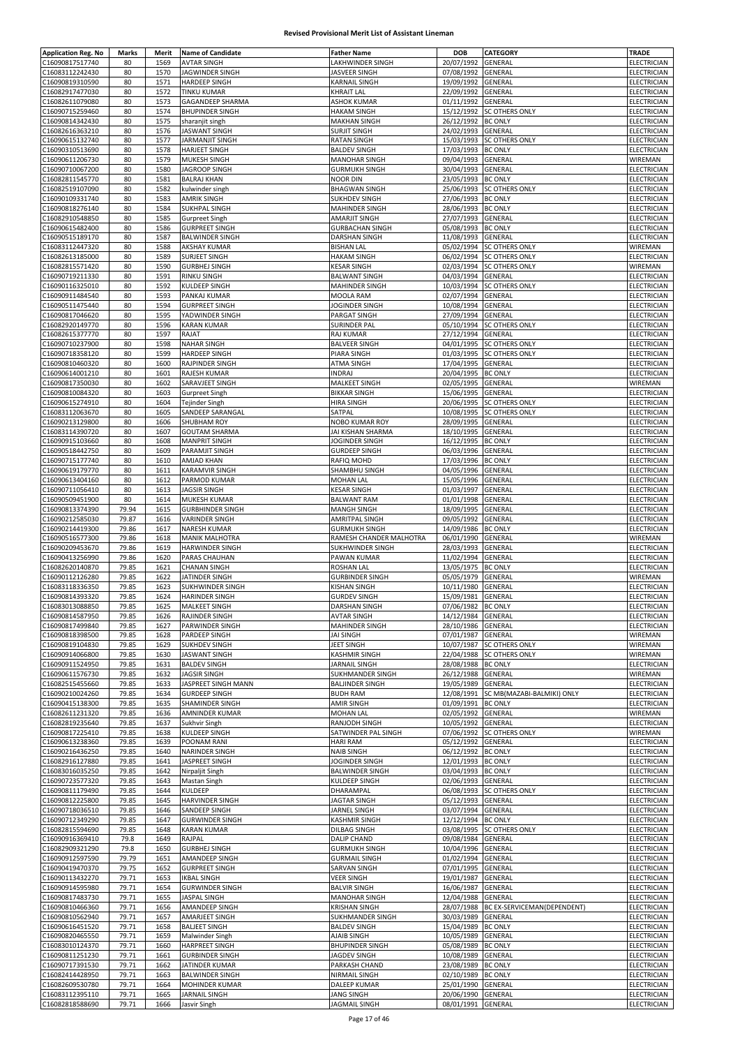# Revised Provisional Merit List of Assistant Lineman

| Application Reg. No | Marks | Merit | Name of Candidate | Father Name | DOB | CATEGORY | TRADE |
|---|---|---|---|---|---|---|---|
| C16090817517740 | 80 | 1569 | AVTAR SINGH | LAKHWINDER SINGH | 20/07/1992 | GENERAL | ELECTRICIAN |
| C16083112242430 | 80 | 1570 | JAGWINDER SINGH | JASVEER SINGH | 07/08/1992 | GENERAL | ELECTRICIAN |
| C16090819310590 | 80 | 1571 | HARDEEP SINGH | KARNAIL SINGH | 19/09/1992 | GENERAL | ELECTRICIAN |
| C16082917477030 | 80 | 1572 | TINKU KUMAR | KHRAIT LAL | 22/09/1992 | GENERAL | ELECTRICIAN |
| C16082611079080 | 80 | 1573 | GAGANDEEP SHARMA | ASHOK KUMAR | 01/11/1992 | GENERAL | ELECTRICIAN |
| C16090715259460 | 80 | 1574 | BHUPINDER SINGH | HAKAM SINGH | 15/12/1992 | SC OTHERS ONLY | ELECTRICIAN |
| C16090814342430 | 80 | 1575 | sharanjit singh | MAKHAN SINGH | 26/12/1992 | BC ONLY | ELECTRICIAN |
| C16082616363210 | 80 | 1576 | JASWANT SINGH | SURJIT SINGH | 24/02/1993 | GENERAL | ELECTRICIAN |
| C16090615132740 | 80 | 1577 | JARMANJIT SINGH | RATAN SINGH | 15/03/1993 | SC OTHERS ONLY | ELECTRICIAN |
| C16090310513690 | 80 | 1578 | HARJEET SINGH | BALDEV SINGH | 17/03/1993 | BC ONLY | ELECTRICIAN |
| C16090611206730 | 80 | 1579 | MUKESH SINGH | MANOHAR SINGH | 09/04/1993 | GENERAL | WIREMAN |
| C16090710067200 | 80 | 1580 | JAGROOP SINGH | GURMUKH SINGH | 30/04/1993 | GENERAL | ELECTRICIAN |
| C16082811545770 | 80 | 1581 | BALRAJ KHAN | NOOR DIN | 23/05/1993 | BC ONLY | ELECTRICIAN |
| C16082519107090 | 80 | 1582 | kulwinder singh | BHAGWAN SINGH | 25/06/1993 | SC OTHERS ONLY | ELECTRICIAN |
| C16090109331740 | 80 | 1583 | AMRIK SINGH | SUKHDEV SINGH | 27/06/1993 | BC ONLY | ELECTRICIAN |
| C16090818276140 | 80 | 1584 | SUKHPAL SINGH | MAHINDER SINGH | 28/06/1993 | BC ONLY | ELECTRICIAN |
| C16082910548850 | 80 | 1585 | Gurpreet Singh | AMARJIT SINGH | 27/07/1993 | GENERAL | ELECTRICIAN |
| C16090615482400 | 80 | 1586 | GURPREET SINGH | GURBACHAN SINGH | 05/08/1993 | BC ONLY | ELECTRICIAN |
| C16090515189170 | 80 | 1587 | BALWINDER SINGH | DARSHAN SINGH | 11/08/1993 | GENERAL | ELECTRICIAN |
| C16083112447320 | 80 | 1588 | AKSHAY KUMAR | BISHAN LAL | 05/02/1994 | SC OTHERS ONLY | WIREMAN |
| C16082613185000 | 80 | 1589 | SURJEET SINGH | HAKAM SINGH | 06/02/1994 | SC OTHERS ONLY | ELECTRICIAN |
| C16082815571420 | 80 | 1590 | GURBHEJ SINGH | KESAR SINGH | 02/03/1994 | SC OTHERS ONLY | WIREMAN |
| C16090719211330 | 80 | 1591 | RINKU SINGH | BALWANT SINGH | 04/03/1994 | GENERAL | ELECTRICIAN |
| C16090116325010 | 80 | 1592 | KULDEEP SINGH | MAHINDER SINGH | 10/03/1994 | SC OTHERS ONLY | ELECTRICIAN |
| C16090911484540 | 80 | 1593 | PANKAJ KUMAR | MOOLA RAM | 02/07/1994 | GENERAL | ELECTRICIAN |
| C16090511475440 | 80 | 1594 | GURPREET SINGH | JOGINDER SINGH | 10/08/1994 | GENERAL | ELECTRICIAN |
| C16090817046620 | 80 | 1595 | YADWINDER SINGH | PARGAT SINGH | 27/09/1994 | GENERAL | ELECTRICIAN |
| C16082920149770 | 80 | 1596 | KARAN KUMAR | SURINDER PAL | 05/10/1994 | SC OTHERS ONLY | ELECTRICIAN |
| C16082615377770 | 80 | 1597 | RAJAT | RAJ KUMAR | 27/12/1994 | GENERAL | ELECTRICIAN |
| C16090710237900 | 80 | 1598 | NAHAR SINGH | BALVEER SINGH | 04/01/1995 | SC OTHERS ONLY | ELECTRICIAN |
| C16090718358120 | 80 | 1599 | HARDEEP SINGH | PIARA SINGH | 01/03/1995 | SC OTHERS ONLY | ELECTRICIAN |
| C16090810460320 | 80 | 1600 | RAJPINDER SINGH | ATMA SINGH | 17/04/1995 | GENERAL | ELECTRICIAN |
| C16090614001210 | 80 | 1601 | RAJESH KUMAR | INDRAJ | 20/04/1995 | BC ONLY | ELECTRICIAN |
| C16090817350030 | 80 | 1602 | SARAVJEET SINGH | MALKEET SINGH | 02/05/1995 | GENERAL | WIREMAN |
| C16090810084320 | 80 | 1603 | Gurpreet Singh | BIKKAR SINGH | 15/06/1995 | GENERAL | ELECTRICIAN |
| C16090615274910 | 80 | 1604 | Tejinder Singh | HIRA SINGH | 20/06/1995 | SC OTHERS ONLY | ELECTRICIAN |
| C16083112063670 | 80 | 1605 | SANDEEP SARANGAL | SATPAL | 10/08/1995 | SC OTHERS ONLY | ELECTRICIAN |
| C16090213129800 | 80 | 1606 | SHUBHAM ROY | NOBO KUMAR ROY | 28/09/1995 | GENERAL | ELECTRICIAN |
| C16083114390720 | 80 | 1607 | GOUTAM SHARMA | JAI KISHAN SHARMA | 18/10/1995 | GENERAL | ELECTRICIAN |
| C16090915103660 | 80 | 1608 | MANPRIT SINGH | JOGINDER SINGH | 16/12/1995 | BC ONLY | ELECTRICIAN |
| C16090518442750 | 80 | 1609 | PARAMJIT SINGH | GURDEEP SINGH | 06/03/1996 | GENERAL | ELECTRICIAN |
| C16090715177740 | 80 | 1610 | AMJAD KHAN | RAFIQ MOHD | 17/03/1996 | BC ONLY | ELECTRICIAN |
| C16090619179770 | 80 | 1611 | KARAMVIR SINGH | SHAMBHU SINGH | 04/05/1996 | GENERAL | ELECTRICIAN |
| C16090613404160 | 80 | 1612 | PARMOD KUMAR | MOHAN LAL | 15/05/1996 | GENERAL | ELECTRICIAN |
| C16090711056410 | 80 | 1613 | JAGSIR SINGH | KESAR SINGH | 01/03/1997 | GENERAL | ELECTRICIAN |
| C16090509451900 | 80 | 1614 | MUKESH KUMAR | BALWANT RAM | 01/01/1998 | GENERAL | ELECTRICIAN |
| C16090813374390 | 79.94 | 1615 | GURBHINDER SINGH | MANGH SINGH | 18/09/1995 | GENERAL | ELECTRICIAN |
| C16090212585030 | 79.87 | 1616 | VARINDER SINGH | AMRITPAL SINGH | 09/05/1992 | GENERAL | ELECTRICIAN |
| C16090214419300 | 79.86 | 1617 | NARESH KUMAR | GURMUKH SINGH | 14/09/1986 | BC ONLY | ELECTRICIAN |
| C16090516577300 | 79.86 | 1618 | MANIK MALHOTRA | RAMESH CHANDER MALHOTRA | 06/01/1990 | GENERAL | WIREMAN |
| C16090209453670 | 79.86 | 1619 | HARWINDER SINGH | SUKHWINDER SINGH | 28/03/1993 | GENERAL | ELECTRICIAN |
| C16090413256990 | 79.86 | 1620 | PARAS CHAUHAN | PAWAN KUMAR | 11/02/1994 | GENERAL | ELECTRICIAN |
| C16082620140870 | 79.85 | 1621 | CHANAN SINGH | ROSHAN LAL | 13/05/1975 | BC ONLY | ELECTRICIAN |
| C16090112126280 | 79.85 | 1622 | JATINDER SINGH | GURBINDER SINGH | 05/05/1979 | GENERAL | WIREMAN |
| C16083118336350 | 79.85 | 1623 | SUKHWINDER SINGH | KISHAN SINGH | 10/11/1980 | GENERAL | ELECTRICIAN |
| C16090814393320 | 79.85 | 1624 | HARINDER SINGH | GURDEV SINGH | 15/09/1981 | GENERAL | ELECTRICIAN |
| C16083013088850 | 79.85 | 1625 | MALKEET SINGH | DARSHAN SINGH | 07/06/1982 | BC ONLY | ELECTRICIAN |
| C16090814587950 | 79.85 | 1626 | RAJINDER SINGH | AVTAR SINGH | 14/12/1984 | GENERAL | ELECTRICIAN |
| C16090817499840 | 79.85 | 1627 | PARWINDER SINGH | MAHINDER SINGH | 28/10/1986 | GENERAL | ELECTRICIAN |
| C16090818398500 | 79.85 | 1628 | PARDEEP SINGH | JAI SINGH | 07/01/1987 | GENERAL | WIREMAN |
| C16090819104830 | 79.85 | 1629 | SUKHDEV SINGH | JEET SINGH | 10/07/1987 | SC OTHERS ONLY | WIREMAN |
| C16090914066800 | 79.85 | 1630 | JASWANT SINGH | KASHMIR SINGH | 22/04/1988 | SC OTHERS ONLY | WIREMAN |
| C16090911524950 | 79.85 | 1631 | BALDEV SINGH | JARNAIL SINGH | 28/08/1988 | BC ONLY | ELECTRICIAN |
| C16090611576730 | 79.85 | 1632 | JAGSIR SINGH | SUKHMANDER SINGH | 26/12/1988 | GENERAL | WIREMAN |
| C16082515455660 | 79.85 | 1633 | JASPREET SINGH MANN | BALJINDER SINGH | 19/05/1989 | GENERAL | ELECTRICIAN |
| C16090210024260 | 79.85 | 1634 | GURDEEP SINGH | BUDH RAM | 12/08/1991 | SC MB(MAZABI-BALMIKI) ONLY | ELECTRICIAN |
| C16090415138300 | 79.85 | 1635 | SHAMINDER SINGH | AMIR SINGH | 01/09/1991 | BC ONLY | ELECTRICIAN |
| C16082611231320 | 79.85 | 1636 | AMNINDER KUMAR | MOHAN LAL | 02/05/1992 | GENERAL | WIREMAN |
| C16082819235640 | 79.85 | 1637 | Sukhvir Singh | RANJODH SINGH | 10/05/1992 | GENERAL | ELECTRICIAN |
| C16090817225410 | 79.85 | 1638 | KULDEEP SINGH | SATWINDER PAL SINGH | 07/06/1992 | SC OTHERS ONLY | WIREMAN |
| C16090613238360 | 79.85 | 1639 | POONAM RANI | HARI RAM | 05/12/1992 | GENERAL | ELECTRICIAN |
| C16090216436250 | 79.85 | 1640 | NARINDER SINGH | NAIB SINGH | 06/12/1992 | BC ONLY | ELECTRICIAN |
| C16082916127880 | 79.85 | 1641 | JASPREET SINGH | JOGINDER SINGH | 12/01/1993 | BC ONLY | ELECTRICIAN |
| C16083016035250 | 79.85 | 1642 | Nirpaljit Singh | BALWINDER SINGH | 03/04/1993 | BC ONLY | ELECTRICIAN |
| C16090723577320 | 79.85 | 1643 | Mastan Singh | KULDEEP SINGH | 02/06/1993 | GENERAL | ELECTRICIAN |
| C16090811179490 | 79.85 | 1644 | KULDEEP | DHARAMPAL | 06/08/1993 | SC OTHERS ONLY | ELECTRICIAN |
| C16090812225800 | 79.85 | 1645 | HARVINDER SINGH | JAGTAR SINGH | 05/12/1993 | GENERAL | ELECTRICIAN |
| C16090718036510 | 79.85 | 1646 | SANDEEP SINGH | JARNEL SINGH | 03/07/1994 | GENERAL | ELECTRICIAN |
| C16090712349290 | 79.85 | 1647 | GURWINDER SINGH | KASHMIR SINGH | 12/12/1994 | BC ONLY | ELECTRICIAN |
| C16082815594690 | 79.85 | 1648 | KARAN KUMAR | DILBAG SINGH | 03/08/1995 | SC OTHERS ONLY | ELECTRICIAN |
| C16090916369410 | 79.8 | 1649 | RAJPAL | DALIP CHAND | 09/08/1984 | GENERAL | ELECTRICIAN |
| C16082909321290 | 79.8 | 1650 | GURBHEJ SINGH | GURMUKH SINGH | 10/04/1996 | GENERAL | ELECTRICIAN |
| C16090912597590 | 79.79 | 1651 | AMANDEEP SINGH | GURMAIL SINGH | 01/02/1994 | GENERAL | ELECTRICIAN |
| C16090419470370 | 79.75 | 1652 | GURPREET SINGH | SARVAN SINGH | 07/01/1995 | GENERAL | ELECTRICIAN |
| C16090113432270 | 79.71 | 1653 | IKBAL SINGH | VEER SINGH | 19/01/1987 | GENERAL | ELECTRICIAN |
| C16090914595980 | 79.71 | 1654 | GURWINDER SINGH | BALVIR SINGH | 16/06/1987 | GENERAL | ELECTRICIAN |
| C16090817483730 | 79.71 | 1655 | JASPAL SINGH | MANOHAR SINGH | 12/04/1988 | GENERAL | ELECTRICIAN |
| C16090810466360 | 79.71 | 1656 | AMANDEEP SINGH | KRISHAN SINGH | 28/07/1988 | BC EX-SERVICEMAN(DEPENDENT) | ELECTRICIAN |
| C16090810562940 | 79.71 | 1657 | AMARJEET SINGH | SUKHMANDER SINGH | 30/03/1989 | GENERAL | ELECTRICIAN |
| C16090616451520 | 79.71 | 1658 | BALJEET SINGH | BALDEV SINGH | 15/04/1989 | BC ONLY | ELECTRICIAN |
| C16090820465550 | 79.71 | 1659 | Malwinder Singh | AJAIB SINGH | 10/05/1989 | GENERAL | ELECTRICIAN |
| C16083010124370 | 79.71 | 1660 | HARPREET SINGH | BHUPINDER SINGH | 05/08/1989 | BC ONLY | ELECTRICIAN |
| C16090811251230 | 79.71 | 1661 | GURBINDER SINGH | JAGDEV SINGH | 10/08/1989 | GENERAL | ELECTRICIAN |
| C16090717391530 | 79.71 | 1662 | JATINDER KUMAR | PARKASH CHAND | 23/08/1989 | BC ONLY | ELECTRICIAN |
| C16082414428950 | 79.71 | 1663 | BALWINDER SINGH | NIRMAIL SINGH | 02/10/1989 | BC ONLY | ELECTRICIAN |
| C16082609530780 | 79.71 | 1664 | MOHINDER KUMAR | DALEEP KUMAR | 25/01/1990 | GENERAL | ELECTRICIAN |
| C16083112395110 | 79.71 | 1665 | JARNAIL SINGH | JANG SINGH | 20/06/1990 | GENERAL | ELECTRICIAN |
| C16082818588690 | 79.71 | 1666 | Jasvir Singh | JAGMAIL SINGH | 08/01/1991 | GENERAL | ELECTRICIAN |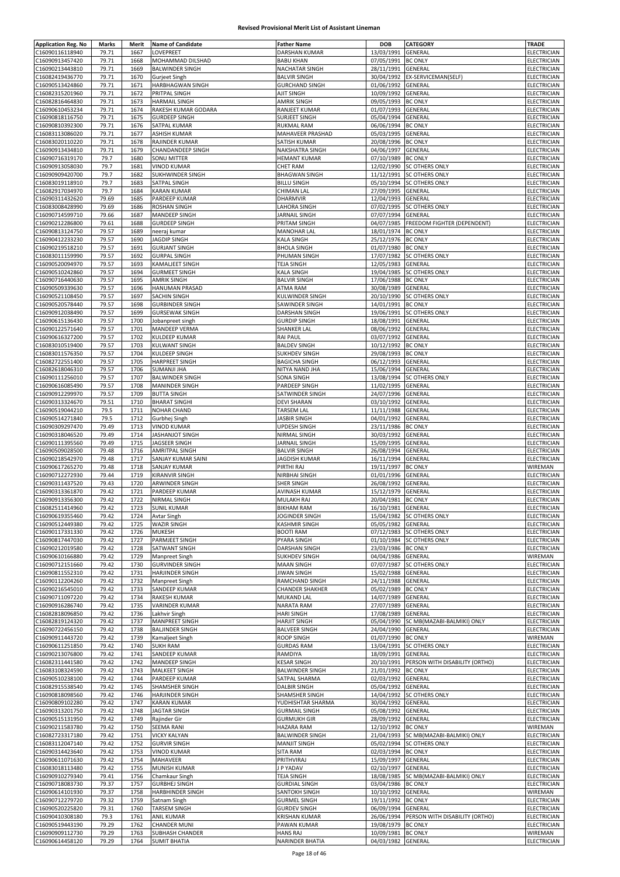# Revised Provisional Merit List of Assistant Lineman

| Application Reg. No | Marks | Merit | Name of Candidate | Father Name | DOB | CATEGORY | TRADE |
|---|---|---|---|---|---|---|---|
| C16090116118940 | 79.71 | 1667 | LOVEPREET | DARSHAN KUMAR | 13/03/1991 | GENERAL | ELECTRICIAN |
| C16090913457420 | 79.71 | 1668 | MOHAMMAD DILSHAD | BABU KHAN | 07/05/1991 | BC ONLY | ELECTRICIAN |
| C16090213443810 | 79.71 | 1669 | BALWINDER SINGH | NACHATAR SINGH | 28/11/1991 | GENERAL | ELECTRICIAN |
| C16082419436770 | 79.71 | 1670 | Gurjeet Singh | BALVIR SINGH | 30/04/1992 | EX-SERVICEMAN(SELF) | ELECTRICIAN |
| C16090513424860 | 79.71 | 1671 | HARBHAGWAN SINGH | GURCHAND SINGH | 01/06/1992 | GENERAL | ELECTRICIAN |
| C16082315201960 | 79.71 | 1672 | PRITPAL SINGH | AJIT SINGH | 10/09/1992 | GENERAL | ELECTRICIAN |
| C16082816464830 | 79.71 | 1673 | HARMAIL SINGH | AMRIK SINGH | 09/05/1993 | BC ONLY | ELECTRICIAN |
| C16090610453234 | 79.71 | 1674 | RAKESH KUMAR GODARA | RANJEET KUMAR | 01/07/1993 | GENERAL | ELECTRICIAN |
| C16090818116750 | 79.71 | 1675 | GURDEEP SINGH | SURJEET SINGH | 05/04/1994 | GENERAL | ELECTRICIAN |
| C16090810392300 | 79.71 | 1676 | SATPAL KUMAR | RUKMAL RAM | 06/06/1994 | BC ONLY | ELECTRICIAN |
| C16083113086020 | 79.71 | 1677 | ASHISH KUMAR | MAHAVEER PRASHAD | 05/03/1995 | GENERAL | ELECTRICIAN |
| C16083020110220 | 79.71 | 1678 | RAJINDER KUMAR | SATISH KUMAR | 20/08/1996 | BC ONLY | ELECTRICIAN |
| C16090913434810 | 79.71 | 1679 | CHANDANDEEP SINGH | NAKSHATRA SINGH | 04/06/1997 | GENERAL | ELECTRICIAN |
| C16090716319170 | 79.7 | 1680 | SONU MITTER | HEMANT KUMAR | 07/10/1989 | BC ONLY | ELECTRICIAN |
| C16090913058030 | 79.7 | 1681 | VINOD KUMAR | CHET RAM | 12/02/1990 | SC OTHERS ONLY | ELECTRICIAN |
| C16090909420700 | 79.7 | 1682 | SUKHWINDER SINGH | BHAGWAN SINGH | 11/12/1991 | SC OTHERS ONLY | ELECTRICIAN |
| C16083019118910 | 79.7 | 1683 | SATPAL SINGH | BILLU SINGH | 05/10/1994 | SC OTHERS ONLY | ELECTRICIAN |
| C16082917034970 | 79.7 | 1684 | KARAN KUMAR | CHIMAN LAL | 27/09/1995 | GENERAL | ELECTRICIAN |
| C16090311432620 | 79.69 | 1685 | PARDEEP KUMAR | DHARMVIR | 12/04/1993 | GENERAL | ELECTRICIAN |
| C16083008428990 | 79.69 | 1686 | ROSHAN SINGH | LAHORA SINGH | 07/02/1995 | SC OTHERS ONLY | ELECTRICIAN |
| C16090714599710 | 79.66 | 1687 | MANDEEP SINGH | JARNAIL SINGH | 07/07/1994 | GENERAL | ELECTRICIAN |
| C16090212286800 | 79.61 | 1688 | GURDEEP SINGH | PRITAM SINGH | 04/07/1985 | FREEDOM FIGHTER (DEPENDENT) | ELECTRICIAN |
| C16090813124750 | 79.57 | 1689 | neeraj kumar | MANOHAR LAL | 18/01/1974 | BC ONLY | ELECTRICIAN |
| C16090412233230 | 79.57 | 1690 | JAGDIP SINGH | KALA SINGH | 25/12/1976 | BC ONLY | ELECTRICIAN |
| C16090219518210 | 79.57 | 1691 | GURJANT SINGH | BHOLA SINGH | 01/07/1980 | BC ONLY | ELECTRICIAN |
| C16083011159990 | 79.57 | 1692 | GURPAL SINGH | PHUMAN SINGH | 17/07/1982 | SC OTHERS ONLY | ELECTRICIAN |
| C16090520094970 | 79.57 | 1693 | KAMALJEET SINGH | TEJA SINGH | 12/05/1983 | GENERAL | ELECTRICIAN |
| C16090510242860 | 79.57 | 1694 | GURMEET SINGH | KALA SINGH | 19/04/1985 | SC OTHERS ONLY | ELECTRICIAN |
| C16090716440630 | 79.57 | 1695 | AMRIK SINGH | BALVIR SINGH | 17/06/1988 | BC ONLY | ELECTRICIAN |
| C16090509339630 | 79.57 | 1696 | HANUMAN PRASAD | ATMA RAM | 30/08/1989 | GENERAL | ELECTRICIAN |
| C16090521108450 | 79.57 | 1697 | SACHIN SINGH | KULWINDER SINGH | 20/10/1990 | SC OTHERS ONLY | ELECTRICIAN |
| C16090520578440 | 79.57 | 1698 | GURBINDER SINGH | SAWINDER SINGH | 14/01/1991 | BC ONLY | ELECTRICIAN |
| C16090912038490 | 79.57 | 1699 | GURSEWAK SINGH | DARSHAN SINGH | 19/06/1991 | SC OTHERS ONLY | ELECTRICIAN |
| C16090615136430 | 79.57 | 1700 | Jobanpreet singh | GURDIP SINGH | 18/08/1991 | GENERAL | ELECTRICIAN |
| C16090122571640 | 79.57 | 1701 | MANDEEP VERMA | SHANKER LAL | 08/06/1992 | GENERAL | ELECTRICIAN |
| C16090616327200 | 79.57 | 1702 | KULDEEP KUMAR | RAI PAUL | 03/07/1992 | GENERAL | ELECTRICIAN |
| C16083010519400 | 79.57 | 1703 | KULWANT SINGH | BALDEV SINGH | 10/12/1992 | BC ONLY | ELECTRICIAN |
| C16083011576350 | 79.57 | 1704 | KULDEEP SINGH | SUKHDEV SINGH | 29/08/1993 | BC ONLY | ELECTRICIAN |
| C16082722551400 | 79.57 | 1705 | HARPREET SINGH | BAGICHA SINGH | 06/12/1993 | GENERAL | ELECTRICIAN |
| C16082618046310 | 79.57 | 1706 | SUMANJI JHA | NITYA NAND JHA | 15/06/1994 | GENERAL | ELECTRICIAN |
| C16090111256010 | 79.57 | 1707 | BALWINDER SINGH | SONA SINGH | 13/08/1994 | SC OTHERS ONLY | ELECTRICIAN |
| C16090616085490 | 79.57 | 1708 | MANINDER SINGH | PARDEEP SINGH | 11/02/1995 | GENERAL | ELECTRICIAN |
| C16090912299970 | 79.57 | 1709 | BUTTA SINGH | SATWINDER SINGH | 24/07/1996 | GENERAL | ELECTRICIAN |
| C16090313324670 | 79.51 | 1710 | BHARAT SINGHI | DEVI SHARAN | 03/10/1992 | GENERAL | ELECTRICIAN |
| C16090519044210 | 79.5 | 1711 | NOHAR CHAND | TARSEM LAL | 11/11/1988 | GENERAL | ELECTRICIAN |
| C16090514271840 | 79.5 | 1712 | Gurbhej Singh | JASBIR SINGH | 04/01/1992 | GENERAL | ELECTRICIAN |
| C16090309297470 | 79.49 | 1713 | VINOD KUMAR | UPDESH SINGH | 23/11/1986 | BC ONLY | ELECTRICIAN |
| C16090318046520 | 79.49 | 1714 | JASHANJOT SINGH | NIRMAL SINGH | 30/03/1992 | GENERAL | ELECTRICIAN |
| C16090111395560 | 79.49 | 1715 | JAGSEER SINGH | JARNAIL SINGH | 15/09/1995 | GENERAL | ELECTRICIAN |
| C16090509028500 | 79.48 | 1716 | AMRITPAL SINGH | BALVIR SINGH | 26/08/1994 | GENERAL | ELECTRICIAN |
| C16090218542970 | 79.48 | 1717 | SANJAY KUMAR SAINI | JAGDISH KUMAR | 16/11/1994 | GENERAL | ELECTRICIAN |
| C16090617265270 | 79.48 | 1718 | SANJAY KUMAR | PIRTHI RAJ | 19/11/1997 | BC ONLY | WIREMAN |
| C16090712272930 | 79.44 | 1719 | KIRANVIR SINGH | NIRBHAI SINGH | 01/01/1996 | GENERAL | ELECTRICIAN |
| C16090311437520 | 79.43 | 1720 | ARWINDER SINGH | SHER SINGH | 26/08/1992 | GENERAL | ELECTRICIAN |
| C16090313361870 | 79.42 | 1721 | PARDEEP KUMAR | AVINASH KUMAR | 15/12/1979 | GENERAL | ELECTRICIAN |
| C16090913356300 | 79.42 | 1722 | NIRMAL SINGH | MULAKH RAJ | 20/04/1981 | BC ONLY | ELECTRICIAN |
| C16082511414960 | 79.42 | 1723 | SUNIL KUMAR | BIKHAM RAM | 16/10/1981 | GENERAL | ELECTRICIAN |
| C16090619355460 | 79.42 | 1724 | Avtar Singh | JOGINDER SINGH | 15/04/1982 | SC OTHERS ONLY | ELECTRICIAN |
| C16090512449380 | 79.42 | 1725 | WAZIR SINGH | KASHMIR SINGH | 05/05/1982 | GENERAL | ELECTRICIAN |
| C16090117331330 | 79.42 | 1726 | MUKESH | BOOTI RAM | 07/12/1983 | SC OTHERS ONLY | ELECTRICIAN |
| C16090817447030 | 79.42 | 1727 | PARMJEET SINGH | PYARA SINGH | 01/10/1984 | SC OTHERS ONLY | ELECTRICIAN |
| C16090212019580 | 79.42 | 1728 | SATWANT SINGH | DARSHAN SINGH | 23/03/1986 | BC ONLY | ELECTRICIAN |
| C16090610166880 | 79.42 | 1729 | Manpreet Singh | SUKHDEV SINGH | 04/04/1986 | GENERAL | WIREMAN |
| C16090712151660 | 79.42 | 1730 | GURVINDER SINGH | MAAN SINGH | 07/07/1987 | SC OTHERS ONLY | ELECTRICIAN |
| C16090811552310 | 79.42 | 1731 | HARJINDER SINGH | JIWAN SINGH | 15/02/1988 | GENERAL | ELECTRICIAN |
| C16090112204260 | 79.42 | 1732 | Manpreet Singh | RAMCHAND SINGH | 24/11/1988 | GENERAL | ELECTRICIAN |
| C16090216545010 | 79.42 | 1733 | SANDEEP KUMAR | CHANDER SHAKHER | 05/02/1989 | BC ONLY | ELECTRICIAN |
| C16090711097220 | 79.42 | 1734 | RAKESH KUMAR | MUKAND LAL | 14/07/1989 | GENERAL | ELECTRICIAN |
| C16090916286740 | 79.42 | 1735 | VARINDER KUMAR | NARATA RAM | 27/07/1989 | GENERAL | ELECTRICIAN |
| C16082818096850 | 79.42 | 1736 | Lakhvir Singh | HARI SINGH | 17/08/1989 | GENERAL | ELECTRICIAN |
| C16082819124320 | 79.42 | 1737 | MANPREET SINGH | HARJIT SINGH | 05/04/1990 | SC MB(MAZABI-BALMIKI) ONLY | ELECTRICIAN |
| C16090722456150 | 79.42 | 1738 | BALJINDER SINGH | BALVEER SINGH | 24/04/1990 | GENERAL | ELECTRICIAN |
| C16090911443720 | 79.42 | 1739 | Kamaljeet Singh | ROOP SINGH | 01/07/1990 | BC ONLY | WIREMAN |
| C16090611251850 | 79.42 | 1740 | SUKH RAM | GURDAS RAM | 13/04/1991 | SC OTHERS ONLY | ELECTRICIAN |
| C16090213076800 | 79.42 | 1741 | SANDEEP KUMAR | RAMDIYA | 18/09/1991 | GENERAL | ELECTRICIAN |
| C16082311441580 | 79.42 | 1742 | MANDEEP SINGH | KESAR SINGH | 20/10/1991 | PERSON WITH DISABILITY (ORTHO) | ELECTRICIAN |
| C16083108324590 | 79.42 | 1743 | MALKEET SINGH | BALWINDER SINGH | 21/01/1992 | BC ONLY | ELECTRICIAN |
| C16090510238100 | 79.42 | 1744 | PARDEEP KUMAR | SATPAL SHARMA | 02/03/1992 | GENERAL | ELECTRICIAN |
| C16082915538540 | 79.42 | 1745 | SHAMSHER SINGH | DALBIR SINGH | 05/04/1992 | GENERAL | ELECTRICIAN |
| C16090818098560 | 79.42 | 1746 | HARJINDER SINGH | SHAMSHER SINGH | 14/04/1992 | SC OTHERS ONLY | ELECTRICIAN |
| C16090809102280 | 79.42 | 1747 | KARAN KUMAR | YUDHISHTAR SHARMA | 30/04/1992 | GENERAL | ELECTRICIAN |
| C16090313201750 | 79.42 | 1748 | JAGTAR SINGH | GURMAIL SINGH | 05/08/1992 | GENERAL | ELECTRICIAN |
| C16090515131950 | 79.42 | 1749 | Rajinder Gir | GURMUKH GIR | 28/09/1992 | GENERAL | ELECTRICIAN |
| C16090211583780 | 79.42 | 1750 | SEEMA RANI | HAZARA RAM | 12/10/1992 | BC ONLY | WIREMAN |
| C16082723317180 | 79.42 | 1751 | VICKY KALYAN | BALWINDER SINGH | 21/04/1993 | SC MB(MAZABI-BALMIKI) ONLY | ELECTRICIAN |
| C16083112047140 | 79.42 | 1752 | GURVIR SINGH | MANJIT SINGH | 05/02/1994 | SC OTHERS ONLY | ELECTRICIAN |
| C16090314423640 | 79.42 | 1753 | VINOD KUMAR | SITA RAM | 02/03/1994 | BC ONLY | ELECTRICIAN |
| C16090611071630 | 79.42 | 1754 | MAHAVEER | PRITHVIRAJ | 15/09/1997 | GENERAL | ELECTRICIAN |
| C16083018113480 | 79.42 | 1755 | MUNISH KUMAR | J P YADAV | 02/10/1997 | GENERAL | ELECTRICIAN |
| C16090910279340 | 79.41 | 1756 | Chamkaur Singh | TEJA SINGH | 18/08/1985 | SC MB(MAZABI-BALMIKI) ONLY | ELECTRICIAN |
| C16090718083730 | 79.37 | 1757 | GURBHEJ SINGH | GURDIAL SINGH | 03/04/1986 | BC ONLY | ELECTRICIAN |
| C16090614101930 | 79.37 | 1758 | HARBHINDER SINGH | SANTOKH SINGH | 10/10/1992 | GENERAL | WIREMAN |
| C16090712279720 | 79.32 | 1759 | Satnam Singh | GURMEL SINGH | 19/11/1992 | BC ONLY | ELECTRICIAN |
| C16090520225820 | 79.31 | 1760 | TARSEM SINGH | GURDEV SINGH | 06/09/1994 | GENERAL | ELECTRICIAN |
| C16090410308180 | 79.3 | 1761 | ANIL KUMAR | KRISHAN KUMAR | 26/06/1994 | PERSON WITH DISABILITY (ORTHO) | ELECTRICIAN |
| C16090519443190 | 79.29 | 1762 | CHANDER MUNI | PAWAN KUMAR | 19/08/1979 | BC ONLY | ELECTRICIAN |
| C16090909112730 | 79.29 | 1763 | SUBHASH CHANDER | HANS RAJ | 10/09/1981 | BC ONLY | WIREMAN |
| C16090614458120 | 79.29 | 1764 | SUMIT BHATIA | NARINDER BHATIA | 04/03/1982 | GENERAL | ELECTRICIAN |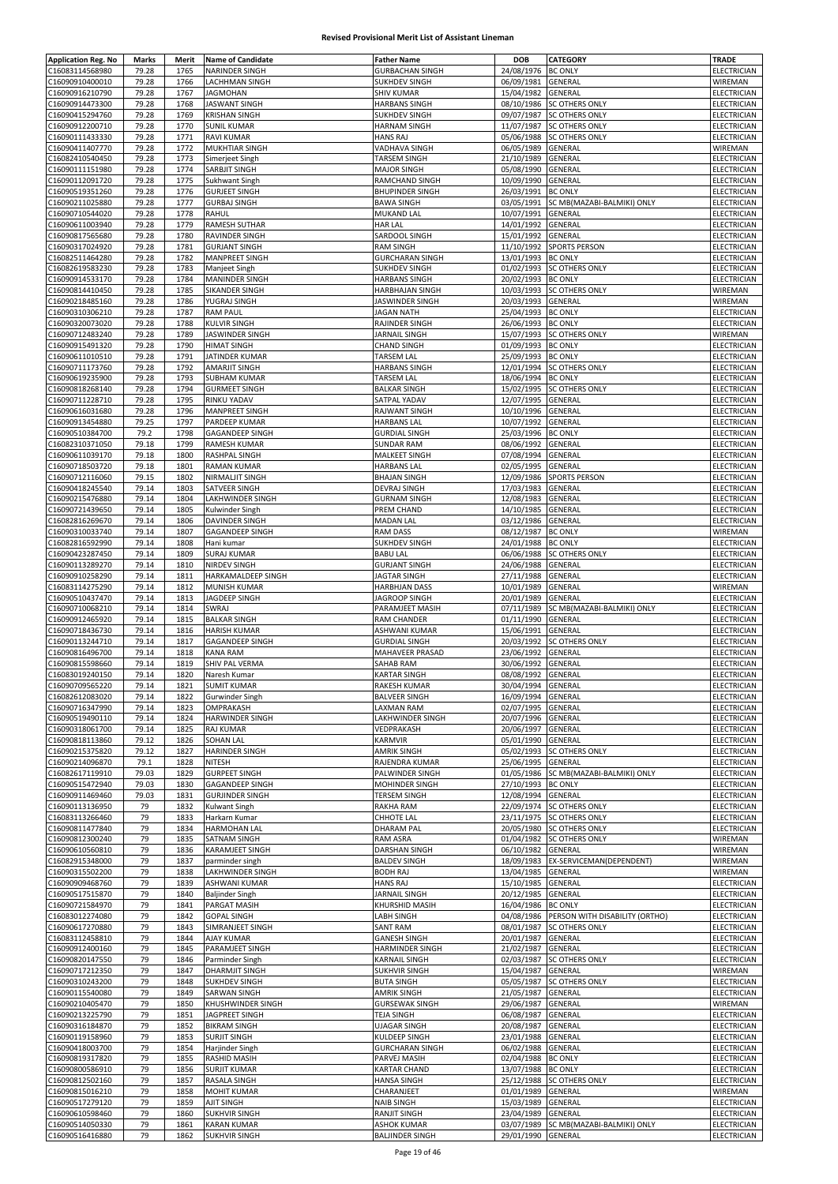**Revised Provisional Merit List of Assistant Lineman**

| Application Reg. No | Marks | Merit | Name of Candidate | Father Name | DOB | CATEGORY | TRADE |
|---|---|---|---|---|---|---|---|
| C16083114568980 | 79.28 | 1765 | NARINDER SINGH | GURBACHAN SINGH | 24/08/1976 | BC ONLY | ELECTRICIAN |
| C16090910400010 | 79.28 | 1766 | LACHHMAN SINGH | SUKHDEV SINGH | 06/09/1981 | GENERAL | WIREMAN |
| C16090916210790 | 79.28 | 1767 | JAGMOHAN | SHIV KUMAR | 15/04/1982 | GENERAL | ELECTRICIAN |
| C16090914473300 | 79.28 | 1768 | JASWANT SINGH | HARBANS SINGH | 08/10/1986 | SC OTHERS ONLY | ELECTRICIAN |
| C16090415294760 | 79.28 | 1769 | KRISHAN SINGH | SUKHDEV SINGH | 09/07/1987 | SC OTHERS ONLY | ELECTRICIAN |
| C16090912200710 | 79.28 | 1770 | SUNIL KUMAR | HARNAM SINGH | 11/07/1987 | SC OTHERS ONLY | ELECTRICIAN |
| C16090111433330 | 79.28 | 1771 | RAVI KUMAR | HANS RAJ | 05/06/1988 | SC OTHERS ONLY | ELECTRICIAN |
| C16090411407770 | 79.28 | 1772 | MUKHTIAR SINGH | VADHAVA SINGH | 06/05/1989 | GENERAL | WIREMAN |
| C16082410540450 | 79.28 | 1773 | Simerjeet Singh | TARSEM SINGH | 21/10/1989 | GENERAL | ELECTRICIAN |
| C16090111151980 | 79.28 | 1774 | SARBJIT SINGH | MAJOR SINGH | 05/08/1990 | GENERAL | ELECTRICIAN |
| C16090112091720 | 79.28 | 1775 | Sukhwant Singh | RAMCHAND SINGH | 10/09/1990 | GENERAL | ELECTRICIAN |
| C16090519351260 | 79.28 | 1776 | GURJEET SINGH | BHUPINDER SINGH | 26/03/1991 | BC ONLY | ELECTRICIAN |
| C16090211025880 | 79.28 | 1777 | GURBAJ SINGH | BAWA SINGH | 03/05/1991 | SC MB(MAZABI-BALMIKI) ONLY | ELECTRICIAN |
| C16090710544020 | 79.28 | 1778 | RAHUL | MUKAND LAL | 10/07/1991 | GENERAL | ELECTRICIAN |
| C16090611003940 | 79.28 | 1779 | RAMESH SUTHAR | HAR LAL | 14/01/1992 | GENERAL | ELECTRICIAN |
| C16090817565680 | 79.28 | 1780 | RAVINDER SINGH | SARDOOL SINGH | 15/01/1992 | GENERAL | ELECTRICIAN |
| C16090317024920 | 79.28 | 1781 | GURJANT SINGH | RAM SINGH | 11/10/1992 | SPORTS PERSON | ELECTRICIAN |
| C16082511464280 | 79.28 | 1782 | MANPREET SINGH | GURCHARAN SINGH | 13/01/1993 | BC ONLY | ELECTRICIAN |
| C16082619583230 | 79.28 | 1783 | Manjeet Singh | SUKHDEV SINGH | 01/02/1993 | SC OTHERS ONLY | ELECTRICIAN |
| C16090914533170 | 79.28 | 1784 | MANINDER SINGH | HARBANS SINGH | 20/02/1993 | BC ONLY | ELECTRICIAN |
| C16090814410450 | 79.28 | 1785 | SIKANDER SINGH | HARBHAJAN SINGH | 10/03/1993 | SC OTHERS ONLY | WIREMAN |
| C16090218485160 | 79.28 | 1786 | YUGRAJ SINGH | JASWINDER SINGH | 20/03/1993 | GENERAL | WIREMAN |
| C16090310306210 | 79.28 | 1787 | RAM PAUL | JAGAN NATH | 25/04/1993 | BC ONLY | ELECTRICIAN |
| C16090320073020 | 79.28 | 1788 | KULVIR SINGH | RAJINDER SINGH | 26/06/1993 | BC ONLY | ELECTRICIAN |
| C16090712483240 | 79.28 | 1789 | JASWINDER SINGH | JARNAIL SINGH | 15/07/1993 | SC OTHERS ONLY | WIREMAN |
| C16090915491320 | 79.28 | 1790 | HIMAT SINGH | CHAND SINGH | 01/09/1993 | BC ONLY | ELECTRICIAN |
| C16090611010510 | 79.28 | 1791 | JATINDER KUMAR | TARSEM LAL | 25/09/1993 | BC ONLY | ELECTRICIAN |
| C16090711173760 | 79.28 | 1792 | AMARJIT SINGH | HARBANS SINGH | 12/01/1994 | SC OTHERS ONLY | ELECTRICIAN |
| C16090619235900 | 79.28 | 1793 | SUBHAM KUMAR | TARSEM LAL | 18/06/1994 | BC ONLY | ELECTRICIAN |
| C16090818268140 | 79.28 | 1794 | GURMEET SINGH | BALKAR SINGH | 15/02/1995 | SC OTHERS ONLY | ELECTRICIAN |
| C16090711228710 | 79.28 | 1795 | RINKU YADAV | SATPAL YADAV | 12/07/1995 | GENERAL | ELECTRICIAN |
| C16090616031680 | 79.28 | 1796 | MANPREET SINGH | RAJWANT SINGH | 10/10/1996 | GENERAL | ELECTRICIAN |
| C16090913454880 | 79.25 | 1797 | PARDEEP KUMAR | HARBANS LAL | 10/07/1992 | GENERAL | ELECTRICIAN |
| C16090510384700 | 79.2 | 1798 | GAGANDEEP SINGH | GURDIAL SINGH | 25/03/1996 | BC ONLY | ELECTRICIAN |
| C16082310371050 | 79.18 | 1799 | RAMESH KUMAR | SUNDAR RAM | 08/06/1992 | GENERAL | ELECTRICIAN |
| C16090611039170 | 79.18 | 1800 | RASHPAL SINGH | MALKEET SINGH | 07/08/1994 | GENERAL | ELECTRICIAN |
| C16090718503720 | 79.18 | 1801 | RAMAN KUMAR | HARBANS LAL | 02/05/1995 | GENERAL | ELECTRICIAN |
| C16090712116060 | 79.15 | 1802 | NIRMALJIT SINGH | BHAJAN SINGH | 12/09/1986 | SPORTS PERSON | ELECTRICIAN |
| C16090418245540 | 79.14 | 1803 | SATVEER SINGH | DEVRAJ SINGH | 17/03/1983 | GENERAL | ELECTRICIAN |
| C16090215476880 | 79.14 | 1804 | LAKHWINDER SINGH | GURNAM SINGH | 12/08/1983 | GENERAL | ELECTRICIAN |
| C16090721439650 | 79.14 | 1805 | Kulwinder Singh | PREM CHAND | 14/10/1985 | GENERAL | ELECTRICIAN |
| C16082816269670 | 79.14 | 1806 | DAVINDER SINGH | MADAN LAL | 03/12/1986 | GENERAL | ELECTRICIAN |
| C16090310033740 | 79.14 | 1807 | GAGANDEEP SINGH | RAM DASS | 08/12/1987 | BC ONLY | WIREMAN |
| C16082816592990 | 79.14 | 1808 | Hani kumar | SUKHDEV SINGH | 24/01/1988 | BC ONLY | ELECTRICIAN |
| C16090423287450 | 79.14 | 1809 | SURAJ KUMAR | BABU LAL | 06/06/1988 | SC OTHERS ONLY | ELECTRICIAN |
| C16090113289270 | 79.14 | 1810 | NIRDEV SINGH | GURJANT SINGH | 24/06/1988 | GENERAL | ELECTRICIAN |
| C16090910258290 | 79.14 | 1811 | HARKAMALDEEP SINGH | JAGTAR SINGH | 27/11/1988 | GENERAL | ELECTRICIAN |
| C16083114275290 | 79.14 | 1812 | MUNISH KUMAR | HARBHJAN DASS | 10/01/1989 | GENERAL | WIREMAN |
| C16090510437470 | 79.14 | 1813 | JAGDEEP SINGH | JAGROOP SINGH | 20/01/1989 | GENERAL | ELECTRICIAN |
| C16090710068210 | 79.14 | 1814 | SWRAJ | PARAMJEET MASIH | 07/11/1989 | SC MB(MAZABI-BALMIKI) ONLY | ELECTRICIAN |
| C16090912465920 | 79.14 | 1815 | BALKAR SINGH | RAM CHANDER | 01/11/1990 | GENERAL | ELECTRICIAN |
| C16090718436730 | 79.14 | 1816 | HARISH KUMAR | ASHWANI KUMAR | 15/06/1991 | GENERAL | ELECTRICIAN |
| C16090113244710 | 79.14 | 1817 | GAGANDEEP SINGH | GURDIAL SINGH | 20/03/1992 | SC OTHERS ONLY | ELECTRICIAN |
| C16090816496700 | 79.14 | 1818 | KANA RAM | MAHAVEER PRASAD | 23/06/1992 | GENERAL | ELECTRICIAN |
| C16090815598660 | 79.14 | 1819 | SHIV PAL VERMA | SAHAB RAM | 30/06/1992 | GENERAL | ELECTRICIAN |
| C16083019240150 | 79.14 | 1820 | Naresh Kumar | KARTAR SINGH | 08/08/1992 | GENERAL | ELECTRICIAN |
| C16090709565220 | 79.14 | 1821 | SUMIT KUMAR | RAKESH KUMAR | 30/04/1994 | GENERAL | ELECTRICIAN |
| C16082612083020 | 79.14 | 1822 | Gurwinder Singh | BALVEER SINGH | 16/09/1994 | GENERAL | ELECTRICIAN |
| C16090716347990 | 79.14 | 1823 | OMPRAKASH | LAXMAN RAM | 02/07/1995 | GENERAL | ELECTRICIAN |
| C16090519490110 | 79.14 | 1824 | HARWINDER SINGH | LAKHWINDER SINGH | 20/07/1996 | GENERAL | ELECTRICIAN |
| C16090318061700 | 79.14 | 1825 | RAJ KUMAR | VEDPRAKASH | 20/06/1997 | GENERAL | ELECTRICIAN |
| C16090818113860 | 79.12 | 1826 | SOHAN LAL | KARMVIR | 05/01/1990 | GENERAL | ELECTRICIAN |
| C16090215375820 | 79.12 | 1827 | HARINDER SINGH | AMRIK SINGH | 05/02/1993 | SC OTHERS ONLY | ELECTRICIAN |
| C16090214096870 | 79.1 | 1828 | NITESH | RAJENDRA KUMAR | 25/06/1995 | GENERAL | ELECTRICIAN |
| C16082617119910 | 79.03 | 1829 | GURPEET SINGH | PALWINDER SINGH | 01/05/1986 | SC MB(MAZABI-BALMIKI) ONLY | ELECTRICIAN |
| C16090515472940 | 79.03 | 1830 | GAGANDEEP SINGH | MOHINDER SINGH | 27/10/1993 | BC ONLY | ELECTRICIAN |
| C16090911469460 | 79.03 | 1831 | GURJINDER SINGH | TERSEM SINGH | 12/08/1994 | GENERAL | ELECTRICIAN |
| C16090113136950 | 79 | 1832 | Kulwant Singh | RAKHA RAM | 22/09/1974 | SC OTHERS ONLY | ELECTRICIAN |
| C16083113266460 | 79 | 1833 | Harkarn Kumar | CHHOTE LAL | 23/11/1975 | SC OTHERS ONLY | ELECTRICIAN |
| C16090811477840 | 79 | 1834 | HARMOHAN LAL | DHARAM PAL | 20/05/1980 | SC OTHERS ONLY | ELECTRICIAN |
| C16090812300240 | 79 | 1835 | SATNAM SINGH | RAM ASRA | 01/04/1982 | SC OTHERS ONLY | WIREMAN |
| C16090610560810 | 79 | 1836 | KARAMJEET SINGH | DARSHAN SINGH | 06/10/1982 | GENERAL | WIREMAN |
| C16082915348000 | 79 | 1837 | parminder singh | BALDEV SINGH | 18/09/1983 | EX-SERVICEMAN(DEPENDENT) | WIREMAN |
| C16090315502200 | 79 | 1838 | LAKHWINDER SINGH | BODH RAJ | 13/04/1985 | GENERAL | WIREMAN |
| C16090909468760 | 79 | 1839 | ASHWANI KUMAR | HANS RAJ | 15/10/1985 | GENERAL | ELECTRICIAN |
| C16090517515870 | 79 | 1840 | Baljinder Singh | JARNAIL SINGH | 20/12/1985 | GENERAL | ELECTRICIAN |
| C16090721584970 | 79 | 1841 | PARGAT MASIH | KHURSHID MASIH | 16/04/1986 | BC ONLY | ELECTRICIAN |
| C16083012274080 | 79 | 1842 | GOPAL SINGH | LABH SINGH | 04/08/1986 | PERSON WITH DISABILITY (ORTHO) | ELECTRICIAN |
| C16090617270880 | 79 | 1843 | SIMRANJEET SINGH | SANT RAM | 08/01/1987 | SC OTHERS ONLY | ELECTRICIAN |
| C16083112458810 | 79 | 1844 | AJAY KUMAR | GANESH SINGH | 20/01/1987 | GENERAL | ELECTRICIAN |
| C16090912400160 | 79 | 1845 | PARAMJEET SINGH | HARMINDER SINGH | 21/02/1987 | GENERAL | ELECTRICIAN |
| C16090820147550 | 79 | 1846 | Parminder Singh | KARNAIL SINGH | 02/03/1987 | SC OTHERS ONLY | ELECTRICIAN |
| C16090717212350 | 79 | 1847 | DHARMJIT SINGH | SUKHVIR SINGH | 15/04/1987 | GENERAL | WIREMAN |
| C16090310243200 | 79 | 1848 | SUKHDEV SINGH | BUTA SINGH | 05/05/1987 | SC OTHERS ONLY | ELECTRICIAN |
| C16090115540080 | 79 | 1849 | SARWAN SINGH | AMRIK SINGH | 21/05/1987 | GENERAL | ELECTRICIAN |
| C16090210405470 | 79 | 1850 | KHUSHWINDER SINGH | GURSEWAK SINGH | 29/06/1987 | GENERAL | WIREMAN |
| C16090213225790 | 79 | 1851 | JAGPREET SINGH | TEJA SINGH | 06/08/1987 | GENERAL | ELECTRICIAN |
| C16090316184870 | 79 | 1852 | BIKRAM SINGH | UJAGAR SINGH | 20/08/1987 | GENERAL | ELECTRICIAN |
| C16090119158960 | 79 | 1853 | SURJIT SINGH | KULDEEP SINGH | 23/01/1988 | GENERAL | ELECTRICIAN |
| C16090418003700 | 79 | 1854 | Harjinder Singh | GURCHARAN SINGH | 06/02/1988 | GENERAL | ELECTRICIAN |
| C16090819317820 | 79 | 1855 | RASHID MASIH | PARVEJ MASIH | 02/04/1988 | BC ONLY | ELECTRICIAN |
| C16090800586910 | 79 | 1856 | SURJIT KUMAR | KARTAR CHAND | 13/07/1988 | BC ONLY | ELECTRICIAN |
| C16090812502160 | 79 | 1857 | RASALA SINGH | HANSA SINGH | 25/12/1988 | SC OTHERS ONLY | ELECTRICIAN |
| C16090815016210 | 79 | 1858 | MOHIT KUMAR | CHARANJEET | 01/01/1989 | GENERAL | WIREMAN |
| C16090517279120 | 79 | 1859 | AJIT SINGH | NAIB SINGH | 15/03/1989 | GENERAL | ELECTRICIAN |
| C16090610598460 | 79 | 1860 | SUKHVIR SINGH | RANJIT SINGH | 23/04/1989 | GENERAL | ELECTRICIAN |
| C16090514050330 | 79 | 1861 | KARAN KUMAR | ASHOK KUMAR | 03/07/1989 | SC MB(MAZABI-BALMIKI) ONLY | ELECTRICIAN |
| C16090516416880 | 79 | 1862 | SUKHVIR SINGH | BALJINDER SINGH | 29/01/1990 | GENERAL | ELECTRICIAN |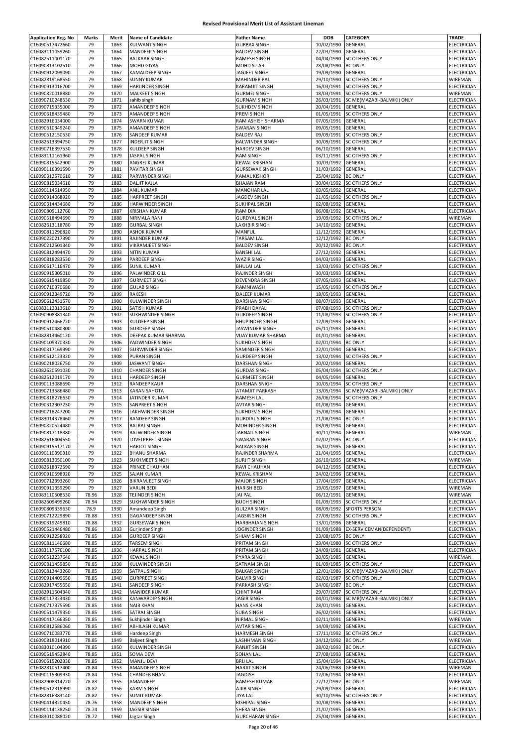# Revised Provisional Merit List of Assistant Lineman

| Application Reg. No | Marks | Merit | Name of Candidate | Father Name | DOB | CATEGORY | TRADE |
|---|---|---|---|---|---|---|---|
| C16090517472660 | 79 | 1863 | KULWANT SINGH | GURBAX SINGH | 10/02/1990 | GENERAL | ELECTRICIAN |
| C16083111059260 | 79 | 1864 | MANDEEP SINGH | BALDEV SINGH | 22/03/1990 | GENERAL | ELECTRICIAN |
| C16082511001170 | 79 | 1865 | BALKAAR SINGH | RAMESH SINGH | 04/04/1990 | SC OTHERS ONLY | ELECTRICIAN |
| C16090813102510 | 79 | 1866 | MOHD GIYAS | MOHD SITAR | 28/08/1990 | BC ONLY | ELECTRICIAN |
| C16090912099090 | 79 | 1867 | KAMALDEEP SINGH | JAGJEET SINGH | 19/09/1990 | GENERAL | ELECTRICIAN |
| C16082819168550 | 79 | 1868 | SUNNY KUMAR | MAHINDER PAL | 29/10/1990 | SC OTHERS ONLY | WIREMAN |
| C16090913016700 | 79 | 1869 | HARJINDER SINGH | KARAMJIT SINGH | 16/03/1991 | SC OTHERS ONLY | ELECTRICIAN |
| C16090820018880 | 79 | 1870 | MALKEET SINGH | GURMEJ SINGH | 18/03/1991 | SC OTHERS ONLY | WIREMAN |
| C16090710248530 | 79 | 1871 | sahib singh | GURNAM SINGH | 26/03/1991 | SC MB(MAZABI-BALMIKI) ONLY | ELECTRICIAN |
| C16090715335000 | 79 | 1872 | AMANDEEP SINGH | SUKHDEV SINGH | 20/04/1991 | GENERAL | ELECTRICIAN |
| C16090618439480 | 79 | 1873 | AMANDEEP SINGH | PREM SINGH | 01/05/1991 | SC OTHERS ONLY | ELECTRICIAN |
| C16082916034000 | 79 | 1874 | SWARN KUMAR | RAM ASHISH SHARMA | 07/05/1991 | GENERAL | ELECTRICIAN |
| C16090610349240 | 79 | 1875 | AMANDEEP SINGH | SWARAN SINGH | 09/05/1991 | GENERAL | ELECTRICIAN |
| C16090512150530 | 79 | 1876 | SANDEEP KUMAR | BALDEV RAJ | 09/09/1991 | SC OTHERS ONLY | ELECTRICIAN |
| C16082613394750 | 79 | 1877 | INDERJIT SINGH | BALWINDER SINGH | 30/09/1991 | SC OTHERS ONLY | ELECTRICIAN |
| C16090716397530 | 79 | 1878 | KULDEEP SINGH | HARDEV SINGH | 06/10/1991 | GENERAL | ELECTRICIAN |
| C16083111161960 | 79 | 1879 | JASPAL SINGH | RAM SINGH | 03/11/1991 | SC OTHERS ONLY | ELECTRICIAN |
| C16090815542900 | 79 | 1880 | ANGREJ KUMAR | KEWAL KRISHAN | 10/03/1992 | GENERAL | ELECTRICIAN |
| C16090116391590 | 79 | 1881 | PAVITAR SINGH | GURSEWAK SINGH | 31/03/1992 | GENERAL | ELECTRICIAN |
| C16090312570610 | 79 | 1882 | PARWINDER SINGH | KAMAL KISHOR | 25/04/1992 | BC ONLY | ELECTRICIAN |
| C16090815034610 | 79 | 1883 | DALJIT KAJLA | BHAJAN RAM | 30/04/1992 | SC OTHERS ONLY | ELECTRICIAN |
| C16090114514950 | 79 | 1884 | ANIL KUMAR | MANOHAR LAL | 03/05/1992 | GENERAL | ELECTRICIAN |
| C16090914068920 | 79 | 1885 | HARPREET SINGH | JAGDEV SINGH | 21/05/1992 | SC OTHERS ONLY | ELECTRICIAN |
| C16090314434680 | 79 | 1886 | HARWINDER SINGH | SUKHPAL SINGH | 02/08/1992 | GENERAL | ELECTRICIAN |
| C16090809112760 | 79 | 1887 | KRISHAN KUMAR | RAM DIA | 06/08/1992 | GENERAL | ELECTRICIAN |
| C16090518494690 | 79 | 1888 | NIRMALA RANI | GURDYAL SINGH | 19/09/1992 | SC OTHERS ONLY | WIREMAN |
| C16082613118780 | 79 | 1889 | GURBAL SINGH | LAKHBIR SINGH | 14/10/1992 | GENERAL | ELECTRICIAN |
| C16090811296820 | 79 | 1890 | ASHOK KUMAR | MANFUL | 11/12/1992 | GENERAL | ELECTRICIAN |
| C16090220217390 | 79 | 1891 | RAJINDER KUMAR | TARSAM LAL | 12/12/1992 | BC ONLY | ELECTRICIAN |
| C16090212501340 | 79 | 1892 | VIKRAMJEET SINGH | BALDEV SINGH | 20/12/1992 | BC ONLY | ELECTRICIAN |
| C16090812494470 | 79 | 1893 | NITIN KUMAR | BANSHI LAL | 27/12/1992 | GENERAL | ELECTRICIAN |
| C16090818283530 | 79 | 1894 | PARDEEP SINGH | WAZIR SINGH | 04/03/1993 | GENERAL | ELECTRICIAN |
| C16090617116470 | 79 | 1895 | SUNIL KUMAR | BHULAI LAL | 13/03/1993 | SC OTHERS ONLY | ELECTRICIAN |
| C16090915305010 | 79 | 1896 | PALWINDER GILL | RAJINDER SINGH | 30/03/1993 | GENERAL | ELECTRICIAN |
| C16090615419850 | 79 | 1897 | GURMEET SINGH | DEVENDRA SINGH | 07/05/1993 | GENERAL | ELECTRICIAN |
| C16090710370680 | 79 | 1898 | GULAB SINGH | RAMNIWASH | 15/05/1993 | SC OTHERS ONLY | ELECTRICIAN |
| C16090912349720 | 79 | 1899 | RAKESH | DALEEP KUMAR | 18/05/1993 | GENERAL | ELECTRICIAN |
| C16090612431570 | 79 | 1900 | KULWINDER SINGH | DARSHAN SINGH | 08/07/1993 | GENERAL | ELECTRICIAN |
| C16083112313610 | 79 | 1901 | SATISH KUMAR | PRABH DAYAL | 07/08/1993 | SC OTHERS ONLY | ELECTRICIAN |
| C16090908381340 | 79 | 1902 | SUKHWINDER SINGH | GURDEEP SINGH | 11/08/1993 | SC OTHERS ONLY | ELECTRICIAN |
| C16090912466720 | 79 | 1903 | KULDEEP SINGH | BHUPINDER SINGH | 12/09/1993 | GENERAL | ELECTRICIAN |
| C16090510480300 | 79 | 1904 | GURDEEP SINGH | JASWINDER SINGH | 05/11/1993 | GENERAL | ELECTRICIAN |
| C16082813460120 | 79 | 1905 | DEEPAK KUMAR SHARMA | VIJAY KUMAR SHARMA | 01/01/1994 | GENERAL | ELECTRICIAN |
| C16090109370330 | 79 | 1906 | YADWINDER SINGH | SUKHDEV SINGH | 02/01/1994 | BC ONLY | ELECTRICIAN |
| C16090317169990 | 79 | 1907 | GURWINDER SINGH | SAMINDER SINGH | 22/01/1994 | GENERAL | ELECTRICIAN |
| C16090512123320 | 79 | 1908 | PURAN SINGH | GURDEEP SINGH | 13/02/1994 | SC OTHERS ONLY | ELECTRICIAN |
| C16090218026750 | 79 | 1909 | JASWANT SINGH | DARSHAN SINGH | 20/02/1994 | GENERAL | ELECTRICIAN |
| C16082620591030 | 79 | 1910 | CHANDER SINGH | GURDAS SINGH | 05/04/1994 | SC OTHERS ONLY | ELECTRICIAN |
| C16082512019170 | 79 | 1911 | HARDEEP SINGH | GURMEET SINGH | 04/05/1994 | GENERAL | ELECTRICIAN |
| C16090113088690 | 79 | 1912 | RANDEEP KAUR | DARSHAN SNIGH | 10/05/1994 | SC OTHERS ONLY | ELECTRICIAN |
| C16090713586480 | 79 | 1913 | KARAN SAHOTA | ATAMJIT PARKASH | 13/05/1994 | SC MB(MAZABI-BALMIKI) ONLY | ELECTRICIAN |
| C16090818276630 | 79 | 1914 | JATINDER KUMAR | RAMESH LAL | 26/06/1994 | SC OTHERS ONLY | ELECTRICIAN |
| C16090312307230 | 79 | 1915 | SANPREET SINGH | AVTAR SINGH | 01/08/1994 | GENERAL | ELECTRICIAN |
| C16090718247200 | 79 | 1916 | LAKHWINDER SINGH | SUKHDEV SINGH | 15/08/1994 | GENERAL | ELECTRICIAN |
| C16083014378460 | 79 | 1917 | RANDEEP SINGH | GURDIAL SINGH | 21/08/1994 | BC ONLY | ELECTRICIAN |
| C16090820524480 | 79 | 1918 | BALRAJ SINGH | MOHINDER SINGH | 03/09/1994 | GENERAL | ELECTRICIAN |
| C16090817118380 | 79 | 1919 | BALWINDER SINGH | JARNAIL SINGH | 30/11/1994 | GENERAL | WIREMAN |
| C16082616404550 | 79 | 1920 | LOVELPREET SINGH | SWARAN SINGH | 02/02/1995 | BC ONLY | ELECTRICIAN |
| C16090915517170 | 79 | 1921 | HARJOT SINGH | BALKAR SINGH | 16/02/1995 | GENERAL | ELECTRICIAN |
| C16090110390310 | 79 | 1922 | BHANU SHARMA | RAJINDER SHARMA | 21/04/1995 | GENERAL | ELECTRICIAN |
| C16090813050100 | 79 | 1923 | SUKHMEET SINGH | SURJIT SINGH | 26/10/1995 | GENERAL | WIREMAN |
| C16082618372590 | 79 | 1924 | PRINCE CHAUHAN | RAVI CHAUHAN | 04/12/1995 | GENERAL | ELECTRICIAN |
| C16090910598920 | 79 | 1925 | SAJAN KUMAR | KEWAL KRISHAN | 24/02/1996 | GENERAL | ELECTRICIAN |
| C16090712393260 | 79 | 1926 | BIKRAMJEET SINGH | MAJOR SINGH | 17/04/1997 | GENERAL | ELECTRICIAN |
| C16090911359290 | 79 | 1927 | VARUN BEDI | HARISH BEDI | 19/05/1997 | GENERAL | WIREMAN |
| C16083110508530 | 78.96 | 1928 | TEJINDER SINGH | JAI PAL | 06/12/1991 | GENERAL | WIREMAN |
| C16082609499260 | 78.94 | 1929 | SUKHWINDER SINGH | BUDH SINGH | 01/09/1993 | SC OTHERS ONLY | ELECTRICIAN |
| C16090809339630 | 78.9 | 1930 | Amandeep Singh | GULZAR SINGH | 08/09/1992 | SPORTS PERSON | ELECTRICIAN |
| C16090712229890 | 78.88 | 1931 | GAGANDEEP SINGH | JAGSIR SINGH | 27/09/1992 | SC OTHERS ONLY | ELECTRICIAN |
| C16090319249810 | 78.88 | 1932 | GURSEWAK SINGH | HARBHAJAN SINGH | 13/01/1996 | GENERAL | ELECTRICIAN |
| C16090521446480 | 78.86 | 1933 | Gurjinder Singh | JOGINDER SINGH | 01/09/1988 | EX-SERVICEMAN(DEPENDENT) | ELECTRICIAN |
| C16090912258920 | 78.85 | 1934 | GURDEEP SINGH | SHIAM SINGH | 23/08/1975 | BC ONLY | ELECTRICIAN |
| C16090811146680 | 78.85 | 1935 | TARSEM SINGH | PRITAM SINGH | 29/04/1980 | SC OTHERS ONLY | ELECTRICIAN |
| C16083117576100 | 78.85 | 1936 | HARPAL SINGH | PRITAM SINGH | 24/09/1981 | GENERAL | ELECTRICIAN |
| C16090512237640 | 78.85 | 1937 | KEWAL SINGH | PYARA SINGH | 20/05/1985 | GENERAL | WIREMAN |
| C16090811459850 | 78.85 | 1938 | KULWINDER SINGH | SATNAM SINGH | 01/09/1985 | SC OTHERS ONLY | ELECTRICIAN |
| C16090813443260 | 78.85 | 1939 | SATPAL SINGH | BALKAR SINGH | 12/01/1986 | SC MB(MAZABI-BALMIKI) ONLY | ELECTRICIAN |
| C16090914409650 | 78.85 | 1940 | GURPREET SINGH | BALVIR SINGH | 02/03/1987 | SC OTHERS ONLY | ELECTRICIAN |
| C16082917455550 | 78.85 | 1941 | SANDEEP SINGH | PARKASH SINGH | 24/06/1987 | BC ONLY | ELECTRICIAN |
| C16082911504340 | 78.85 | 1942 | MANIDER KUMAR | CHINT RAM | 29/07/1987 | SC OTHERS ONLY | ELECTRICIAN |
| C16090117323430 | 78.85 | 1943 | KANWARDIP SINGH | JAGIR SINGH | 04/01/1988 | SC MB(MAZABI-BALMIKI) ONLY | ELECTRICIAN |
| C16090717375590 | 78.85 | 1944 | NAIB KHAN | HANS KHAN | 28/01/1991 | GENERAL | ELECTRICIAN |
| C16090511479350 | 78.85 | 1945 | SATRAJ SINGH | SUBA SINGH | 26/02/1991 | GENERAL | ELECTRICIAN |
| C16090417166350 | 78.85 | 1946 | Sukhjinder Singh | NIRMAL SINGH | 02/11/1991 | GENERAL | WIREMAN |
| C16090812586060 | 78.85 | 1947 | ABHILASH KUMAR | AVTAR SINGH | 14/09/1992 | GENERAL | ELECTRICIAN |
| C16090710083770 | 78.85 | 1948 | Hardeep Singh | HARMESH SINGH | 17/11/1992 | SC OTHERS ONLY | ELECTRICIAN |
| C16090818014910 | 78.85 | 1949 | Baljeet Singh | LASHHMAN SINGH | 24/12/1992 | BC ONLY | WIREMAN |
| C16083010104390 | 78.85 | 1950 | KULWINDER SINGH | RANJIT SINGH | 28/02/1993 | BC ONLY | ELECTRICIAN |
| C16090519452840 | 78.85 | 1951 | SOMA DEVI | SOHAN LAL | 27/08/1993 | GENERAL | ELECTRICIAN |
| C16090615202330 | 78.85 | 1952 | MANJU DEVI | BRIJ LAL | 15/04/1994 | GENERAL | ELECTRICIAN |
| C16082810517400 | 78.84 | 1953 | AMANDEEP SINGH | HARJIT SINGH | 24/06/1988 | GENERAL | WIREMAN |
| C16090115309930 | 78.84 | 1954 | CHANDER BHAN | JAGDISH | 12/06/1994 | GENERAL | ELECTRICIAN |
| C16082908314720 | 78.83 | 1955 | AMANDEEP | RAMESH KUMAR | 27/12/1992 | BC ONLY | WIREMAN |
| C16090512318990 | 78.82 | 1956 | KARM SINGH | AJIIB SINGH | 29/09/1983 | GENERAL | ELECTRICIAN |
| C16082816383140 | 78.82 | 1957 | SUMIT KUMAR | JIYA LAL | 30/10/1996 | SC OTHERS ONLY | ELECTRICIAN |
| C16090414320450 | 78.76 | 1958 | MANDEEP SINGH | RISHIPAL SINGH | 10/08/1995 | GENERAL | ELECTRICIAN |
| C16090114138250 | 78.74 | 1959 | JAGSIR SINGH | SHERA SINGH | 21/07/1995 | GENERAL | ELECTRICIAN |
| C16083010088020 | 78.72 | 1960 | Jagtar Singh | GURCHARAN SINGH | 25/04/1989 | GENERAL | ELECTRICIAN |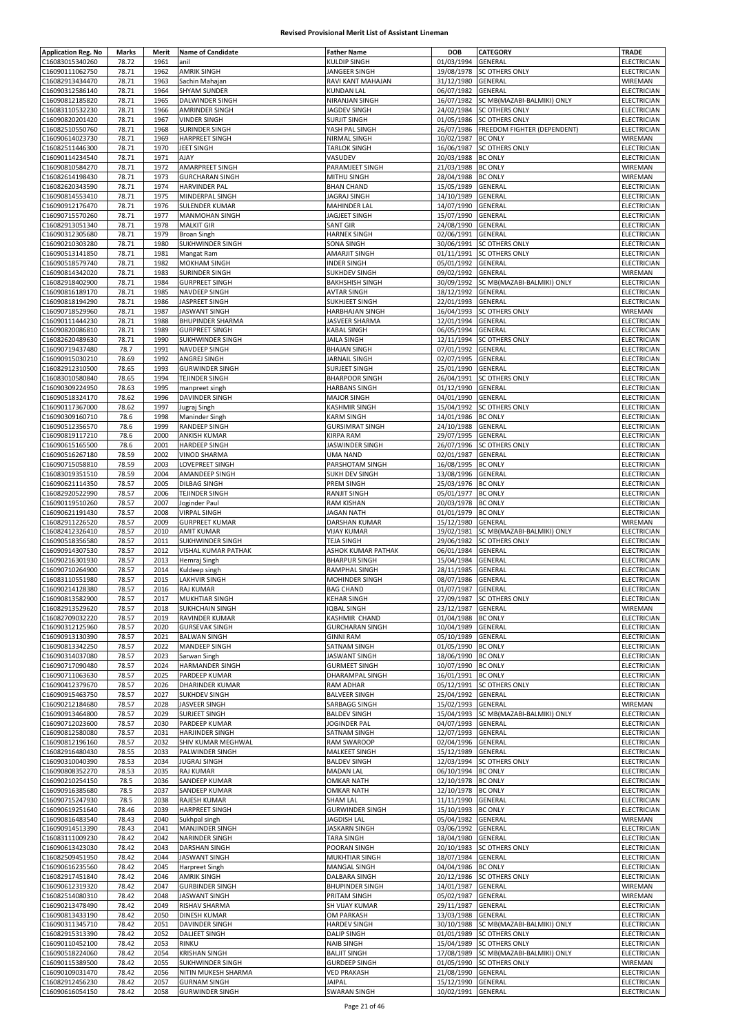# Revised Provisional Merit List of Assistant Lineman

| Application Reg. No | Marks | Merit | Name of Candidate | Father Name | DOB | CATEGORY | TRADE |
|---|---|---|---|---|---|---|---|
| C16083015340260 | 78.72 | 1961 | anil | KULDIP SINGH | 01/03/1994 | GENERAL | ELECTRICIAN |
| C16090111062750 | 78.71 | 1962 | AMRIK SINGH | JANGEER SINGH | 19/08/1978 | SC OTHERS ONLY | ELECTRICIAN |
| C16082913434470 | 78.71 | 1963 | Sachin Mahajan | RAVI KANT MAHAJAN | 31/12/1980 | GENERAL | WIREMAN |
| C16090312586140 | 78.71 | 1964 | SHYAM SUNDER | KUNDAN LAL | 06/07/1982 | GENERAL | ELECTRICIAN |
| C16090812185820 | 78.71 | 1965 | DALWINDER SINGH | NIRANJAN SINGH | 16/07/1982 | SC MB(MAZABI-BALMIKI) ONLY | ELECTRICIAN |
| C16083110532230 | 78.71 | 1966 | AMRINDER SINGH | JAGDEV SINGH | 24/02/1984 | SC OTHERS ONLY | ELECTRICIAN |
| C16090820201420 | 78.71 | 1967 | VINDER SINGH | SURJIT SINGH | 01/05/1986 | SC OTHERS ONLY | ELECTRICIAN |
| C16082510550760 | 78.71 | 1968 | SURINDER SINGH | YASH PAL SINGH | 26/07/1986 | FREEDOM FIGHTER (DEPENDENT) | ELECTRICIAN |
| C16090614023730 | 78.71 | 1969 | HARPREET SINGH | NIRMAL SINGH | 10/02/1987 | BC ONLY | WIREMAN |
| C16082511446300 | 78.71 | 1970 | JEET SINGH | TARLOK SINGH | 16/06/1987 | SC OTHERS ONLY | ELECTRICIAN |
| C16090114234540 | 78.71 | 1971 | AJAY | VASUDEV | 20/03/1988 | BC ONLY | ELECTRICIAN |
| C16090810584270 | 78.71 | 1972 | AMARPREET SINGH | PARAMJEET SINGH | 21/03/1988 | BC ONLY | WIREMAN |
| C16082614198430 | 78.71 | 1973 | GURCHARAN SINGH | MITHU SINGH | 28/04/1988 | BC ONLY | WIREMAN |
| C16082620343590 | 78.71 | 1974 | HARVINDER PAL | BHAN CHAND | 15/05/1989 | GENERAL | ELECTRICIAN |
| C16090814553410 | 78.71 | 1975 | MINDERPAL SINGH | JAGRAJ SINGH | 14/10/1989 | GENERAL | ELECTRICIAN |
| C16090912176470 | 78.71 | 1976 | SULENDER KUMAR | MAHINDER LAL | 14/07/1990 | GENERAL | ELECTRICIAN |
| C16090715570260 | 78.71 | 1977 | MANMOHAN SINGH | JAGJEET SINGH | 15/07/1990 | GENERAL | ELECTRICIAN |
| C16082913051340 | 78.71 | 1978 | MALKIT GIR | SANT GIR | 24/08/1990 | GENERAL | ELECTRICIAN |
| C16090312305680 | 78.71 | 1979 | Broan Singh | HARNEK SINGH | 02/06/1991 | GENERAL | ELECTRICIAN |
| C16090210303280 | 78.71 | 1980 | SUKHWINDER SINGH | SONA SINGH | 30/06/1991 | SC OTHERS ONLY | ELECTRICIAN |
| C16090513141850 | 78.71 | 1981 | Mangat Ram | AMARJIT SINGH | 01/11/1991 | SC OTHERS ONLY | ELECTRICIAN |
| C16090518579740 | 78.71 | 1982 | MOKHAM SINGH | INDER SINGH | 05/01/1992 | GENERAL | ELECTRICIAN |
| C16090814342020 | 78.71 | 1983 | SURINDER SINGH | SUKHDEV SINGH | 09/02/1992 | GENERAL | WIREMAN |
| C16082918402900 | 78.71 | 1984 | GURPREET SINGH | BAKHSHISH SINGH | 30/09/1992 | SC MB(MAZABI-BALMIKI) ONLY | ELECTRICIAN |
| C16090816189170 | 78.71 | 1985 | NAVDEEP SINGH | AVTAR SINGH | 18/12/1992 | GENERAL | ELECTRICIAN |
| C16090818194290 | 78.71 | 1986 | JASPREET SINGH | SUKHJEET SINGH | 22/01/1993 | GENERAL | ELECTRICIAN |
| C16090718529960 | 78.71 | 1987 | JASWANT SINGH | HARBHAJAN SINGH | 16/04/1993 | SC OTHERS ONLY | WIREMAN |
| C16090111444230 | 78.71 | 1988 | BHUPINDER SHARMA | JASVEER SHARMA | 12/01/1994 | GENERAL | ELECTRICIAN |
| C16090820086810 | 78.71 | 1989 | GURPREET SINGH | KABAL SINGH | 06/05/1994 | GENERAL | ELECTRICIAN |
| C16082620489630 | 78.71 | 1990 | SUKHWINDER SINGH | JAILA SINGH | 12/11/1994 | SC OTHERS ONLY | ELECTRICIAN |
| C16090719437480 | 78.7 | 1991 | NAVDEEP SINGH | BHAJAN SINGH | 07/01/1992 | GENERAL | ELECTRICIAN |
| C16090915030210 | 78.69 | 1992 | ANGREJ SINGH | JARNAIL SINGH | 02/07/1995 | GENERAL | ELECTRICIAN |
| C16082912310500 | 78.65 | 1993 | GURWINDER SINGH | SURJEET SINGH | 25/01/1990 | GENERAL | ELECTRICIAN |
| C16083010580840 | 78.65 | 1994 | TEJINDER SINGH | BHARPOOR SINGH | 26/04/1991 | SC OTHERS ONLY | ELECTRICIAN |
| C16090309224950 | 78.63 | 1995 | manpreet singh | HARBANS SINGH | 01/12/1990 | GENERAL | ELECTRICIAN |
| C16090518324170 | 78.62 | 1996 | DAVINDER SINGH | MAJOR SINGH | 04/01/1990 | GENERAL | ELECTRICIAN |
| C16090117367000 | 78.62 | 1997 | Jugraj Singh | KASHMIR SINGH | 15/04/1992 | SC OTHERS ONLY | ELECTRICIAN |
| C16090309160710 | 78.6 | 1998 | Maninder Singh | KARM SINGH | 14/01/1986 | BC ONLY | ELECTRICIAN |
| C16090512356570 | 78.6 | 1999 | RANDEEP SINGH | GURSIMRAT SINGH | 24/10/1988 | GENERAL | ELECTRICIAN |
| C16090819117210 | 78.6 | 2000 | ANKISH KUMAR | KIRPA RAM | 29/07/1995 | GENERAL | ELECTRICIAN |
| C16090615165500 | 78.6 | 2001 | HARDEEP SINGH | JASWINDER SINGH | 26/07/1996 | SC OTHERS ONLY | ELECTRICIAN |
| C16090516267180 | 78.59 | 2002 | VINOD SHARMA | UMA NAND | 02/01/1987 | GENERAL | ELECTRICIAN |
| C16090715058810 | 78.59 | 2003 | LOVEPREET SINGH | PARSHOTAM SINGH | 16/08/1995 | BC ONLY | ELECTRICIAN |
| C16083019351510 | 78.59 | 2004 | AMANDEEP SINGH | SUKH DEV SINGH | 13/08/1996 | GENERAL | ELECTRICIAN |
| C16090621114350 | 78.57 | 2005 | DILBAG SINGH | PREM SINGH | 25/03/1976 | BC ONLY | ELECTRICIAN |
| C16082920522990 | 78.57 | 2006 | TEJINDER SINGH | RANJIT SINGH | 05/01/1977 | BC ONLY | ELECTRICIAN |
| C16090119510260 | 78.57 | 2007 | Joginder Paul | RAM KISHAN | 20/03/1978 | BC ONLY | ELECTRICIAN |
| C16090621191430 | 78.57 | 2008 | VIRPAL SINGH | JAGAN NATH | 01/01/1979 | BC ONLY | ELECTRICIAN |
| C16082911226520 | 78.57 | 2009 | GURPREET KUMAR | DARSHAN KUMAR | 15/12/1980 | GENERAL | WIREMAN |
| C16082412326410 | 78.57 | 2010 | AMIT KUMAR | VIJAY KUMAR | 19/02/1981 | SC MB(MAZABI-BALMIKI) ONLY | ELECTRICIAN |
| C16090518356580 | 78.57 | 2011 | SUKHWINDER SINGH | TEJA SINGH | 29/06/1982 | SC OTHERS ONLY | ELECTRICIAN |
| C16090914307530 | 78.57 | 2012 | VISHAL KUMAR PATHAK | ASHOK KUMAR PATHAK | 06/01/1984 | GENERAL | ELECTRICIAN |
| C16090216301930 | 78.57 | 2013 | Hemraj Singh | BHARPUR SINGH | 15/04/1984 | GENERAL | ELECTRICIAN |
| C16090710264900 | 78.57 | 2014 | Kuldeep singh | RAMPHAL SINGH | 28/11/1985 | GENERAL | ELECTRICIAN |
| C16083110551980 | 78.57 | 2015 | LAKHVIR SINGH | MOHINDER SINGH | 08/07/1986 | GENERAL | ELECTRICIAN |
| C16090214128380 | 78.57 | 2016 | RAJ KUMAR | BAG CHAND | 01/07/1987 | GENERAL | ELECTRICIAN |
| C16090813582900 | 78.57 | 2017 | MUKHTIAR SINGH | KEHAR SINGH | 27/09/1987 | SC OTHERS ONLY | ELECTRICIAN |
| C16082913529620 | 78.57 | 2018 | SUKHCHAIN SINGH | IQBAL SINGH | 23/12/1987 | GENERAL | WIREMAN |
| C16082709032220 | 78.57 | 2019 | RAVINDER KUMAR | KASHMIR CHAND | 01/04/1988 | BC ONLY | ELECTRICIAN |
| C16090312125960 | 78.57 | 2020 | GURSEVAK SINGH | GURCHARAN SINGH | 10/04/1989 | GENERAL | ELECTRICIAN |
| C16090913130390 | 78.57 | 2021 | BALWAN SINGH | GINNI RAM | 05/10/1989 | GENERAL | ELECTRICIAN |
| C16090813342250 | 78.57 | 2022 | MANDEEP SINGH | SATNAM SINGH | 01/05/1990 | BC ONLY | ELECTRICIAN |
| C16090314037080 | 78.57 | 2023 | Sarwan Singh | JASWANT SINGH | 18/06/1990 | BC ONLY | ELECTRICIAN |
| C16090717090480 | 78.57 | 2024 | HARMANDER SINGH | GURMEET SINGH | 10/07/1990 | BC ONLY | ELECTRICIAN |
| C16090711063630 | 78.57 | 2025 | PARDEEP KUMAR | DHARAMPAL SINGH | 16/01/1991 | BC ONLY | ELECTRICIAN |
| C16090412379670 | 78.57 | 2026 | DHARINDER KUMAR | RAM ADHAR | 05/12/1991 | SC OTHERS ONLY | ELECTRICIAN |
| C16090915463750 | 78.57 | 2027 | SUKHDEV SINGH | BALVEER SINGH | 25/04/1992 | GENERAL | ELECTRICIAN |
| C16090212184680 | 78.57 | 2028 | JASVEER SINGH | SARBAGG SINGH | 15/02/1993 | GENERAL | WIREMAN |
| C16090913464800 | 78.57 | 2029 | SURJEET SINGH | BALDEV SINGH | 15/04/1993 | SC MB(MAZABI-BALMIKI) ONLY | ELECTRICIAN |
| C16090712023600 | 78.57 | 2030 | PARDEEP KUMAR | JOGINDER PAL | 04/07/1993 | GENERAL | ELECTRICIAN |
| C16090812580080 | 78.57 | 2031 | HARJINDER SINGH | SATNAM SINGH | 12/07/1993 | GENERAL | ELECTRICIAN |
| C16090812196160 | 78.57 | 2032 | SHIV KUMAR MEGHWAL | RAM SWAROOP | 02/04/1996 | GENERAL | ELECTRICIAN |
| C16082916480430 | 78.55 | 2033 | PALWINDER SINGH | MALKEET SINGH | 15/12/1989 | GENERAL | ELECTRICIAN |
| C16090310040390 | 78.53 | 2034 | JUGRAJ SINGH | BALDEV SINGH | 12/03/1994 | SC OTHERS ONLY | ELECTRICIAN |
| C16090808352270 | 78.53 | 2035 | RAJ KUMAR | MADAN LAL | 06/10/1994 | BC ONLY | ELECTRICIAN |
| C16090210254150 | 78.5 | 2036 | SANDEEP KUMAR | OMKAR NATH | 12/10/1978 | BC ONLY | ELECTRICIAN |
| C16090916385680 | 78.5 | 2037 | SANDEEP KUMAR | OMKAR NATH | 12/10/1978 | BC ONLY | ELECTRICIAN |
| C16090715247930 | 78.5 | 2038 | RAJESH KUMAR | SHAM LAL | 11/11/1990 | GENERAL | ELECTRICIAN |
| C16090619251640 | 78.46 | 2039 | HARPREET SINGH | GURWINDER SINGH | 15/10/1993 | BC ONLY | ELECTRICIAN |
| C16090816483540 | 78.43 | 2040 | Sukhpal singh | JAGDISH LAL | 05/04/1982 | GENERAL | WIREMAN |
| C16090914513390 | 78.43 | 2041 | MANJINDER SINGH | JASKARN SINGH | 03/06/1992 | GENERAL | ELECTRICIAN |
| C16083111009230 | 78.42 | 2042 | NARINDER SINGH | TARA SINGH | 18/04/1980 | GENERAL | ELECTRICIAN |
| C16090613423030 | 78.42 | 2043 | DARSHAN SINGH | POORAN SINGH | 20/10/1983 | SC OTHERS ONLY | ELECTRICIAN |
| C16082509451950 | 78.42 | 2044 | JASWANT SINGH | MUKHTIAR SINGH | 18/07/1984 | GENERAL | ELECTRICIAN |
| C16090616235560 | 78.42 | 2045 | Harpreet Singh | MANGAL SINGH | 04/04/1986 | BC ONLY | ELECTRICIAN |
| C16082917451840 | 78.42 | 2046 | AMRIK SINGH | DALBARA SINGH | 20/12/1986 | SC OTHERS ONLY | ELECTRICIAN |
| C16090612319320 | 78.42 | 2047 | GURBINDER SINGH | BHUPINDER SINGH | 14/01/1987 | GENERAL | WIREMAN |
| C16082514080310 | 78.42 | 2048 | JASWANT SINGH | PRITAM SINGH | 05/02/1987 | GENERAL | WIREMAN |
| C16090213478490 | 78.42 | 2049 | RISHAV SHARMA | SH VIJAY KUMAR | 29/11/1987 | GENERAL | ELECTRICIAN |
| C16090813433190 | 78.42 | 2050 | DINESH KUMAR | OM PARKASH | 13/03/1988 | GENERAL | ELECTRICIAN |
| C16090311345710 | 78.42 | 2051 | DAVINDER SINGH | HARDEV SINGH | 30/10/1988 | SC MB(MAZABI-BALMIKI) ONLY | ELECTRICIAN |
| C16082915313390 | 78.42 | 2052 | DALJEET SINGH | DALIP SINGH | 01/01/1989 | SC OTHERS ONLY | ELECTRICIAN |
| C16090110452100 | 78.42 | 2053 | RINKU | NAIB SINGH | 15/04/1989 | SC OTHERS ONLY | ELECTRICIAN |
| C16090518224060 | 78.42 | 2054 | KRISHAN SINGH | BALJIT SINGH | 17/08/1989 | SC MB(MAZABI-BALMIKI) ONLY | ELECTRICIAN |
| C16090115389500 | 78.42 | 2055 | SUKHWINDER SINGH | GURDEEP SINGH | 01/05/1990 | SC OTHERS ONLY | WIREMAN |
| C16090109031470 | 78.42 | 2056 | NITIN MUKESH SHARMA | VED PRAKASH | 21/08/1990 | GENERAL | ELECTRICIAN |
| C16082912456230 | 78.42 | 2057 | GURNAM SINGH | JAIPAL | 15/12/1990 | GENERAL | ELECTRICIAN |
| C16090616054150 | 78.42 | 2058 | GURWINDER SINGH | SWARAN SINGH | 10/02/1991 | GENERAL | ELECTRICIAN |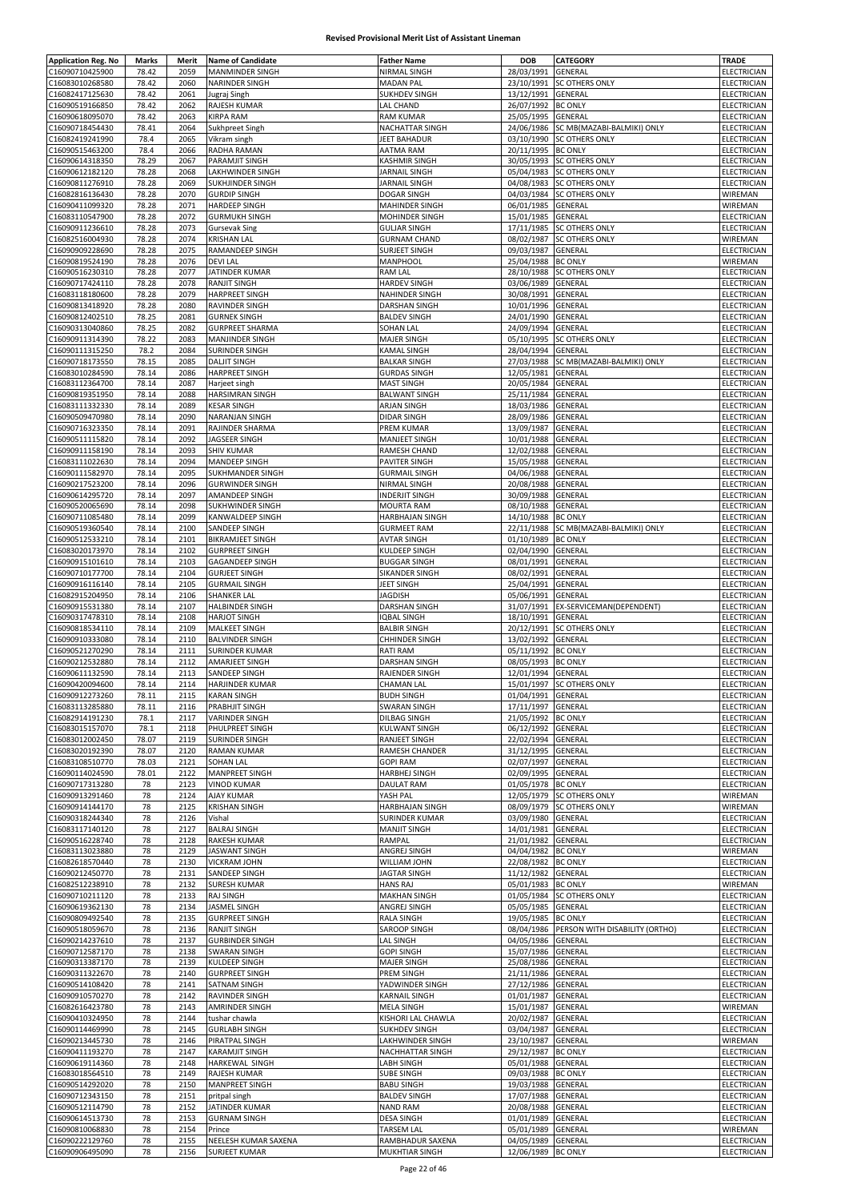# Revised Provisional Merit List of Assistant Lineman

| Application Reg. No | Marks | Merit | Name of Candidate | Father Name | DOB | CATEGORY | TRADE |
|---|---|---|---|---|---|---|---|
| C16090710425900 | 78.42 | 2059 | MANMINDER SINGH | NIRMAL SINGH | 28/03/1991 | GENERAL | ELECTRICIAN |
| C16083010268580 | 78.42 | 2060 | NARINDER SINGH | MADAN PAL | 23/10/1991 | SC OTHERS ONLY | ELECTRICIAN |
| C16082417125630 | 78.42 | 2061 | Jugraj Singh | SUKHDEV SINGH | 13/12/1991 | GENERAL | ELECTRICIAN |
| C16090519166850 | 78.42 | 2062 | RAJESH KUMAR | LAL CHAND | 26/07/1992 | BC ONLY | ELECTRICIAN |
| C16090618095070 | 78.42 | 2063 | KIRPA RAM | RAM KUMAR | 25/05/1995 | GENERAL | ELECTRICIAN |
| C16090718454430 | 78.41 | 2064 | Sukhpreet Singh | NACHATTAR SINGH | 24/06/1986 | SC MB(MAZABI-BALMIKI) ONLY | ELECTRICIAN |
| C16082419241990 | 78.4 | 2065 | Vikram singh | JEET BAHADUR | 03/10/1990 | SC OTHERS ONLY | ELECTRICIAN |
| C16090515463200 | 78.4 | 2066 | RADHA RAMAN | AATMA RAM | 20/11/1995 | BC ONLY | ELECTRICIAN |
| C16090614318350 | 78.29 | 2067 | PARAMJIT SINGH | KASHMIR SINGH | 30/05/1993 | SC OTHERS ONLY | ELECTRICIAN |
| C16090612182120 | 78.28 | 2068 | LAKHWINDER SINGH | JARNAIL SINGH | 05/04/1983 | SC OTHERS ONLY | ELECTRICIAN |
| C16090811276910 | 78.28 | 2069 | SUKHJINDER SINGH | JARNAIL SINGH | 04/08/1983 | SC OTHERS ONLY | ELECTRICIAN |
| C16082816136430 | 78.28 | 2070 | GURDIP SINGH | DOGAR SINGH | 04/03/1984 | SC OTHERS ONLY | WIREMAN |
| C16090411099320 | 78.28 | 2071 | HARDEEP SINGH | MAHINDER SINGH | 06/01/1985 | GENERAL | WIREMAN |
| C16083110547900 | 78.28 | 2072 | GURMUKH SINGH | MOHINDER SINGH | 15/01/1985 | GENERAL | ELECTRICIAN |
| C16090911236610 | 78.28 | 2073 | Gursevak Sing | GULJAR SINGH | 17/11/1985 | SC OTHERS ONLY | ELECTRICIAN |
| C16082516004930 | 78.28 | 2074 | KRISHAN LAL | GURNAM CHAND | 08/02/1987 | SC OTHERS ONLY | WIREMAN |
| C16090909228690 | 78.28 | 2075 | RAMANDEEP SINGH | SURJEET SINGH | 09/03/1987 | GENERAL | ELECTRICIAN |
| C16090819524190 | 78.28 | 2076 | DEVI LAL | MANPHOOL | 25/04/1988 | BC ONLY | WIREMAN |
| C16090516230310 | 78.28 | 2077 | JATINDER KUMAR | RAM LAL | 28/10/1988 | SC OTHERS ONLY | ELECTRICIAN |
| C16090717424110 | 78.28 | 2078 | RANJIT SINGH | HARDEV SINGH | 03/06/1989 | GENERAL | ELECTRICIAN |
| C16083118180600 | 78.28 | 2079 | HARPREET SINGH | NAHINDER SINGH | 30/08/1991 | GENERAL | ELECTRICIAN |
| C16090813418920 | 78.28 | 2080 | RAVINDER SINGH | DARSHAN SINGH | 10/01/1996 | GENERAL | ELECTRICIAN |
| C16090812402510 | 78.25 | 2081 | GURNEK SINGH | BALDEV SINGH | 24/01/1990 | GENERAL | ELECTRICIAN |
| C16090313040860 | 78.25 | 2082 | GURPREET SHARMA | SOHAN LAL | 24/09/1994 | GENERAL | ELECTRICIAN |
| C16090911314390 | 78.22 | 2083 | MANJINDER SINGH | MAJER SINGH | 05/10/1995 | SC OTHERS ONLY | ELECTRICIAN |
| C16090111315250 | 78.2 | 2084 | SURINDER SINGH | KAMAL SINGH | 28/04/1994 | GENERAL | ELECTRICIAN |
| C16090718173550 | 78.15 | 2085 | DALJIT SINGH | BALKAR SINGH | 27/03/1988 | SC MB(MAZABI-BALMIKI) ONLY | ELECTRICIAN |
| C16083010284590 | 78.14 | 2086 | HARPREET SINGH | GURDAS SINGH | 12/05/1981 | GENERAL | ELECTRICIAN |
| C16083112364700 | 78.14 | 2087 | Harjeet singh | MAST SINGH | 20/05/1984 | GENERAL | ELECTRICIAN |
| C16090819351950 | 78.14 | 2088 | HARSIMRAN SINGH | BALWANT SINGH | 25/11/1984 | GENERAL | ELECTRICIAN |
| C16083111332330 | 78.14 | 2089 | KESAR SINGH | ARJAN SINGH | 18/03/1986 | GENERAL | ELECTRICIAN |
| C16090509470980 | 78.14 | 2090 | NARANJAN SINGH | DIDAR SINGH | 28/09/1986 | GENERAL | ELECTRICIAN |
| C16090716323350 | 78.14 | 2091 | RAJINDER SHARMA | PREM KUMAR | 13/09/1987 | GENERAL | ELECTRICIAN |
| C16090511115820 | 78.14 | 2092 | JAGSEER SINGH | MANJEET SINGH | 10/01/1988 | GENERAL | ELECTRICIAN |
| C16090911158190 | 78.14 | 2093 | SHIV KUMAR | RAMESH CHAND | 12/02/1988 | GENERAL | ELECTRICIAN |
| C16083111022630 | 78.14 | 2094 | MANDEEP SINGH | PAVITER SINGH | 15/05/1988 | GENERAL | ELECTRICIAN |
| C16090111582970 | 78.14 | 2095 | SUKHMANDER SINGH | GURMAIL SINGH | 04/06/1988 | GENERAL | ELECTRICIAN |
| C16090217523200 | 78.14 | 2096 | GURWINDER SINGH | NIRMAL SINGH | 20/08/1988 | GENERAL | ELECTRICIAN |
| C16090614295720 | 78.14 | 2097 | AMANDEEP SINGH | INDERJIT SINGH | 30/09/1988 | GENERAL | ELECTRICIAN |
| C16090520065690 | 78.14 | 2098 | SUKHWINDER SINGH | MOURTA RAM | 08/10/1988 | GENERAL | ELECTRICIAN |
| C16090711085480 | 78.14 | 2099 | KANWALDEEP SINGH | HARBHAJAN SINGH | 14/10/1988 | BC ONLY | ELECTRICIAN |
| C16090519360540 | 78.14 | 2100 | SANDEEP SINGH | GURMEET RAM | 22/11/1988 | SC MB(MAZABI-BALMIKI) ONLY | ELECTRICIAN |
| C16090512533210 | 78.14 | 2101 | BIKRAMJEET SINGH | AVTAR SINGH | 01/10/1989 | BC ONLY | ELECTRICIAN |
| C16083020173970 | 78.14 | 2102 | GURPREET SINGH | KULDEEP SINGH | 02/04/1990 | GENERAL | ELECTRICIAN |
| C16090915101610 | 78.14 | 2103 | GAGANDEEP SINGH | BUGGAR SINGH | 08/01/1991 | GENERAL | ELECTRICIAN |
| C16090710177700 | 78.14 | 2104 | GURJEET SINGH | SIKANDER SINGH | 08/02/1991 | GENERAL | ELECTRICIAN |
| C16090916116140 | 78.14 | 2105 | GURMAIL SINGH | JEET SINGH | 25/04/1991 | GENERAL | ELECTRICIAN |
| C16082915204950 | 78.14 | 2106 | SHANKER LAL | JAGDISH | 05/06/1991 | GENERAL | ELECTRICIAN |
| C16090915531380 | 78.14 | 2107 | HALBINDER SINGH | DARSHAN SINGH | 31/07/1991 | EX-SERVICEMAN(DEPENDENT) | ELECTRICIAN |
| C16090317478310 | 78.14 | 2108 | HARJOT SINGH | IQBAL SINGH | 18/10/1991 | GENERAL | ELECTRICIAN |
| C16090818534110 | 78.14 | 2109 | MALKEET SINGH | BALBIR SINGH | 20/12/1991 | SC OTHERS ONLY | ELECTRICIAN |
| C16090910333080 | 78.14 | 2110 | BALVINDER SINGH | CHHINDER SINGH | 13/02/1992 | GENERAL | ELECTRICIAN |
| C16090521270290 | 78.14 | 2111 | SURINDER KUMAR | RATI RAM | 05/11/1992 | BC ONLY | ELECTRICIAN |
| C16090212532880 | 78.14 | 2112 | AMARJEET SINGH | DARSHAN SINGH | 08/05/1993 | BC ONLY | ELECTRICIAN |
| C16090611132590 | 78.14 | 2113 | SANDEEP SINGH | RAJENDER SINGH | 12/01/1994 | GENERAL | ELECTRICIAN |
| C16090420094600 | 78.14 | 2114 | HARJINDER KUMAR | CHAMAN LAL | 15/01/1997 | SC OTHERS ONLY | ELECTRICIAN |
| C16090912273260 | 78.11 | 2115 | KARAN SINGH | BUDH SINGH | 01/04/1991 | GENERAL | ELECTRICIAN |
| C16083113285880 | 78.11 | 2116 | PRABHJIT SINGH | SWARAN SINGH | 17/11/1997 | GENERAL | ELECTRICIAN |
| C16082914191230 | 78.1 | 2117 | VARINDER SINGH | DILBAG SINGH | 21/05/1992 | BC ONLY | ELECTRICIAN |
| C16083015157070 | 78.1 | 2118 | PHULPREET SINGH | KULWANT SINGH | 06/12/1992 | GENERAL | ELECTRICIAN |
| C16083012002450 | 78.07 | 2119 | SURINDER SINGH | RANJEET SINGH | 22/02/1994 | GENERAL | ELECTRICIAN |
| C16083020192390 | 78.07 | 2120 | RAMAN KUMAR | RAMESH CHANDER | 31/12/1995 | GENERAL | ELECTRICIAN |
| C16083108510770 | 78.03 | 2121 | SOHAN LAL | GOPI RAM | 02/07/1997 | GENERAL | ELECTRICIAN |
| C16090114024590 | 78.01 | 2122 | MANPREET SINGH | HARBHEJ SINGH | 02/09/1995 | GENERAL | ELECTRICIAN |
| C16090717313280 | 78 | 2123 | VINOD KUMAR | DAULAT RAM | 01/05/1978 | BC ONLY | ELECTRICIAN |
| C16090913291460 | 78 | 2124 | AJAY KUMAR | YASH PAL | 12/05/1979 | SC OTHERS ONLY | WIREMAN |
| C16090914144170 | 78 | 2125 | KRISHAN SINGH | HARBHAJAN SINGH | 08/09/1979 | SC OTHERS ONLY | WIREMAN |
| C16090318244340 | 78 | 2126 | Vishal | SURINDER KUMAR | 03/09/1980 | GENERAL | ELECTRICIAN |
| C16083117140120 | 78 | 2127 | BALRAJ SINGH | MANJIT SINGH | 14/01/1981 | GENERAL | ELECTRICIAN |
| C16090516228740 | 78 | 2128 | RAKESH KUMAR | RAMPAL | 21/01/1982 | GENERAL | ELECTRICIAN |
| C16083113023880 | 78 | 2129 | JASWANT SINGH | ANGREJ SINGH | 04/04/1982 | BC ONLY | WIREMAN |
| C16082618570440 | 78 | 2130 | VICKRAM JOHN | WILLIAM JOHN | 22/08/1982 | BC ONLY | ELECTRICIAN |
| C16090212450770 | 78 | 2131 | SANDEEP SINGH | JAGTAR SINGH | 11/12/1982 | GENERAL | ELECTRICIAN |
| C16082512238910 | 78 | 2132 | SURESH KUMAR | HANS RAJ | 05/01/1983 | BC ONLY | WIREMAN |
| C16090710211120 | 78 | 2133 | RAJ SINGH | MAKHAN SINGH | 01/05/1984 | SC OTHERS ONLY | ELECTRICIAN |
| C16090619362130 | 78 | 2134 | JASMEL SINGH | ANGREJ SINGH | 05/05/1985 | GENERAL | ELECTRICIAN |
| C16090809492540 | 78 | 2135 | GURPREET SINGH | RALA SINGH | 19/05/1985 | BC ONLY | ELECTRICIAN |
| C16090518059670 | 78 | 2136 | RANJIT SINGH | SAROOP SINGH | 08/04/1986 | PERSON WITH DISABILITY (ORTHO) | ELECTRICIAN |
| C16090214237610 | 78 | 2137 | GURBINDER SINGH | LAL SINGH | 04/05/1986 | GENERAL | ELECTRICIAN |
| C16090712587170 | 78 | 2138 | SWARAN SINGH | GOPI SINGH | 15/07/1986 | GENERAL | ELECTRICIAN |
| C16090313387170 | 78 | 2139 | KULDEEP SINGH | MAJER SINGH | 25/08/1986 | GENERAL | ELECTRICIAN |
| C16090311322670 | 78 | 2140 | GURPREET SINGH | PREM SINGH | 21/11/1986 | GENERAL | ELECTRICIAN |
| C16090514108420 | 78 | 2141 | SATNAM SINGH | YADWINDER SINGH | 27/12/1986 | GENERAL | ELECTRICIAN |
| C16090910570270 | 78 | 2142 | RAVINDER SINGH | KARNAIL SINGH | 01/01/1987 | GENERAL | ELECTRICIAN |
| C16082616423780 | 78 | 2143 | AMRINDER SINGH | MELA SINGH | 15/01/1987 | GENERAL | WIREMAN |
| C16090410324950 | 78 | 2144 | tushar chawla | KISHORI LAL CHAWLA | 20/02/1987 | GENERAL | ELECTRICIAN |
| C16090114469990 | 78 | 2145 | GURLABH SINGH | SUKHDEV SINGH | 03/04/1987 | GENERAL | ELECTRICIAN |
| C16090213445730 | 78 | 2146 | PIRATPAL SINGH | LAKHWINDER SINGH | 23/10/1987 | GENERAL | WIREMAN |
| C16090411193270 | 78 | 2147 | KARAMJIT SINGH | NACHHATTAR SINGH | 29/12/1987 | BC ONLY | ELECTRICIAN |
| C16090619114360 | 78 | 2148 | HARKEWAL SINGH | LABH SINGH | 05/01/1988 | GENERAL | ELECTRICIAN |
| C16083018564510 | 78 | 2149 | RAJESH KUMAR | SUBE SINGH | 09/03/1988 | BC ONLY | ELECTRICIAN |
| C16090514292020 | 78 | 2150 | MANPREET SINGH | BABU SINGH | 19/03/1988 | GENERAL | ELECTRICIAN |
| C16090712343150 | 78 | 2151 | pritpal singh | BALDEV SINGH | 17/07/1988 | GENERAL | ELECTRICIAN |
| C16090512114790 | 78 | 2152 | JATINDER KUMAR | NAND RAM | 20/08/1988 | GENERAL | ELECTRICIAN |
| C16090614513730 | 78 | 2153 | GURNAM SINGH | DESA SINGH | 01/01/1989 | GENERAL | ELECTRICIAN |
| C16090810068830 | 78 | 2154 | Prince | TARSEM LAL | 05/01/1989 | GENERAL | WIREMAN |
| C16090222129760 | 78 | 2155 | NEELESH KUMAR SAXENA | RAMBHADUR SAXENA | 04/05/1989 | GENERAL | ELECTRICIAN |
| C16090906495090 | 78 | 2156 | SURJEET KUMAR | MUKHTIAR SINGH | 12/06/1989 | BC ONLY | ELECTRICIAN |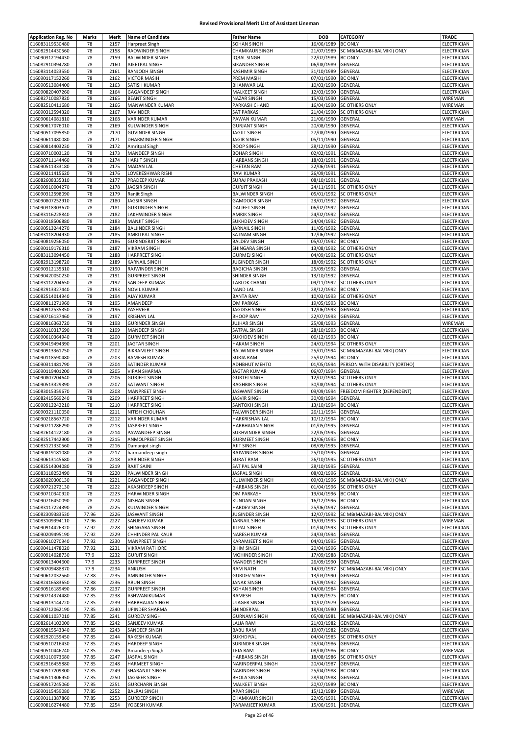# Revised Provisional Merit List of Assistant Lineman

| Application Reg. No | Marks | Merit | Name of Candidate | Father Name | DOB | CATEGORY | TRADE |
|---|---|---|---|---|---|---|---|
| C16083119530480 | 78 | 2157 | Harpreet Singh | SOHAN SINGH | 16/06/1989 | BC ONLY | ELECTRICIAN |
| C16082914430560 | 78 | 2158 | RAOWINDER SINGH | CHAMKAUR SINGH | 21/07/1989 | SC MB(MAZABI-BALMIKI) ONLY | ELECTRICIAN |
| C16090312194430 | 78 | 2159 | BALWINDER SINGH | IQBAL SINGH | 22/07/1989 | BC ONLY | ELECTRICIAN |
| C16082910394780 | 78 | 2160 | AJEETPAL SINGH | SIKANDER SINGH | 06/08/1989 | GENERAL | ELECTRICIAN |
| C16083114023550 | 78 | 2161 | RANJODH SINGH | KASHMIR SINGH | 31/10/1989 | GENERAL | ELECTRICIAN |
| C16090117152260 | 78 | 2162 | VICTOR MASIH | PREM MASIH | 07/01/1990 | BC ONLY | ELECTRICIAN |
| C16090513084400 | 78 | 2163 | SATISH KUMAR | BHANWAR LAL | 10/03/1990 | GENERAL | ELECTRICIAN |
| C16090820407260 | 78 | 2164 | GAGANDEEP SINGH | MALKEET SINGH | 12/03/1990 | GENERAL | ELECTRICIAN |
| C16082710087820 | 78 | 2165 | BEANT SINGH | NAZAR SINGH | 15/03/1990 | GENERAL | WIREMAN |
| C16082510411680 | 78 | 2166 | MANWINDER KUMAR | PARKASH CHAND | 16/04/1990 | SC OTHERS ONLY | WIREMAN |
| C16090312594320 | 78 | 2167 | RAVINDER | SAT PARKASH | 21/04/1990 | SC OTHERS ONLY | ELECTRICIAN |
| C16090614081810 | 78 | 2168 | VARINDER KUMAR | PAWAN KUMAR | 21/06/1990 | GENERAL | WIREMAN |
| C16090617076010 | 78 | 2169 | KULWINDER SINGH | GURJANT SINGH | 20/08/1990 | GENERAL | ELECTRICIAN |
| C16090517095850 | 78 | 2170 | GUVINDER SINGH | JAGJIT SINGH | 27/08/1990 | GENERAL | ELECTRICIAN |
| C16090611480080 | 78 | 2171 | DHARMINDER SINGH | JAGIR SINGH | 05/11/1990 | GENERAL | ELECTRICIAN |
| C16090814403230 | 78 | 2172 | Amritpal Singh | ROOP SINGH | 28/12/1990 | GENERAL | ELECTRICIAN |
| C16090710003120 | 78 | 2173 | MANDEEP SINGH | BOHAR SINGH | 02/02/1991 | GENERAL | ELECTRICIAN |
| C16090711144460 | 78 | 2174 | HARJIT SINGH | HARBANS SINGH | 18/03/1991 | GENERAL | ELECTRICIAN |
| C16090511333180 | 78 | 2175 | MADAN LAL | CHETAN RAM | 22/06/1991 | GENERAL | ELECTRICIAN |
| C16090211415620 | 78 | 2176 | LOVEKESHWAR RISHI | RAVI KUMAR | 26/09/1991 | GENERAL | ELECTRICIAN |
| C16082608335310 | 78 | 2177 | PRADEEP KUMAR | SURAJ PRAKASH | 08/10/1991 | GENERAL | ELECTRICIAN |
| C16090910004270 | 78 | 2178 | JAGSIR SINGH | GURJIT SINGH | 24/11/1991 | SC OTHERS ONLY | ELECTRICIAN |
| C16090312598090 | 78 | 2179 | Ranjit Singh | BALWINDER SINGH | 05/01/1992 | SC OTHERS ONLY | ELECTRICIAN |
| C16090807252910 | 78 | 2180 | JAGSIR SINGH | GAMDOOR SINGH | 23/01/1992 | GENERAL | ELECTRICIAN |
| C16090318303670 | 78 | 2181 | GURTINDER SINGH | DALJEET SINGH | 06/02/1992 | GENERAL | ELECTRICIAN |
| C16083116228840 | 78 | 2182 | LAKHWINDER SINGH | AMRIK SINGH | 24/02/1992 | GENERAL | ELECTRICIAN |
| C16090318506880 | 78 | 2183 | MANJIT SINGH | SUKHDEV SINGH | 24/04/1992 | GENERAL | ELECTRICIAN |
| C16090513244270 | 78 | 2184 | BALJINDER SINGH | JARNAIL SINGH | 11/05/1992 | GENERAL | ELECTRICIAN |
| C16083118204930 | 78 | 2185 | AMRITPAL SINGH | SATNAM SINGH | 17/06/1992 | GENERAL | ELECTRICIAN |
| C16090819256050 | 78 | 2186 | GURINDERJIT SINGH | BALDEV SINGH | 05/07/1992 | BC ONLY | ELECTRICIAN |
| C16090119176310 | 78 | 2187 | VIKRAM SINGH | SHINGARA SINGH | 13/08/1992 | SC OTHERS ONLY | ELECTRICIAN |
| C16083113094450 | 78 | 2188 | HARPREET SINGH | GURMEJ SINGH | 04/09/1992 | SC OTHERS ONLY | ELECTRICIAN |
| C16082913198720 | 78 | 2189 | KARNAIL SINGH | JUGINDER SINGH | 18/09/1992 | SC OTHERS ONLY | ELECTRICIAN |
| C16090312135310 | 78 | 2190 | RAJWINDER SINGH | BAGICHA SINGH | 25/09/1992 | GENERAL | ELECTRICIAN |
| C16090420050230 | 78 | 2191 | GURPREET SINGH | SHINDER SINGH | 13/10/1992 | GENERAL | ELECTRICIAN |
| C16083112204650 | 78 | 2192 | SANDEEP KUMAR | TARLOK CHAND | 09/11/1992 | SC OTHERS ONLY | ELECTRICIAN |
| C16082913327440 | 78 | 2193 | NOVIL KUMAR | NAND LAL | 28/12/1992 | BC ONLY | ELECTRICIAN |
| C16082514014940 | 78 | 2194 | AJAY KUMAR | BANTA RAM | 10/03/1993 | SC OTHERS ONLY | ELECTRICIAN |
| C16090811271960 | 78 | 2195 | AMANDEEP | OM PARKASH | 19/05/1993 | BC ONLY | ELECTRICIAN |
| C16090912535350 | 78 | 2196 | YASHVEER | JAGDISH SINGH | 12/06/1993 | GENERAL | ELECTRICIAN |
| C16090716137460 | 78 | 2197 | KRISHAN LAL | BHOOP RAM | 22/07/1993 | GENERAL | ELECTRICIAN |
| C16090816363720 | 78 | 2198 | GURINDER SINGH | JUJHAR SINGH | 25/08/1993 | GENERAL | WIREMAN |
| C16090110317690 | 78 | 2199 | MANDEEP SINGH | SATPAL SINGH | 28/10/1993 | BC ONLY | ELECTRICIAN |
| C16090610364940 | 78 | 2200 | GURMEET SINGH | SUKHDEV SINGH | 06/12/1993 | BC ONLY | ELECTRICIAN |
| C16090419494390 | 78 | 2201 | JAGTAR SINGH | HAKAM SINGH | 24/01/1994 | SC OTHERS ONLY | ELECTRICIAN |
| C16090913361750 | 78 | 2202 | BIKRAMJEET SINGH | BALWINDER SINGH | 25/01/1994 | SC MB(MAZABI-BALMIKI) ONLY | ELECTRICIAN |
| C16090118590480 | 78 | 2203 | RAMESH KUMAR | SURJA RAM | 25/02/1994 | BC ONLY | ELECTRICIAN |
| C16090311481790 | 78 | 2204 | SATINDER KUMAR | ADHBHUT MEHTO | 01/05/1994 | PERSON WITH DISABILITY (ORTHO) | ELECTRICIAN |
| C16090119401200 | 78 | 2205 | VIPAN SHARMA | JAGTAR KUMAR | 06/07/1994 | GENERAL | ELECTRICIAN |
| C16090807204640 | 78 | 2206 | GURJEET SINGH | GURTEJ SINGH | 12/07/1994 | SC OTHERS ONLY | ELECTRICIAN |
| C16090513329390 | 78 | 2207 | SATWANT SINGH | RAGHBIR SINGH | 30/08/1994 | SC OTHERS ONLY | ELECTRICIAN |
| C16083015359670 | 78 | 2208 | MANPREET SINGH | JASWANT SINGH | 09/09/1994 | FREEDOM FIGHTER (DEPENDENT) | ELECTRICIAN |
| C16082415569240 | 78 | 2209 | HARPREET SINGH | JASVIR SINGH | 30/09/1994 | GENERAL | ELECTRICIAN |
| C16090912242210 | 78 | 2210 | HARPREET SINGH | SANTOKH SINGH | 13/10/1994 | BC ONLY | ELECTRICIAN |
| C16090321110050 | 78 | 2211 | NITISH CHOUHAN | TALWINDER SINGH | 26/11/1994 | GENERAL | ELECTRICIAN |
| C16090218567720 | 78 | 2212 | VARINDER KUMAR | HARKRISHAN LAL | 10/12/1994 | BC ONLY | ELECTRICIAN |
| C16090711286290 | 78 | 2213 | JASPREET SINGH | HARBHAJAN SINGH | 01/05/1995 | GENERAL | ELECTRICIAN |
| C16082614122180 | 78 | 2214 | PAWANDEEP SINGH | SUKHVINDER SINGH | 22/05/1995 | GENERAL | ELECTRICIAN |
| C16082517442900 | 78 | 2215 | ANMOLPREET SINGH | GURMEET SINGH | 12/06/1995 | BC ONLY | ELECTRICIAN |
| C16083121330560 | 78 | 2216 | Damanjot singh | AJIT SINGH | 08/09/1995 | GENERAL | ELECTRICIAN |
| C16090819181080 | 78 | 2217 | harmandeep singh | RAJWINDER SINGH | 25/10/1995 | GENERAL | ELECTRICIAN |
| C16090613145680 | 78 | 2218 | VARINDER SINGH | SURAT RAM | 26/10/1995 | SC OTHERS ONLY | ELECTRICIAN |
| C16082514304080 | 78 | 2219 | RAJIT SAINI | SAT PAL SAINI | 28/10/1995 | GENERAL | ELECTRICIAN |
| C16083118252490 | 78 | 2220 | PALWINDER SINGH | JASPAL SINGH | 08/02/1996 | GENERAL | ELECTRICIAN |
| C16083020306130 | 78 | 2221 | GAGANDEEP SINGH | KULWINDER SINGH | 09/03/1996 | SC MB(MAZABI-BALMIKI) ONLY | ELECTRICIAN |
| C16090721272130 | 78 | 2222 | AKASHDEEP SINGH | HARBANS SINGH | 01/04/1996 | SC OTHERS ONLY | ELECTRICIAN |
| C16090710340920 | 78 | 2223 | HARWINDER SINGH | OM PARKASH | 19/04/1996 | BC ONLY | ELECTRICIAN |
| C16090716450090 | 78 | 2224 | NISHAN SINGH | KUNDAN SINGH | 16/12/1996 | BC ONLY | ELECTRICIAN |
| C16083117224390 | 78 | 2225 | KULWINDER SINGH | HARDEV SINGH | 25/06/1997 | GENERAL | ELECTRICIAN |
| C16082309383530 | 77.96 | 2226 | JASWANT SINGH | JUGINDER SINGH | 12/07/1992 | SC MB(MAZABI-BALMIKI) ONLY | ELECTRICIAN |
| C16083109394110 | 77.96 | 2227 | SANJEEV KUMAR | JARNAIL SINGH | 15/03/1995 | SC OTHERS ONLY | WIREMAN |
| C16090914426320 | 77.92 | 2228 | SHINGARA SINGH | JITPAL SINGH | 01/04/1993 | SC OTHERS ONLY | ELECTRICIAN |
| C16090209495190 | 77.92 | 2229 | CHHINDER PAL KAUR | NARESH KUMAR | 24/03/1994 | GENERAL | ELECTRICIAN |
| C16090610270940 | 77.92 | 2230 | MANPREET SINGH | KARAMJEET SINGH | 04/01/1995 | GENERAL | ELECTRICIAN |
| C16090411478020 | 77.92 | 2231 | VIKRAM RATHORE | BHIM SINGH | 20/04/1996 | GENERAL | ELECTRICIAN |
| C16090914028730 | 77.9 | 2232 | GURJIT SINGH | MOHINDER SINGH | 17/09/1988 | GENERAL | ELECTRICIAN |
| C16090613404600 | 77.9 | 2233 | GURPREET SINGH | MANDER SINGH | 26/09/1990 | GENERAL | ELECTRICIAN |
| C16090709488870 | 77.9 | 2234 | ANKUSH | RAM NATH | 14/03/1997 | SC MB(MAZABI-BALMIKI) ONLY | ELECTRICIAN |
| C16090612032560 | 77.88 | 2235 | AMNINDER SINGH | GURDEV SINGH | 13/03/1990 | GENERAL | ELECTRICIAN |
| C16082416583650 | 77.88 | 2236 | ARUN SINGH | JANAK SINGH | 15/09/1992 | GENERAL | ELECTRICIAN |
| C16090516189490 | 77.86 | 2237 | GURPREET SINGH | SOHAN SINGH | 04/08/1984 | GENERAL | ELECTRICIAN |
| C16090714374480 | 77.85 | 2238 | ASHWANIKUMAR | RAMESH | 14/09/1975 | BC ONLY | ELECTRICIAN |
| C16090913144720 | 77.85 | 2239 | HARBHAJAN SINGH | UJAGER SINGH | 10/02/1979 | GENERAL | ELECTRICIAN |
| C16090712062190 | 77.85 | 2240 | UPINDER SHARMA | SHINDERPAL | 18/04/1980 | GENERAL | ELECTRICIAN |
| C16090811037010 | 77.85 | 2241 | GURDEV SINGH | GURNAM SINGH | 05/08/1981 | SC MB(MAZABI-BALMIKI) ONLY | ELECTRICIAN |
| C16082614102000 | 77.85 | 2242 | SANJEEV KUMAR | LAJJA RAM | 21/03/1982 | GENERAL | ELECTRICIAN |
| C16090815543340 | 77.85 | 2243 | SANDEEP SINGH | BABU RAM | 19/07/1982 | GENERAL | ELECTRICIAN |
| C16082920159450 | 77.85 | 2244 | RAKESH KUMAR | SUKHDIYAL | 04/04/1985 | SC OTHERS ONLY | ELECTRICIAN |
| C16090510216430 | 77.85 | 2245 | HARDEEP SINGH | SURINDER SINGH | 28/04/1986 | GENERAL | ELECTRICIAN |
| C16090510446740 | 77.85 | 2246 | Amandeep Singh | TEJA RAM | 08/08/1986 | BC ONLY | WIREMAN |
| C16083110073680 | 77.85 | 2247 | JASPAL SINGH | HARBANS SINGH | 18/08/1986 | SC OTHERS ONLY | ELECTRICIAN |
| C16082916455880 | 77.85 | 2248 | HARMEET SINGH | NARINDERPAL SINGH | 20/04/1987 | GENERAL | ELECTRICIAN |
| C16090517209800 | 77.85 | 2249 | SHARANJIT SINGH | NARINDER SINGH | 25/04/1988 | BC ONLY | ELECTRICIAN |
| C16090511306950 | 77.85 | 2250 | JAGSEER SINGH | BHOLA SINGH | 28/04/1988 | GENERAL | ELECTRICIAN |
| C16090517245060 | 77.85 | 2251 | GURCHARN SINGH | MALKEET SINGH | 20/07/1989 | BC ONLY | ELECTRICIAN |
| C16090115459080 | 77.85 | 2252 | BALRAJ SINGH | APAR SINGH | 15/12/1989 | GENERAL | WIREMAN |
| C16090111387860 | 77.85 | 2253 | GURDEEP SINGH | CHAMKAUR SINGH | 22/05/1991 | GENERAL | ELECTRICIAN |
| C16090816274480 | 77.85 | 2254 | YOGESH KUMAR | PARAMJEET KUMAR | 15/06/1991 | GENERAL | ELECTRICIAN |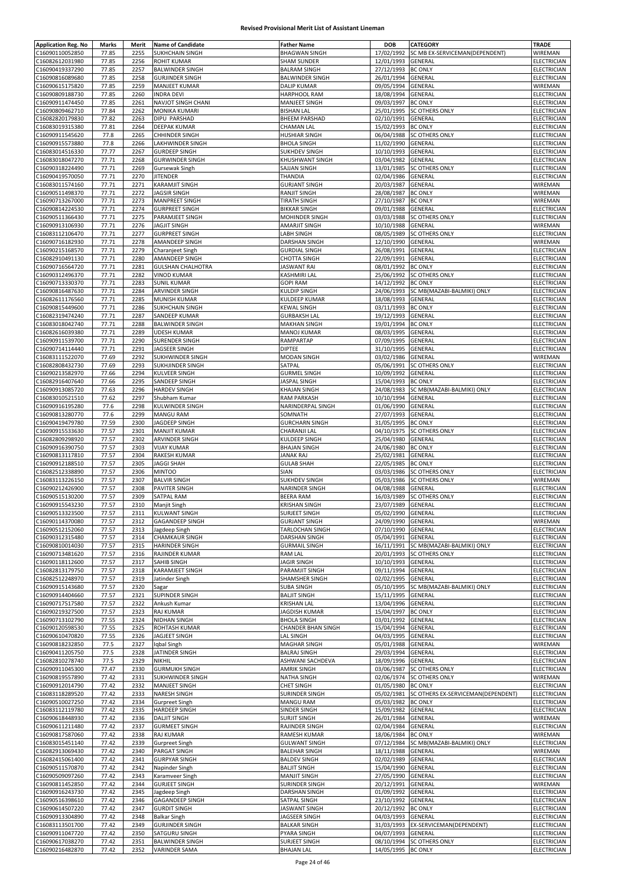**Revised Provisional Merit List of Assistant Lineman**

| Application Reg. No | Marks | Merit | Name of Candidate | Father Name | DOB | CATEGORY | TRADE |
|---|---|---|---|---|---|---|---|
| C16090110052850 | 77.85 | 2255 | SUKHCHAIN SINGH | BHAGWAN SINGH | 17/02/1992 | SC MB EX-SERVICEMAN(DEPENDENT) | WIREMAN |
| C16082612031980 | 77.85 | 2256 | ROHIT KUMAR | SHAM SUNDER | 12/01/1993 | GENERAL | ELECTRICIAN |
| C16090419337290 | 77.85 | 2257 | BALWINDER SINGH | BALRAM SINGH | 27/12/1993 | BC ONLY | ELECTRICIAN |
| C16090816089680 | 77.85 | 2258 | GURJINDER SINGH | BALWINDER SINGH | 26/01/1994 | GENERAL | ELECTRICIAN |
| C16090615175820 | 77.85 | 2259 | MANJEET KUMAR | DALIP KUMAR | 09/05/1994 | GENERAL | WIREMAN |
| C16090809188730 | 77.85 | 2260 | INDRA DEVI | HARPHOOL RAM | 18/08/1994 | GENERAL | ELECTRICIAN |
| C16090911474450 | 77.85 | 2261 | NAVJOT SINGH CHANI | MANJEET SINGH | 09/03/1997 | BC ONLY | ELECTRICIAN |
| C16090809462710 | 77.84 | 2262 | MONIKA KUMARI | BISHAN LAL | 25/01/1995 | SC OTHERS ONLY | ELECTRICIAN |
| C16082820179830 | 77.82 | 2263 | DIPU PARSHAD | BHEEM PARSHAD | 02/10/1991 | GENERAL | ELECTRICIAN |
| C16083019315380 | 77.81 | 2264 | DEEPAK KUMAR | CHAMAN LAL | 15/02/1993 | BC ONLY | ELECTRICIAN |
| C16090911545620 | 77.8 | 2265 | CHHINDER SINGH | HUSHIAR SINGH | 06/04/1988 | SC OTHERS ONLY | ELECTRICIAN |
| C16090915573880 | 77.8 | 2266 | LAKHWINDER SINGH | BHOLA SINGH | 11/02/1990 | GENERAL | ELECTRICIAN |
| C16083014516330 | 77.77 | 2267 | GURDEEP SINGH | SUKHDEV SINGH | 10/10/1993 | GENERAL | ELECTRICIAN |
| C16083018047270 | 77.71 | 2268 | GURWINDER SINGH | KHUSHWANT SINGH | 03/04/1982 | GENERAL | ELECTRICIAN |
| C16090318224490 | 77.71 | 2269 | Gursewak Singh | SAJJAN SINGH | 13/01/1985 | SC OTHERS ONLY | ELECTRICIAN |
| C16090419570050 | 77.71 | 2270 | JITENDER | THANDIA | 02/04/1986 | GENERAL | ELECTRICIAN |
| C16083011574160 | 77.71 | 2271 | KARAMJIT SINGH | GURJANT SINGH | 20/03/1987 | GENERAL | WIREMAN |
| C16090511498370 | 77.71 | 2272 | JAGSIR SINGH | RANJIT SINGH | 28/08/1987 | BC ONLY | WIREMAN |
| C16090713267000 | 77.71 | 2273 | MANPREET SINGH | TIRATH SINGH | 27/10/1987 | BC ONLY | WIREMAN |
| C16090814224530 | 77.71 | 2274 | GURPREET SINGH | BIKKAR SINGH | 09/01/1988 | GENERAL | ELECTRICIAN |
| C16090511366430 | 77.71 | 2275 | PARAMJEET SINGH | MOHINDER SINGH | 03/03/1988 | SC OTHERS ONLY | ELECTRICIAN |
| C16090913106930 | 77.71 | 2276 | JAGJIT SINGH | AMARJIT SINGH | 10/10/1988 | GENERAL | WIREMAN |
| C16083112106470 | 77.71 | 2277 | GURPREET SINGH | LABH SINGH | 08/05/1989 | SC OTHERS ONLY | ELECTRICIAN |
| C16090716182930 | 77.71 | 2278 | AMANDEEP SINGH | DARSHAN SINGH | 12/10/1990 | GENERAL | WIREMAN |
| C16090215168570 | 77.71 | 2279 | Charanjeet Singh | GURDIAL SINGH | 26/08/1991 | GENERAL | ELECTRICIAN |
| C16082910491130 | 77.71 | 2280 | AMANDEEP SINGH | CHOTTA SINGH | 22/09/1991 | GENERAL | ELECTRICIAN |
| C16090716564720 | 77.71 | 2281 | GULSHAN CHALHOTRA | JASWANT RAI | 08/01/1992 | BC ONLY | ELECTRICIAN |
| C16090312496370 | 77.71 | 2282 | VINOD KUMAR | KASHMIRI LAL | 25/06/1992 | SC OTHERS ONLY | ELECTRICIAN |
| C16090713330370 | 77.71 | 2283 | SUNIL KUMAR | GOPI RAM | 14/12/1992 | BC ONLY | ELECTRICIAN |
| C16090816487630 | 77.71 | 2284 | ARVINDER SINGH | KULDIP SINGH | 24/06/1993 | SC MB(MAZABI-BALMIKI) ONLY | ELECTRICIAN |
| C16082611176560 | 77.71 | 2285 | MUNISH KUMAR | KULDEEP KUMAR | 18/08/1993 | GENERAL | ELECTRICIAN |
| C16090815449600 | 77.71 | 2286 | SUKHCHAIN SINGH | KEWAL SINGH | 03/11/1993 | BC ONLY | ELECTRICIAN |
| C16082319474240 | 77.71 | 2287 | SANDEEP KUMAR | GURBAKSH LAL | 19/12/1993 | GENERAL | ELECTRICIAN |
| C16083018042740 | 77.71 | 2288 | BALWINDER SINGH | MAKHAN SINGH | 19/01/1994 | BC ONLY | ELECTRICIAN |
| C16082616039380 | 77.71 | 2289 | UDESH KUMAR | MANOJ KUMAR | 08/03/1995 | GENERAL | ELECTRICIAN |
| C16090911539700 | 77.71 | 2290 | SURENDER SINGH | RAMPARTAP | 07/09/1995 | GENERAL | ELECTRICIAN |
| C16090714114440 | 77.71 | 2291 | JAGSEER SINGH | DIPTEE | 31/10/1995 | GENERAL | ELECTRICIAN |
| C16083111522070 | 77.69 | 2292 | SUKHWINDER SINGH | MODAN SINGH | 03/02/1986 | GENERAL | WIREMAN |
| C16082808432730 | 77.69 | 2293 | SUKHJINDER SINGH | SATPAL | 05/06/1991 | SC OTHERS ONLY | ELECTRICIAN |
| C16090213582970 | 77.66 | 2294 | KULVEER SINGH | GURMEL SINGH | 10/09/1992 | GENERAL | ELECTRICIAN |
| C16082916407640 | 77.66 | 2295 | SANDEEP SINGH | JASPAL SINGH | 15/04/1993 | BC ONLY | ELECTRICIAN |
| C16090913085720 | 77.63 | 2296 | HARDEV SINGH | KHAJAN SINGH | 24/08/1983 | SC MB(MAZABI-BALMIKI) ONLY | ELECTRICIAN |
| C16083010521510 | 77.62 | 2297 | Shubham Kumar | RAM PARKASH | 10/10/1994 | GENERAL | ELECTRICIAN |
| C16090916195280 | 77.6 | 2298 | KULWINDER SINGH | NARINDERPAL SINGH | 01/06/1990 | GENERAL | ELECTRICIAN |
| C16090813280770 | 77.6 | 2299 | MANGU RAM | SOMNATH | 27/07/1993 | GENERAL | ELECTRICIAN |
| C16090419479780 | 77.59 | 2300 | JAGDEEP SINGH | GURCHARN SINGH | 31/05/1995 | BC ONLY | ELECTRICIAN |
| C16090915533630 | 77.57 | 2301 | MANJIT KUMAR | CHARANJI LAL | 04/10/1975 | SC OTHERS ONLY | ELECTRICIAN |
| C16082809298920 | 77.57 | 2302 | ARVINDER SINGH | KULDEEP SINGH | 25/04/1980 | GENERAL | ELECTRICIAN |
| C16090916390750 | 77.57 | 2303 | VIJAY KUMAR | BHAJAN SINGH | 24/06/1980 | BC ONLY | ELECTRICIAN |
| C16090813117810 | 77.57 | 2304 | RAKESH KUMAR | JANAK RAJ | 25/02/1981 | GENERAL | ELECTRICIAN |
| C16090912188510 | 77.57 | 2305 | JAGGI SHAH | GULAB SHAH | 22/05/1985 | BC ONLY | ELECTRICIAN |
| C16082512338890 | 77.57 | 2306 | MINTOO | SIAN | 03/03/1986 | SC OTHERS ONLY | ELECTRICIAN |
| C16083113226150 | 77.57 | 2307 | BALVIR SINGH | SUKHDEV SINGH | 05/03/1986 | SC OTHERS ONLY | WIREMAN |
| C16090212426900 | 77.57 | 2308 | PAVITER SINGH | NARINDER SINGH | 04/08/1988 | GENERAL | ELECTRICIAN |
| C16090515130200 | 77.57 | 2309 | SATPAL RAM | BEERA RAM | 16/03/1989 | SC OTHERS ONLY | ELECTRICIAN |
| C16090915543230 | 77.57 | 2310 | Manjit Singh | KRISHAN SINGH | 23/07/1989 | GENERAL | ELECTRICIAN |
| C16090513323500 | 77.57 | 2311 | KULWANT SINGH | SURJEET SINGH | 05/02/1990 | GENERAL | ELECTRICIAN |
| C16090114370080 | 77.57 | 2312 | GAGANDEEP SINGH | GURJANT SINGH | 24/09/1990 | GENERAL | WIREMAN |
| C16090512152060 | 77.57 | 2313 | Jagdeep Singh | TARLOCHAN SINGH | 07/10/1990 | GENERAL | ELECTRICIAN |
| C16090312315480 | 77.57 | 2314 | CHAMKAUR SINGH | DARSHAN SINGH | 05/04/1991 | GENERAL | ELECTRICIAN |
| C16090810014030 | 77.57 | 2315 | HARINDER SINGH | GURMAIL SINGH | 16/11/1991 | SC MB(MAZABI-BALMIKI) ONLY | ELECTRICIAN |
| C16090713481620 | 77.57 | 2316 | RAJINDER KUMAR | RAM LAL | 20/01/1993 | SC OTHERS ONLY | ELECTRICIAN |
| C16090118112600 | 77.57 | 2317 | SAHIB SINGH | JAGIR SINGH | 10/10/1993 | GENERAL | ELECTRICIAN |
| C16082813179750 | 77.57 | 2318 | KARAMJEET SINGH | PARAMJIT SINGH | 09/11/1994 | GENERAL | ELECTRICIAN |
| C16082512248970 | 77.57 | 2319 | Jatinder Singh | SHAMSHER SINGH | 02/02/1995 | GENERAL | ELECTRICIAN |
| C16090915143680 | 77.57 | 2320 | Sagar | SUBA SINGH | 05/10/1995 | SC MB(MAZABI-BALMIKI) ONLY | ELECTRICIAN |
| C16090914404660 | 77.57 | 2321 | SUPINDER SINGH | BALJIT SINGH | 15/11/1995 | GENERAL | ELECTRICIAN |
| C16090717517580 | 77.57 | 2322 | Ankush Kumar | KRISHAN LAL | 13/04/1996 | GENERAL | ELECTRICIAN |
| C16090219327500 | 77.57 | 2323 | RAJ KUMAR | JAGDISH KUMAR | 15/04/1997 | BC ONLY | ELECTRICIAN |
| C16090713102790 | 77.55 | 2324 | NIDHAN SINGH | BHOLA SINGH | 03/01/1992 | GENERAL | ELECTRICIAN |
| C16090120598530 | 77.55 | 2325 | ROHTASH KUMAR | CHANDER BHAN SINGH | 15/04/1994 | GENERAL | ELECTRICIAN |
| C16090610470820 | 77.55 | 2326 | JAGJEET SINGH | LAL SINGH | 04/03/1995 | GENERAL | ELECTRICIAN |
| C16090818232850 | 77.5 | 2327 | Iqbal Singh | MAGHAR SINGH | 05/01/1988 | GENERAL | WIREMAN |
| C16090411205750 | 77.5 | 2328 | JATINDER SINGH | BALRAJ SINGH | 29/03/1994 | GENERAL | ELECTRICIAN |
| C16082810278740 | 77.5 | 2329 | NIKHIL | ASHWANI SACHDEVA | 18/09/1996 | GENERAL | ELECTRICIAN |
| C16090911045300 | 77.47 | 2330 | GURMUKH SINGH | AMRIK SINGH | 03/06/1987 | SC OTHERS ONLY | ELECTRICIAN |
| C16090819557890 | 77.42 | 2331 | SUKHWINDER SINGH | NATHA SINGH | 02/06/1974 | SC OTHERS ONLY | WIREMAN |
| C16090912014790 | 77.42 | 2332 | MANJEET SINGH | CHET SINGH | 01/05/1980 | BC ONLY | ELECTRICIAN |
| C16083118289520 | 77.42 | 2333 | NARESH SINGH | SURINDER SINGH | 05/02/1981 | SC OTHERS EX-SERVICEMAN(DEPENDENT) | ELECTRICIAN |
| C16090510027250 | 77.42 | 2334 | Gurpreet Singh | MANGU RAM | 05/03/1982 | BC ONLY | ELECTRICIAN |
| C16083112119780 | 77.42 | 2335 | HARDEEP SINGH | SINDER SINGH | 15/09/1982 | GENERAL | ELECTRICIAN |
| C16090618448930 | 77.42 | 2336 | DALJIT SINGH | SURJIT SINGH | 26/01/1984 | GENERAL | WIREMAN |
| C16090611211480 | 77.42 | 2337 | GURMEET SINGH | RAJINDER SINGH | 02/04/1984 | GENERAL | ELECTRICIAN |
| C16090817587060 | 77.42 | 2338 | RAJ KUMAR | RAMESH KUMAR | 18/06/1984 | BC ONLY | WIREMAN |
| C16083015451140 | 77.42 | 2339 | Gurpreet Singh | GULWANT SINGH | 07/12/1984 | SC MB(MAZABI-BALMIKI) ONLY | ELECTRICIAN |
| C16082913069430 | 77.42 | 2340 | PARGAT SINGH | BALEHAR SINGH | 18/11/1988 | GENERAL | WIREMAN |
| C16082415061400 | 77.42 | 2341 | GURPYAR SINGH | BALDEV SINGH | 02/02/1989 | GENERAL | ELECTRICIAN |
| C16090511570870 | 77.42 | 2342 | Napinder Singh | BALJIT SINGH | 15/04/1990 | GENERAL | ELECTRICIAN |
| C16090509097260 | 77.42 | 2343 | Karamveer Singh | MANJIT SINGH | 27/05/1990 | GENERAL | ELECTRICIAN |
| C16090811452850 | 77.42 | 2344 | GURJEET SINGH | SURINDER SINGH | 20/12/1991 | GENERAL | WIREMAN |
| C16090916243730 | 77.42 | 2345 | Jagdeep Singh | DARSHAN SINGH | 01/09/1992 | GENERAL | ELECTRICIAN |
| C16090516398610 | 77.42 | 2346 | GAGANDEEP SINGH | SATPAL SINGH | 23/10/1992 | GENERAL | ELECTRICIAN |
| C16090614507220 | 77.42 | 2347 | GURDIT SINGH | JASWANT SINGH | 20/12/1992 | BC ONLY | ELECTRICIAN |
| C16090913304890 | 77.42 | 2348 | Balkar Singh | JAGSEER SINGH | 04/03/1993 | GENERAL | ELECTRICIAN |
| C16083113501700 | 77.42 | 2349 | GURJINDER SINGH | BALKAR SINGH | 31/03/1993 | EX-SERVICEMAN(DEPENDENT) | ELECTRICIAN |
| C16090911047720 | 77.42 | 2350 | SATGURU SINGH | PYARA SINGH | 04/07/1993 | GENERAL | ELECTRICIAN |
| C16090617038270 | 77.42 | 2351 | BALWINDER SINGH | SURJEET SINGH | 08/10/1994 | SC OTHERS ONLY | ELECTRICIAN |
| C16090216482870 | 77.42 | 2352 | VARINDER SAMA | BHAJAN LAL | 14/05/1995 | BC ONLY | ELECTRICIAN |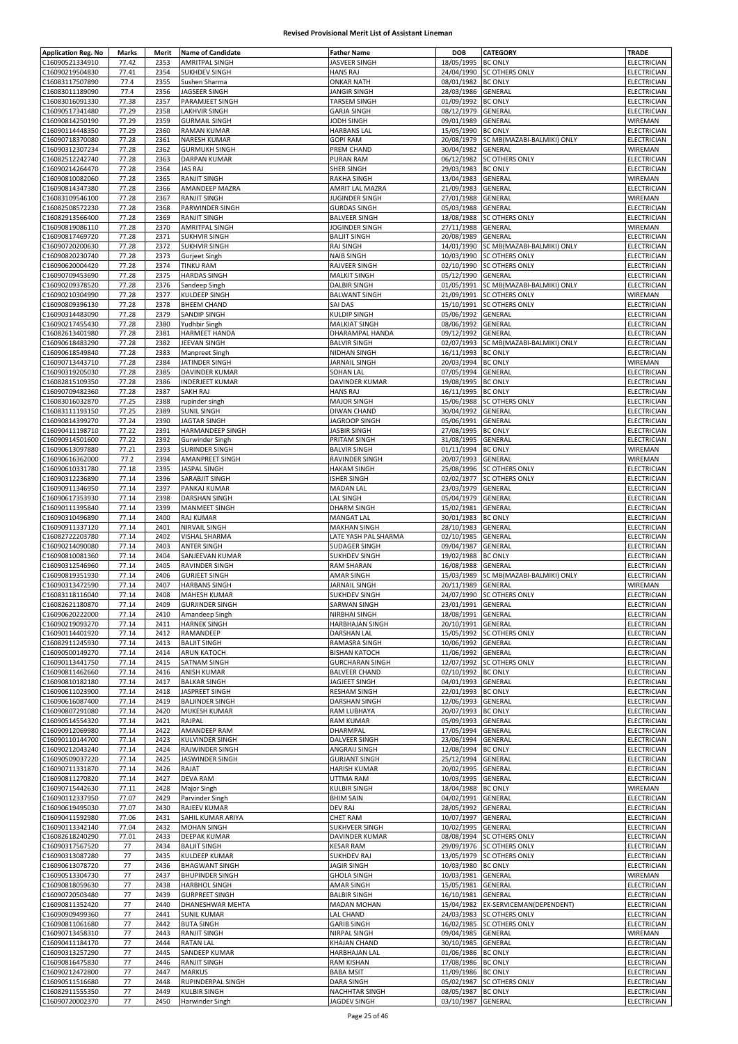# Revised Provisional Merit List of Assistant Lineman

| Application Reg. No | Marks | Merit | Name of Candidate | Father Name | DOB | CATEGORY | TRADE |
|---|---|---|---|---|---|---|---|
| C16090521334910 | 77.42 | 2353 | AMRITPAL SINGH | JASVEER SINGH | 18/05/1995 | BC ONLY | ELECTRICIAN |
| C16090219504830 | 77.41 | 2354 | SUKHDEV SINGH | HANS RAJ | 24/04/1990 | SC OTHERS ONLY | ELECTRICIAN |
| C16083117507890 | 77.4 | 2355 | Sushen Sharma | ONKAR NATH | 08/01/1982 | BC ONLY | ELECTRICIAN |
| C16083011189090 | 77.4 | 2356 | JAGSEER SINGH | JANGIR SINGH | 28/03/1986 | GENERAL | ELECTRICIAN |
| C16083016091330 | 77.38 | 2357 | PARAMJEET SINGH | TARSEM SINGH | 01/09/1992 | BC ONLY | ELECTRICIAN |
| C16090517341480 | 77.29 | 2358 | LAKHVIR SINGH | GARJA SINGH | 08/12/1979 | GENERAL | ELECTRICIAN |
| C16090814250190 | 77.29 | 2359 | GURMAIL SINGH | JODH SINGH | 09/01/1989 | GENERAL | WIREMAN |
| C16090114448350 | 77.29 | 2360 | RAMAN KUMAR | HARBANS LAL | 15/05/1990 | BC ONLY | ELECTRICIAN |
| C16090718370080 | 77.28 | 2361 | NARESH KUMAR | GOPI RAM | 20/08/1979 | SC MB(MAZABI-BALMIKI) ONLY | ELECTRICIAN |
| C16090312307234 | 77.28 | 2362 | GURMUKH SINGH | PREM CHAND | 30/04/1982 | GENERAL | WIREMAN |
| C16082512242740 | 77.28 | 2363 | DARPAN KUMAR | PURAN RAM | 06/12/1982 | SC OTHERS ONLY | ELECTRICIAN |
| C16090214264470 | 77.28 | 2364 | JAS RAJ | SHER SINGH | 29/03/1983 | BC ONLY | ELECTRICIAN |
| C16090810082060 | 77.28 | 2365 | RANJIT SINGH | RAKHA SINGH | 13/04/1983 | GENERAL | WIREMAN |
| C16090814347380 | 77.28 | 2366 | AMANDEEP MAZRA | AMRIT LAL MAZRA | 21/09/1983 | GENERAL | ELECTRICIAN |
| C16083109546100 | 77.28 | 2367 | RANJIT SINGH | JUGINDER SINGH | 27/01/1988 | GENERAL | WIREMAN |
| C16082508572230 | 77.28 | 2368 | PARWINDER SINGH | GURDAS SINGH | 05/03/1988 | GENERAL | ELECTRICIAN |
| C16082913566400 | 77.28 | 2369 | RANJIT SINGH | BALVEER SINGH | 18/08/1988 | SC OTHERS ONLY | ELECTRICIAN |
| C16090819086110 | 77.28 | 2370 | AMRITPAL SINGH | JOGINDER SINGH | 27/11/1988 | GENERAL | WIREMAN |
| C16090817469720 | 77.28 | 2371 | SUKHVIR SINGH | BALJIT SINGH | 20/08/1989 | GENERAL | ELECTRICIAN |
| C16090720200630 | 77.28 | 2372 | SUKHVIR SINGH | RAJ SINGH | 14/01/1990 | SC MB(MAZABI-BALMIKI) ONLY | ELECTRICIAN |
| C16090820230740 | 77.28 | 2373 | Gurjeet Singh | NAIB SINGH | 10/03/1990 | SC OTHERS ONLY | ELECTRICIAN |
| C16090620004420 | 77.28 | 2374 | TINKU RAM | RAJVEER SINGH | 02/10/1990 | SC OTHERS ONLY | ELECTRICIAN |
| C16090709453690 | 77.28 | 2375 | HARDAS SINGH | MALKIT SINGH | 05/12/1990 | GENERAL | ELECTRICIAN |
| C16090209378520 | 77.28 | 2376 | Sandeep Singh | DALBIR SINGH | 01/05/1991 | SC MB(MAZABI-BALMIKI) ONLY | ELECTRICIAN |
| C16090210304990 | 77.28 | 2377 | KULDEEP SINGH | BALWANT SINGH | 21/09/1991 | SC OTHERS ONLY | WIREMAN |
| C16090809396130 | 77.28 | 2378 | BHEEM CHAND | SAI DAS | 15/10/1991 | SC OTHERS ONLY | ELECTRICIAN |
| C16090314483090 | 77.28 | 2379 | SANDIP SINGH | KULDIP SINGH | 05/06/1992 | GENERAL | ELECTRICIAN |
| C16090217455430 | 77.28 | 2380 | Yudhbir Singh | MALKIAT SINGH | 08/06/1992 | GENERAL | ELECTRICIAN |
| C16082613401980 | 77.28 | 2381 | HARMEET HANDA | DHARAMPAL HANDA | 09/12/1992 | GENERAL | ELECTRICIAN |
| C16090618483290 | 77.28 | 2382 | JEEVAN SINGH | BALVIR SINGH | 02/07/1993 | SC MB(MAZABI-BALMIKI) ONLY | ELECTRICIAN |
| C16090618549840 | 77.28 | 2383 | Manpreet Singh | NIDHAN SINGH | 16/11/1993 | BC ONLY | ELECTRICIAN |
| C16090713443710 | 77.28 | 2384 | JATINDER SINGH | JARNAIL SINGH | 20/03/1994 | BC ONLY | WIREMAN |
| C16090319205030 | 77.28 | 2385 | DAVINDER KUMAR | SOHAN LAL | 07/05/1994 | GENERAL | ELECTRICIAN |
| C16082815109350 | 77.28 | 2386 | INDERJEET KUMAR | DAVINDER KUMAR | 19/08/1995 | BC ONLY | ELECTRICIAN |
| C16090709482360 | 77.28 | 2387 | SAKH RAJ | HANS RAJ | 16/11/1995 | BC ONLY | ELECTRICIAN |
| C16083016032870 | 77.25 | 2388 | rupinder singh | MAJOR SINGH | 15/06/1988 | SC OTHERS ONLY | ELECTRICIAN |
| C16083111193150 | 77.25 | 2389 | SUNIL SINGH | DIWAN CHAND | 30/04/1992 | GENERAL | ELECTRICIAN |
| C16090814399270 | 77.24 | 2390 | JAGTAR SINGH | JAGROOP SINGH | 05/06/1991 | GENERAL | ELECTRICIAN |
| C16090411198710 | 77.22 | 2391 | HARMANDEEP SINGH | JASBIR SINGH | 27/08/1995 | BC ONLY | ELECTRICIAN |
| C16090914501600 | 77.22 | 2392 | Gurwinder Singh | PRITAM SINGH | 31/08/1995 | GENERAL | ELECTRICIAN |
| C16090613097880 | 77.21 | 2393 | SURINDER SINGH | BALVIR SINGH | 01/11/1994 | BC ONLY | WIREMAN |
| C16090616362000 | 77.2 | 2394 | AMANPREET SINGH | RAVINDER SINGH | 20/07/1993 | GENERAL | WIREMAN |
| C16090610331780 | 77.18 | 2395 | JASPAL SINGH | HAKAM SINGH | 25/08/1996 | SC OTHERS ONLY | ELECTRICIAN |
| C16090312236890 | 77.14 | 2396 | SARABJIT SINGH | ISHER SINGH | 02/02/1977 | SC OTHERS ONLY | ELECTRICIAN |
| C16090911346950 | 77.14 | 2397 | PANKAJ KUMAR | MADAN LAL | 23/03/1979 | GENERAL | ELECTRICIAN |
| C16090617353930 | 77.14 | 2398 | DARSHAN SINGH | LAL SINGH | 05/04/1979 | GENERAL | ELECTRICIAN |
| C16090111395840 | 77.14 | 2399 | MANMEET SINGH | DHARM SINGH | 15/02/1981 | GENERAL | ELECTRICIAN |
| C16090310496890 | 77.14 | 2400 | RAJ KUMAR | MANGAT LAL | 30/01/1983 | BC ONLY | ELECTRICIAN |
| C16090911337120 | 77.14 | 2401 | NIRVAIL SINGH | MAKHAN SINGH | 28/10/1983 | GENERAL | ELECTRICIAN |
| C16082722203780 | 77.14 | 2402 | VISHAL SHARMA | LATE YASH PAL SHARMA | 02/10/1985 | GENERAL | ELECTRICIAN |
| C16090214090080 | 77.14 | 2403 | ANTER SINGH | SUDAGER SINGH | 09/04/1987 | GENERAL | ELECTRICIAN |
| C16090810081360 | 77.14 | 2404 | SANJEEVAN KUMAR | SUKHDEV SINGH | 19/02/1988 | BC ONLY | ELECTRICIAN |
| C16090312546960 | 77.14 | 2405 | RAVINDER SINGH | RAM SHARAN | 16/08/1988 | GENERAL | ELECTRICIAN |
| C16090819351930 | 77.14 | 2406 | GURJEET SINGH | AMAR SINGH | 15/03/1989 | SC MB(MAZABI-BALMIKI) ONLY | ELECTRICIAN |
| C16090313472590 | 77.14 | 2407 | HARBANS SINGH | JARNAIL SINGH | 20/11/1989 | GENERAL | WIREMAN |
| C16083118116040 | 77.14 | 2408 | MAHESH KUMAR | SUKHDEV SINGH | 24/07/1990 | SC OTHERS ONLY | ELECTRICIAN |
| C16082621180870 | 77.14 | 2409 | GURJINDER SINGH | SARWAN SINGH | 23/01/1991 | GENERAL | ELECTRICIAN |
| C16090620222000 | 77.14 | 2410 | Amandeep Singh | NIRBHAI SINGH | 18/08/1991 | GENERAL | ELECTRICIAN |
| C16090219093270 | 77.14 | 2411 | HARNEK SINGH | HARBHAJAN SINGH | 20/10/1991 | GENERAL | ELECTRICIAN |
| C16090114401920 | 77.14 | 2412 | RAMANDEEP | DARSHAN LAL | 15/05/1992 | SC OTHERS ONLY | ELECTRICIAN |
| C16082911245930 | 77.14 | 2413 | BALJIT SINGH | RAMASRA SINGH | 10/06/1992 | GENERAL | ELECTRICIAN |
| C16090500149270 | 77.14 | 2414 | ARUN KATOCH | BISHAN KATOCH | 11/06/1992 | GENERAL | ELECTRICIAN |
| C16090113441750 | 77.14 | 2415 | SATNAM SINGH | GURCHARAN SINGH | 12/07/1992 | SC OTHERS ONLY | ELECTRICIAN |
| C16090811462660 | 77.14 | 2416 | ANISH KUMAR | BALVEER CHAND | 02/10/1992 | BC ONLY | ELECTRICIAN |
| C16090810182180 | 77.14 | 2417 | BALKAR SINGH | JAGJEET SINGH | 04/01/1993 | GENERAL | ELECTRICIAN |
| C16090611023900 | 77.14 | 2418 | JASPREET SINGH | RESHAM SINGH | 22/01/1993 | BC ONLY | ELECTRICIAN |
| C16090616087400 | 77.14 | 2419 | BALJINDER SINGH | DARSHAN SINGH | 12/06/1993 | GENERAL | ELECTRICIAN |
| C16090807291080 | 77.14 | 2420 | MUKESH KUMAR | RAM LUBHAYA | 20/07/1993 | BC ONLY | ELECTRICIAN |
| C16090514554320 | 77.14 | 2421 | RAJPAL | RAM KUMAR | 05/09/1993 | GENERAL | ELECTRICIAN |
| C16090912069980 | 77.14 | 2422 | AMANDEEP RAM | DHARMPAL | 17/05/1994 | GENERAL | ELECTRICIAN |
| C16090110144700 | 77.14 | 2423 | KULVINDER SINGH | DALVEER SINGH | 23/06/1994 | GENERAL | ELECTRICIAN |
| C16090212043240 | 77.14 | 2424 | RAJWINDER SINGH | ANGRAIJ SINGH | 12/08/1994 | BC ONLY | ELECTRICIAN |
| C16090509037220 | 77.14 | 2425 | JASWINDER SINGH | GURJANT SINGH | 25/12/1994 | GENERAL | ELECTRICIAN |
| C16090711331870 | 77.14 | 2426 | RAJAT | HARISH KUMAR | 20/02/1995 | GENERAL | ELECTRICIAN |
| C16090811270820 | 77.14 | 2427 | DEVA RAM | UTTMA RAM | 10/03/1995 | GENERAL | ELECTRICIAN |
| C16090715442630 | 77.11 | 2428 | Major Singh | KULBIR SINGH | 18/04/1988 | BC ONLY | WIREMAN |
| C16090112337950 | 77.07 | 2429 | Parvinder Singh | BHIM SAIN | 04/02/1991 | GENERAL | ELECTRICIAN |
| C16090619495030 | 77.07 | 2430 | RAJEEV KUMAR | DEV RAJ | 28/05/1992 | GENERAL | ELECTRICIAN |
| C16090411592980 | 77.06 | 2431 | SAHIL KUMAR ARIYA | CHET RAM | 10/07/1997 | GENERAL | ELECTRICIAN |
| C16090113342140 | 77.04 | 2432 | MOHAN SINGH | SUKHVEER SINGH | 10/02/1995 | GENERAL | ELECTRICIAN |
| C16082618240290 | 77.01 | 2433 | DEEPAK KUMAR | DAVINDER KUMAR | 08/08/1994 | SC OTHERS ONLY | ELECTRICIAN |
| C16090317567520 | 77 | 2434 | BALJIT SINGH | KESAR RAM | 29/09/1976 | SC OTHERS ONLY | ELECTRICIAN |
| C16090313087280 | 77 | 2435 | KULDEEP KUMAR | SUKHDEV RAJ | 13/05/1979 | SC OTHERS ONLY | ELECTRICIAN |
| C16090613078720 | 77 | 2436 | BHAGWANT SINGH | JAGIR SINGH | 10/03/1980 | BC ONLY | ELECTRICIAN |
| C16090513304730 | 77 | 2437 | BHUPINDER SINGH | GHOLA SINGH | 10/03/1981 | GENERAL | WIREMAN |
| C16090818059630 | 77 | 2438 | HARBHOL SINGH | AMAR SINGH | 15/05/1981 | GENERAL | ELECTRICIAN |
| C16090720503480 | 77 | 2439 | GURPREET SINGH | BALBIR SINGH | 16/10/1981 | GENERAL | ELECTRICIAN |
| C16090811352420 | 77 | 2440 | DHANESHWAR MEHTA | MADAN MOHAN | 15/04/1982 | EX-SERVICEMAN(DEPENDENT) | ELECTRICIAN |
| C16090909499360 | 77 | 2441 | SUNIL KUMAR | LAL CHAND | 24/03/1983 | SC OTHERS ONLY | ELECTRICIAN |
| C16090811061680 | 77 | 2442 | BUTA SINGH | GARIB SINGH | 16/02/1985 | SC OTHERS ONLY | ELECTRICIAN |
| C16090713458310 | 77 | 2443 | RANJIT SINGH | NIRPAL SINGH | 09/04/1985 | GENERAL | WIREMAN |
| C16090411184170 | 77 | 2444 | RATAN LAL | KHAJAN CHAND | 30/10/1985 | GENERAL | ELECTRICIAN |
| C16090313257290 | 77 | 2445 | SANDEEP KUMAR | HARBHAJAN LAL | 01/06/1986 | BC ONLY | ELECTRICIAN |
| C16090816475830 | 77 | 2446 | RANJIT SINGH | RAM KISHAN | 17/08/1986 | BC ONLY | ELECTRICIAN |
| C16090212472800 | 77 | 2447 | MARKUS | BABA MSIT | 11/09/1986 | BC ONLY | ELECTRICIAN |
| C16090511516680 | 77 | 2448 | RUPINDERPAL SINGH | DARA SINGH | 05/02/1987 | SC OTHERS ONLY | ELECTRICIAN |
| C16082911555350 | 77 | 2449 | KULBIR SINGH | NACHHTAR SINGH | 08/05/1987 | BC ONLY | ELECTRICIAN |
| C16090720002370 | 77 | 2450 | Harwinder Singh | JAGDEV SINGH | 03/10/1987 | GENERAL | ELECTRICIAN |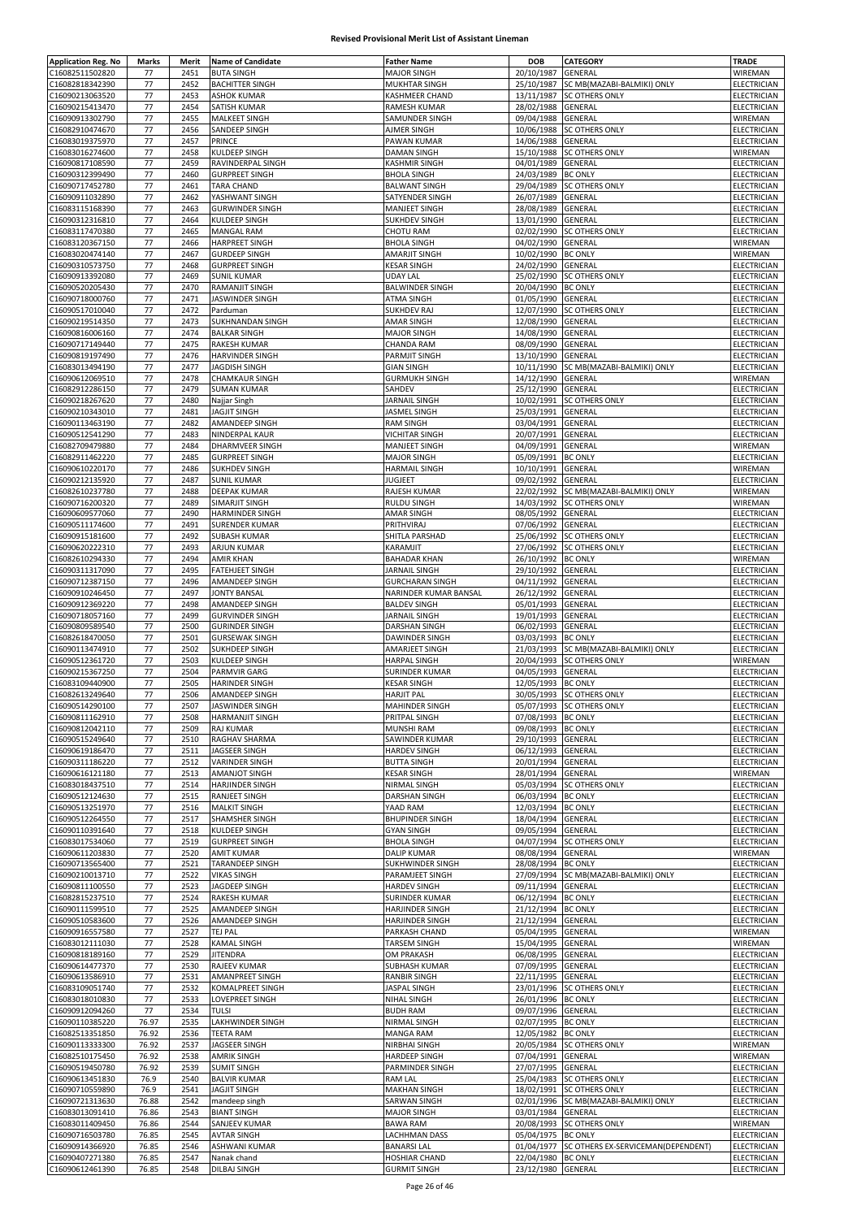# Revised Provisional Merit List of Assistant Lineman

| Application Reg. No | Marks | Merit | Name of Candidate | Father Name | DOB | CATEGORY | TRADE |
|---|---|---|---|---|---|---|---|
| C16082511502820 | 77 | 2451 | BUTA SINGH | MAJOR SINGH | 20/10/1987 | GENERAL | WIREMAN |
| C16082818342390 | 77 | 2452 | BACHITTER SINGH | MUKHTAR SINGH | 25/10/1987 | SC MB(MAZABI-BALMIKI) ONLY | ELECTRICIAN |
| C16090213063520 | 77 | 2453 | ASHOK KUMAR | KASHMEER CHAND | 13/11/1987 | SC OTHERS ONLY | ELECTRICIAN |
| C16090215413470 | 77 | 2454 | SATISH KUMAR | RAMESH KUMAR | 28/02/1988 | GENERAL | ELECTRICIAN |
| C16090913302790 | 77 | 2455 | MALKEET SINGH | SAMUNDER SINGH | 09/04/1988 | GENERAL | WIREMAN |
| C16082910474670 | 77 | 2456 | SANDEEP SINGH | AJMER SINGH | 10/06/1988 | SC OTHERS ONLY | ELECTRICIAN |
| C16083019375970 | 77 | 2457 | PRINCE | PAWAN KUMAR | 14/06/1988 | GENERAL | ELECTRICIAN |
| C16083016274600 | 77 | 2458 | KULDEEP SINGH | DAMAN SINGH | 15/10/1988 | SC OTHERS ONLY | WIREMAN |
| C16090817108590 | 77 | 2459 | RAVINDERPAL SINGH | KASHMIR SINGH | 04/01/1989 | GENERAL | ELECTRICIAN |
| C16090312399490 | 77 | 2460 | GURPREET SINGH | BHOLA SINGH | 24/03/1989 | BC ONLY | ELECTRICIAN |
| C16090717452780 | 77 | 2461 | TARA CHAND | BALWANT SINGH | 29/04/1989 | SC OTHERS ONLY | ELECTRICIAN |
| C16090911032890 | 77 | 2462 | YASHWANT SINGH | SATYENDER SINGH | 26/07/1989 | GENERAL | ELECTRICIAN |
| C16083115168390 | 77 | 2463 | GURWINDER SINGH | MANJEET SINGH | 28/08/1989 | GENERAL | ELECTRICIAN |
| C16090312316810 | 77 | 2464 | KULDEEP SINGH | SUKHDEV SINGH | 13/01/1990 | GENERAL | ELECTRICIAN |
| C16083117470380 | 77 | 2465 | MANGAL RAM | CHOTU RAM | 02/02/1990 | SC OTHERS ONLY | ELECTRICIAN |
| C16083120367150 | 77 | 2466 | HARPREET SINGH | BHOLA SINGH | 04/02/1990 | GENERAL | WIREMAN |
| C16083020474140 | 77 | 2467 | GURDEEP SINGH | AMARJIT SINGH | 10/02/1990 | BC ONLY | WIREMAN |
| C16090310573750 | 77 | 2468 | GURPREET SINGH | KESAR SINGH | 24/02/1990 | GENERAL | ELECTRICIAN |
| C16090913392080 | 77 | 2469 | SUNIL KUMAR | UDAY LAL | 25/02/1990 | SC OTHERS ONLY | ELECTRICIAN |
| C16090520205430 | 77 | 2470 | RAMANJIT SINGH | BALWINDER SINGH | 20/04/1990 | BC ONLY | ELECTRICIAN |
| C16090718000760 | 77 | 2471 | JASWINDER SINGH | ATMA SINGH | 01/05/1990 | GENERAL | ELECTRICIAN |
| C16090517010040 | 77 | 2472 | Parduman | SUKHDEV RAJ | 12/07/1990 | SC OTHERS ONLY | ELECTRICIAN |
| C16090219514350 | 77 | 2473 | SUKHNANDAN SINGH | AMAR SINGH | 12/08/1990 | GENERAL | ELECTRICIAN |
| C16090816006160 | 77 | 2474 | BALKAR SINGH | MAJOR SINGH | 14/08/1990 | GENERAL | ELECTRICIAN |
| C16090717149440 | 77 | 2475 | RAKESH KUMAR | CHANDA RAM | 08/09/1990 | GENERAL | ELECTRICIAN |
| C16090819197490 | 77 | 2476 | HARVINDER SINGH | PARMJIT SINGH | 13/10/1990 | GENERAL | ELECTRICIAN |
| C16083013494190 | 77 | 2477 | JAGDISH SINGH | GIAN SINGH | 10/11/1990 | SC MB(MAZABI-BALMIKI) ONLY | ELECTRICIAN |
| C16090612069510 | 77 | 2478 | CHAMKAUR SINGH | GURMUKH SINGH | 14/12/1990 | GENERAL | WIREMAN |
| C16082912286150 | 77 | 2479 | SUMAN KUMAR | SAHDEV | 25/12/1990 | GENERAL | ELECTRICIAN |
| C16090218267620 | 77 | 2480 | Najjar Singh | JARNAIL SINGH | 10/02/1991 | SC OTHERS ONLY | ELECTRICIAN |
| C16090210343010 | 77 | 2481 | JAGJIT SINGH | JASMEL SINGH | 25/03/1991 | GENERAL | ELECTRICIAN |
| C16090113463190 | 77 | 2482 | AMANDEEP SINGH | RAM SINGH | 03/04/1991 | GENERAL | ELECTRICIAN |
| C16090512541290 | 77 | 2483 | NINDERPAL KAUR | VICHITAR SINGH | 20/07/1991 | GENERAL | ELECTRICIAN |
| C16082709479880 | 77 | 2484 | DHARMVEER SINGH | MANJEET SINGH | 04/09/1991 | GENERAL | WIREMAN |
| C16082911462220 | 77 | 2485 | GURPREET SINGH | MAJOR SINGH | 05/09/1991 | BC ONLY | ELECTRICIAN |
| C16090610220170 | 77 | 2486 | SUKHDEV SINGH | HARMAIL SINGH | 10/10/1991 | GENERAL | WIREMAN |
| C16090212135920 | 77 | 2487 | SUNIL KUMAR | JUGJEET | 09/02/1992 | GENERAL | ELECTRICIAN |
| C16082610237780 | 77 | 2488 | DEEPAK KUMAR | RAJESH KUMAR | 22/02/1992 | SC MB(MAZABI-BALMIKI) ONLY | WIREMAN |
| C16090716200320 | 77 | 2489 | SIMARJIT SINGH | RULDU SINGH | 14/03/1992 | SC OTHERS ONLY | WIREMAN |
| C16090609577060 | 77 | 2490 | HARMINDER SINGH | AMAR SINGH | 08/05/1992 | GENERAL | ELECTRICIAN |
| C16090511174600 | 77 | 2491 | SURENDER KUMAR | PRITHVIRAJ | 07/06/1992 | GENERAL | ELECTRICIAN |
| C16090915181600 | 77 | 2492 | SUBASH KUMAR | SHITLA PARSHAD | 25/06/1992 | SC OTHERS ONLY | ELECTRICIAN |
| C16090620222310 | 77 | 2493 | ARJUN KUMAR | KARAMJIT | 27/06/1992 | SC OTHERS ONLY | ELECTRICIAN |
| C16082610294330 | 77 | 2494 | AMIR KHAN | BAHADAR KHAN | 26/10/1992 | BC ONLY | WIREMAN |
| C16090311317090 | 77 | 2495 | FATEHJEET SINGH | JARNAIL SINGH | 29/10/1992 | GENERAL | ELECTRICIAN |
| C16090712387150 | 77 | 2496 | AMANDEEP SINGH | GURCHARAN SINGH | 04/11/1992 | GENERAL | ELECTRICIAN |
| C16090910246450 | 77 | 2497 | JONTY BANSAL | NARINDER KUMAR BANSAL | 26/12/1992 | GENERAL | ELECTRICIAN |
| C16090912369220 | 77 | 2498 | AMANDEEP SINGH | BALDEV SINGH | 05/01/1993 | GENERAL | ELECTRICIAN |
| C16090718057160 | 77 | 2499 | GURVINDER SINGH | JARNAIL SINGH | 19/01/1993 | GENERAL | ELECTRICIAN |
| C16090809589540 | 77 | 2500 | GURINDER SINGH | DARSHAN SINGH | 06/02/1993 | GENERAL | ELECTRICIAN |
| C16082618470050 | 77 | 2501 | GURSEWAK SINGH | DAWINDER SINGH | 03/03/1993 | BC ONLY | ELECTRICIAN |
| C16090113474910 | 77 | 2502 | SUKHDEEP SINGH | AMARJEET SINGH | 21/03/1993 | SC MB(MAZABI-BALMIKI) ONLY | ELECTRICIAN |
| C16090512361720 | 77 | 2503 | KULDEEP SINGH | HARPAL SINGH | 20/04/1993 | SC OTHERS ONLY | WIREMAN |
| C16090215367250 | 77 | 2504 | PARMVIR GARG | SURINDER KUMAR | 04/05/1993 | GENERAL | ELECTRICIAN |
| C16083109440900 | 77 | 2505 | HARINDER SINGH | KESAR SINGH | 12/05/1993 | BC ONLY | ELECTRICIAN |
| C16082613249640 | 77 | 2506 | AMANDEEP SINGH | HARJIT PAL | 30/05/1993 | SC OTHERS ONLY | ELECTRICIAN |
| C16090514290100 | 77 | 2507 | JASWINDER SINGH | MAHINDER SINGH | 05/07/1993 | SC OTHERS ONLY | ELECTRICIAN |
| C16090811162910 | 77 | 2508 | HARMANJIT SINGH | PRITPAL SINGH | 07/08/1993 | BC ONLY | ELECTRICIAN |
| C16090812042110 | 77 | 2509 | RAJ KUMAR | MUNSHI RAM | 09/08/1993 | BC ONLY | ELECTRICIAN |
| C16090515249640 | 77 | 2510 | RAGHAV SHARMA | SAWINDER KUMAR | 29/10/1993 | GENERAL | ELECTRICIAN |
| C16090619186470 | 77 | 2511 | JAGSEER SINGH | HARDEV SINGH | 06/12/1993 | GENERAL | ELECTRICIAN |
| C16090311186220 | 77 | 2512 | VARINDER SINGH | BUTTA SINGH | 20/01/1994 | GENERAL | ELECTRICIAN |
| C16090616121180 | 77 | 2513 | AMANJOT SINGH | KESAR SINGH | 28/01/1994 | GENERAL | WIREMAN |
| C16083018437510 | 77 | 2514 | HARJINDER SINGH | NIRMAL SINGH | 05/03/1994 | SC OTHERS ONLY | ELECTRICIAN |
| C16090512124630 | 77 | 2515 | RANJEET SINGH | DARSHAN SINGH | 06/03/1994 | BC ONLY | ELECTRICIAN |
| C16090513251970 | 77 | 2516 | MALKIT SINGH | YAAD RAM | 12/03/1994 | BC ONLY | ELECTRICIAN |
| C16090512264550 | 77 | 2517 | SHAMSHER SINGH | BHUPINDER SINGH | 18/04/1994 | GENERAL | ELECTRICIAN |
| C16090110391640 | 77 | 2518 | KULDEEP SINGH | GYAN SINGH | 09/05/1994 | GENERAL | ELECTRICIAN |
| C16083017534060 | 77 | 2519 | GURPREET SINGH | BHOLA SINGH | 04/07/1994 | SC OTHERS ONLY | ELECTRICIAN |
| C16090611203830 | 77 | 2520 | AMIT KUMAR | DALIP KUMAR | 08/08/1994 | GENERAL | WIREMAN |
| C16090713565400 | 77 | 2521 | TARANDEEP SINGH | SUKHWINDER SINGH | 28/08/1994 | BC ONLY | ELECTRICIAN |
| C16090210013710 | 77 | 2522 | VIKAS SINGH | PARAMJEET SINGH | 27/09/1994 | SC MB(MAZABI-BALMIKI) ONLY | ELECTRICIAN |
| C16090811100550 | 77 | 2523 | JAGDEEP SINGH | HARDEV SINGH | 09/11/1994 | GENERAL | ELECTRICIAN |
| C16082815237510 | 77 | 2524 | RAKESH KUMAR | SURINDER KUMAR | 06/12/1994 | BC ONLY | ELECTRICIAN |
| C16090111599510 | 77 | 2525 | AMANDEEP SINGH | HARJINDER SINGH | 21/12/1994 | BC ONLY | ELECTRICIAN |
| C16090510583600 | 77 | 2526 | AMANDEEP SINGH | HARJINDER SINGH | 21/12/1994 | GENERAL | ELECTRICIAN |
| C16090916557580 | 77 | 2527 | TEJ PAL | PARKASH CHAND | 05/04/1995 | GENERAL | WIREMAN |
| C16083012111030 | 77 | 2528 | KAMAL SINGH | TARSEM SINGH | 15/04/1995 | GENERAL | WIREMAN |
| C16090818189160 | 77 | 2529 | JITENDRA | OM PRAKASH | 06/08/1995 | GENERAL | ELECTRICIAN |
| C16090614477370 | 77 | 2530 | RAJEEV KUMAR | SUBHASH KUMAR | 07/09/1995 | GENERAL | ELECTRICIAN |
| C16090613586910 | 77 | 2531 | AMANPREET SINGH | RANBIR SINGH | 22/11/1995 | GENERAL | ELECTRICIAN |
| C16083109051740 | 77 | 2532 | KOMALPREET SINGH | JASPAL SINGH | 23/01/1996 | SC OTHERS ONLY | ELECTRICIAN |
| C16083018010830 | 77 | 2533 | LOVEPREET SINGH | NIHAL SINGH | 26/01/1996 | BC ONLY | ELECTRICIAN |
| C16090912094260 | 77 | 2534 | TULSI | BUDH RAM | 09/07/1996 | GENERAL | ELECTRICIAN |
| C16090110385220 | 76.97 | 2535 | LAKHWINDER SINGH | NIRMAL SINGH | 02/07/1995 | BC ONLY | ELECTRICIAN |
| C16082513351850 | 76.92 | 2536 | TEETA RAM | MANGA RAM | 12/05/1982 | BC ONLY | ELECTRICIAN |
| C16090113333300 | 76.92 | 2537 | JAGSEER SINGH | NIRBHAI SINGH | 20/05/1984 | SC OTHERS ONLY | WIREMAN |
| C16082510175450 | 76.92 | 2538 | AMRIK SINGH | HARDEEP SINGH | 07/04/1991 | GENERAL | WIREMAN |
| C16090519450780 | 76.92 | 2539 | SUMIT SINGH | PARMINDER SINGH | 27/07/1995 | GENERAL | ELECTRICIAN |
| C16090613451830 | 76.9 | 2540 | BALVIR KUMAR | RAM LAL | 25/04/1983 | SC OTHERS ONLY | ELECTRICIAN |
| C16090710559890 | 76.9 | 2541 | JAGJIT SINGH | MAKHAN SINGH | 18/02/1991 | SC OTHERS ONLY | ELECTRICIAN |
| C16090721313630 | 76.88 | 2542 | mandeep singh | SARWAN SINGH | 02/01/1996 | SC MB(MAZABI-BALMIKI) ONLY | ELECTRICIAN |
| C16083013091410 | 76.86 | 2543 | BIANT SINGH | MAJOR SINGH | 03/01/1984 | GENERAL | ELECTRICIAN |
| C16083011409450 | 76.86 | 2544 | SANJEEV KUMAR | BAWA RAM | 20/08/1993 | SC OTHERS ONLY | WIREMAN |
| C16090716503780 | 76.85 | 2545 | AVTAR SINGH | LACHHMAN DASS | 05/04/1975 | BC ONLY | ELECTRICIAN |
| C16090914366920 | 76.85 | 2546 | ASHWANI KUMAR | BANARSI LAL | 01/04/1977 | SC OTHERS EX-SERVICEMAN(DEPENDENT) | ELECTRICIAN |
| C16090407271380 | 76.85 | 2547 | Nanak chand | HOSHIAR CHAND | 22/04/1980 | BC ONLY | ELECTRICIAN |
| C16090612461390 | 76.85 | 2548 | DILBAJ SINGH | GURMIT SINGH | 23/12/1980 | GENERAL | ELECTRICIAN |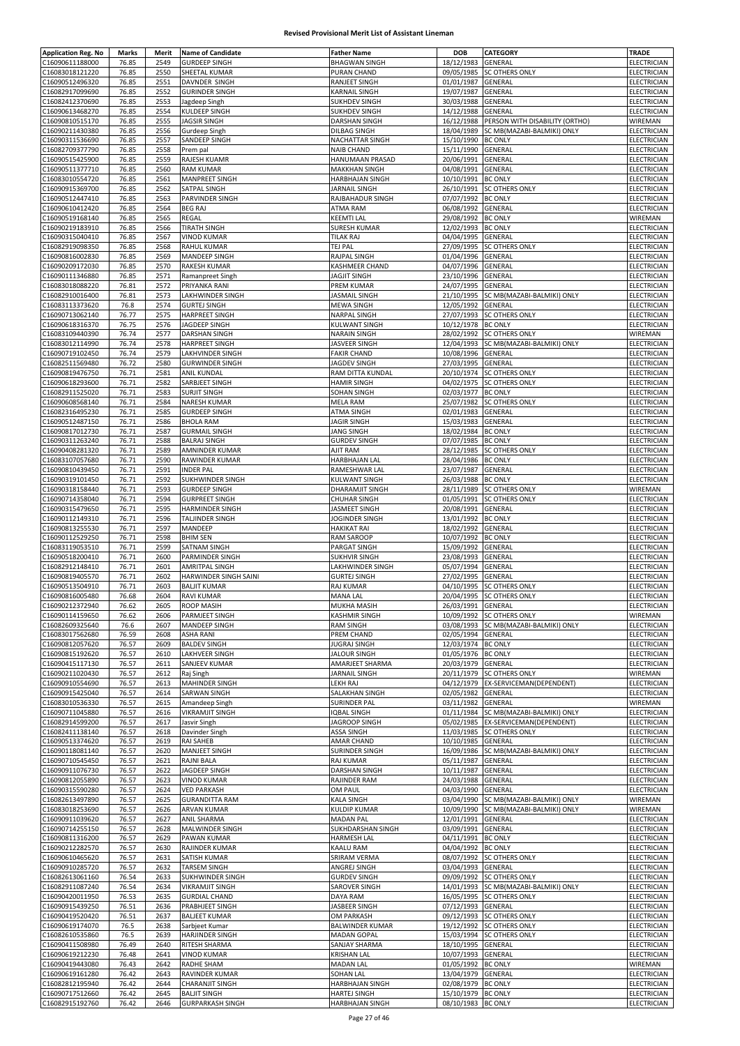# Revised Provisional Merit List of Assistant Lineman

| Application Reg. No | Marks | Merit | Name of Candidate | Father Name | DOB | CATEGORY | TRADE |
|---|---|---|---|---|---|---|---|
| C16090611188000 | 76.85 | 2549 | GURDEEP SINGH | BHAGWAN SINGH | 18/12/1983 | GENERAL | ELECTRICIAN |
| C16083018121220 | 76.85 | 2550 | SHEETAL KUMAR | PURAN CHAND | 09/05/1985 | SC OTHERS ONLY | ELECTRICIAN |
| C16090512496320 | 76.85 | 2551 | DAVNDER SINGH | RANJEET SINGH | 01/01/1987 | GENERAL | ELECTRICIAN |
| C16082917099690 | 76.85 | 2552 | GURINDER SINGH | KARNAIL SINGH | 19/07/1987 | GENERAL | ELECTRICIAN |
| C16082412370690 | 76.85 | 2553 | Jagdeep Singh | SUKHDEV SINGH | 30/03/1988 | GENERAL | ELECTRICIAN |
| C16090613468270 | 76.85 | 2554 | KULDEEP SINGH | SUKHDEV SINGH | 14/12/1988 | GENERAL | ELECTRICIAN |
| C16090810515170 | 76.85 | 2555 | JAGSIR SINGH | DARSHAN SINGH | 16/12/1988 | PERSON WITH DISABILITY (ORTHO) | WIREMAN |
| C16090211430380 | 76.85 | 2556 | Gurdeep Singh | DILBAG SINGH | 18/04/1989 | SC MB(MAZABI-BALMIKI) ONLY | ELECTRICIAN |
| C16090311536690 | 76.85 | 2557 | SANDEEP SINGH | NACHATTAR SINGH | 15/10/1990 | BC ONLY | ELECTRICIAN |
| C16082709377790 | 76.85 | 2558 | Prem pal | NAIB CHAND | 15/11/1990 | GENERAL | ELECTRICIAN |
| C16090515425900 | 76.85 | 2559 | RAJESH KUAMR | HANUMAAN PRASAD | 20/06/1991 | GENERAL | ELECTRICIAN |
| C16090511377710 | 76.85 | 2560 | RAM KUMAR | MAKKHAN SINGH | 04/08/1991 | GENERAL | ELECTRICIAN |
| C16083010554720 | 76.85 | 2561 | MANPREET SINGH | HARBHAJAN SINGH | 10/10/1991 | BC ONLY | ELECTRICIAN |
| C16090915369700 | 76.85 | 2562 | SATPAL SINGH | JARNAIL SINGH | 26/10/1991 | SC OTHERS ONLY | ELECTRICIAN |
| C16090512447410 | 76.85 | 2563 | PARVINDER SINGH | RAJBAHADUR SINGH | 07/07/1992 | BC ONLY | ELECTRICIAN |
| C16090610412420 | 76.85 | 2564 | BEG RAJ | ATMA RAM | 06/08/1992 | GENERAL | ELECTRICIAN |
| C16090519168140 | 76.85 | 2565 | REGAL | KEEMTI LAL | 29/08/1992 | BC ONLY | WIREMAN |
| C16090219183910 | 76.85 | 2566 | TIRATH SINGH | SURESH KUMAR | 12/02/1993 | BC ONLY | ELECTRICIAN |
| C16090315040410 | 76.85 | 2567 | VINOD KUMAR | TILAK RAJ | 04/04/1995 | GENERAL | ELECTRICIAN |
| C16082919098350 | 76.85 | 2568 | RAHUL KUMAR | TEJ PAL | 27/09/1995 | SC OTHERS ONLY | ELECTRICIAN |
| C16090816002830 | 76.85 | 2569 | MANDEEP SINGH | RAJPAL SINGH | 01/04/1996 | GENERAL | ELECTRICIAN |
| C16090209172030 | 76.85 | 2570 | RAKESH KUMAR | KASHMEER CHAND | 04/07/1996 | GENERAL | ELECTRICIAN |
| C16090111346880 | 76.85 | 2571 | Ramanpreet Singh | JAGJIT SINGH | 23/10/1996 | GENERAL | ELECTRICIAN |
| C16083018088220 | 76.81 | 2572 | PRIYANKA RANI | PREM KUMAR | 24/07/1995 | GENERAL | ELECTRICIAN |
| C16082910016400 | 76.81 | 2573 | LAKHWINDER SINGH | JASMAIL SINGH | 21/10/1995 | SC MB(MAZABI-BALMIKI) ONLY | ELECTRICIAN |
| C16083113373620 | 76.8 | 2574 | GURTEJ SINGH | MEWA SINGH | 12/05/1992 | GENERAL | ELECTRICIAN |
| C16090713062140 | 76.77 | 2575 | HARPREET SINGH | NARPAL SINGH | 27/07/1993 | SC OTHERS ONLY | ELECTRICIAN |
| C16090618316370 | 76.75 | 2576 | JAGDEEP SINGH | KULWANT SINGH | 10/12/1978 | BC ONLY | ELECTRICIAN |
| C16083109440390 | 76.74 | 2577 | DARSHAN SINGH | NARAIN SINGH | 28/02/1992 | SC OTHERS ONLY | WIREMAN |
| C16083012114990 | 76.74 | 2578 | HARPREET SINGH | JASVEER SINGH | 12/04/1993 | SC MB(MAZABI-BALMIKI) ONLY | ELECTRICIAN |
| C16090719102450 | 76.74 | 2579 | LAKHVINDER SINGH | FAKIR CHAND | 10/08/1996 | GENERAL | ELECTRICIAN |
| C16082511569480 | 76.72 | 2580 | GURWINDER SINGH | JAGDEV SINGH | 27/03/1995 | GENERAL | ELECTRICIAN |
| C16090819476750 | 76.71 | 2581 | ANIL KUNDAL | RAM DITTA KUNDAL | 20/10/1974 | SC OTHERS ONLY | ELECTRICIAN |
| C16090618293600 | 76.71 | 2582 | SARBJEET SINGH | HAMIR SINGH | 04/02/1975 | SC OTHERS ONLY | ELECTRICIAN |
| C16082911525020 | 76.71 | 2583 | SURJIT SINGH | SOHAN SINGH | 02/03/1977 | BC ONLY | ELECTRICIAN |
| C16090608568140 | 76.71 | 2584 | NARESH KUMAR | MELA RAM | 25/07/1982 | SC OTHERS ONLY | ELECTRICIAN |
| C16082316495230 | 76.71 | 2585 | GURDEEP SINGH | ATMA SINGH | 02/01/1983 | GENERAL | ELECTRICIAN |
| C16090512487150 | 76.71 | 2586 | BHOLA RAM | JAGIR SINGH | 15/03/1983 | GENERAL | ELECTRICIAN |
| C16090817012730 | 76.71 | 2587 | GURMAIL SINGH | JANG SINGH | 18/02/1984 | BC ONLY | ELECTRICIAN |
| C16090311263240 | 76.71 | 2588 | BALRAJ SINGH | GURDEV SINGH | 07/07/1985 | BC ONLY | ELECTRICIAN |
| C16090408281320 | 76.71 | 2589 | AMNINDER KUMAR | AJIT RAM | 28/12/1985 | SC OTHERS ONLY | ELECTRICIAN |
| C16083107057680 | 76.71 | 2590 | RAWINDER KUMAR | HARBHAJAN LAL | 28/04/1986 | BC ONLY | ELECTRICIAN |
| C16090810439450 | 76.71 | 2591 | INDER PAL | RAMESHWAR LAL | 23/07/1987 | GENERAL | ELECTRICIAN |
| C16090319101450 | 76.71 | 2592 | SUKHWINDER SINGH | KULWANT SINGH | 26/03/1988 | BC ONLY | ELECTRICIAN |
| C16090318158440 | 76.71 | 2593 | GURDEEP SINGH | DHARAMJIT SINGH | 28/11/1989 | SC OTHERS ONLY | WIREMAN |
| C16090714358040 | 76.71 | 2594 | GURPREET SINGH | CHUHAR SINGH | 01/05/1991 | SC OTHERS ONLY | ELECTRICIAN |
| C16090315479650 | 76.71 | 2595 | HARMINDER SINGH | JASMEET SINGH | 20/08/1991 | GENERAL | ELECTRICIAN |
| C16090112149310 | 76.71 | 2596 | TALJINDER SINGH | JOGINDER SINGH | 13/01/1992 | BC ONLY | ELECTRICIAN |
| C16090813255530 | 76.71 | 2597 | MANDEEP | HAKIKAT RAI | 18/02/1992 | GENERAL | ELECTRICIAN |
| C16090112529250 | 76.71 | 2598 | BHIM SEN | RAM SAROOP | 10/07/1992 | BC ONLY | ELECTRICIAN |
| C16083119053510 | 76.71 | 2599 | SATNAM SINGH | PARGAT SINGH | 15/09/1992 | GENERAL | ELECTRICIAN |
| C16090518200410 | 76.71 | 2600 | PARMINDER SINGH | SUKHVIR SINGH | 23/08/1993 | GENERAL | ELECTRICIAN |
| C16082912148410 | 76.71 | 2601 | AMRITPAL SINGH | LAKHWINDER SINGH | 05/07/1994 | GENERAL | ELECTRICIAN |
| C16090819405570 | 76.71 | 2602 | HARWINDER SINGH SAINI | GURTEJ SINGH | 27/02/1995 | GENERAL | ELECTRICIAN |
| C16090513504910 | 76.71 | 2603 | BALJIT KUMAR | RAJ KUMAR | 04/10/1995 | SC OTHERS ONLY | ELECTRICIAN |
| C16090816005480 | 76.68 | 2604 | RAVI KUMAR | MANA LAL | 20/04/1995 | SC OTHERS ONLY | ELECTRICIAN |
| C16090212372940 | 76.62 | 2605 | ROOP MASIH | MUKHA MASIH | 26/03/1991 | GENERAL | ELECTRICIAN |
| C16090114159650 | 76.62 | 2606 | PARMJEET SINGH | KASHMIR SINGH | 10/09/1992 | SC OTHERS ONLY | WIREMAN |
| C16082609325640 | 76.6 | 2607 | MANDEEP SINGH | RAM SINGH | 03/08/1993 | SC MB(MAZABI-BALMIKI) ONLY | ELECTRICIAN |
| C16083017562680 | 76.59 | 2608 | ASHA RANI | PREM CHAND | 02/05/1994 | GENERAL | ELECTRICIAN |
| C16090812057620 | 76.57 | 2609 | BALDEV SINGH | JUGRAJ SINGH | 12/03/1974 | BC ONLY | ELECTRICIAN |
| C16090815192620 | 76.57 | 2610 | LAKHVEER SINGH | JALOUR SINGH | 01/05/1976 | BC ONLY | ELECTRICIAN |
| C16090415117130 | 76.57 | 2611 | SANJEEV KUMAR | AMARJEET SHARMA | 20/03/1979 | GENERAL | ELECTRICIAN |
| C16090211020430 | 76.57 | 2612 | Raj Singh | JARNAIL SINGH | 20/11/1979 | SC OTHERS ONLY | WIREMAN |
| C16090910554690 | 76.57 | 2613 | MAHINDER SINGH | LEKH RAJ | 04/12/1979 | EX-SERVICEMAN(DEPENDENT) | ELECTRICIAN |
| C16090915425040 | 76.57 | 2614 | SARWAN SINGH | SALAKHAN SINGH | 02/05/1982 | GENERAL | ELECTRICIAN |
| C16083010536330 | 76.57 | 2615 | Amandeep Singh | SURINDER PAL | 03/11/1982 | GENERAL | WIREMAN |
| C16090711045880 | 76.57 | 2616 | VIKRAMJIT SINGH | IQBAL SINGH | 01/11/1984 | SC MB(MAZABI-BALMIKI) ONLY | ELECTRICIAN |
| C16082914599200 | 76.57 | 2617 | Jasvir Singh | JAGROOP SINGH | 05/02/1985 | EX-SERVICEMAN(DEPENDENT) | ELECTRICIAN |
| C16082411138140 | 76.57 | 2618 | Davinder Singh | ASSA SINGH | 11/03/1985 | SC OTHERS ONLY | ELECTRICIAN |
| C16090513374620 | 76.57 | 2619 | RAI SAHEB | AMAR CHAND | 10/10/1985 | GENERAL | ELECTRICIAN |
| C16090118081140 | 76.57 | 2620 | MANJEET SINGH | SURINDER SINGH | 16/09/1986 | SC MB(MAZABI-BALMIKI) ONLY | ELECTRICIAN |
| C16090710545450 | 76.57 | 2621 | RAJNI BALA | RAJ KUMAR | 05/11/1987 | GENERAL | ELECTRICIAN |
| C16090911076730 | 76.57 | 2622 | JAGDEEP SINGH | DARSHAN SINGH | 10/11/1987 | GENERAL | ELECTRICIAN |
| C16090812055890 | 76.57 | 2623 | VINOD KUMAR | RAJINDER RAM | 24/03/1988 | GENERAL | ELECTRICIAN |
| C16090315590280 | 76.57 | 2624 | VED PARKASH | OM PAUL | 04/03/1990 | GENERAL | ELECTRICIAN |
| C16082613497890 | 76.57 | 2625 | GURANDITTA RAM | KALA SINGH | 03/04/1990 | SC MB(MAZABI-BALMIKI) ONLY | WIREMAN |
| C16083018253690 | 76.57 | 2626 | ARVAN KUMAR | KULDIP KUMAR | 10/09/1990 | SC MB(MAZABI-BALMIKI) ONLY | WIREMAN |
| C16090911039620 | 76.57 | 2627 | ANIL SHARMA | MADAN PAL | 12/01/1991 | GENERAL | ELECTRICIAN |
| C16090714255150 | 76.57 | 2628 | MALWINDER SINGH | SUKHDARSHAN SINGH | 03/09/1991 | GENERAL | ELECTRICIAN |
| C16090811316200 | 76.57 | 2629 | PAWAN KUMAR | HARMESH LAL | 04/11/1991 | BC ONLY | ELECTRICIAN |
| C16090212282570 | 76.57 | 2630 | RAJINDER KUMAR | KAALU RAM | 04/04/1992 | BC ONLY | ELECTRICIAN |
| C16090610465620 | 76.57 | 2631 | SATISH KUMAR | SRIRAM VERMA | 08/07/1992 | SC OTHERS ONLY | ELECTRICIAN |
| C16090910285720 | 76.57 | 2632 | TARSEM SINGH | ANGREJ SINGH | 03/04/1993 | GENERAL | ELECTRICIAN |
| C16082613061160 | 76.54 | 2633 | SUKHWINDER SINGH | GURDEV SINGH | 09/09/1992 | SC OTHERS ONLY | ELECTRICIAN |
| C16082911087240 | 76.54 | 2634 | VIKRAMJIT SINGH | SAROVER SINGH | 14/01/1993 | SC MB(MAZABI-BALMIKI) ONLY | ELECTRICIAN |
| C16090420011950 | 76.53 | 2635 | GURDIAL CHAND | DAYA RAM | 16/05/1995 | SC OTHERS ONLY | ELECTRICIAN |
| C16090915439250 | 76.51 | 2636 | PRABHJEET SINGH | JASBEER SINGH | 07/12/1993 | GENERAL | ELECTRICIAN |
| C16090419520420 | 76.51 | 2637 | BALJEET KUMAR | OM PARKASH | 09/12/1993 | SC OTHERS ONLY | ELECTRICIAN |
| C16090619174070 | 76.5 | 2638 | Sarbjeet Kumar | BALWINDER KUMAR | 19/12/1992 | SC OTHERS ONLY | ELECTRICIAN |
| C16082610535860 | 76.5 | 2639 | HARJINDER SINGH | MADAN GOPAL | 15/03/1994 | SC OTHERS ONLY | ELECTRICIAN |
| C16090411508980 | 76.49 | 2640 | RITESH SHARMA | SANJAY SHARMA | 18/10/1995 | GENERAL | ELECTRICIAN |
| C16090619212230 | 76.48 | 2641 | VINOD KUMAR | KRISHAN LAL | 10/07/1993 | GENERAL | ELECTRICIAN |
| C16090419443080 | 76.43 | 2642 | RADHE SHAM | MADAN LAL | 01/05/1992 | BC ONLY | WIREMAN |
| C16090619161280 | 76.42 | 2643 | RAVINDER KUMAR | SOHAN LAL | 13/04/1979 | GENERAL | ELECTRICIAN |
| C16082812195940 | 76.42 | 2644 | CHARANJIT SINGH | HARBHAJAN SINGH | 02/08/1979 | BC ONLY | ELECTRICIAN |
| C16090717512660 | 76.42 | 2645 | BALJIT SINGH | HARTEJ SINGH | 15/10/1979 | BC ONLY | ELECTRICIAN |
| C16082915192760 | 76.42 | 2646 | GURPARKASH SINGH | HARBHAJAN SINGH | 08/10/1983 | BC ONLY | ELECTRICIAN |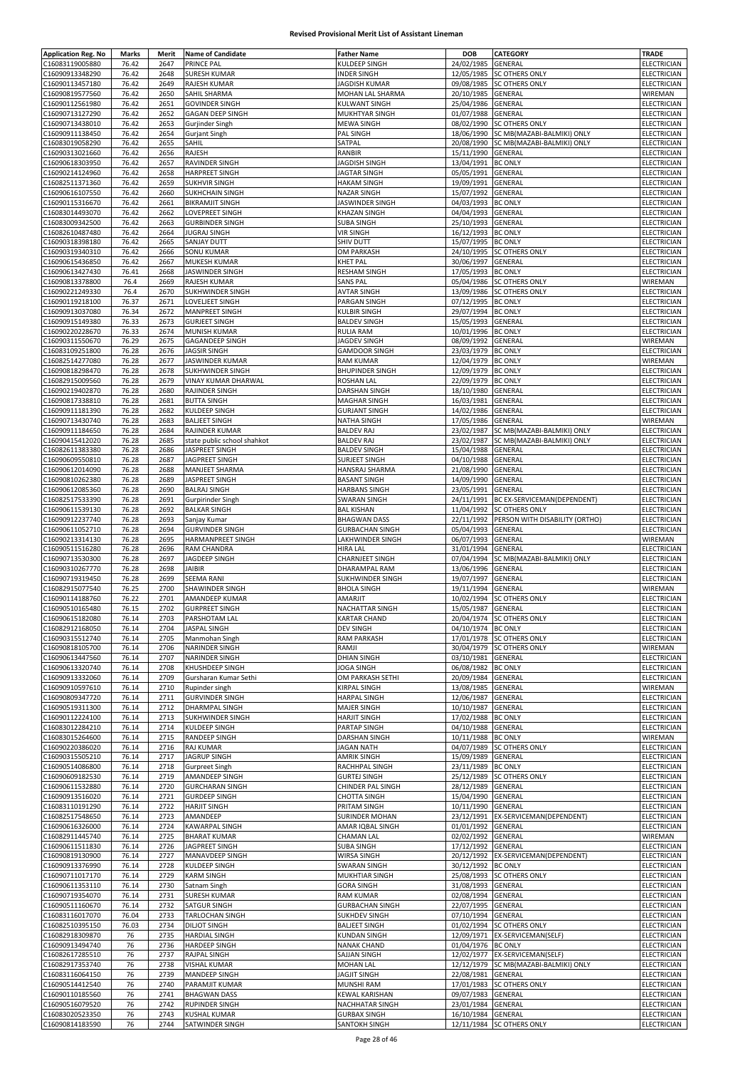# Revised Provisional Merit List of Assistant Lineman

| Application Reg. No | Marks | Merit | Name of Candidate | Father Name | DOB | CATEGORY | TRADE |
|---|---|---|---|---|---|---|---|
| C16083119005880 | 76.42 | 2647 | PRINCE PAL | KULDEEP SINGH | 24/02/1985 | GENERAL | ELECTRICIAN |
| C16090913348290 | 76.42 | 2648 | SURESH KUMAR | INDER SINGH | 12/05/1985 | SC OTHERS ONLY | ELECTRICIAN |
| C16090113457180 | 76.42 | 2649 | RAJESH KUMAR | JAGDISH KUMAR | 09/08/1985 | SC OTHERS ONLY | ELECTRICIAN |
| C16090819577560 | 76.42 | 2650 | SAHIL SHARMA | MOHAN LAL SHARMA | 20/10/1985 | GENERAL | WIREMAN |
| C16090112561980 | 76.42 | 2651 | GOVINDER SINGH | KULWANT SINGH | 25/04/1986 | GENERAL | ELECTRICIAN |
| C16090713127290 | 76.42 | 2652 | GAGAN DEEP SINGH | MUKHTYAR SINGH | 01/07/1988 | GENERAL | ELECTRICIAN |
| C16090713438010 | 76.42 | 2653 | Gurjinder Singh | MEWA SINGH | 08/02/1990 | SC OTHERS ONLY | ELECTRICIAN |
| C16090911138450 | 76.42 | 2654 | Gurjant Singh | PAL SINGH | 18/06/1990 | SC MB(MAZABI-BALMIKI) ONLY | ELECTRICIAN |
| C16083019058290 | 76.42 | 2655 | SAHIL | SATPAL | 20/08/1990 | SC MB(MAZABI-BALMIKI) ONLY | ELECTRICIAN |
| C16090313021660 | 76.42 | 2656 | RAJESH | RANBIR | 15/11/1990 | GENERAL | ELECTRICIAN |
| C16090618303950 | 76.42 | 2657 | RAVINDER SINGH | JAGDISH SINGH | 13/04/1991 | BC ONLY | ELECTRICIAN |
| C16090214124960 | 76.42 | 2658 | HARPREET SINGH | JAGTAR SINGH | 05/05/1991 | GENERAL | ELECTRICIAN |
| C16082511371360 | 76.42 | 2659 | SUKHVIR SINGH | HAKAM SINGH | 19/09/1991 | GENERAL | ELECTRICIAN |
| C16090616107550 | 76.42 | 2660 | SUKHCHAIN SINGH | NAZAR SINGH | 15/07/1992 | GENERAL | ELECTRICIAN |
| C16090115316670 | 76.42 | 2661 | BIKRAMJIT SINGH | JASWINDER SINGH | 04/03/1993 | BC ONLY | ELECTRICIAN |
| C16083014493070 | 76.42 | 2662 | LOVEPREET SINGH | KHAZAN SINGH | 04/04/1993 | GENERAL | ELECTRICIAN |
| C16083009342500 | 76.42 | 2663 | GURBINDER SINGH | SUBA SINGH | 25/10/1993 | GENERAL | ELECTRICIAN |
| C16082610487480 | 76.42 | 2664 | JUGRAJ SINGH | VIR SINGH | 16/12/1993 | BC ONLY | ELECTRICIAN |
| C16090318398180 | 76.42 | 2665 | SANJAY DUTT | SHIV DUTT | 15/07/1995 | BC ONLY | ELECTRICIAN |
| C16090319340310 | 76.42 | 2666 | SONU KUMAR | OM PARKASH | 24/10/1995 | SC OTHERS ONLY | ELECTRICIAN |
| C16090615436850 | 76.42 | 2667 | MUKESH KUMAR | KHET PAL | 30/06/1997 | GENERAL | ELECTRICIAN |
| C16090613427430 | 76.41 | 2668 | JASWINDER SINGH | RESHAM SINGH | 17/05/1993 | BC ONLY | ELECTRICIAN |
| C16090813378800 | 76.4 | 2669 | RAJESH KUMAR | SANS PAL | 05/04/1986 | SC OTHERS ONLY | WIREMAN |
| C16090221249330 | 76.4 | 2670 | SUKHWINDER SINGH | AVTAR SINGH | 13/09/1986 | SC OTHERS ONLY | ELECTRICIAN |
| C16090119218100 | 76.37 | 2671 | LOVEJEET SINGH | PARGAN SINGH | 07/12/1995 | BC ONLY | ELECTRICIAN |
| C16090913037080 | 76.34 | 2672 | MANPREET SINGH | KULBIR SINGH | 29/07/1994 | BC ONLY | ELECTRICIAN |
| C16090915149380 | 76.33 | 2673 | GURJEET SINGH | BALDEV SINGH | 15/05/1993 | GENERAL | ELECTRICIAN |
| C16090220228670 | 76.33 | 2674 | MUNISH KUMAR | RULIA RAM | 10/01/1996 | BC ONLY | ELECTRICIAN |
| C16090311550670 | 76.29 | 2675 | GAGANDEEP SINGH | JAGDEV SINGH | 08/09/1992 | GENERAL | WIREMAN |
| C16083109251800 | 76.28 | 2676 | JAGSIR SINGH | GAMDOOR SINGH | 23/03/1979 | BC ONLY | ELECTRICIAN |
| C16082514277080 | 76.28 | 2677 | JASWINDER KUMAR | RAM KUMAR | 12/04/1979 | BC ONLY | WIREMAN |
| C16090818298470 | 76.28 | 2678 | SUKHWINDER SINGH | BHUPINDER SINGH | 12/09/1979 | BC ONLY | ELECTRICIAN |
| C16082915009560 | 76.28 | 2679 | VINAY KUMAR DHARWAL | ROSHAN LAL | 22/09/1979 | BC ONLY | ELECTRICIAN |
| C16090219402870 | 76.28 | 2680 | RAJINDER SINGH | DARSHAN SINGH | 18/10/1980 | GENERAL | ELECTRICIAN |
| C16090817338810 | 76.28 | 2681 | BUTTA SINGH | MAGHAR SINGH | 16/03/1981 | GENERAL | ELECTRICIAN |
| C16090911181390 | 76.28 | 2682 | KULDEEP SINGH | GURJANT SINGH | 14/02/1986 | GENERAL | ELECTRICIAN |
| C16090713430740 | 76.28 | 2683 | BALJEET SINGH | NATHA SINGH | 17/05/1986 | GENERAL | WIREMAN |
| C16090911184650 | 76.28 | 2684 | RAJINDER KUMAR | BALDEV RAJ | 23/02/1987 | SC MB(MAZABI-BALMIKI) ONLY | ELECTRICIAN |
| C16090415412020 | 76.28 | 2685 | state public school shahkot | BALDEV RAJ | 23/02/1987 | SC MB(MAZABI-BALMIKI) ONLY | ELECTRICIAN |
| C16082611383380 | 76.28 | 2686 | JASPREET SINGH | BALDEV SINGH | 15/04/1988 | GENERAL | ELECTRICIAN |
| C16090609550810 | 76.28 | 2687 | JAGPREET SINGH | SURJEET SINGH | 04/10/1988 | GENERAL | ELECTRICIAN |
| C16090612014090 | 76.28 | 2688 | MANJEET SHARMA | HANSRAJ SHARMA | 21/08/1990 | GENERAL | ELECTRICIAN |
| C16090810262380 | 76.28 | 2689 | JASPREET SINGH | BASANT SINGH | 14/09/1990 | GENERAL | ELECTRICIAN |
| C16090612085360 | 76.28 | 2690 | BALRAJ SINGH | HARBANS SINGH | 23/05/1991 | GENERAL | ELECTRICIAN |
| C16082517533390 | 76.28 | 2691 | Gurpirinder Singh | SWARAN SINGH | 24/11/1991 | BC EX-SERVICEMAN(DEPENDENT) | ELECTRICIAN |
| C16090611539130 | 76.28 | 2692 | BALKAR SINGH | BAL KISHAN | 11/04/1992 | SC OTHERS ONLY | ELECTRICIAN |
| C16090912237740 | 76.28 | 2693 | Sanjay Kumar | BHAGWAN DASS | 22/11/1992 | PERSON WITH DISABILITY (ORTHO) | ELECTRICIAN |
| C16090611052710 | 76.28 | 2694 | GURVINDER SINGH | GURBACHAN SINGH | 05/04/1993 | GENERAL | ELECTRICIAN |
| C16090213314130 | 76.28 | 2695 | HARMANPREET SINGH | LAKHWINDER SINGH | 06/07/1993 | GENERAL | WIREMAN |
| C16090511516280 | 76.28 | 2696 | RAM CHANDRA | HIRA LAL | 31/01/1994 | GENERAL | ELECTRICIAN |
| C16090713530300 | 76.28 | 2697 | JAGDEEP SINGH | CHARNJEET SINGH | 07/04/1994 | SC MB(MAZABI-BALMIKI) ONLY | ELECTRICIAN |
| C16090310267770 | 76.28 | 2698 | JAIBIR | DHARAMPAL RAM | 13/06/1996 | GENERAL | ELECTRICIAN |
| C16090719319450 | 76.28 | 2699 | SEEMA RANI | SUKHWINDER SINGH | 19/07/1997 | GENERAL | ELECTRICIAN |
| C16082915077540 | 76.25 | 2700 | SHAWINDER SINGH | BHOLA SINGH | 19/11/1994 | GENERAL | WIREMAN |
| C16090114188760 | 76.22 | 2701 | AMANDEEP KUMAR | AMARJIT | 10/02/1994 | SC OTHERS ONLY | ELECTRICIAN |
| C16090510165480 | 76.15 | 2702 | GURPREET SINGH | NACHATTAR SINGH | 15/05/1987 | GENERAL | ELECTRICIAN |
| C16090615182080 | 76.14 | 2703 | PARSHOTAM LAL | KARTAR CHAND | 20/04/1974 | SC OTHERS ONLY | ELECTRICIAN |
| C16082912168050 | 76.14 | 2704 | JASPAL SINGH | DEV SINGH | 04/10/1974 | BC ONLY | ELECTRICIAN |
| C16090315512740 | 76.14 | 2705 | Manmohan Singh | RAM PARKASH | 17/01/1978 | SC OTHERS ONLY | ELECTRICIAN |
| C16090818105700 | 76.14 | 2706 | NARINDER SINGH | RAMJI | 30/04/1979 | SC OTHERS ONLY | WIREMAN |
| C16090613447560 | 76.14 | 2707 | NARINDER SINGH | DHIAN SINGH | 03/10/1981 | GENERAL | ELECTRICIAN |
| C16090613320740 | 76.14 | 2708 | KHUSHDEEP SINGH | JOGA SINGH | 06/08/1982 | BC ONLY | ELECTRICIAN |
| C16090913332060 | 76.14 | 2709 | Gursharan Kumar Sethi | OM PARKASH SETHI | 20/09/1984 | GENERAL | ELECTRICIAN |
| C16090910597610 | 76.14 | 2710 | Rupinder singh | KIRPAL SINGH | 13/08/1985 | GENERAL | WIREMAN |
| C16090809347720 | 76.14 | 2711 | GURVINDER SINGH | HARPAL SINGH | 12/06/1987 | GENERAL | ELECTRICIAN |
| C16090519311300 | 76.14 | 2712 | DHARMPAL SINGH | MAJER SINGH | 10/10/1987 | GENERAL | ELECTRICIAN |
| C16090112224100 | 76.14 | 2713 | SUKHWINDER SINGH | HARJIT SINGH | 17/02/1988 | BC ONLY | ELECTRICIAN |
| C16083012284210 | 76.14 | 2714 | KULDEEP SINGH | PARTAP SINGH | 04/10/1988 | GENERAL | ELECTRICIAN |
| C16083015264600 | 76.14 | 2715 | RANDEEP SINGH | DARSHAN SINGH | 10/11/1988 | BC ONLY | WIREMAN |
| C16090220386020 | 76.14 | 2716 | RAJ KUMAR | JAGAN NATH | 04/07/1989 | SC OTHERS ONLY | ELECTRICIAN |
| C16090315505210 | 76.14 | 2717 | JAGRUP SINGH | AMRIK SINGH | 15/09/1989 | GENERAL | ELECTRICIAN |
| C16090514086800 | 76.14 | 2718 | Gurpreet Singh | RACHHPAL SINGH | 23/11/1989 | BC ONLY | ELECTRICIAN |
| C16090609182530 | 76.14 | 2719 | AMANDEEP SINGH | GURTEJ SINGH | 25/12/1989 | SC OTHERS ONLY | ELECTRICIAN |
| C16090611532880 | 76.14 | 2720 | GURCHARAN SINGH | CHINDER PAL SINGH | 28/12/1989 | GENERAL | ELECTRICIAN |
| C16090913516020 | 76.14 | 2721 | GURDEEP SINGH | CHOTTA SINGH | 15/04/1990 | GENERAL | ELECTRICIAN |
| C16083110191290 | 76.14 | 2722 | HARJIT SINGH | PRITAM SINGH | 10/11/1990 | GENERAL | ELECTRICIAN |
| C16082517548650 | 76.14 | 2723 | AMANDEEP | SURINDER MOHAN | 23/12/1991 | EX-SERVICEMAN(DEPENDENT) | ELECTRICIAN |
| C16090616326000 | 76.14 | 2724 | KAWARPAL SINGH | AMAR IQBAL SINGH | 01/01/1992 | GENERAL | ELECTRICIAN |
| C16082911445740 | 76.14 | 2725 | BHARAT KUMAR | CHAMAN LAL | 02/02/1992 | GENERAL | WIREMAN |
| C16090611511830 | 76.14 | 2726 | JAGPREET SINGH | SUBA SINGH | 17/12/1992 | GENERAL | ELECTRICIAN |
| C16090819130900 | 76.14 | 2727 | MANAVDEEP SINGH | WIRSA SINGH | 20/12/1992 | EX-SERVICEMAN(DEPENDENT) | ELECTRICIAN |
| C16090913376990 | 76.14 | 2728 | KULDEEP SINGH | SWARAN SINGH | 30/12/1992 | BC ONLY | ELECTRICIAN |
| C16090711017170 | 76.14 | 2729 | KARM SINGH | MUKHTIAR SINGH | 25/08/1993 | SC OTHERS ONLY | ELECTRICIAN |
| C16090611353110 | 76.14 | 2730 | Satnam Singh | GORA SINGH | 31/08/1993 | GENERAL | ELECTRICIAN |
| C16090719354070 | 76.14 | 2731 | SURESH KUMAR | RAM KUMAR | 02/08/1994 | GENERAL | ELECTRICIAN |
| C16090511160670 | 76.14 | 2732 | SATGUR SINGH | GURBACHAN SINGH | 22/07/1995 | GENERAL | ELECTRICIAN |
| C16083116017070 | 76.04 | 2733 | TARLOCHAN SINGH | SUKHDEV SINGH | 07/10/1994 | GENERAL | ELECTRICIAN |
| C16082510395150 | 76.03 | 2734 | DILJOT SINGH | BALJEET SINGH | 01/02/1994 | SC OTHERS ONLY | ELECTRICIAN |
| C16082918309870 | 76 | 2735 | HARDIAL SINGH | KUNDAN SINGH | 12/09/1971 | EX-SERVICEMAN(SELF) | ELECTRICIAN |
| C16090913494740 | 76 | 2736 | HARDEEP SINGH | NANAK CHAND | 01/04/1976 | BC ONLY | ELECTRICIAN |
| C16082617285510 | 76 | 2737 | RAJPAL SINGH | SAJJAN SINGH | 12/02/1977 | EX-SERVICEMAN(SELF) | ELECTRICIAN |
| C16082917353740 | 76 | 2738 | VISHAL KUMAR | MOHAN LAL | 12/12/1979 | SC MB(MAZABI-BALMIKI) ONLY | ELECTRICIAN |
| C16083116064150 | 76 | 2739 | MANDEEP SINGH | JAGJIT SINGH | 22/08/1981 | GENERAL | ELECTRICIAN |
| C16090514412540 | 76 | 2740 | PARAMJIT KUMAR | MUNSHI RAM | 17/01/1983 | SC OTHERS ONLY | ELECTRICIAN |
| C16090110185560 | 76 | 2741 | BHAGWAN DASS | KEWAL KARISHAN | 09/07/1983 | GENERAL | ELECTRICIAN |
| C16090516079520 | 76 | 2742 | RUPINDER SINGH | NACHHATAR SINGH | 23/01/1984 | GENERAL | ELECTRICIAN |
| C16083020523350 | 76 | 2743 | KUSHAL KUMAR | GURBAX SINGH | 16/10/1984 | GENERAL | ELECTRICIAN |
| C16090814183590 | 76 | 2744 | SATWINDER SINGH | SANTOKH SINGH | 12/11/1984 | SC OTHERS ONLY | ELECTRICIAN |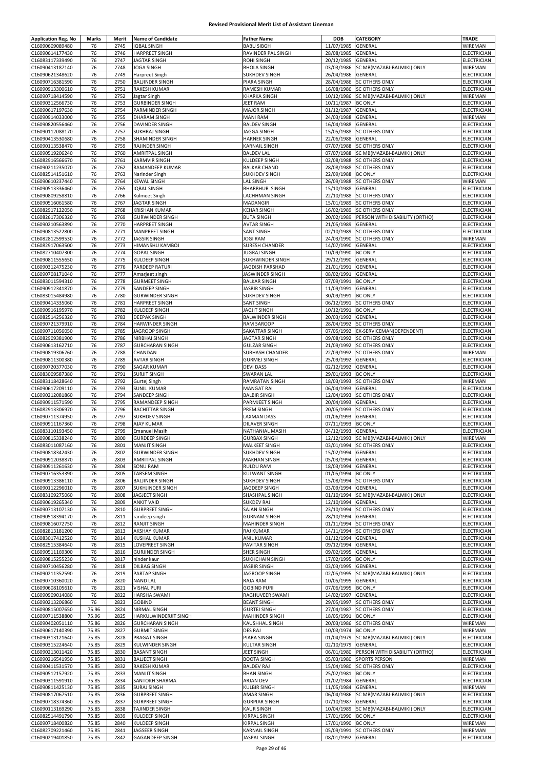# Revised Provisional Merit List of Assistant Lineman

| Application Reg. No | Marks | Merit | Name of Candidate | Father Name | DOB | CATEGORY | TRADE |
|---|---|---|---|---|---|---|---|
| C16090609089480 | 76 | 2745 | IQBAL SINGH | BABU SIBGH | 11/07/1985 | GENERAL | WIREMAN |
| C16090614177430 | 76 | 2746 | HARPREET SINGH | RAVINDER PAL SINGH | 28/08/1985 | GENERAL | ELECTRICIAN |
| C16083117339490 | 76 | 2747 | JAGTAR SINGH | ROHI SINGH | 20/12/1985 | GENERAL | ELECTRICIAN |
| C16090413187140 | 76 | 2748 | JOGA SINGH | BHOLA SINGH | 03/03/1986 | SC MB(MAZABI-BALMIKI) ONLY | WIREMAN |
| C16090621348620 | 76 | 2749 | Harpreet Singh | SUKHDEV SINGH | 26/04/1986 | GENERAL | ELECTRICIAN |
| C16090716381590 | 76 | 2750 | BALJINDER SINGH | PIARA SINGH | 28/04/1986 | SC OTHERS ONLY | ELECTRICIAN |
| C16090913300610 | 76 | 2751 | RAKESH KUMAR | RAMESH KUMAR | 16/08/1986 | SC OTHERS ONLY | ELECTRICIAN |
| C16090718414590 | 76 | 2752 | Jagtar Singh | KHARKA SINGH | 10/12/1986 | SC MB(MAZABI-BALMIKI) ONLY | WIREMAN |
| C16090312566730 | 76 | 2753 | GURBINDER SINGH | JEET RAM | 10/11/1987 | BC ONLY | ELECTRICIAN |
| C16090617197630 | 76 | 2754 | PARMINDER SINGH | MAJOR SINGH | 01/12/1987 | GENERAL | ELECTRICIAN |
| C16090914033000 | 76 | 2755 | DHARAM SINGH | MANI RAM | 24/03/1988 | GENERAL | WIREMAN |
| C16090820556460 | 76 | 2756 | DAVINDER SINGH | BALDEV SINGH | 16/04/1988 | GENERAL | ELECTRICIAN |
| C16090112088170 | 76 | 2757 | SUKHRAJ SINGH | JAGGA SINGH | 15/05/1988 | SC OTHERS ONLY | ELECTRICIAN |
| C16090413530680 | 76 | 2758 | SHAMINDER SINGH | HARNEK SINGH | 22/06/1988 | GENERAL | ELECTRICIAN |
| C16090113538470 | 76 | 2759 | RAJINDER SINGH | KARNAIL SINGH | 07/07/1988 | SC OTHERS ONLY | ELECTRICIAN |
| C16090519206240 | 76 | 2760 | AMRITPAL SINGH | BALDEV LAL | 07/07/1988 | SC MB(MAZABI-BALMIKI) ONLY | ELECTRICIAN |
| C16082916566670 | 76 | 2761 | KARMVIR SINGH | KULDEEP SINGH | 02/08/1988 | SC OTHERS ONLY | ELECTRICIAN |
| C16090211235070 | 76 | 2762 | RAMANDEEP KUMAR | BALKAR CHAND | 28/08/1988 | SC OTHERS ONLY | ELECTRICIAN |
| C16082514151610 | 76 | 2763 | Narinder Singh | SUKHDEV SINGH | 22/09/1988 | BC ONLY | ELECTRICIAN |
| C16090610237440 | 76 | 2764 | KEWAL SINGH | LAL SINGH | 26/09/1988 | SC OTHERS ONLY | WIREMAN |
| C16090513336460 | 76 | 2765 | IQBAL SINGH | BHARBHUR SINGH | 15/10/1988 | GENERAL | ELECTRICIAN |
| C16090809258810 | 76 | 2766 | Kulmeet Singh | LACHHMAN SINGH | 22/10/1988 | SC OTHERS ONLY | ELECTRICIAN |
| C16090516061580 | 76 | 2767 | JAGTAR SINGH | MADANGIR | 15/01/1989 | SC OTHERS ONLY | ELECTRICIAN |
| C16082917122050 | 76 | 2768 | KRISHAN KUMAR | KEHAR SINGH | 16/02/1989 | SC OTHERS ONLY | ELECTRICIAN |
| C16082617306320 | 76 | 2769 | GURWINDER SINGH | BUTA SINGH | 20/02/1989 | PERSON WITH DISABILITY (ORTHO) | ELECTRICIAN |
| C16090210563890 | 76 | 2770 | HARPREET SINGH | AVTAR SINGH | 21/05/1989 | GENERAL | ELECTRICIAN |
| C16090813522800 | 76 | 2771 | MANPREET SINGH | SANT SINGH | 02/10/1989 | SC OTHERS ONLY | ELECTRICIAN |
| C16082812599530 | 76 | 2772 | JAGSIR SINGH | JOGI RAM | 24/03/1990 | SC OTHERS ONLY | WIREMAN |
| C16082917063500 | 76 | 2773 | HIMANSHU KAMBOJ | SURESH CHANDER | 14/07/1990 | GENERAL | ELECTRICIAN |
| C16082710407300 | 76 | 2774 | GOPAL SINGH | JUGRAJ SINGH | 10/09/1990 | BC ONLY | ELECTRICIAN |
| C16090811555650 | 76 | 2775 | KULDEEP SINGH | SUKHWINDER SINGH | 29/12/1990 | GENERAL | ELECTRICIAN |
| C16090312475230 | 76 | 2776 | PARDEEP RATURI | JAGDISH PARSHAD | 21/01/1991 | GENERAL | ELECTRICIAN |
| C16090708171040 | 76 | 2777 | Amarjeet singh | JASWINDER SINGH | 08/02/1991 | GENERAL | ELECTRICIAN |
| C16083011594310 | 76 | 2778 | GURMEET SINGH | BALKAR SINGH | 07/09/1991 | BC ONLY | ELECTRICIAN |
| C16090912341870 | 76 | 2779 | SANDEEP SINGH | JASBIR SINGH | 11/09/1991 | GENERAL | ELECTRICIAN |
| C16083015484980 | 76 | 2780 | GURWINDER SINGH | SUKHDEV SINGH | 30/09/1991 | BC ONLY | ELECTRICIAN |
| C16090414335060 | 76 | 2781 | HARPREET SINGH | SANT SINGH | 06/12/1991 | SC OTHERS ONLY | ELECTRICIAN |
| C16090916195970 | 76 | 2782 | KULDEEP SINGH | JAGJIT SINGH | 10/12/1991 | BC ONLY | ELECTRICIAN |
| C16082514256320 | 76 | 2783 | DEEPAK SINGH | BALWINDER SINGH | 20/03/1992 | GENERAL | ELECTRICIAN |
| C16090721379910 | 76 | 2784 | HARWINDER SINGH | RAM SAROOP | 28/04/1992 | SC OTHERS ONLY | ELECTRICIAN |
| C16090711056050 | 76 | 2785 | JAGROOP SINGH | SAKATTAR SINGH | 07/05/1992 | EX-SERVICEMAN(DEPENDENT) | ELECTRICIAN |
| C16082909381900 | 76 | 2786 | NIRBHAI SINGH | JAGTAR SINGH | 09/08/1992 | SC OTHERS ONLY | ELECTRICIAN |
| C16090613162710 | 76 | 2787 | GURCHARAN SINGH | GULZAR SINGH | 21/09/1992 | SC OTHERS ONLY | ELECTRICIAN |
| C16090819306760 | 76 | 2788 | CHANDAN | SUBHASH CHANDER | 22/09/1992 | SC OTHERS ONLY | WIREMAN |
| C16090811300380 | 76 | 2789 | AVTAR SINGH | GURMEJ SINGH | 25/09/1992 | GENERAL | ELECTRICIAN |
| C16090720377030 | 76 | 2790 | SAGAR KUMAR | DEVI DASS | 02/12/1992 | GENERAL | ELECTRICIAN |
| C16083009587380 | 76 | 2791 | SURJIT SINGH | SWARAN LAL | 29/01/1993 | BC ONLY | ELECTRICIAN |
| C16083118428640 | 76 | 2792 | Gurtej Singh | RAMRATAN SINGH | 18/03/1993 | SC OTHERS ONLY | WIREMAN |
| C16090617209110 | 76 | 2793 | SUNIL KUMAR | MANGAT RAI | 06/04/1993 | GENERAL | ELECTRICIAN |
| C16090212081860 | 76 | 2794 | SANDEEP SINGH | BALBIR SINGH | 12/04/1993 | SC OTHERS ONLY | ELECTRICIAN |
| C16090911571590 | 76 | 2795 | RAMANDEEP SINGH | PARMJEET SINGH | 20/04/1993 | GENERAL | ELECTRICIAN |
| C16082913306970 | 76 | 2796 | BACHITTAR SINGH | PREM SINGH | 20/05/1993 | SC OTHERS ONLY | ELECTRICIAN |
| C16090711374950 | 76 | 2797 | SUKHDEV SINGH | LAXMAN DASS | 01/06/1993 | GENERAL | ELECTRICIAN |
| C16090911167360 | 76 | 2798 | AJAY KUMAR | DILAVER SINGH | 07/11/1993 | BC ONLY | ELECTRICIAN |
| C16083110193450 | 76 | 2799 | Emanuel Masih | NATHANIAL MASIH | 04/12/1993 | GENERAL | ELECTRICIAN |
| C16090815338240 | 76 | 2800 | GURDEEP SINGH | GURBAX SINGH | 12/12/1993 | SC MB(MAZABI-BALMIKI) ONLY | WIREMAN |
| C16083011087160 | 76 | 2801 | MANJIT SINGH | MALKEET SINGH | 03/01/1994 | SC OTHERS ONLY | ELECTRICIAN |
| C16090818342430 | 76 | 2802 | GURWINDER SINGH | SUKHDEV SINGH | 15/02/1994 | GENERAL | ELECTRICIAN |
| C16090912038870 | 76 | 2803 | AMRITPAL SINGH | MAKHAN SINGH | 05/03/1994 | GENERAL | ELECTRICIAN |
| C16090911261630 | 76 | 2804 | SONU RAM | RULDU RAM | 18/03/1994 | GENERAL | ELECTRICIAN |
| C16090716353390 | 76 | 2805 | TARSEM SINGH | KULWANT SINGH | 01/05/1994 | BC ONLY | ELECTRICIAN |
| C16090913386110 | 76 | 2806 | BALJINDER SINGH | SUKHDEV SINGH | 15/08/1994 | SC OTHERS ONLY | ELECTRICIAN |
| C16090112296010 | 76 | 2807 | SUKHJINDER SINGH | JAGDEEP SINGH | 03/09/1994 | GENERAL | ELECTRICIAN |
| C16083109275060 | 76 | 2808 | JAGJEET SINGH | SHASHPAL SINGH | 01/10/1994 | SC MB(MAZABI-BALMIKI) ONLY | ELECTRICIAN |
| C16090619265340 | 76 | 2809 | ANKIT VAID | SUKDEV RAJ | 12/10/1994 | GENERAL | ELECTRICIAN |
| C16090713107130 | 76 | 2810 | GURPREET SINGH | SAJAN SINGH | 23/10/1994 | SC OTHERS ONLY | ELECTRICIAN |
| C16090518394170 | 76 | 2811 | randeep singh | GURNAM SINGH | 28/10/1994 | GENERAL | ELECTRICIAN |
| C16090816072750 | 76 | 2812 | RANJIT SINGH | MAHINDER SINGH | 01/11/1994 | SC OTHERS ONLY | ELECTRICIAN |
| C16082813181200 | 76 | 2813 | AKSHAY KUMAR | RAJ KUMAR | 14/11/1994 | SC OTHERS ONLY | ELECTRICIAN |
| C16083017412520 | 76 | 2814 | KUSHAL KUMAR | ANIL KUMAR | 01/12/1994 | GENERAL | ELECTRICIAN |
| C16082515384640 | 76 | 2815 | LOVEPREET SINGH | PAVITAR SINGH | 09/12/1994 | GENERAL | ELECTRICIAN |
| C16090511169300 | 76 | 2816 | GURJINDER SINGH | SHER SINGH | 09/02/1995 | GENERAL | ELECTRICIAN |
| C16090815255230 | 76 | 2817 | ninder kaur | SUKHCHAIN SINGH | 17/02/1995 | BC ONLY | ELECTRICIAN |
| C16090710456280 | 76 | 2818 | DILBAG SINGH | JASBIR SINGH | 03/03/1995 | GENERAL | ELECTRICIAN |
| C16090211352590 | 76 | 2819 | PARTAP SINGH | JAGROOP SINGH | 02/05/1995 | SC MB(MAZABI-BALMIKI) ONLY | ELECTRICIAN |
| C16090710360020 | 76 | 2820 | NAND LAL | RAJA RAM | 10/05/1995 | GENERAL | ELECTRICIAN |
| C16090608105610 | 76 | 2821 | VISHAL PURI | GOBIND PURI | 07/06/1995 | BC ONLY | ELECTRICIAN |
| C16090909014080 | 76 | 2822 | HARSHA SWAMI | RAGHUVEER SWAMI | 14/02/1997 | GENERAL | ELECTRICIAN |
| C16090213206860 | 76 | 2823 | GOBIND | BEANT SINGH | 29/05/1997 | SC OTHERS ONLY | ELECTRICIAN |
| C16090815007650 | 75.96 | 2824 | NIRMAL SINGH | GURTEJ SINGH | 27/04/1987 | SC OTHERS ONLY | ELECTRICIAN |
| C16090711538800 | 75.96 | 2825 | HARKULWINDERJIT SINGH | MAHINDER SINGH | 18/05/1991 | BC ONLY | ELECTRICIAN |
| C16090402051110 | 75.86 | 2826 | GURCHARAN SINGH | KAUSHHAL SINGH | 20/03/1986 | SC OTHERS ONLY | WIREMAN |
| C16090617140390 | 75.85 | 2827 | GURMIT SINGH | DES RAJ | 10/03/1974 | BC ONLY | WIREMAN |
| C16090313121640 | 75.85 | 2828 | PRAGAT SINGH | PIARA SINGH | 01/04/1979 | SC MB(MAZABI-BALMIKI) ONLY | ELECTRICIAN |
| C16090315224640 | 75.85 | 2829 | KULWINDER SINGH | KULTAR SINGH | 02/10/1979 | GENERAL | ELECTRICIAN |
| C16090213011420 | 75.85 | 2830 | BASANT SINGH | JEET SINGH | 06/01/1980 | PERSON WITH DISABILITY (ORTHO) | ELECTRICIAN |
| C16090216541950 | 75.85 | 2831 | BALJEET SINGH | BOOTA SINGH | 05/03/1980 | SPORTS PERSON | WIREMAN |
| C16090411531570 | 75.85 | 2832 | RAKESH KUMAR | BALDEV RAJ | 15/04/1980 | SC OTHERS ONLY | ELECTRICIAN |
| C16090512157920 | 75.85 | 2833 | MANJIT SINGH | BHAN SINGH | 25/02/1981 | BC ONLY | ELECTRICIAN |
| C16090311591910 | 75.85 | 2834 | SANTOKH SHARMA | ARJAN DEV | 01/02/1984 | GENERAL | ELECTRICIAN |
| C16090811425130 | 75.85 | 2835 | SURAJ SINGH | KULBIR SINGH | 11/05/1984 | GENERAL | WIREMAN |
| C16090817067510 | 75.85 | 2836 | GURPREET SINGH | AMAR SINGH | 06/04/1986 | SC MB(MAZABI-BALMIKI) ONLY | ELECTRICIAN |
| C16090718374360 | 75.85 | 2837 | GURPREET SINGH | GURPIAR SINGH | 07/10/1987 | GENERAL | ELECTRICIAN |
| C16090113169290 | 75.85 | 2838 | TAJINDER SINGH | KAUR SINGH | 10/04/1989 | SC MB(MAZABI-BALMIKI) ONLY | ELECTRICIAN |
| C16082514491790 | 75.85 | 2839 | KULDEEP SINGH | KIRPAL SINGH | 17/01/1990 | BC ONLY | ELECTRICIAN |
| C16090718400820 | 75.85 | 2840 | KULDEEP SINGH | KIRPAL SINGH | 17/01/1990 | BC ONLY | WIREMAN |
| C16082709221460 | 75.85 | 2841 | JAGSEER SINGH | KARNAIL SINGH | 05/09/1991 | SC OTHERS ONLY | WIREMAN |
| C16090219401850 | 75.85 | 2842 | GAGANDEEP SINGH | JASPAL SINGH | 08/01/1992 | GENERAL | ELECTRICIAN |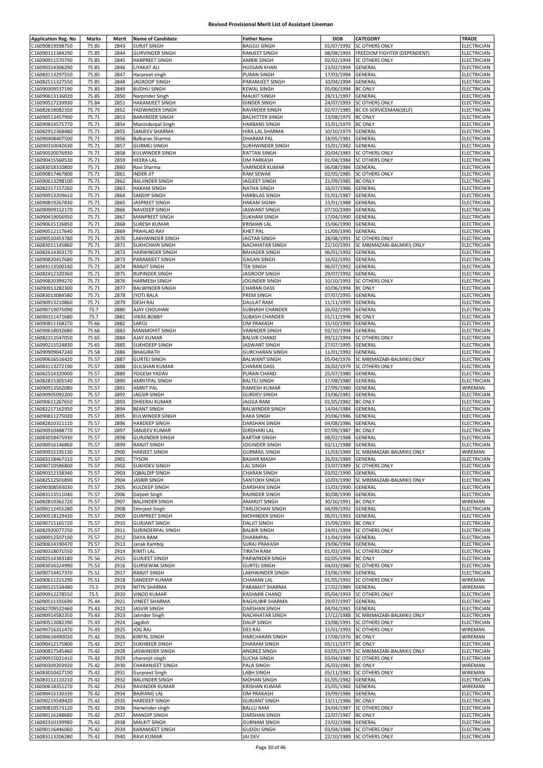# Revised Provisional Merit List of Assistant Lineman

| Application Reg. No | Marks | Merit | Name of Candidate | Father Name | DOB | CATEGORY | TRADE |
|---|---|---|---|---|---|---|---|
| C16090819598750 | 75.85 | 2843 | SURJIT SINGH | BAGGU SINGH | 01/07/1992 | SC OTHERS ONLY | ELECTRICIAN |
| C16090111384290 | 75.85 | 2844 | GURVINDER SINGH | RANJEET SINGH | 08/08/1993 | FREEDOM FIGHTER (DEPENDENT) | ELECTRICIAN |
| C16090911570790 | 75.85 | 2845 | HARPREET SINGH | AMRIK SINGH | 02/02/1994 | SC OTHERS ONLY | ELECTRICIAN |
| C16090314306290 | 75.85 | 2846 | LIYAKAT ALI | HUSSAIN KHAN | 23/02/1994 | GENERAL | ELECTRICIAN |
| C16083113297550 | 75.85 | 2847 | Harpreet singh | PURAN SINGH | 17/03/1994 | GENERAL | ELECTRICIAN |
| C16082511327550 | 75.85 | 2848 | JAGROOP SINGH | PARAMJEET SINGH | 10/04/1994 | GENERAL | ELECTRICIAN |
| C16090309537190 | 75.85 | 2849 | BUDHU SINGH | KEWAL SINGH | 05/06/1994 | BC ONLY | ELECTRICIAN |
| C16090613136020 | 75.85 | 2850 | Narpinder Singh | MALKIT SINGH | 28/11/1997 | GENERAL | ELECTRICIAN |
| C16090517239930 | 75.84 | 2851 | HAKAMJEET SINGH | GINDER SINGH | 24/07/1993 | SC OTHERS ONLY | ELECTRICIAN |
| C16082618082350 | 75.75 | 2852 | YADWINDER SINGH | RAVINDER SINGH | 02/07/1985 | BC EX-SERVICEMAN(SELF) | ELECTRICIAN |
| C16090513457900 | 75.71 | 2853 | BARJINDER SINGH | BACHITTER SINGH | 13/08/1975 | BC ONLY | ELECTRICIAN |
| C16090814575770 | 75.71 | 2854 | Maninderpal Singh | HARBANS SINGH | 15/01/1979 | BC ONLY | ELECTRICIAN |
| C16082912368480 | 75.71 | 2855 | SANJEEV SHARMA | HIRA LAL SHARMA | 10/10/1979 | GENERAL | ELECTRICIAN |
| C16090408407500 | 75.71 | 2856 | Balkaran Sharma | DHARAM PAL | 18/05/1981 | GENERAL | ELECTRICIAN |
| C16090310042630 | 75.71 | 2857 | GURMEJ SINGH | SUKHWINDER SINGH | 15/01/1982 | GENERAL | ELECTRICIAN |
| C16090520076930 | 75.71 | 2858 | KULWINDER SINGH | RATTAN SINGH | 20/04/1983 | SC OTHERS ONLY | ELECTRICIAN |
| C16090415560530 | 75.71 | 2859 | HEERA LAL | OM PARKASH | 01/04/1984 | SC OTHERS ONLY | ELECTRICIAN |
| C16083018310800 | 75.71 | 2860 | Ravi Sharma | VARINDER KUMAR | 06/08/1984 | GENERAL | ELECTRICIAN |
| C16090817467800 | 75.71 | 2861 | INDER JIT | RAM SEWAK | 02/05/1985 | SC OTHERS ONLY | ELECTRICIAN |
| C16090613298100 | 75.71 | 2862 | BALJINDER SINGH | JAGJEET SINGH | 21/09/1985 | BC ONLY | ELECTRICIAN |
| C16082317157260 | 75.71 | 2863 | HAKAM SINGH | NATHA SINGH | 16/07/1986 | GENERAL | ELECTRICIAN |
| C16090913209610 | 75.71 | 2864 | SANDIP SINGH | HARBILAS SINGH | 01/01/1987 | GENERAL | ELECTRICIAN |
| C16090819267830 | 75.71 | 2865 | JASPREET SINGH | HAKAM SIGNH | 15/01/1988 | GENERAL | ELECTRICIAN |
| C16090909152170 | 75.71 | 2866 | NAVDEEP SINGH | JASWANT SINGH | 07/10/1989 | GENERAL | ELECTRICIAN |
| C16090419056950 | 75.71 | 2867 | MANPREET SINGH | SUKHAM SINGH | 17/04/1990 | GENERAL | ELECTRICIAN |
| C16090615126850 | 75.71 | 2868 | SURESH KUMAR | KRISHAN LAL | 15/06/1990 | GENERAL | ELECTRICIAN |
| C16090512117640 | 75.71 | 2869 | PRAHLAD RAY | KHET PAL | 11/09/1990 | GENERAL | ELECTRICIAN |
| C16090510453780 | 75.71 | 2870 | LAKHWINDER SINGH | JAGTAR SINGH | 28/08/1991 | SC OTHERS ONLY | ELECTRICIAN |
| C16083011145860 | 75.71 | 2871 | SUKHCHAIN SINGH | NACHHATAR SINGH | 22/10/1991 | SC MB(MAZABI-BALMIKI) ONLY | ELECTRICIAN |
| C16082614303170 | 75.71 | 2872 | HARWINDER SINGH | BAHADER SINGH | 06/01/1992 | GENERAL | ELECTRICIAN |
| C16090820417680 | 75.71 | 2873 | PARAMJEET SINGH | GAGAN SINGH | 16/02/1992 | GENERAL | ELECTRICIAN |
| C16083113500140 | 75.71 | 2874 | RANJIT SINGH | TEK SINGH | 06/07/1992 | GENERAL | ELECTRICIAN |
| C16082412320360 | 75.71 | 2875 | RUPINDER SINGH | JAGROOP SINGH | 29/07/1992 | GENERAL | ELECTRICIAN |
| C16090820399270 | 75.71 | 2876 | HARMESH SINGH | JOGINDER SINGH | 10/10/1993 | SC OTHERS ONLY | ELECTRICIAN |
| C16090913282300 | 75.71 | 2877 | BALWINDER SINGH | CHARAN DASS | 10/06/1994 | BC ONLY | ELECTRICIAN |
| C16083013084580 | 75.71 | 2878 | JYOTI BALA | PREM SINGH | 07/07/1995 | GENERAL | ELECTRICIAN |
| C16090913210860 | 75.71 | 2879 | DESH RAJ | DAULAT RAM | 11/11/1995 | GENERAL | ELECTRICIAN |
| C16090719075090 | 75.7 | 2880 | AJAY CHOUHAN | SUBHASH CHANDER | 26/02/1995 | GENERAL | ELECTRICIAN |
| C16090311471680 | 75.7 | 2881 | VIKAS BOBBY | SUBASH CHANDER | 01/11/1996 | BC ONLY | ELECTRICIAN |
| C16090811168270 | 75.66 | 2882 | SAROJ | OM PRAKASH | 15/10/1990 | GENERAL | ELECTRICIAN |
| C16090618032680 | 75.66 | 2883 | MANMOHIT SINGH | VARINDER SINGH | 02/10/1994 | GENERAL | ELECTRICIAN |
| C16082313547050 | 75.65 | 2884 | AJAY KUMAR | BALVIR CHAND | 09/12/1994 | SC OTHERS ONLY | ELECTRICIAN |
| C16090215524830 | 75.65 | 2885 | SUKHDEEP SINGH | JASWANT SINGH | 27/07/1995 | GENERAL | ELECTRICIAN |
| C16090909047240 | 75.58 | 2886 | BHAGIRATH | GURCHARAN SINGH | 11/01/1992 | GENERAL | ELECTRICIAN |
| C16090616516420 | 75.57 | 2887 | GURTEJ SINGH | BALWANT SINGH | 05/04/1976 | SC MB(MAZABI-BALMIKI) ONLY | ELECTRICIAN |
| C16083113272190 | 75.57 | 2888 | GULSHAN KUMAR | CHARAN DASS | 26/02/1979 | SC OTHERS ONLY | ELECTRICIAN |
| C16082514320000 | 75.57 | 2889 | YOGESH YADAV | PURAN CHAND | 25/07/1980 | GENERAL | ELECTRICIAN |
| C16082815305540 | 75.57 | 2890 | AMRITPAL SINGH | BALTEJ SINGH | 17/08/1980 | GENERAL | ELECTRICIAN |
| C16090913562080 | 75.57 | 2891 | AMRIT PAL | RAMESH KUMAR | 27/09/1980 | GENERAL | WIREMAN |
| C16090905092200 | 75.57 | 2892 | JAGSIR SINGH | GURDEV SINGH | 23/06/1981 | GENERAL | ELECTRICIAN |
| C16090611267650 | 75.57 | 2893 | DHEERAJ KUMAR | JAGGA RAM | 01/05/1982 | BC ONLY | ELECTRICIAN |
| C16082217162950 | 75.57 | 2894 | BEANT SINGH | BALWINDER SINGH | 14/04/1984 | GENERAL | ELECTRICIAN |
| C16090811275020 | 75.57 | 2895 | KULWINDER SINGH | KAKA SINGH | 20/06/1986 | GENERAL | ELECTRICIAN |
| C16082810311110 | 75.57 | 2896 | HARDEEP SINGH | DARSHAN SINGH | 04/08/1986 | GENERAL | ELECTRICIAN |
| C16090910488770 | 75.57 | 2897 | SANJEEV KUMAR | GIRDHARI LAL | 07/09/1987 | BC ONLY | ELECTRICIAN |
| C16083018475930 | 75.57 | 2898 | GURJINDER SINGH | KARTAR SINGH | 08/02/1988 | GENERAL | ELECTRICIAN |
| C16090916146860 | 75.57 | 2899 | RANJIT SINGH | JOGINDER SINGH | 02/11/1988 | GENERAL | ELECTRICIAN |
| C16090915195130 | 75.57 | 2900 | HARJEET SINGH | GURMAIL SINGH | 11/03/1989 | SC MB(MAZABI-BALMIKI) ONLY | WIREMAN |
| C16083118467310 | 75.57 | 2901 | TYSON | BASHIR MASIH | 26/03/1989 | GENERAL | ELECTRICIAN |
| C16090710586800 | 75.57 | 2902 | SUKHDEV SINGH | LAL SINGH | 23/07/1989 | SC OTHERS ONLY | ELECTRICIAN |
| C16090312158340 | 75.57 | 2903 | IQBALDIP SINGH | CHARAN SINGH | 03/02/1990 | GENERAL | ELECTRICIAN |
| C16082512501890 | 75.57 | 2904 | JASBIR SINGH | SANTOKH SINGH | 10/03/1990 | SC MB(MAZABI-BALMIKI) ONLY | ELECTRICIAN |
| C16090308593030 | 75.57 | 2905 | KULDEEP SINGH | DARSHAN SINGH | 15/03/1990 | GENERAL | ELECTRICIAN |
| C16083113511040 | 75.57 | 2906 | Daljeet Singh | RAJINDER SINGH | 30/08/1990 | GENERAL | ELECTRICIAN |
| C16082810362720 | 75.57 | 2907 | BALJINDER SINGH | AMARJIT SINGH | 30/10/1991 | BC ONLY | WIREMAN |
| C16090112455280 | 75.57 | 2908 | Simrjeet Singh | TARLOCHAN SINGH | 04/09/1992 | GENERAL | ELECTRICIAN |
| C16090518129420 | 75.57 | 2909 | GURPREET SINGH | MOHINDER SINGH | 06/01/1993 | GENERAL | ELECTRICIAN |
| C16090715165720 | 75.57 | 2910 | GURJANT SINGH | DALJIT SINGH | 15/09/1993 | BC ONLY | ELECTRICIAN |
| C16082920077250 | 75.57 | 2911 | SURINDERPAL SINGH | BALBIR SINGH | 24/01/1994 | SC OTHERS ONLY | ELECTRICIAN |
| C16090912507190 | 75.57 | 2912 | DAYA RAM | DHARMPAL | 11/04/1994 | GENERAL | ELECTRICIAN |
| C16090614190470 | 75.57 | 2913 | Janak Kamboj | SURAJ PRAKASH | 19/06/1994 | GENERAL | ELECTRICIAN |
| C16090318071550 | 75.57 | 2914 | KIMTI LAL | TIRATH RAM | 01/03/1995 | SC OTHERS ONLY | ELECTRICIAN |
| C16082514383180 | 75.56 | 2915 | GURJEET SINGH | PARWINDER SINGH | 02/05/1994 | BC ONLY | ELECTRICIAN |
| C16083016324990 | 75.53 | 2916 | GURSEWAK SINGH | GURTEJ SINGH | 04/03/1980 | SC OTHERS ONLY | ELECTRICIAN |
| C16090714417370 | 75.51 | 2917 | RANJIT SINGH | LAKHWINDER SINGH | 23/06/1990 | GENERAL | ELECTRICIAN |
| C16090611215290 | 75.51 | 2918 | SANDEEP KUMAR | CHAMAN LAL | 01/05/1992 | SC OTHERS ONLY | WIREMAN |
| C16090515534480 | 75.5 | 2919 | NITIN SHARMA | PARAMJIT SHARMA | 27/02/1989 | GENERAL | WIREMAN |
| C16090912278550 | 75.5 | 2920 | VINOD KUMAR | KASHMIR CHAND | 05/04/1993 | SC OTHERS ONLY | ELECTRICIAN |
| C16090511191690 | 75.44 | 2921 | VINEET SHARMA | RAGHUBIR SHARMA | 29/07/1997 | GENERAL | ELECTRICIAN |
| C16082709522460 | 75.43 | 2922 | JASVIR SINGH | DARSHAN SINGH | 04/04/1981 | GENERAL | ELECTRICIAN |
| C16090914582350 | 75.43 | 2923 | Jatinder Singh | NACHHATAR SINGH | 17/12/1988 | SC MB(MAZABI-BALMIKI) ONLY | ELECTRICIAN |
| C16090513082390 | 75.43 | 2924 | Jagdish | DALIP SINGH | 23/08/1991 | SC OTHERS ONLY | ELECTRICIAN |
| C16090716311470 | 75.43 | 2925 | JOG RAJ | DES RAJ | 15/01/1993 | SC OTHERS ONLY | WIREMAN |
| C16090618490020 | 75.42 | 2926 | KIRPAL SINGH | HARCHARAN SINGH | 17/08/1976 | BC ONLY | WIREMAN |
| C16090412175800 | 75.42 | 2927 | SUKHBEER SINGH | DHARAM SINGH | 05/11/1977 | BC ONLY | ELECTRICIAN |
| C16090817545460 | 75.42 | 2928 | JASWINDER SINGH | ANGREZ SINGH | 03/05/1979 | SC MB(MAZABI-BALMIKI) ONLY | ELECTRICIAN |
| C16090115021410 | 75.42 | 2929 | charanjit singh | SUCHA SINGH | 03/04/1980 | SC OTHERS ONLY | ELECTRICIAN |
| C16090309203920 | 75.42 | 2930 | CHARANJEET SINGH | PALA SINGH | 26/03/1981 | BC ONLY | WIREMAN |
| C16083010427190 | 75.42 | 2931 | Gurpreet Singh | LABH SINGH | 05/11/1981 | SC OTHERS ONLY | WIREMAN |
| C16083112110210 | 75.42 | 2932 | BALJINDER SINGH | MOHAN SINGH | 01/05/1982 | GENERAL | ELECTRICIAN |
| C16090618351270 | 75.42 | 2933 | RAVINDER KUMAR | KRISHAN KUMAR | 25/05/1982 | GENERAL | WIREMAN |
| C16090415130330 | 75.42 | 2934 | BAJRANG LAL | OM PRAKASH | 19/09/1986 | GENERAL | ELECTRICIAN |
| C16090219549420 | 75.42 | 2935 | HARDEEP SINGH | GURJANT SINGH | 13/11/1986 | BC ONLY | ELECTRICIAN |
| C16090810573120 | 75.42 | 2936 | Harwinder singh | BALLU RAM | 24/04/1987 | SC OTHERS ONLY | ELECTRICIAN |
| C16090116248680 | 75.42 | 2937 | MANDIP SINGH | DARSHAN SINGH | 22/07/1987 | BC ONLY | ELECTRICIAN |
| C16082310199980 | 75.42 | 2938 | MALKIT SINGH | GURNAM SINGH | 23/02/1988 | GENERAL | ELECTRICIAN |
| C16090116446060 | 75.42 | 2939 | KARAMJEET SINGH | GUDDU SINGH | 03/04/1988 | SC OTHERS ONLY | ELECTRICIAN |
| C16083113206280 | 75.42 | 2940 | RAVI KUMAR | JAI DEV | 22/10/1989 | SC OTHERS ONLY | ELECTRICIAN |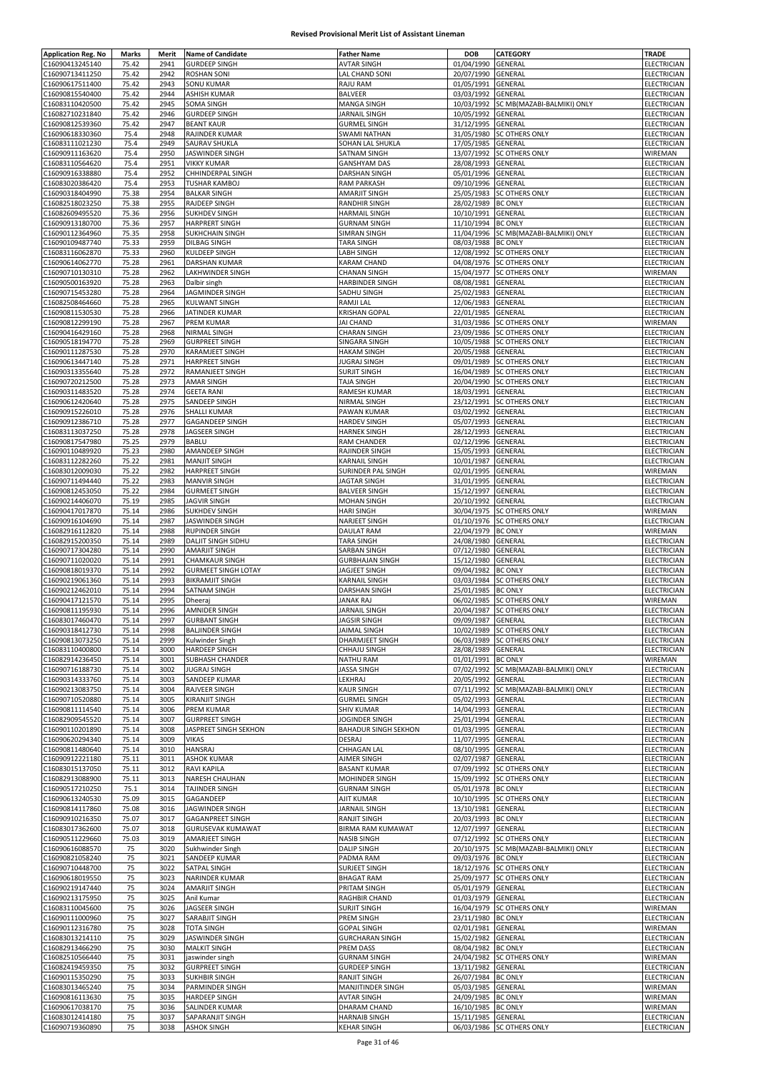# Revised Provisional Merit List of Assistant Lineman

| Application Reg. No | Marks | Merit | Name of Candidate | Father Name | DOB | CATEGORY | TRADE |
|---|---|---|---|---|---|---|---|
| C16090413245140 | 75.42 | 2941 | GURDEEP SINGH | AVTAR SINGH | 01/04/1990 | GENERAL | ELECTRICIAN |
| C16090713411250 | 75.42 | 2942 | ROSHAN SONI | LAL CHAND SONI | 20/07/1990 | GENERAL | ELECTRICIAN |
| C16090617511400 | 75.42 | 2943 | SONU KUMAR | RAJU RAM | 01/05/1991 | GENERAL | ELECTRICIAN |
| C16090815540400 | 75.42 | 2944 | ASHISH KUMAR | BALVEER | 03/03/1992 | GENERAL | ELECTRICIAN |
| C16083110420500 | 75.42 | 2945 | SOMA SINGH | MANGA SINGH | 10/03/1992 | SC MB(MAZABI-BALMIKI) ONLY | ELECTRICIAN |
| C16082710231840 | 75.42 | 2946 | GURDEEP SINGH | JARNAIL SINGH | 10/05/1992 | GENERAL | ELECTRICIAN |
| C16090812539360 | 75.42 | 2947 | BEANT KAUR | GURMEL SINGH | 31/12/1995 | GENERAL | ELECTRICIAN |
| C16090618330360 | 75.4 | 2948 | RAJINDER KUMAR | SWAMI NATHAN | 31/05/1980 | SC OTHERS ONLY | ELECTRICIAN |
| C16083111021230 | 75.4 | 2949 | SAURAV SHUKLA | SOHAN LAL SHUKLA | 17/05/1985 | GENERAL | ELECTRICIAN |
| C16090911163620 | 75.4 | 2950 | JASWINDER SINGH | SATNAM SINGH | 13/07/1992 | SC OTHERS ONLY | WIREMAN |
| C16083110564620 | 75.4 | 2951 | VIKKY KUMAR | GANSHYAM DAS | 28/08/1993 | GENERAL | ELECTRICIAN |
| C16090916338880 | 75.4 | 2952 | CHHINDERPAL SINGH | DARSHAN SINGH | 05/01/1996 | GENERAL | ELECTRICIAN |
| C16083020386420 | 75.4 | 2953 | TUSHAR KAMBOJ | RAM PARKASH | 09/10/1996 | GENERAL | ELECTRICIAN |
| C16090318404990 | 75.38 | 2954 | BALKAR SINGH | AMARJIT SINGH | 25/05/1983 | SC OTHERS ONLY | ELECTRICIAN |
| C16082518023250 | 75.38 | 2955 | RAJDEEP SINGH | RANDHIR SINGH | 28/02/1989 | BC ONLY | ELECTRICIAN |
| C16082609495520 | 75.36 | 2956 | SUKHDEV SINGH | HARMAIL SINGH | 10/10/1991 | GENERAL | ELECTRICIAN |
| C16090913180700 | 75.36 | 2957 | HARPRERT SINGH | GURNAM SINGH | 11/10/1994 | BC ONLY | ELECTRICIAN |
| C16090112364960 | 75.35 | 2958 | SUKHCHAIN SINGH | SIMRAN SINGH | 11/04/1996 | SC MB(MAZABI-BALMIKI) ONLY | ELECTRICIAN |
| C16090109487740 | 75.33 | 2959 | DILBAG SINGH | TARA SINGH | 08/03/1988 | BC ONLY | ELECTRICIAN |
| C16083116062870 | 75.33 | 2960 | KULDEEP SINGH | LABH SINGH | 12/08/1992 | SC OTHERS ONLY | ELECTRICIAN |
| C16090614062770 | 75.28 | 2961 | DARSHAN KUMAR | KARAM CHAND | 04/08/1976 | SC OTHERS ONLY | ELECTRICIAN |
| C16090710130310 | 75.28 | 2962 | LAKHWINDER SINGH | CHANAN SINGH | 15/04/1977 | SC OTHERS ONLY | WIREMAN |
| C16090500163920 | 75.28 | 2963 | Dalbir singh | HARBINDER SINGH | 08/08/1981 | GENERAL | ELECTRICIAN |
| C16090715453280 | 75.28 | 2964 | JAGMINDER SINGH | SADHU SINGH | 25/02/1983 | GENERAL | ELECTRICIAN |
| C16082508464660 | 75.28 | 2965 | KULWANT SINGH | RAMJI LAL | 12/06/1983 | GENERAL | ELECTRICIAN |
| C16090811530530 | 75.28 | 2966 | JATINDER KUMAR | KRISHAN GOPAL | 22/01/1985 | GENERAL | ELECTRICIAN |
| C16090812299190 | 75.28 | 2967 | PREM KUMAR | JAI CHAND | 31/03/1986 | SC OTHERS ONLY | WIREMAN |
| C16090416429160 | 75.28 | 2968 | NIRMAL SINGH | CHARAN SINGH | 23/09/1986 | SC OTHERS ONLY | ELECTRICIAN |
| C16090518194770 | 75.28 | 2969 | GURPREET SINGH | SINGARA SINGH | 10/05/1988 | SC OTHERS ONLY | ELECTRICIAN |
| C16090111287530 | 75.28 | 2970 | KARAMJEET SINGH | HAKAM SINGH | 20/05/1988 | GENERAL | ELECTRICIAN |
| C16090613447140 | 75.28 | 2971 | HARPREET SINGH | JUGRAJ SINGH | 09/01/1989 | SC OTHERS ONLY | ELECTRICIAN |
| C16090313355640 | 75.28 | 2972 | RAMANJEET SINGH | SURJIT SINGH | 16/04/1989 | SC OTHERS ONLY | ELECTRICIAN |
| C16090720212500 | 75.28 | 2973 | AMAR SINGH | TAJA SINGH | 20/04/1990 | SC OTHERS ONLY | ELECTRICIAN |
| C16090311483520 | 75.28 | 2974 | GEETA RANI | RAMESH KUMAR | 18/03/1991 | GENERAL | ELECTRICIAN |
| C16090612420640 | 75.28 | 2975 | SANDEEP SINGH | NIRMAL SINGH | 23/12/1991 | SC OTHERS ONLY | ELECTRICIAN |
| C16090915226010 | 75.28 | 2976 | SHALLI KUMAR | PAWAN KUMAR | 03/02/1992 | GENERAL | ELECTRICIAN |
| C16090912386710 | 75.28 | 2977 | GAGANDEEP SINGH | HARDEV SINGH | 05/07/1993 | GENERAL | ELECTRICIAN |
| C16083113037250 | 75.28 | 2978 | JAGSEER SINGH | HARNEK SINGH | 28/12/1993 | GENERAL | ELECTRICIAN |
| C16090817547980 | 75.25 | 2979 | BABLU | RAM CHANDER | 02/12/1996 | GENERAL | ELECTRICIAN |
| C16090110489920 | 75.23 | 2980 | AMANDEEP SINGH | RAJINDER SINGH | 15/05/1993 | GENERAL | ELECTRICIAN |
| C16083112282260 | 75.22 | 2981 | MANJIT SINGH | KARNAIL SINGH | 10/01/1987 | GENERAL | ELECTRICIAN |
| C16083012009030 | 75.22 | 2982 | HARPREET SINGH | SURINDER PAL SINGH | 02/01/1995 | GENERAL | WIREMAN |
| C16090711494440 | 75.22 | 2983 | MANVIR SINGH | JAGTAR SINGH | 31/01/1995 | GENERAL | ELECTRICIAN |
| C16090812453050 | 75.22 | 2984 | GURMEET SINGH | BALVEER SINGH | 15/12/1997 | GENERAL | ELECTRICIAN |
| C16090214406070 | 75.19 | 2985 | JAGVIR SINGH | MOHAN SINGH | 20/10/1992 | GENERAL | ELECTRICIAN |
| C16090417017870 | 75.14 | 2986 | SUKHDEV SINGH | HARI SINGH | 30/04/1975 | SC OTHERS ONLY | WIREMAN |
| C16090916104690 | 75.14 | 2987 | JASWINDER SINGH | NARJEET SINGH | 01/10/1976 | SC OTHERS ONLY | ELECTRICIAN |
| C16082916112820 | 75.14 | 2988 | RUPINDER SINGH | DAULAT RAM | 22/04/1979 | BC ONLY | WIREMAN |
| C16082915200350 | 75.14 | 2989 | DALJIT SINGH SIDHU | TARA SINGH | 24/08/1980 | GENERAL | ELECTRICIAN |
| C16090717304280 | 75.14 | 2990 | AMARJIT SINGH | SARBAN SINGH | 07/12/1980 | GENERAL | ELECTRICIAN |
| C16090711020020 | 75.14 | 2991 | CHAMKAUR SINGH | GURBHAJAN SINGH | 15/12/1980 | GENERAL | ELECTRICIAN |
| C16090818019370 | 75.14 | 2992 | GURMEET SINGH LOTAY | JAGJEET SINGH | 09/04/1982 | BC ONLY | ELECTRICIAN |
| C16090219061360 | 75.14 | 2993 | BIKRAMJIT SINGH | KARNAIL SINGH | 03/03/1984 | SC OTHERS ONLY | ELECTRICIAN |
| C16090212462010 | 75.14 | 2994 | SATNAM SINGH | DARSHAN SINGH | 25/01/1985 | BC ONLY | ELECTRICIAN |
| C16090417121570 | 75.14 | 2995 | Dheeraj | JANAK RAJ | 06/02/1985 | SC OTHERS ONLY | WIREMAN |
| C16090811195930 | 75.14 | 2996 | AMNIDER SINGH | JARNAIL SINGH | 20/04/1987 | SC OTHERS ONLY | ELECTRICIAN |
| C16083017460470 | 75.14 | 2997 | GURBANT SINGH | JAGSIR SINGH | 09/09/1987 | GENERAL | ELECTRICIAN |
| C16090318412730 | 75.14 | 2998 | BALJINDER SINGH | JAIMAL SINGH | 10/02/1989 | SC OTHERS ONLY | ELECTRICIAN |
| C16090813073250 | 75.14 | 2999 | Kulwinder Singh | DHARMJEET SINGH | 06/03/1989 | SC OTHERS ONLY | ELECTRICIAN |
| C16083110400800 | 75.14 | 3000 | HARDEEP SINGH | CHHAJU SINGH | 28/08/1989 | GENERAL | ELECTRICIAN |
| C16082914236450 | 75.14 | 3001 | SUBHASH CHANDER | NATHU RAM | 01/01/1991 | BC ONLY | WIREMAN |
| C16090716188730 | 75.14 | 3002 | JUGRAJ SINGH | JASSA SINGH | 07/02/1992 | SC MB(MAZABI-BALMIKI) ONLY | ELECTRICIAN |
| C16090314333760 | 75.14 | 3003 | SANDEEP KUMAR | LEKHRAJ | 20/05/1992 | GENERAL | ELECTRICIAN |
| C16090213083750 | 75.14 | 3004 | RAJVEER SINGH | KAUR SINGH | 07/11/1992 | SC MB(MAZABI-BALMIKI) ONLY | ELECTRICIAN |
| C16090710520880 | 75.14 | 3005 | KIRANJIT SINGH | GURMEL SINGH | 05/02/1993 | GENERAL | ELECTRICIAN |
| C16090811114540 | 75.14 | 3006 | PREM KUMAR | SHIV KUMAR | 14/04/1993 | GENERAL | ELECTRICIAN |
| C16082909545520 | 75.14 | 3007 | GURPREET SINGH | JOGINDER SINGH | 25/01/1994 | GENERAL | ELECTRICIAN |
| C16090110201890 | 75.14 | 3008 | JASPREET SINGH SEKHON | BAHADUR SINGH SEKHON | 01/03/1995 | GENERAL | ELECTRICIAN |
| C16090620294340 | 75.14 | 3009 | VIKAS | DESRAJ | 11/07/1995 | GENERAL | ELECTRICIAN |
| C16090811480640 | 75.14 | 3010 | HANSRAJ | CHHAGAN LAL | 08/10/1995 | GENERAL | ELECTRICIAN |
| C16090912221180 | 75.11 | 3011 | ASHOK KUMAR | AJMER SINGH | 02/07/1987 | GENERAL | ELECTRICIAN |
| C16083015137050 | 75.11 | 3012 | RAVI KAPILA | BASANT KUMAR | 07/09/1992 | SC OTHERS ONLY | ELECTRICIAN |
| C16082913088900 | 75.11 | 3013 | NARESH CHAUHAN | MOHINDER SINGH | 15/09/1992 | SC OTHERS ONLY | ELECTRICIAN |
| C16090517210250 | 75.1 | 3014 | TAJINDER SINGH | GURNAM SINGH | 05/01/1978 | BC ONLY | ELECTRICIAN |
| C16090613240530 | 75.09 | 3015 | GAGANDEEP | AJIT KUMAR | 10/10/1995 | SC OTHERS ONLY | ELECTRICIAN |
| C16090814117860 | 75.08 | 3016 | JAGWINDER SINGH | JARNAIL SINGH | 13/10/1981 | GENERAL | ELECTRICIAN |
| C16090910216350 | 75.07 | 3017 | GAGANPREET SINGH | RANJIT SINGH | 20/03/1993 | BC ONLY | ELECTRICIAN |
| C16083017362600 | 75.07 | 3018 | GURUSEVAK KUMAWAT | BIRMA RAM KUMAWAT | 12/07/1997 | GENERAL | ELECTRICIAN |
| C16090511229660 | 75.03 | 3019 | AMARJEET SINGH | NASIB SINGH | 07/12/1992 | SC OTHERS ONLY | ELECTRICIAN |
| C16090616088570 | 75 | 3020 | Sukhwinder Singh | DALIP SINGH | 20/10/1975 | SC MB(MAZABI-BALMIKI) ONLY | ELECTRICIAN |
| C16090821058240 | 75 | 3021 | SANDEEP KUMAR | PADMA RAM | 09/03/1976 | BC ONLY | ELECTRICIAN |
| C16090710448700 | 75 | 3022 | SATPAL SINGH | SURJEET SINGH | 18/12/1976 | SC OTHERS ONLY | ELECTRICIAN |
| C16090618019550 | 75 | 3023 | NARINDER KUMAR | BHAGAT RAM | 25/09/1977 | SC OTHERS ONLY | ELECTRICIAN |
| C16090219147440 | 75 | 3024 | AMARJIT SINGH | PRITAM SINGH | 05/01/1979 | GENERAL | ELECTRICIAN |
| C16090213175950 | 75 | 3025 | Anil Kumar | RAGHBIR CHAND | 01/03/1979 | GENERAL | ELECTRICIAN |
| C16083110045600 | 75 | 3026 | JAGSEER SINGH | SURJIT SINGH | 16/04/1979 | SC OTHERS ONLY | WIREMAN |
| C16090111000960 | 75 | 3027 | SARABJIT SINGH | PREM SINGH | 23/11/1980 | BC ONLY | ELECTRICIAN |
| C16090112316780 | 75 | 3028 | TOTA SINGH | GOPAL SINGH | 02/01/1981 | GENERAL | WIREMAN |
| C16083013214110 | 75 | 3029 | JASWINDER SINGH | GURCHARAN SINGH | 15/02/1982 | GENERAL | ELECTRICIAN |
| C16082913466290 | 75 | 3030 | MALKIT SINGH | PREM DASS | 08/04/1982 | BC ONLY | ELECTRICIAN |
| C16082510566440 | 75 | 3031 | jaswinder singh | GURNAM SINGH | 24/04/1982 | SC OTHERS ONLY | WIREMAN |
| C16082419459350 | 75 | 3032 | GURPREET SINGH | GURDEEP SINGH | 13/11/1982 | GENERAL | ELECTRICIAN |
| C16090115350290 | 75 | 3033 | SUKHBIR SINGH | RANJIT SINGH | 26/07/1984 | BC ONLY | ELECTRICIAN |
| C16083013465240 | 75 | 3034 | PARMINDER SINGH | MANJITINDER SINGH | 05/03/1985 | GENERAL | WIREMAN |
| C16090816113630 | 75 | 3035 | HARDEEP SINGH | AVTAR SINGH | 24/09/1985 | BC ONLY | WIREMAN |
| C16090617038170 | 75 | 3036 | SALINDER KUMAR | DHARAM CHAND | 16/10/1985 | BC ONLY | WIREMAN |
| C16083012414180 | 75 | 3037 | SAPARANJIT SINGH | HARNAIB SINGH | 15/11/1985 | GENERAL | ELECTRICIAN |
| C16090719360890 | 75 | 3038 | ASHOK SINGH | KEHAR SINGH | 06/03/1986 | SC OTHERS ONLY | ELECTRICIAN |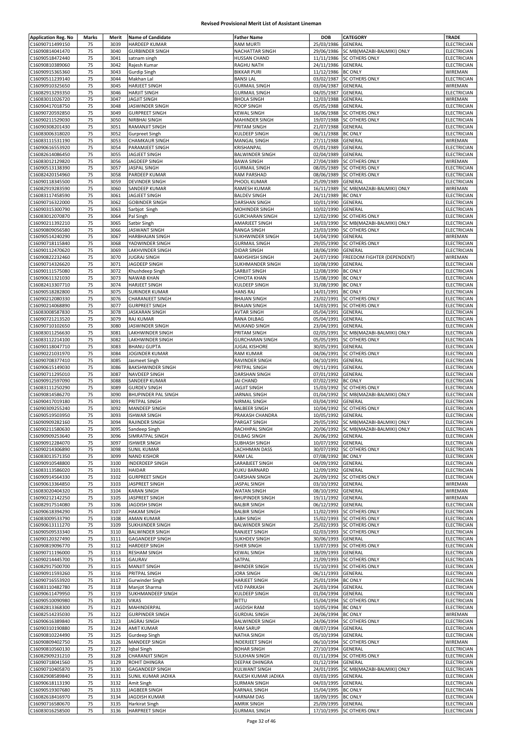# Revised Provisional Merit List of Assistant Lineman

| Application Reg. No | Marks | Merit | Name of Candidate | Father Name | DOB | CATEGORY | TRADE |
|---|---|---|---|---|---|---|---|
| C16090711499150 | 75 | 3039 | HARDEEP KUMAR | RAM MURTI | 25/03/1986 | GENERAL | ELECTRICIAN |
| C16090814041470 | 75 | 3040 | GURBINDER SINGH | NACHATTAR SINGH | 29/06/1986 | SC MB(MAZABI-BALMIKI) ONLY | ELECTRICIAN |
| C16090518472440 | 75 | 3041 | satnam singh | HUSSAN CHAND | 11/11/1986 | SC OTHERS ONLY | ELECTRICIAN |
| C16090810389060 | 75 | 3042 | Rajesh Kumar | RAGHU NATH | 24/11/1986 | GENERAL | ELECTRICIAN |
| C16090915365360 | 75 | 3043 | Gurdip Singh | BIKKAR PURI | 11/12/1986 | BC ONLY | WIREMAN |
| C16090511239140 | 75 | 3044 | Makhan Lal | BANSI LAL | 03/02/1987 | SC OTHERS ONLY | ELECTRICIAN |
| C16090910325650 | 75 | 3045 | HARJEET SINGH | GURMAIL SINGH | 03/04/1987 | GENERAL | WIREMAN |
| C16082913293350 | 75 | 3046 | HARJIT SINGH | GURMAIL SINGH | 04/05/1987 | GENERAL | ELECTRICIAN |
| C16083011026720 | 75 | 3047 | JAGJIT SINGH | BHOLA SINGH | 12/03/1988 | GENERAL | WIREMAN |
| C16090417018750 | 75 | 3048 | JASWINDER SINGH | ROOP SINGH | 05/05/1988 | GENERAL | ELECTRICIAN |
| C16090720592850 | 75 | 3049 | GURPREET SINGH | KEWAL SINGH | 16/06/1988 | SC OTHERS ONLY | ELECTRICIAN |
| C16090211529030 | 75 | 3050 | NIRBHAI SINGH | MAHINDER SINGH | 19/07/1988 | SC OTHERS ONLY | ELECTRICIAN |
| C16090308201430 | 75 | 3051 | RAMANJIT SINGH | PRITAM SINGH | 21/07/1988 | GENERAL | ELECTRICIAN |
| C16083006318020 | 75 | 3052 | Gurpreet Singh | KULDEEP SINGH | 06/11/1988 | BC ONLY | ELECTRICIAN |
| C16083111531190 | 75 | 3053 | CHAMKAUR SINGH | MANGAL SINGH | 27/11/1988 | GENERAL | WIREMAN |
| C16090616553920 | 75 | 3054 | PARAMJEET SINGH | KRISHANPAL | 05/01/1989 | GENERAL | ELECTRICIAN |
| C16082614086450 | 75 | 3055 | JAGJEET SINGH | BALWINDER SINGH | 02/04/1989 | GENERAL | ELECTRICIAN |
| C16083012129820 | 75 | 3056 | JAGDEEP SINGH | BAWA SINGH | 27/04/1989 | SC OTHERS ONLY | WIREMAN |
| C16090513138390 | 75 | 3057 | JASPAL SINGH | GURMAIL SINGH | 08/05/1989 | SC OTHERS ONLY | ELECTRICIAN |
| C16082420154960 | 75 | 3058 | PARDEEP KUMAR | RAM PARSHAD | 08/06/1989 | SC OTHERS ONLY | ELECTRICIAN |
| C16090118345500 | 75 | 3059 | DEVINDER SINGH | PHOOL KUMAR | 25/09/1989 | GENERAL | ELECTRICIAN |
| C16082919283590 | 75 | 3060 | SANDEEP KUMAR | RAMESH KUMAR | 16/11/1989 | SC MB(MAZABI-BALMIKI) ONLY | WIREMAN |
| C16083117458590 | 75 | 3061 | JAGJEET SINGH | BALDEV SINGH | 24/11/1989 | BC ONLY | ELECTRICIAN |
| C16090716322000 | 75 | 3062 | GOBINDER SINGH | DARSHAN SINGH | 10/01/1990 | GENERAL | ELECTRICIAN |
| C16090315300790 | 75 | 3063 | Sarbjot Singh | MOHINDER SINGH | 10/02/1990 | GENERAL | ELECTRICIAN |
| C16083012070870 | 75 | 3064 | Pal Singh | GURCHARAN SINGH | 12/02/1990 | SC OTHERS ONLY | ELECTRICIAN |
| C16090211392210 | 75 | 3065 | Satbir Singh | AMARJEET SINGH | 14/03/1990 | SC MB(MAZABI-BALMIKI) ONLY | ELECTRICIAN |
| C16090809056580 | 75 | 3066 | JASWANT SINGH | RANGA SINGH | 23/03/1990 | SC OTHERS ONLY | ELECTRICIAN |
| C16090514240290 | 75 | 3067 | HARBHAJAN SINGH | SUKHWINDER SINGH | 14/04/1990 | GENERAL | WIREMAN |
| C16090718115840 | 75 | 3068 | YADWINDER SINGH | GURMAIL SINGH | 29/05/1990 | SC OTHERS ONLY | ELECTRICIAN |
| C16090112470620 | 75 | 3069 | LAKHVINDER SINGH | DIDAR SINGH | 18/06/1990 | GENERAL | ELECTRICIAN |
| C16090822232460 | 75 | 3070 | JUGRAJ SINGH | BAKHSHISH SINGH | 24/07/1990 | FREEDOM FIGHTER (DEPENDENT) | WIREMAN |
| C16090714326620 | 75 | 3071 | JAGDEEP SINGH | SUKHMANDER SINGH | 10/08/1990 | GENERAL | ELECTRICIAN |
| C16090111575080 | 75 | 3072 | Khushdeep Singh | SARBJIT SINGH | 12/08/1990 | BC ONLY | ELECTRICIAN |
| C16090611321030 | 75 | 3073 | NAWAB KHAN | CHHOTA KHAN | 15/08/1990 | BC ONLY | ELECTRICIAN |
| C16082413307710 | 75 | 3074 | HARJEET SINGH | KULDEEP SINGH | 31/08/1990 | BC ONLY | ELECTRICIAN |
| C16090518282800 | 75 | 3075 | SURINDER KUMAR | HANS RAJ | 14/01/1991 | BC ONLY | ELECTRICIAN |
| C16090212080330 | 75 | 3076 | CHARANJEET SINGH | BHAJAN SINGH | 23/02/1991 | SC OTHERS ONLY | ELECTRICIAN |
| C16090214068890 | 75 | 3077 | GURPREET SINGH | BHAJAN SINGH | 14/03/1991 | SC OTHERS ONLY | ELECTRICIAN |
| C16083008587830 | 75 | 3078 | JASKARAN SINGH | AVTAR SINGH | 05/04/1991 | GENERAL | ELECTRICIAN |
| C16090721213520 | 75 | 3079 | RAJ KUMAR | RANA DILBAG | 05/04/1991 | GENERAL | ELECTRICIAN |
| C16090710102650 | 75 | 3080 | JASWINDER SINGH | MUKAND SINGH | 23/04/1991 | GENERAL | ELECTRICIAN |
| C16083011256630 | 75 | 3081 | LAKHWINDER SINGH | PRITAM SINGH | 02/05/1991 | SC MB(MAZABI-BALMIKI) ONLY | ELECTRICIAN |
| C16083112214100 | 75 | 3082 | LAKHWINDER SINGH | GURCHARAN SINGH | 05/05/1991 | SC OTHERS ONLY | ELECTRICIAN |
| C16090118047710 | 75 | 3083 | BHANU GUPTA | JUGAL KISHORE | 30/05/1991 | GENERAL | ELECTRICIAN |
| C16090221031970 | 75 | 3084 | JOGINDER KUMAR | RAM KUMAR | 04/06/1991 | SC OTHERS ONLY | ELECTRICIAN |
| C16090708377410 | 75 | 3085 | Jasmeet Singh | RAVINDER SINGH | 04/10/1991 | GENERAL | ELECTRICIAN |
| C16090615149030 | 75 | 3086 | BAKSHWINDER SINGH | PRITPAL SINGH | 09/11/1991 | GENERAL | ELECTRICIAN |
| C16090711295010 | 75 | 3087 | NAVDEEP SINGH | DARSHAN SINGH | 07/01/1992 | GENERAL | ELECTRICIAN |
| C16090912597090 | 75 | 3088 | SANDEEP KUMAR | JAI CHAND | 07/02/1992 | BC ONLY | ELECTRICIAN |
| C16083111250290 | 75 | 3089 | GURDEV SINGH | JAGJIT SINGH | 15/03/1992 | SC OTHERS ONLY | ELECTRICIAN |
| C16090814586270 | 75 | 3090 | BHUPINDER PAL SINGH | JARNAIL SINGH | 01/04/1992 | SC MB(MAZABI-BALMIKI) ONLY | ELECTRICIAN |
| C16090417019180 | 75 | 3091 | PRITPAL SINGH | NIRMAL SINGH | 03/04/1992 | GENERAL | ELECTRICIAN |
| C16090309255240 | 75 | 3092 | MANDEEP SINGH | BALBEER SINGH | 10/04/1992 | SC OTHERS ONLY | ELECTRICIAN |
| C16090519503950 | 75 | 3093 | ISHWAR SINGH | PRAKASH CHANDRA | 10/05/1992 | GENERAL | ELECTRICIAN |
| C16090909282160 | 75 | 3094 | RAJINDER SINGH | PARGAT SINGH | 29/05/1992 | SC MB(MAZABI-BALMIKI) ONLY | ELECTRICIAN |
| C16090211580630 | 75 | 3095 | Sandeep Singh | RACHHPAL SINGH | 20/06/1992 | SC MB(MAZABI-BALMIKI) ONLY | ELECTRICIAN |
| C16090909253640 | 75 | 3096 | SIMRATPAL SINGH | DILBAG SINGH | 26/06/1992 | GENERAL | ELECTRICIAN |
| C16090912284070 | 75 | 3097 | ISHWER SINGH | SUBHASH SINGH | 10/07/1992 | GENERAL | ELECTRICIAN |
| C16090214306890 | 75 | 3098 | SUNIL KUMAR | LACHHMAN DASS | 30/07/1992 | SC OTHERS ONLY | ELECTRICIAN |
| C16083013571350 | 75 | 3099 | NAND KISHOR | RAM LAL | 07/08/1992 | BC ONLY | ELECTRICIAN |
| C16090910548800 | 75 | 3100 | INDERDEEP SINGH | SARABJEET SINGH | 04/09/1992 | GENERAL | ELECTRICIAN |
| C16083113586020 | 75 | 3101 | HAIDAR | KUKU BARNARD | 12/09/1992 | GENERAL | ELECTRICIAN |
| C16090914564330 | 75 | 3102 | GURPREET SINGH | DARSHAN SINGH | 26/09/1992 | SC OTHERS ONLY | ELECTRICIAN |
| C16090613364850 | 75 | 3103 | JASPREET SINGH | JASPAL SINGH | 03/10/1992 | GENERAL | WIREMAN |
| C16083020404320 | 75 | 3104 | KARAN SINGH | WATAN SINGH | 08/10/1992 | GENERAL | WIREMAN |
| C16090212142250 | 75 | 3105 | JASPREET SINGH | BHUPINDER SINGH | 19/11/1992 | GENERAL | WIREMAN |
| C16082917514080 | 75 | 3106 | JAGDISH SINGH | BALBIR SINGH | 06/12/1992 | GENERAL | ELECTRICIAN |
| C16090618394290 | 75 | 3107 | HAKAM SINGH | BALBIR SINGH | 11/02/1993 | SC OTHERS ONLY | ELECTRICIAN |
| C16083009533790 | 75 | 3108 | AMAN KUMAR | LABH SINGH | 15/02/1993 | SC OTHERS ONLY | ELECTRICIAN |
| C16090613111270 | 75 | 3109 | SUKHJINDER SINGH | BALWINDER SINGH | 25/02/1993 | SC OTHERS ONLY | ELECTRICIAN |
| C16090509533340 | 75 | 3110 | BALWINDER SINGH | RANJEET SINGH | 02/03/1993 | SC OTHERS ONLY | ELECTRICIAN |
| C16090120327490 | 75 | 3111 | GAGANDEEP SINGH | SUKHDEV SINGH | 30/06/1993 | GENERAL | ELECTRICIAN |
| C16090819096770 | 75 | 3112 | HARDEEP SINGH | ISHER SINGH | 13/07/1993 | SC OTHERS ONLY | ELECTRICIAN |
| C16090711196000 | 75 | 3113 | RESHAM SINGH | KEWAL SINGH | 18/09/1993 | GENERAL | ELECTRICIAN |
| C16090214445700 | 75 | 3114 | GAURAV | SATPAL | 21/09/1993 | SC OTHERS ONLY | ELECTRICIAN |
| C16082917500700 | 75 | 3115 | MANJIT SINGH | BHINDER SINGH | 15/10/1993 | SC OTHERS ONLY | ELECTRICIAN |
| C16090911593260 | 75 | 3116 | PRITPAL SINGH | JORA SINGH | 06/11/1993 | GENERAL | ELECTRICIAN |
| C16090716553920 | 75 | 3117 | Gurwinder Singh | HARJEET SINGH | 25/01/1994 | BC ONLY | ELECTRICIAN |
| C16083110482780 | 75 | 3118 | Manjot Sharma | VED PARKASH | 26/03/1994 | GENERAL | ELECTRICIAN |
| C16090611479950 | 75 | 3119 | SUKHMANDEEP SINGH | KULDEEP SINGH | 01/04/1994 | GENERAL | ELECTRICIAN |
| C16090510090980 | 75 | 3120 | VIKAS | BITTU | 15/04/1994 | SC OTHERS ONLY | ELECTRICIAN |
| C16082813368300 | 75 | 3121 | MAHINDERPAL | JAGDISH RAM | 10/05/1994 | BC ONLY | ELECTRICIAN |
| C16082514235030 | 75 | 3122 | GURPINDER SINGH | GURDIAL SINGH | 24/06/1994 | BC ONLY | WIREMAN |
| C16090616389840 | 75 | 3123 | JAGRAJ SINGH | BALWINDER SINGH | 24/06/1994 | SC OTHERS ONLY | ELECTRICIAN |
| C16090310190880 | 75 | 3124 | AMIT KUMAR | RAM SARUP | 08/07/1994 | GENERAL | ELECTRICIAN |
| C16090810224490 | 75 | 3125 | Gurdeep Singh | NATHA SINGH | 05/10/1994 | GENERAL | ELECTRICIAN |
| C16090809402750 | 75 | 3126 | MANDEEP SINGH | INDERJEET SINGH | 06/10/1994 | SC OTHERS ONLY | WIREMAN |
| C16090810560130 | 75 | 3127 | Iqbal Singh | BOHAR SINGH | 27/10/1994 | GENERAL | ELECTRICIAN |
| C16082909231210 | 75 | 3128 | CHARANJIT SINGH | SULKHAN SINGH | 01/11/1994 | SC OTHERS ONLY | ELECTRICIAN |
| C16090718041560 | 75 | 3129 | ROHIT DHINGRA | DEEPAK DHINGRA | 01/12/1994 | GENERAL | ELECTRICIAN |
| C16090710405870 | 75 | 3130 | GAGANDEEP SINGH | KULWANT SINGH | 24/01/1995 | SC MB(MAZABI-BALMIKI) ONLY | ELECTRICIAN |
| C16082908589840 | 75 | 3131 | SUNIL KUMAR JADIKA | RAJESH KUMAR JADIKA | 03/03/1995 | GENERAL | ELECTRICIAN |
| C16090618113190 | 75 | 3132 | Amit Singh | SURMAN SINGH | 04/03/1995 | GENERAL | ELECTRICIAN |
| C16090519307680 | 75 | 3133 | JAGBEER SINGH | KARNAIL SINGH | 15/04/1995 | BC ONLY | ELECTRICIAN |
| C16082618416970 | 75 | 3134 | JAGDISH KUMAR | HARNAM DAS | 18/09/1995 | BC ONLY | ELECTRICIAN |
| C16090716580670 | 75 | 3135 | Harkirat Singh | AMRIK SINGH | 25/09/1995 | GENERAL | ELECTRICIAN |
| C16083016258500 | 75 | 3136 | HARPREET SINGH | GURMAIL SINGH | 17/10/1995 | SC OTHERS ONLY | ELECTRICIAN |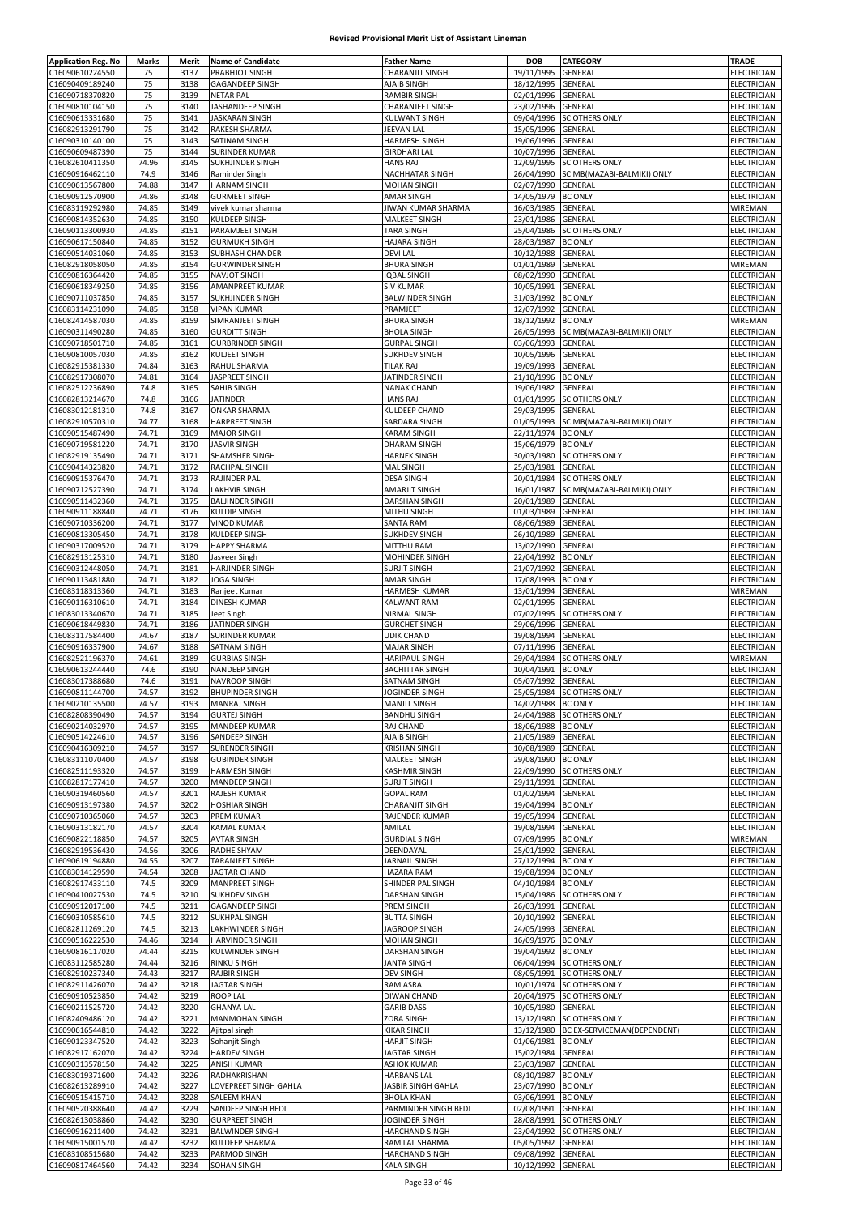# Revised Provisional Merit List of Assistant Lineman

| Application Reg. No | Marks | Merit | Name of Candidate | Father Name | DOB | CATEGORY | TRADE |
|---|---|---|---|---|---|---|---|
| C16090610224550 | 75 | 3137 | PRABHJOT SINGH | CHARANJIT SINGH | 19/11/1995 | GENERAL | ELECTRICIAN |
| C16090409189240 | 75 | 3138 | GAGANDEEP SINGH | AJAIB SINGH | 18/12/1995 | GENERAL | ELECTRICIAN |
| C16090718370820 | 75 | 3139 | NETAR PAL | RAMBIR SINGH | 02/01/1996 | GENERAL | ELECTRICIAN |
| C16090810104150 | 75 | 3140 | JASHANDEEP SINGH | CHARANJEET SINGH | 23/02/1996 | GENERAL | ELECTRICIAN |
| C16090613331680 | 75 | 3141 | JASKARAN SINGH | KULWANT SINGH | 09/04/1996 | SC OTHERS ONLY | ELECTRICIAN |
| C16082913291790 | 75 | 3142 | RAKESH SHARMA | JEEVAN LAL | 15/05/1996 | GENERAL | ELECTRICIAN |
| C16090310140100 | 75 | 3143 | SATINAM SINGH | HARMESH SINGH | 19/06/1996 | GENERAL | ELECTRICIAN |
| C16090609487390 | 75 | 3144 | SURINDER KUMAR | GIRDHARI LAL | 10/07/1996 | GENERAL | ELECTRICIAN |
| C16082610411350 | 74.96 | 3145 | SUKHJINDER SINGH | HANS RAJ | 12/09/1995 | SC OTHERS ONLY | ELECTRICIAN |
| C16090916462110 | 74.9 | 3146 | Raminder Singh | NACHHATAR SINGH | 26/04/1990 | SC MB(MAZABI-BALMIKI) ONLY | ELECTRICIAN |
| C16090613567800 | 74.88 | 3147 | HARNAM SINGH | MOHAN SINGH | 02/07/1990 | GENERAL | ELECTRICIAN |
| C16090912570900 | 74.86 | 3148 | GURMEET SINGH | AMAR SINGH | 14/05/1979 | BC ONLY | ELECTRICIAN |
| C16083119292980 | 74.85 | 3149 | vivek kumar sharma | JIWAN KUMAR SHARMA | 16/03/1985 | GENERAL | WIREMAN |
| C16090814352630 | 74.85 | 3150 | KULDEEP SINGH | MALKEET SINGH | 23/01/1986 | GENERAL | ELECTRICIAN |
| C16090113300930 | 74.85 | 3151 | PARAMJEET SINGH | TARA SINGH | 25/04/1986 | SC OTHERS ONLY | ELECTRICIAN |
| C16090617150840 | 74.85 | 3152 | GURMUKH SINGH | HAJARA SINGH | 28/03/1987 | BC ONLY | ELECTRICIAN |
| C16090514031060 | 74.85 | 3153 | SUBHASH CHANDER | DEVI LAL | 10/12/1988 | GENERAL | ELECTRICIAN |
| C16082918058050 | 74.85 | 3154 | GURWINDER SINGH | BHURA SINGH | 01/01/1989 | GENERAL | WIREMAN |
| C16090816364420 | 74.85 | 3155 | NAVJOT SINGH | IQBAL SINGH | 08/02/1990 | GENERAL | ELECTRICIAN |
| C16090618349250 | 74.85 | 3156 | AMANPREET KUMAR | SIV KUMAR | 10/05/1991 | GENERAL | ELECTRICIAN |
| C16090711037850 | 74.85 | 3157 | SUKHJINDER SINGH | BALWINDER SINGH | 31/03/1992 | BC ONLY | ELECTRICIAN |
| C16083114231090 | 74.85 | 3158 | VIPAN KUMAR | PRAMJEET | 12/07/1992 | GENERAL | ELECTRICIAN |
| C16082414587030 | 74.85 | 3159 | SIMRANJEET SINGH | BHURA SINGH | 18/12/1992 | BC ONLY | WIREMAN |
| C16090311490280 | 74.85 | 3160 | GURDITT SINGH | BHOLA SINGH | 26/05/1993 | SC MB(MAZABI-BALMIKI) ONLY | ELECTRICIAN |
| C16090718501710 | 74.85 | 3161 | GURBRINDER SINGH | GURPAL SINGH | 03/06/1993 | GENERAL | ELECTRICIAN |
| C16090810057030 | 74.85 | 3162 | KULJEET SINGH | SUKHDEV SINGH | 10/05/1996 | GENERAL | ELECTRICIAN |
| C16082915381330 | 74.84 | 3163 | RAHUL SHARMA | TILAK RAJ | 19/09/1993 | GENERAL | ELECTRICIAN |
| C16082917308070 | 74.81 | 3164 | JASPREET SINGH | JATINDER SINGH | 21/10/1996 | BC ONLY | ELECTRICIAN |
| C16082512236890 | 74.8 | 3165 | SAHIB SINGH | NANAK CHAND | 19/06/1982 | GENERAL | ELECTRICIAN |
| C16082813214670 | 74.8 | 3166 | JATINDER | HANS RAJ | 01/01/1995 | SC OTHERS ONLY | ELECTRICIAN |
| C16083012181310 | 74.8 | 3167 | ONKAR SHARMA | KULDEEP CHAND | 29/03/1995 | GENERAL | ELECTRICIAN |
| C16082910570310 | 74.77 | 3168 | HARPREET SINGH | SARDARA SINGH | 01/05/1993 | SC MB(MAZABI-BALMIKI) ONLY | ELECTRICIAN |
| C16090515487490 | 74.71 | 3169 | MAJOR SINGH | KARAM SINGH | 22/11/1974 | BC ONLY | ELECTRICIAN |
| C16090719581220 | 74.71 | 3170 | JASVIR SINGH | DHARAM SINGH | 15/06/1979 | BC ONLY | ELECTRICIAN |
| C16082919135490 | 74.71 | 3171 | SHAMSHER SINGH | HARNEK SINGH | 30/03/1980 | SC OTHERS ONLY | ELECTRICIAN |
| C16090414323820 | 74.71 | 3172 | RACHPAL SINGH | MAL SINGH | 25/03/1981 | GENERAL | ELECTRICIAN |
| C16090915376470 | 74.71 | 3173 | RAJINDER PAL | DESA SINGH | 20/01/1984 | SC OTHERS ONLY | ELECTRICIAN |
| C16090712527390 | 74.71 | 3174 | LAKHVIR SINGH | AMARJIT SINGH | 16/01/1987 | SC MB(MAZABI-BALMIKI) ONLY | ELECTRICIAN |
| C16090511432360 | 74.71 | 3175 | BALJINDER SINGH | DARSHAN SINGH | 20/01/1989 | GENERAL | ELECTRICIAN |
| C16090911188840 | 74.71 | 3176 | KULDIP SINGH | MITHU SINGH | 01/03/1989 | GENERAL | ELECTRICIAN |
| C16090710336200 | 74.71 | 3177 | VINOD KUMAR | SANTA RAM | 08/06/1989 | GENERAL | ELECTRICIAN |
| C16090813305450 | 74.71 | 3178 | KULDEEP SINGH | SUKHDEV SINGH | 26/10/1989 | GENERAL | ELECTRICIAN |
| C16090317009520 | 74.71 | 3179 | HAPPY SHARMA | MITTHU RAM | 13/02/1990 | GENERAL | ELECTRICIAN |
| C16082913125310 | 74.71 | 3180 | Jasveer Singh | MOHINDER SINGH | 22/04/1992 | BC ONLY | ELECTRICIAN |
| C16090312448050 | 74.71 | 3181 | HARJINDER SINGH | SURJIT SINGH | 21/07/1992 | GENERAL | ELECTRICIAN |
| C16090113481880 | 74.71 | 3182 | JOGA SINGH | AMAR SINGH | 17/08/1993 | BC ONLY | ELECTRICIAN |
| C16083118313360 | 74.71 | 3183 | Ranjeet Kumar | HARMESH KUMAR | 13/01/1994 | GENERAL | WIREMAN |
| C16090116310610 | 74.71 | 3184 | DINESH KUMAR | KALWANT RAM | 02/01/1995 | GENERAL | ELECTRICIAN |
| C16083013340670 | 74.71 | 3185 | Jeet Singh | NIRMAL SINGH | 07/02/1995 | SC OTHERS ONLY | ELECTRICIAN |
| C16090618449830 | 74.71 | 3186 | JATINDER SINGH | GURCHET SINGH | 29/06/1996 | GENERAL | ELECTRICIAN |
| C16083117584400 | 74.67 | 3187 | SURINDER KUMAR | UDIK CHAND | 19/08/1994 | GENERAL | ELECTRICIAN |
| C16090916337900 | 74.67 | 3188 | SATNAM SINGH | MAJAR SINGH | 07/11/1996 | GENERAL | ELECTRICIAN |
| C16082521196370 | 74.61 | 3189 | GURBIAS SINGH | HARIPAUL SINGH | 29/04/1984 | SC OTHERS ONLY | WIREMAN |
| C16090613244440 | 74.6 | 3190 | NANDEEP SINGH | BACHITTAR SINGH | 10/04/1991 | BC ONLY | ELECTRICIAN |
| C16083017388680 | 74.6 | 3191 | NAVROOP SINGH | SATNAM SINGH | 05/07/1992 | GENERAL | ELECTRICIAN |
| C16090811144700 | 74.57 | 3192 | BHUPINDER SINGH | JOGINDER SINGH | 25/05/1984 | SC OTHERS ONLY | ELECTRICIAN |
| C16090210135500 | 74.57 | 3193 | MANRAJ SINGH | MANJIT SINGH | 14/02/1988 | BC ONLY | ELECTRICIAN |
| C16082808390490 | 74.57 | 3194 | GURTEJ SINGH | BANDHU SINGH | 24/04/1988 | SC OTHERS ONLY | ELECTRICIAN |
| C16090214032970 | 74.57 | 3195 | MANDEEP KUMAR | RAJ CHAND | 18/06/1988 | BC ONLY | ELECTRICIAN |
| C16090514224610 | 74.57 | 3196 | SANDEEP SINGH | AJAIB SINGH | 21/05/1989 | GENERAL | ELECTRICIAN |
| C16090416309210 | 74.57 | 3197 | SURENDER SINGH | KRISHAN SINGH | 10/08/1989 | GENERAL | ELECTRICIAN |
| C16083111070400 | 74.57 | 3198 | GUBINDER SINGH | MALKEET SINGH | 29/08/1990 | BC ONLY | ELECTRICIAN |
| C16082511193320 | 74.57 | 3199 | HARMESH SINGH | KASHMIR SINGH | 22/09/1990 | SC OTHERS ONLY | ELECTRICIAN |
| C16082817177410 | 74.57 | 3200 | MANDEEP SINGH | SURJIT SINGH | 29/11/1991 | GENERAL | ELECTRICIAN |
| C16090319460560 | 74.57 | 3201 | RAJESH KUMAR | GOPAL RAM | 01/02/1994 | GENERAL | ELECTRICIAN |
| C16090913197380 | 74.57 | 3202 | HOSHIAR SINGH | CHARANJIT SINGH | 19/04/1994 | BC ONLY | ELECTRICIAN |
| C16090710365060 | 74.57 | 3203 | PREM KUMAR | RAJENDER KUMAR | 19/05/1994 | GENERAL | ELECTRICIAN |
| C16090313182170 | 74.57 | 3204 | KAMAL KUMAR | AMILAL | 19/08/1994 | GENERAL | ELECTRICIAN |
| C16090822118850 | 74.57 | 3205 | AVTAR SINGH | GURDIAL SINGH | 07/09/1995 | BC ONLY | WIREMAN |
| C16082919536430 | 74.56 | 3206 | RADHE SHYAM | DEENDAYAL | 25/01/1992 | GENERAL | ELECTRICIAN |
| C16090619194880 | 74.55 | 3207 | TARANJEET SINGH | JARNAIL SINGH | 27/12/1994 | BC ONLY | ELECTRICIAN |
| C16083014129590 | 74.54 | 3208 | JAGTAR CHAND | HAZARA RAM | 19/08/1994 | BC ONLY | ELECTRICIAN |
| C16082917433110 | 74.5 | 3209 | MANPREET SINGH | SHINDER PAL SINGH | 04/10/1984 | BC ONLY | ELECTRICIAN |
| C16090410027530 | 74.5 | 3210 | SUKHDEV SINGH | DARSHAN SINGH | 15/04/1986 | SC OTHERS ONLY | ELECTRICIAN |
| C16090912017100 | 74.5 | 3211 | GAGANDEEP SINGH | PREM SINGH | 26/03/1991 | GENERAL | ELECTRICIAN |
| C16090310585610 | 74.5 | 3212 | SUKHPAL SINGH | BUTTA SINGH | 20/10/1992 | GENERAL | ELECTRICIAN |
| C16082811269120 | 74.5 | 3213 | LAKHWINDER SINGH | JAGROOP SINGH | 24/05/1993 | GENERAL | ELECTRICIAN |
| C16090516222530 | 74.46 | 3214 | HARVINDER SINGH | MOHAN SINGH | 16/09/1976 | BC ONLY | ELECTRICIAN |
| C16090816117020 | 74.44 | 3215 | KULWINDER SINGH | DARSHAN SINGH | 19/04/1992 | BC ONLY | ELECTRICIAN |
| C16083112585280 | 74.44 | 3216 | RINKU SINGH | JANTA SINGH | 06/04/1994 | SC OTHERS ONLY | ELECTRICIAN |
| C16082910237340 | 74.43 | 3217 | RAJBIR SINGH | DEV SINGH | 08/05/1991 | SC OTHERS ONLY | ELECTRICIAN |
| C16082911426070 | 74.42 | 3218 | JAGTAR SINGH | RAM ASRA | 10/01/1974 | SC OTHERS ONLY | ELECTRICIAN |
| C16090910523850 | 74.42 | 3219 | ROOP LAL | DIWAN CHAND | 20/04/1975 | SC OTHERS ONLY | ELECTRICIAN |
| C16090211525720 | 74.42 | 3220 | GHANYA LAL | GARIB DASS | 10/05/1980 | GENERAL | ELECTRICIAN |
| C16082409486120 | 74.42 | 3221 | MANMOHAN SINGH | ZORA SINGH | 13/12/1980 | SC OTHERS ONLY | ELECTRICIAN |
| C16090616544810 | 74.42 | 3222 | Ajitpal singh | KIKAR SINGH | 13/12/1980 | BC EX-SERVICEMAN(DEPENDENT) | ELECTRICIAN |
| C16090123347520 | 74.42 | 3223 | Sohanjit Singh | HARJIT SINGH | 01/06/1981 | BC ONLY | ELECTRICIAN |
| C16082917162070 | 74.42 | 3224 | HARDEV SINGH | JAGTAR SINGH | 15/02/1984 | GENERAL | ELECTRICIAN |
| C16090313578150 | 74.42 | 3225 | ANISH KUMAR | ASHOK KUMAR | 23/03/1987 | GENERAL | ELECTRICIAN |
| C16083019371600 | 74.42 | 3226 | RADHAKRISHAN | HARBANS LAL | 08/10/1987 | BC ONLY | ELECTRICIAN |
| C16082613289910 | 74.42 | 3227 | LOVEPREET SINGH GAHLA | JASBIR SINGH GAHLA | 23/07/1990 | BC ONLY | ELECTRICIAN |
| C16090515415710 | 74.42 | 3228 | SALEEM KHAN | BHOLA KHAN | 03/06/1991 | BC ONLY | ELECTRICIAN |
| C16090520388640 | 74.42 | 3229 | SANDEEP SINGH BEDI | PARMINDER SINGH BEDI | 02/08/1991 | GENERAL | ELECTRICIAN |
| C16082613038860 | 74.42 | 3230 | GURPREET SINGH | JOGINDER SINGH | 28/08/1991 | SC OTHERS ONLY | ELECTRICIAN |
| C16090916211400 | 74.42 | 3231 | BALWINDER SINGH | HARCHAND SINGH | 23/04/1992 | SC OTHERS ONLY | ELECTRICIAN |
| C16090915001570 | 74.42 | 3232 | KULDEEP SHARMA | RAM LAL SHARMA | 05/05/1992 | GENERAL | ELECTRICIAN |
| C16083108515680 | 74.42 | 3233 | PARMOD SINGH | HARCHAND SINGH | 09/08/1992 | GENERAL | ELECTRICIAN |
| C16090817464560 | 74.42 | 3234 | SOHAN SINGH | KALA SINGH | 10/12/1992 | GENERAL | ELECTRICIAN |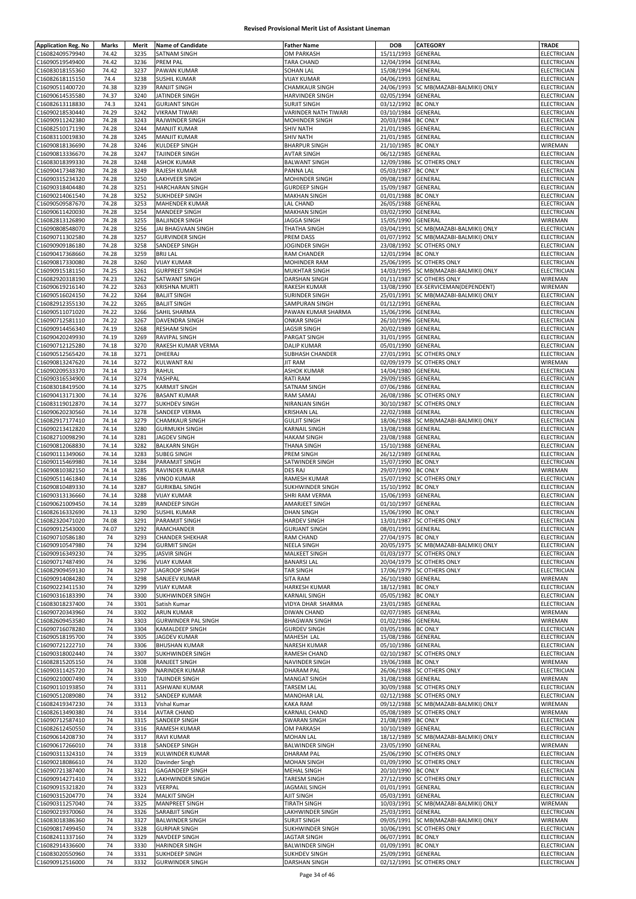# Revised Provisional Merit List of Assistant Lineman

| Application Reg. No | Marks | Merit | Name of Candidate | Father Name | DOB | CATEGORY | TRADE |
|---|---|---|---|---|---|---|---|
| C16082409579940 | 74.42 | 3235 | SATNAM SINGH | OM PARKASH | 15/11/1993 | GENERAL | ELECTRICIAN |
| C16090519549400 | 74.42 | 3236 | PREM PAL | TARA CHAND | 12/04/1994 | GENERAL | ELECTRICIAN |
| C16083018155360 | 74.42 | 3237 | PAWAN KUMAR | SOHAN LAL | 15/08/1994 | GENERAL | ELECTRICIAN |
| C16082618115150 | 74.4 | 3238 | SUSHIL KUMAR | VIJAY KUMAR | 04/06/1993 | GENERAL | ELECTRICIAN |
| C16090511400720 | 74.38 | 3239 | RANJIT SINGH | CHAMKAUR SINGH | 24/06/1993 | SC MB(MAZABI-BALMIKI) ONLY | ELECTRICIAN |
| C16090614535580 | 74.37 | 3240 | JATINDER SINGH | HARVINDER SINGH | 02/05/1994 | GENERAL | ELECTRICIAN |
| C16082613118830 | 74.3 | 3241 | GURJANT SINGH | SURJIT SINGH | 03/12/1992 | BC ONLY | ELECTRICIAN |
| C16090218530440 | 74.29 | 3242 | VIKRAM TIWARI | VARINDER NATH TIWARI | 03/10/1984 | GENERAL | ELECTRICIAN |
| C16090911242380 | 74.28 | 3243 | RAJWINDER SINGH | MOHINDER SINGH | 20/03/1984 | BC ONLY | ELECTRICIAN |
| C16082510171190 | 74.28 | 3244 | MANJIT KUMAR | SHIV NATH | 21/01/1985 | GENERAL | ELECTRICIAN |
| C16083110019830 | 74.28 | 3245 | MANJIT KUMAR | SHIV NATH | 21/01/1985 | GENERAL | ELECTRICIAN |
| C16090818136690 | 74.28 | 3246 | KULDEEP SINGH | BHARPUR SINGH | 21/10/1985 | BC ONLY | WIREMAN |
| C16090813336670 | 74.28 | 3247 | TAJINDER SINGH | AVTAR SINGH | 06/12/1985 | GENERAL | ELECTRICIAN |
| C16083018399330 | 74.28 | 3248 | ASHOK KUMAR | BALWANT SINGH | 12/09/1986 | SC OTHERS ONLY | ELECTRICIAN |
| C16090417348780 | 74.28 | 3249 | RAJESH KUMAR | PANNA LAL | 05/03/1987 | BC ONLY | ELECTRICIAN |
| C16090315234320 | 74.28 | 3250 | LAKHVEER SINGH | MOHINDER SINGH | 09/08/1987 | GENERAL | ELECTRICIAN |
| C16090318404480 | 74.28 | 3251 | HARCHARAN SINGH | GURDEEP SINGH | 15/09/1987 | GENERAL | ELECTRICIAN |
| C16090214061540 | 74.28 | 3252 | SUKHDEEP SINGH | MAKHAN SINGH | 01/01/1988 | BC ONLY | ELECTRICIAN |
| C16090509587670 | 74.28 | 3253 | MAHENDER KUMAR | LAL CHAND | 26/05/1988 | GENERAL | ELECTRICIAN |
| C16090611420030 | 74.28 | 3254 | MANDEEP SINGH | MAKHAN SINGH | 03/02/1990 | GENERAL | ELECTRICIAN |
| C16082813126890 | 74.28 | 3255 | BALJINDER SINGH | JAGGA SINGH | 15/05/1990 | GENERAL | WIREMAN |
| C16090808548070 | 74.28 | 3256 | JAI BHAGVAAN SINGH | THATHA SINGH | 03/04/1991 | SC MB(MAZABI-BALMIKI) ONLY | ELECTRICIAN |
| C16090711302580 | 74.28 | 3257 | GURVINDER SINGH | PREM DASS | 01/07/1992 | SC MB(MAZABI-BALMIKI) ONLY | ELECTRICIAN |
| C16090909186180 | 74.28 | 3258 | SANDEEP SINGH | JOGINDER SINGH | 23/08/1992 | SC OTHERS ONLY | ELECTRICIAN |
| C16090417368660 | 74.28 | 3259 | BRIJ LAL | RAM CHANDER | 12/01/1994 | BC ONLY | ELECTRICIAN |
| C16090817330080 | 74.28 | 3260 | VIJAY KUMAR | MOHINDER RAM | 25/06/1995 | SC OTHERS ONLY | ELECTRICIAN |
| C16090915181150 | 74.25 | 3261 | GURPREET SINGH | MUKHTAR SINGH | 14/03/1995 | SC MB(MAZABI-BALMIKI) ONLY | ELECTRICIAN |
| C16082920318190 | 74.23 | 3262 | SATWANT SINGH | DARSHAN SINGH | 01/11/1987 | SC OTHERS ONLY | WIREMAN |
| C16090619216140 | 74.22 | 3263 | KRISHNA MURTI | RAKESH KUMAR | 13/08/1990 | EX-SERVICEMAN(DEPENDENT) | WIREMAN |
| C16090516024150 | 74.22 | 3264 | BALJIT SINGH | SURINDER SINGH | 25/01/1991 | SC MB(MAZABI-BALMIKI) ONLY | ELECTRICIAN |
| C16082912355130 | 74.22 | 3265 | BALJIT SINGH | SAMPURAN SINGH | 01/12/1991 | GENERAL | ELECTRICIAN |
| C16090511071020 | 74.22 | 3266 | SAHIL SHARMA | PAWAN KUMAR SHARMA | 15/06/1996 | GENERAL | ELECTRICIAN |
| C16090712581110 | 74.22 | 3267 | DAVENDRA SINGH | ONKAR SINGH | 26/10/1996 | GENERAL | ELECTRICIAN |
| C16090914456340 | 74.19 | 3268 | RESHAM SINGH | JAGSIR SINGH | 20/02/1989 | GENERAL | ELECTRICIAN |
| C16090420249930 | 74.19 | 3269 | RAVIPAL SINGH | PARGAT SINGH | 31/01/1995 | GENERAL | ELECTRICIAN |
| C16090712125280 | 74.18 | 3270 | RAKESH KUMAR VERMA | DALIP KUMAR | 05/01/1990 | GENERAL | ELECTRICIAN |
| C16090512565420 | 74.18 | 3271 | DHEERAJ | SUBHASH CHANDER | 27/01/1991 | SC OTHERS ONLY | ELECTRICIAN |
| C16090813247620 | 74.14 | 3272 | KULWANT RAI | JIT RAM | 02/09/1979 | SC OTHERS ONLY | WIREMAN |
| C16090209533370 | 74.14 | 3273 | RAHUL | ASHOK KUMAR | 14/04/1980 | GENERAL | ELECTRICIAN |
| C16090316534900 | 74.14 | 3274 | YASHPAL | RATI RAM | 29/09/1985 | GENERAL | ELECTRICIAN |
| C16083018419500 | 74.14 | 3275 | KARMJIT SINGH | SATNAM SINGH | 07/06/1986 | GENERAL | ELECTRICIAN |
| C16090413171300 | 74.14 | 3276 | BASANT KUMAR | RAM SAMAJ | 26/08/1986 | SC OTHERS ONLY | ELECTRICIAN |
| C16083119012870 | 74.14 | 3277 | SUKHDEV SINGH | NIRANJAN SINGH | 30/10/1987 | SC OTHERS ONLY | ELECTRICIAN |
| C16090620230560 | 74.14 | 3278 | SANDEEP VERMA | KRISHAN LAL | 22/02/1988 | GENERAL | ELECTRICIAN |
| C16082917177410 | 74.14 | 3279 | CHAMKAUR SINGH | GULJIT SINGH | 18/06/1988 | SC MB(MAZABI-BALMIKI) ONLY | ELECTRICIAN |
| C16090213412820 | 74.14 | 3280 | GURMUKH SINGH | KARNAIL SINGH | 13/08/1988 | GENERAL | ELECTRICIAN |
| C16082710098290 | 74.14 | 3281 | JAGDEV SINGH | HAKAM SINGH | 23/08/1988 | GENERAL | ELECTRICIAN |
| C16090812068830 | 74.14 | 3282 | BALKARN SINGH | THANA SINGH | 15/10/1988 | GENERAL | ELECTRICIAN |
| C16090111349060 | 74.14 | 3283 | SUBEG SINGH | PREM SINGH | 26/12/1989 | GENERAL | ELECTRICIAN |
| C16090115469980 | 74.14 | 3284 | PARAMJIT SINGH | SATWINDER SINGH | 15/07/1990 | BC ONLY | ELECTRICIAN |
| C16090810382150 | 74.14 | 3285 | RAVINDER KUMAR | DES RAJ | 29/07/1990 | BC ONLY | WIREMAN |
| C16090511461840 | 74.14 | 3286 | VINOD KUMAR | RAMESH KUMAR | 15/07/1992 | SC OTHERS ONLY | ELECTRICIAN |
| C16090810489330 | 74.14 | 3287 | GURIKBAL SINGH | SUKHWINDER SINGH | 15/10/1992 | BC ONLY | ELECTRICIAN |
| C16090313136660 | 74.14 | 3288 | VIJAY KUMAR | SHRI RAM VERMA | 15/06/1993 | GENERAL | ELECTRICIAN |
| C16090621009450 | 74.14 | 3289 | RANDEEP SINGH | AMARJEET SINGH | 01/10/1997 | GENERAL | ELECTRICIAN |
| C16082616332690 | 74.13 | 3290 | SUSHIL KUMAR | DHAN SINGH | 15/06/1990 | BC ONLY | ELECTRICIAN |
| C16082320471020 | 74.08 | 3291 | PARAMJIT SINGH | HARDEV SINGH | 13/01/1987 | SC OTHERS ONLY | ELECTRICIAN |
| C16090912543000 | 74.07 | 3292 | RAMCHANDER | GURJANT SINGH | 08/01/1991 | GENERAL | ELECTRICIAN |
| C16090710586180 | 74 | 3293 | CHANDER SHEKHAR | RAM CHAND | 27/04/1975 | BC ONLY | ELECTRICIAN |
| C16090910547980 | 74 | 3294 | GURMIT SINGH | NEELA SINGH | 20/05/1975 | SC MB(MAZABI-BALMIKI) ONLY | ELECTRICIAN |
| C16090916349230 | 74 | 3295 | JASVIR SINGH | MALKEET SINGH | 01/03/1977 | SC OTHERS ONLY | ELECTRICIAN |
| C16090717487490 | 74 | 3296 | VIJAY KUMAR | BANARSI LAL | 20/04/1979 | SC OTHERS ONLY | ELECTRICIAN |
| C16082909459130 | 74 | 3297 | JAGROOP SINGH | TAR SINGH | 17/06/1979 | SC OTHERS ONLY | ELECTRICIAN |
| C16090914084280 | 74 | 3298 | SANJEEV KUMAR | SITA RAM | 26/10/1980 | GENERAL | WIREMAN |
| C16090223411530 | 74 | 3299 | VIJAY KUMAR | HARKESH KUMAR | 18/12/1981 | BC ONLY | ELECTRICIAN |
| C16090316183390 | 74 | 3300 | SUKHWINDER SINGH | KARNAIL SINGH | 05/05/1982 | BC ONLY | ELECTRICIAN |
| C16083018237400 | 74 | 3301 | Satish Kumar | VIDYA DHAR SHARMA | 23/01/1985 | GENERAL | ELECTRICIAN |
| C16090720343960 | 74 | 3302 | ARUN KUMAR | DIWAN CHAND | 02/07/1985 | GENERAL | WIREMAN |
| C16082609453580 | 74 | 3303 | GURWINDER PAL SINGH | BHAGWAN SINGH | 01/02/1986 | GENERAL | WIREMAN |
| C16090716078280 | 74 | 3304 | KAMALDEEP SINGH | GURDEV SINGH | 03/05/1986 | BC ONLY | ELECTRICIAN |
| C16090518195700 | 74 | 3305 | JAGDEV KUMAR | MAHESH LAL | 15/08/1986 | GENERAL | ELECTRICIAN |
| C16090721222710 | 74 | 3306 | BHUSHAN KUMAR | NARESH KUMAR | 05/10/1986 | GENERAL | ELECTRICIAN |
| C16090318002440 | 74 | 3307 | SUKHWINDER SINGH | RAMESH CHAND | 02/10/1987 | SC OTHERS ONLY | ELECTRICIAN |
| C16082815205150 | 74 | 3308 | RANJEET SINGH | NAVINDER SINGH | 19/06/1988 | BC ONLY | WIREMAN |
| C16090311425720 | 74 | 3309 | NARINDER KUMAR | DHARAM PAL | 26/06/1988 | SC OTHERS ONLY | ELECTRICIAN |
| C16090210007490 | 74 | 3310 | TAJINDER SINGH | MANGAT SINGH | 31/08/1988 | GENERAL | WIREMAN |
| C16090110193850 | 74 | 3311 | ASHWANI KUMAR | TARSEM LAL | 30/09/1988 | SC OTHERS ONLY | ELECTRICIAN |
| C16090512089080 | 74 | 3312 | SANDEEP KUMAR | MANOHAR LAL | 02/12/1988 | SC OTHERS ONLY | ELECTRICIAN |
| C16082419347230 | 74 | 3313 | Vishal Kumar | KAKA RAM | 09/12/1988 | SC MB(MAZABI-BALMIKI) ONLY | WIREMAN |
| C16082613490380 | 74 | 3314 | AVTAR CHAND | KARNAIL CHAND | 05/08/1989 | SC OTHERS ONLY | WIREMAN |
| C16090712587410 | 74 | 3315 | SANDEEP SINGH | SWARAN SINGH | 21/08/1989 | BC ONLY | ELECTRICIAN |
| C16082612450550 | 74 | 3316 | RAMESH KUMAR | OM PARKASH | 10/10/1989 | GENERAL | ELECTRICIAN |
| C16090614208730 | 74 | 3317 | RAVI KUMAR | MOHAN LAL | 18/12/1989 | SC MB(MAZABI-BALMIKI) ONLY | ELECTRICIAN |
| C16090617266010 | 74 | 3318 | SANDEEP SINGH | BALWINDER SINGH | 23/05/1990 | GENERAL | WIREMAN |
| C16090311324310 | 74 | 3319 | KULWINDER KUMAR | DHARAM PAL | 25/06/1990 | SC OTHERS ONLY | ELECTRICIAN |
| C16090218086610 | 74 | 3320 | Davinder Singh | MOHAN SINGH | 01/09/1990 | SC OTHERS ONLY | ELECTRICIAN |
| C16090721387400 | 74 | 3321 | GAGANDEEP SINGH | MEHAL SINGH | 20/10/1990 | BC ONLY | ELECTRICIAN |
| C16090914271410 | 74 | 3322 | LAKHWINDER SINGH | TARESM SINGH | 27/12/1990 | SC OTHERS ONLY | ELECTRICIAN |
| C16090915321820 | 74 | 3323 | VEERPAL | JAGMAIL SINGH | 01/01/1991 | GENERAL | ELECTRICIAN |
| C16090315204770 | 74 | 3324 | MALKIT SINGH | AJIT SINGH | 05/03/1991 | GENERAL | ELECTRICIAN |
| C16090311257040 | 74 | 3325 | MANPREET SINGH | TIRATH SINGH | 10/03/1991 | SC MB(MAZABI-BALMIKI) ONLY | WIREMAN |
| C16090219370060 | 74 | 3326 | SARABJIT SINGH | LAKHWINDER SINGH | 25/03/1991 | GENERAL | ELECTRICIAN |
| C16083018386360 | 74 | 3327 | BALWINDER SINGH | SURJIT SINGH | 09/05/1991 | SC MB(MAZABI-BALMIKI) ONLY | WIREMAN |
| C16090817499450 | 74 | 3328 | GURPIAR SINGH | SUKHWINDER SINGH | 10/06/1991 | SC OTHERS ONLY | ELECTRICIAN |
| C16082411337160 | 74 | 3329 | NAVDEEP SINGH | JAGTAR SINGH | 06/07/1991 | BC ONLY | ELECTRICIAN |
| C16082914336600 | 74 | 3330 | HARINDER SINGH | BALWINDER SINGH | 01/09/1991 | BC ONLY | ELECTRICIAN |
| C16083020550960 | 74 | 3331 | SUKHDEEP SINGH | SUKHDEV SINGH | 25/09/1991 | GENERAL | ELECTRICIAN |
| C16090912516000 | 74 | 3332 | GURWINDER SINGH | DARSHAN SINGH | 02/12/1991 | SC OTHERS ONLY | ELECTRICIAN |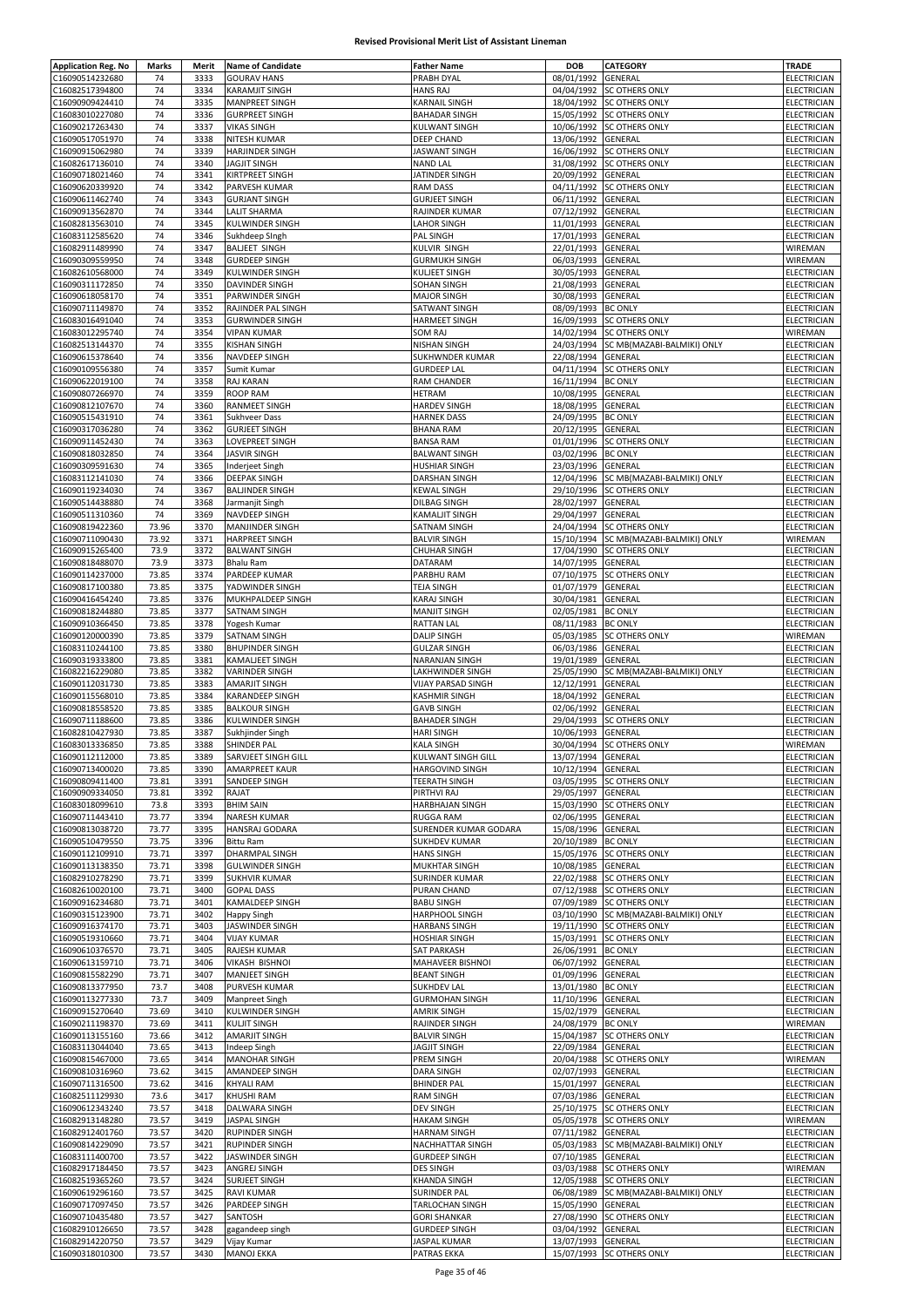# Revised Provisional Merit List of Assistant Lineman

| Application Reg. No | Marks | Merit | Name of Candidate | Father Name | DOB | CATEGORY | TRADE |
|---|---|---|---|---|---|---|---|
| C16090514232680 | 74 | 3333 | GOURAV HANS | PRABH DYAL | 08/01/1992 | GENERAL | ELECTRICIAN |
| C16082517394800 | 74 | 3334 | KARAMJIT SINGH | HANS RAJ | 04/04/1992 | SC OTHERS ONLY | ELECTRICIAN |
| C16090909424410 | 74 | 3335 | MANPREET SINGH | KARNAIL SINGH | 18/04/1992 | SC OTHERS ONLY | ELECTRICIAN |
| C16083010227080 | 74 | 3336 | GURPREET SINGH | BAHADAR SINGH | 15/05/1992 | SC OTHERS ONLY | ELECTRICIAN |
| C16090217263430 | 74 | 3337 | VIKAS SINGH | KULWANT SINGH | 10/06/1992 | SC OTHERS ONLY | ELECTRICIAN |
| C16090517051970 | 74 | 3338 | NITESH KUMAR | DEEP CHAND | 13/06/1992 | GENERAL | ELECTRICIAN |
| C16090915062980 | 74 | 3339 | HARJINDER SINGH | JASWANT SINGH | 16/06/1992 | SC OTHERS ONLY | ELECTRICIAN |
| C16082617136010 | 74 | 3340 | JAGJIT SINGH | NAND LAL | 31/08/1992 | SC OTHERS ONLY | ELECTRICIAN |
| C16090718021460 | 74 | 3341 | KIRTPREET SINGH | JATINDER SINGH | 20/09/1992 | GENERAL | ELECTRICIAN |
| C16090620339920 | 74 | 3342 | PARVESH KUMAR | RAM DASS | 04/11/1992 | SC OTHERS ONLY | ELECTRICIAN |
| C16090611462740 | 74 | 3343 | GURJANT SINGH | GURJEET SINGH | 06/11/1992 | GENERAL | ELECTRICIAN |
| C16090913562870 | 74 | 3344 | LALIT SHARMA | RAJINDER KUMAR | 07/12/1992 | GENERAL | ELECTRICIAN |
| C16082813563010 | 74 | 3345 | KULWINDER SINGH | LAHOR SINGH | 11/01/1993 | GENERAL | ELECTRICIAN |
| C16083112585620 | 74 | 3346 | Sukhdeep SIngh | PAL SINGH | 17/01/1993 | GENERAL | ELECTRICIAN |
| C16082911489990 | 74 | 3347 | BALJEET SINGH | KULVIR SINGH | 22/01/1993 | GENERAL | WIREMAN |
| C16090309559950 | 74 | 3348 | GURDEEP SINGH | GURMUKH SINGH | 06/03/1993 | GENERAL | WIREMAN |
| C16082610568000 | 74 | 3349 | KULWINDER SINGH | KULJEET SINGH | 30/05/1993 | GENERAL | ELECTRICIAN |
| C16090311172850 | 74 | 3350 | DAVINDER SINGH | SOHAN SINGH | 21/08/1993 | GENERAL | ELECTRICIAN |
| C16090618058170 | 74 | 3351 | PARWINDER SINGH | MAJOR SINGH | 30/08/1993 | GENERAL | ELECTRICIAN |
| C16090711149870 | 74 | 3352 | RAJINDER PAL SINGH | SATWANT SINGH | 08/09/1993 | BC ONLY | ELECTRICIAN |
| C16083016491040 | 74 | 3353 | GURWINDER SINGH | HARMEET SINGH | 16/09/1993 | SC OTHERS ONLY | ELECTRICIAN |
| C16083012295740 | 74 | 3354 | VIPAN KUMAR | SOM RAJ | 14/02/1994 | SC OTHERS ONLY | WIREMAN |
| C16082513144370 | 74 | 3355 | KISHAN SINGH | NISHAN SINGH | 24/03/1994 | SC MB(MAZABI-BALMIKI) ONLY | ELECTRICIAN |
| C16090615378640 | 74 | 3356 | NAVDEEP SINGH | SUKHWNDER KUMAR | 22/08/1994 | GENERAL | ELECTRICIAN |
| C16090109556380 | 74 | 3357 | Sumit Kumar | GURDEEP LAL | 04/11/1994 | SC OTHERS ONLY | ELECTRICIAN |
| C16090622019100 | 74 | 3358 | RAJ KARAN | RAM CHANDER | 16/11/1994 | BC ONLY | ELECTRICIAN |
| C16090807266970 | 74 | 3359 | ROOP RAM | HETRAM | 10/08/1995 | GENERAL | ELECTRICIAN |
| C16090812107670 | 74 | 3360 | RANMEET SINGH | HARDEV SINGH | 18/08/1995 | GENERAL | ELECTRICIAN |
| C16090515431910 | 74 | 3361 | Sukhveer Dass | HARNEK DASS | 24/09/1995 | BC ONLY | ELECTRICIAN |
| C16090317036280 | 74 | 3362 | GURJEET SINGH | BHANA RAM | 20/12/1995 | GENERAL | ELECTRICIAN |
| C16090911452430 | 74 | 3363 | LOVEPREET SINGH | BANSA RAM | 01/01/1996 | SC OTHERS ONLY | ELECTRICIAN |
| C16090818032850 | 74 | 3364 | JASVIR SINGH | BALWANT SINGH | 03/02/1996 | BC ONLY | ELECTRICIAN |
| C16090309591630 | 74 | 3365 | Inderjeet Singh | HUSHIAR SINGH | 23/03/1996 | GENERAL | ELECTRICIAN |
| C16083112141030 | 74 | 3366 | DEEPAK SINGH | DARSHAN SINGH | 12/04/1996 | SC MB(MAZABI-BALMIKI) ONLY | ELECTRICIAN |
| C16090119234030 | 74 | 3367 | BALJINDER SINGH | KEWAL SINGH | 29/10/1996 | SC OTHERS ONLY | ELECTRICIAN |
| C16090514438880 | 74 | 3368 | Jarmanjit Singh | DILBAG SINGH | 28/02/1997 | GENERAL | ELECTRICIAN |
| C16090511310360 | 74 | 3369 | NAVDEEP SINGH | KAMALJIT SINGH | 29/04/1997 | GENERAL | ELECTRICIAN |
| C16090819422360 | 73.96 | 3370 | MANJINDER SINGH | SATNAM SINGH | 24/04/1994 | SC OTHERS ONLY | ELECTRICIAN |
| C16090711090430 | 73.92 | 3371 | HARPREET SINGH | BALVIR SINGH | 15/10/1994 | SC MB(MAZABI-BALMIKI) ONLY | WIREMAN |
| C16090915265400 | 73.9 | 3372 | BALWANT SINGH | CHUHAR SINGH | 17/04/1990 | SC OTHERS ONLY | ELECTRICIAN |
| C16090818488070 | 73.9 | 3373 | Bhalu Ram | DATARAM | 14/07/1995 | GENERAL | ELECTRICIAN |
| C16090114237000 | 73.85 | 3374 | PARDEEP KUMAR | PARBHU RAM | 07/10/1975 | SC OTHERS ONLY | ELECTRICIAN |
| C16090817100380 | 73.85 | 3375 | YADWINDER SINGH | TEJA SINGH | 01/07/1979 | GENERAL | ELECTRICIAN |
| C16090416454240 | 73.85 | 3376 | MUKHPALDEEP SINGH | KARAJ SINGH | 30/04/1981 | GENERAL | ELECTRICIAN |
| C16090818244880 | 73.85 | 3377 | SATNAM SINGH | MANJIT SINGH | 02/05/1981 | BC ONLY | ELECTRICIAN |
| C16090910366450 | 73.85 | 3378 | Yogesh Kumar | RATTAN LAL | 08/11/1983 | BC ONLY | ELECTRICIAN |
| C16090120000390 | 73.85 | 3379 | SATNAM SINGH | DALIP SINGH | 05/03/1985 | SC OTHERS ONLY | WIREMAN |
| C16083110244100 | 73.85 | 3380 | BHUPINDER SINGH | GULZAR SINGH | 06/03/1986 | GENERAL | ELECTRICIAN |
| C16090319333800 | 73.85 | 3381 | KAMALJEET SINGH | NARANJAN SINGH | 19/01/1989 | GENERAL | ELECTRICIAN |
| C16082216229080 | 73.85 | 3382 | VARINDER SINGH | LAKHWINDER SINGH | 25/05/1990 | SC MB(MAZABI-BALMIKI) ONLY | ELECTRICIAN |
| C16090112031730 | 73.85 | 3383 | AMARJIT SINGH | VIJAY PARSAD SINGH | 12/12/1991 | GENERAL | ELECTRICIAN |
| C16090115568010 | 73.85 | 3384 | KARANDEEP SINGH | KASHMIR SINGH | 18/04/1992 | GENERAL | ELECTRICIAN |
| C16090818558520 | 73.85 | 3385 | BALKOUR SINGH | GAVB SINGH | 02/06/1992 | GENERAL | ELECTRICIAN |
| C16090711188600 | 73.85 | 3386 | KULWINDER SINGH | BAHADER SINGH | 29/04/1993 | SC OTHERS ONLY | ELECTRICIAN |
| C16082810427930 | 73.85 | 3387 | Sukhjinder Singh | HARI SINGH | 10/06/1993 | GENERAL | ELECTRICIAN |
| C16083013336850 | 73.85 | 3388 | SHINDER PAL | KALA SINGH | 30/04/1994 | SC OTHERS ONLY | WIREMAN |
| C16090112112000 | 73.85 | 3389 | SARVJEET SINGH GILL | KULWANT SINGH GILL | 13/07/1994 | GENERAL | ELECTRICIAN |
| C16090713400020 | 73.85 | 3390 | AMARPREET KAUR | HARGOVIND SINGH | 10/12/1994 | GENERAL | ELECTRICIAN |
| C16090809411400 | 73.81 | 3391 | SANDEEP SINGH | TEERATH SINGH | 03/05/1995 | SC OTHERS ONLY | ELECTRICIAN |
| C16090909334050 | 73.81 | 3392 | RAJAT | PIRTHVI RAJ | 29/05/1997 | GENERAL | ELECTRICIAN |
| C16083018099610 | 73.8 | 3393 | BHIM SAIN | HARBHAJAN SINGH | 15/03/1990 | SC OTHERS ONLY | ELECTRICIAN |
| C16090711443410 | 73.77 | 3394 | NARESH KUMAR | RUGGA RAM | 02/06/1995 | GENERAL | ELECTRICIAN |
| C16090813038720 | 73.77 | 3395 | HANSRAJ GODARA | SURENDER KUMAR GODARA | 15/08/1996 | GENERAL | ELECTRICIAN |
| C16090510479550 | 73.75 | 3396 | Bittu Ram | SUKHDEV KUMAR | 20/10/1989 | BC ONLY | ELECTRICIAN |
| C16090112109910 | 73.71 | 3397 | DHARMPAL SINGH | HANS SINGH | 15/05/1976 | SC OTHERS ONLY | ELECTRICIAN |
| C16090113138350 | 73.71 | 3398 | GULWINDER SINGH | MUKHTAR SINGH | 10/08/1985 | GENERAL | ELECTRICIAN |
| C16082910278290 | 73.71 | 3399 | SUKHVIR KUMAR | SURINDER KUMAR | 22/02/1988 | SC OTHERS ONLY | ELECTRICIAN |
| C16082610020100 | 73.71 | 3400 | GOPAL DASS | PURAN CHAND | 07/12/1988 | SC OTHERS ONLY | ELECTRICIAN |
| C16090916234680 | 73.71 | 3401 | KAMALDEEP SINGH | BABU SINGH | 07/09/1989 | SC OTHERS ONLY | ELECTRICIAN |
| C16090315123900 | 73.71 | 3402 | Happy Singh | HARPHOOL SINGH | 03/10/1990 | SC MB(MAZABI-BALMIKI) ONLY | ELECTRICIAN |
| C16090916374170 | 73.71 | 3403 | JASWINDER SINGH | HARBANS SINGH | 19/11/1990 | SC OTHERS ONLY | ELECTRICIAN |
| C16090519310660 | 73.71 | 3404 | VIJAY KUMAR | HOSHIAR SINGH | 15/03/1991 | SC OTHERS ONLY | ELECTRICIAN |
| C16090610376570 | 73.71 | 3405 | RAJESH KUMAR | SAT PARKASH | 26/06/1991 | BC ONLY | ELECTRICIAN |
| C16090613159710 | 73.71 | 3406 | VIKASH BISHNOI | MAHAVEER BISHNOI | 06/07/1992 | GENERAL | ELECTRICIAN |
| C16090815582290 | 73.71 | 3407 | MANJEET SINGH | BEANT SINGH | 01/09/1996 | GENERAL | ELECTRICIAN |
| C16090813377950 | 73.7 | 3408 | PURVESH KUMAR | SUKHDEV LAL | 13/01/1980 | BC ONLY | ELECTRICIAN |
| C16090113277330 | 73.7 | 3409 | Manpreet Singh | GURMOHAN SINGH | 11/10/1996 | GENERAL | ELECTRICIAN |
| C16090915270640 | 73.69 | 3410 | KULWINDER SINGH | AMRIK SINGH | 15/02/1979 | GENERAL | ELECTRICIAN |
| C16090211198370 | 73.69 | 3411 | KULJIT SINGH | RAJINDER SINGH | 24/08/1979 | BC ONLY | WIREMAN |
| C16090113155160 | 73.66 | 3412 | AMARJIT SINGH | BALVIR SINGH | 15/04/1987 | SC OTHERS ONLY | ELECTRICIAN |
| C16083113044040 | 73.65 | 3413 | Indeep Singh | JAGJIT SINGH | 22/09/1984 | GENERAL | ELECTRICIAN |
| C16090815467000 | 73.65 | 3414 | MANOHAR SINGH | PREM SINGH | 20/04/1988 | SC OTHERS ONLY | WIREMAN |
| C16090810316960 | 73.62 | 3415 | AMANDEEP SINGH | DARA SINGH | 02/07/1993 | GENERAL | ELECTRICIAN |
| C16090711316500 | 73.62 | 3416 | KHYALI RAM | BHINDER PAL | 15/01/1997 | GENERAL | ELECTRICIAN |
| C16082511129930 | 73.6 | 3417 | KHUSHI RAM | RAM SINGH | 07/03/1986 | GENERAL | ELECTRICIAN |
| C16090612343240 | 73.57 | 3418 | DALWARA SINGH | DEV SINGH | 25/10/1975 | SC OTHERS ONLY | ELECTRICIAN |
| C16082913148280 | 73.57 | 3419 | JASPAL SINGH | HAKAM SINGH | 05/05/1978 | SC OTHERS ONLY | WIREMAN |
| C16082912401760 | 73.57 | 3420 | RUPINDER SINGH | HARNAM SINGH | 07/11/1982 | GENERAL | ELECTRICIAN |
| C16090814229090 | 73.57 | 3421 | RUPINDER SINGH | NACHHATTAR SINGH | 05/03/1983 | SC MB(MAZABI-BALMIKI) ONLY | ELECTRICIAN |
| C16083111400700 | 73.57 | 3422 | JASWINDER SINGH | GURDEEP SINGH | 07/10/1985 | GENERAL | ELECTRICIAN |
| C16082917184450 | 73.57 | 3423 | ANGREJ SINGH | DES SINGH | 03/03/1988 | SC OTHERS ONLY | WIREMAN |
| C16082519365260 | 73.57 | 3424 | SURJEET SINGH | KHANDA SINGH | 12/05/1988 | SC OTHERS ONLY | ELECTRICIAN |
| C16090619296160 | 73.57 | 3425 | RAVI KUMAR | SURINDER PAL | 06/08/1989 | SC MB(MAZABI-BALMIKI) ONLY | ELECTRICIAN |
| C16090717097450 | 73.57 | 3426 | PARDEEP SINGH | TARLOCHAN SINGH | 15/05/1990 | GENERAL | ELECTRICIAN |
| C16090710435480 | 73.57 | 3427 | SANTOSH | GORI SHANKAR | 27/08/1990 | SC OTHERS ONLY | ELECTRICIAN |
| C16082910126650 | 73.57 | 3428 | gagandeep singh | GURDEEP SINGH | 03/04/1992 | GENERAL | ELECTRICIAN |
| C16082914220750 | 73.57 | 3429 | Vijay Kumar | JASPAL KUMAR | 13/07/1993 | GENERAL | ELECTRICIAN |
| C16090318010300 | 73.57 | 3430 | MANOJ EKKA | PATRAS EKKA | 15/07/1993 | SC OTHERS ONLY | ELECTRICIAN |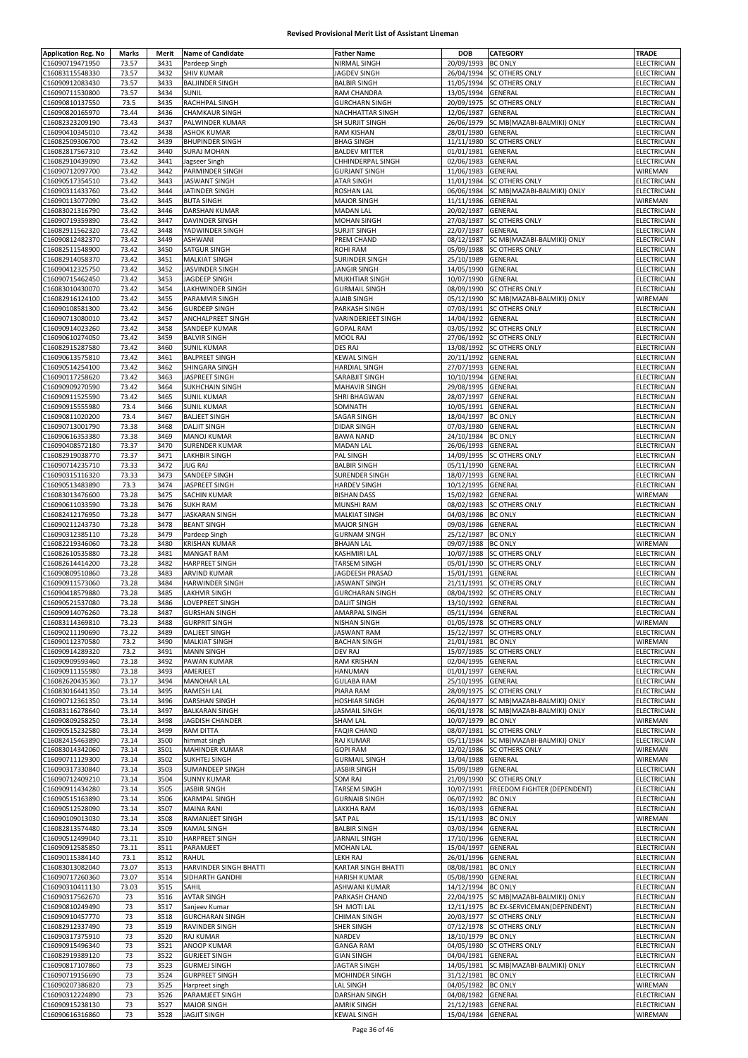# Revised Provisional Merit List of Assistant Lineman

| Application Reg. No | Marks | Merit | Name of Candidate | Father Name | DOB | CATEGORY | TRADE |
|---|---|---|---|---|---|---|---|
| C16090719471950 | 73.57 | 3431 | Pardeep Singh | NIRMAL SINGH | 20/09/1993 | BC ONLY | ELECTRICIAN |
| C16083115548330 | 73.57 | 3432 | SHIV KUMAR | JAGDEV SINGH | 26/04/1994 | SC OTHERS ONLY | ELECTRICIAN |
| C16090912083430 | 73.57 | 3433 | BALJINDER SINGH | BALBIR SINGH | 11/05/1994 | SC OTHERS ONLY | ELECTRICIAN |
| C16090711530800 | 73.57 | 3434 | SUNIL | RAM CHANDRA | 13/05/1994 | GENERAL | ELECTRICIAN |
| C16090810137550 | 73.5 | 3435 | RACHHPAL SINGH | GURCHARN SINGH | 20/09/1975 | SC OTHERS ONLY | ELECTRICIAN |
| C16090820165970 | 73.44 | 3436 | CHAMKAUR SINGH | NACHHATTAR SINGH | 12/06/1987 | GENERAL | ELECTRICIAN |
| C16082323209190 | 73.43 | 3437 | PALWINDER KUMAR | SH SURJIT SINGH | 26/06/1979 | SC MB(MAZABI-BALMIKI) ONLY | ELECTRICIAN |
| C16090410345010 | 73.42 | 3438 | ASHOK KUMAR | RAM KISHAN | 28/01/1980 | GENERAL | ELECTRICIAN |
| C16082509306700 | 73.42 | 3439 | BHUPINDER SINGH | BHAG SINGH | 11/11/1980 | SC OTHERS ONLY | ELECTRICIAN |
| C16082817567310 | 73.42 | 3440 | SURAJ MOHAN | BALDEV MITTER | 01/01/1981 | GENERAL | ELECTRICIAN |
| C16082910439090 | 73.42 | 3441 | Jagseer Singh | CHHINDERPAL SINGH | 02/06/1983 | GENERAL | ELECTRICIAN |
| C16090712097700 | 73.42 | 3442 | PARMINDER SINGH | GURJANT SINGH | 11/06/1983 | GENERAL | WIREMAN |
| C16090517354510 | 73.42 | 3443 | JASWANT SINGH | ATAR SINGH | 11/01/1984 | SC OTHERS ONLY | ELECTRICIAN |
| C16090311433760 | 73.42 | 3444 | JATINDER SINGH | ROSHAN LAL | 06/06/1984 | SC MB(MAZABI-BALMIKI) ONLY | ELECTRICIAN |
| C16090113077090 | 73.42 | 3445 | BUTA SINGH | MAJOR SINGH | 11/11/1986 | GENERAL | WIREMAN |
| C16083021316790 | 73.42 | 3446 | DARSHAN KUMAR | MADAN LAL | 20/02/1987 | GENERAL | ELECTRICIAN |
| C16090719359890 | 73.42 | 3447 | DAVINDER SINGH | MOHAN SINGH | 27/03/1987 | SC OTHERS ONLY | ELECTRICIAN |
| C16082911562320 | 73.42 | 3448 | YADWINDER SINGH | SURJIT SINGH | 22/07/1987 | GENERAL | ELECTRICIAN |
| C16090812482370 | 73.42 | 3449 | ASHWANI | PREM CHAND | 08/12/1987 | SC MB(MAZABI-BALMIKI) ONLY | ELECTRICIAN |
| C16082511548900 | 73.42 | 3450 | SATGUR SINGH | ROHI RAM | 05/09/1988 | SC OTHERS ONLY | ELECTRICIAN |
| C16082914058370 | 73.42 | 3451 | MALKIAT SINGH | SURINDER SINGH | 25/10/1989 | GENERAL | ELECTRICIAN |
| C16090412325750 | 73.42 | 3452 | JASVINDER SINGH | JANGIR SINGH | 14/05/1990 | GENERAL | ELECTRICIAN |
| C16090715462450 | 73.42 | 3453 | JAGDEEP SINGH | MUKHTIAR SINGH | 10/07/1990 | GENERAL | ELECTRICIAN |
| C16083010430070 | 73.42 | 3454 | LAKHWINDER SINGH | GURMAIL SINGH | 08/09/1990 | SC OTHERS ONLY | ELECTRICIAN |
| C16082916124100 | 73.42 | 3455 | PARAMVIR SINGH | AJAIB SINGH | 05/12/1990 | SC MB(MAZABI-BALMIKI) ONLY | WIREMAN |
| C16090108581300 | 73.42 | 3456 | GURDEEP SINGH | PARKASH SINGH | 07/03/1991 | SC OTHERS ONLY | ELECTRICIAN |
| C16090713080010 | 73.42 | 3457 | ANCHALPREET SINGH | VARINDERJEET SINGH | 14/04/1992 | GENERAL | ELECTRICIAN |
| C16090914023260 | 73.42 | 3458 | SANDEEP KUMAR | GOPAL RAM | 03/05/1992 | SC OTHERS ONLY | ELECTRICIAN |
| C16090610274050 | 73.42 | 3459 | BALVIR SINGH | MOOL RAJ | 27/06/1992 | SC OTHERS ONLY | ELECTRICIAN |
| C16082915287580 | 73.42 | 3460 | SUNIL KUMAR | DES RAJ | 13/08/1992 | SC OTHERS ONLY | ELECTRICIAN |
| C16090613575810 | 73.42 | 3461 | BALPREET SINGH | KEWAL SINGH | 20/11/1992 | GENERAL | ELECTRICIAN |
| C16090514254100 | 73.42 | 3462 | SHINGARA SINGH | HARDIAL SINGH | 27/07/1993 | GENERAL | ELECTRICIAN |
| C16090117258620 | 73.42 | 3463 | JASPREET SINGH | SARABJIT SINGH | 10/10/1994 | GENERAL | ELECTRICIAN |
| C16090909270590 | 73.42 | 3464 | SUKHCHAIN SINGH | MAHAVIR SINGH | 29/08/1995 | GENERAL | ELECTRICIAN |
| C16090911525590 | 73.42 | 3465 | SUNIL KUMAR | SHRI BHAGWAN | 28/07/1997 | GENERAL | ELECTRICIAN |
| C16090915555980 | 73.4 | 3466 | SUNIL KUMAR | SOMNATH | 10/05/1991 | GENERAL | ELECTRICIAN |
| C16090811020200 | 73.4 | 3467 | BALJEET SINGH | SAGAR SINGH | 18/04/1997 | BC ONLY | ELECTRICIAN |
| C16090713001790 | 73.38 | 3468 | DALJIT SINGH | DIDAR SINGH | 07/03/1980 | GENERAL | ELECTRICIAN |
| C16090616353380 | 73.38 | 3469 | MANOJ KUMAR | BAWA NAND | 24/10/1984 | BC ONLY | ELECTRICIAN |
| C16090408572180 | 73.37 | 3470 | SURENDER KUMAR | MADAN LAL | 26/06/1993 | GENERAL | ELECTRICIAN |
| C16082919038770 | 73.37 | 3471 | LAKHBIR SINGH | PAL SINGH | 14/09/1995 | SC OTHERS ONLY | ELECTRICIAN |
| C16090714235710 | 73.33 | 3472 | JUG RAJ | BALBIR SINGH | 05/11/1990 | GENERAL | ELECTRICIAN |
| C16090315116320 | 73.33 | 3473 | SANDEEP SINGH | SURENDER SINGH | 18/07/1993 | GENERAL | ELECTRICIAN |
| C16090513483890 | 73.3 | 3474 | JASPREET SINGH | HARDEV SINGH | 10/12/1995 | GENERAL | ELECTRICIAN |
| C16083013476600 | 73.28 | 3475 | SACHIN KUMAR | BISHAN DASS | 15/02/1982 | GENERAL | WIREMAN |
| C16090611033590 | 73.28 | 3476 | SUKH RAM | MUNSHI RAM | 08/02/1983 | SC OTHERS ONLY | ELECTRICIAN |
| C16082412176950 | 73.28 | 3477 | JASKARAN SINGH | MALKIAT SINGH | 04/03/1986 | BC ONLY | ELECTRICIAN |
| C16090211243730 | 73.28 | 3478 | BEANT SINGH | MAJOR SINGH | 09/03/1986 | GENERAL | ELECTRICIAN |
| C16090312385110 | 73.28 | 3479 | Pardeep Singh | GURNAM SINGH | 25/12/1987 | BC ONLY | ELECTRICIAN |
| C16082219346060 | 73.28 | 3480 | KRISHAN KUMAR | BHAJAN LAL | 09/07/1988 | BC ONLY | WIREMAN |
| C16082610535880 | 73.28 | 3481 | MANGAT RAM | KASHMIRI LAL | 10/07/1988 | SC OTHERS ONLY | ELECTRICIAN |
| C16082614414200 | 73.28 | 3482 | HARPREET SINGH | TARSEM SINGH | 05/01/1990 | SC OTHERS ONLY | ELECTRICIAN |
| C16090809510860 | 73.28 | 3483 | ARVIND KUMAR | JAGDEESH PRASAD | 15/01/1991 | GENERAL | ELECTRICIAN |
| C16090911573060 | 73.28 | 3484 | HARWINDER SINGH | JASWANT SINGH | 21/11/1991 | SC OTHERS ONLY | ELECTRICIAN |
| C16090418579880 | 73.28 | 3485 | LAKHVIR SINGH | GURCHARAN SINGH | 08/04/1992 | SC OTHERS ONLY | ELECTRICIAN |
| C16090521537080 | 73.28 | 3486 | LOVEPREET SINGH | DALJIT SINGH | 13/10/1992 | GENERAL | ELECTRICIAN |
| C16090914076260 | 73.28 | 3487 | GURSHAN SINGH | AMARPAL SINGH | 05/11/1994 | GENERAL | ELECTRICIAN |
| C16083114369810 | 73.23 | 3488 | GURPRIT SINGH | NISHAN SINGH | 01/05/1978 | SC OTHERS ONLY | WIREMAN |
| C16090211190690 | 73.22 | 3489 | DALJEET SINGH | JASWANT RAM | 15/12/1997 | SC OTHERS ONLY | ELECTRICIAN |
| C16090112370580 | 73.2 | 3490 | MALKIAT SINGH | BACHAN SINGH | 21/01/1981 | BC ONLY | WIREMAN |
| C16090914289320 | 73.2 | 3491 | MANN SINGH | DEV RAJ | 15/07/1985 | SC OTHERS ONLY | ELECTRICIAN |
| C16090909593460 | 73.18 | 3492 | PAWAN KUMAR | RAM KRISHAN | 02/04/1995 | GENERAL | ELECTRICIAN |
| C16090911155980 | 73.18 | 3493 | AMERJEET | HANUMAN | 01/01/1997 | GENERAL | ELECTRICIAN |
| C16082620435360 | 73.17 | 3494 | MANOHAR LAL | GULABA RAM | 25/10/1995 | GENERAL | ELECTRICIAN |
| C16083016441350 | 73.14 | 3495 | RAMESH LAL | PIARA RAM | 28/09/1975 | SC OTHERS ONLY | ELECTRICIAN |
| C16090712361350 | 73.14 | 3496 | DARSHAN SINGH | HOSHIAR SINGH | 26/04/1977 | SC MB(MAZABI-BALMIKI) ONLY | ELECTRICIAN |
| C16083116278640 | 73.14 | 3497 | BALKARAN SINGH | JASMAIL SINGH | 06/01/1978 | SC MB(MAZABI-BALMIKI) ONLY | ELECTRICIAN |
| C16090809258250 | 73.14 | 3498 | JAGDISH CHANDER | SHAM LAL | 10/07/1979 | BC ONLY | WIREMAN |
| C16090515232580 | 73.14 | 3499 | RAM DITTA | FAQIR CHAND | 08/07/1981 | SC OTHERS ONLY | ELECTRICIAN |
| C16082415463890 | 73.14 | 3500 | himmat singh | RAJ KUMAR | 05/11/1984 | SC MB(MAZABI-BALMIKI) ONLY | ELECTRICIAN |
| C16083014342060 | 73.14 | 3501 | MAHINDER KUMAR | GOPI RAM | 12/02/1986 | SC OTHERS ONLY | WIREMAN |
| C16090711129300 | 73.14 | 3502 | SUKHTEJ SINGH | GURMAIL SINGH | 13/04/1988 | GENERAL | WIREMAN |
| C16090317330840 | 73.14 | 3503 | SUMANDEEP SINGH | JASBIR SINGH | 15/09/1989 | GENERAL | ELECTRICIAN |
| C16090712409210 | 73.14 | 3504 | SUNNY KUMAR | SOM RAJ | 21/09/1990 | SC OTHERS ONLY | ELECTRICIAN |
| C16090911434280 | 73.14 | 3505 | JASBIR SINGH | TARSEM SINGH | 10/07/1991 | FREEDOM FIGHTER (DEPENDENT) | ELECTRICIAN |
| C16090515163890 | 73.14 | 3506 | KARMPAL SINGH | GURNAIB SINGH | 06/07/1992 | BC ONLY | ELECTRICIAN |
| C16090512528090 | 73.14 | 3507 | MAINA RANI | LAKKHA RAM | 16/03/1993 | GENERAL | ELECTRICIAN |
| C16090109013030 | 73.14 | 3508 | RAMANJEET SINGH | SAT PAL | 15/11/1993 | BC ONLY | WIREMAN |
| C16082813574480 | 73.14 | 3509 | KAMAL SINGH | BALBIR SINGH | 03/03/1994 | GENERAL | ELECTRICIAN |
| C16090512499040 | 73.11 | 3510 | HARPREET SINGH | JARNAIL SINGH | 17/10/1996 | GENERAL | ELECTRICIAN |
| C16090912585850 | 73.11 | 3511 | PARAMJEET | MOHAN LAL | 15/04/1997 | GENERAL | ELECTRICIAN |
| C16090115384140 | 73.1 | 3512 | RAHUL | LEKH RAJ | 26/01/1996 | GENERAL | ELECTRICIAN |
| C16083013082040 | 73.07 | 3513 | HARVINDER SINGH BHATTI | KARTAR SINGH BHATTI | 08/08/1981 | BC ONLY | ELECTRICIAN |
| C16090717260360 | 73.07 | 3514 | SIDHARTH GANDHI | HARISH KUMAR | 05/08/1990 | GENERAL | ELECTRICIAN |
| C16090310411130 | 73.03 | 3515 | SAHIL | ASHWANI KUMAR | 14/12/1994 | BC ONLY | ELECTRICIAN |
| C16090317562670 | 73 | 3516 | AVTAR SINGH | PARKASH CHAND | 22/04/1975 | SC MB(MAZABI-BALMIKI) ONLY | ELECTRICIAN |
| C16090810249490 | 73 | 3517 | Sanjeev Kumar | SH MOTI LAL | 12/11/1975 | BC EX-SERVICEMAN(DEPENDENT) | ELECTRICIAN |
| C16090910457770 | 73 | 3518 | GURCHARAN SINGH | CHIMAN SINGH | 20/03/1977 | SC OTHERS ONLY | ELECTRICIAN |
| C16082912337490 | 73 | 3519 | RAVINDER SINGH | SHER SINGH | 07/12/1978 | SC OTHERS ONLY | ELECTRICIAN |
| C16090317375910 | 73 | 3520 | RAJ KUMAR | NARDEV | 18/10/1979 | BC ONLY | ELECTRICIAN |
| C16090915496340 | 73 | 3521 | ANOOP KUMAR | GANGA RAM | 04/05/1980 | SC OTHERS ONLY | ELECTRICIAN |
| C16082919389120 | 73 | 3522 | GURJEET SINGH | GIAN SINGH | 04/04/1981 | GENERAL | ELECTRICIAN |
| C16090817107860 | 73 | 3523 | GURMEJ SINGH | JAGTAR SINGH | 14/05/1981 | SC MB(MAZABI-BALMIKI) ONLY | ELECTRICIAN |
| C16090719156690 | 73 | 3524 | GURPREET SINGH | MOHINDER SINGH | 31/12/1981 | BC ONLY | ELECTRICIAN |
| C16090207386820 | 73 | 3525 | Harpreet singh | LAL SINGH | 04/05/1982 | BC ONLY | WIREMAN |
| C16090312224890 | 73 | 3526 | PARAMJEET SINGH | DARSHAN SINGH | 04/08/1982 | GENERAL | ELECTRICIAN |
| C16090915238130 | 73 | 3527 | MAJOR SINGH | AMRIK SINGH | 21/12/1983 | GENERAL | ELECTRICIAN |
| C16090616316860 | 73 | 3528 | JAGJIT SINGH | KEWAL SINGH | 15/04/1984 | GENERAL | WIREMAN |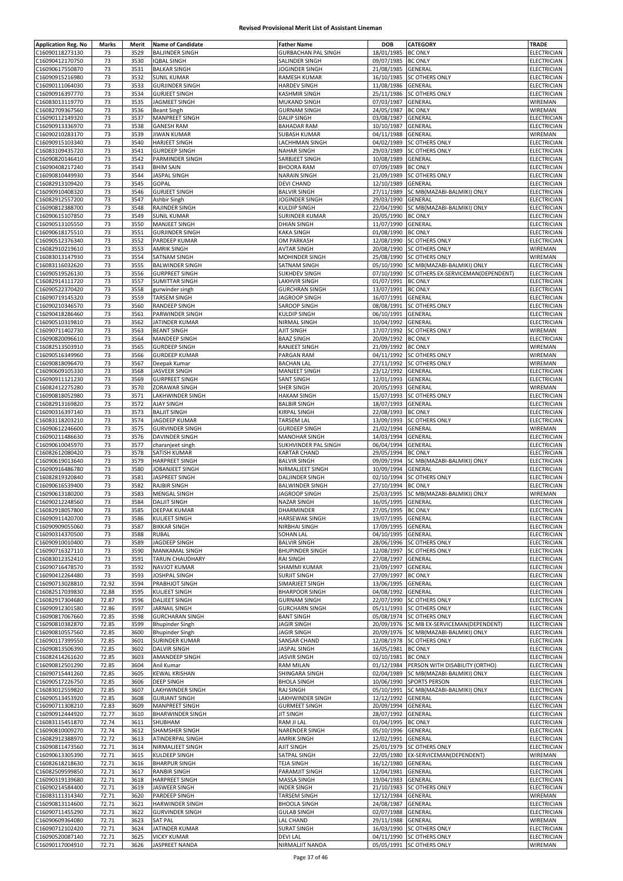# Revised Provisional Merit List of Assistant Lineman

| Application Reg. No | Marks | Merit | Name of Candidate | Father Name | DOB | CATEGORY | TRADE |
|---|---|---|---|---|---|---|---|
| C16090118273130 | 73 | 3529 | BALJINDER SINGH | GURBACHAN PAL SINGH | 18/01/1985 | BC ONLY | ELECTRICIAN |
| C16090412170750 | 73 | 3530 | IQBAL SINGH | SALINDER SINGH | 09/07/1985 | BC ONLY | ELECTRICIAN |
| C16090617550870 | 73 | 3531 | BALKAR SINGH | JOGINDER SINGH | 21/08/1985 | GENERAL | ELECTRICIAN |
| C16090915216980 | 73 | 3532 | SUNIL KUMAR | RAMESH KUMAR | 16/10/1985 | SC OTHERS ONLY | ELECTRICIAN |
| C16090111064030 | 73 | 3533 | GURJINDER SINGH | HARDEV SINGH | 11/08/1986 | GENERAL | ELECTRICIAN |
| C16090916397770 | 73 | 3534 | GURJEET SINGH | KASHMIR SINGH | 25/11/1986 | SC OTHERS ONLY | ELECTRICIAN |
| C16083013119770 | 73 | 3535 | JAGMEET SINGH | MUKAND SINGH | 07/03/1987 | GENERAL | WIREMAN |
| C16082709367560 | 73 | 3536 | Beant Singh | GURNAM SINGH | 24/05/1987 | BC ONLY | WIREMAN |
| C16090112149320 | 73 | 3537 | MANPREET SINGH | DALIP SINGH | 03/08/1987 | GENERAL | ELECTRICIAN |
| C16090913336970 | 73 | 3538 | GANESH RAM | BAHADAR RAM | 10/10/1987 | GENERAL | ELECTRICIAN |
| C16090210283170 | 73 | 3539 | JIWAN KUMAR | SUBASH KUMAR | 04/11/1988 | GENERAL | WIREMAN |
| C16090915103340 | 73 | 3540 | HARJEET SINGH | LACHHMAN SINGH | 04/02/1989 | SC OTHERS ONLY | ELECTRICIAN |
| C16083109435720 | 73 | 3541 | GURDEEP SINGH | NAHAR SINGH | 29/03/1989 | SC OTHERS ONLY | ELECTRICIAN |
| C16090820146410 | 73 | 3542 | PARMINDER SINGH | SARBJEET SINGH | 10/08/1989 | GENERAL | ELECTRICIAN |
| C16090408217240 | 73 | 3543 | BHIM SAIN | BHOORA RAM | 07/09/1989 | BC ONLY | ELECTRICIAN |
| C16090810449930 | 73 | 3544 | JASPAL SINGH | NARAIN SINGH | 21/09/1989 | SC OTHERS ONLY | ELECTRICIAN |
| C16082913109420 | 73 | 3545 | GOPAL | DEVI CHAND | 12/10/1989 | GENERAL | ELECTRICIAN |
| C16090910408320 | 73 | 3546 | GURJEET SINGH | BALVIR SINGH | 27/11/1989 | SC MB(MAZABI-BALMIKI) ONLY | ELECTRICIAN |
| C16082912557200 | 73 | 3547 | Ashbir Singh | JOGINDER SINGH | 29/03/1990 | GENERAL | ELECTRICIAN |
| C16090812388700 | 73 | 3548 | RAJINDER SINGH | KULDIP SINGH | 22/04/1990 | SC MB(MAZABI-BALMIKI) ONLY | ELECTRICIAN |
| C16090615107850 | 73 | 3549 | SUNIL KUMAR | SURINDER KUMAR | 20/05/1990 | BC ONLY | ELECTRICIAN |
| C16090513105550 | 73 | 3550 | MANJEET SINGH | DHIAN SINGH | 11/07/1990 | GENERAL | ELECTRICIAN |
| C16090618175510 | 73 | 3551 | GURJINDER SINGH | KAKA SINGH | 01/08/1990 | BC ONLY | ELECTRICIAN |
| C16090512376340 | 73 | 3552 | PARDEEP KUMAR | OM PARKASH | 12/08/1990 | SC OTHERS ONLY | ELECTRICIAN |
| C16082910219610 | 73 | 3553 | AMRIK SINGH | AVTAR SINGH | 20/08/1990 | SC OTHERS ONLY | WIREMAN |
| C16083013147930 | 73 | 3554 | SATNAM SINGH | MOHINDER SINGH | 25/08/1990 | SC OTHERS ONLY | WIREMAN |
| C16083116032620 | 73 | 3555 | BALWINDER SINGH | SATNAM SINGH | 05/10/1990 | SC MB(MAZABI-BALMIKI) ONLY | ELECTRICIAN |
| C16090519526130 | 73 | 3556 | GURPREET SINGH | SUKHDEV SINGH | 07/10/1990 | SC OTHERS EX-SERVICEMAN(DEPENDENT) | ELECTRICIAN |
| C16082914111720 | 73 | 3557 | SUMITTAR SINGH | LAKHVIR SINGH | 01/07/1991 | BC ONLY | ELECTRICIAN |
| C16090522370420 | 73 | 3558 | gurwinder singh | GURCHRAN SINGH | 13/07/1991 | BC ONLY | ELECTRICIAN |
| C16090719145320 | 73 | 3559 | TARSEM SINGH | JAGROOP SINGH | 16/07/1991 | GENERAL | ELECTRICIAN |
| C16090210346570 | 73 | 3560 | RANDEEP SINGH | SAROOP SINGH | 08/08/1991 | SC OTHERS ONLY | ELECTRICIAN |
| C16090418286460 | 73 | 3561 | PARWINDER SINGH | KULDIP SINGH | 06/10/1991 | GENERAL | ELECTRICIAN |
| C16090510319810 | 73 | 3562 | JATINDER KUMAR | NIRMAL SINGH | 10/04/1992 | GENERAL | ELECTRICIAN |
| C16090711402730 | 73 | 3563 | BEANT SINGH | AJIT SINGH | 17/07/1992 | SC OTHERS ONLY | WIREMAN |
| C16090820096610 | 73 | 3564 | MANDEEP SINGH | BAAZ SINGH | 20/09/1992 | BC ONLY | ELECTRICIAN |
| C16082513503910 | 73 | 3565 | GURDEEP SINGH | RANJEET SINGH | 21/09/1992 | BC ONLY | WIREMAN |
| C16090516349960 | 73 | 3566 | GURDEEP KUMAR | PARGAN RAM | 04/11/1992 | SC OTHERS ONLY | WIREMAN |
| C16090818096470 | 73 | 3567 | Deepak Kumar | BACHAN LAL | 27/11/1992 | SC OTHERS ONLY | WIREMAN |
| C16090609105330 | 73 | 3568 | JASVEER SINGH | MANJEET SINGH | 23/12/1992 | GENERAL | ELECTRICIAN |
| C16090911121230 | 73 | 3569 | GURPREET SINGH | SANT SINGH | 12/01/1993 | GENERAL | ELECTRICIAN |
| C16082412275280 | 73 | 3570 | ZORAWAR SINGH | SHER SINGH | 20/05/1993 | GENERAL | WIREMAN |
| C16090818052980 | 73 | 3571 | LAKHWINDER SINGH | HAKAM SINGH | 15/07/1993 | SC OTHERS ONLY | ELECTRICIAN |
| C16082913169820 | 73 | 3572 | AJAY SINGH | BALBIR SINGH | 18/07/1993 | GENERAL | ELECTRICIAN |
| C16090316397140 | 73 | 3573 | BALJIT SINGH | KIRPAL SINGH | 22/08/1993 | BC ONLY | ELECTRICIAN |
| C16083118203210 | 73 | 3574 | JAGDEEP KUMAR | TARSEM LAL | 13/09/1993 | SC OTHERS ONLY | ELECTRICIAN |
| C16090612246600 | 73 | 3575 | GURVINDER SINGH | GURDEEP SINGH | 21/02/1994 | GENERAL | WIREMAN |
| C16090211486630 | 73 | 3576 | DAVINDER SINGH | MANOHAR SINGH | 14/03/1994 | GENERAL | ELECTRICIAN |
| C16090610045970 | 73 | 3577 | charanjeet singh | SUKHVINDER PAL SINGH | 06/04/1994 | GENERAL | ELECTRICIAN |
| C16082612080420 | 73 | 3578 | SATISH KUMAR | KARTAR CHAND | 29/05/1994 | BC ONLY | ELECTRICIAN |
| C16090619013640 | 73 | 3579 | HARPREET SINGH | BALVIR SINGH | 09/09/1994 | SC MB(MAZABI-BALMIKI) ONLY | ELECTRICIAN |
| C16090916486780 | 73 | 3580 | JOBANJEET SINGH | NIRMALJEET SINGH | 10/09/1994 | GENERAL | ELECTRICIAN |
| C16082819320840 | 73 | 3581 | JASPREET SINGH | DALJINDER SINGH | 02/10/1994 | SC OTHERS ONLY | ELECTRICIAN |
| C16090616539400 | 73 | 3582 | RAJBIR SINGH | BALWINDER SINGH | 27/10/1994 | BC ONLY | ELECTRICIAN |
| C16090613180200 | 73 | 3583 | MENGAL SINGH | JAGROOP SINGH | 25/03/1995 | SC MB(MAZABI-BALMIKI) ONLY | WIREMAN |
| C16090212248560 | 73 | 3584 | DALJIT SINGH | NAZAR SINGH | 16/05/1995 | GENERAL | ELECTRICIAN |
| C16082918057800 | 73 | 3585 | DEEPAK KUMAR | DHARMINDER | 27/05/1995 | BC ONLY | ELECTRICIAN |
| C16090911420700 | 73 | 3586 | KULJEET SINGH | HARSEWAK SINGH | 19/07/1995 | GENERAL | ELECTRICIAN |
| C16090909055060 | 73 | 3587 | BIKKAR SINGH | NIRBHAI SINGH | 17/09/1995 | GENERAL | ELECTRICIAN |
| C16090314370500 | 73 | 3588 | RUBAL | SOHAN LAL | 04/10/1995 | GENERAL | ELECTRICIAN |
| C16090910010400 | 73 | 3589 | JAGDEEP SINGH | BALVIR SINGH | 28/06/1996 | SC OTHERS ONLY | ELECTRICIAN |
| C16090716327110 | 73 | 3590 | MANKAMAL SINGH | BHUPINDER SINGH | 12/08/1997 | SC OTHERS ONLY | ELECTRICIAN |
| C16083012352410 | 73 | 3591 | TARUN CHAUDHARY | RAI SINGH | 27/08/1997 | GENERAL | ELECTRICIAN |
| C16090716478570 | 73 | 3592 | NAVJOT KUMAR | SHAMMI KUMAR | 23/09/1997 | GENERAL | ELECTRICIAN |
| C16090412264480 | 73 | 3593 | JOSHPAL SINGH | SURJIT SINGH | 27/09/1997 | BC ONLY | ELECTRICIAN |
| C16090713028810 | 72.92 | 3594 | PRABHJOT SINGH | SIMARJEET SINGH | 13/06/1995 | GENERAL | ELECTRICIAN |
| C16082517039830 | 72.88 | 3595 | KULJEET SINGH | BHARPOOR SINGH | 04/08/1992 | GENERAL | ELECTRICIAN |
| C16082917304680 | 72.87 | 3596 | DALJEET SINGH | GURNAM SINGH | 22/07/1990 | SC OTHERS ONLY | ELECTRICIAN |
| C16090912301580 | 72.86 | 3597 | JARNAIL SINGH | GURCHARN SINGH | 05/11/1993 | SC OTHERS ONLY | ELECTRICIAN |
| C16090817067660 | 72.85 | 3598 | GURCHARAN SINGH | BANT SINGH | 05/08/1974 | SC OTHERS ONLY | ELECTRICIAN |
| C16090810382870 | 72.85 | 3599 | Bhupinder Singh | JAGIR SINGH | 20/09/1976 | SC MB EX-SERVICEMAN(DEPENDENT) | ELECTRICIAN |
| C16090810557560 | 72.85 | 3600 | Bhupinder Singh | JAGIR SINGH | 20/09/1976 | SC MB(MAZABI-BALMIKI) ONLY | ELECTRICIAN |
| C16090117399550 | 72.85 | 3601 | SURINDER KUMAR | SANSAR CHAND | 12/08/1978 | SC OTHERS ONLY | ELECTRICIAN |
| C16090813506390 | 72.85 | 3602 | DALVIR SINGH | JASPAL SINGH | 16/05/1981 | BC ONLY | ELECTRICIAN |
| C16082414261620 | 72.85 | 3603 | AMANDEEP SINGH | JASVIR SINGH | 02/10/1981 | BC ONLY | ELECTRICIAN |
| C16090812501290 | 72.85 | 3604 | Anil Kumar | RAM MILAN | 01/12/1984 | PERSON WITH DISABILITY (ORTHO) | ELECTRICIAN |
| C16090715441260 | 72.85 | 3605 | KEWAL KRISHAN | SHINGARA SINGH | 02/04/1989 | SC MB(MAZABI-BALMIKI) ONLY | ELECTRICIAN |
| C16090517226750 | 72.85 | 3606 | DEEP SINGH | BHOLA SINGH | 10/06/1990 | SPORTS PERSON | ELECTRICIAN |
| C16083012559820 | 72.85 | 3607 | LAKHWINDER SINGH | RAJ SINGH | 05/10/1991 | SC MB(MAZABI-BALMIKI) ONLY | ELECTRICIAN |
| C16090513453920 | 72.85 | 3608 | GURJANT SINGH | LAKHWINDER SINGH | 12/12/1992 | GENERAL | ELECTRICIAN |
| C16090711308210 | 72.83 | 3609 | MANPREET SINGH | GURMEET SINGH | 20/09/1994 | GENERAL | ELECTRICIAN |
| C16090912444920 | 72.77 | 3610 | BHARWINDER SINGH | JIT SINGH | 28/07/1992 | GENERAL | ELECTRICIAN |
| C16083115451870 | 72.74 | 3611 | SHUBHAM | RAM JI LAL | 01/04/1995 | BC ONLY | ELECTRICIAN |
| C16090810009270 | 72.74 | 3612 | SHAMSHER SINGH | NARENDER SINGH | 05/10/1996 | GENERAL | ELECTRICIAN |
| C16082912388970 | 72.72 | 3613 | ATINDERPAL SINGH | AMRIK SINGH | 12/02/1991 | GENERAL | ELECTRICIAN |
| C16090811473560 | 72.71 | 3614 | NIRMALJEET SINGH | AJIT SINGH | 25/01/1979 | SC OTHERS ONLY | ELECTRICIAN |
| C16090613305390 | 72.71 | 3615 | KULDEEP SINGH | SATPAL SINGH | 22/05/1980 | EX-SERVICEMAN(DEPENDENT) | WIREMAN |
| C16082618218630 | 72.71 | 3616 | BHARPUR SINGH | TEJA SINGH | 16/12/1980 | GENERAL | ELECTRICIAN |
| C16082509599850 | 72.71 | 3617 | RANBIR SINGH | PARAMJIT SINGH | 12/04/1981 | GENERAL | ELECTRICIAN |
| C16090319139680 | 72.71 | 3618 | HARPREET SINGH | MASSA SINGH | 19/04/1983 | GENERAL | ELECTRICIAN |
| C16090214584400 | 72.71 | 3619 | JASWEER SINGH | INDER SINGH | 21/10/1983 | SC OTHERS ONLY | ELECTRICIAN |
| C16083111314340 | 72.71 | 3620 | PARDEEP SINGH | TARSEM SINGH | 12/12/1984 | GENERAL | WIREMAN |
| C16090813114600 | 72.71 | 3621 | HARWINDER SINGH | BHOOLA SINGH | 24/08/1987 | GENERAL | ELECTRICIAN |
| C16090711455290 | 72.71 | 3622 | GURVINDER SINGH | GULAB SINGH | 02/07/1988 | GENERAL | ELECTRICIAN |
| C16090609364080 | 72.71 | 3623 | SAT PAL | LAL CHAND | 29/11/1988 | GENERAL | WIREMAN |
| C16090712102420 | 72.71 | 3624 | JATINDER KUMAR | SURAT SINGH | 16/03/1990 | SC OTHERS ONLY | ELECTRICIAN |
| C16090520087140 | 72.71 | 3625 | VICKY KUMAR | DEVI LAL | 04/11/1990 | SC OTHERS ONLY | ELECTRICIAN |
| C16090117004910 | 72.71 | 3626 | JASPREET NANDA | NIRMALJIT NANDA | 05/05/1991 | SC OTHERS ONLY | WIREMAN |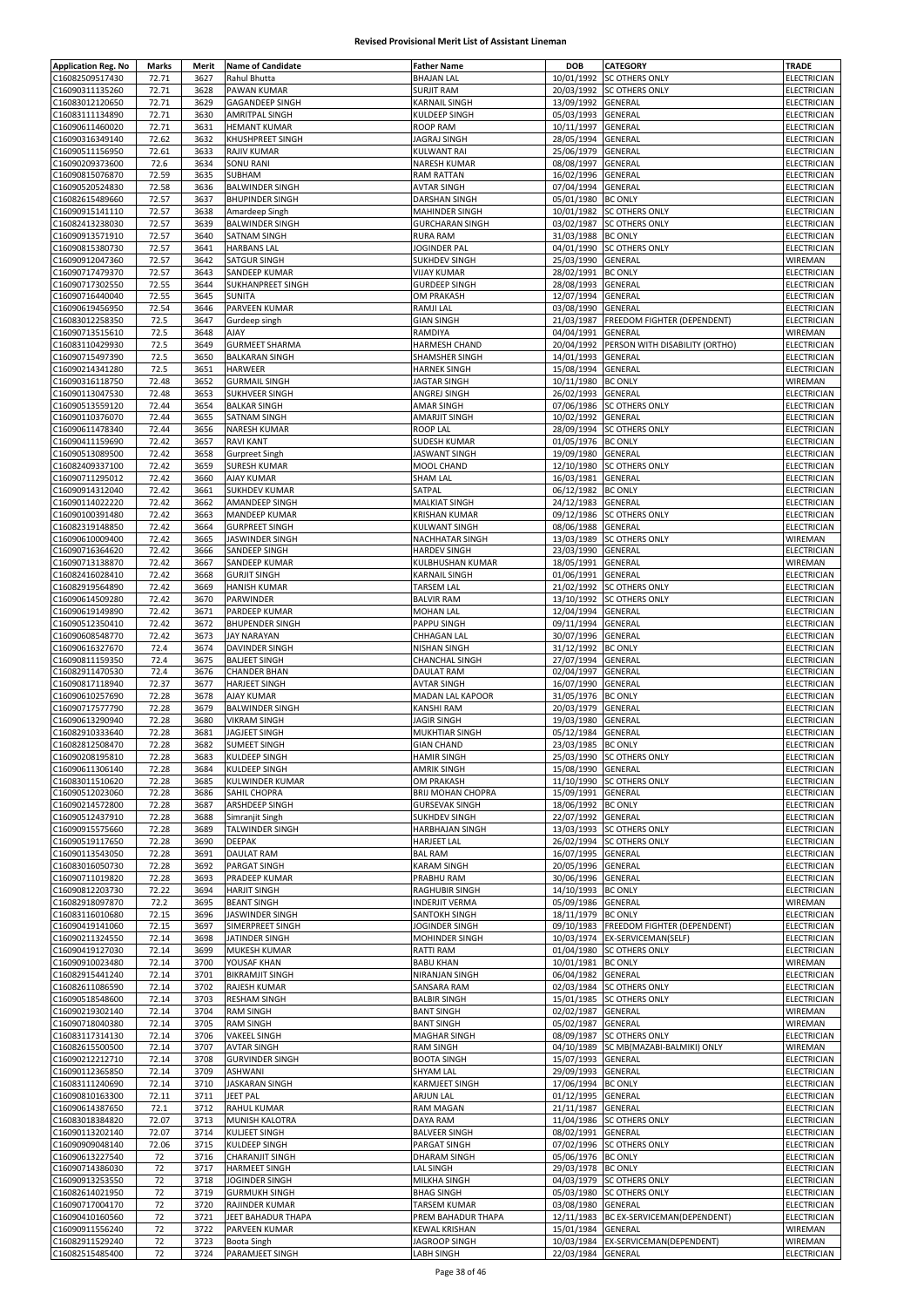# Revised Provisional Merit List of Assistant Lineman

| Application Reg. No | Marks | Merit | Name of Candidate | Father Name | DOB | CATEGORY | TRADE |
|---|---|---|---|---|---|---|---|
| C16082509517430 | 72.71 | 3627 | Rahul Bhutta | BHAJAN LAL | 10/01/1992 | SC OTHERS ONLY | ELECTRICIAN |
| C16090311135260 | 72.71 | 3628 | PAWAN KUMAR | SURJIT RAM | 20/03/1992 | SC OTHERS ONLY | ELECTRICIAN |
| C16083012120650 | 72.71 | 3629 | GAGANDEEP SINGH | KARNAIL SINGH | 13/09/1992 | GENERAL | ELECTRICIAN |
| C16083111134890 | 72.71 | 3630 | AMRITPAL SINGH | KULDEEP SINGH | 05/03/1993 | GENERAL | ELECTRICIAN |
| C16090611460020 | 72.71 | 3631 | HEMANT KUMAR | ROOP RAM | 10/11/1997 | GENERAL | ELECTRICIAN |
| C16090316349140 | 72.62 | 3632 | KHUSHPREET SINGH | JAGRAJ SINGH | 28/05/1994 | GENERAL | ELECTRICIAN |
| C16090511156950 | 72.61 | 3633 | RAJIV KUMAR | KULWANT RAI | 25/06/1979 | GENERAL | ELECTRICIAN |
| C16090209373600 | 72.6 | 3634 | SONU RANI | NARESH KUMAR | 08/08/1997 | GENERAL | ELECTRICIAN |
| C16090815076870 | 72.59 | 3635 | SUBHAM | RAM RATTAN | 16/02/1996 | GENERAL | ELECTRICIAN |
| C16090520524830 | 72.58 | 3636 | BALWINDER SINGH | AVTAR SINGH | 07/04/1994 | GENERAL | ELECTRICIAN |
| C16082615489660 | 72.57 | 3637 | BHUPINDER SINGH | DARSHAN SINGH | 05/01/1980 | BC ONLY | ELECTRICIAN |
| C16090915141110 | 72.57 | 3638 | Amardeep Singh | MAHINDER SINGH | 10/01/1982 | SC OTHERS ONLY | ELECTRICIAN |
| C16082413238030 | 72.57 | 3639 | BALWINDER SINGH | GURCHARAN SINGH | 03/02/1987 | SC OTHERS ONLY | ELECTRICIAN |
| C16090913571910 | 72.57 | 3640 | SATNAM SINGH | RURA RAM | 31/03/1988 | BC ONLY | ELECTRICIAN |
| C16090815380730 | 72.57 | 3641 | HARBANS LAL | JOGINDER PAL | 04/01/1990 | SC OTHERS ONLY | ELECTRICIAN |
| C16090912047360 | 72.57 | 3642 | SATGUR SINGH | SUKHDEV SINGH | 25/03/1990 | GENERAL | WIREMAN |
| C16090717479370 | 72.57 | 3643 | SANDEEP KUMAR | VIJAY KUMAR | 28/02/1991 | BC ONLY | ELECTRICIAN |
| C16090717302550 | 72.55 | 3644 | SUKHANPREET SINGH | GURDEEP SINGH | 28/08/1993 | GENERAL | ELECTRICIAN |
| C16090716440040 | 72.55 | 3645 | SUNITA | OM PRAKASH | 12/07/1994 | GENERAL | ELECTRICIAN |
| C16090619456950 | 72.54 | 3646 | PARVEEN KUMAR | RAMJI LAL | 03/08/1990 | GENERAL | ELECTRICIAN |
| C16083012258350 | 72.5 | 3647 | Gurdeep singh | GIAN SINGH | 21/03/1987 | FREEDOM FIGHTER (DEPENDENT) | ELECTRICIAN |
| C16090713515610 | 72.5 | 3648 | AJAY | RAMDIYA | 04/04/1991 | GENERAL | WIREMAN |
| C16083110429930 | 72.5 | 3649 | GURMEET SHARMA | HARMESH CHAND | 20/04/1992 | PERSON WITH DISABILITY (ORTHO) | ELECTRICIAN |
| C16090715497390 | 72.5 | 3650 | BALKARAN SINGH | SHAMSHER SINGH | 14/01/1993 | GENERAL | ELECTRICIAN |
| C16090214341280 | 72.5 | 3651 | HARWEER | HARNEK SINGH | 15/08/1994 | GENERAL | ELECTRICIAN |
| C16090316118750 | 72.48 | 3652 | GURMAIL SINGH | JAGTAR SINGH | 10/11/1980 | BC ONLY | WIREMAN |
| C16090113047530 | 72.48 | 3653 | SUKHVEER SINGH | ANGREJ SINGH | 26/02/1993 | GENERAL | ELECTRICIAN |
| C16090513559120 | 72.44 | 3654 | BALKAR SINGH | AMAR SINGH | 07/06/1986 | SC OTHERS ONLY | ELECTRICIAN |
| C16090110376070 | 72.44 | 3655 | SATNAM SINGH | AMARJIT SINGH | 10/02/1992 | GENERAL | ELECTRICIAN |
| C16090611478340 | 72.44 | 3656 | NARESH KUMAR | ROOP LAL | 28/09/1994 | SC OTHERS ONLY | ELECTRICIAN |
| C16090411159690 | 72.42 | 3657 | RAVI KANT | SUDESH KUMAR | 01/05/1976 | BC ONLY | ELECTRICIAN |
| C16090513089500 | 72.42 | 3658 | Gurpreet Singh | JASWANT SINGH | 19/09/1980 | GENERAL | ELECTRICIAN |
| C16082409337100 | 72.42 | 3659 | SURESH KUMAR | MOOL CHAND | 12/10/1980 | SC OTHERS ONLY | ELECTRICIAN |
| C16090711295012 | 72.42 | 3660 | AJAY KUMAR | SHAM LAL | 16/03/1981 | GENERAL | ELECTRICIAN |
| C16090914312040 | 72.42 | 3661 | SUKHDEV KUMAR | SATPAL | 06/12/1982 | BC ONLY | ELECTRICIAN |
| C16090114022220 | 72.42 | 3662 | AMANDEEP SINGH | MALKIAT SINGH | 24/12/1983 | GENERAL | ELECTRICIAN |
| C16090100391480 | 72.42 | 3663 | MANDEEP KUMAR | KRISHAN KUMAR | 09/12/1986 | SC OTHERS ONLY | ELECTRICIAN |
| C16082319148850 | 72.42 | 3664 | GURPREET SINGH | KULWANT SINGH | 08/06/1988 | GENERAL | ELECTRICIAN |
| C16090610009400 | 72.42 | 3665 | JASWINDER SINGH | NACHHATAR SINGH | 13/03/1989 | SC OTHERS ONLY | WIREMAN |
| C16090716364620 | 72.42 | 3666 | SANDEEP SINGH | HARDEV SINGH | 23/03/1990 | GENERAL | ELECTRICIAN |
| C16090713138870 | 72.42 | 3667 | SANDEEP KUMAR | KULBHUSHAN KUMAR | 18/05/1991 | GENERAL | WIREMAN |
| C16082416028410 | 72.42 | 3668 | GURJIT SINGH | KARNAIL SINGH | 01/06/1991 | GENERAL | ELECTRICIAN |
| C16082919564890 | 72.42 | 3669 | HANISH KUMAR | TARSEM LAL | 21/02/1992 | SC OTHERS ONLY | ELECTRICIAN |
| C16090614509280 | 72.42 | 3670 | PARWINDER | BALVIR RAM | 13/10/1992 | SC OTHERS ONLY | ELECTRICIAN |
| C16090619149890 | 72.42 | 3671 | PARDEEP KUMAR | MOHAN LAL | 12/04/1994 | GENERAL | ELECTRICIAN |
| C16090512350410 | 72.42 | 3672 | BHUPENDER SINGH | PAPPU SINGH | 09/11/1994 | GENERAL | ELECTRICIAN |
| C16090608548770 | 72.42 | 3673 | JAY NARAYAN | CHHAGAN LAL | 30/07/1996 | GENERAL | ELECTRICIAN |
| C16090616327670 | 72.4 | 3674 | DAVINDER SINGH | NISHAN SINGH | 31/12/1992 | BC ONLY | ELECTRICIAN |
| C16090811159350 | 72.4 | 3675 | BALJEET SINGH | CHANCHAL SINGH | 27/07/1994 | GENERAL | ELECTRICIAN |
| C16082911470530 | 72.4 | 3676 | CHANDER BHAN | DAULAT RAM | 02/04/1997 | GENERAL | ELECTRICIAN |
| C16090817118940 | 72.37 | 3677 | HARJEET SINGH | AVTAR SINGH | 16/07/1990 | GENERAL | ELECTRICIAN |
| C16090610257690 | 72.28 | 3678 | AJAY KUMAR | MADAN LAL KAPOOR | 31/05/1976 | BC ONLY | ELECTRICIAN |
| C16090717577790 | 72.28 | 3679 | BALWINDER SINGH | KANSHI RAM | 20/03/1979 | GENERAL | ELECTRICIAN |
| C16090613290940 | 72.28 | 3680 | VIKRAM SINGH | JAGIR SINGH | 19/03/1980 | GENERAL | ELECTRICIAN |
| C16082910333640 | 72.28 | 3681 | JAGJEET SINGH | MUKHTIAR SINGH | 05/12/1984 | GENERAL | ELECTRICIAN |
| C16082812508470 | 72.28 | 3682 | SUMEET SINGH | GIAN CHAND | 23/03/1985 | BC ONLY | ELECTRICIAN |
| C16090208195810 | 72.28 | 3683 | KULDEEP SINGH | HAMIR SINGH | 25/03/1990 | SC OTHERS ONLY | ELECTRICIAN |
| C16090611306140 | 72.28 | 3684 | KULDEEP SINGH | AMRIK SINGH | 15/08/1990 | GENERAL | ELECTRICIAN |
| C16083011510620 | 72.28 | 3685 | KULWINDER KUMAR | OM PRAKASH | 11/10/1990 | SC OTHERS ONLY | ELECTRICIAN |
| C16090512023060 | 72.28 | 3686 | SAHIL CHOPRA | BRIJ MOHAN CHOPRA | 15/09/1991 | GENERAL | ELECTRICIAN |
| C16090214572800 | 72.28 | 3687 | ARSHDEEP SINGH | GURSEVAK SINGH | 18/06/1992 | BC ONLY | ELECTRICIAN |
| C16090512437910 | 72.28 | 3688 | Simranjit Singh | SUKHDEV SINGH | 22/07/1992 | GENERAL | ELECTRICIAN |
| C16090915575660 | 72.28 | 3689 | TALWINDER SINGH | HARBHAJAN SINGH | 13/03/1993 | SC OTHERS ONLY | ELECTRICIAN |
| C16090519117650 | 72.28 | 3690 | DEEPAK | HARJEET LAL | 26/02/1994 | SC OTHERS ONLY | ELECTRICIAN |
| C16090113543050 | 72.28 | 3691 | DAULAT RAM | BAL RAM | 16/07/1995 | GENERAL | ELECTRICIAN |
| C16083016050730 | 72.28 | 3692 | PARGAT SINGH | KARAM SINGH | 20/05/1996 | GENERAL | ELECTRICIAN |
| C16090711019820 | 72.28 | 3693 | PRADEEP KUMAR | PRABHU RAM | 30/06/1996 | GENERAL | ELECTRICIAN |
| C16090812203730 | 72.22 | 3694 | HARJIT SINGH | RAGHUBIR SINGH | 14/10/1993 | BC ONLY | ELECTRICIAN |
| C16082918097870 | 72.2 | 3695 | BEANT SINGH | INDERJIT VERMA | 05/09/1986 | GENERAL | WIREMAN |
| C16083116010680 | 72.15 | 3696 | JASWINDER SINGH | SANTOKH SINGH | 18/11/1979 | BC ONLY | ELECTRICIAN |
| C16090419141060 | 72.15 | 3697 | SIMERPREET SINGH | JOGINDER SINGH | 09/10/1983 | FREEDOM FIGHTER (DEPENDENT) | ELECTRICIAN |
| C16090211324550 | 72.14 | 3698 | JATINDER SINGH | MOHINDER SINGH | 10/03/1974 | EX-SERVICEMAN(SELF) | ELECTRICIAN |
| C16090419127030 | 72.14 | 3699 | MUKESH KUMAR | RATTI RAM | 01/04/1980 | SC OTHERS ONLY | ELECTRICIAN |
| C16090910023480 | 72.14 | 3700 | YOUSAF KHAN | BABU KHAN | 10/01/1981 | BC ONLY | WIREMAN |
| C16082915441240 | 72.14 | 3701 | BIKRAMJIT SINGH | NIRANJAN SINGH | 06/04/1982 | GENERAL | ELECTRICIAN |
| C16082611086590 | 72.14 | 3702 | RAJESH KUMAR | SANSARA RAM | 02/03/1984 | SC OTHERS ONLY | ELECTRICIAN |
| C16090518548600 | 72.14 | 3703 | RESHAM SINGH | BALBIR SINGH | 15/01/1985 | SC OTHERS ONLY | ELECTRICIAN |
| C16090219302140 | 72.14 | 3704 | RAM SINGH | BANT SINGH | 02/02/1987 | GENERAL | WIREMAN |
| C16090718040380 | 72.14 | 3705 | RAM SINGH | BANT SINGH | 05/02/1987 | GENERAL | WIREMAN |
| C16083117314130 | 72.14 | 3706 | VAKEEL SINGH | MAGHAR SINGH | 08/09/1987 | SC OTHERS ONLY | ELECTRICIAN |
| C16082615500500 | 72.14 | 3707 | AVTAR SINGH | RAM SINGH | 04/10/1989 | SC MB(MAZABI-BALMIKI) ONLY | WIREMAN |
| C16090212212710 | 72.14 | 3708 | GURVINDER SINGH | BOOTA SINGH | 15/07/1993 | GENERAL | ELECTRICIAN |
| C16090112365850 | 72.14 | 3709 | ASHWANI | SHYAM LAL | 29/09/1993 | GENERAL | ELECTRICIAN |
| C16083111240690 | 72.14 | 3710 | JASKARAN SINGH | KARMJEET SINGH | 17/06/1994 | BC ONLY | ELECTRICIAN |
| C16090810163300 | 72.11 | 3711 | JEET PAL | ARJUN LAL | 01/12/1995 | GENERAL | ELECTRICIAN |
| C16090614387650 | 72.1 | 3712 | RAHUL KUMAR | RAM MAGAN | 21/11/1987 | GENERAL | ELECTRICIAN |
| C16083018384820 | 72.07 | 3713 | MUNISH KALOTRA | DAYA RAM | 11/04/1986 | SC OTHERS ONLY | ELECTRICIAN |
| C16090113202140 | 72.07 | 3714 | KULJEET SINGH | BALVEER SINGH | 08/02/1991 | GENERAL | ELECTRICIAN |
| C16090909048140 | 72.06 | 3715 | KULDEEP SINGH | PARGAT SINGH | 07/02/1996 | SC OTHERS ONLY | ELECTRICIAN |
| C16090613227540 | 72 | 3716 | CHARANJIT SINGH | DHARAM SINGH | 05/06/1976 | BC ONLY | ELECTRICIAN |
| C16090714386030 | 72 | 3717 | HARMEET SINGH | LAL SINGH | 29/03/1978 | BC ONLY | ELECTRICIAN |
| C16090913253550 | 72 | 3718 | JOGINDER SINGH | MILKHA SINGH | 04/03/1979 | SC OTHERS ONLY | ELECTRICIAN |
| C16082614021950 | 72 | 3719 | GURMUKH SINGH | BHAG SINGH | 05/03/1980 | SC OTHERS ONLY | ELECTRICIAN |
| C16090717004170 | 72 | 3720 | RAJINDER KUMAR | TARSEM KUMAR | 03/08/1980 | GENERAL | ELECTRICIAN |
| C16090410160560 | 72 | 3721 | JEET BAHADUR THAPA | PREM BAHADUR THAPA | 12/11/1983 | BC EX-SERVICEMAN(DEPENDENT) | ELECTRICIAN |
| C16090911556240 | 72 | 3722 | PARVEEN KUMAR | KEWAL KRISHAN | 15/01/1984 | GENERAL | WIREMAN |
| C16082911529240 | 72 | 3723 | Boota Singh | JAGROOP SINGH | 10/03/1984 | EX-SERVICEMAN(DEPENDENT) | WIREMAN |
| C16082515485400 | 72 | 3724 | PARAMJEET SINGH | LABH SINGH | 22/03/1984 | GENERAL | ELECTRICIAN |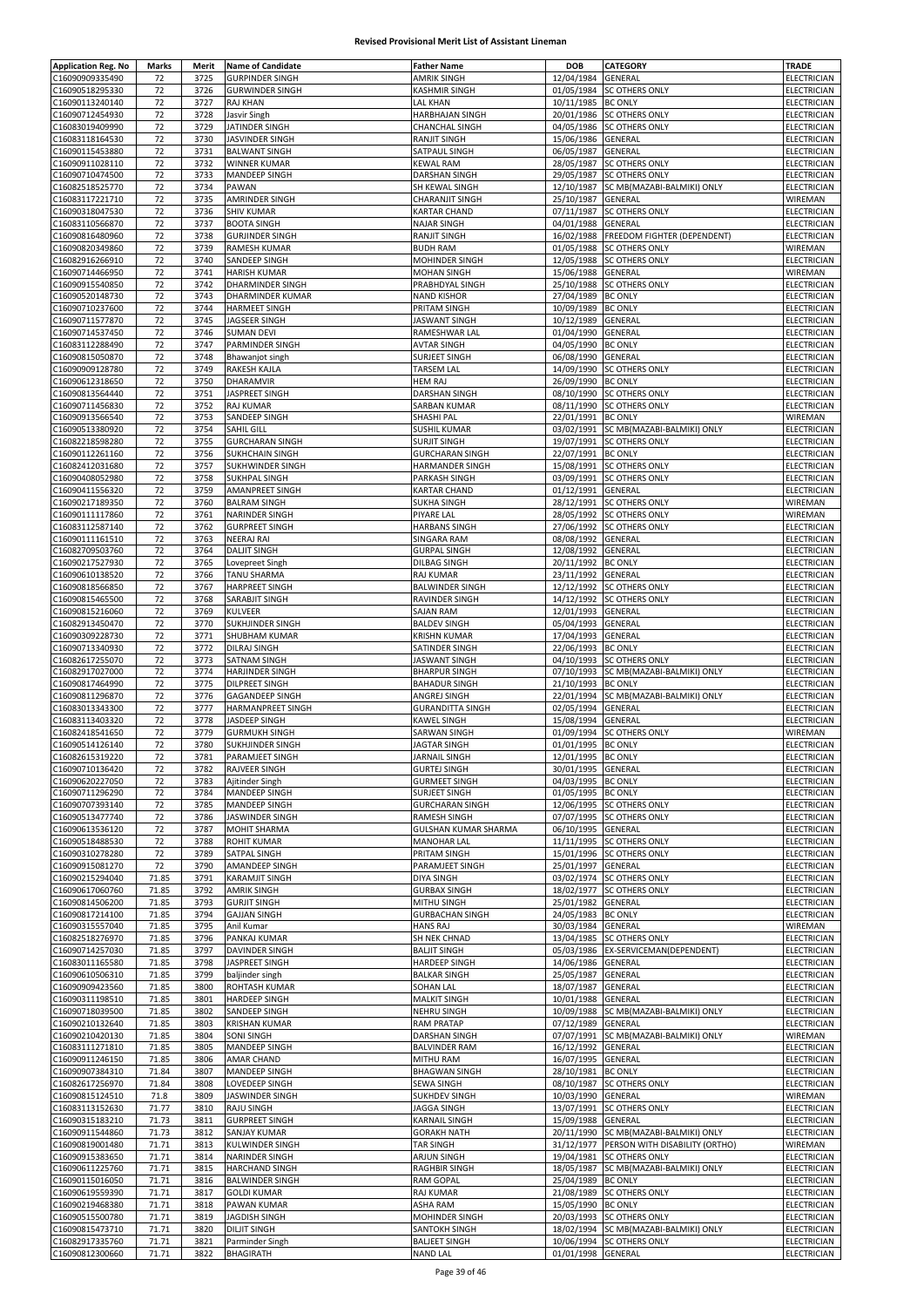# Revised Provisional Merit List of Assistant Lineman

| Application Reg. No | Marks | Merit | Name of Candidate | Father Name | DOB | CATEGORY | TRADE |
|---|---|---|---|---|---|---|---|
| C16090909335490 | 72 | 3725 | GURPINDER SINGH | AMRIK SINGH | 12/04/1984 | GENERAL | ELECTRICIAN |
| C16090518295330 | 72 | 3726 | GURWINDER SINGH | KASHMIR SINGH | 01/05/1984 | SC OTHERS ONLY | ELECTRICIAN |
| C16090113240140 | 72 | 3727 | RAJ KHAN | LAL KHAN | 10/11/1985 | BC ONLY | ELECTRICIAN |
| C16090712454930 | 72 | 3728 | Jasvir Singh | HARBHAJAN SINGH | 20/01/1986 | SC OTHERS ONLY | ELECTRICIAN |
| C16083019409990 | 72 | 3729 | JATINDER SINGH | CHANCHAL SINGH | 04/05/1986 | SC OTHERS ONLY | ELECTRICIAN |
| C16083118164530 | 72 | 3730 | JASVINDER SINGH | RANJIT SINGH | 15/06/1986 | GENERAL | ELECTRICIAN |
| C16090115453880 | 72 | 3731 | BALWANT SINGH | SATPAUL SINGH | 06/05/1987 | GENERAL | ELECTRICIAN |
| C16090911028110 | 72 | 3732 | WINNER KUMAR | KEWAL RAM | 28/05/1987 | SC OTHERS ONLY | ELECTRICIAN |
| C16090710474500 | 72 | 3733 | MANDEEP SINGH | DARSHAN SINGH | 29/05/1987 | SC OTHERS ONLY | ELECTRICIAN |
| C16082518525770 | 72 | 3734 | PAWAN | SH KEWAL SINGH | 12/10/1987 | SC MB(MAZABI-BALMIKI) ONLY | ELECTRICIAN |
| C16083117221710 | 72 | 3735 | AMRINDER SINGH | CHARANJIT SINGH | 25/10/1987 | GENERAL | WIREMAN |
| C16090318047530 | 72 | 3736 | SHIV KUMAR | KARTAR CHAND | 07/11/1987 | SC OTHERS ONLY | ELECTRICIAN |
| C16083110566870 | 72 | 3737 | BOOTA SINGH | NAJAR SINGH | 04/01/1988 | GENERAL | ELECTRICIAN |
| C16090816480960 | 72 | 3738 | GURJINDER SINGH | RANJIT SINGH | 16/02/1988 | FREEDOM FIGHTER (DEPENDENT) | ELECTRICIAN |
| C16090820349860 | 72 | 3739 | RAMESH KUMAR | BUDH RAM | 01/05/1988 | SC OTHERS ONLY | WIREMAN |
| C16082916266910 | 72 | 3740 | SANDEEP SINGH | MOHINDER SINGH | 12/05/1988 | SC OTHERS ONLY | ELECTRICIAN |
| C16090714466950 | 72 | 3741 | HARISH KUMAR | MOHAN SINGH | 15/06/1988 | GENERAL | WIREMAN |
| C16090915540850 | 72 | 3742 | DHARMINDER SINGH | PRABHDYAL SINGH | 25/10/1988 | SC OTHERS ONLY | ELECTRICIAN |
| C16090520148730 | 72 | 3743 | DHARMINDER KUMAR | NAND KISHOR | 27/04/1989 | BC ONLY | ELECTRICIAN |
| C16090710237600 | 72 | 3744 | HARMEET SINGH | PRITAM SINGH | 10/09/1989 | BC ONLY | ELECTRICIAN |
| C16090711577870 | 72 | 3745 | JAGSEER SINGH | JASWANT SINGH | 10/12/1989 | GENERAL | ELECTRICIAN |
| C16090714537450 | 72 | 3746 | SUMAN DEVI | RAMESHWAR LAL | 01/04/1990 | GENERAL | ELECTRICIAN |
| C16083112288490 | 72 | 3747 | PARMINDER SINGH | AVTAR SINGH | 04/05/1990 | BC ONLY | ELECTRICIAN |
| C16090815050870 | 72 | 3748 | Bhawanjot singh | SURJEET SINGH | 06/08/1990 | GENERAL | ELECTRICIAN |
| C16090909128780 | 72 | 3749 | RAKESH KAJLA | TARSEM LAL | 14/09/1990 | SC OTHERS ONLY | ELECTRICIAN |
| C16090612318650 | 72 | 3750 | DHARAMVIR | HEM RAJ | 26/09/1990 | BC ONLY | ELECTRICIAN |
| C16090813564440 | 72 | 3751 | JASPREET SINGH | DARSHAN SINGH | 08/10/1990 | SC OTHERS ONLY | ELECTRICIAN |
| C16090711456830 | 72 | 3752 | RAJ KUMAR | SARBAN KUMAR | 08/11/1990 | SC OTHERS ONLY | ELECTRICIAN |
| C16090913566540 | 72 | 3753 | SANDEEP SINGH | SHASHI PAL | 22/01/1991 | BC ONLY | WIREMAN |
| C16090513380920 | 72 | 3754 | SAHIL GILL | SUSHIL KUMAR | 03/02/1991 | SC MB(MAZABI-BALMIKI) ONLY | ELECTRICIAN |
| C16082218598280 | 72 | 3755 | GURCHARAN SINGH | SURJIT SINGH | 19/07/1991 | SC OTHERS ONLY | ELECTRICIAN |
| C16090112261160 | 72 | 3756 | SUKHCHAIN SINGH | GURCHARAN SINGH | 22/07/1991 | BC ONLY | ELECTRICIAN |
| C16082412031680 | 72 | 3757 | SUKHWINDER SINGH | HARMANDER SINGH | 15/08/1991 | SC OTHERS ONLY | ELECTRICIAN |
| C16090408052980 | 72 | 3758 | SUKHPAL SINGH | PARKASH SINGH | 03/09/1991 | SC OTHERS ONLY | ELECTRICIAN |
| C16090411556320 | 72 | 3759 | AMANPREET SINGH | KARTAR CHAND | 01/12/1991 | GENERAL | ELECTRICIAN |
| C16090217189350 | 72 | 3760 | BALRAM SINGH | SUKHA SINGH | 28/12/1991 | SC OTHERS ONLY | WIREMAN |
| C16090111117860 | 72 | 3761 | NARINDER SINGH | PIYARE LAL | 28/05/1992 | SC OTHERS ONLY | WIREMAN |
| C16083112587140 | 72 | 3762 | GURPREET SINGH | HARBANS SINGH | 27/06/1992 | SC OTHERS ONLY | ELECTRICIAN |
| C16090111161510 | 72 | 3763 | NEERAJ RAI | SINGARA RAM | 08/08/1992 | GENERAL | ELECTRICIAN |
| C16082709503760 | 72 | 3764 | DALJIT SINGH | GURPAL SINGH | 12/08/1992 | GENERAL | ELECTRICIAN |
| C16090217527930 | 72 | 3765 | Lovepreet Singh | DILBAG SINGH | 20/11/1992 | BC ONLY | ELECTRICIAN |
| C16090610138520 | 72 | 3766 | TANU SHARMA | RAJ KUMAR | 23/11/1992 | GENERAL | ELECTRICIAN |
| C16090818566850 | 72 | 3767 | HARPREET SINGH | BALWINDER SINGH | 12/12/1992 | SC OTHERS ONLY | ELECTRICIAN |
| C16090815465500 | 72 | 3768 | SARABJIT SINGH | RAVINDER SINGH | 14/12/1992 | SC OTHERS ONLY | ELECTRICIAN |
| C16090815216060 | 72 | 3769 | KULVEER | SAJAN RAM | 12/01/1993 | GENERAL | ELECTRICIAN |
| C16082913450470 | 72 | 3770 | SUKHJINDER SINGH | BALDEV SINGH | 05/04/1993 | GENERAL | ELECTRICIAN |
| C16090309228730 | 72 | 3771 | SHUBHAM KUMAR | KRISHN KUMAR | 17/04/1993 | GENERAL | ELECTRICIAN |
| C16090713340930 | 72 | 3772 | DILRAJ SINGH | SATINDER SINGH | 22/06/1993 | BC ONLY | ELECTRICIAN |
| C16082617255070 | 72 | 3773 | SATNAM SINGH | JASWANT SINGH | 04/10/1993 | SC OTHERS ONLY | ELECTRICIAN |
| C16082917027000 | 72 | 3774 | HARJINDER SINGH | BHARPUR SINGH | 07/10/1993 | SC MB(MAZABI-BALMIKI) ONLY | ELECTRICIAN |
| C16090817464990 | 72 | 3775 | DILPREET SINGH | BAHADUR SINGH | 21/10/1993 | BC ONLY | ELECTRICIAN |
| C16090811296870 | 72 | 3776 | GAGANDEEP SINGH | ANGREJ SINGH | 22/01/1994 | SC MB(MAZABI-BALMIKI) ONLY | ELECTRICIAN |
| C16083013343300 | 72 | 3777 | HARMANPREET SINGH | GURANDITTA SINGH | 02/05/1994 | GENERAL | ELECTRICIAN |
| C16083113403320 | 72 | 3778 | JASDEEP SINGH | KAWEL SINGH | 15/08/1994 | GENERAL | ELECTRICIAN |
| C16082418541650 | 72 | 3779 | GURMUKH SINGH | SARWAN SINGH | 01/09/1994 | SC OTHERS ONLY | WIREMAN |
| C16090514126140 | 72 | 3780 | SUKHJINDER SINGH | JAGTAR SINGH | 01/01/1995 | BC ONLY | ELECTRICIAN |
| C16082615319220 | 72 | 3781 | PARAMJEET SINGH | JARNAIL SINGH | 12/01/1995 | BC ONLY | ELECTRICIAN |
| C16090710136420 | 72 | 3782 | RAJVEER SINGH | GURTEJ SINGH | 30/01/1995 | GENERAL | ELECTRICIAN |
| C16090620227050 | 72 | 3783 | Ajitinder Singh | GURMEET SINGH | 04/03/1995 | BC ONLY | ELECTRICIAN |
| C16090711296290 | 72 | 3784 | MANDEEP SINGH | SURJEET SINGH | 01/05/1995 | BC ONLY | ELECTRICIAN |
| C16090707393140 | 72 | 3785 | MANDEEP SINGH | GURCHARAN SINGH | 12/06/1995 | SC OTHERS ONLY | ELECTRICIAN |
| C16090513477740 | 72 | 3786 | JASWINDER SINGH | RAMESH SINGH | 07/07/1995 | SC OTHERS ONLY | ELECTRICIAN |
| C16090613536120 | 72 | 3787 | MOHIT SHARMA | GULSHAN KUMAR SHARMA | 06/10/1995 | GENERAL | ELECTRICIAN |
| C16090518488530 | 72 | 3788 | ROHIT KUMAR | MANOHAR LAL | 11/11/1995 | SC OTHERS ONLY | ELECTRICIAN |
| C16090310278280 | 72 | 3789 | SATPAL SINGH | PRITAM SINGH | 15/01/1996 | SC OTHERS ONLY | ELECTRICIAN |
| C16090915081270 | 72 | 3790 | AMANDEEP SINGH | PARAMJEET SINGH | 25/01/1997 | GENERAL | ELECTRICIAN |
| C16090215294040 | 71.85 | 3791 | KARAMJIT SINGH | DIYA SINGH | 03/02/1974 | SC OTHERS ONLY | ELECTRICIAN |
| C16090617060760 | 71.85 | 3792 | AMRIK SINGH | GURBAX SINGH | 18/02/1977 | SC OTHERS ONLY | ELECTRICIAN |
| C16090814506200 | 71.85 | 3793 | GURJIT SINGH | MITHU SINGH | 25/01/1982 | GENERAL | ELECTRICIAN |
| C16090817214100 | 71.85 | 3794 | GAJJAN SINGH | GURBACHAN SINGH | 24/05/1983 | BC ONLY | ELECTRICIAN |
| C16090315557040 | 71.85 | 3795 | Anil Kumar | HANS RAJ | 30/03/1984 | GENERAL | WIREMAN |
| C16082518276970 | 71.85 | 3796 | PANKAJ KUMAR | SH NEK CHNAD | 13/04/1985 | SC OTHERS ONLY | ELECTRICIAN |
| C16090714257030 | 71.85 | 3797 | DAVINDER SINGH | BALJIT SINGH | 05/03/1986 | EX-SERVICEMAN(DEPENDENT) | ELECTRICIAN |
| C16083011165580 | 71.85 | 3798 | JASPREET SINGH | HARDEEP SINGH | 14/06/1986 | GENERAL | ELECTRICIAN |
| C16090610506310 | 71.85 | 3799 | baljinder singh | BALKAR SINGH | 25/05/1987 | GENERAL | ELECTRICIAN |
| C16090909423560 | 71.85 | 3800 | ROHTASH KUMAR | SOHAN LAL | 18/07/1987 | GENERAL | ELECTRICIAN |
| C16090311198510 | 71.85 | 3801 | HARDEEP SINGH | MALKIT SINGH | 10/01/1988 | GENERAL | ELECTRICIAN |
| C16090718039500 | 71.85 | 3802 | SANDEEP SINGH | NEHRU SINGH | 10/09/1988 | SC MB(MAZABI-BALMIKI) ONLY | ELECTRICIAN |
| C16090210132640 | 71.85 | 3803 | KRISHAN KUMAR | RAM PRATAP | 07/12/1989 | GENERAL | ELECTRICIAN |
| C16090210420130 | 71.85 | 3804 | SONI SINGH | DARSHAN SINGH | 07/07/1991 | SC MB(MAZABI-BALMIKI) ONLY | WIREMAN |
| C16083111271810 | 71.85 | 3805 | MANDEEP SINGH | BALVINDER RAM | 16/12/1992 | GENERAL | ELECTRICIAN |
| C16090911246150 | 71.85 | 3806 | AMAR CHAND | MITHU RAM | 16/07/1995 | GENERAL | ELECTRICIAN |
| C16090907384310 | 71.84 | 3807 | MANDEEP SINGH | BHAGWAN SINGH | 28/10/1981 | BC ONLY | ELECTRICIAN |
| C16082617256970 | 71.84 | 3808 | LOVEDEEP SINGH | SEWA SINGH | 08/10/1987 | SC OTHERS ONLY | ELECTRICIAN |
| C16090815124510 | 71.8 | 3809 | JASWINDER SINGH | SUKHDEV SINGH | 10/03/1990 | GENERAL | WIREMAN |
| C16083113152630 | 71.77 | 3810 | RAJU SINGH | JAGGA SINGH | 13/07/1991 | SC OTHERS ONLY | ELECTRICIAN |
| C16090315183210 | 71.73 | 3811 | GURPREET SINGH | KARNAIL SINGH | 15/09/1988 | GENERAL | ELECTRICIAN |
| C16090911544860 | 71.73 | 3812 | SANJAY KUMAR | GORAKH NATH | 20/11/1990 | SC MB(MAZABI-BALMIKI) ONLY | ELECTRICIAN |
| C16090819001480 | 71.71 | 3813 | KULWINDER SINGH | TAR SINGH | 31/12/1977 | PERSON WITH DISABILITY (ORTHO) | WIREMAN |
| C16090915383650 | 71.71 | 3814 | NARINDER SINGH | ARJUN SINGH | 19/04/1981 | SC OTHERS ONLY | ELECTRICIAN |
| C16090611225760 | 71.71 | 3815 | HARCHAND SINGH | RAGHBIR SINGH | 18/05/1987 | SC MB(MAZABI-BALMIKI) ONLY | ELECTRICIAN |
| C16090115016050 | 71.71 | 3816 | BALWINDER SINGH | RAM GOPAL | 25/04/1989 | BC ONLY | ELECTRICIAN |
| C16090619559390 | 71.71 | 3817 | GOLDI KUMAR | RAJ KUMAR | 21/08/1989 | SC OTHERS ONLY | ELECTRICIAN |
| C16090219468380 | 71.71 | 3818 | PAWAN KUMAR | ASHA RAM | 15/05/1990 | BC ONLY | ELECTRICIAN |
| C16090515500780 | 71.71 | 3819 | JAGDISH SINGH | MOHINDER SINGH | 20/03/1993 | SC OTHERS ONLY | ELECTRICIAN |
| C16090815473710 | 71.71 | 3820 | DILJIT SINGH | SANTOKH SINGH | 18/02/1994 | SC MB(MAZABI-BALMIKI) ONLY | ELECTRICIAN |
| C16082917335760 | 71.71 | 3821 | Parminder Singh | BALJEET SINGH | 10/06/1994 | SC OTHERS ONLY | ELECTRICIAN |
| C16090812300660 | 71.71 | 3822 | BHAGIRATH | NAND LAL | 01/01/1998 | GENERAL | ELECTRICIAN |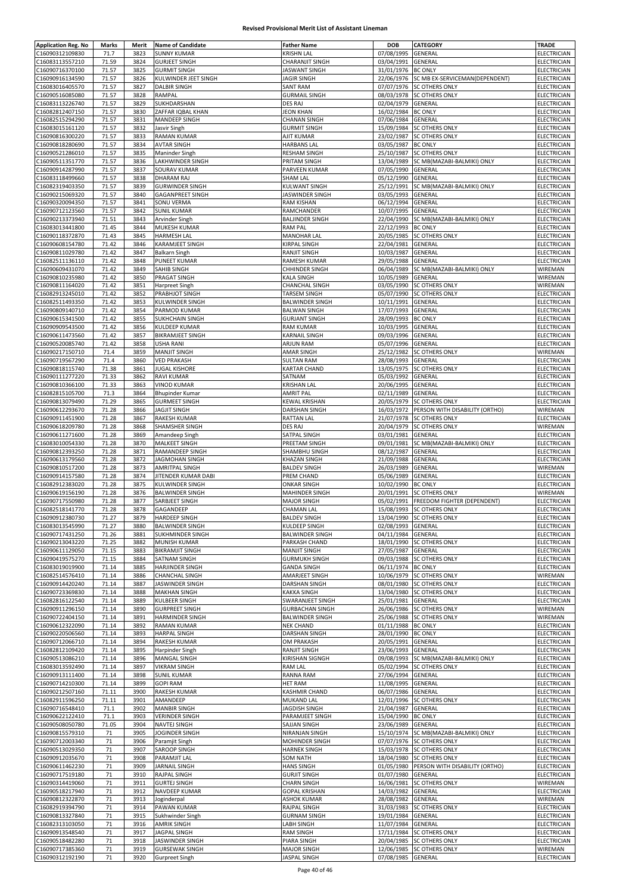# Revised Provisional Merit List of Assistant Lineman

| Application Reg. No | Marks | Merit | Name of Candidate | Father Name | DOB | CATEGORY | TRADE |
|---|---|---|---|---|---|---|---|
| C16090312109830 | 71.7 | 3823 | SUNNY KUMAR | KRISHN LAL | 07/08/1995 | GENERAL | ELECTRICIAN |
| C16083113557210 | 71.59 | 3824 | GURJEET SINGH | CHARANJIT SINGH | 03/04/1991 | GENERAL | ELECTRICIAN |
| C16090716370100 | 71.57 | 3825 | GURMIT SINGH | JASWANT SINGH | 31/01/1976 | BC ONLY | ELECTRICIAN |
| C16090916134590 | 71.57 | 3826 | KULWINDER JEET SINGH | JAGIR SINGH | 22/06/1976 | SC MB EX-SERVICEMAN(DEPENDENT) | ELECTRICIAN |
| C16083016405570 | 71.57 | 3827 | DALBIR SINGH | SANT RAM | 07/07/1976 | SC OTHERS ONLY | ELECTRICIAN |
| C16090516085080 | 71.57 | 3828 | RAMPAL | GURMAIL SINGH | 08/03/1978 | SC OTHERS ONLY | ELECTRICIAN |
| C16083113226740 | 71.57 | 3829 | SUKHDARSHAN | DES RAJ | 02/04/1979 | GENERAL | ELECTRICIAN |
| C16082812407150 | 71.57 | 3830 | ZAFFAR IQBAL KHAN | JEON KHAN | 16/02/1984 | BC ONLY | ELECTRICIAN |
| C16082515294290 | 71.57 | 3831 | MANDEEP SINGH | CHANAN SINGH | 07/06/1984 | GENERAL | ELECTRICIAN |
| C16083015161120 | 71.57 | 3832 | Jasvir Singh | GURMIT SINGH | 15/09/1984 | SC OTHERS ONLY | ELECTRICIAN |
| C16090816300220 | 71.57 | 3833 | RAMAN KUMAR | AJIT KUMAR | 23/02/1987 | SC OTHERS ONLY | ELECTRICIAN |
| C16090818280690 | 71.57 | 3834 | AVTAR SINGH | HARBANS LAL | 03/05/1987 | BC ONLY | ELECTRICIAN |
| C16090521286010 | 71.57 | 3835 | Maninder Singh | RESHAM SINGH | 25/10/1987 | SC OTHERS ONLY | ELECTRICIAN |
| C16090511351770 | 71.57 | 3836 | LAKHWINDER SINGH | PRITAM SINGH | 13/04/1989 | SC MB(MAZABI-BALMIKI) ONLY | ELECTRICIAN |
| C16090914287990 | 71.57 | 3837 | SOURAV KUMAR | PARVEEN KUMAR | 07/05/1990 | GENERAL | ELECTRICIAN |
| C16083118499660 | 71.57 | 3838 | DHARAM RAJ | SHAM LAL | 05/12/1990 | GENERAL | ELECTRICIAN |
| C16082319403350 | 71.57 | 3839 | GURWINDER SINGH | KULWANT SINGH | 25/12/1991 | SC MB(MAZABI-BALMIKI) ONLY | ELECTRICIAN |
| C16090215069320 | 71.57 | 3840 | GAGANPREET SINGH | JASWINDER SINGH | 03/05/1993 | GENERAL | ELECTRICIAN |
| C16090320094350 | 71.57 | 3841 | SONU VERMA | RAM KISHAN | 06/12/1994 | GENERAL | ELECTRICIAN |
| C16090712123560 | 71.57 | 3842 | SUNIL KUMAR | RAMCHANDER | 10/07/1995 | GENERAL | ELECTRICIAN |
| C16090213373940 | 71.51 | 3843 | Arvinder Singh | BALJINDER SINGH | 22/04/1990 | SC MB(MAZABI-BALMIKI) ONLY | ELECTRICIAN |
| C16083013441800 | 71.45 | 3844 | MUKESH KUMAR | RAM PAL | 22/12/1993 | BC ONLY | ELECTRICIAN |
| C16090118372870 | 71.43 | 3845 | HARMESH LAL | MANOHAR LAL | 20/05/1985 | SC OTHERS ONLY | ELECTRICIAN |
| C16090608154780 | 71.42 | 3846 | KARAMJEET SINGH | KIRPAL SINGH | 22/04/1981 | GENERAL | ELECTRICIAN |
| C16090811029780 | 71.42 | 3847 | Balkarn Singh | RANJIT SINGH | 10/03/1987 | GENERAL | ELECTRICIAN |
| C16082511136110 | 71.42 | 3848 | PUNEET KUMAR | RAMESH KUMAR | 29/05/1988 | GENERAL | ELECTRICIAN |
| C16090609431070 | 71.42 | 3849 | SAHIB SINGH | CHHINDER SINGH | 06/04/1989 | SC MB(MAZABI-BALMIKI) ONLY | WIREMAN |
| C16090810235980 | 71.42 | 3850 | PRAGAT SINGH | KALA SINGH | 10/05/1989 | GENERAL | WIREMAN |
| C16090811164020 | 71.42 | 3851 | Harpreet Singh | CHANCHAL SINGH | 03/05/1990 | SC OTHERS ONLY | WIREMAN |
| C16082913245010 | 71.42 | 3852 | PRABHJOT SINGH | TARSEM SINGH | 05/07/1990 | SC OTHERS ONLY | ELECTRICIAN |
| C16082511493350 | 71.42 | 3853 | KULWINDER SINGH | BALWINDER SINGH | 10/11/1991 | GENERAL | ELECTRICIAN |
| C16090809140710 | 71.42 | 3854 | PARMOD KUMAR | BALWAN SINGH | 17/07/1993 | GENERAL | ELECTRICIAN |
| C16090615341500 | 71.42 | 3855 | SUKHCHAIN SINGH | GURJANT SINGH | 28/09/1993 | BC ONLY | ELECTRICIAN |
| C16090909543500 | 71.42 | 3856 | KULDEEP KUMAR | RAM KUMAR | 10/03/1995 | GENERAL | ELECTRICIAN |
| C16090611473560 | 71.42 | 3857 | BIKRAMJEET SINGH | KARNAIL SINGH | 09/03/1996 | GENERAL | ELECTRICIAN |
| C16090520085740 | 71.42 | 3858 | USHA RANI | ARJUN RAM | 05/07/1996 | GENERAL | ELECTRICIAN |
| C16090217150710 | 71.4 | 3859 | MANJIT SINGH | AMAR SINGH | 25/12/1982 | SC OTHERS ONLY | WIREMAN |
| C16090719567290 | 71.4 | 3860 | VED PRAKASH | SULTAN RAM | 28/08/1993 | GENERAL | ELECTRICIAN |
| C16090818115740 | 71.38 | 3861 | JUGAL KISHORE | KARTAR CHAND | 13/05/1975 | SC OTHERS ONLY | ELECTRICIAN |
| C16090111277220 | 71.33 | 3862 | RAVI KUMAR | SATNAM | 05/03/1992 | GENERAL | ELECTRICIAN |
| C16090810366100 | 71.33 | 3863 | VINOD KUMAR | KRISHAN LAL | 20/06/1995 | GENERAL | ELECTRICIAN |
| C16082815105700 | 71.3 | 3864 | Bhupinder Kumar | AMRIT PAL | 02/11/1989 | GENERAL | ELECTRICIAN |
| C16090813079490 | 71.29 | 3865 | GURMEET SINGH | KEWAL KRISHAN | 20/05/1979 | SC OTHERS ONLY | ELECTRICIAN |
| C16090612293670 | 71.28 | 3866 | JAGJIT SINGH | DARSHAN SINGH | 16/03/1972 | PERSON WITH DISABILITY (ORTHO) | WIREMAN |
| C16090911451900 | 71.28 | 3867 | RAKESH KUMAR | RATTAN LAL | 21/07/1978 | SC OTHERS ONLY | ELECTRICIAN |
| C16090618209780 | 71.28 | 3868 | SHAMSHER SINGH | DES RAJ | 20/04/1979 | SC OTHERS ONLY | WIREMAN |
| C16090611271600 | 71.28 | 3869 | Amandeep Singh | SATPAL SINGH | 03/01/1981 | GENERAL | ELECTRICIAN |
| C16083010054330 | 71.28 | 3870 | MALKEET SINGH | PREETAM SINGH | 09/01/1981 | SC MB(MAZABI-BALMIKI) ONLY | ELECTRICIAN |
| C16090812393250 | 71.28 | 3871 | RAMANDEEP SINGH | SHAMBHU SINGH | 08/12/1987 | GENERAL | ELECTRICIAN |
| C16090613179560 | 71.28 | 3872 | JAGMOHAN SINGH | KHAZAN SINGH | 21/09/1988 | GENERAL | ELECTRICIAN |
| C16090810517200 | 71.28 | 3873 | AMRITPAL SINGH | BALDEV SINGH | 26/03/1989 | GENERAL | WIREMAN |
| C16090914157580 | 71.28 | 3874 | JITENDER KUMAR DABI | PREM CHAND | 05/06/1989 | GENERAL | ELECTRICIAN |
| C16082912383020 | 71.28 | 3875 | KULWINDER SINGH | ONKAR SINGH | 10/02/1990 | BC ONLY | ELECTRICIAN |
| C16090619156190 | 71.28 | 3876 | BALWINDER SINGH | MAHINDER SINGH | 20/01/1991 | SC OTHERS ONLY | WIREMAN |
| C16090717550980 | 71.28 | 3877 | SARBJEET SINGH | MAJOR SINGH | 05/02/1991 | FREEDOM FIGHTER (DEPENDENT) | ELECTRICIAN |
| C16082518141770 | 71.28 | 3878 | GAGANDEEP | CHAMAN LAL | 15/08/1993 | SC OTHERS ONLY | ELECTRICIAN |
| C16090912380730 | 71.27 | 3879 | HARDEEP SINGH | BALDEV SINGH | 13/04/1990 | SC OTHERS ONLY | ELECTRICIAN |
| C16083013545990 | 71.27 | 3880 | BALWINDER SINGH | KULDEEP SINGH | 02/08/1993 | GENERAL | ELECTRICIAN |
| C16090717431250 | 71.26 | 3881 | SUKHMINDER SINGH | BALWINDER SINGH | 04/11/1984 | GENERAL | ELECTRICIAN |
| C16090213043220 | 71.25 | 3882 | MUNISH KUMAR | PARKASH CHAND | 18/01/1990 | SC OTHERS ONLY | ELECTRICIAN |
| C16090611129050 | 71.15 | 3883 | BIKRAMJIT SINGH | MANJIT SINGH | 27/05/1987 | GENERAL | ELECTRICIAN |
| C16090419575270 | 71.15 | 3884 | SATNAM SINGH | GURMUKH SINGH | 09/03/1988 | SC OTHERS ONLY | ELECTRICIAN |
| C16083019019900 | 71.14 | 3885 | HARJINDER SINGH | GANDA SINGH | 06/11/1974 | BC ONLY | ELECTRICIAN |
| C16082514576410 | 71.14 | 3886 | CHANCHAL SINGH | AMARJEET SINGH | 10/06/1979 | SC OTHERS ONLY | WIREMAN |
| C16090914420240 | 71.14 | 3887 | JASWINDER SINGH | DARSHAN SINGH | 08/01/1980 | SC OTHERS ONLY | ELECTRICIAN |
| C16090723369830 | 71.14 | 3888 | MAKHAN SINGH | KAKKA SINGH | 13/04/1980 | SC OTHERS ONLY | ELECTRICIAN |
| C16082816122540 | 71.14 | 3889 | KULBEER SINGH | SWARANJEET SINGH | 25/01/1981 | GENERAL | ELECTRICIAN |
| C16090911296150 | 71.14 | 3890 | GURPREET SINGH | GURBACHAN SINGH | 26/06/1986 | SC OTHERS ONLY | WIREMAN |
| C16090722404150 | 71.14 | 3891 | HARMINDER SINGH | BALWINDER SINGH | 25/06/1988 | SC OTHERS ONLY | WIREMAN |
| C16090612322090 | 71.14 | 3892 | RAMAN KUMAR | NEK CHAND | 01/11/1988 | BC ONLY | ELECTRICIAN |
| C16090220506560 | 71.14 | 3893 | HARPAL SINGH | DARSHAN SINGH | 28/01/1990 | BC ONLY | ELECTRICIAN |
| C16090712066710 | 71.14 | 3894 | RAKESH KUMAR | OM PRAKASH | 20/05/1991 | GENERAL | ELECTRICIAN |
| C16082812109420 | 71.14 | 3895 | Harpinder Singh | RANJIT SINGH | 23/06/1993 | GENERAL | ELECTRICIAN |
| C16090513086210 | 71.14 | 3896 | MANGAL SINGH | KIRISHAN SIGNGH | 09/08/1993 | SC MB(MAZABI-BALMIKI) ONLY | ELECTRICIAN |
| C16083013592490 | 71.14 | 3897 | VIKRAM SINGH | RAM LAL | 05/02/1994 | SC OTHERS ONLY | ELECTRICIAN |
| C16090913111400 | 71.14 | 3898 | SUNIL KUMAR | RANNA RAM | 27/06/1994 | GENERAL | ELECTRICIAN |
| C16090714210300 | 71.14 | 3899 | GOPI RAM | HET RAM | 11/08/1995 | GENERAL | ELECTRICIAN |
| C16090212507160 | 71.11 | 3900 | RAKESH KUMAR | KASHMIR CHAND | 06/07/1986 | GENERAL | ELECTRICIAN |
| C16082911596250 | 71.11 | 3901 | AMANDEEP | MUKAND LAL | 12/01/1996 | SC OTHERS ONLY | ELECTRICIAN |
| C16090716548410 | 71.1 | 3902 | MANBIR SINGH | JAGDISH SINGH | 21/04/1987 | GENERAL | ELECTRICIAN |
| C16090622122410 | 71.1 | 3903 | VERINDER SINGH | PARAMJEET SINGH | 15/04/1990 | BC ONLY | ELECTRICIAN |
| C16090508050780 | 71.05 | 3904 | NAVTEJ SINGH | SAJJAN SINGH | 23/06/1989 | GENERAL | ELECTRICIAN |
| C16090815579310 | 71 | 3905 | JOGINDER SINGH | NIRANJAN SINGH | 15/10/1974 | SC MB(MAZABI-BALMIKI) ONLY | ELECTRICIAN |
| C16090712003340 | 71 | 3906 | Paramjit Singh | MOHINDER SINGH | 07/07/1976 | SC OTHERS ONLY | ELECTRICIAN |
| C16090513029350 | 71 | 3907 | SAROOP SINGH | HARNEK SINGH | 15/03/1978 | SC OTHERS ONLY | ELECTRICIAN |
| C16090912035670 | 71 | 3908 | PARAMJIT LAL | SOM NATH | 18/04/1980 | SC OTHERS ONLY | ELECTRICIAN |
| C16090611462230 | 71 | 3909 | JARNAIL SINGH | HANS SINGH | 01/05/1980 | PERSON WITH DISABILITY (ORTHO) | ELECTRICIAN |
| C16090717519180 | 71 | 3910 | RAJPAL SINGH | GURJIT SINGH | 01/07/1980 | GENERAL | ELECTRICIAN |
| C16090314419060 | 71 | 3911 | GURTEJ SINGH | CHARN SINGH | 16/06/1981 | SC OTHERS ONLY | WIREMAN |
| C16090518217940 | 71 | 3912 | NAVDEEP KUMAR | GOPAL KRISHAN | 14/03/1982 | GENERAL | ELECTRICIAN |
| C16090812322870 | 71 | 3913 | Joginderpal | ASHOK KUMAR | 28/08/1982 | GENERAL | WIREMAN |
| C16082919394790 | 71 | 3914 | PAWAN KUMAR | RAJPAL SINGH | 31/03/1983 | SC OTHERS ONLY | ELECTRICIAN |
| C16090813327840 | 71 | 3915 | Sukhwinder Singh | GURNAM SINGH | 19/01/1984 | GENERAL | ELECTRICIAN |
| C16082313103050 | 71 | 3916 | AMRIK SINGH | LABH SINGH | 11/07/1984 | GENERAL | ELECTRICIAN |
| C16090913548540 | 71 | 3917 | JAGPAL SINGH | RAM SINGH | 17/11/1984 | SC OTHERS ONLY | ELECTRICIAN |
| C16090518482280 | 71 | 3918 | JASWINDER SINGH | PIARA SINGH | 20/04/1985 | SC OTHERS ONLY | ELECTRICIAN |
| C16090717385360 | 71 | 3919 | GURSEWAK SINGH | MAJOR SINGH | 12/06/1985 | SC OTHERS ONLY | WIREMAN |
| C16090312192190 | 71 | 3920 | Gurpreet Singh | JASPAL SINGH | 07/08/1985 | GENERAL | ELECTRICIAN |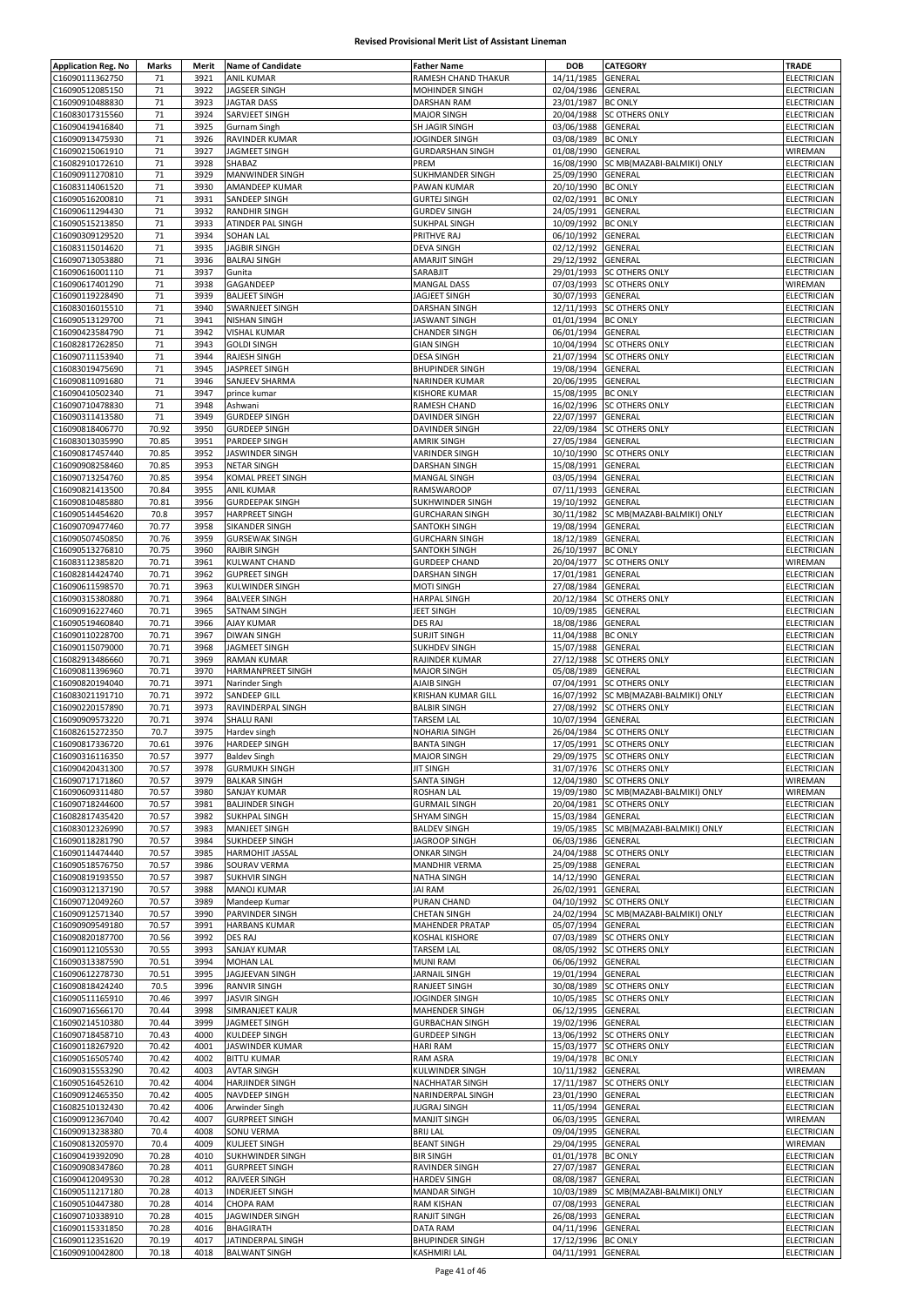# Revised Provisional Merit List of Assistant Lineman

| Application Reg. No | Marks | Merit | Name of Candidate | Father Name | DOB | CATEGORY | TRADE |
|---|---|---|---|---|---|---|---|
| C16090111362750 | 71 | 3921 | ANIL KUMAR | RAMESH CHAND THAKUR | 14/11/1985 | GENERAL | ELECTRICIAN |
| C16090512085150 | 71 | 3922 | JAGSEER SINGH | MOHINDER SINGH | 02/04/1986 | GENERAL | ELECTRICIAN |
| C16090910488830 | 71 | 3923 | JAGTAR DASS | DARSHAN RAM | 23/01/1987 | BC ONLY | ELECTRICIAN |
| C16083017315560 | 71 | 3924 | SARVJEET SINGH | MAJOR SINGH | 20/04/1988 | SC OTHERS ONLY | ELECTRICIAN |
| C16090419416840 | 71 | 3925 | Gurnam Singh | SH JAGIR SINGH | 03/06/1988 | GENERAL | ELECTRICIAN |
| C16090913475930 | 71 | 3926 | RAVINDER KUMAR | JOGINDER SINGH | 03/08/1989 | BC ONLY | ELECTRICIAN |
| C16090215061910 | 71 | 3927 | JAGMEET SINGH | GURDARSHAN SINGH | 01/08/1990 | GENERAL | WIREMAN |
| C16082910172610 | 71 | 3928 | SHABAZ | PREM | 16/08/1990 | SC MB(MAZABI-BALMIKI) ONLY | ELECTRICIAN |
| C16090911270810 | 71 | 3929 | MANWINDER SINGH | SUKHMANDER SINGH | 25/09/1990 | GENERAL | ELECTRICIAN |
| C16083114061520 | 71 | 3930 | AMANDEEP KUMAR | PAWAN KUMAR | 20/10/1990 | BC ONLY | ELECTRICIAN |
| C16090516200810 | 71 | 3931 | SANDEEP SINGH | GURTEJ SINGH | 02/02/1991 | BC ONLY | ELECTRICIAN |
| C16090611294430 | 71 | 3932 | RANDHIR SINGH | GURDEV SINGH | 24/05/1991 | GENERAL | ELECTRICIAN |
| C16090515213850 | 71 | 3933 | ATINDER PAL SINGH | SUKHPAL SINGH | 10/09/1992 | BC ONLY | ELECTRICIAN |
| C16090309129520 | 71 | 3934 | SOHAN LAL | PRITHVE RAJ | 06/10/1992 | GENERAL | ELECTRICIAN |
| C16083115014620 | 71 | 3935 | JAGBIR SINGH | DEVA SINGH | 02/12/1992 | GENERAL | ELECTRICIAN |
| C16090713053880 | 71 | 3936 | BALRAJ SINGH | AMARJIT SINGH | 29/12/1992 | GENERAL | ELECTRICIAN |
| C16090616001110 | 71 | 3937 | Gunita | SARABJIT | 29/01/1993 | SC OTHERS ONLY | ELECTRICIAN |
| C16090617401290 | 71 | 3938 | GAGANDEEP | MANGAL DASS | 07/03/1993 | SC OTHERS ONLY | WIREMAN |
| C16090119228490 | 71 | 3939 | BALJEET SINGH | JAGJEET SINGH | 30/07/1993 | GENERAL | ELECTRICIAN |
| C16083016015510 | 71 | 3940 | SWARNJEET SINGH | DARSHAN SINGH | 12/11/1993 | SC OTHERS ONLY | ELECTRICIAN |
| C16090513129700 | 71 | 3941 | NISHAN SINGH | JASWANT SINGH | 01/01/1994 | BC ONLY | ELECTRICIAN |
| C16090423584790 | 71 | 3942 | VISHAL KUMAR | CHANDER SINGH | 06/01/1994 | GENERAL | ELECTRICIAN |
| C16082817262850 | 71 | 3943 | GOLDI SINGH | GIAN SINGH | 10/04/1994 | SC OTHERS ONLY | ELECTRICIAN |
| C16090711153940 | 71 | 3944 | RAJESH SINGH | DESA SINGH | 21/07/1994 | SC OTHERS ONLY | ELECTRICIAN |
| C16083019475690 | 71 | 3945 | JASPREET SINGH | BHUPINDER SINGH | 19/08/1994 | GENERAL | ELECTRICIAN |
| C16090811091680 | 71 | 3946 | SANJEEV SHARMA | NARINDER KUMAR | 20/06/1995 | GENERAL | ELECTRICIAN |
| C16090410502340 | 71 | 3947 | prince kumar | KISHORE KUMAR | 15/08/1995 | BC ONLY | ELECTRICIAN |
| C16090710478830 | 71 | 3948 | Ashwani | RAMESH CHAND | 16/02/1996 | SC OTHERS ONLY | ELECTRICIAN |
| C16090311413580 | 71 | 3949 | GURDEEP SINGH | DAVINDER SINGH | 22/07/1997 | GENERAL | ELECTRICIAN |
| C16090818406770 | 70.92 | 3950 | GURDEEP SINGH | DAVINDER SINGH | 22/09/1984 | SC OTHERS ONLY | ELECTRICIAN |
| C16083013035990 | 70.85 | 3951 | PARDEEP SINGH | AMRIK SINGH | 27/05/1984 | GENERAL | ELECTRICIAN |
| C16090817457440 | 70.85 | 3952 | JASWINDER SINGH | VARINDER SINGH | 10/10/1990 | SC OTHERS ONLY | ELECTRICIAN |
| C16090908258460 | 70.85 | 3953 | NETAR SINGH | DARSHAN SINGH | 15/08/1991 | GENERAL | ELECTRICIAN |
| C16090713254760 | 70.85 | 3954 | KOMAL PREET SINGH | MANGAL SINGH | 03/05/1994 | GENERAL | ELECTRICIAN |
| C16090821413500 | 70.84 | 3955 | ANIL KUMAR | RAMSWAROOP | 07/11/1993 | GENERAL | ELECTRICIAN |
| C16090810485880 | 70.81 | 3956 | GURDEEPAK SINGH | SUKHWINDER SINGH | 19/10/1992 | GENERAL | ELECTRICIAN |
| C16090514454620 | 70.8 | 3957 | HARPREET SINGH | GURCHARAN SINGH | 30/11/1982 | SC MB(MAZABI-BALMIKI) ONLY | ELECTRICIAN |
| C16090709477460 | 70.77 | 3958 | SIKANDER SINGH | SANTOKH SINGH | 19/08/1994 | GENERAL | ELECTRICIAN |
| C16090507450850 | 70.76 | 3959 | GURSEWAK SINGH | GURCHARN SINGH | 18/12/1989 | GENERAL | ELECTRICIAN |
| C16090513276810 | 70.75 | 3960 | RAJBIR SINGH | SANTOKH SINGH | 26/10/1997 | BC ONLY | ELECTRICIAN |
| C16083112385820 | 70.71 | 3961 | KULWANT CHAND | GURDEEP CHAND | 20/04/1977 | SC OTHERS ONLY | WIREMAN |
| C16082814424740 | 70.71 | 3962 | GUPREET SINGH | DARSHAN SINGH | 17/01/1981 | GENERAL | ELECTRICIAN |
| C16090611598570 | 70.71 | 3963 | KULWINDER SINGH | MOTI SINGH | 27/08/1984 | GENERAL | ELECTRICIAN |
| C16090315380880 | 70.71 | 3964 | BALVEER SINGH | HARPAL SINGH | 20/12/1984 | SC OTHERS ONLY | ELECTRICIAN |
| C16090916227460 | 70.71 | 3965 | SATNAM SINGH | JEET SINGH | 10/09/1985 | GENERAL | ELECTRICIAN |
| C16090519460840 | 70.71 | 3966 | AJAY KUMAR | DES RAJ | 18/08/1986 | GENERAL | ELECTRICIAN |
| C16090110228700 | 70.71 | 3967 | DIWAN SINGH | SURJIT SINGH | 11/04/1988 | BC ONLY | ELECTRICIAN |
| C16090115079000 | 70.71 | 3968 | JAGMEET SINGH | SUKHDEV SINGH | 15/07/1988 | GENERAL | ELECTRICIAN |
| C16082913486660 | 70.71 | 3969 | RAMAN KUMAR | RAJINDER KUMAR | 27/12/1988 | SC OTHERS ONLY | ELECTRICIAN |
| C16090811396960 | 70.71 | 3970 | HARMANPREET SINGH | MAJOR SINGH | 05/08/1989 | GENERAL | ELECTRICIAN |
| C16090820194040 | 70.71 | 3971 | Narinder Singh | AJAIB SINGH | 07/04/1991 | SC OTHERS ONLY | ELECTRICIAN |
| C16083021191710 | 70.71 | 3972 | SANDEEP GILL | KRISHAN KUMAR GILL | 16/07/1992 | SC MB(MAZABI-BALMIKI) ONLY | ELECTRICIAN |
| C16090220157890 | 70.71 | 3973 | RAVINDERPAL SINGH | BALBIR SINGH | 27/08/1992 | SC OTHERS ONLY | ELECTRICIAN |
| C16090909573220 | 70.71 | 3974 | SHALU RANI | TARSEM LAL | 10/07/1994 | GENERAL | ELECTRICIAN |
| C16082615272350 | 70.7 | 3975 | Hardev singh | NOHARIA SINGH | 26/04/1984 | SC OTHERS ONLY | ELECTRICIAN |
| C16090817336720 | 70.61 | 3976 | HARDEEP SINGH | BANTA SINGH | 17/05/1991 | SC OTHERS ONLY | ELECTRICIAN |
| C16090316116350 | 70.57 | 3977 | Baldev Singh | MAJOR SINGH | 29/09/1975 | SC OTHERS ONLY | ELECTRICIAN |
| C16090420431300 | 70.57 | 3978 | GURMUKH SINGH | JIT SINGH | 31/07/1976 | SC OTHERS ONLY | ELECTRICIAN |
| C16090717171860 | 70.57 | 3979 | BALKAR SINGH | SANTA SINGH | 12/04/1980 | SC OTHERS ONLY | WIREMAN |
| C16090609311480 | 70.57 | 3980 | SANJAY KUMAR | ROSHAN LAL | 19/09/1980 | SC MB(MAZABI-BALMIKI) ONLY | WIREMAN |
| C16090718244600 | 70.57 | 3981 | BALJINDER SINGH | GURMAIL SINGH | 20/04/1981 | SC OTHERS ONLY | ELECTRICIAN |
| C16082817435420 | 70.57 | 3982 | SUKHPAL SINGH | SHYAM SINGH | 15/03/1984 | GENERAL | ELECTRICIAN |
| C16083012326990 | 70.57 | 3983 | MANJEET SINGH | BALDEV SINGH | 19/05/1985 | SC MB(MAZABI-BALMIKI) ONLY | ELECTRICIAN |
| C16090118281790 | 70.57 | 3984 | SUKHDEEP SINGH | JAGROOP SINGH | 06/03/1986 | GENERAL | ELECTRICIAN |
| C16090114474440 | 70.57 | 3985 | HARMOHIT JASSAL | ONKAR SINGH | 24/04/1988 | SC OTHERS ONLY | ELECTRICIAN |
| C16090518576750 | 70.57 | 3986 | SOURAV VERMA | MANDHIR VERMA | 25/09/1988 | GENERAL | ELECTRICIAN |
| C16090819193550 | 70.57 | 3987 | SUKHVIR SINGH | NATHA SINGH | 14/12/1990 | GENERAL | ELECTRICIAN |
| C16090312137190 | 70.57 | 3988 | MANOJ KUMAR | JAI RAM | 26/02/1991 | GENERAL | ELECTRICIAN |
| C16090712049260 | 70.57 | 3989 | Mandeep Kumar | PURAN CHAND | 04/10/1992 | SC OTHERS ONLY | ELECTRICIAN |
| C16090912571340 | 70.57 | 3990 | PARVINDER SINGH | CHETAN SINGH | 24/02/1994 | SC MB(MAZABI-BALMIKI) ONLY | ELECTRICIAN |
| C16090909549180 | 70.57 | 3991 | HARBANS KUMAR | MAHENDER PRATAP | 05/07/1994 | GENERAL | ELECTRICIAN |
| C16090820187700 | 70.56 | 3992 | DES RAJ | KOSHAL KISHORE | 07/03/1989 | SC OTHERS ONLY | ELECTRICIAN |
| C16090112105530 | 70.55 | 3993 | SANJAY KUMAR | TARSEM LAL | 08/05/1992 | SC OTHERS ONLY | ELECTRICIAN |
| C16090313387590 | 70.51 | 3994 | MOHAN LAL | MUNI RAM | 06/06/1992 | GENERAL | ELECTRICIAN |
| C16090612278730 | 70.51 | 3995 | JAGJEEVAN SINGH | JARNAIL SINGH | 19/01/1994 | GENERAL | ELECTRICIAN |
| C16090818424240 | 70.5 | 3996 | RANVIR SINGH | RANJEET SINGH | 30/08/1989 | SC OTHERS ONLY | ELECTRICIAN |
| C16090511165910 | 70.46 | 3997 | JASVIR SINGH | JOGINDER SINGH | 10/05/1985 | SC OTHERS ONLY | ELECTRICIAN |
| C16090716566170 | 70.44 | 3998 | SIMRANJEET KAUR | MAHENDER SINGH | 06/12/1995 | GENERAL | ELECTRICIAN |
| C16090214510380 | 70.44 | 3999 | JAGMEET SINGH | GURBACHAN SINGH | 19/02/1996 | GENERAL | ELECTRICIAN |
| C16090718458710 | 70.43 | 4000 | KULDEEP SINGH | GURDEEP SINGH | 13/06/1992 | SC OTHERS ONLY | ELECTRICIAN |
| C16090118267920 | 70.42 | 4001 | JASWINDER KUMAR | HARI RAM | 15/03/1977 | SC OTHERS ONLY | ELECTRICIAN |
| C16090516505740 | 70.42 | 4002 | BITTU KUMAR | RAM ASRA | 19/04/1978 | BC ONLY | ELECTRICIAN |
| C16090315553290 | 70.42 | 4003 | AVTAR SINGH | KULWINDER SINGH | 10/11/1982 | GENERAL | WIREMAN |
| C16090516452610 | 70.42 | 4004 | HARJINDER SINGH | NACHHATAR SINGH | 17/11/1987 | SC OTHERS ONLY | ELECTRICIAN |
| C16090912465350 | 70.42 | 4005 | NAVDEEP SINGH | NARINDERPAL SINGH | 23/01/1990 | GENERAL | ELECTRICIAN |
| C16082510132430 | 70.42 | 4006 | Arwinder Singh | JUGRAJ SINGH | 11/05/1994 | GENERAL | ELECTRICIAN |
| C16090912367040 | 70.42 | 4007 | GURPREET SINGH | MANJIT SINGH | 06/03/1995 | GENERAL | WIREMAN |
| C16090913238380 | 70.4 | 4008 | SONU VERMA | BRIJ LAL | 09/04/1995 | GENERAL | ELECTRICIAN |
| C16090813205970 | 70.4 | 4009 | KULJEET SINGH | BEANT SINGH | 29/04/1995 | GENERAL | WIREMAN |
| C16090419392090 | 70.28 | 4010 | SUKHWINDER SINGH | BIR SINGH | 01/01/1978 | BC ONLY | ELECTRICIAN |
| C16090908347860 | 70.28 | 4011 | GURPREET SINGH | RAVINDER SINGH | 27/07/1987 | GENERAL | ELECTRICIAN |
| C16090412049530 | 70.28 | 4012 | RAJVEER SINGH | HARDEV SINGH | 08/08/1987 | GENERAL | ELECTRICIAN |
| C16090511217180 | 70.28 | 4013 | INDERJEET SINGH | MANDAR SINGH | 10/03/1989 | SC MB(MAZABI-BALMIKI) ONLY | ELECTRICIAN |
| C16090510447380 | 70.28 | 4014 | CHOPA RAM | RAM KISHAN | 07/08/1993 | GENERAL | ELECTRICIAN |
| C16090710338910 | 70.28 | 4015 | JAGWINDER SINGH | RANJIT SINGH | 26/08/1993 | GENERAL | ELECTRICIAN |
| C16090115331850 | 70.28 | 4016 | BHAGIRATH | DATA RAM | 04/11/1996 | GENERAL | ELECTRICIAN |
| C16090112351620 | 70.19 | 4017 | JATINDERPAL SINGH | BHUPINDER SINGH | 17/12/1996 | BC ONLY | ELECTRICIAN |
| C16090910042800 | 70.18 | 4018 | BALWANT SINGH | KASHMIRI LAL | 04/11/1991 | GENERAL | ELECTRICIAN |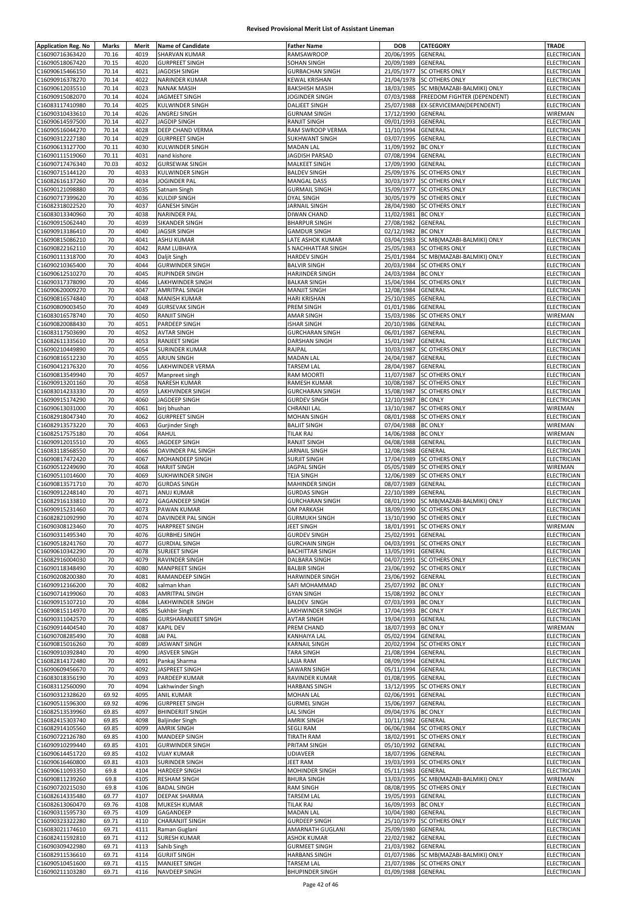# Revised Provisional Merit List of Assistant Lineman

| Application Reg. No | Marks | Merit | Name of Candidate | Father Name | DOB | CATEGORY | TRADE |
|---|---|---|---|---|---|---|---|
| C16090716363420 | 70.16 | 4019 | SHARVAN KUMAR | RAMSAWROOP | 20/06/1995 | GENERAL | ELECTRICIAN |
| C16090518067420 | 70.15 | 4020 | GURPREET SINGH | SOHAN SINGH | 20/09/1989 | GENERAL | ELECTRICIAN |
| C16090615466150 | 70.14 | 4021 | JAGDISH SINGH | GURBACHAN SINGH | 21/05/1977 | SC OTHERS ONLY | ELECTRICIAN |
| C16090916378270 | 70.14 | 4022 | NARINDER KUMAR | KEWAL KRISHAN | 21/04/1978 | SC OTHERS ONLY | ELECTRICIAN |
| C16090612035510 | 70.14 | 4023 | NANAK MASIH | BAKSHISH MASIH | 18/03/1985 | SC MB(MAZABI-BALMIKI) ONLY | ELECTRICIAN |
| C16090915082070 | 70.14 | 4024 | JAGMEET SINGH | JOGINDER SINGH | 07/03/1988 | FREEDOM FIGHTER (DEPENDENT) | ELECTRICIAN |
| C16083117410980 | 70.14 | 4025 | KULWINDER SINGH | DALJEET SINGH | 25/07/1988 | EX-SERVICEMAN(DEPENDENT) | ELECTRICIAN |
| C16090310433610 | 70.14 | 4026 | ANGREJ SINGH | GURNAM SINGH | 17/12/1990 | GENERAL | WIREMAN |
| C16090614597500 | 70.14 | 4027 | JAGDIP SINGH | RANJIT SINGH | 09/01/1993 | GENERAL | ELECTRICIAN |
| C16090516044270 | 70.14 | 4028 | DEEP CHAND VERMA | RAM SWROOP VERMA | 11/10/1994 | GENERAL | ELECTRICIAN |
| C16090312227180 | 70.14 | 4029 | GURPREET SINGH | SUKHWANT SINGH | 03/07/1995 | GENERAL | ELECTRICIAN |
| C16090613127700 | 70.11 | 4030 | KULWINDER SINGH | MADAN LAL | 11/09/1992 | BC ONLY | ELECTRICIAN |
| C16090111519060 | 70.11 | 4031 | nand kishore | JAGDISH PARSAD | 07/08/1994 | GENERAL | ELECTRICIAN |
| C16090717476340 | 70.03 | 4032 | GURSEWAK SINGH | MALKEET SINGH | 17/09/1990 | GENERAL | ELECTRICIAN |
| C16090715144120 | 70 | 4033 | KULWINDER SINGH | BALDEV SINGH | 25/09/1976 | SC OTHERS ONLY | ELECTRICIAN |
| C16082616137260 | 70 | 4034 | JOGINDER PAL | MANGAL DASS | 30/03/1977 | SC OTHERS ONLY | ELECTRICIAN |
| C16090121098880 | 70 | 4035 | Satnam Singh | GURMAIL SINGH | 15/09/1977 | SC OTHERS ONLY | ELECTRICIAN |
| C16090717399620 | 70 | 4036 | KULDIP SINGH | DYAL SINGH | 30/05/1979 | SC OTHERS ONLY | ELECTRICIAN |
| C16082318022520 | 70 | 4037 | GANESH SINGH | JARNAIL SINGH | 28/04/1980 | SC OTHERS ONLY | ELECTRICIAN |
| C16083013340960 | 70 | 4038 | NARINDER PAL | DIWAN CHAND | 11/02/1981 | BC ONLY | ELECTRICIAN |
| C16090915062440 | 70 | 4039 | SIKANDER SINGH | BHARPUR SINGH | 27/08/1982 | GENERAL | ELECTRICIAN |
| C16090913186410 | 70 | 4040 | JAGSIR SINGH | GAMDUR SINGH | 02/12/1982 | BC ONLY | ELECTRICIAN |
| C16090815086210 | 70 | 4041 | ASHU KUMAR | LATE ASHOK KUMAR | 03/04/1983 | SC MB(MAZABI-BALMIKI) ONLY | ELECTRICIAN |
| C16090822162110 | 70 | 4042 | RAM LUBHAYA | S NACHHATTAR SINGH | 25/05/1983 | SC OTHERS ONLY | ELECTRICIAN |
| C16090111318700 | 70 | 4043 | Daljit Singh | HARDEV SINGH | 25/01/1984 | SC MB(MAZABI-BALMIKI) ONLY | ELECTRICIAN |
| C16090210365400 | 70 | 4044 | GURWINDER SINGH | BALVIR SINGH | 20/03/1984 | SC OTHERS ONLY | ELECTRICIAN |
| C16090612510270 | 70 | 4045 | RUPINDER SINGH | HARJINDER SINGH | 24/03/1984 | BC ONLY | ELECTRICIAN |
| C16090317378090 | 70 | 4046 | LAKHWINDER SINGH | BALKAR SINGH | 15/04/1984 | SC OTHERS ONLY | ELECTRICIAN |
| C16090620009270 | 70 | 4047 | AMRITPAL SINGH | MANJIT SINGH | 12/08/1984 | GENERAL | ELECTRICIAN |
| C16090816574840 | 70 | 4048 | MANISH KUMAR | HARI KRISHAN | 25/10/1985 | GENERAL | ELECTRICIAN |
| C16090809003450 | 70 | 4049 | GURSEVAK SINGH | PREM SINGH | 01/01/1986 | GENERAL | ELECTRICIAN |
| C16083016578740 | 70 | 4050 | RANJIT SINGH | AMAR SINGH | 15/03/1986 | SC OTHERS ONLY | WIREMAN |
| C16090820088430 | 70 | 4051 | PARDEEP SINGH | ISHAR SINGH | 20/10/1986 | GENERAL | ELECTRICIAN |
| C16083117503690 | 70 | 4052 | AVTAR SINGH | GURCHARAN SINGH | 06/01/1987 | GENERAL | ELECTRICIAN |
| C16082611335610 | 70 | 4053 | RANJEET SINGH | DARSHAN SINGH | 15/01/1987 | GENERAL | ELECTRICIAN |
| C16090210449890 | 70 | 4054 | SURINDER KUMAR | RAJPAL | 10/03/1987 | SC OTHERS ONLY | ELECTRICIAN |
| C16090816512230 | 70 | 4055 | ARJUN SINGH | MADAN LAL | 24/04/1987 | GENERAL | ELECTRICIAN |
| C16090412176320 | 70 | 4056 | LAKHWINDER VERMA | TARSEM LAL | 28/04/1987 | GENERAL | ELECTRICIAN |
| C16090813549940 | 70 | 4057 | Manpreet singh | RAM MOORTI | 11/07/1987 | SC OTHERS ONLY | ELECTRICIAN |
| C16090913201160 | 70 | 4058 | NARESH KUMAR | RAMESH KUMAR | 10/08/1987 | SC OTHERS ONLY | ELECTRICIAN |
| C16083014233330 | 70 | 4059 | LAKHVINDER SINGH | GURCHARAN SINGH | 15/08/1987 | SC OTHERS ONLY | ELECTRICIAN |
| C16090915174290 | 70 | 4060 | JAGDEEP SINGH | GURDEV SINGH | 12/10/1987 | BC ONLY | ELECTRICIAN |
| C16090613031000 | 70 | 4061 | birj bhushan | CHRANJI LAL | 13/10/1987 | SC OTHERS ONLY | WIREMAN |
| C16082918047340 | 70 | 4062 | GURPREET SINGH | MOHAN SINGH | 08/01/1988 | SC OTHERS ONLY | ELECTRICIAN |
| C16082913573220 | 70 | 4063 | Gurjinder Singh | BALJIT SINGH | 07/04/1988 | BC ONLY | WIREMAN |
| C16082517575180 | 70 | 4064 | RAHUL | TILAK RAJ | 14/06/1988 | BC ONLY | WIREMAN |
| C16090912015510 | 70 | 4065 | JAGDEEP SINGH | RANJIT SINGH | 04/08/1988 | GENERAL | ELECTRICIAN |
| C16083118568550 | 70 | 4066 | DAVINDER PAL SINGH | JARNAIL SINGH | 12/08/1988 | GENERAL | ELECTRICIAN |
| C16090817472420 | 70 | 4067 | MOHANDEEP SINGH | SURJIT SINGH | 17/04/1989 | SC OTHERS ONLY | ELECTRICIAN |
| C16090512249690 | 70 | 4068 | HARJIT SINGH | JAGPAL SINGH | 05/05/1989 | SC OTHERS ONLY | WIREMAN |
| C16090511014600 | 70 | 4069 | SUKHWINDER SINGH | TEJA SINGH | 12/06/1989 | SC OTHERS ONLY | ELECTRICIAN |
| C16090813571710 | 70 | 4070 | GURDAS SINGH | MAHINDER SINGH | 08/07/1989 | GENERAL | ELECTRICIAN |
| C16090912248140 | 70 | 4071 | ANUJ KUMAR | GURDAS SINGH | 22/10/1989 | GENERAL | ELECTRICIAN |
| C16082916133810 | 70 | 4072 | GAGANDEEP SINGH | GURCHARAN SINGH | 08/01/1990 | SC MB(MAZABI-BALMIKI) ONLY | ELECTRICIAN |
| C16090915231460 | 70 | 4073 | PAWAN KUMAR | OM PARKASH | 18/09/1990 | SC OTHERS ONLY | ELECTRICIAN |
| C16082821092990 | 70 | 4074 | DAVINDER PAL SINGH | GURMUKH SINGH | 13/10/1990 | SC OTHERS ONLY | ELECTRICIAN |
| C16090308123460 | 70 | 4075 | HARPREET SINGH | JEET SINGH | 18/01/1991 | SC OTHERS ONLY | WIREMAN |
| C16090311495340 | 70 | 4076 | GURBHEJ SINGH | GURDEV SINGH | 25/02/1991 | GENERAL | ELECTRICIAN |
| C16090518241760 | 70 | 4077 | GURDIAL SINGH | GURCHAIN SINGH | 04/03/1991 | SC OTHERS ONLY | ELECTRICIAN |
| C16090610342290 | 70 | 4078 | SURJEET SINGH | BACHITTAR SINGH | 13/05/1991 | GENERAL | ELECTRICIAN |
| C16082916004030 | 70 | 4079 | RAVINDER SINGH | DALBARA SINGH | 04/07/1991 | SC OTHERS ONLY | ELECTRICIAN |
| C16090118348490 | 70 | 4080 | MANPREET SINGH | BALBIR SINGH | 23/06/1992 | SC OTHERS ONLY | ELECTRICIAN |
| C16090208200380 | 70 | 4081 | RAMANDEEP SINGH | HARWINDER SINGH | 23/06/1992 | GENERAL | ELECTRICIAN |
| C16090912166200 | 70 | 4082 | salman khan | SAFI MOHAMMAD | 25/07/1992 | BC ONLY | ELECTRICIAN |
| C16090714199060 | 70 | 4083 | AMRITPAL SINGH | GYAN SINGH | 15/08/1992 | BC ONLY | ELECTRICIAN |
| C16090915107210 | 70 | 4084 | LAKHWINDER SINGH | BALDEV SINGH | 07/03/1993 | BC ONLY | ELECTRICIAN |
| C16090815114970 | 70 | 4085 | Sukhbir Singh | LAKHWINDER SINGH | 17/04/1993 | BC ONLY | ELECTRICIAN |
| C16090311042570 | 70 | 4086 | GURSHARANJEET SINGH | AVTAR SINGH | 19/04/1993 | GENERAL | ELECTRICIAN |
| C16090914404540 | 70 | 4087 | KAPIL DEV | PREM CHAND | 18/07/1993 | BC ONLY | WIREMAN |
| C16090708285490 | 70 | 4088 | JAI PAL | KANHAIYA LAL | 05/02/1994 | GENERAL | ELECTRICIAN |
| C16090815016260 | 70 | 4089 | JASWANT SINGH | KARNAIL SINGH | 20/02/1994 | SC OTHERS ONLY | ELECTRICIAN |
| C16090910392840 | 70 | 4090 | JASVEER SINGH | TARA SINGH | 21/08/1994 | GENERAL | ELECTRICIAN |
| C16082814172480 | 70 | 4091 | Pankaj Sharma | LAJJA RAM | 08/09/1994 | GENERAL | ELECTRICIAN |
| C16090609456670 | 70 | 4092 | JASPREET SINGH | SAWARN SINGH | 05/11/1994 | GENERAL | ELECTRICIAN |
| C16083018356190 | 70 | 4093 | PARDEEP KUMAR | RAVINDER KUMAR | 01/08/1995 | GENERAL | ELECTRICIAN |
| C16083112560090 | 70 | 4094 | Lakhwinder Singh | HARBANS SINGH | 13/12/1995 | SC OTHERS ONLY | ELECTRICIAN |
| C16090312328620 | 69.92 | 4095 | ANIL KUMAR | MOHAN LAL | 02/06/1991 | GENERAL | ELECTRICIAN |
| C16090511596300 | 69.92 | 4096 | GURPREET SINGH | GURMEL SINGH | 15/06/1997 | GENERAL | ELECTRICIAN |
| C16082513539960 | 69.85 | 4097 | BHINDERJIT SINGH | LAL SINGH | 09/04/1976 | BC ONLY | ELECTRICIAN |
| C16082415303740 | 69.85 | 4098 | Baljinder Singh | AMRIK SINGH | 10/11/1982 | GENERAL | ELECTRICIAN |
| C16082914105560 | 69.85 | 4099 | AMRIK SINGH | SEGLI RAM | 06/06/1984 | SC OTHERS ONLY | ELECTRICIAN |
| C16090722126780 | 69.85 | 4100 | MANDEEP SINGH | TIRATH RAM | 18/02/1991 | SC OTHERS ONLY | ELECTRICIAN |
| C16090910299440 | 69.85 | 4101 | GURWINDER SINGH | PRITAM SINGH | 05/10/1992 | GENERAL | ELECTRICIAN |
| C16090614451720 | 69.85 | 4102 | VIJAY KUMAR | UDIAVEER | 18/07/1996 | GENERAL | ELECTRICIAN |
| C16090616460800 | 69.81 | 4103 | SURINDER SINGH | JEET RAM | 19/03/1993 | SC OTHERS ONLY | ELECTRICIAN |
| C16090611093350 | 69.8 | 4104 | HARDEEP SINGH | MOHINDER SINGH | 05/11/1983 | GENERAL | ELECTRICIAN |
| C16090811239260 | 69.8 | 4105 | RESHAM SINGH | BHURA SINGH | 13/03/1995 | SC MB(MAZABI-BALMIKI) ONLY | WIREMAN |
| C16090720215030 | 69.8 | 4106 | BADAL SINGH | RAM SINGH | 08/08/1995 | SC OTHERS ONLY | ELECTRICIAN |
| C16082614335480 | 69.77 | 4107 | DEEPAK SHARMA | TARSEM LAL | 19/05/1993 | GENERAL | ELECTRICIAN |
| C16082613060470 | 69.76 | 4108 | MUKESH KUMAR | TILAK RAJ | 16/09/1993 | BC ONLY | ELECTRICIAN |
| C16090311595730 | 69.75 | 4109 | GAGANDEEP | MADAN LAL | 10/04/1980 | GENERAL | ELECTRICIAN |
| C16090323322280 | 69.71 | 4110 | CHARANJIT SINGH | GURDEEP SINGH | 25/10/1979 | SC OTHERS ONLY | ELECTRICIAN |
| C16083021174610 | 69.71 | 4111 | Raman Guglani | AMARNATH GUGLANI | 25/09/1980 | GENERAL | ELECTRICIAN |
| C16082411592810 | 69.71 | 4112 | SURESH KUMAR | ASHOK KUMAR | 22/02/1982 | GENERAL | ELECTRICIAN |
| C16090309422980 | 69.71 | 4113 | Sahib Singh | GURMEET SINGH | 21/03/1982 | GENERAL | ELECTRICIAN |
| C16082911536610 | 69.71 | 4114 | GURJIT SINGH | HARBANS SINGH | 01/07/1986 | SC MB(MAZABI-BALMIKI) ONLY | ELECTRICIAN |
| C16090510451600 | 69.71 | 4115 | MANJEET SINGH | TARSEM LAL | 21/07/1986 | SC OTHERS ONLY | ELECTRICIAN |
| C16090211103280 | 69.71 | 4116 | NAVDEEP SINGH | BHUPINDER SINGH | 01/09/1988 | GENERAL | ELECTRICIAN |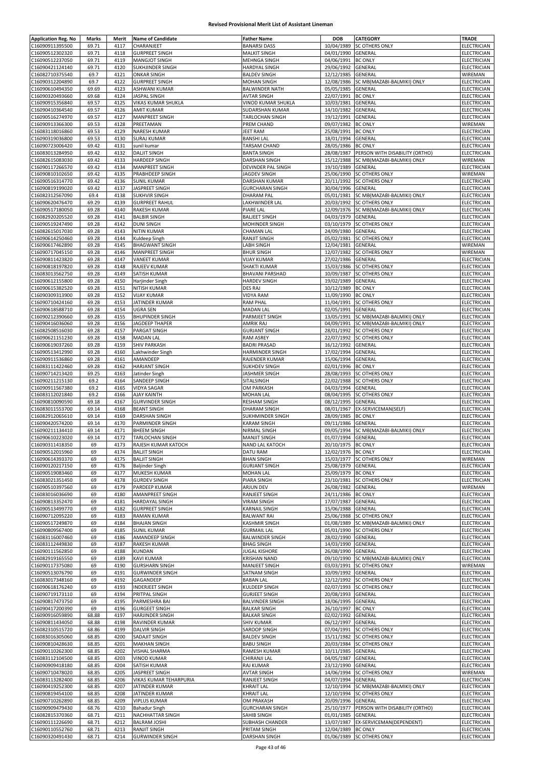**Revised Provisional Merit List of Assistant Lineman**

| Application Reg. No | Marks | Merit | Name of Candidate | Father Name | DOB | CATEGORY | TRADE |
|---|---|---|---|---|---|---|---|
| C16090911395500 | 69.71 | 4117 | CHARANJEET | BANARSI DASS | 10/04/1989 | SC OTHERS ONLY | ELECTRICIAN |
| C16090512302320 | 69.71 | 4118 | GURPREET SINGH | MALKIT SINGH | 04/01/1990 | GENERAL | ELECTRICIAN |
| C16090512237050 | 69.71 | 4119 | MANGJOT SINGH | MEHNGA SINGH | 04/06/1991 | BC ONLY | ELECTRICIAN |
| C16090421124140 | 69.71 | 4120 | SUKHJINDER SINGH | HARDYAL SINGH | 29/06/1992 | GENERAL | ELECTRICIAN |
| C16082710375540 | 69.7 | 4121 | ONKAR SINGH | BALDEV SINGH | 12/12/1985 | GENERAL | WIREMAN |
| C16090312204890 | 69.7 | 4122 | GURPREET SINGH | MOHAN SINGH | 12/08/1986 | SC MB(MAZABI-BALMIKI) ONLY | ELECTRICIAN |
| C16090610494350 | 69.69 | 4123 | ASHWANI KUMAR | BALWINDER NATH | 05/05/1985 | GENERAL | ELECTRICIAN |
| C16090320493660 | 69.68 | 4124 | JASPAL SINGH | AVTAR SINGH | 22/07/1991 | BC ONLY | ELECTRICIAN |
| C16090915356840 | 69.57 | 4125 | VIKAS KUMAR SHUKLA | VINOD KUMAR SHUKLA | 10/03/1981 | GENERAL | ELECTRICIAN |
| C16090410364540 | 69.57 | 4126 | AMIT KUMAR | SUDARSHAN KUMAR | 14/10/1982 | GENERAL | ELECTRICIAN |
| C16090516274970 | 69.57 | 4127 | MANPREET SINGH | TARLOCHAN SINGH | 19/12/1991 | GENERAL | ELECTRICIAN |
| C16090913366300 | 69.53 | 4128 | PREETAMAN | PREM CHAND | 09/07/1982 | BC ONLY | WIREMAN |
| C16083118016860 | 69.53 | 4129 | NARESH KUMAR | JEET RAM | 25/08/1991 | BC ONLY | ELECTRICIAN |
| C16090319036800 | 69.53 | 4130 | SURAJ KUMAR | BANSHI LAL | 18/01/1994 | GENERAL | ELECTRICIAN |
| C16090723006420 | 69.42 | 4131 | sunil kumar | TARSAM CHAND | 28/05/1986 | BC ONLY | ELECTRICIAN |
| C16083013284950 | 69.42 | 4132 | DALJIT SINGH | BANTA SINGH | 28/08/1987 | PERSON WITH DISABILITY (ORTHO) | ELECTRICIAN |
| C16082615083030 | 69.42 | 4133 | HARDEEP SINGH | DARSHAN SINGH | 15/12/1988 | SC MB(MAZABI-BALMIKI) ONLY | WIREMAN |
| C16090117266570 | 69.42 | 4134 | MANPREET SINGH | DEVINDER PAL SINGH | 19/10/1989 | GENERAL | ELECTRICIAN |
| C16090810102650 | 69.42 | 4135 | PRABHDEEP SINGH | JAGDEV SINGH | 25/06/1990 | SC OTHERS ONLY | WIREMAN |
| C16090516314770 | 69.42 | 4136 | SUNIL KUMAR | DARSHAN KUMAR | 20/11/1992 | SC OTHERS ONLY | ELECTRICIAN |
| C16090819199020 | 69.42 | 4137 | JASPREET SINGH | GURCHARAN SINGH | 30/04/1996 | GENERAL | ELECTRICIAN |
| C16082312567090 | 69.4 | 4138 | SUKHVIR SINGH | DHARAM PAL | 05/01/1981 | SC MB(MAZABI-BALMIKI) ONLY | ELECTRICIAN |
| C16090620476470 | 69.29 | 4139 | GURPREET RAHUL | LAKHWINDER LAL | 20/03/1992 | SC OTHERS ONLY | ELECTRICIAN |
| C16090517180050 | 69.28 | 4140 | RAKESH KUMAR | PIARE LAL | 12/09/1976 | SC MB(MAZABI-BALMIKI) ONLY | ELECTRICIAN |
| C16082920205520 | 69.28 | 4141 | BALBIR SINGH | BALJEET SINGH | 04/03/1979 | GENERAL | ELECTRICIAN |
| C16090519247490 | 69.28 | 4142 | DUNI SINGH | MOHINDER SINGH | 03/10/1979 | SC OTHERS ONLY | ELECTRICIAN |
| C16082615017030 | 69.28 | 4143 | NITIN KUMAR | CHAMAN LAL | 24/09/1980 | GENERAL | ELECTRICIAN |
| C16090614250460 | 69.28 | 4144 | Kuldeep Singh | RANJIT SINGH | 05/02/1981 | SC OTHERS ONLY | ELECTRICIAN |
| C16090617462890 | 69.28 | 4145 | BHAGWANT SINGH | LABH SINGH | 12/04/1981 | GENERAL | WIREMAN |
| C16090717045150 | 69.28 | 4146 | MANPREET SINGH | BHUR SINGH | 12/07/1982 | SC OTHERS ONLY | WIREMAN |
| C16090811423820 | 69.28 | 4147 | VANEET KUMAR | VIJAY KUMAR | 27/02/1986 | GENERAL | ELECTRICIAN |
| C16090818197820 | 69.28 | 4148 | RAJEEV KUMAR | SHAKTI KUMAR | 15/03/1986 | SC OTHERS ONLY | ELECTRICIAN |
| C16083013562750 | 69.28 | 4149 | SATISH KUMAR | BHAVANI PARSHAD | 10/09/1987 | SC OTHERS ONLY | ELECTRICIAN |
| C16090612155800 | 69.28 | 4150 | Harjinder Singh | HARDEV SINGH | 19/02/1989 | GENERAL | ELECTRICIAN |
| C16090615382520 | 69.28 | 4151 | NITISH KUMAR | DES RAJ | 10/12/1989 | BC ONLY | ELECTRICIAN |
| C16090309313900 | 69.28 | 4152 | VIJAY KUMAR | VIDYA RAM | 11/09/1990 | BC ONLY | ELECTRICIAN |
| C16090710424160 | 69.28 | 4153 | JATINDER KUMAR | RAM PHAL | 11/04/1991 | SC OTHERS ONLY | ELECTRICIAN |
| C16090618588710 | 69.28 | 4154 | UGRA SEN | MADAN LAL | 02/05/1991 | GENERAL | ELECTRICIAN |
| C16090212390660 | 69.28 | 4155 | BHUPINDER SINGH | PARMJEET SINGH | 13/05/1991 | SC MB(MAZABI-BALMIKI) ONLY | ELECTRICIAN |
| C16090416036060 | 69.28 | 4156 | JAGDEEP THAPER | AMRIK RAJ | 04/09/1991 | SC MB(MAZABI-BALMIKI) ONLY | ELECTRICIAN |
| C16082508516030 | 69.28 | 4157 | PARGAT SINGH | GURJANT SINGH | 28/01/1992 | SC OTHERS ONLY | ELECTRICIAN |
| C16090621151230 | 69.28 | 4158 | MADAN LAL | RAM ASREY | 22/07/1992 | SC OTHERS ONLY | ELECTRICIAN |
| C16090619037260 | 69.28 | 4159 | SHIV PARKASH | BADRI PRASAD | 16/12/1992 | GENERAL | ELECTRICIAN |
| C16090513412990 | 69.28 | 4160 | Lakhwinder Singh | HARMINDER SINGH | 17/02/1994 | GENERAL | ELECTRICIAN |
| C16090911536860 | 69.28 | 4161 | AMANDEEP | RAJENDER KUMAR | 15/06/1994 | GENERAL | ELECTRICIAN |
| C16083111422460 | 69.28 | 4162 | HARJANT SINGH | SUKHDEV SINGH | 02/01/1996 | BC ONLY | ELECTRICIAN |
| C16090714213420 | 69.25 | 4163 | Jatinder Singh | JASHMER SINGH | 28/08/1993 | SC OTHERS ONLY | ELECTRICIAN |
| C16090211215130 | 69.2 | 4164 | SANDEEP SINGH | SITALSINGH | 22/02/1988 | SC OTHERS ONLY | ELECTRICIAN |
| C16090911567380 | 69.2 | 4165 | VIDYA SAGAR | OM PARKASH | 04/03/1994 | GENERAL | ELECTRICIAN |
| C16083122021840 | 69.2 | 4166 | AJAY KAINTH | MOHAN LAL | 08/04/1995 | SC OTHERS ONLY | ELECTRICIAN |
| C16090810090590 | 69.18 | 4167 | GURVINDER SINGH | RESHAM SINGH | 08/12/1995 | GENERAL | ELECTRICIAN |
| C16083011553700 | 69.14 | 4168 | BEANT SINGH | DHARAM SINGH | 08/01/1967 | EX-SERVICEMAN(SELF) | ELECTRICIAN |
| C16082912065610 | 69.14 | 4169 | DARSHAN SINGH | SUKHMINDER SINGH | 28/09/1985 | BC ONLY | ELECTRICIAN |
| C16090420574200 | 69.14 | 4170 | PARMINDER SINGH | KARAM SINGH | 09/11/1986 | GENERAL | ELECTRICIAN |
| C16090211134410 | 69.14 | 4171 | BHEEM SINGH | NIRMAL SINGH | 09/05/1994 | SC MB(MAZABI-BALMIKI) ONLY | ELECTRICIAN |
| C16090610223020 | 69.14 | 4172 | TARLOCHAN SINGH | MANJIT SINGH | 01/07/1994 | GENERAL | ELECTRICIAN |
| C16090311418350 | 69 | 4173 | RAJESH KUMAR KATOCH | NAND LAL KATOCH | 20/10/1975 | BC ONLY | ELECTRICIAN |
| C16090512015960 | 69 | 4174 | BALJIT SINGH | DATU RAM | 12/02/1976 | BC ONLY | ELECTRICIAN |
| C16090614393370 | 69 | 4175 | BALJIT SINGH | BHAN SINGH | 15/03/1977 | SC OTHERS ONLY | WIREMAN |
| C16090120217150 | 69 | 4176 | Baljinder Singh | GURJANT SINGH | 25/08/1979 | GENERAL | ELECTRICIAN |
| C16090519083460 | 69 | 4177 | MUKESH KUMAR | MOHAN LAL | 25/09/1979 | BC ONLY | ELECTRICIAN |
| C16083021351450 | 69 | 4178 | GURDEV SINGH | PIARA SINGH | 23/10/1981 | SC OTHERS ONLY | ELECTRICIAN |
| C16090510397560 | 69 | 4179 | PARDEEP KUMAR | ARJUN DEV | 26/08/1982 | GENERAL | WIREMAN |
| C16083016036690 | 69 | 4180 | AMANPREET SINGH | RANJEET SINGH | 24/11/1986 | BC ONLY | ELECTRICIAN |
| C16090813352470 | 69 | 4181 | HARDAYAL SINGH | VIRAM SINGH | 17/07/1987 | GENERAL | ELECTRICIAN |
| C16090513499770 | 69 | 4182 | GURPREET SINGH | KARNAIL SINGH | 15/06/1988 | GENERAL | ELECTRICIAN |
| C16090712095220 | 69 | 4183 | RAMAN KUMAR | BALWANT RAI | 25/06/1988 | SC OTHERS ONLY | ELECTRICIAN |
| C16090517249870 | 69 | 4184 | BHAJAN SINGH | KASHMIR SINGH | 01/08/1989 | SC MB(MAZABI-BALMIKI) ONLY | ELECTRICIAN |
| C16090809567400 | 69 | 4185 | SUNIL KUMAR | GURMAIL LAL | 05/01/1990 | SC OTHERS ONLY | ELECTRICIAN |
| C16083116007460 | 69 | 4186 | AMANDEEP SINGH | BALWINDER SINGH | 28/02/1990 | GENERAL | ELECTRICIAN |
| C16083112449830 | 69 | 4187 | RAKESH KUMAR | BHAG SINGH | 14/03/1990 | GENERAL | ELECTRICIAN |
| C16090111562850 | 69 | 4188 | KUNDAN | JUGAL KISHORE | 26/08/1990 | GENERAL | ELECTRICIAN |
| C16082919165550 | 69 | 4189 | KAVI KUMAR | KRISHAN NAND | 09/10/1990 | SC MB(MAZABI-BALMIKI) ONLY | ELECTRICIAN |
| C16090117375080 | 69 | 4190 | GURSHARN SINGH | MANJEET SINGH | 03/03/1991 | SC OTHERS ONLY | WIREMAN |
| C16090513076790 | 69 | 4191 | GURWINDER SINGH | SATNAM SINGH | 10/09/1992 | GENERAL | ELECTRICIAN |
| C16083017348160 | 69 | 4192 | GAGANDEEP | BABAN LAL | 12/12/1992 | SC OTHERS ONLY | ELECTRICIAN |
| C16090618176240 | 69 | 4193 | INDERJEET SINGH | KULDEEP SINGH | 02/07/1993 | SC OTHERS ONLY | ELECTRICIAN |
| C16090719173110 | 69 | 4194 | PRITPAL SINGH | GURJEET SINGH | 20/08/1993 | GENERAL | ELECTRICIAN |
| C16090817473750 | 69 | 4195 | PARMESHRA BAI | BALVINDER SINGH | 18/06/1995 | GENERAL | ELECTRICIAN |
| C16090417200390 | 69 | 4196 | GURGEET SINGH | BALKAR SINGH | 26/10/1997 | BC ONLY | ELECTRICIAN |
| C16090916059890 | 68.88 | 4197 | HARJINDER SINGH | BALKAR SINGH | 02/02/1992 | GENERAL | ELECTRICIAN |
| C16090811434050 | 68.88 | 4198 | RAVINDER KUMAR | SHIV KUMAR | 06/12/1997 | GENERAL | ELECTRICIAN |
| C16082310515720 | 68.86 | 4199 | DALVIR SINGH | SAROOP SINGH | 07/04/1991 | SC OTHERS ONLY | ELECTRICIAN |
| C16083016305060 | 68.85 | 4200 | SADAJIT SINGH | BALDEV SINGH | 15/11/1982 | SC OTHERS ONLY | ELECTRICIAN |
| C16090810428630 | 68.85 | 4201 | MAKHAN SINGH | BABU SINGH | 20/03/1984 | SC OTHERS ONLY | ELECTRICIAN |
| C16090110262300 | 68.85 | 4202 | VISHAL SHARMA | RAMESH KUMAR | 10/11/1985 | GENERAL | ELECTRICIAN |
| C16083112104500 | 68.85 | 4203 | VINOD KUMAR | CHIRANJI LAL | 04/05/1987 | GENERAL | ELECTRICIAN |
| C16090909418180 | 68.85 | 4204 | SATISH KUMAR | RAJ KUMAR | 23/12/1990 | GENERAL | ELECTRICIAN |
| C16090710478020 | 68.85 | 4205 | JASPREET SINGH | AVTAR SINGH | 14/06/1994 | SC OTHERS ONLY | WIREMAN |
| C16083113282400 | 68.85 | 4206 | VIKAS KUMAR TEHARPURIA | RANJEET SINGH | 04/07/1994 | GENERAL | ELECTRICIAN |
| C16090419252300 | 68.85 | 4207 | JATINDER KUMAR | KHRAIT LAL | 12/10/1994 | SC MB(MAZABI-BALMIKI) ONLY | ELECTRICIAN |
| C16090819454100 | 68.85 | 4208 | JATINDER KUMAR | KHRAIT LAL | 12/10/1994 | SC OTHERS ONLY | ELECTRICIAN |
| C16090710262890 | 68.85 | 4209 | VIPLUS KUMAR | OM PRAKASH | 20/09/1996 | GENERAL | ELECTRICIAN |
| C16090909479430 | 68.76 | 4210 | Bahadur Singh | GURCHARAN SINGH | 25/10/1977 | PERSON WITH DISABILITY (ORTHO) | ELECTRICIAN |
| C16082815370360 | 68.71 | 4211 | NACHHATTAR SINGH | SAHIB SINGH | 01/01/1985 | GENERAL | ELECTRICIAN |
| C16090111226690 | 68.71 | 4212 | BALRAM JOSHI | SUBHASH CHANDER | 13/07/1987 | EX-SERVICEMAN(DEPENDENT) | ELECTRICIAN |
| C16090110552760 | 68.71 | 4213 | RANJIT SINGH | PRITAM SINGH | 12/04/1989 | BC ONLY | ELECTRICIAN |
| C16090320491430 | 68.71 | 4214 | GURWINDER SINGH | DARSHAN SINGH | 01/06/1989 | SC OTHERS ONLY | ELECTRICIAN |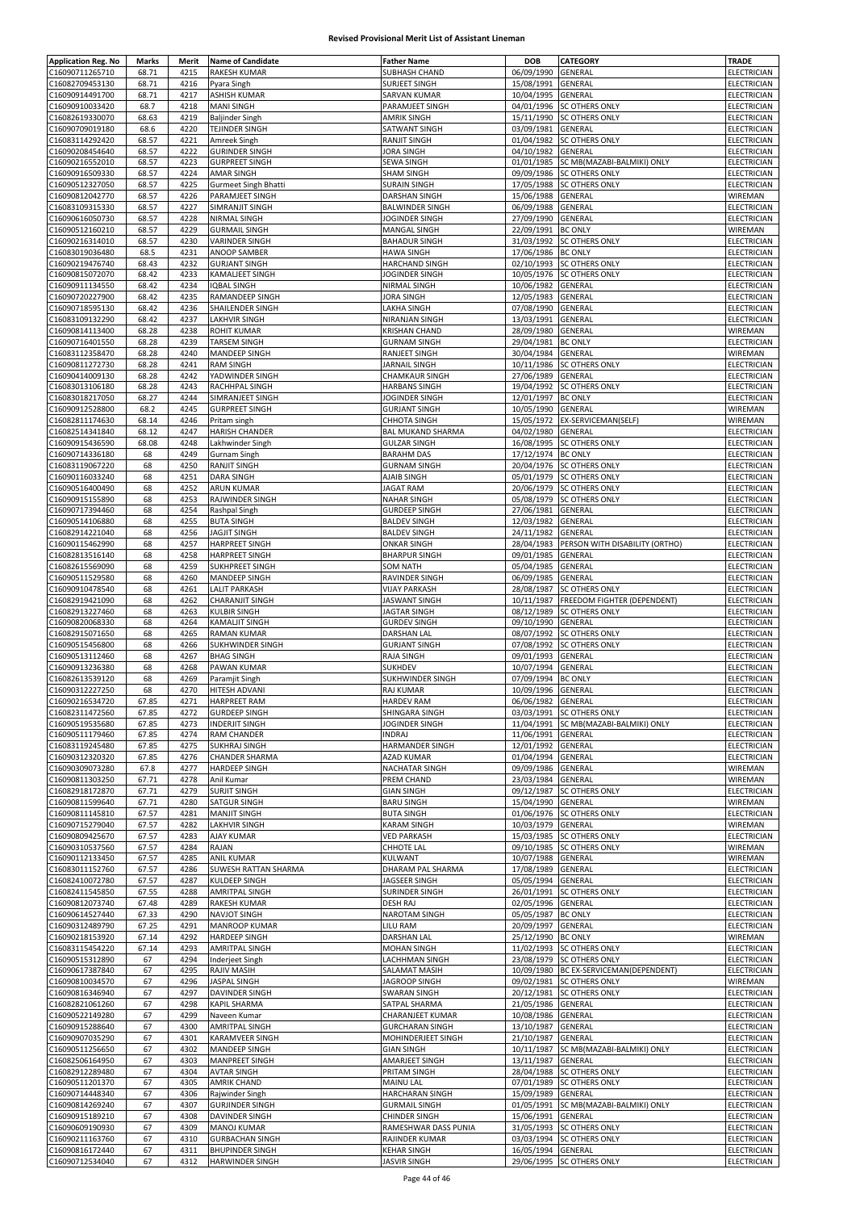# Revised Provisional Merit List of Assistant Lineman

| Application Reg. No | Marks | Merit | Name of Candidate | Father Name | DOB | CATEGORY | TRADE |
|---|---|---|---|---|---|---|---|
| C16090711265710 | 68.71 | 4215 | RAKESH KUMAR | SUBHASH CHAND | 06/09/1990 | GENERAL | ELECTRICIAN |
| C16082709453130 | 68.71 | 4216 | Pyara Singh | SURJEET SINGH | 15/08/1991 | GENERAL | ELECTRICIAN |
| C16090914491700 | 68.71 | 4217 | ASHISH KUMAR | SARVAN KUMAR | 10/04/1995 | GENERAL | ELECTRICIAN |
| C16090910033420 | 68.7 | 4218 | MANI SINGH | PARAMJEET SINGH | 04/01/1996 | SC OTHERS ONLY | ELECTRICIAN |
| C16082619330070 | 68.63 | 4219 | Baljinder Singh | AMRIK SINGH | 15/11/1990 | SC OTHERS ONLY | ELECTRICIAN |
| C16090709019180 | 68.6 | 4220 | TEJINDER SINGH | SATWANT SINGH | 03/09/1981 | GENERAL | ELECTRICIAN |
| C16083114292420 | 68.57 | 4221 | Amreek Singh | RANJIT SINGH | 01/04/1982 | SC OTHERS ONLY | ELECTRICIAN |
| C16090208454640 | 68.57 | 4222 | GURINDER SINGH | JORA SINGH | 04/10/1982 | GENERAL | ELECTRICIAN |
| C16090216552010 | 68.57 | 4223 | GURPREET SINGH | SEWA SINGH | 01/01/1985 | SC MB(MAZABI-BALMIKI) ONLY | ELECTRICIAN |
| C16090916509330 | 68.57 | 4224 | AMAR SINGH | SHAM SINGH | 09/09/1986 | SC OTHERS ONLY | ELECTRICIAN |
| C16090512327050 | 68.57 | 4225 | Gurmeet Singh Bhatti | SURAIN SINGH | 17/05/1988 | SC OTHERS ONLY | ELECTRICIAN |
| C16090812042770 | 68.57 | 4226 | PARAMJEET SINGH | DARSHAN SINGH | 15/06/1988 | GENERAL | WIREMAN |
| C16083109315330 | 68.57 | 4227 | SIMRANJIT SINGH | BALWINDER SINGH | 06/09/1988 | GENERAL | ELECTRICIAN |
| C16090616050730 | 68.57 | 4228 | NIRMAL SINGH | JOGINDER SINGH | 27/09/1990 | GENERAL | ELECTRICIAN |
| C16090512160210 | 68.57 | 4229 | GURMAIL SINGH | MANGAL SINGH | 22/09/1991 | BC ONLY | WIREMAN |
| C16090216314010 | 68.57 | 4230 | VARINDER SINGH | BAHADUR SINGH | 31/03/1992 | SC OTHERS ONLY | ELECTRICIAN |
| C16083019036480 | 68.5 | 4231 | ANOOP SAMBER | HAWA SINGH | 17/06/1986 | BC ONLY | ELECTRICIAN |
| C16090219476740 | 68.43 | 4232 | GURJANT SINGH | HARCHAND SINGH | 02/10/1993 | SC OTHERS ONLY | ELECTRICIAN |
| C16090815072070 | 68.42 | 4233 | KAMALJEET SINGH | JOGINDER SINGH | 10/05/1976 | SC OTHERS ONLY | ELECTRICIAN |
| C16090911134550 | 68.42 | 4234 | IQBAL SINGH | NIRMAL SINGH | 10/06/1982 | GENERAL | ELECTRICIAN |
| C16090720227900 | 68.42 | 4235 | RAMANDEEP SINGH | JORA SINGH | 12/05/1983 | GENERAL | ELECTRICIAN |
| C16090718595130 | 68.42 | 4236 | SHAILENDER SINGH | LAKHA SINGH | 07/08/1990 | GENERAL | ELECTRICIAN |
| C16083109132290 | 68.42 | 4237 | LAKHVIR SINGH | NIRANJAN SINGH | 13/03/1991 | GENERAL | ELECTRICIAN |
| C16090814113400 | 68.28 | 4238 | ROHIT KUMAR | KRISHAN CHAND | 28/09/1980 | GENERAL | WIREMAN |
| C16090716401550 | 68.28 | 4239 | TARSEM SINGH | GURNAM SINGH | 29/04/1981 | BC ONLY | ELECTRICIAN |
| C16083112358470 | 68.28 | 4240 | MANDEEP SINGH | RANJEET SINGH | 30/04/1984 | GENERAL | WIREMAN |
| C16090811272730 | 68.28 | 4241 | RAM SINGH | JARNAIL SINGH | 10/11/1986 | SC OTHERS ONLY | ELECTRICIAN |
| C16090414009130 | 68.28 | 4242 | YADWINDER SINGH | CHAMKAUR SINGH | 27/06/1989 | GENERAL | ELECTRICIAN |
| C16083013106180 | 68.28 | 4243 | RACHHPAL SINGH | HARBANS SINGH | 19/04/1992 | SC OTHERS ONLY | ELECTRICIAN |
| C16083018217050 | 68.27 | 4244 | SIMRANJEET SINGH | JOGINDER SINGH | 12/01/1997 | BC ONLY | ELECTRICIAN |
| C16090912528800 | 68.2 | 4245 | GURPREET SINGH | GURJANT SINGH | 10/05/1990 | GENERAL | WIREMAN |
| C16082811174630 | 68.14 | 4246 | Pritam singh | CHHOTA SINGH | 15/05/1972 | EX-SERVICEMAN(SELF) | WIREMAN |
| C16082514341840 | 68.12 | 4247 | HARISH CHANDER | BAL MUKAND SHARMA | 04/02/1980 | GENERAL | ELECTRICIAN |
| C16090915436590 | 68.08 | 4248 | Lakhwinder Singh | GULZAR SINGH | 16/08/1995 | SC OTHERS ONLY | ELECTRICIAN |
| C16090714336180 | 68 | 4249 | Gurnam Singh | BARAHM DAS | 17/12/1974 | BC ONLY | ELECTRICIAN |
| C16083119067220 | 68 | 4250 | RANJIT SINGH | GURNAM SINGH | 20/04/1976 | SC OTHERS ONLY | ELECTRICIAN |
| C16090116033240 | 68 | 4251 | DARA SINGH | AJAIB SINGH | 05/01/1979 | SC OTHERS ONLY | ELECTRICIAN |
| C16090516400490 | 68 | 4252 | ARUN KUMAR | JAGAT RAM | 20/06/1979 | SC OTHERS ONLY | ELECTRICIAN |
| C16090915155890 | 68 | 4253 | RAJWINDER SINGH | NAHAR SINGH | 05/08/1979 | SC OTHERS ONLY | ELECTRICIAN |
| C16090717394460 | 68 | 4254 | Rashpal Singh | GURDEEP SINGH | 27/06/1981 | GENERAL | ELECTRICIAN |
| C16090514106880 | 68 | 4255 | BUTA SINGH | BALDEV SINGH | 12/03/1982 | GENERAL | ELECTRICIAN |
| C16082914221040 | 68 | 4256 | JAGJIT SINGH | BALDEV SINGH | 24/11/1982 | GENERAL | ELECTRICIAN |
| C16090115462990 | 68 | 4257 | HARPREET SINGH | ONKAR SINGH | 28/04/1983 | PERSON WITH DISABILITY (ORTHO) | ELECTRICIAN |
| C16082813516140 | 68 | 4258 | HARPREET SINGH | BHARPUR SINGH | 09/01/1985 | GENERAL | ELECTRICIAN |
| C16082615569090 | 68 | 4259 | SUKHPREET SINGH | SOM NATH | 05/04/1985 | GENERAL | ELECTRICIAN |
| C16090511529580 | 68 | 4260 | MANDEEP SINGH | RAVINDER SINGH | 06/09/1985 | GENERAL | ELECTRICIAN |
| C16090910478540 | 68 | 4261 | LALIT PARKASH | VIJAY PARKASH | 28/08/1987 | SC OTHERS ONLY | ELECTRICIAN |
| C16082919421090 | 68 | 4262 | CHARANJIT SINGH | JASWANT SINGH | 10/11/1987 | FREEDOM FIGHTER (DEPENDENT) | ELECTRICIAN |
| C16082913227460 | 68 | 4263 | KULBIR SINGH | JAGTAR SINGH | 08/12/1989 | SC OTHERS ONLY | ELECTRICIAN |
| C16090820068330 | 68 | 4264 | KAMALJIT SINGH | GURDEV SINGH | 09/10/1990 | GENERAL | ELECTRICIAN |
| C16082915071650 | 68 | 4265 | RAMAN KUMAR | DARSHAN LAL | 08/07/1992 | SC OTHERS ONLY | ELECTRICIAN |
| C16090515456800 | 68 | 4266 | SUKHWINDER SINGH | GURJANT SINGH | 07/08/1992 | SC OTHERS ONLY | ELECTRICIAN |
| C16090513112460 | 68 | 4267 | BHAG SINGH | RAJA SINGH | 09/01/1993 | GENERAL | ELECTRICIAN |
| C16090913236380 | 68 | 4268 | PAWAN KUMAR | SUKHDEV | 10/07/1994 | GENERAL | ELECTRICIAN |
| C16082613539120 | 68 | 4269 | Paramjit Singh | SUKHWINDER SINGH | 07/09/1994 | BC ONLY | ELECTRICIAN |
| C16090312227250 | 68 | 4270 | HITESH ADVANI | RAJ KUMAR | 10/09/1996 | GENERAL | ELECTRICIAN |
| C16090216534720 | 67.85 | 4271 | HARPREET RAM | HARDEV RAM | 06/06/1982 | GENERAL | ELECTRICIAN |
| C16082311472560 | 67.85 | 4272 | GURDEEP SINGH | SHINGARA SINGH | 03/03/1991 | SC OTHERS ONLY | ELECTRICIAN |
| C16090519535680 | 67.85 | 4273 | INDERJIT SINGH | JOGINDER SINGH | 11/04/1991 | SC MB(MAZABI-BALMIKI) ONLY | ELECTRICIAN |
| C16090511179460 | 67.85 | 4274 | RAM CHANDER | INDRAJ | 11/06/1991 | GENERAL | ELECTRICIAN |
| C16083119245480 | 67.85 | 4275 | SUKHRAJ SINGH | HARMANDER SINGH | 12/01/1992 | GENERAL | ELECTRICIAN |
| C16090312320320 | 67.85 | 4276 | CHANDER SHARMA | AZAD KUMAR | 01/04/1994 | GENERAL | ELECTRICIAN |
| C16090309073280 | 67.8 | 4277 | HARDEEP SINGH | NACHATAR SINGH | 09/09/1986 | GENERAL | WIREMAN |
| C16090811303250 | 67.71 | 4278 | Anil Kumar | PREM CHAND | 23/03/1984 | GENERAL | WIREMAN |
| C16082918172870 | 67.71 | 4279 | SURJIT SINGH | GIAN SINGH | 09/12/1987 | SC OTHERS ONLY | ELECTRICIAN |
| C16090811599640 | 67.71 | 4280 | SATGUR SINGH | BARU SINGH | 15/04/1990 | GENERAL | WIREMAN |
| C16090811145810 | 67.57 | 4281 | MANJIT SINGH | BUTA SINGH | 01/06/1976 | SC OTHERS ONLY | ELECTRICIAN |
| C16090715279040 | 67.57 | 4282 | LAKHVIR SINGH | KARAM SINGH | 10/03/1979 | GENERAL | WIREMAN |
| C16090809425670 | 67.57 | 4283 | AJAY KUMAR | VED PARKASH | 15/03/1985 | SC OTHERS ONLY | ELECTRICIAN |
| C16090310537560 | 67.57 | 4284 | RAJAN | CHHOTE LAL | 09/10/1985 | SC OTHERS ONLY | WIREMAN |
| C16090112133450 | 67.57 | 4285 | ANIL KUMAR | KULWANT | 10/07/1988 | GENERAL | WIREMAN |
| C16083011152760 | 67.57 | 4286 | SUWESH RATTAN SHARMA | DHARAM PAL SHARMA | 17/08/1989 | GENERAL | ELECTRICIAN |
| C16082410072780 | 67.57 | 4287 | KULDEEP SINGH | JAGSEER SINGH | 05/05/1994 | GENERAL | ELECTRICIAN |
| C16082411545850 | 67.55 | 4288 | AMRITPAL SINGH | SURINDER SINGH | 26/01/1991 | SC OTHERS ONLY | ELECTRICIAN |
| C16090812073740 | 67.48 | 4289 | RAKESH KUMAR | DESH RAJ | 02/05/1996 | GENERAL | ELECTRICIAN |
| C16090614527440 | 67.33 | 4290 | NAVJOT SINGH | NAROTAM SINGH | 05/05/1987 | BC ONLY | ELECTRICIAN |
| C16090312489790 | 67.25 | 4291 | MANROOP KUMAR | LILU RAM | 20/09/1997 | GENERAL | ELECTRICIAN |
| C16090218153920 | 67.14 | 4292 | HARDEEP SINGH | DARSHAN LAL | 25/12/1990 | BC ONLY | WIREMAN |
| C16083115454220 | 67.14 | 4293 | AMRITPAL SINGH | MOHAN SINGH | 11/02/1993 | SC OTHERS ONLY | ELECTRICIAN |
| C16090515312890 | 67 | 4294 | Inderjeet Singh | LACHHMAN SINGH | 23/08/1979 | SC OTHERS ONLY | ELECTRICIAN |
| C16090617387840 | 67 | 4295 | RAJIV MASIH | SALAMAT MASIH | 10/09/1980 | BC EX-SERVICEMAN(DEPENDENT) | ELECTRICIAN |
| C16090810034570 | 67 | 4296 | JASPAL SINGH | JAGROOP SINGH | 09/02/1981 | SC OTHERS ONLY | WIREMAN |
| C16090816346940 | 67 | 4297 | DAVINDER SINGH | SWARAN SINGH | 20/12/1981 | SC OTHERS ONLY | ELECTRICIAN |
| C16082821061260 | 67 | 4298 | KAPIL SHARMA | SATPAL SHARMA | 21/05/1986 | GENERAL | ELECTRICIAN |
| C16090522149280 | 67 | 4299 | Naveen Kumar | CHARANJEET KUMAR | 10/08/1986 | GENERAL | ELECTRICIAN |
| C16090915288640 | 67 | 4300 | AMRITPAL SINGH | GURCHARAN SINGH | 13/10/1987 | GENERAL | ELECTRICIAN |
| C16090907035290 | 67 | 4301 | KARAMVEER SINGH | MOHINDERJEET SINGH | 21/10/1987 | GENERAL | ELECTRICIAN |
| C16090511256650 | 67 | 4302 | MANDEEP SINGH | GIAN SINGH | 10/11/1987 | SC MB(MAZABI-BALMIKI) ONLY | ELECTRICIAN |
| C16082506164950 | 67 | 4303 | MANPREET SINGH | AMARJEET SINGH | 13/11/1987 | GENERAL | ELECTRICIAN |
| C16082912289480 | 67 | 4304 | AVTAR SINGH | PRITAM SINGH | 28/04/1988 | SC OTHERS ONLY | ELECTRICIAN |
| C16090511201370 | 67 | 4305 | AMRIK CHAND | MAINU LAL | 07/01/1989 | SC OTHERS ONLY | ELECTRICIAN |
| C16090714448340 | 67 | 4306 | Rajwinder Singh | HARCHARAN SINGH | 15/09/1989 | GENERAL | ELECTRICIAN |
| C16090814269240 | 67 | 4307 | GURJINDER SINGH | GURMAIL SINGH | 01/05/1991 | SC MB(MAZABI-BALMIKI) ONLY | ELECTRICIAN |
| C16090915189210 | 67 | 4308 | DAVINDER SINGH | CHINDER SINGH | 15/06/1991 | GENERAL | ELECTRICIAN |
| C16090609190930 | 67 | 4309 | MANOJ KUMAR | RAMESHWAR DASS PUNIA | 31/05/1993 | SC OTHERS ONLY | ELECTRICIAN |
| C16090211163760 | 67 | 4310 | GURBACHAN SINGH | RAJINDER KUMAR | 03/03/1994 | SC OTHERS ONLY | ELECTRICIAN |
| C16090816172440 | 67 | 4311 | BHUPINDER SINGH | KEHAR SINGH | 16/05/1994 | GENERAL | ELECTRICIAN |
| C16090712534040 | 67 | 4312 | HARWINDER SINGH | JASVIR SINGH | 29/06/1995 | SC OTHERS ONLY | ELECTRICIAN |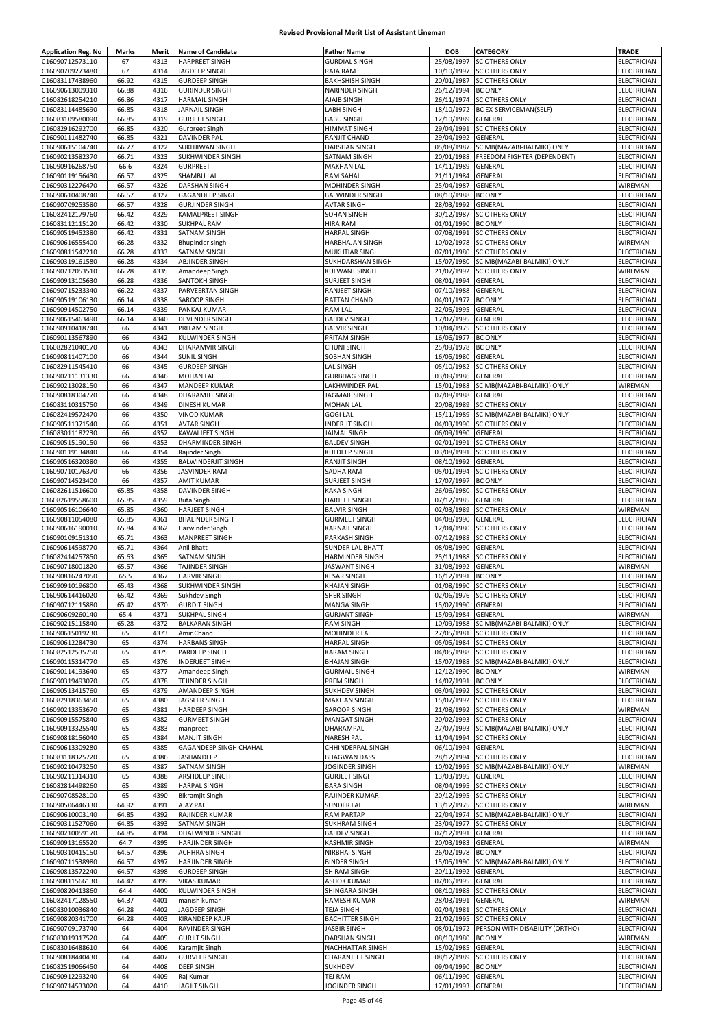## Revised Provisional Merit List of Assistant Lineman

| Application Reg. No | Marks | Merit | Name of Candidate | Father Name | DOB | CATEGORY | TRADE |
|---|---|---|---|---|---|---|---|
| C16090712573110 | 67 | 4313 | HARPREET SINGH | GURDIAL SINGH | 25/08/1997 | SC OTHERS ONLY | ELECTRICIAN |
| C16090709273480 | 67 | 4314 | JAGDEEP SINGH | RAJA RAM | 10/10/1997 | SC OTHERS ONLY | ELECTRICIAN |
| C16083117438960 | 66.92 | 4315 | GURDEEP SINGH | BAKHSHISH SINGH | 20/01/1987 | SC OTHERS ONLY | ELECTRICIAN |
| C16090613009310 | 66.88 | 4316 | GURINDER SINGH | NARINDER SINGH | 26/12/1994 | BC ONLY | ELECTRICIAN |
| C16082618254210 | 66.86 | 4317 | HARMAIL SINGH | AJAIB SINGH | 26/11/1974 | SC OTHERS ONLY | ELECTRICIAN |
| C16083114485690 | 66.85 | 4318 | JARNAIL SINGH | LABH SINGH | 18/10/1972 | BC EX-SERVICEMAN(SELF) | ELECTRICIAN |
| C16083109580090 | 66.85 | 4319 | GURJEET SINGH | BABU SINGH | 12/10/1989 | GENERAL | ELECTRICIAN |
| C16082916292700 | 66.85 | 4320 | Gurpreet Singh | HIMMAT SINGH | 29/04/1991 | SC OTHERS ONLY | ELECTRICIAN |
| C16090111482740 | 66.85 | 4321 | DAVINDER PAL | RANJIT CHAND | 29/04/1992 | GENERAL | ELECTRICIAN |
| C16090615104740 | 66.77 | 4322 | SUKHJIWAN SINGH | DARSHAN SINGH | 05/08/1987 | SC MB(MAZABI-BALMIKI) ONLY | ELECTRICIAN |
| C16090213582370 | 66.71 | 4323 | SUKHWINDER SINGH | SATNAM SINGH | 20/01/1988 | FREEDOM FIGHTER (DEPENDENT) | ELECTRICIAN |
| C16090916268750 | 66.6 | 4324 | GURPREET | MAKHAN LAL | 14/11/1989 | GENERAL | ELECTRICIAN |
| C16090119156430 | 66.57 | 4325 | SHAMBU LAL | RAM SAHAI | 21/11/1984 | GENERAL | ELECTRICIAN |
| C16090312276470 | 66.57 | 4326 | DARSHAN SINGH | MOHINDER SINGH | 25/04/1987 | GENERAL | WIREMAN |
| C16090610408740 | 66.57 | 4327 | GAGANDEEP SINGH | BALWINDER SINGH | 08/10/1988 | BC ONLY | ELECTRICIAN |
| C16090709253580 | 66.57 | 4328 | GURJINDER SINGH | AVTAR SINGH | 28/03/1992 | GENERAL | ELECTRICIAN |
| C16082412179760 | 66.42 | 4329 | KAMALPREET SINGH | SOHAN SINGH | 30/12/1987 | SC OTHERS ONLY | ELECTRICIAN |
| C16083112115120 | 66.42 | 4330 | SUKHPAL RAM | HIRA RAM | 01/01/1990 | BC ONLY | ELECTRICIAN |
| C16090519452380 | 66.42 | 4331 | SATNAM SINGH | HARPAL SINGH | 07/08/1991 | SC OTHERS ONLY | ELECTRICIAN |
| C16090616555400 | 66.28 | 4332 | Bhupinder singh | HARBHAJAN SINGH | 10/02/1978 | SC OTHERS ONLY | WIREMAN |
| C16090811542210 | 66.28 | 4333 | SATNAM SINGH | MUKHTIAR SINGH | 07/01/1980 | SC OTHERS ONLY | ELECTRICIAN |
| C16090319161580 | 66.28 | 4334 | ABJINDER SINGH | SUKHDARSHAN SINGH | 15/07/1980 | SC MB(MAZABI-BALMIKI) ONLY | ELECTRICIAN |
| C16090712053510 | 66.28 | 4335 | Amandeep Singh | KULWANT SINGH | 21/07/1992 | SC OTHERS ONLY | WIREMAN |
| C16090913105630 | 66.28 | 4336 | SANTOKH SINGH | SURJEET SINGH | 08/01/1994 | GENERAL | ELECTRICIAN |
| C16090715233340 | 66.22 | 4337 | PARVEERTAN SINGH | RANJEET SINGH | 07/10/1988 | GENERAL | ELECTRICIAN |
| C16090519106130 | 66.14 | 4338 | SAROOP SINGH | RATTAN CHAND | 04/01/1977 | BC ONLY | ELECTRICIAN |
| C16090914502750 | 66.14 | 4339 | PANKAJ KUMAR | RAM LAL | 22/05/1995 | GENERAL | ELECTRICIAN |
| C16090615463490 | 66.14 | 4340 | DEVENDER SINGH | BALDEV SINGH | 17/07/1995 | GENERAL | ELECTRICIAN |
| C16090910418740 | 66 | 4341 | PRITAM SINGH | BALVIR SINGH | 10/04/1975 | SC OTHERS ONLY | ELECTRICIAN |
| C16090113567890 | 66 | 4342 | KULWINDER SINGH | PRITAM SINGH | 16/06/1977 | BC ONLY | ELECTRICIAN |
| C16082821040170 | 66 | 4343 | DHARAMVIR SINGH | CHUNI SINGH | 25/09/1978 | BC ONLY | ELECTRICIAN |
| C16090811407100 | 66 | 4344 | SUNIL SINGH | SOBHAN SINGH | 16/05/1980 | GENERAL | ELECTRICIAN |
| C16082911545410 | 66 | 4345 | GURDEEP SINGH | LAL SINGH | 05/10/1982 | SC OTHERS ONLY | ELECTRICIAN |
| C16090211131330 | 66 | 4346 | MOHAN LAL | GURBHAG SINGH | 03/09/1986 | GENERAL | ELECTRICIAN |
| C16090213028150 | 66 | 4347 | MANDEEP KUMAR | LAKHWINDER PAL | 15/01/1988 | SC MB(MAZABI-BALMIKI) ONLY | WIREMAN |
| C16090818304770 | 66 | 4348 | DHARAMJIT SINGH | JAGMAIL SINGH | 07/08/1988 | GENERAL | ELECTRICIAN |
| C16083110315750 | 66 | 4349 | DINESH KUMAR | MOHAN LAL | 20/08/1989 | SC OTHERS ONLY | ELECTRICIAN |
| C16082419572470 | 66 | 4350 | VINOD KUMAR | GOGI LAL | 15/11/1989 | SC MB(MAZABI-BALMIKI) ONLY | ELECTRICIAN |
| C16090511371540 | 66 | 4351 | AVTAR SINGH | INDERJIT SINGH | 04/03/1990 | SC OTHERS ONLY | ELECTRICIAN |
| C16083011182230 | 66 | 4352 | KAWALJEET SINGH | JAIMAL SINGH | 06/09/1990 | GENERAL | ELECTRICIAN |
| C16090515190150 | 66 | 4353 | DHARMINDER SINGH | BALDEV SINGH | 02/01/1991 | SC OTHERS ONLY | ELECTRICIAN |
| C16090119134840 | 66 | 4354 | Rajinder Singh | KULDEEP SINGH | 03/08/1991 | SC OTHERS ONLY | ELECTRICIAN |
| C16090516320380 | 66 | 4355 | BALWINDERJIT SINGH | RANJIT SINGH | 08/10/1992 | GENERAL | ELECTRICIAN |
| C16090710176370 | 66 | 4356 | JASVINDER RAM | SADHA RAM | 05/01/1994 | SC OTHERS ONLY | ELECTRICIAN |
| C16090714523400 | 66 | 4357 | AMIT KUMAR | SURJEET SINGH | 17/07/1997 | BC ONLY | ELECTRICIAN |
| C16082611516600 | 65.85 | 4358 | DAVINDER SINGH | KAKA SINGH | 26/06/1980 | SC OTHERS ONLY | ELECTRICIAN |
| C16082619558600 | 65.85 | 4359 | Buta Singh | HARJEET SINGH | 07/12/1985 | GENERAL | ELECTRICIAN |
| C16090516106640 | 65.85 | 4360 | HARJEET SINGH | BALVIR SINGH | 02/03/1989 | SC OTHERS ONLY | WIREMAN |
| C16090811054080 | 65.85 | 4361 | BHALINDER SINGH | GURMEET SINGH | 04/08/1990 | GENERAL | ELECTRICIAN |
| C16090616190010 | 65.84 | 4362 | Harwinder Singh | KARNAIL SINGH | 12/04/1980 | SC OTHERS ONLY | ELECTRICIAN |
| C16090109151310 | 65.71 | 4363 | MANPREET SINGH | PARKASH SINGH | 07/12/1988 | SC OTHERS ONLY | ELECTRICIAN |
| C16090614598770 | 65.71 | 4364 | Anil Bhatt | SUNDER LAL BHATT | 08/08/1990 | GENERAL | ELECTRICIAN |
| C16082414257850 | 65.63 | 4365 | SATNAM SINGH | HARMINDER SINGH | 25/11/1988 | SC OTHERS ONLY | ELECTRICIAN |
| C16090718001820 | 65.57 | 4366 | TAJINDER SINGH | JASWANT SINGH | 31/08/1992 | GENERAL | WIREMAN |
| C16090816247050 | 65.5 | 4367 | HARVIR SINGH | KESAR SINGH | 16/12/1991 | BC ONLY | ELECTRICIAN |
| C16090910196800 | 65.43 | 4368 | SUKHWINDER SINGH | KHAJAN SINGH | 01/08/1990 | SC OTHERS ONLY | ELECTRICIAN |
| C16090614416020 | 65.42 | 4369 | Sukhdev Singh | SHER SINGH | 02/06/1976 | SC OTHERS ONLY | ELECTRICIAN |
| C16090712115880 | 65.42 | 4370 | GURDIT SINGH | MANGA SINGH | 15/02/1990 | GENERAL | ELECTRICIAN |
| C16090609260140 | 65.4 | 4371 | SUKHPAL SINGH | GURJANT SINGH | 15/09/1984 | GENERAL | WIREMAN |
| C16090215115840 | 65.28 | 4372 | BALKARAN SINGH | RAM SINGH | 10/09/1988 | SC MB(MAZABI-BALMIKI) ONLY | ELECTRICIAN |
| C16090615019230 | 65 | 4373 | Amir Chand | MOHINDER LAL | 27/05/1981 | SC OTHERS ONLY | ELECTRICIAN |
| C16090612284730 | 65 | 4374 | HARBANS SINGH | HARPAL SINGH | 05/05/1984 | SC OTHERS ONLY | ELECTRICIAN |
| C16082512535750 | 65 | 4375 | PARDEEP SINGH | KARAM SINGH | 04/05/1988 | SC OTHERS ONLY | ELECTRICIAN |
| C16090115314770 | 65 | 4376 | INDERJEET SINGH | BHAJAN SINGH | 15/07/1988 | SC MB(MAZABI-BALMIKI) ONLY | ELECTRICIAN |
| C16090114193640 | 65 | 4377 | Amandeep Singh | GURMAIL SINGH | 12/12/1990 | BC ONLY | WIREMAN |
| C16090319493070 | 65 | 4378 | TEJINDER SINGH | PREM SINGH | 14/07/1991 | BC ONLY | ELECTRICIAN |
| C16090513415760 | 65 | 4379 | AMANDEEP SINGH | SUKHDEV SINGH | 03/04/1992 | SC OTHERS ONLY | ELECTRICIAN |
| C16082918363450 | 65 | 4380 | JAGSEER SINGH | MAKHAN SINGH | 15/07/1992 | SC OTHERS ONLY | ELECTRICIAN |
| C16090213353670 | 65 | 4381 | HARDEEP SINGH | SAROOP SINGH | 21/08/1992 | SC OTHERS ONLY | WIREMAN |
| C16090915575840 | 65 | 4382 | GURMEET SINGH | MANGAT SINGH | 20/02/1993 | SC OTHERS ONLY | ELECTRICIAN |
| C16090913325540 | 65 | 4383 | manpreet | DHARAMPAL | 27/07/1993 | SC MB(MAZABI-BALMIKI) ONLY | ELECTRICIAN |
| C16090818156040 | 65 | 4384 | MANJIT SINGH | NARESH PAL | 11/04/1994 | SC OTHERS ONLY | ELECTRICIAN |
| C16090613309280 | 65 | 4385 | GAGANDEEP SINGH CHAHAL | CHHINDERPAL SINGH | 06/10/1994 | GENERAL | ELECTRICIAN |
| C16083118325720 | 65 | 4386 | JASHANDEEP | BHAGWAN DASS | 28/12/1994 | SC OTHERS ONLY | ELECTRICIAN |
| C16090210473250 | 65 | 4387 | SATNAM SINGH | JOGINDER SINGH | 10/02/1995 | SC MB(MAZABI-BALMIKI) ONLY | WIREMAN |
| C16090211314310 | 65 | 4388 | ARSHDEEP SINGH | GURJEET SINGH | 13/03/1995 | GENERAL | ELECTRICIAN |
| C16082814498260 | 65 | 4389 | HARPAL SINGH | BARA SINGH | 08/04/1995 | SC OTHERS ONLY | ELECTRICIAN |
| C16090708528100 | 65 | 4390 | Bikramjit Singh | RAJINDER KUMAR | 20/12/1995 | SC OTHERS ONLY | ELECTRICIAN |
| C16090506446330 | 64.92 | 4391 | AJAY PAL | SUNDER LAL | 13/12/1975 | SC OTHERS ONLY | WIREMAN |
| C16090610003140 | 64.85 | 4392 | RAJINDER KUMAR | RAM PARTAP | 22/04/1974 | SC MB(MAZABI-BALMIKI) ONLY | ELECTRICIAN |
| C16090311527060 | 64.85 | 4393 | SATNAM SINGH | SUKHRAM SINGH | 23/04/1977 | SC OTHERS ONLY | ELECTRICIAN |
| C16090210059170 | 64.85 | 4394 | DHALWINDER SINGH | BALDEV SINGH | 07/12/1991 | GENERAL | ELECTRICIAN |
| C16090913165520 | 64.7 | 4395 | HARJINDER SINGH | KASHMIR SINGH | 20/03/1983 | GENERAL | WIREMAN |
| C16090310415150 | 64.57 | 4396 | ACHHRA SINGH | NIRBHAI SINGH | 26/02/1978 | BC ONLY | ELECTRICIAN |
| C16090711538980 | 64.57 | 4397 | HARJINDER SINGH | BINDER SINGH | 15/05/1990 | SC MB(MAZABI-BALMIKI) ONLY | ELECTRICIAN |
| C16090813572240 | 64.57 | 4398 | GURDEEP SINGH | SH RAM SINGH | 20/11/1992 | GENERAL | ELECTRICIAN |
| C16090811566130 | 64.42 | 4399 | VIKAS KUMAR | ASHOK KUMAR | 07/06/1995 | GENERAL | ELECTRICIAN |
| C16090820413860 | 64.4 | 4400 | KULWINDER SINGH | SHINGARA SINGH | 08/10/1988 | SC OTHERS ONLY | ELECTRICIAN |
| C16082417128550 | 64.37 | 4401 | manish kumar | RAMESH KUMAR | 28/03/1991 | GENERAL | WIREMAN |
| C16083010036840 | 64.28 | 4402 | JAGDEEP SINGH | TEJA SINGH | 02/04/1981 | SC OTHERS ONLY | ELECTRICIAN |
| C16090820341700 | 64.28 | 4403 | KIRANDEEP KAUR | BACHITTER SINGH | 21/02/1995 | SC OTHERS ONLY | ELECTRICIAN |
| C16090709173740 | 64 | 4404 | RAVINDER SINGH | JASBIR SINGH | 08/01/1972 | PERSON WITH DISABILITY (ORTHO) | ELECTRICIAN |
| C16083019317520 | 64 | 4405 | GURJIT SINGH | DARSHAN SINGH | 08/10/1980 | BC ONLY | WIREMAN |
| C16083016488610 | 64 | 4406 | Karamjit Singh | NACHHATTAR SINGH | 15/02/1985 | GENERAL | ELECTRICIAN |
| C16090818440430 | 64 | 4407 | GURVEER SINGH | CHARANJEET SINGH | 08/12/1989 | SC OTHERS ONLY | ELECTRICIAN |
| C16082519066450 | 64 | 4408 | DEEP SINGH | SUKHDEV | 09/04/1990 | BC ONLY | ELECTRICIAN |
| C16090912293240 | 64 | 4409 | Raj Kumar | TEJ RAM | 06/11/1990 | GENERAL | ELECTRICIAN |
| C16090714533020 | 64 | 4410 | JAGJIT SINGH | JOGINDER SINGH | 17/01/1993 | GENERAL | ELECTRICIAN |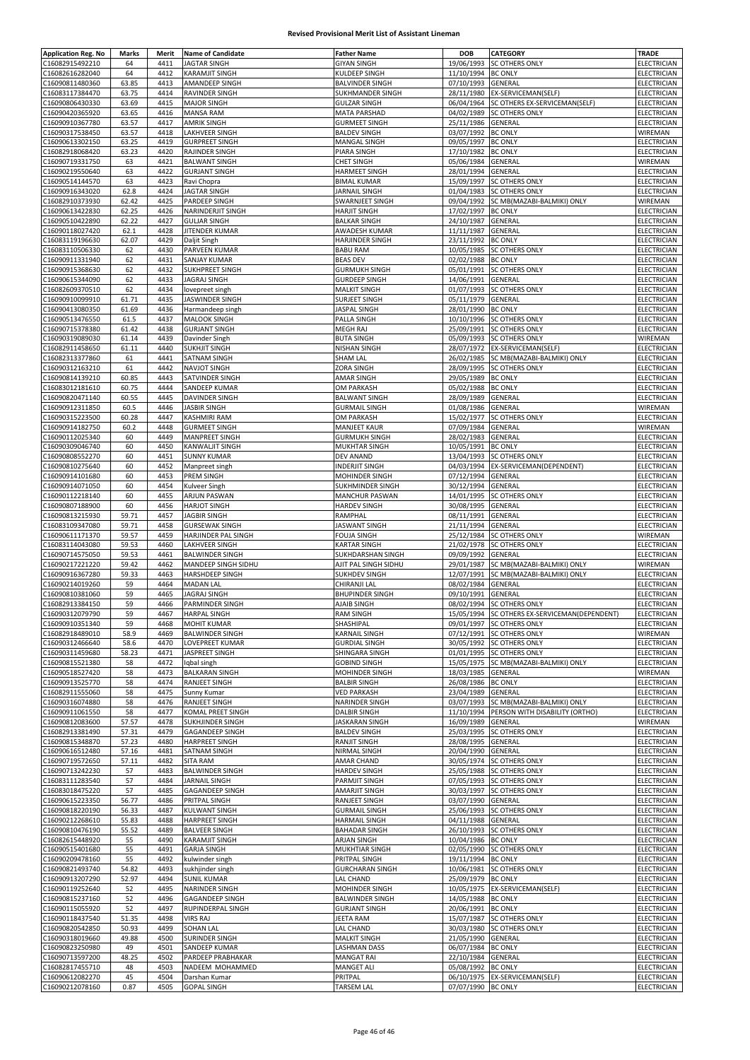# Revised Provisional Merit List of Assistant Lineman

| Application Reg. No | Marks | Merit | Name of Candidate | Father Name | DOB | CATEGORY | TRADE |
|---|---|---|---|---|---|---|---|
| C16082915492210 | 64 | 4411 | JAGTAR SINGH | GIYAN SINGH | 19/06/1993 | SC OTHERS ONLY | ELECTRICIAN |
| C16082616282040 | 64 | 4412 | KARAMJIT SINGH | KULDEEP SINGH | 11/10/1994 | BC ONLY | ELECTRICIAN |
| C16090811480360 | 63.85 | 4413 | AMANDEEP SINGH | BALVINDER SINGH | 07/10/1993 | GENERAL | ELECTRICIAN |
| C16083117384470 | 63.75 | 4414 | RAVINDER SINGH | SUKHMANDER SINGH | 28/11/1980 | EX-SERVICEMAN(SELF) | ELECTRICIAN |
| C16090806430330 | 63.69 | 4415 | MAJOR SINGH | GULZAR SINGH | 06/04/1964 | SC OTHERS EX-SERVICEMAN(SELF) | ELECTRICIAN |
| C16090420365920 | 63.65 | 4416 | MANSA RAM | MATA PARSHAD | 04/02/1989 | SC OTHERS ONLY | ELECTRICIAN |
| C16090910367780 | 63.57 | 4417 | AMRIK SINGH | GURMEET SINGH | 25/11/1986 | GENERAL | ELECTRICIAN |
| C16090317538450 | 63.57 | 4418 | LAKHVEER SINGH | BALDEV SINGH | 03/07/1992 | BC ONLY | WIREMAN |
| C16090613302150 | 63.25 | 4419 | GURPREET SINGH | MANGAL SINGH | 09/05/1997 | BC ONLY | ELECTRICIAN |
| C16082918068420 | 63.23 | 4420 | RAJINDER SINGH | PIARA SINGH | 17/10/1982 | BC ONLY | ELECTRICIAN |
| C16090719331750 | 63 | 4421 | BALWANT SINGH | CHET SINGH | 05/06/1984 | GENERAL | WIREMAN |
| C16090219550640 | 63 | 4422 | GURJANT SINGH | HARMEET SINGH | 28/01/1994 | GENERAL | ELECTRICIAN |
| C16090514144570 | 63 | 4423 | Ravi Chopra | BIMAL KUMAR | 15/09/1997 | SC OTHERS ONLY | ELECTRICIAN |
| C16090916343020 | 62.8 | 4424 | JAGTAR SINGH | JARNAIL SINGH | 01/04/1983 | SC OTHERS ONLY | ELECTRICIAN |
| C16082910373930 | 62.42 | 4425 | PARDEEP SINGH | SWARNJEET SINGH | 09/04/1992 | SC MB(MAZABI-BALMIKI) ONLY | WIREMAN |
| C16090613422830 | 62.25 | 4426 | NARINDERJIT SINGH | HARJIT SINGH | 17/02/1997 | BC ONLY | ELECTRICIAN |
| C16090510422890 | 62.22 | 4427 | GULJAR SINGH | BALKAR SINGH | 24/10/1987 | GENERAL | ELECTRICIAN |
| C16090118027420 | 62.1 | 4428 | JITENDER KUMAR | AWADESH KUMAR | 11/11/1987 | GENERAL | ELECTRICIAN |
| C16083119196630 | 62.07 | 4429 | Daljit Singh | HARJINDER SINGH | 23/11/1992 | BC ONLY | ELECTRICIAN |
| C16083110506330 | 62 | 4430 | PARVEEN KUMAR | BABU RAM | 10/05/1985 | SC OTHERS ONLY | ELECTRICIAN |
| C16090911331940 | 62 | 4431 | SANJAY KUMAR | BEAS DEV | 02/02/1988 | BC ONLY | ELECTRICIAN |
| C16090915368630 | 62 | 4432 | SUKHPREET SINGH | GURMUKH SINGH | 05/01/1991 | SC OTHERS ONLY | ELECTRICIAN |
| C16090615344090 | 62 | 4433 | JAGRAJ SINGH | GURDEEP SINGH | 14/06/1991 | GENERAL | ELECTRICIAN |
| C16082609370510 | 62 | 4434 | lovepreet singh | MALKIT SINGH | 01/07/1993 | SC OTHERS ONLY | ELECTRICIAN |
| C16090910099910 | 61.71 | 4435 | JASWINDER SINGH | SURJEET SINGH | 05/11/1979 | GENERAL | ELECTRICIAN |
| C16090413080350 | 61.69 | 4436 | Harmandeep singh | JASPAL SINGH | 28/01/1990 | BC ONLY | ELECTRICIAN |
| C16090513476550 | 61.5 | 4437 | MALOOK SINGH | PALLA SINGH | 10/10/1996 | SC OTHERS ONLY | ELECTRICIAN |
| C16090715378380 | 61.42 | 4438 | GURJANT SINGH | MEGH RAJ | 25/09/1991 | SC OTHERS ONLY | ELECTRICIAN |
| C16090319089030 | 61.14 | 4439 | Davinder Singh | BUTA SINGH | 05/09/1993 | SC OTHERS ONLY | WIREMAN |
| C16082911458650 | 61.11 | 4440 | SUKHJIT SINGH | NISHAN SINGH | 28/07/1972 | EX-SERVICEMAN(SELF) | ELECTRICIAN |
| C16082313377860 | 61 | 4441 | SATNAM SINGH | SHAM LAL | 26/02/1985 | SC MB(MAZABI-BALMIKI) ONLY | ELECTRICIAN |
| C16090312163210 | 61 | 4442 | NAVJOT SINGH | ZORA SINGH | 28/09/1995 | SC OTHERS ONLY | ELECTRICIAN |
| C16090814139210 | 60.85 | 4443 | SATVINDER SINGH | AMAR SINGH | 29/05/1989 | BC ONLY | ELECTRICIAN |
| C16083012181610 | 60.75 | 4444 | SANDEEP KUMAR | OM PARKASH | 05/02/1988 | BC ONLY | ELECTRICIAN |
| C16090820471140 | 60.55 | 4445 | DAVINDER SINGH | BALWANT SINGH | 28/09/1989 | GENERAL | ELECTRICIAN |
| C16090912311850 | 60.5 | 4446 | JASBIR SINGH | GURMAIL SINGH | 01/08/1986 | GENERAL | WIREMAN |
| C16090315223500 | 60.28 | 4447 | KASHMIRI RAM | OM PARKASH | 15/02/1977 | SC OTHERS ONLY | ELECTRICIAN |
| C16090914182750 | 60.2 | 4448 | GURMEET SINGH | MANJEET KAUR | 07/09/1984 | GENERAL | WIREMAN |
| C16090112025340 | 60 | 4449 | MANPREET SINGH | GURMUKH SINGH | 28/02/1983 | GENERAL | ELECTRICIAN |
| C16090309046740 | 60 | 4450 | KANWALJIT SINGH | MUKHTAR SINGH | 10/05/1991 | BC ONLY | ELECTRICIAN |
| C16090808552270 | 60 | 4451 | SUNNY KUMAR | DEV ANAND | 13/04/1993 | SC OTHERS ONLY | ELECTRICIAN |
| C16090810275640 | 60 | 4452 | Manpreet singh | INDERJIT SINGH | 04/03/1994 | EX-SERVICEMAN(DEPENDENT) | ELECTRICIAN |
| C16090914101680 | 60 | 4453 | PREM SINGH | MOHINDER SINGH | 07/12/1994 | GENERAL | ELECTRICIAN |
| C16090914071050 | 60 | 4454 | Kulveer Singh | SUKHMINDER SINGH | 30/12/1994 | GENERAL | ELECTRICIAN |
| C16090112218140 | 60 | 4455 | ARJUN PASWAN | MANCHUR PASWAN | 14/01/1995 | SC OTHERS ONLY | ELECTRICIAN |
| C16090807188900 | 60 | 4456 | HARJOT SINGH | HARDEV SINGH | 30/08/1995 | GENERAL | ELECTRICIAN |
| C16090813215930 | 59.71 | 4457 | JAGBIR SINGH | RAMPHAL | 08/11/1991 | GENERAL | ELECTRICIAN |
| C16083109347080 | 59.71 | 4458 | GURSEWAK SINGH | JASWANT SINGH | 21/11/1994 | GENERAL | ELECTRICIAN |
| C16090611171370 | 59.57 | 4459 | HARJINDER PAL SINGH | FOUJA SINGH | 25/12/1984 | SC OTHERS ONLY | WIREMAN |
| C16083114043080 | 59.53 | 4460 | LAKHVEER SINGH | KARTAR SINGH | 21/02/1978 | SC OTHERS ONLY | ELECTRICIAN |
| C16090714575050 | 59.53 | 4461 | BALWINDER SINGH | SUKHDARSHAN SINGH | 09/09/1992 | GENERAL | ELECTRICIAN |
| C16090217221220 | 59.42 | 4462 | MANDEEP SINGH SIDHU | AJIT PAL SINGH SIDHU | 29/01/1987 | SC MB(MAZABI-BALMIKI) ONLY | WIREMAN |
| C16090916367280 | 59.33 | 4463 | HARSHDEEP SINGH | SUKHDEV SINGH | 12/07/1991 | SC MB(MAZABI-BALMIKI) ONLY | ELECTRICIAN |
| C16090214019260 | 59 | 4464 | MADAN LAL | CHIRANJI LAL | 08/02/1984 | GENERAL | ELECTRICIAN |
| C16090810381060 | 59 | 4465 | JAGRAJ SINGH | BHUPINDER SINGH | 09/10/1991 | GENERAL | ELECTRICIAN |
| C16082913384150 | 59 | 4466 | PARMINDER SINGH | AJAIB SINGH | 08/02/1994 | SC OTHERS ONLY | ELECTRICIAN |
| C16090312079790 | 59 | 4467 | HARPAL SINGH | RAM SINGH | 15/05/1994 | SC OTHERS EX-SERVICEMAN(DEPENDENT) | ELECTRICIAN |
| C16090910351340 | 59 | 4468 | MOHIT KUMAR | SHASHIPAL | 09/01/1997 | SC OTHERS ONLY | ELECTRICIAN |
| C16082918489010 | 58.9 | 4469 | BALWINDER SINGH | KARNAIL SINGH | 07/12/1991 | SC OTHERS ONLY | WIREMAN |
| C16090312466640 | 58.6 | 4470 | LOVEPREET KUMAR | GURDIAL SINGH | 30/05/1992 | SC OTHERS ONLY | ELECTRICIAN |
| C16090311459680 | 58.23 | 4471 | JASPREET SINGH | SHINGARA SINGH | 01/01/1995 | SC OTHERS ONLY | ELECTRICIAN |
| C16090815521380 | 58 | 4472 | Iqbal singh | GOBIND SINGH | 15/05/1975 | SC MB(MAZABI-BALMIKI) ONLY | ELECTRICIAN |
| C16090518527420 | 58 | 4473 | BALKARAN SINGH | MOHINDER SINGH | 18/03/1985 | GENERAL | WIREMAN |
| C16090913525770 | 58 | 4474 | RANJEET SINGH | BALBIR SINGH | 26/08/1986 | BC ONLY | ELECTRICIAN |
| C16082911555060 | 58 | 4475 | Sunny Kumar | VED PARKASH | 23/04/1989 | GENERAL | ELECTRICIAN |
| C16090316074880 | 58 | 4476 | RANJEET SINGH | NARINDER SINGH | 03/07/1993 | SC MB(MAZABI-BALMIKI) ONLY | ELECTRICIAN |
| C16090911061550 | 58 | 4477 | KOMAL PREET SINGH | DALBIR SINGH | 11/10/1994 | PERSON WITH DISABILITY (ORTHO) | ELECTRICIAN |
| C16090812083600 | 57.57 | 4478 | SUKHJINDER SINGH | JASKARAN SINGH | 16/09/1989 | GENERAL | WIREMAN |
| C16082913381490 | 57.31 | 4479 | GAGANDEEP SINGH | BALDEV SINGH | 25/03/1995 | SC OTHERS ONLY | ELECTRICIAN |
| C16090815348870 | 57.23 | 4480 | HARPREET SINGH | RANJIT SINGH | 28/08/1995 | GENERAL | ELECTRICIAN |
| C16090616512480 | 57.16 | 4481 | SATNAM SINGH | NIRMAL SINGH | 20/04/1990 | GENERAL | ELECTRICIAN |
| C16090719572650 | 57.11 | 4482 | SITA RAM | AMAR CHAND | 30/05/1974 | SC OTHERS ONLY | ELECTRICIAN |
| C16090713242230 | 57 | 4483 | BALWINDER SINGH | HARDEV SINGH | 25/05/1988 | SC OTHERS ONLY | ELECTRICIAN |
| C16083111283540 | 57 | 4484 | JARNAIL SINGH | PARMJIT SINGH | 07/05/1993 | SC OTHERS ONLY | ELECTRICIAN |
| C16083018475220 | 57 | 4485 | GAGANDEEP SINGH | AMARJIT SINGH | 30/03/1997 | SC OTHERS ONLY | ELECTRICIAN |
| C16090615223350 | 56.77 | 4486 | PRITPAL SINGH | RANJEET SINGH | 03/07/1990 | GENERAL | ELECTRICIAN |
| C16090818220190 | 56.33 | 4487 | KULWANT SINGH | GURMAIL SINGH | 25/06/1993 | SC OTHERS ONLY | ELECTRICIAN |
| C16090212268610 | 55.83 | 4488 | HARPREET SINGH | HARMAIL SINGH | 04/11/1988 | GENERAL | ELECTRICIAN |
| C16090810476190 | 55.52 | 4489 | BALVEER SINGH | BAHADAR SINGH | 26/10/1993 | SC OTHERS ONLY | ELECTRICIAN |
| C16082615448920 | 55 | 4490 | KARAMJIT SINGH | ARJAN SINGH | 10/04/1986 | BC ONLY | ELECTRICIAN |
| C16090515401680 | 55 | 4491 | GARJA SINGH | MUKHTIAR SINGH | 02/05/1990 | SC OTHERS ONLY | ELECTRICIAN |
| C16090209478160 | 55 | 4492 | kulwinder singh | PRITPAL SINGH | 19/11/1994 | BC ONLY | ELECTRICIAN |
| C16090821493740 | 54.82 | 4493 | sukhjinder singh | GURCHARAN SINGH | 10/06/1981 | SC OTHERS ONLY | ELECTRICIAN |
| C16090913207290 | 52.97 | 4494 | SUNIL KUMAR | LAL CHAND | 25/09/1979 | BC ONLY | ELECTRICIAN |
| C16090119252640 | 52 | 4495 | NARINDER SINGH | MOHINDER SINGH | 10/05/1975 | EX-SERVICEMAN(SELF) | ELECTRICIAN |
| C16090815237160 | 52 | 4496 | GAGANDEEP SINGH | BALWINDER SINGH | 14/05/1988 | BC ONLY | ELECTRICIAN |
| C16090115055920 | 52 | 4497 | RUPINDERPAL SINGH | GURJANT SINGH | 20/06/1991 | BC ONLY | ELECTRICIAN |
| C16090118437540 | 51.35 | 4498 | VIRS RAJ | JEETA RAM | 15/07/1987 | SC OTHERS ONLY | ELECTRICIAN |
| C16090820542850 | 50.93 | 4499 | SOHAN LAL | LAL CHAND | 30/03/1980 | SC OTHERS ONLY | ELECTRICIAN |
| C16090318019660 | 49.88 | 4500 | SURINDER SINGH | MALKIT SINGH | 21/05/1990 | GENERAL | ELECTRICIAN |
| C16090823250980 | 49 | 4501 | SANDEEP KUMAR | LASHMAN DASS | 06/07/1984 | BC ONLY | ELECTRICIAN |
| C16090713597200 | 48.25 | 4502 | PARDEEP PRABHAKAR | MANGAT RAI | 22/10/1984 | GENERAL | ELECTRICIAN |
| C16082817455710 | 48 | 4503 | NADEEM MOHAMMED | MANGET ALI | 05/08/1992 | BC ONLY | ELECTRICIAN |
| C16090612082270 | 45 | 4504 | Darshan Kumar | PRITPAL | 06/10/1975 | EX-SERVICEMAN(SELF) | ELECTRICIAN |
| C16090212078160 | 0.87 | 4505 | GOPAL SINGH | TARSEM LAL | 07/07/1990 | BC ONLY | ELECTRICIAN |